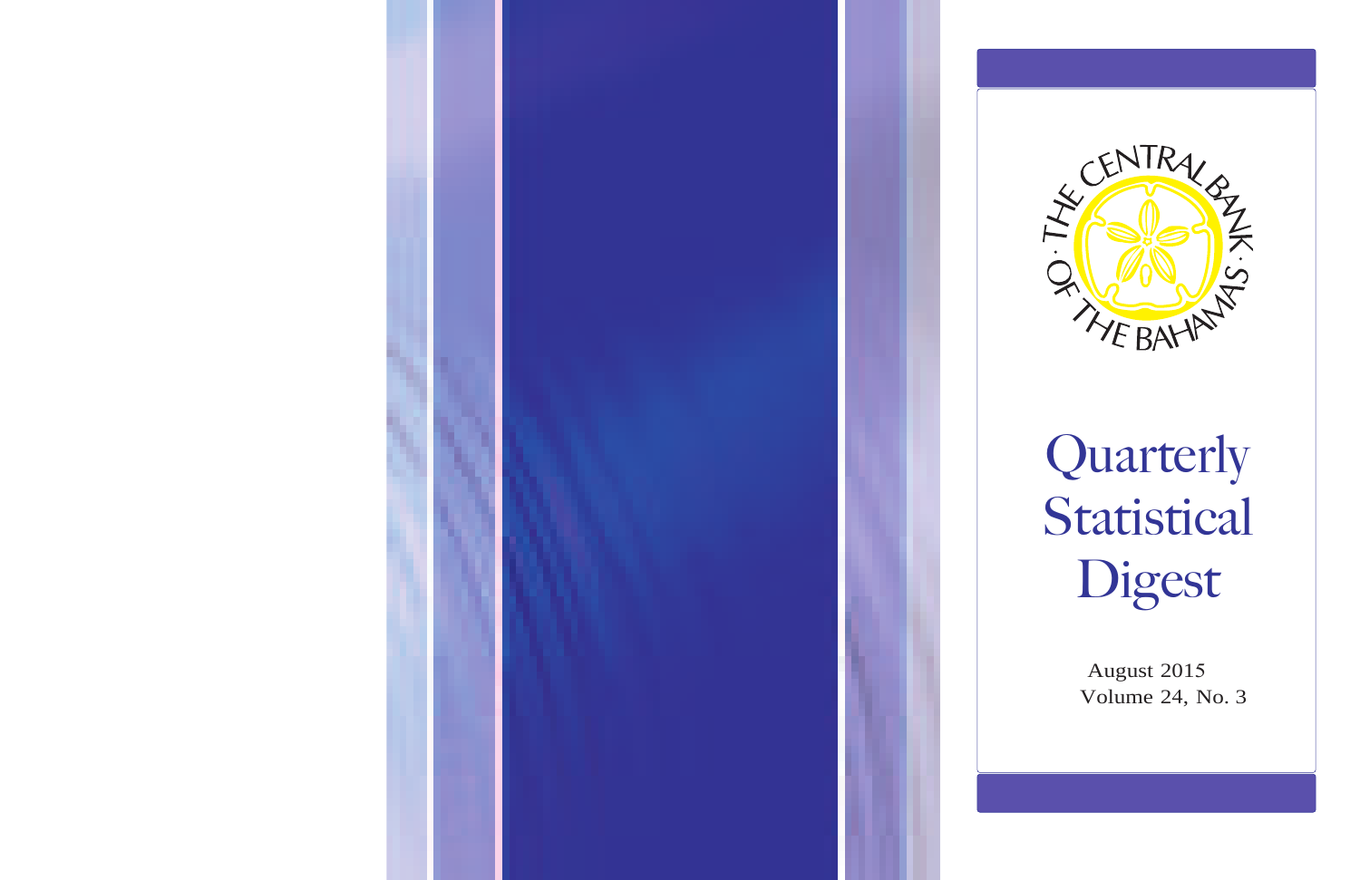THE CENTRAL BANK OF THE BAHAMAS

# Quarterly Statistical Digest

August 2015

Volume 24, No. 3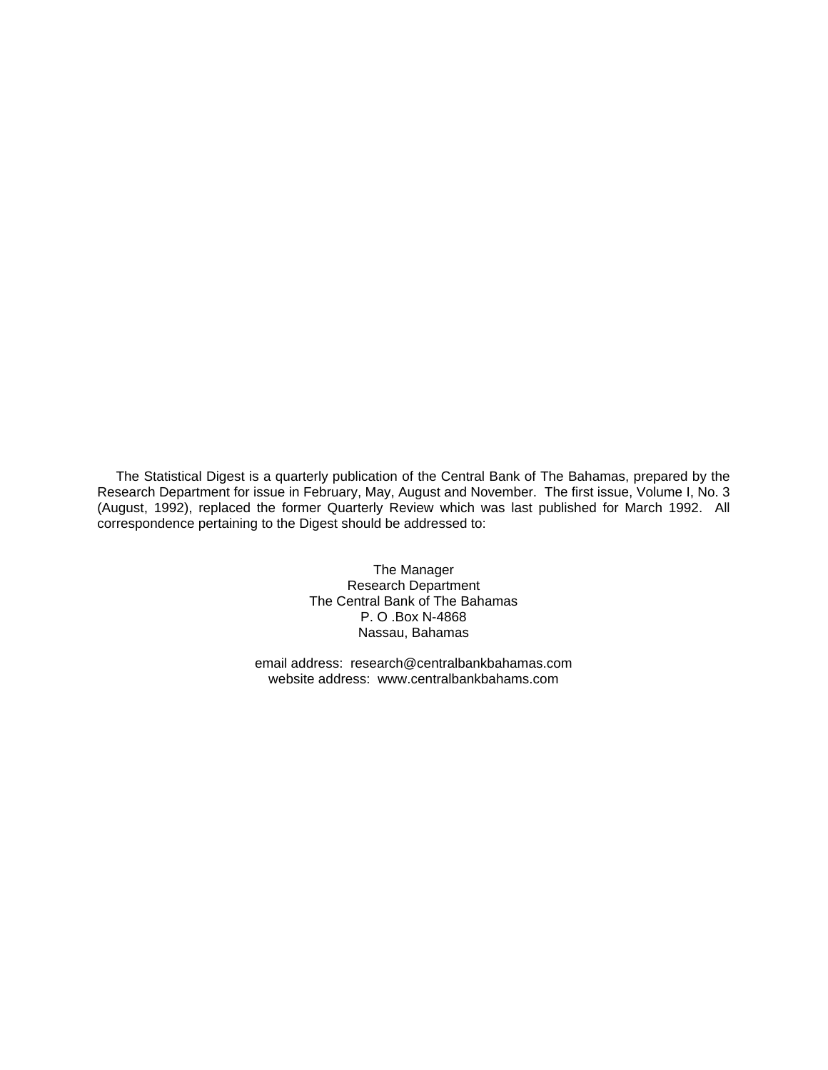The Statistical Digest is a quarterly publication of the Central Bank of The Bahamas, prepared by the Research Department for issue in February, May, August and November. The first issue, Volume I, No. 3 (August, 1992), replaced the former Quarterly Review which was last published for March 1992. All correspondence pertaining to the Digest should be addressed to:

The Manager  
Research Department  
The Central Bank of The Bahamas  
P. O .Box N-4868  
Nassau, Bahamas

email address: research@centralbankbahamas.com  
website address: www.centralbankbahams.com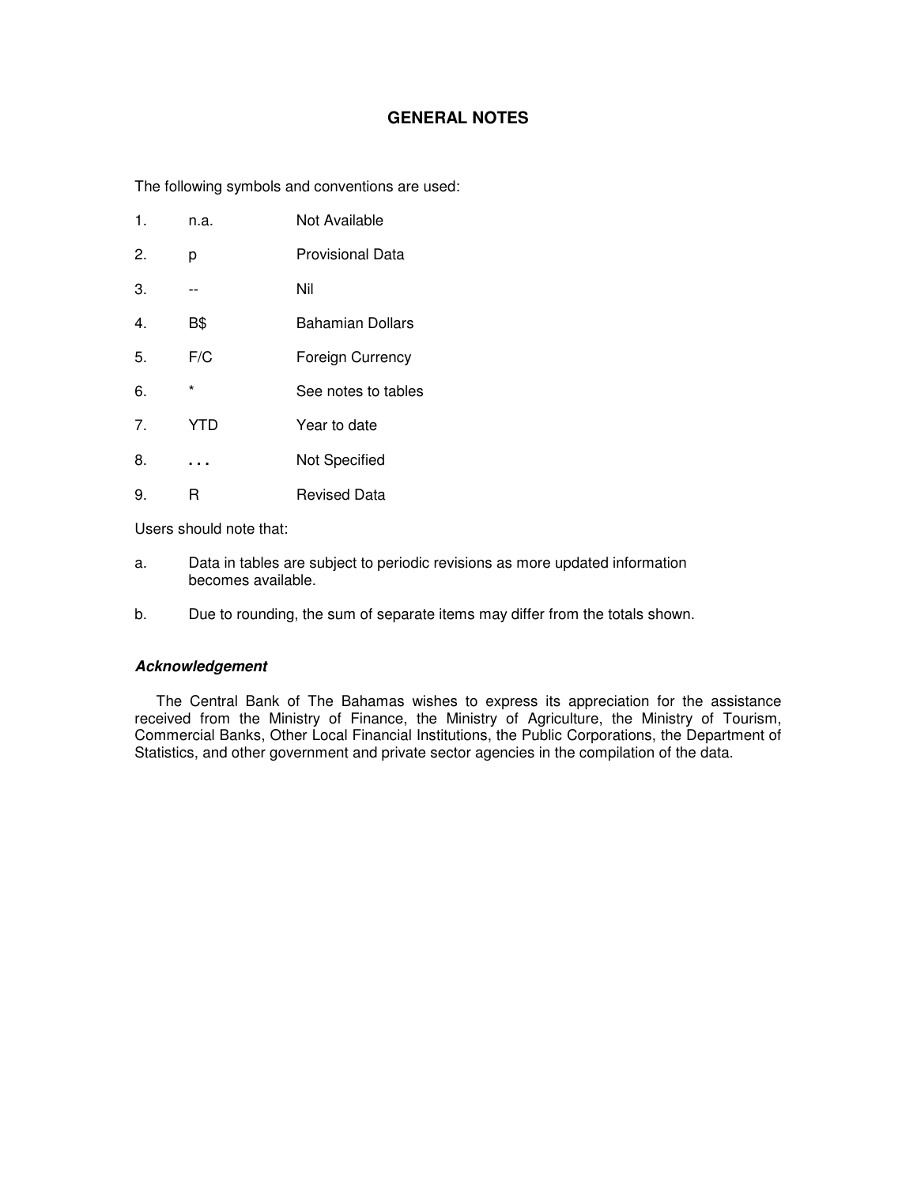# GENERAL NOTES

The following symbols and conventions are used:

| | | |
|---|---|---|
| 1. | n.a. | Not Available |
| 2. | p | Provisional Data |
| 3. | -- | Nil |
| 4. | B$ | Bahamian Dollars |
| 5. | F/C | Foreign Currency |
| 6. | * | See notes to tables |
| 7. | YTD | Year to date |
| 8. | . . . | Not Specified |
| 9. | R | Revised Data |

Users should note that:

a. Data in tables are subject to periodic revisions as more updated information becomes available.

b. Due to rounding, the sum of separate items may differ from the totals shown.

***Acknowledgement***

The Central Bank of The Bahamas wishes to express its appreciation for the assistance received from the Ministry of Finance, the Ministry of Agriculture, the Ministry of Tourism, Commercial Banks, Other Local Financial Institutions, the Public Corporations, the Department of Statistics, and other government and private sector agencies in the compilation of the data.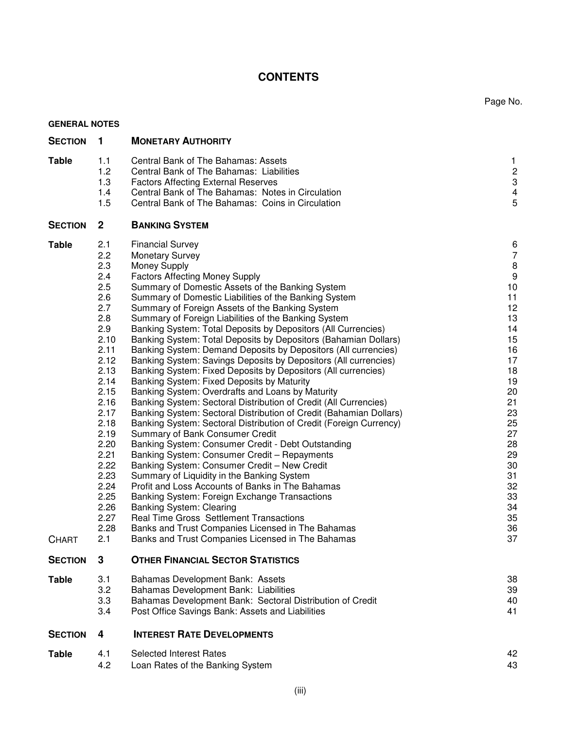# CONTENTS

| | | | Page No. |
|---|---|---|---|
| **GENERAL NOTES** | | | |
| **SECTION** | **1** | **MONETARY AUTHORITY** | |
| **Table** | 1.1 | Central Bank of The Bahamas: Assets | 1 |
| | 1.2 | Central Bank of The Bahamas: Liabilities | 2 |
| | 1.3 | Factors Affecting External Reserves | 3 |
| | 1.4 | Central Bank of The Bahamas: Notes in Circulation | 4 |
| | 1.5 | Central Bank of The Bahamas: Coins in Circulation | 5 |
| **SECTION** | **2** | **BANKING SYSTEM** | |
| **Table** | 2.1 | Financial Survey | 6 |
| | 2.2 | Monetary Survey | 7 |
| | 2.3 | Money Supply | 8 |
| | 2.4 | Factors Affecting Money Supply | 9 |
| | 2.5 | Summary of Domestic Assets of the Banking System | 10 |
| | 2.6 | Summary of Domestic Liabilities of the Banking System | 11 |
| | 2.7 | Summary of Foreign Assets of the Banking System | 12 |
| | 2.8 | Summary of Foreign Liabilities of the Banking System | 13 |
| | 2.9 | Banking System: Total Deposits by Depositors (All Currencies) | 14 |
| | 2.10 | Banking System: Total Deposits by Depositors (Bahamian Dollars) | 15 |
| | 2.11 | Banking System: Demand Deposits by Depositors (All currencies) | 16 |
| | 2.12 | Banking System: Savings Deposits by Depositors (All currencies) | 17 |
| | 2.13 | Banking System: Fixed Deposits by Depositors (All currencies) | 18 |
| | 2.14 | Banking System: Fixed Deposits by Maturity | 19 |
| | 2.15 | Banking System: Overdrafts and Loans by Maturity | 20 |
| | 2.16 | Banking System: Sectoral Distribution of Credit (All Currencies) | 21 |
| | 2.17 | Banking System: Sectoral Distribution of Credit (Bahamian Dollars) | 23 |
| | 2.18 | Banking System: Sectoral Distribution of Credit (Foreign Currency) | 25 |
| | 2.19 | Summary of Bank Consumer Credit | 27 |
| | 2.20 | Banking System: Consumer Credit - Debt Outstanding | 28 |
| | 2.21 | Banking System: Consumer Credit – Repayments | 29 |
| | 2.22 | Banking System: Consumer Credit – New Credit | 30 |
| | 2.23 | Summary of Liquidity in the Banking System | 31 |
| | 2.24 | Profit and Loss Accounts of Banks in The Bahamas | 32 |
| | 2.25 | Banking System: Foreign Exchange Transactions | 33 |
| | 2.26 | Banking System: Clearing | 34 |
| | 2.27 | Real Time Gross Settlement Transactions | 35 |
| | 2.28 | Banks and Trust Companies Licensed in The Bahamas | 36 |
| CHART | 2.1 | Banks and Trust Companies Licensed in The Bahamas | 37 |
| **SECTION** | **3** | **OTHER FINANCIAL SECTOR STATISTICS** | |
| **Table** | 3.1 | Bahamas Development Bank: Assets | 38 |
| | 3.2 | Bahamas Development Bank: Liabilities | 39 |
| | 3.3 | Bahamas Development Bank: Sectoral Distribution of Credit | 40 |
| | 3.4 | Post Office Savings Bank: Assets and Liabilities | 41 |
| **SECTION** | **4** | **INTEREST RATE DEVELOPMENTS** | |
| **Table** | 4.1 | Selected Interest Rates | 42 |
| | 4.2 | Loan Rates of the Banking System | 43 |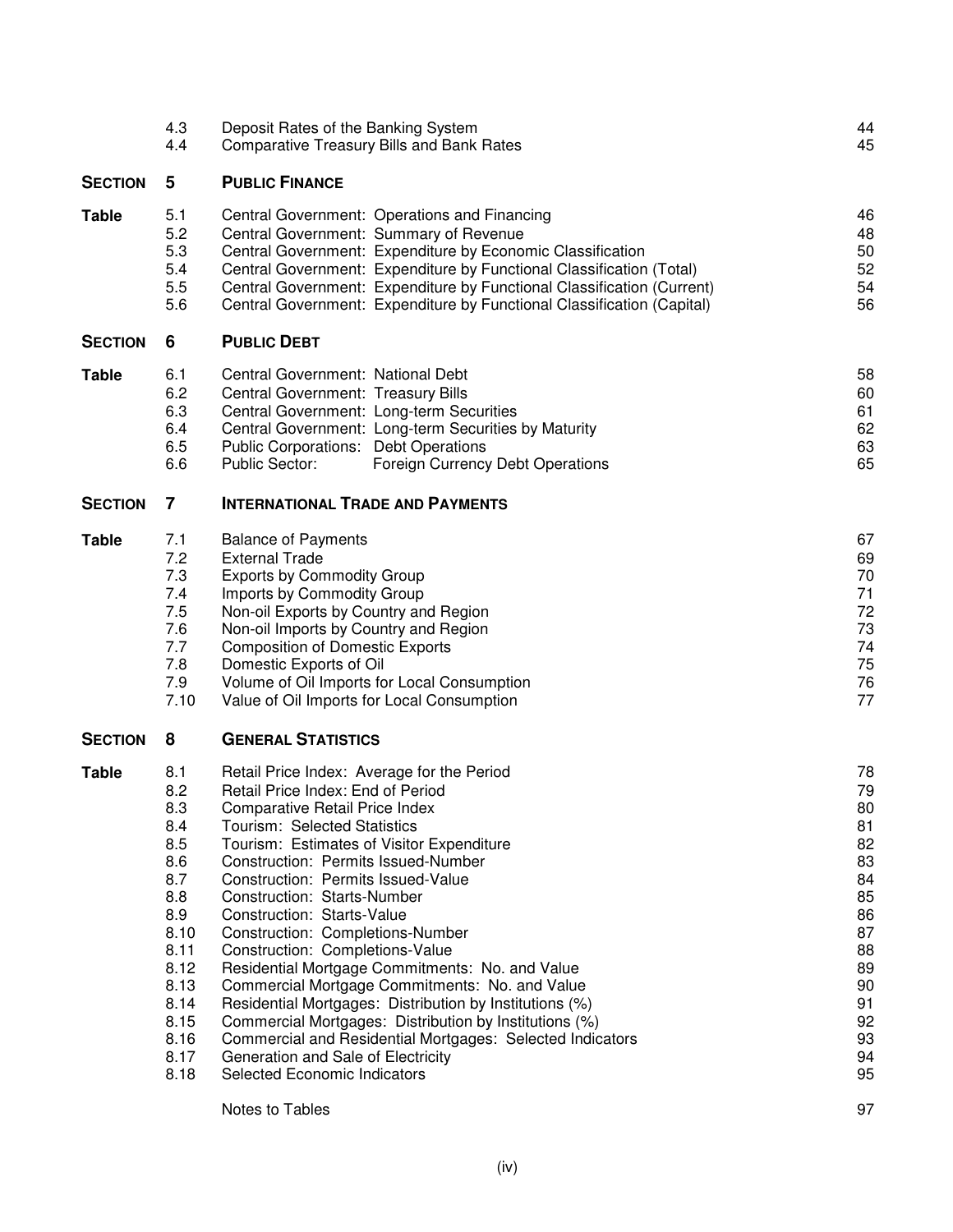| | | | |
|---|---|---|---|
| | 4.3 | Deposit Rates of the Banking System | 44 |
| | 4.4 | Comparative Treasury Bills and Bank Rates | 45 |

## SECTION 5 PUBLIC FINANCE

| | | | |
|---|---|---|---|
| **Table** | 5.1 | Central Government: Operations and Financing | 46 |
| | 5.2 | Central Government: Summary of Revenue | 48 |
| | 5.3 | Central Government: Expenditure by Economic Classification | 50 |
| | 5.4 | Central Government: Expenditure by Functional Classification (Total) | 52 |
| | 5.5 | Central Government: Expenditure by Functional Classification (Current) | 54 |
| | 5.6 | Central Government: Expenditure by Functional Classification (Capital) | 56 |

## SECTION 6 PUBLIC DEBT

| | | | |
|---|---|---|---|
| **Table** | 6.1 | Central Government: National Debt | 58 |
| | 6.2 | Central Government: Treasury Bills | 60 |
| | 6.3 | Central Government: Long-term Securities | 61 |
| | 6.4 | Central Government: Long-term Securities by Maturity | 62 |
| | 6.5 | Public Corporations: Debt Operations | 63 |
| | 6.6 | Public Sector: Foreign Currency Debt Operations | 65 |

## SECTION 7 INTERNATIONAL TRADE AND PAYMENTS

| | | | |
|---|---|---|---|
| **Table** | 7.1 | Balance of Payments | 67 |
| | 7.2 | External Trade | 69 |
| | 7.3 | Exports by Commodity Group | 70 |
| | 7.4 | Imports by Commodity Group | 71 |
| | 7.5 | Non-oil Exports by Country and Region | 72 |
| | 7.6 | Non-oil Imports by Country and Region | 73 |
| | 7.7 | Composition of Domestic Exports | 74 |
| | 7.8 | Domestic Exports of Oil | 75 |
| | 7.9 | Volume of Oil Imports for Local Consumption | 76 |
| | 7.10 | Value of Oil Imports for Local Consumption | 77 |

## SECTION 8 GENERAL STATISTICS

| | | | |
|---|---|---|---|
| **Table** | 8.1 | Retail Price Index: Average for the Period | 78 |
| | 8.2 | Retail Price Index: End of Period | 79 |
| | 8.3 | Comparative Retail Price Index | 80 |
| | 8.4 | Tourism: Selected Statistics | 81 |
| | 8.5 | Tourism: Estimates of Visitor Expenditure | 82 |
| | 8.6 | Construction: Permits Issued-Number | 83 |
| | 8.7 | Construction: Permits Issued-Value | 84 |
| | 8.8 | Construction: Starts-Number | 85 |
| | 8.9 | Construction: Starts-Value | 86 |
| | 8.10 | Construction: Completions-Number | 87 |
| | 8.11 | Construction: Completions-Value | 88 |
| | 8.12 | Residential Mortgage Commitments: No. and Value | 89 |
| | 8.13 | Commercial Mortgage Commitments: No. and Value | 90 |
| | 8.14 | Residential Mortgages: Distribution by Institutions (%) | 91 |
| | 8.15 | Commercial Mortgages: Distribution by Institutions (%) | 92 |
| | 8.16 | Commercial and Residential Mortgages: Selected Indicators | 93 |
| | 8.17 | Generation and Sale of Electricity | 94 |
| | 8.18 | Selected Economic Indicators | 95 |
| | | Notes to Tables | 97 |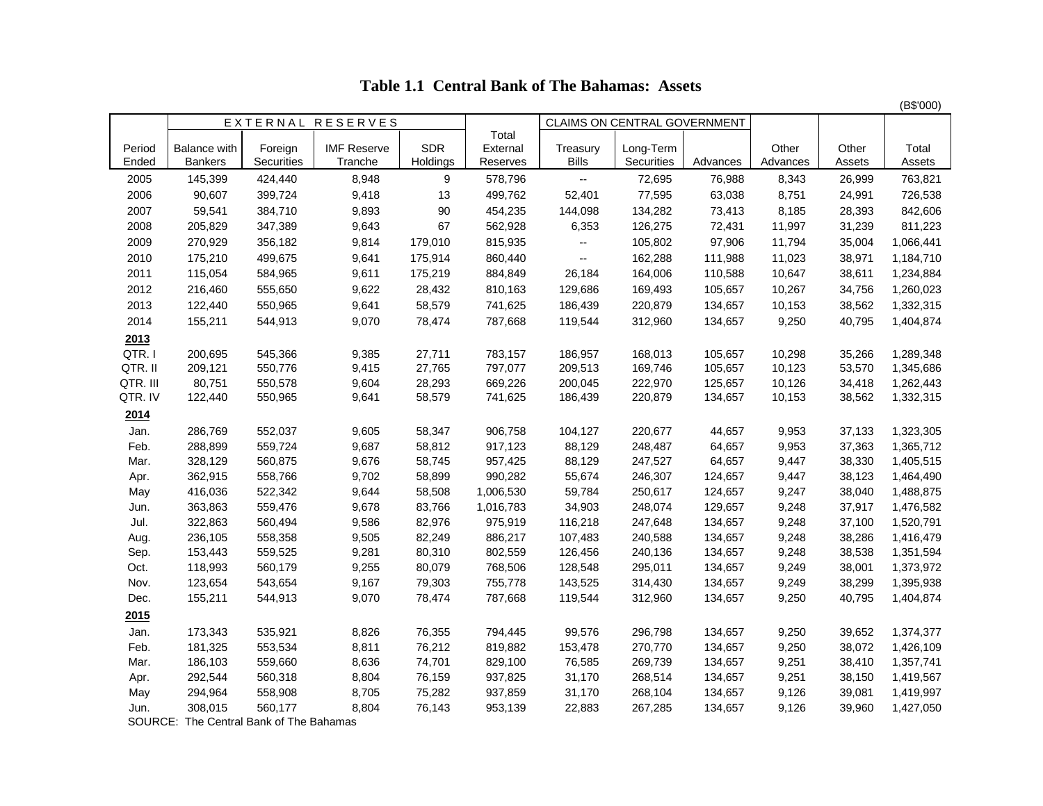# Table 1.1 Central Bank of The Bahamas: Assets

(B$'000)

| Period Ended | EXTERNAL RESERVES | | | | Total External Reserves | CLAIMS ON CENTRAL GOVERNMENT | | | Other Advances | Other Assets | Total Assets |
|---|---|---|---|---|---|---|---|---|---|---|---|
| | Balance with Bankers | Foreign Securities | IMF Reserve Tranche | SDR Holdings | | Treasury Bills | Long-Term Securities | Advances | | | |
| 2005 | 145,399 | 424,440 | 8,948 | 9 | 578,796 | -- | 72,695 | 76,988 | 8,343 | 26,999 | 763,821 |
| 2006 | 90,607 | 399,724 | 9,418 | 13 | 499,762 | 52,401 | 77,595 | 63,038 | 8,751 | 24,991 | 726,538 |
| 2007 | 59,541 | 384,710 | 9,893 | 90 | 454,235 | 144,098 | 134,282 | 73,413 | 8,185 | 28,393 | 842,606 |
| 2008 | 205,829 | 347,389 | 9,643 | 67 | 562,928 | 6,353 | 126,275 | 72,431 | 11,997 | 31,239 | 811,223 |
| 2009 | 270,929 | 356,182 | 9,814 | 179,010 | 815,935 | -- | 105,802 | 97,906 | 11,794 | 35,004 | 1,066,441 |
| 2010 | 175,210 | 499,675 | 9,641 | 175,914 | 860,440 | -- | 162,288 | 111,988 | 11,023 | 38,971 | 1,184,710 |
| 2011 | 115,054 | 584,965 | 9,611 | 175,219 | 884,849 | 26,184 | 164,006 | 110,588 | 10,647 | 38,611 | 1,234,884 |
| 2012 | 216,460 | 555,650 | 9,622 | 28,432 | 810,163 | 129,686 | 169,493 | 105,657 | 10,267 | 34,756 | 1,260,023 |
| 2013 | 122,440 | 550,965 | 9,641 | 58,579 | 741,625 | 186,439 | 220,879 | 134,657 | 10,153 | 38,562 | 1,332,315 |
| 2014 | 155,211 | 544,913 | 9,070 | 78,474 | 787,668 | 119,544 | 312,960 | 134,657 | 9,250 | 40,795 | 1,404,874 |
| **2013** | | | | | | | | | | | |
| QTR. I | 200,695 | 545,366 | 9,385 | 27,711 | 783,157 | 186,957 | 168,013 | 105,657 | 10,298 | 35,266 | 1,289,348 |
| QTR. II | 209,121 | 550,776 | 9,415 | 27,765 | 797,077 | 209,513 | 169,746 | 105,657 | 10,123 | 53,570 | 1,345,686 |
| QTR. III | 80,751 | 550,578 | 9,604 | 28,293 | 669,226 | 200,045 | 222,970 | 125,657 | 10,126 | 34,418 | 1,262,443 |
| QTR. IV | 122,440 | 550,965 | 9,641 | 58,579 | 741,625 | 186,439 | 220,879 | 134,657 | 10,153 | 38,562 | 1,332,315 |
| **2014** | | | | | | | | | | | |
| Jan. | 286,769 | 552,037 | 9,605 | 58,347 | 906,758 | 104,127 | 220,677 | 44,657 | 9,953 | 37,133 | 1,323,305 |
| Feb. | 288,899 | 559,724 | 9,687 | 58,812 | 917,123 | 88,129 | 248,487 | 64,657 | 9,953 | 37,363 | 1,365,712 |
| Mar. | 328,129 | 560,875 | 9,676 | 58,745 | 957,425 | 88,129 | 247,527 | 64,657 | 9,447 | 38,330 | 1,405,515 |
| Apr. | 362,915 | 558,766 | 9,702 | 58,899 | 990,282 | 55,674 | 246,307 | 124,657 | 9,447 | 38,123 | 1,464,490 |
| May | 416,036 | 522,342 | 9,644 | 58,508 | 1,006,530 | 59,784 | 250,617 | 124,657 | 9,247 | 38,040 | 1,488,875 |
| Jun. | 363,863 | 559,476 | 9,678 | 83,766 | 1,016,783 | 34,903 | 248,074 | 129,657 | 9,248 | 37,917 | 1,476,582 |
| Jul. | 322,863 | 560,494 | 9,586 | 82,976 | 975,919 | 116,218 | 247,648 | 134,657 | 9,248 | 37,100 | 1,520,791 |
| Aug. | 236,105 | 558,358 | 9,505 | 82,249 | 886,217 | 107,483 | 240,588 | 134,657 | 9,248 | 38,286 | 1,416,479 |
| Sep. | 153,443 | 559,525 | 9,281 | 80,310 | 802,559 | 126,456 | 240,136 | 134,657 | 9,248 | 38,538 | 1,351,594 |
| Oct. | 118,993 | 560,179 | 9,255 | 80,079 | 768,506 | 128,548 | 295,011 | 134,657 | 9,249 | 38,001 | 1,373,972 |
| Nov. | 123,654 | 543,654 | 9,167 | 79,303 | 755,778 | 143,525 | 314,430 | 134,657 | 9,249 | 38,299 | 1,395,938 |
| Dec. | 155,211 | 544,913 | 9,070 | 78,474 | 787,668 | 119,544 | 312,960 | 134,657 | 9,250 | 40,795 | 1,404,874 |
| **2015** | | | | | | | | | | | |
| Jan. | 173,343 | 535,921 | 8,826 | 76,355 | 794,445 | 99,576 | 296,798 | 134,657 | 9,250 | 39,652 | 1,374,377 |
| Feb. | 181,325 | 553,534 | 8,811 | 76,212 | 819,882 | 153,478 | 270,770 | 134,657 | 9,250 | 38,072 | 1,426,109 |
| Mar. | 186,103 | 559,660 | 8,636 | 74,701 | 829,100 | 76,585 | 269,739 | 134,657 | 9,251 | 38,410 | 1,357,741 |
| Apr. | 292,544 | 560,318 | 8,804 | 76,159 | 937,825 | 31,170 | 268,514 | 134,657 | 9,251 | 38,150 | 1,419,567 |
| May | 294,964 | 558,908 | 8,705 | 75,282 | 937,859 | 31,170 | 268,104 | 134,657 | 9,126 | 39,081 | 1,419,997 |
| Jun. | 308,015 | 560,177 | 8,804 | 76,143 | 953,139 | 22,883 | 267,285 | 134,657 | 9,126 | 39,960 | 1,427,050 |

SOURCE: The Central Bank of The Bahamas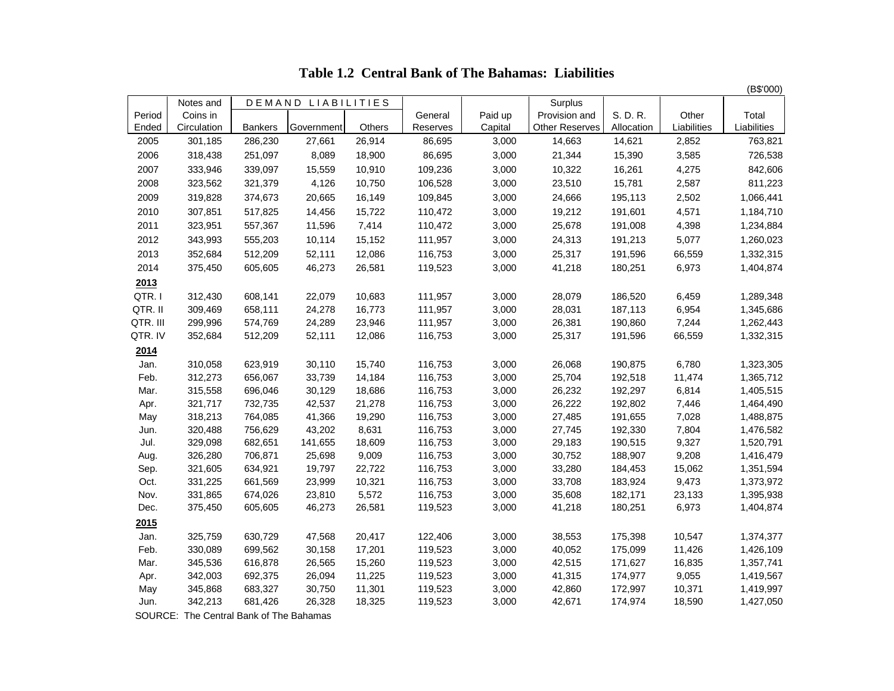# Table 1.2 Central Bank of The Bahamas: Liabilities

(B$'000)

| Period Ended | Notes and Coins in Circulation | DEMAND LIABILITIES | | | General Reserves | Paid up Capital | Surplus Provision and Other Reserves | S. D. R. Allocation | Other Liabilities | Total Liabilities |
|---|---|---|---|---|---|---|---|---|---|---|
| | | Bankers | Government | Others | | | | | | |
| 2005 | 301,185 | 286,230 | 27,661 | 26,914 | 86,695 | 3,000 | 14,663 | 14,621 | 2,852 | 763,821 |
| 2006 | 318,438 | 251,097 | 8,089 | 18,900 | 86,695 | 3,000 | 21,344 | 15,390 | 3,585 | 726,538 |
| 2007 | 333,946 | 339,097 | 15,559 | 10,910 | 109,236 | 3,000 | 10,322 | 16,261 | 4,275 | 842,606 |
| 2008 | 323,562 | 321,379 | 4,126 | 10,750 | 106,528 | 3,000 | 23,510 | 15,781 | 2,587 | 811,223 |
| 2009 | 319,828 | 374,673 | 20,665 | 16,149 | 109,845 | 3,000 | 24,666 | 195,113 | 2,502 | 1,066,441 |
| 2010 | 307,851 | 517,825 | 14,456 | 15,722 | 110,472 | 3,000 | 19,212 | 191,601 | 4,571 | 1,184,710 |
| 2011 | 323,951 | 557,367 | 11,596 | 7,414 | 110,472 | 3,000 | 25,678 | 191,008 | 4,398 | 1,234,884 |
| 2012 | 343,993 | 555,203 | 10,114 | 15,152 | 111,957 | 3,000 | 24,313 | 191,213 | 5,077 | 1,260,023 |
| 2013 | 352,684 | 512,209 | 52,111 | 12,086 | 116,753 | 3,000 | 25,317 | 191,596 | 66,559 | 1,332,315 |
| 2014 | 375,450 | 605,605 | 46,273 | 26,581 | 119,523 | 3,000 | 41,218 | 180,251 | 6,973 | 1,404,874 |
| **2013** | | | | | | | | | | |
| QTR. I | 312,430 | 608,141 | 22,079 | 10,683 | 111,957 | 3,000 | 28,079 | 186,520 | 6,459 | 1,289,348 |
| QTR. II | 309,469 | 658,111 | 24,278 | 16,773 | 111,957 | 3,000 | 28,031 | 187,113 | 6,954 | 1,345,686 |
| QTR. III | 299,996 | 574,769 | 24,289 | 23,946 | 111,957 | 3,000 | 26,381 | 190,860 | 7,244 | 1,262,443 |
| QTR. IV | 352,684 | 512,209 | 52,111 | 12,086 | 116,753 | 3,000 | 25,317 | 191,596 | 66,559 | 1,332,315 |
| **2014** | | | | | | | | | | |
| Jan. | 310,058 | 623,919 | 30,110 | 15,740 | 116,753 | 3,000 | 26,068 | 190,875 | 6,780 | 1,323,305 |
| Feb. | 312,273 | 656,067 | 33,739 | 14,184 | 116,753 | 3,000 | 25,704 | 192,518 | 11,474 | 1,365,712 |
| Mar. | 315,558 | 696,046 | 30,129 | 18,686 | 116,753 | 3,000 | 26,232 | 192,297 | 6,814 | 1,405,515 |
| Apr. | 321,717 | 732,735 | 42,537 | 21,278 | 116,753 | 3,000 | 26,222 | 192,802 | 7,446 | 1,464,490 |
| May | 318,213 | 764,085 | 41,366 | 19,290 | 116,753 | 3,000 | 27,485 | 191,655 | 7,028 | 1,488,875 |
| Jun. | 320,488 | 756,629 | 43,202 | 8,631 | 116,753 | 3,000 | 27,745 | 192,330 | 7,804 | 1,476,582 |
| Jul. | 329,098 | 682,651 | 141,655 | 18,609 | 116,753 | 3,000 | 29,183 | 190,515 | 9,327 | 1,520,791 |
| Aug. | 326,280 | 706,871 | 25,698 | 9,009 | 116,753 | 3,000 | 30,752 | 188,907 | 9,208 | 1,416,479 |
| Sep. | 321,605 | 634,921 | 19,797 | 22,722 | 116,753 | 3,000 | 33,280 | 184,453 | 15,062 | 1,351,594 |
| Oct. | 331,225 | 661,569 | 23,999 | 10,321 | 116,753 | 3,000 | 33,708 | 183,924 | 9,473 | 1,373,972 |
| Nov. | 331,865 | 674,026 | 23,810 | 5,572 | 116,753 | 3,000 | 35,608 | 182,171 | 23,133 | 1,395,938 |
| Dec. | 375,450 | 605,605 | 46,273 | 26,581 | 119,523 | 3,000 | 41,218 | 180,251 | 6,973 | 1,404,874 |
| **2015** | | | | | | | | | | |
| Jan. | 325,759 | 630,729 | 47,568 | 20,417 | 122,406 | 3,000 | 38,553 | 175,398 | 10,547 | 1,374,377 |
| Feb. | 330,089 | 699,562 | 30,158 | 17,201 | 119,523 | 3,000 | 40,052 | 175,099 | 11,426 | 1,426,109 |
| Mar. | 345,536 | 616,878 | 26,565 | 15,260 | 119,523 | 3,000 | 42,515 | 171,627 | 16,835 | 1,357,741 |
| Apr. | 342,003 | 692,375 | 26,094 | 11,225 | 119,523 | 3,000 | 41,315 | 174,977 | 9,055 | 1,419,567 |
| May | 345,868 | 683,327 | 30,750 | 11,301 | 119,523 | 3,000 | 42,860 | 172,997 | 10,371 | 1,419,997 |
| Jun. | 342,213 | 681,426 | 26,328 | 18,325 | 119,523 | 3,000 | 42,671 | 174,974 | 18,590 | 1,427,050 |

SOURCE: The Central Bank of The Bahamas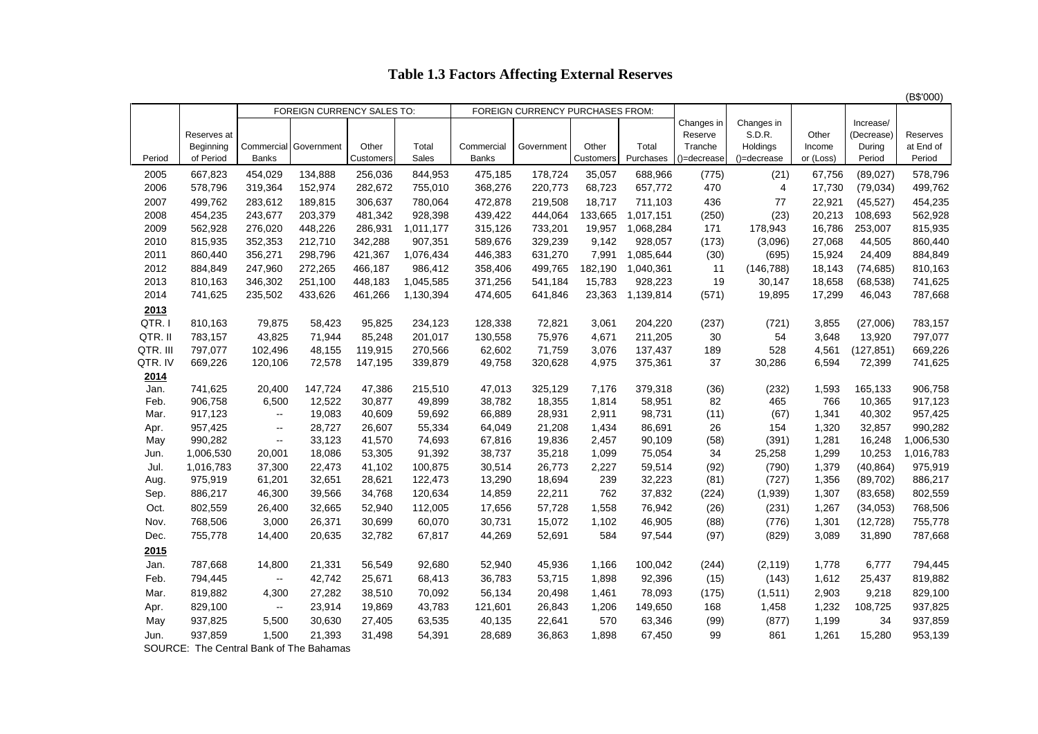# Table 1.3 Factors Affecting External Reserves

(B$'000)

| Period | Reserves at Beginning of Period | FOREIGN CURRENCY SALES TO: Commercial Banks | Government | Other Customers | Total Sales | FOREIGN CURRENCY PURCHASES FROM: Commercial Banks | Government | Other Customers | Total Purchases | Changes in Reserve Tranche ()=decrease | Changes in S.D.R. Holdings ()=decrease | Other Income or (Loss) | Increase/ (Decrease) During Period | Reserves at End of Period |
|---|---|---|---|---|---|---|---|---|---|---|---|---|---|---|
| 2005 | 667,823 | 454,029 | 134,888 | 256,036 | 844,953 | 475,185 | 178,724 | 35,057 | 688,966 | (775) | (21) | 67,756 | (89,027) | 578,796 |
| 2006 | 578,796 | 319,364 | 152,974 | 282,672 | 755,010 | 368,276 | 220,773 | 68,723 | 657,772 | 470 | 4 | 17,730 | (79,034) | 499,762 |
| 2007 | 499,762 | 283,612 | 189,815 | 306,637 | 780,064 | 472,878 | 219,508 | 18,717 | 711,103 | 436 | 77 | 22,921 | (45,527) | 454,235 |
| 2008 | 454,235 | 243,677 | 203,379 | 481,342 | 928,398 | 439,422 | 444,064 | 133,665 | 1,017,151 | (250) | (23) | 20,213 | 108,693 | 562,928 |
| 2009 | 562,928 | 276,020 | 448,226 | 286,931 | 1,011,177 | 315,126 | 733,201 | 19,957 | 1,068,284 | 171 | 178,943 | 16,786 | 253,007 | 815,935 |
| 2010 | 815,935 | 352,353 | 212,710 | 342,288 | 907,351 | 589,676 | 329,239 | 9,142 | 928,057 | (173) | (3,096) | 27,068 | 44,505 | 860,440 |
| 2011 | 860,440 | 356,271 | 298,796 | 421,367 | 1,076,434 | 446,383 | 631,270 | 7,991 | 1,085,644 | (30) | (695) | 15,924 | 24,409 | 884,849 |
| 2012 | 884,849 | 247,960 | 272,265 | 466,187 | 986,412 | 358,406 | 499,765 | 182,190 | 1,040,361 | 11 | (146,788) | 18,143 | (74,685) | 810,163 |
| 2013 | 810,163 | 346,302 | 251,100 | 448,183 | 1,045,585 | 371,256 | 541,184 | 15,783 | 928,223 | 19 | 30,147 | 18,658 | (68,538) | 741,625 |
| 2014 | 741,625 | 235,502 | 433,626 | 461,266 | 1,130,394 | 474,605 | 641,846 | 23,363 | 1,139,814 | (571) | 19,895 | 17,299 | 46,043 | 787,668 |
| **2013** | | | | | | | | | | | | | | |
| QTR. I | 810,163 | 79,875 | 58,423 | 95,825 | 234,123 | 128,338 | 72,821 | 3,061 | 204,220 | (237) | (721) | 3,855 | (27,006) | 783,157 |
| QTR. II | 783,157 | 43,825 | 71,944 | 85,248 | 201,017 | 130,558 | 75,976 | 4,671 | 211,205 | 30 | 54 | 3,648 | 13,920 | 797,077 |
| QTR. III | 797,077 | 102,496 | 48,155 | 119,915 | 270,566 | 62,602 | 71,759 | 3,076 | 137,437 | 189 | 528 | 4,561 | (127,851) | 669,226 |
| QTR. IV | 669,226 | 120,106 | 72,578 | 147,195 | 339,879 | 49,758 | 320,628 | 4,975 | 375,361 | 37 | 30,286 | 6,594 | 72,399 | 741,625 |
| **2014** | | | | | | | | | | | | | | |
| Jan. | 741,625 | 20,400 | 147,724 | 47,386 | 215,510 | 47,013 | 325,129 | 7,176 | 379,318 | (36) | (232) | 1,593 | 165,133 | 906,758 |
| Feb. | 906,758 | 6,500 | 12,522 | 30,877 | 49,899 | 38,782 | 18,355 | 1,814 | 58,951 | 82 | 465 | 766 | 10,365 | 917,123 |
| Mar. | 917,123 | -- | 19,083 | 40,609 | 59,692 | 66,889 | 28,931 | 2,911 | 98,731 | (11) | (67) | 1,341 | 40,302 | 957,425 |
| Apr. | 957,425 | -- | 28,727 | 26,607 | 55,334 | 64,049 | 21,208 | 1,434 | 86,691 | 26 | 154 | 1,320 | 32,857 | 990,282 |
| May | 990,282 | -- | 33,123 | 41,570 | 74,693 | 67,816 | 19,836 | 2,457 | 90,109 | (58) | (391) | 1,281 | 16,248 | 1,006,530 |
| Jun. | 1,006,530 | 20,001 | 18,086 | 53,305 | 91,392 | 38,737 | 35,218 | 1,099 | 75,054 | 34 | 25,258 | 1,299 | 10,253 | 1,016,783 |
| Jul. | 1,016,783 | 37,300 | 22,473 | 41,102 | 100,875 | 30,514 | 26,773 | 2,227 | 59,514 | (92) | (790) | 1,379 | (40,864) | 975,919 |
| Aug. | 975,919 | 61,201 | 32,651 | 28,621 | 122,473 | 13,290 | 18,694 | 239 | 32,223 | (81) | (727) | 1,356 | (89,702) | 886,217 |
| Sep. | 886,217 | 46,300 | 39,566 | 34,768 | 120,634 | 14,859 | 22,211 | 762 | 37,832 | (224) | (1,939) | 1,307 | (83,658) | 802,559 |
| Oct. | 802,559 | 26,400 | 32,665 | 52,940 | 112,005 | 17,656 | 57,728 | 1,558 | 76,942 | (26) | (231) | 1,267 | (34,053) | 768,506 |
| Nov. | 768,506 | 3,000 | 26,371 | 30,699 | 60,070 | 30,731 | 15,072 | 1,102 | 46,905 | (88) | (776) | 1,301 | (12,728) | 755,778 |
| Dec. | 755,778 | 14,400 | 20,635 | 32,782 | 67,817 | 44,269 | 52,691 | 584 | 97,544 | (97) | (829) | 3,089 | 31,890 | 787,668 |
| **2015** | | | | | | | | | | | | | | |
| Jan. | 787,668 | 14,800 | 21,331 | 56,549 | 92,680 | 52,940 | 45,936 | 1,166 | 100,042 | (244) | (2,119) | 1,778 | 6,777 | 794,445 |
| Feb. | 794,445 | -- | 42,742 | 25,671 | 68,413 | 36,783 | 53,715 | 1,898 | 92,396 | (15) | (143) | 1,612 | 25,437 | 819,882 |
| Mar. | 819,882 | 4,300 | 27,282 | 38,510 | 70,092 | 56,134 | 20,498 | 1,461 | 78,093 | (175) | (1,511) | 2,903 | 9,218 | 829,100 |
| Apr. | 829,100 | -- | 23,914 | 19,869 | 43,783 | 121,601 | 26,843 | 1,206 | 149,650 | 168 | 1,458 | 1,232 | 108,725 | 937,825 |
| May | 937,825 | 5,500 | 30,630 | 27,405 | 63,535 | 40,135 | 22,641 | 570 | 63,346 | (99) | (877) | 1,199 | 34 | 937,859 |
| Jun. | 937,859 | 1,500 | 21,393 | 31,498 | 54,391 | 28,689 | 36,863 | 1,898 | 67,450 | 99 | 861 | 1,261 | 15,280 | 953,139 |

SOURCE: The Central Bank of The Bahamas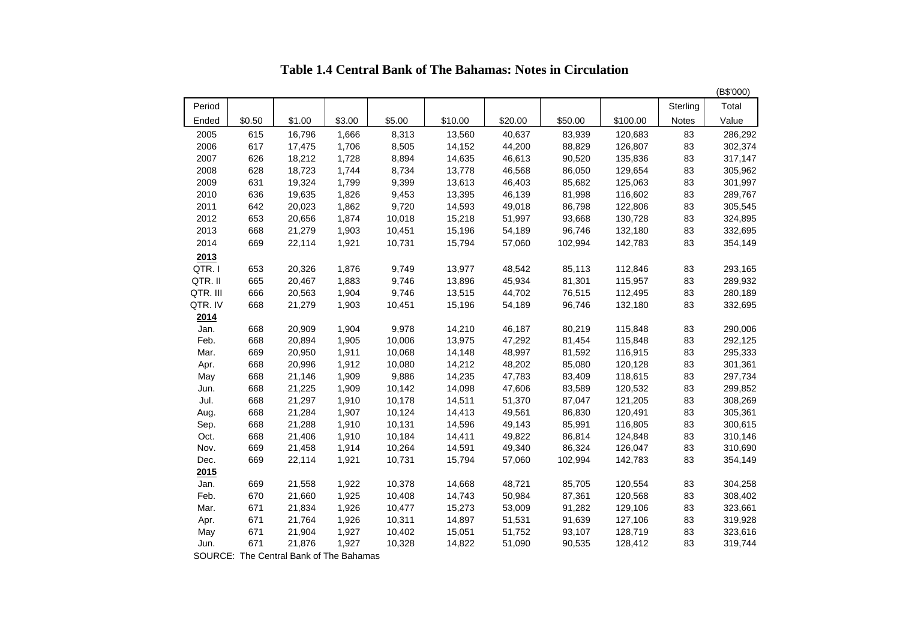# Table 1.4 Central Bank of The Bahamas: Notes in Circulation

(B$'000)

| Period Ended | \$0.50 | \$1.00 | \$3.00 | \$5.00 | \$10.00 | \$20.00 | \$50.00 | \$100.00 | Sterling Notes | Total Value |
|---|---|---|---|---|---|---|---|---|---|---|
| 2005 | 615 | 16,796 | 1,666 | 8,313 | 13,560 | 40,637 | 83,939 | 120,683 | 83 | 286,292 |
| 2006 | 617 | 17,475 | 1,706 | 8,505 | 14,152 | 44,200 | 88,829 | 126,807 | 83 | 302,374 |
| 2007 | 626 | 18,212 | 1,728 | 8,894 | 14,635 | 46,613 | 90,520 | 135,836 | 83 | 317,147 |
| 2008 | 628 | 18,723 | 1,744 | 8,734 | 13,778 | 46,568 | 86,050 | 129,654 | 83 | 305,962 |
| 2009 | 631 | 19,324 | 1,799 | 9,399 | 13,613 | 46,403 | 85,682 | 125,063 | 83 | 301,997 |
| 2010 | 636 | 19,635 | 1,826 | 9,453 | 13,395 | 46,139 | 81,998 | 116,602 | 83 | 289,767 |
| 2011 | 642 | 20,023 | 1,862 | 9,720 | 14,593 | 49,018 | 86,798 | 122,806 | 83 | 305,545 |
| 2012 | 653 | 20,656 | 1,874 | 10,018 | 15,218 | 51,997 | 93,668 | 130,728 | 83 | 324,895 |
| 2013 | 668 | 21,279 | 1,903 | 10,451 | 15,196 | 54,189 | 96,746 | 132,180 | 83 | 332,695 |
| 2014 | 669 | 22,114 | 1,921 | 10,731 | 15,794 | 57,060 | 102,994 | 142,783 | 83 | 354,149 |
| **2013** | | | | | | | | | | |
| QTR. I | 653 | 20,326 | 1,876 | 9,749 | 13,977 | 48,542 | 85,113 | 112,846 | 83 | 293,165 |
| QTR. II | 665 | 20,467 | 1,883 | 9,746 | 13,896 | 45,934 | 81,301 | 115,957 | 83 | 289,932 |
| QTR. III | 666 | 20,563 | 1,904 | 9,746 | 13,515 | 44,702 | 76,515 | 112,495 | 83 | 280,189 |
| QTR. IV | 668 | 21,279 | 1,903 | 10,451 | 15,196 | 54,189 | 96,746 | 132,180 | 83 | 332,695 |
| **2014** | | | | | | | | | | |
| Jan. | 668 | 20,909 | 1,904 | 9,978 | 14,210 | 46,187 | 80,219 | 115,848 | 83 | 290,006 |
| Feb. | 668 | 20,894 | 1,905 | 10,006 | 13,975 | 47,292 | 81,454 | 115,848 | 83 | 292,125 |
| Mar. | 669 | 20,950 | 1,911 | 10,068 | 14,148 | 48,997 | 81,592 | 116,915 | 83 | 295,333 |
| Apr. | 668 | 20,996 | 1,912 | 10,080 | 14,212 | 48,202 | 85,080 | 120,128 | 83 | 301,361 |
| May | 668 | 21,146 | 1,909 | 9,886 | 14,235 | 47,783 | 83,409 | 118,615 | 83 | 297,734 |
| Jun. | 668 | 21,225 | 1,909 | 10,142 | 14,098 | 47,606 | 83,589 | 120,532 | 83 | 299,852 |
| Jul. | 668 | 21,297 | 1,910 | 10,178 | 14,511 | 51,370 | 87,047 | 121,205 | 83 | 308,269 |
| Aug. | 668 | 21,284 | 1,907 | 10,124 | 14,413 | 49,561 | 86,830 | 120,491 | 83 | 305,361 |
| Sep. | 668 | 21,288 | 1,910 | 10,131 | 14,596 | 49,143 | 85,991 | 116,805 | 83 | 300,615 |
| Oct. | 668 | 21,406 | 1,910 | 10,184 | 14,411 | 49,822 | 86,814 | 124,848 | 83 | 310,146 |
| Nov. | 669 | 21,458 | 1,914 | 10,264 | 14,591 | 49,340 | 86,324 | 126,047 | 83 | 310,690 |
| Dec. | 669 | 22,114 | 1,921 | 10,731 | 15,794 | 57,060 | 102,994 | 142,783 | 83 | 354,149 |
| **2015** | | | | | | | | | | |
| Jan. | 669 | 21,558 | 1,922 | 10,378 | 14,668 | 48,721 | 85,705 | 120,554 | 83 | 304,258 |
| Feb. | 670 | 21,660 | 1,925 | 10,408 | 14,743 | 50,984 | 87,361 | 120,568 | 83 | 308,402 |
| Mar. | 671 | 21,834 | 1,926 | 10,477 | 15,273 | 53,009 | 91,282 | 129,106 | 83 | 323,661 |
| Apr. | 671 | 21,764 | 1,926 | 10,311 | 14,897 | 51,531 | 91,639 | 127,106 | 83 | 319,928 |
| May | 671 | 21,904 | 1,927 | 10,402 | 15,051 | 51,752 | 93,107 | 128,719 | 83 | 323,616 |
| Jun. | 671 | 21,876 | 1,927 | 10,328 | 14,822 | 51,090 | 90,535 | 128,412 | 83 | 319,744 |

SOURCE: The Central Bank of The Bahamas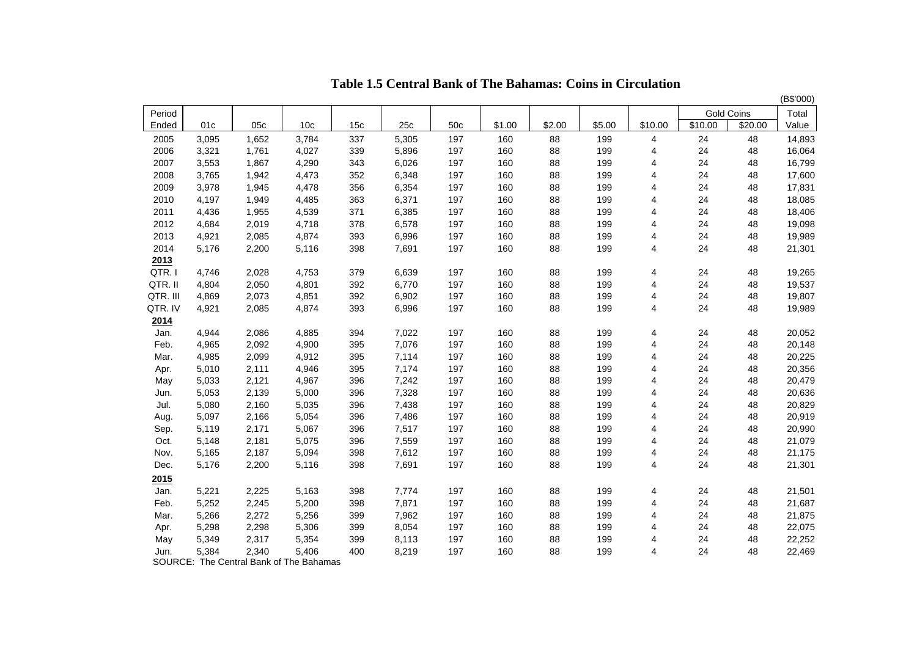# Table 1.5 Central Bank of The Bahamas: Coins in Circulation

(B$'000)

| Period Ended | 01c | 05c | 10c | 15c | 25c | 50c | $1.00 | $2.00 | $5.00 | $10.00 | Gold Coins | | Total Value |
|---|---|---|---|---|---|---|---|---|---|---|---|---|---|
| | | | | | | | | | | | $10.00 | $20.00 | |
| 2005 | 3,095 | 1,652 | 3,784 | 337 | 5,305 | 197 | 160 | 88 | 199 | 4 | 24 | 48 | 14,893 |
| 2006 | 3,321 | 1,761 | 4,027 | 339 | 5,896 | 197 | 160 | 88 | 199 | 4 | 24 | 48 | 16,064 |
| 2007 | 3,553 | 1,867 | 4,290 | 343 | 6,026 | 197 | 160 | 88 | 199 | 4 | 24 | 48 | 16,799 |
| 2008 | 3,765 | 1,942 | 4,473 | 352 | 6,348 | 197 | 160 | 88 | 199 | 4 | 24 | 48 | 17,600 |
| 2009 | 3,978 | 1,945 | 4,478 | 356 | 6,354 | 197 | 160 | 88 | 199 | 4 | 24 | 48 | 17,831 |
| 2010 | 4,197 | 1,949 | 4,485 | 363 | 6,371 | 197 | 160 | 88 | 199 | 4 | 24 | 48 | 18,085 |
| 2011 | 4,436 | 1,955 | 4,539 | 371 | 6,385 | 197 | 160 | 88 | 199 | 4 | 24 | 48 | 18,406 |
| 2012 | 4,684 | 2,019 | 4,718 | 378 | 6,578 | 197 | 160 | 88 | 199 | 4 | 24 | 48 | 19,098 |
| 2013 | 4,921 | 2,085 | 4,874 | 393 | 6,996 | 197 | 160 | 88 | 199 | 4 | 24 | 48 | 19,989 |
| 2014 | 5,176 | 2,200 | 5,116 | 398 | 7,691 | 197 | 160 | 88 | 199 | 4 | 24 | 48 | 21,301 |
| **2013** | | | | | | | | | | | | | |
| QTR. I | 4,746 | 2,028 | 4,753 | 379 | 6,639 | 197 | 160 | 88 | 199 | 4 | 24 | 48 | 19,265 |
| QTR. II | 4,804 | 2,050 | 4,801 | 392 | 6,770 | 197 | 160 | 88 | 199 | 4 | 24 | 48 | 19,537 |
| QTR. III | 4,869 | 2,073 | 4,851 | 392 | 6,902 | 197 | 160 | 88 | 199 | 4 | 24 | 48 | 19,807 |
| QTR. IV | 4,921 | 2,085 | 4,874 | 393 | 6,996 | 197 | 160 | 88 | 199 | 4 | 24 | 48 | 19,989 |
| **2014** | | | | | | | | | | | | | |
| Jan. | 4,944 | 2,086 | 4,885 | 394 | 7,022 | 197 | 160 | 88 | 199 | 4 | 24 | 48 | 20,052 |
| Feb. | 4,965 | 2,092 | 4,900 | 395 | 7,076 | 197 | 160 | 88 | 199 | 4 | 24 | 48 | 20,148 |
| Mar. | 4,985 | 2,099 | 4,912 | 395 | 7,114 | 197 | 160 | 88 | 199 | 4 | 24 | 48 | 20,225 |
| Apr. | 5,010 | 2,111 | 4,946 | 395 | 7,174 | 197 | 160 | 88 | 199 | 4 | 24 | 48 | 20,356 |
| May | 5,033 | 2,121 | 4,967 | 396 | 7,242 | 197 | 160 | 88 | 199 | 4 | 24 | 48 | 20,479 |
| Jun. | 5,053 | 2,139 | 5,000 | 396 | 7,328 | 197 | 160 | 88 | 199 | 4 | 24 | 48 | 20,636 |
| Jul. | 5,080 | 2,160 | 5,035 | 396 | 7,438 | 197 | 160 | 88 | 199 | 4 | 24 | 48 | 20,829 |
| Aug. | 5,097 | 2,166 | 5,054 | 396 | 7,486 | 197 | 160 | 88 | 199 | 4 | 24 | 48 | 20,919 |
| Sep. | 5,119 | 2,171 | 5,067 | 396 | 7,517 | 197 | 160 | 88 | 199 | 4 | 24 | 48 | 20,990 |
| Oct. | 5,148 | 2,181 | 5,075 | 396 | 7,559 | 197 | 160 | 88 | 199 | 4 | 24 | 48 | 21,079 |
| Nov. | 5,165 | 2,187 | 5,094 | 398 | 7,612 | 197 | 160 | 88 | 199 | 4 | 24 | 48 | 21,175 |
| Dec. | 5,176 | 2,200 | 5,116 | 398 | 7,691 | 197 | 160 | 88 | 199 | 4 | 24 | 48 | 21,301 |
| **2015** | | | | | | | | | | | | | |
| Jan. | 5,221 | 2,225 | 5,163 | 398 | 7,774 | 197 | 160 | 88 | 199 | 4 | 24 | 48 | 21,501 |
| Feb. | 5,252 | 2,245 | 5,200 | 398 | 7,871 | 197 | 160 | 88 | 199 | 4 | 24 | 48 | 21,687 |
| Mar. | 5,266 | 2,272 | 5,256 | 399 | 7,962 | 197 | 160 | 88 | 199 | 4 | 24 | 48 | 21,875 |
| Apr. | 5,298 | 2,298 | 5,306 | 399 | 8,054 | 197 | 160 | 88 | 199 | 4 | 24 | 48 | 22,075 |
| May | 5,349 | 2,317 | 5,354 | 399 | 8,113 | 197 | 160 | 88 | 199 | 4 | 24 | 48 | 22,252 |
| Jun. | 5,384 | 2,340 | 5,406 | 400 | 8,219 | 197 | 160 | 88 | 199 | 4 | 24 | 48 | 22,469 |

SOURCE: The Central Bank of The Bahamas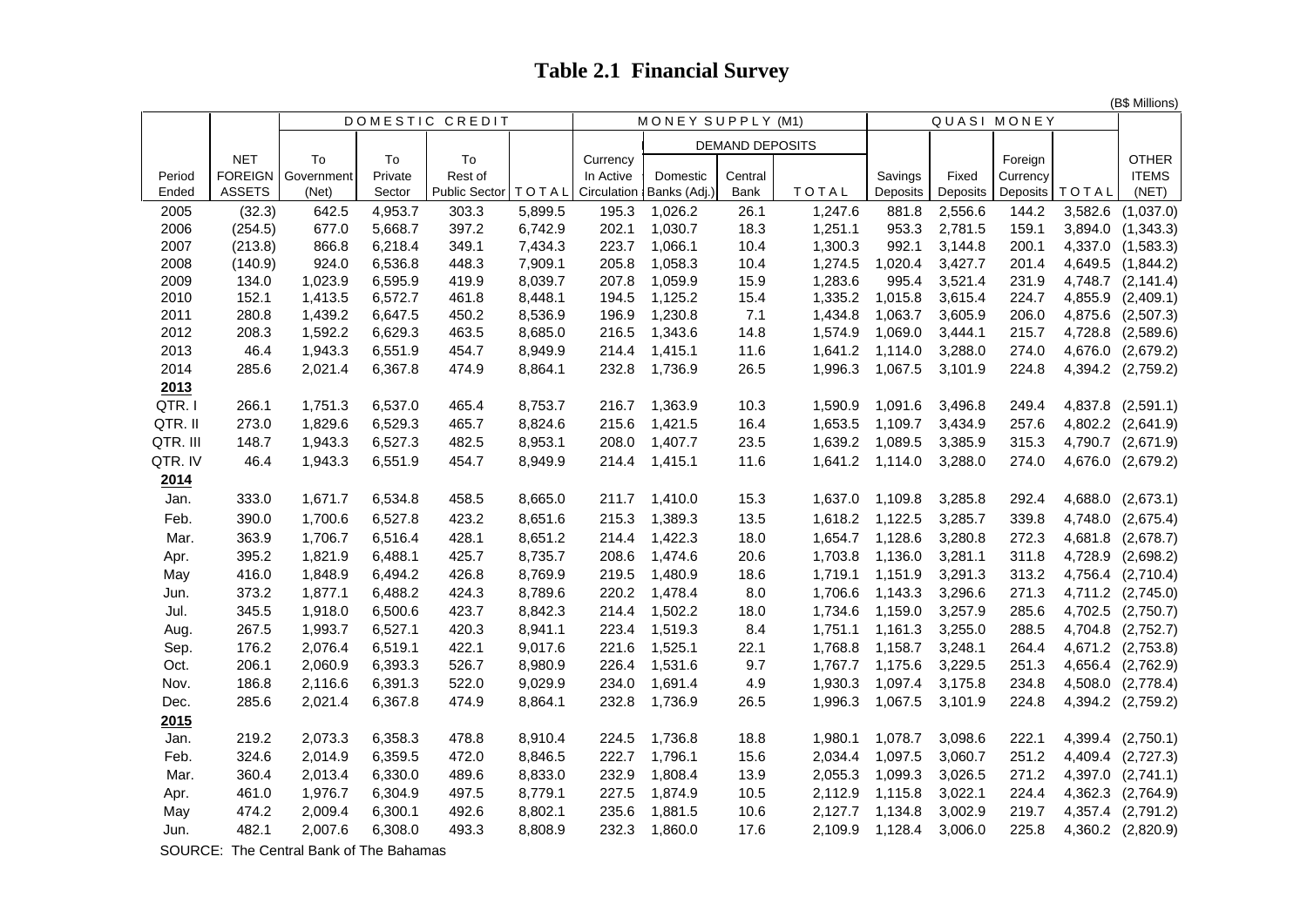# Table 2.1 Financial Survey

(B$ Millions)

| Period Ended | NET FOREIGN ASSETS | DOMESTIC CREDIT | | | | MONEY SUPPLY (M1) | | | | QUASI MONEY | | | | OTHER ITEMS (NET) |
|---|---|---|---|---|---|---|---|---|---|---|---|---|---|---|
| | | To Government (Net) | To Private Sector | To Rest of Public Sector | TOTAL | Currency In Active Circulation | DEMAND DEPOSITS Domestic Banks (Adj.) | DEMAND DEPOSITS Central Bank | TOTAL | Savings Deposits | Fixed Deposits | Foreign Currency Deposits | TOTAL | |
| 2005 | (32.3) | 642.5 | 4,953.7 | 303.3 | 5,899.5 | 195.3 | 1,026.2 | 26.1 | 1,247.6 | 881.8 | 2,556.6 | 144.2 | 3,582.6 | (1,037.0) |
| 2006 | (254.5) | 677.0 | 5,668.7 | 397.2 | 6,742.9 | 202.1 | 1,030.7 | 18.3 | 1,251.1 | 953.3 | 2,781.5 | 159.1 | 3,894.0 | (1,343.3) |
| 2007 | (213.8) | 866.8 | 6,218.4 | 349.1 | 7,434.3 | 223.7 | 1,066.1 | 10.4 | 1,300.3 | 992.1 | 3,144.8 | 200.1 | 4,337.0 | (1,583.3) |
| 2008 | (140.9) | 924.0 | 6,536.8 | 448.3 | 7,909.1 | 205.8 | 1,058.3 | 10.4 | 1,274.5 | 1,020.4 | 3,427.7 | 201.4 | 4,649.5 | (1,844.2) |
| 2009 | 134.0 | 1,023.9 | 6,595.9 | 419.9 | 8,039.7 | 207.8 | 1,059.9 | 15.9 | 1,283.6 | 995.4 | 3,521.4 | 231.9 | 4,748.7 | (2,141.4) |
| 2010 | 152.1 | 1,413.5 | 6,572.7 | 461.8 | 8,448.1 | 194.5 | 1,125.2 | 15.4 | 1,335.2 | 1,015.8 | 3,615.4 | 224.7 | 4,855.9 | (2,409.1) |
| 2011 | 280.8 | 1,439.2 | 6,647.5 | 450.2 | 8,536.9 | 196.9 | 1,230.8 | 7.1 | 1,434.8 | 1,063.7 | 3,605.9 | 206.0 | 4,875.6 | (2,507.3) |
| 2012 | 208.3 | 1,592.2 | 6,629.3 | 463.5 | 8,685.0 | 216.5 | 1,343.6 | 14.8 | 1,574.9 | 1,069.0 | 3,444.1 | 215.7 | 4,728.8 | (2,589.6) |
| 2013 | 46.4 | 1,943.3 | 6,551.9 | 454.7 | 8,949.9 | 214.4 | 1,415.1 | 11.6 | 1,641.2 | 1,114.0 | 3,288.0 | 274.0 | 4,676.0 | (2,679.2) |
| 2014 | 285.6 | 2,021.4 | 6,367.8 | 474.9 | 8,864.1 | 232.8 | 1,736.9 | 26.5 | 1,996.3 | 1,067.5 | 3,101.9 | 224.8 | 4,394.2 | (2,759.2) |
| **2013** | | | | | | | | | | | | | | |
| QTR. I | 266.1 | 1,751.3 | 6,537.0 | 465.4 | 8,753.7 | 216.7 | 1,363.9 | 10.3 | 1,590.9 | 1,091.6 | 3,496.8 | 249.4 | 4,837.8 | (2,591.1) |
| QTR. II | 273.0 | 1,829.6 | 6,529.3 | 465.7 | 8,824.6 | 215.6 | 1,421.5 | 16.4 | 1,653.5 | 1,109.7 | 3,434.9 | 257.6 | 4,802.2 | (2,641.9) |
| QTR. III | 148.7 | 1,943.3 | 6,527.3 | 482.5 | 8,953.1 | 208.0 | 1,407.7 | 23.5 | 1,639.2 | 1,089.5 | 3,385.9 | 315.3 | 4,790.7 | (2,671.9) |
| QTR. IV | 46.4 | 1,943.3 | 6,551.9 | 454.7 | 8,949.9 | 214.4 | 1,415.1 | 11.6 | 1,641.2 | 1,114.0 | 3,288.0 | 274.0 | 4,676.0 | (2,679.2) |
| **2014** | | | | | | | | | | | | | | |
| Jan. | 333.0 | 1,671.7 | 6,534.8 | 458.5 | 8,665.0 | 211.7 | 1,410.0 | 15.3 | 1,637.0 | 1,109.8 | 3,285.8 | 292.4 | 4,688.0 | (2,673.1) |
| Feb. | 390.0 | 1,700.6 | 6,527.8 | 423.2 | 8,651.6 | 215.3 | 1,389.3 | 13.5 | 1,618.2 | 1,122.5 | 3,285.7 | 339.8 | 4,748.0 | (2,675.4) |
| Mar. | 363.9 | 1,706.7 | 6,516.4 | 428.1 | 8,651.2 | 214.4 | 1,422.3 | 18.0 | 1,654.7 | 1,128.6 | 3,280.8 | 272.3 | 4,681.8 | (2,678.7) |
| Apr. | 395.2 | 1,821.9 | 6,488.1 | 425.7 | 8,735.7 | 208.6 | 1,474.6 | 20.6 | 1,703.8 | 1,136.0 | 3,281.1 | 311.8 | 4,728.9 | (2,698.2) |
| May | 416.0 | 1,848.9 | 6,494.2 | 426.8 | 8,769.9 | 219.5 | 1,480.9 | 18.6 | 1,719.1 | 1,151.9 | 3,291.3 | 313.2 | 4,756.4 | (2,710.4) |
| Jun. | 373.2 | 1,877.1 | 6,488.2 | 424.3 | 8,789.6 | 220.2 | 1,478.4 | 8.0 | 1,706.6 | 1,143.3 | 3,296.6 | 271.3 | 4,711.2 | (2,745.0) |
| Jul. | 345.5 | 1,918.0 | 6,500.6 | 423.7 | 8,842.3 | 214.4 | 1,502.2 | 18.0 | 1,734.6 | 1,159.0 | 3,257.9 | 285.6 | 4,702.5 | (2,750.7) |
| Aug. | 267.5 | 1,993.7 | 6,527.1 | 420.3 | 8,941.1 | 223.4 | 1,519.3 | 8.4 | 1,751.1 | 1,161.3 | 3,255.0 | 288.5 | 4,704.8 | (2,752.7) |
| Sep. | 176.2 | 2,076.4 | 6,519.1 | 422.1 | 9,017.6 | 221.6 | 1,525.1 | 22.1 | 1,768.8 | 1,158.7 | 3,248.1 | 264.4 | 4,671.2 | (2,753.8) |
| Oct. | 206.1 | 2,060.9 | 6,393.3 | 526.7 | 8,980.9 | 226.4 | 1,531.6 | 9.7 | 1,767.7 | 1,175.6 | 3,229.5 | 251.3 | 4,656.4 | (2,762.9) |
| Nov. | 186.8 | 2,116.6 | 6,391.3 | 522.0 | 9,029.9 | 234.0 | 1,691.4 | 4.9 | 1,930.3 | 1,097.4 | 3,175.8 | 234.8 | 4,508.0 | (2,778.4) |
| Dec. | 285.6 | 2,021.4 | 6,367.8 | 474.9 | 8,864.1 | 232.8 | 1,736.9 | 26.5 | 1,996.3 | 1,067.5 | 3,101.9 | 224.8 | 4,394.2 | (2,759.2) |
| **2015** | | | | | | | | | | | | | | |
| Jan. | 219.2 | 2,073.3 | 6,358.3 | 478.8 | 8,910.4 | 224.5 | 1,736.8 | 18.8 | 1,980.1 | 1,078.7 | 3,098.6 | 222.1 | 4,399.4 | (2,750.1) |
| Feb. | 324.6 | 2,014.9 | 6,359.5 | 472.0 | 8,846.5 | 222.7 | 1,796.1 | 15.6 | 2,034.4 | 1,097.5 | 3,060.7 | 251.2 | 4,409.4 | (2,727.3) |
| Mar. | 360.4 | 2,013.4 | 6,330.0 | 489.6 | 8,833.0 | 232.9 | 1,808.4 | 13.9 | 2,055.3 | 1,099.3 | 3,026.5 | 271.2 | 4,397.0 | (2,741.1) |
| Apr. | 461.0 | 1,976.7 | 6,304.9 | 497.5 | 8,779.1 | 227.5 | 1,874.9 | 10.5 | 2,112.9 | 1,115.8 | 3,022.1 | 224.4 | 4,362.3 | (2,764.9) |
| May | 474.2 | 2,009.4 | 6,300.1 | 492.6 | 8,802.1 | 235.6 | 1,881.5 | 10.6 | 2,127.7 | 1,134.8 | 3,002.9 | 219.7 | 4,357.4 | (2,791.2) |
| Jun. | 482.1 | 2,007.6 | 6,308.0 | 493.3 | 8,808.9 | 232.3 | 1,860.0 | 17.6 | 2,109.9 | 1,128.4 | 3,006.0 | 225.8 | 4,360.2 | (2,820.9) |

SOURCE: The Central Bank of The Bahamas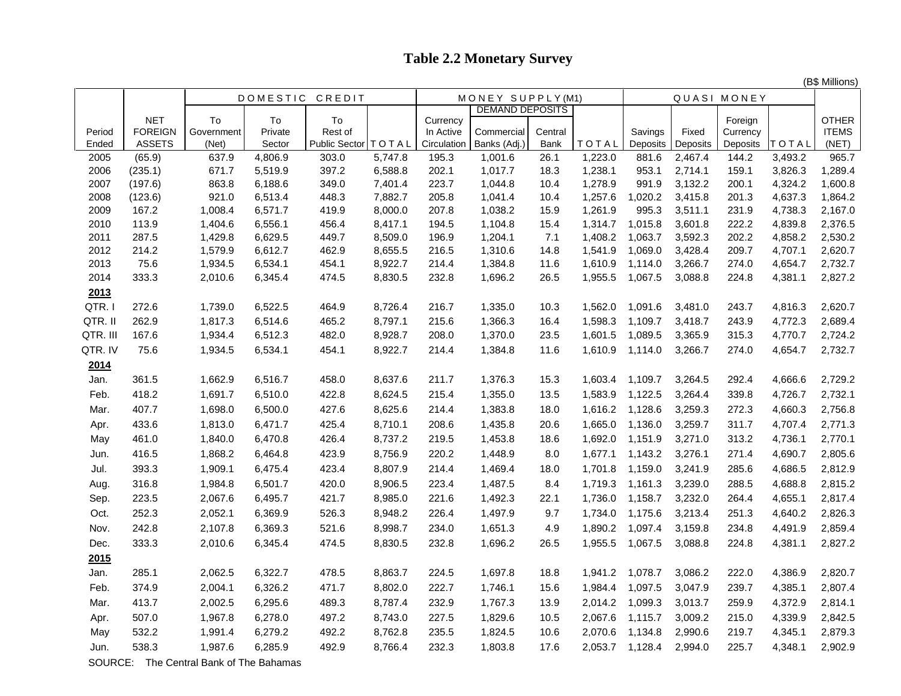# Table 2.2 Monetary Survey

(B$ Millions)

| Period Ended | NET FOREIGN ASSETS | DOMESTIC CREDIT | | | | MONEY SUPPLY (M1) | | | | QUASI MONEY | | | | OTHER ITEMS (NET) |
|---|---|---|---|---|---|---|---|---|---|---|---|---|---|---|
| | | To Government (Net) | To Private Sector | To Rest of Public Sector | TOTAL | Currency In Active Circulation | DEMAND DEPOSITS Commercial Banks (Adj.) | DEMAND DEPOSITS Central Bank | TOTAL | Savings Deposits | Fixed Deposits | Foreign Currency Deposits | TOTAL | |
| 2005 | (65.9) | 637.9 | 4,806.9 | 303.0 | 5,747.8 | 195.3 | 1,001.6 | 26.1 | 1,223.0 | 881.6 | 2,467.4 | 144.2 | 3,493.2 | 965.7 |
| 2006 | (235.1) | 671.7 | 5,519.9 | 397.2 | 6,588.8 | 202.1 | 1,017.7 | 18.3 | 1,238.1 | 953.1 | 2,714.1 | 159.1 | 3,826.3 | 1,289.4 |
| 2007 | (197.6) | 863.8 | 6,188.6 | 349.0 | 7,401.4 | 223.7 | 1,044.8 | 10.4 | 1,278.9 | 991.9 | 3,132.2 | 200.1 | 4,324.2 | 1,600.8 |
| 2008 | (123.6) | 921.0 | 6,513.4 | 448.3 | 7,882.7 | 205.8 | 1,041.4 | 10.4 | 1,257.6 | 1,020.2 | 3,415.8 | 201.3 | 4,637.3 | 1,864.2 |
| 2009 | 167.2 | 1,008.4 | 6,571.7 | 419.9 | 8,000.0 | 207.8 | 1,038.2 | 15.9 | 1,261.9 | 995.3 | 3,511.1 | 231.9 | 4,738.3 | 2,167.0 |
| 2010 | 113.9 | 1,404.6 | 6,556.1 | 456.4 | 8,417.1 | 194.5 | 1,104.8 | 15.4 | 1,314.7 | 1,015.8 | 3,601.8 | 222.2 | 4,839.8 | 2,376.5 |
| 2011 | 287.5 | 1,429.8 | 6,629.5 | 449.7 | 8,509.0 | 196.9 | 1,204.1 | 7.1 | 1,408.2 | 1,063.7 | 3,592.3 | 202.2 | 4,858.2 | 2,530.2 |
| 2012 | 214.2 | 1,579.9 | 6,612.7 | 462.9 | 8,655.5 | 216.5 | 1,310.6 | 14.8 | 1,541.9 | 1,069.0 | 3,428.4 | 209.7 | 4,707.1 | 2,620.7 |
| 2013 | 75.6 | 1,934.5 | 6,534.1 | 454.1 | 8,922.7 | 214.4 | 1,384.8 | 11.6 | 1,610.9 | 1,114.0 | 3,266.7 | 274.0 | 4,654.7 | 2,732.7 |
| 2014 | 333.3 | 2,010.6 | 6,345.4 | 474.5 | 8,830.5 | 232.8 | 1,696.2 | 26.5 | 1,955.5 | 1,067.5 | 3,088.8 | 224.8 | 4,381.1 | 2,827.2 |
| **2013** | | | | | | | | | | | | | | |
| QTR. I | 272.6 | 1,739.0 | 6,522.5 | 464.9 | 8,726.4 | 216.7 | 1,335.0 | 10.3 | 1,562.0 | 1,091.6 | 3,481.0 | 243.7 | 4,816.3 | 2,620.7 |
| QTR. II | 262.9 | 1,817.3 | 6,514.6 | 465.2 | 8,797.1 | 215.6 | 1,366.3 | 16.4 | 1,598.3 | 1,109.7 | 3,418.7 | 243.9 | 4,772.3 | 2,689.4 |
| QTR. III | 167.6 | 1,934.4 | 6,512.3 | 482.0 | 8,928.7 | 208.0 | 1,370.0 | 23.5 | 1,601.5 | 1,089.5 | 3,365.9 | 315.3 | 4,770.7 | 2,724.2 |
| QTR. IV | 75.6 | 1,934.5 | 6,534.1 | 454.1 | 8,922.7 | 214.4 | 1,384.8 | 11.6 | 1,610.9 | 1,114.0 | 3,266.7 | 274.0 | 4,654.7 | 2,732.7 |
| **2014** | | | | | | | | | | | | | | |
| Jan. | 361.5 | 1,662.9 | 6,516.7 | 458.0 | 8,637.6 | 211.7 | 1,376.3 | 15.3 | 1,603.4 | 1,109.7 | 3,264.5 | 292.4 | 4,666.6 | 2,729.2 |
| Feb. | 418.2 | 1,691.7 | 6,510.0 | 422.8 | 8,624.5 | 215.4 | 1,355.0 | 13.5 | 1,583.9 | 1,122.5 | 3,264.4 | 339.8 | 4,726.7 | 2,732.1 |
| Mar. | 407.7 | 1,698.0 | 6,500.0 | 427.6 | 8,625.6 | 214.4 | 1,383.8 | 18.0 | 1,616.2 | 1,128.6 | 3,259.3 | 272.3 | 4,660.3 | 2,756.8 |
| Apr. | 433.6 | 1,813.0 | 6,471.7 | 425.4 | 8,710.1 | 208.6 | 1,435.8 | 20.6 | 1,665.0 | 1,136.0 | 3,259.7 | 311.7 | 4,707.4 | 2,771.3 |
| May | 461.0 | 1,840.0 | 6,470.8 | 426.4 | 8,737.2 | 219.5 | 1,453.8 | 18.6 | 1,692.0 | 1,151.9 | 3,271.0 | 313.2 | 4,736.1 | 2,770.1 |
| Jun. | 416.5 | 1,868.2 | 6,464.8 | 423.9 | 8,756.9 | 220.2 | 1,448.9 | 8.0 | 1,677.1 | 1,143.2 | 3,276.1 | 271.4 | 4,690.7 | 2,805.6 |
| Jul. | 393.3 | 1,909.1 | 6,475.4 | 423.4 | 8,807.9 | 214.4 | 1,469.4 | 18.0 | 1,701.8 | 1,159.0 | 3,241.9 | 285.6 | 4,686.5 | 2,812.9 |
| Aug. | 316.8 | 1,984.8 | 6,501.7 | 420.0 | 8,906.5 | 223.4 | 1,487.5 | 8.4 | 1,719.3 | 1,161.3 | 3,239.0 | 288.5 | 4,688.8 | 2,815.2 |
| Sep. | 223.5 | 2,067.6 | 6,495.7 | 421.7 | 8,985.0 | 221.6 | 1,492.3 | 22.1 | 1,736.0 | 1,158.7 | 3,232.0 | 264.4 | 4,655.1 | 2,817.4 |
| Oct. | 252.3 | 2,052.1 | 6,369.9 | 526.3 | 8,948.2 | 226.4 | 1,497.9 | 9.7 | 1,734.0 | 1,175.6 | 3,213.4 | 251.3 | 4,640.2 | 2,826.3 |
| Nov. | 242.8 | 2,107.8 | 6,369.3 | 521.6 | 8,998.7 | 234.0 | 1,651.3 | 4.9 | 1,890.2 | 1,097.4 | 3,159.8 | 234.8 | 4,491.9 | 2,859.4 |
| Dec. | 333.3 | 2,010.6 | 6,345.4 | 474.5 | 8,830.5 | 232.8 | 1,696.2 | 26.5 | 1,955.5 | 1,067.5 | 3,088.8 | 224.8 | 4,381.1 | 2,827.2 |
| **2015** | | | | | | | | | | | | | | |
| Jan. | 285.1 | 2,062.5 | 6,322.7 | 478.5 | 8,863.7 | 224.5 | 1,697.8 | 18.8 | 1,941.2 | 1,078.7 | 3,086.2 | 222.0 | 4,386.9 | 2,820.7 |
| Feb. | 374.9 | 2,004.1 | 6,326.2 | 471.7 | 8,802.0 | 222.7 | 1,746.1 | 15.6 | 1,984.4 | 1,097.5 | 3,047.9 | 239.7 | 4,385.1 | 2,807.4 |
| Mar. | 413.7 | 2,002.5 | 6,295.6 | 489.3 | 8,787.4 | 232.9 | 1,767.3 | 13.9 | 2,014.2 | 1,099.3 | 3,013.7 | 259.9 | 4,372.9 | 2,814.1 |
| Apr. | 507.0 | 1,967.8 | 6,278.0 | 497.2 | 8,743.0 | 227.5 | 1,829.6 | 10.5 | 2,067.6 | 1,115.7 | 3,009.2 | 215.0 | 4,339.9 | 2,842.5 |
| May | 532.2 | 1,991.4 | 6,279.2 | 492.2 | 8,762.8 | 235.5 | 1,824.5 | 10.6 | 2,070.6 | 1,134.8 | 2,990.6 | 219.7 | 4,345.1 | 2,879.3 |
| Jun. | 538.3 | 1,987.6 | 6,285.9 | 492.9 | 8,766.4 | 232.3 | 1,803.8 | 17.6 | 2,053.7 | 1,128.4 | 2,994.0 | 225.7 | 4,348.1 | 2,902.9 |

SOURCE: The Central Bank of The Bahamas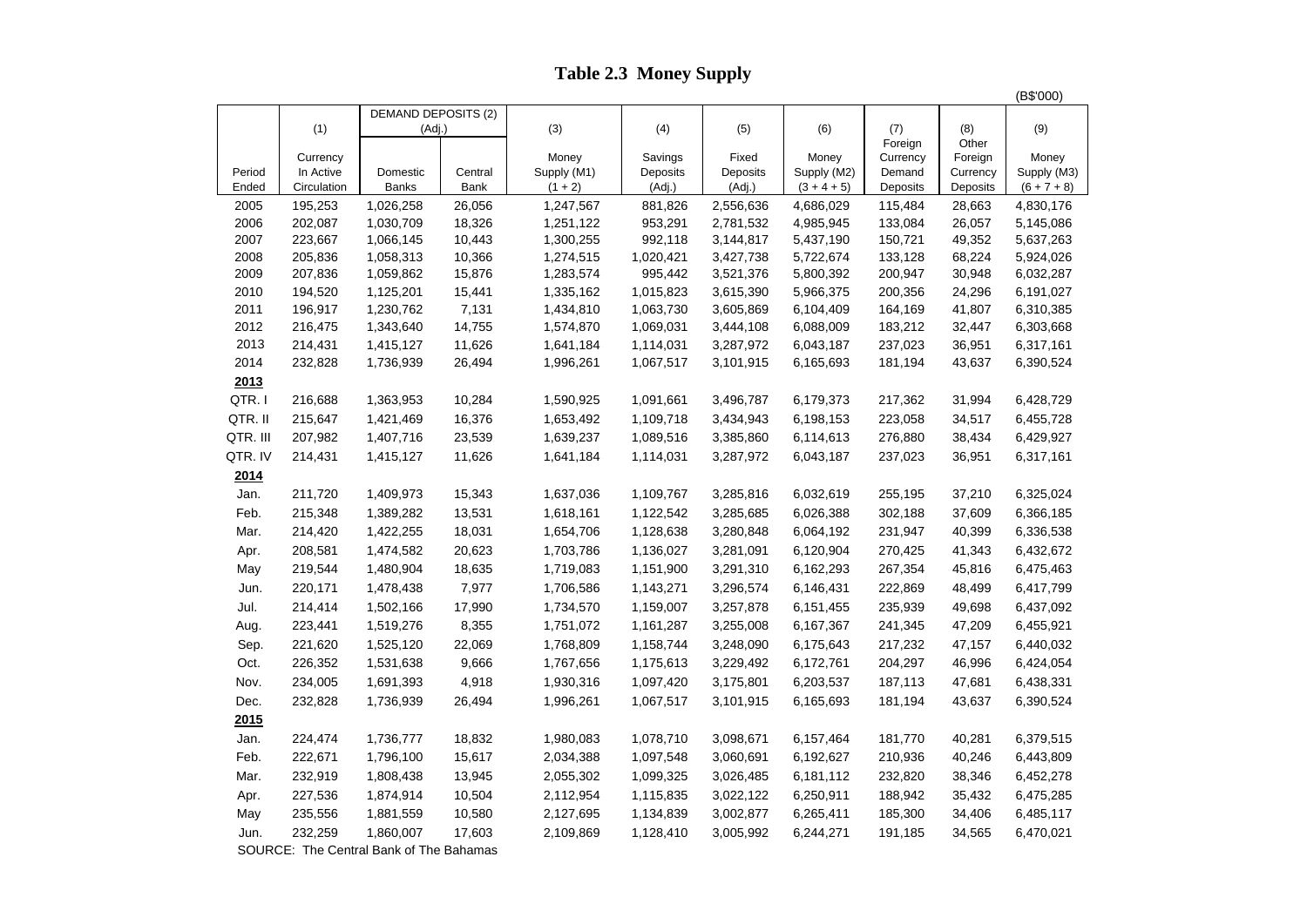# Table 2.3 Money Supply

(B$'000)

| Period Ended | (1) Currency In Active Circulation | DEMAND DEPOSITS (2) (Adj.) Domestic Banks | Central Bank | (3) Money Supply (M1) (1 + 2) | (4) Savings Deposits (Adj.) | (5) Fixed Deposits (Adj.) | (6) Money Supply (M2) (3 + 4 + 5) | (7) Foreign Currency Demand Deposits | (8) Other Foreign Currency Deposits | (9) Money Supply (M3) (6 + 7 + 8) |
|---|---|---|---|---|---|---|---|---|---|---|
| 2005 | 195,253 | 1,026,258 | 26,056 | 1,247,567 | 881,826 | 2,556,636 | 4,686,029 | 115,484 | 28,663 | 4,830,176 |
| 2006 | 202,087 | 1,030,709 | 18,326 | 1,251,122 | 953,291 | 2,781,532 | 4,985,945 | 133,084 | 26,057 | 5,145,086 |
| 2007 | 223,667 | 1,066,145 | 10,443 | 1,300,255 | 992,118 | 3,144,817 | 5,437,190 | 150,721 | 49,352 | 5,637,263 |
| 2008 | 205,836 | 1,058,313 | 10,366 | 1,274,515 | 1,020,421 | 3,427,738 | 5,722,674 | 133,128 | 68,224 | 5,924,026 |
| 2009 | 207,836 | 1,059,862 | 15,876 | 1,283,574 | 995,442 | 3,521,376 | 5,800,392 | 200,947 | 30,948 | 6,032,287 |
| 2010 | 194,520 | 1,125,201 | 15,441 | 1,335,162 | 1,015,823 | 3,615,390 | 5,966,375 | 200,356 | 24,296 | 6,191,027 |
| 2011 | 196,917 | 1,230,762 | 7,131 | 1,434,810 | 1,063,730 | 3,605,869 | 6,104,409 | 164,169 | 41,807 | 6,310,385 |
| 2012 | 216,475 | 1,343,640 | 14,755 | 1,574,870 | 1,069,031 | 3,444,108 | 6,088,009 | 183,212 | 32,447 | 6,303,668 |
| 2013 | 214,431 | 1,415,127 | 11,626 | 1,641,184 | 1,114,031 | 3,287,972 | 6,043,187 | 237,023 | 36,951 | 6,317,161 |
| 2014 | 232,828 | 1,736,939 | 26,494 | 1,996,261 | 1,067,517 | 3,101,915 | 6,165,693 | 181,194 | 43,637 | 6,390,524 |
| **2013** | | | | | | | | | | |
| QTR. I | 216,688 | 1,363,953 | 10,284 | 1,590,925 | 1,091,661 | 3,496,787 | 6,179,373 | 217,362 | 31,994 | 6,428,729 |
| QTR. II | 215,647 | 1,421,469 | 16,376 | 1,653,492 | 1,109,718 | 3,434,943 | 6,198,153 | 223,058 | 34,517 | 6,455,728 |
| QTR. III | 207,982 | 1,407,716 | 23,539 | 1,639,237 | 1,089,516 | 3,385,860 | 6,114,613 | 276,880 | 38,434 | 6,429,927 |
| QTR. IV | 214,431 | 1,415,127 | 11,626 | 1,641,184 | 1,114,031 | 3,287,972 | 6,043,187 | 237,023 | 36,951 | 6,317,161 |
| **2014** | | | | | | | | | | |
| Jan. | 211,720 | 1,409,973 | 15,343 | 1,637,036 | 1,109,767 | 3,285,816 | 6,032,619 | 255,195 | 37,210 | 6,325,024 |
| Feb. | 215,348 | 1,389,282 | 13,531 | 1,618,161 | 1,122,542 | 3,285,685 | 6,026,388 | 302,188 | 37,609 | 6,366,185 |
| Mar. | 214,420 | 1,422,255 | 18,031 | 1,654,706 | 1,128,638 | 3,280,848 | 6,064,192 | 231,947 | 40,399 | 6,336,538 |
| Apr. | 208,581 | 1,474,582 | 20,623 | 1,703,786 | 1,136,027 | 3,281,091 | 6,120,904 | 270,425 | 41,343 | 6,432,672 |
| May | 219,544 | 1,480,904 | 18,635 | 1,719,083 | 1,151,900 | 3,291,310 | 6,162,293 | 267,354 | 45,816 | 6,475,463 |
| Jun. | 220,171 | 1,478,438 | 7,977 | 1,706,586 | 1,143,271 | 3,296,574 | 6,146,431 | 222,869 | 48,499 | 6,417,799 |
| Jul. | 214,414 | 1,502,166 | 17,990 | 1,734,570 | 1,159,007 | 3,257,878 | 6,151,455 | 235,939 | 49,698 | 6,437,092 |
| Aug. | 223,441 | 1,519,276 | 8,355 | 1,751,072 | 1,161,287 | 3,255,008 | 6,167,367 | 241,345 | 47,209 | 6,455,921 |
| Sep. | 221,620 | 1,525,120 | 22,069 | 1,768,809 | 1,158,744 | 3,248,090 | 6,175,643 | 217,232 | 47,157 | 6,440,032 |
| Oct. | 226,352 | 1,531,638 | 9,666 | 1,767,656 | 1,175,613 | 3,229,492 | 6,172,761 | 204,297 | 46,996 | 6,424,054 |
| Nov. | 234,005 | 1,691,393 | 4,918 | 1,930,316 | 1,097,420 | 3,175,801 | 6,203,537 | 187,113 | 47,681 | 6,438,331 |
| Dec. | 232,828 | 1,736,939 | 26,494 | 1,996,261 | 1,067,517 | 3,101,915 | 6,165,693 | 181,194 | 43,637 | 6,390,524 |
| **2015** | | | | | | | | | | |
| Jan. | 224,474 | 1,736,777 | 18,832 | 1,980,083 | 1,078,710 | 3,098,671 | 6,157,464 | 181,770 | 40,281 | 6,379,515 |
| Feb. | 222,671 | 1,796,100 | 15,617 | 2,034,388 | 1,097,548 | 3,060,691 | 6,192,627 | 210,936 | 40,246 | 6,443,809 |
| Mar. | 232,919 | 1,808,438 | 13,945 | 2,055,302 | 1,099,325 | 3,026,485 | 6,181,112 | 232,820 | 38,346 | 6,452,278 |
| Apr. | 227,536 | 1,874,914 | 10,504 | 2,112,954 | 1,115,835 | 3,022,122 | 6,250,911 | 188,942 | 35,432 | 6,475,285 |
| May | 235,556 | 1,881,559 | 10,580 | 2,127,695 | 1,134,839 | 3,002,877 | 6,265,411 | 185,300 | 34,406 | 6,485,117 |
| Jun. | 232,259 | 1,860,007 | 17,603 | 2,109,869 | 1,128,410 | 3,005,992 | 6,244,271 | 191,185 | 34,565 | 6,470,021 |

SOURCE: The Central Bank of The Bahamas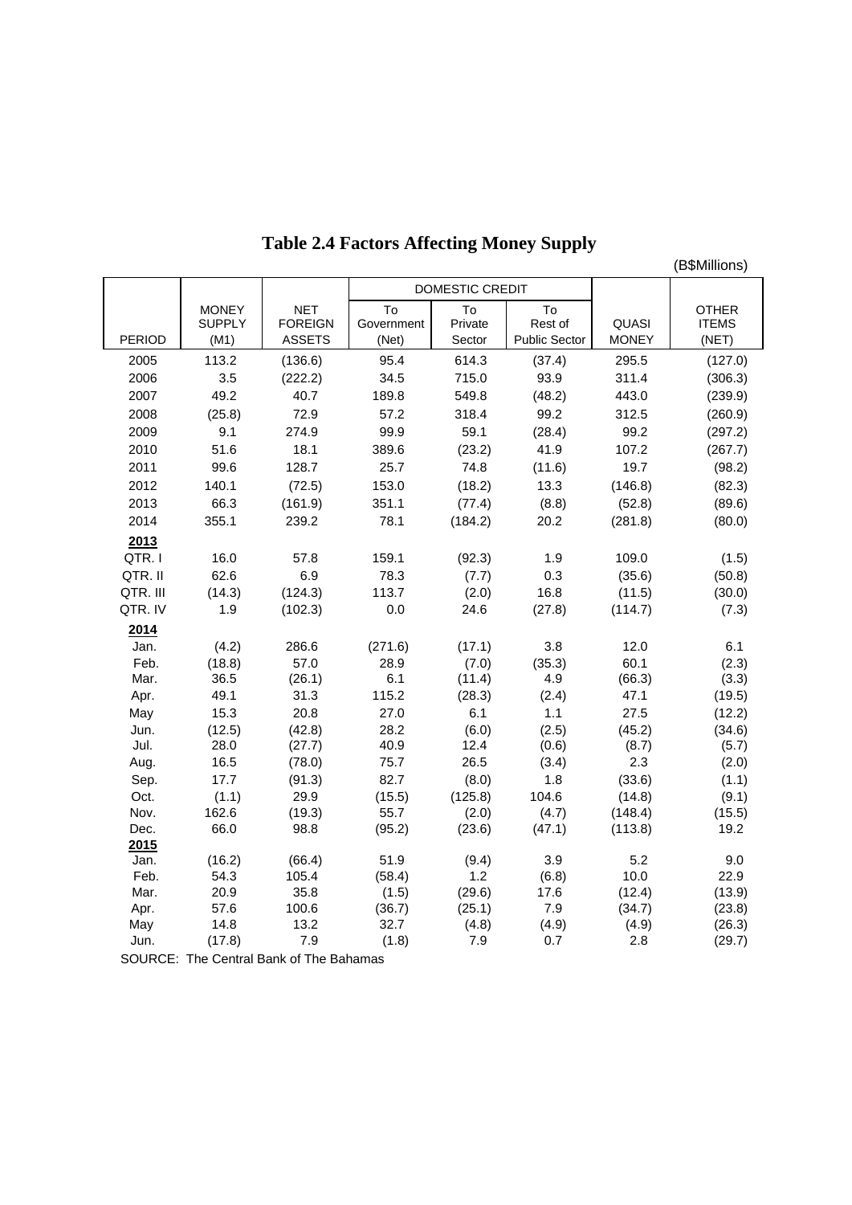# Table 2.4 Factors Affecting Money Supply

(B$Millions)

| | | | DOMESTIC CREDIT | | | | |
|---|---|---|---|---|---|---|---|
| PERIOD | MONEY SUPPLY (M1) | NET FOREIGN ASSETS | To Government (Net) | To Private Sector | To Rest of Public Sector | QUASI MONEY | OTHER ITEMS (NET) |
| 2005 | 113.2 | (136.6) | 95.4 | 614.3 | (37.4) | 295.5 | (127.0) |
| 2006 | 3.5 | (222.2) | 34.5 | 715.0 | 93.9 | 311.4 | (306.3) |
| 2007 | 49.2 | 40.7 | 189.8 | 549.8 | (48.2) | 443.0 | (239.9) |
| 2008 | (25.8) | 72.9 | 57.2 | 318.4 | 99.2 | 312.5 | (260.9) |
| 2009 | 9.1 | 274.9 | 99.9 | 59.1 | (28.4) | 99.2 | (297.2) |
| 2010 | 51.6 | 18.1 | 389.6 | (23.2) | 41.9 | 107.2 | (267.7) |
| 2011 | 99.6 | 128.7 | 25.7 | 74.8 | (11.6) | 19.7 | (98.2) |
| 2012 | 140.1 | (72.5) | 153.0 | (18.2) | 13.3 | (146.8) | (82.3) |
| 2013 | 66.3 | (161.9) | 351.1 | (77.4) | (8.8) | (52.8) | (89.6) |
| 2014 | 355.1 | 239.2 | 78.1 | (184.2) | 20.2 | (281.8) | (80.0) |
| **2013** | | | | | | | |
| QTR. I | 16.0 | 57.8 | 159.1 | (92.3) | 1.9 | 109.0 | (1.5) |
| QTR. II | 62.6 | 6.9 | 78.3 | (7.7) | 0.3 | (35.6) | (50.8) |
| QTR. III | (14.3) | (124.3) | 113.7 | (2.0) | 16.8 | (11.5) | (30.0) |
| QTR. IV | 1.9 | (102.3) | 0.0 | 24.6 | (27.8) | (114.7) | (7.3) |
| **2014** | | | | | | | |
| Jan. | (4.2) | 286.6 | (271.6) | (17.1) | 3.8 | 12.0 | 6.1 |
| Feb. | (18.8) | 57.0 | 28.9 | (7.0) | (35.3) | 60.1 | (2.3) |
| Mar. | 36.5 | (26.1) | 6.1 | (11.4) | 4.9 | (66.3) | (3.3) |
| Apr. | 49.1 | 31.3 | 115.2 | (28.3) | (2.4) | 47.1 | (19.5) |
| May | 15.3 | 20.8 | 27.0 | 6.1 | 1.1 | 27.5 | (12.2) |
| Jun. | (12.5) | (42.8) | 28.2 | (6.0) | (2.5) | (45.2) | (34.6) |
| Jul. | 28.0 | (27.7) | 40.9 | 12.4 | (0.6) | (8.7) | (5.7) |
| Aug. | 16.5 | (78.0) | 75.7 | 26.5 | (3.4) | 2.3 | (2.0) |
| Sep. | 17.7 | (91.3) | 82.7 | (8.0) | 1.8 | (33.6) | (1.1) |
| Oct. | (1.1) | 29.9 | (15.5) | (125.8) | 104.6 | (14.8) | (9.1) |
| Nov. | 162.6 | (19.3) | 55.7 | (2.0) | (4.7) | (148.4) | (15.5) |
| Dec. | 66.0 | 98.8 | (95.2) | (23.6) | (47.1) | (113.8) | 19.2 |
| **2015** | | | | | | | |
| Jan. | (16.2) | (66.4) | 51.9 | (9.4) | 3.9 | 5.2 | 9.0 |
| Feb. | 54.3 | 105.4 | (58.4) | 1.2 | (6.8) | 10.0 | 22.9 |
| Mar. | 20.9 | 35.8 | (1.5) | (29.6) | 17.6 | (12.4) | (13.9) |
| Apr. | 57.6 | 100.6 | (36.7) | (25.1) | 7.9 | (34.7) | (23.8) |
| May | 14.8 | 13.2 | 32.7 | (4.8) | (4.9) | (4.9) | (26.3) |
| Jun. | (17.8) | 7.9 | (1.8) | 7.9 | 0.7 | 2.8 | (29.7) |

SOURCE: The Central Bank of The Bahamas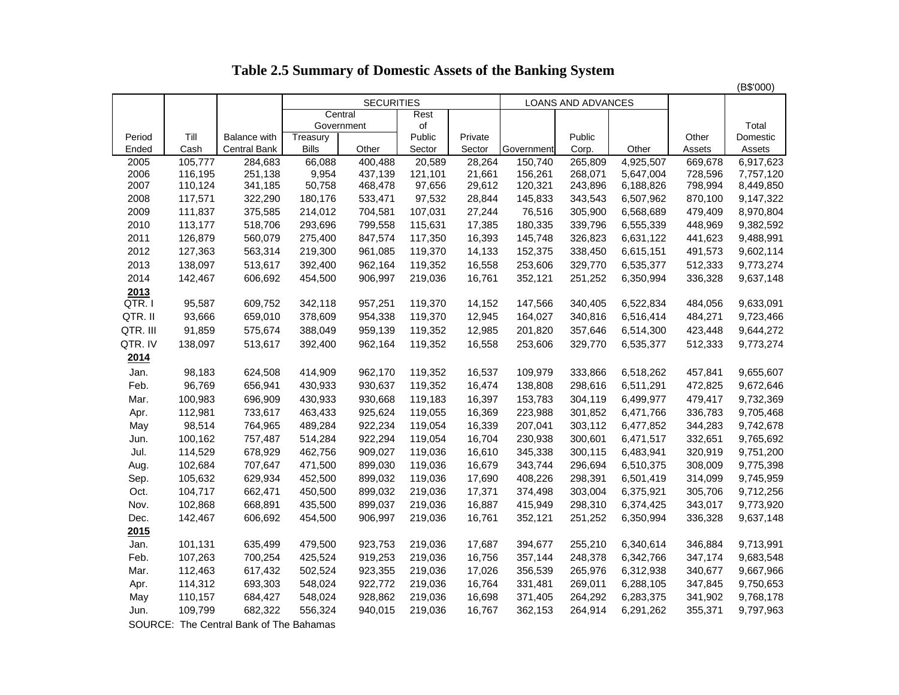# Table 2.5 Summary of Domestic Assets of the Banking System

(B$'000)

| Period Ended | Till Cash | Balance with Central Bank | SECURITIES | | | | LOANS AND ADVANCES | | | Other Assets | Total Domestic Assets |
|---|---|---|---|---|---|---|---|---|---|---|---|
| | | | Central Government | | Rest of Public Sector | Private Sector | Government | Public Corp. | Other | | |
| | | | Treasury Bills | Other | | | | | | | |
| 2005 | 105,777 | 284,683 | 66,088 | 400,488 | 20,589 | 28,264 | 150,740 | 265,809 | 4,925,507 | 669,678 | 6,917,623 |
| 2006 | 116,195 | 251,138 | 9,954 | 437,139 | 121,101 | 21,661 | 156,261 | 268,071 | 5,647,004 | 728,596 | 7,757,120 |
| 2007 | 110,124 | 341,185 | 50,758 | 468,478 | 97,656 | 29,612 | 120,321 | 243,896 | 6,188,826 | 798,994 | 8,449,850 |
| 2008 | 117,571 | 322,290 | 180,176 | 533,471 | 97,532 | 28,844 | 145,833 | 343,543 | 6,507,962 | 870,100 | 9,147,322 |
| 2009 | 111,837 | 375,585 | 214,012 | 704,581 | 107,031 | 27,244 | 76,516 | 305,900 | 6,568,689 | 479,409 | 8,970,804 |
| 2010 | 113,177 | 518,706 | 293,696 | 799,558 | 115,631 | 17,385 | 180,335 | 339,796 | 6,555,339 | 448,969 | 9,382,592 |
| 2011 | 126,879 | 560,079 | 275,400 | 847,574 | 117,350 | 16,393 | 145,748 | 326,823 | 6,631,122 | 441,623 | 9,488,991 |
| 2012 | 127,363 | 563,314 | 219,300 | 961,085 | 119,370 | 14,133 | 152,375 | 338,450 | 6,615,151 | 491,573 | 9,602,114 |
| 2013 | 138,097 | 513,617 | 392,400 | 962,164 | 119,352 | 16,558 | 253,606 | 329,770 | 6,535,377 | 512,333 | 9,773,274 |
| 2014 | 142,467 | 606,692 | 454,500 | 906,997 | 219,036 | 16,761 | 352,121 | 251,252 | 6,350,994 | 336,328 | 9,637,148 |
| **2013** | | | | | | | | | | | |
| QTR. I | 95,587 | 609,752 | 342,118 | 957,251 | 119,370 | 14,152 | 147,566 | 340,405 | 6,522,834 | 484,056 | 9,633,091 |
| QTR. II | 93,666 | 659,010 | 378,609 | 954,338 | 119,370 | 12,945 | 164,027 | 340,816 | 6,516,414 | 484,271 | 9,723,466 |
| QTR. III | 91,859 | 575,674 | 388,049 | 959,139 | 119,352 | 12,985 | 201,820 | 357,646 | 6,514,300 | 423,448 | 9,644,272 |
| QTR. IV | 138,097 | 513,617 | 392,400 | 962,164 | 119,352 | 16,558 | 253,606 | 329,770 | 6,535,377 | 512,333 | 9,773,274 |
| **2014** | | | | | | | | | | | |
| Jan. | 98,183 | 624,508 | 414,909 | 962,170 | 119,352 | 16,537 | 109,979 | 333,866 | 6,518,262 | 457,841 | 9,655,607 |
| Feb. | 96,769 | 656,941 | 430,933 | 930,637 | 119,352 | 16,474 | 138,808 | 298,616 | 6,511,291 | 472,825 | 9,672,646 |
| Mar. | 100,983 | 696,909 | 430,933 | 930,668 | 119,183 | 16,397 | 153,783 | 304,119 | 6,499,977 | 479,417 | 9,732,369 |
| Apr. | 112,981 | 733,617 | 463,433 | 925,624 | 119,055 | 16,369 | 223,988 | 301,852 | 6,471,766 | 336,783 | 9,705,468 |
| May | 98,514 | 764,965 | 489,284 | 922,234 | 119,054 | 16,339 | 207,041 | 303,112 | 6,477,852 | 344,283 | 9,742,678 |
| Jun. | 100,162 | 757,487 | 514,284 | 922,294 | 119,054 | 16,704 | 230,938 | 300,601 | 6,471,517 | 332,651 | 9,765,692 |
| Jul. | 114,529 | 678,929 | 462,756 | 909,027 | 119,036 | 16,610 | 345,338 | 300,115 | 6,483,941 | 320,919 | 9,751,200 |
| Aug. | 102,684 | 707,647 | 471,500 | 899,030 | 119,036 | 16,679 | 343,744 | 296,694 | 6,510,375 | 308,009 | 9,775,398 |
| Sep. | 105,632 | 629,934 | 452,500 | 899,032 | 119,036 | 17,690 | 408,226 | 298,391 | 6,501,419 | 314,099 | 9,745,959 |
| Oct. | 104,717 | 662,471 | 450,500 | 899,032 | 219,036 | 17,371 | 374,498 | 303,004 | 6,375,921 | 305,706 | 9,712,256 |
| Nov. | 102,868 | 668,891 | 435,500 | 899,037 | 219,036 | 16,887 | 415,949 | 298,310 | 6,374,425 | 343,017 | 9,773,920 |
| Dec. | 142,467 | 606,692 | 454,500 | 906,997 | 219,036 | 16,761 | 352,121 | 251,252 | 6,350,994 | 336,328 | 9,637,148 |
| **2015** | | | | | | | | | | | |
| Jan. | 101,131 | 635,499 | 479,500 | 923,753 | 219,036 | 17,687 | 394,677 | 255,210 | 6,340,614 | 346,884 | 9,713,991 |
| Feb. | 107,263 | 700,254 | 425,524 | 919,253 | 219,036 | 16,756 | 357,144 | 248,378 | 6,342,766 | 347,174 | 9,683,548 |
| Mar. | 112,463 | 617,432 | 502,524 | 923,355 | 219,036 | 17,026 | 356,539 | 265,976 | 6,312,938 | 340,677 | 9,667,966 |
| Apr. | 114,312 | 693,303 | 548,024 | 922,772 | 219,036 | 16,764 | 331,481 | 269,011 | 6,288,105 | 347,845 | 9,750,653 |
| May | 110,157 | 684,427 | 548,024 | 928,862 | 219,036 | 16,698 | 371,405 | 264,292 | 6,283,375 | 341,902 | 9,768,178 |
| Jun. | 109,799 | 682,322 | 556,324 | 940,015 | 219,036 | 16,767 | 362,153 | 264,914 | 6,291,262 | 355,371 | 9,797,963 |

SOURCE: The Central Bank of The Bahamas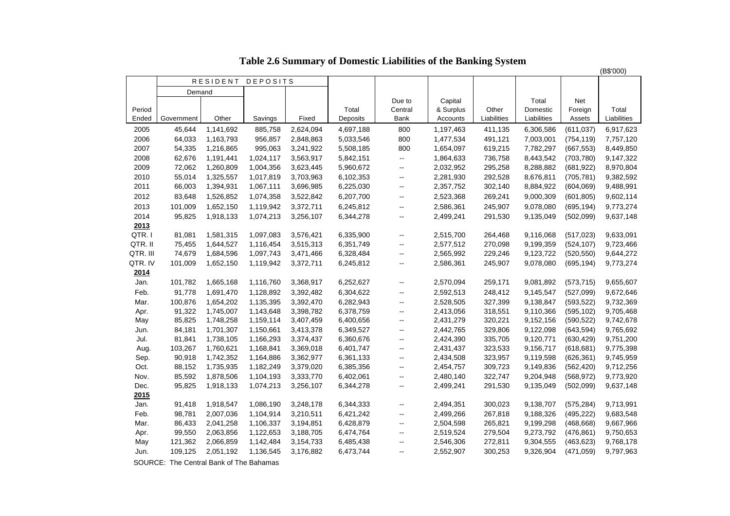# Table 2.6 Summary of Domestic Liabilities of the Banking System

(B$'000)

| Period Ended | RESIDENT DEPOSITS | | | | | | | | | | |
|---|---|---|---|---|---|---|---|---|---|---|---|
| | Demand | | | | | | | | | | |
| | Government | Other | Savings | Fixed | Total Deposits | Due to Central Bank | Capital & Surplus Accounts | Other Liabilities | Total Domestic Liabilities | Net Foreign Assets | Total Liabilities |
| 2005 | 45,644 | 1,141,692 | 885,758 | 2,624,094 | 4,697,188 | 800 | 1,197,463 | 411,135 | 6,306,586 | (611,037) | 6,917,623 |
| 2006 | 64,033 | 1,163,793 | 956,857 | 2,848,863 | 5,033,546 | 800 | 1,477,534 | 491,121 | 7,003,001 | (754,119) | 7,757,120 |
| 2007 | 54,335 | 1,216,865 | 995,063 | 3,241,922 | 5,508,185 | 800 | 1,654,097 | 619,215 | 7,782,297 | (667,553) | 8,449,850 |
| 2008 | 62,676 | 1,191,441 | 1,024,117 | 3,563,917 | 5,842,151 | -- | 1,864,633 | 736,758 | 8,443,542 | (703,780) | 9,147,322 |
| 2009 | 72,062 | 1,260,809 | 1,004,356 | 3,623,445 | 5,960,672 | -- | 2,032,952 | 295,258 | 8,288,882 | (681,922) | 8,970,804 |
| 2010 | 55,014 | 1,325,557 | 1,017,819 | 3,703,963 | 6,102,353 | -- | 2,281,930 | 292,528 | 8,676,811 | (705,781) | 9,382,592 |
| 2011 | 66,003 | 1,394,931 | 1,067,111 | 3,696,985 | 6,225,030 | -- | 2,357,752 | 302,140 | 8,884,922 | (604,069) | 9,488,991 |
| 2012 | 83,648 | 1,526,852 | 1,074,358 | 3,522,842 | 6,207,700 | -- | 2,523,368 | 269,241 | 9,000,309 | (601,805) | 9,602,114 |
| 2013 | 101,009 | 1,652,150 | 1,119,942 | 3,372,711 | 6,245,812 | -- | 2,586,361 | 245,907 | 9,078,080 | (695,194) | 9,773,274 |
| 2014 | 95,825 | 1,918,133 | 1,074,213 | 3,256,107 | 6,344,278 | -- | 2,499,241 | 291,530 | 9,135,049 | (502,099) | 9,637,148 |
| **2013** | | | | | | | | | | | |
| QTR. I | 81,081 | 1,581,315 | 1,097,083 | 3,576,421 | 6,335,900 | -- | 2,515,700 | 264,468 | 9,116,068 | (517,023) | 9,633,091 |
| QTR. II | 75,455 | 1,644,527 | 1,116,454 | 3,515,313 | 6,351,749 | -- | 2,577,512 | 270,098 | 9,199,359 | (524,107) | 9,723,466 |
| QTR. III | 74,679 | 1,684,596 | 1,097,743 | 3,471,466 | 6,328,484 | -- | 2,565,992 | 229,246 | 9,123,722 | (520,550) | 9,644,272 |
| QTR. IV | 101,009 | 1,652,150 | 1,119,942 | 3,372,711 | 6,245,812 | -- | 2,586,361 | 245,907 | 9,078,080 | (695,194) | 9,773,274 |
| **2014** | | | | | | | | | | | |
| Jan. | 101,782 | 1,665,168 | 1,116,760 | 3,368,917 | 6,252,627 | -- | 2,570,094 | 259,171 | 9,081,892 | (573,715) | 9,655,607 |
| Feb. | 91,778 | 1,691,470 | 1,128,892 | 3,392,482 | 6,304,622 | -- | 2,592,513 | 248,412 | 9,145,547 | (527,099) | 9,672,646 |
| Mar. | 100,876 | 1,654,202 | 1,135,395 | 3,392,470 | 6,282,943 | -- | 2,528,505 | 327,399 | 9,138,847 | (593,522) | 9,732,369 |
| Apr. | 91,322 | 1,745,007 | 1,143,648 | 3,398,782 | 6,378,759 | -- | 2,413,056 | 318,551 | 9,110,366 | (595,102) | 9,705,468 |
| May | 85,825 | 1,748,258 | 1,159,114 | 3,407,459 | 6,400,656 | -- | 2,431,279 | 320,221 | 9,152,156 | (590,522) | 9,742,678 |
| Jun. | 84,181 | 1,701,307 | 1,150,661 | 3,413,378 | 6,349,527 | -- | 2,442,765 | 329,806 | 9,122,098 | (643,594) | 9,765,692 |
| Jul. | 81,841 | 1,738,105 | 1,166,293 | 3,374,437 | 6,360,676 | -- | 2,424,390 | 335,705 | 9,120,771 | (630,429) | 9,751,200 |
| Aug. | 103,267 | 1,760,621 | 1,168,841 | 3,369,018 | 6,401,747 | -- | 2,431,437 | 323,533 | 9,156,717 | (618,681) | 9,775,398 |
| Sep. | 90,918 | 1,742,352 | 1,164,886 | 3,362,977 | 6,361,133 | -- | 2,434,508 | 323,957 | 9,119,598 | (626,361) | 9,745,959 |
| Oct. | 88,152 | 1,735,935 | 1,182,249 | 3,379,020 | 6,385,356 | -- | 2,454,757 | 309,723 | 9,149,836 | (562,420) | 9,712,256 |
| Nov. | 85,592 | 1,878,506 | 1,104,193 | 3,333,770 | 6,402,061 | -- | 2,480,140 | 322,747 | 9,204,948 | (568,972) | 9,773,920 |
| Dec. | 95,825 | 1,918,133 | 1,074,213 | 3,256,107 | 6,344,278 | -- | 2,499,241 | 291,530 | 9,135,049 | (502,099) | 9,637,148 |
| **2015** | | | | | | | | | | | |
| Jan. | 91,418 | 1,918,547 | 1,086,190 | 3,248,178 | 6,344,333 | -- | 2,494,351 | 300,023 | 9,138,707 | (575,284) | 9,713,991 |
| Feb. | 98,781 | 2,007,036 | 1,104,914 | 3,210,511 | 6,421,242 | -- | 2,499,266 | 267,818 | 9,188,326 | (495,222) | 9,683,548 |
| Mar. | 86,433 | 2,041,258 | 1,106,337 | 3,194,851 | 6,428,879 | -- | 2,504,598 | 265,821 | 9,199,298 | (468,668) | 9,667,966 |
| Apr. | 99,550 | 2,063,856 | 1,122,653 | 3,188,705 | 6,474,764 | -- | 2,519,524 | 279,504 | 9,273,792 | (476,861) | 9,750,653 |
| May | 121,362 | 2,066,859 | 1,142,484 | 3,154,733 | 6,485,438 | -- | 2,546,306 | 272,811 | 9,304,555 | (463,623) | 9,768,178 |
| Jun. | 109,125 | 2,051,192 | 1,136,545 | 3,176,882 | 6,473,744 | -- | 2,552,907 | 300,253 | 9,326,904 | (471,059) | 9,797,963 |

SOURCE: The Central Bank of The Bahamas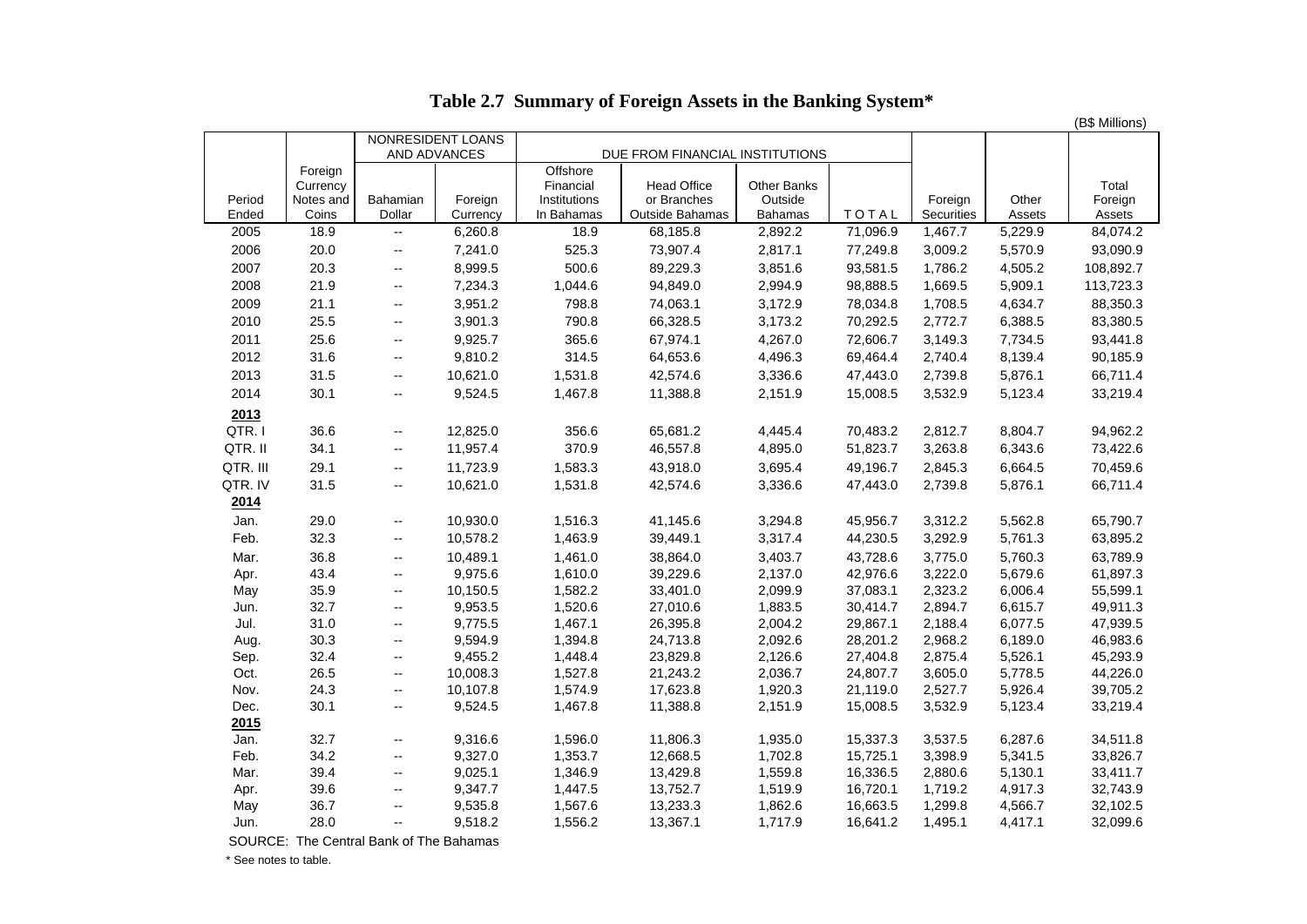# Table 2.7 Summary of Foreign Assets in the Banking System*

(B$ Millions)

| Period Ended | Foreign Currency Notes and Coins | NONRESIDENT LOANS AND ADVANCES | | DUE FROM FINANCIAL INSTITUTIONS | | | | Foreign Securities | Other Assets | Total Foreign Assets |
|---|---|---|---|---|---|---|---|---|---|---|
| | | Bahamian Dollar | Foreign Currency | Offshore Financial Institutions In Bahamas | Head Office or Branches Outside Bahamas | Other Banks Outside Bahamas | TOTAL | | | |
| 2005 | 18.9 | -- | 6,260.8 | 18.9 | 68,185.8 | 2,892.2 | 71,096.9 | 1,467.7 | 5,229.9 | 84,074.2 |
| 2006 | 20.0 | -- | 7,241.0 | 525.3 | 73,907.4 | 2,817.1 | 77,249.8 | 3,009.2 | 5,570.9 | 93,090.9 |
| 2007 | 20.3 | -- | 8,999.5 | 500.6 | 89,229.3 | 3,851.6 | 93,581.5 | 1,786.2 | 4,505.2 | 108,892.7 |
| 2008 | 21.9 | -- | 7,234.3 | 1,044.6 | 94,849.0 | 2,994.9 | 98,888.5 | 1,669.5 | 5,909.1 | 113,723.3 |
| 2009 | 21.1 | -- | 3,951.2 | 798.8 | 74,063.1 | 3,172.9 | 78,034.8 | 1,708.5 | 4,634.7 | 88,350.3 |
| 2010 | 25.5 | -- | 3,901.3 | 790.8 | 66,328.5 | 3,173.2 | 70,292.5 | 2,772.7 | 6,388.5 | 83,380.5 |
| 2011 | 25.6 | -- | 9,925.7 | 365.6 | 67,974.1 | 4,267.0 | 72,606.7 | 3,149.3 | 7,734.5 | 93,441.8 |
| 2012 | 31.6 | -- | 9,810.2 | 314.5 | 64,653.6 | 4,496.3 | 69,464.4 | 2,740.4 | 8,139.4 | 90,185.9 |
| 2013 | 31.5 | -- | 10,621.0 | 1,531.8 | 42,574.6 | 3,336.6 | 47,443.0 | 2,739.8 | 5,876.1 | 66,711.4 |
| 2014 | 30.1 | -- | 9,524.5 | 1,467.8 | 11,388.8 | 2,151.9 | 15,008.5 | 3,532.9 | 5,123.4 | 33,219.4 |
| **2013** | | | | | | | | | | |
| QTR. I | 36.6 | -- | 12,825.0 | 356.6 | 65,681.2 | 4,445.4 | 70,483.2 | 2,812.7 | 8,804.7 | 94,962.2 |
| QTR. II | 34.1 | -- | 11,957.4 | 370.9 | 46,557.8 | 4,895.0 | 51,823.7 | 3,263.8 | 6,343.6 | 73,422.6 |
| QTR. III | 29.1 | -- | 11,723.9 | 1,583.3 | 43,918.0 | 3,695.4 | 49,196.7 | 2,845.3 | 6,664.5 | 70,459.6 |
| QTR. IV | 31.5 | -- | 10,621.0 | 1,531.8 | 42,574.6 | 3,336.6 | 47,443.0 | 2,739.8 | 5,876.1 | 66,711.4 |
| **2014** | | | | | | | | | | |
| Jan. | 29.0 | -- | 10,930.0 | 1,516.3 | 41,145.6 | 3,294.8 | 45,956.7 | 3,312.2 | 5,562.8 | 65,790.7 |
| Feb. | 32.3 | -- | 10,578.2 | 1,463.9 | 39,449.1 | 3,317.4 | 44,230.5 | 3,292.9 | 5,761.3 | 63,895.2 |
| Mar. | 36.8 | -- | 10,489.1 | 1,461.0 | 38,864.0 | 3,403.7 | 43,728.6 | 3,775.0 | 5,760.3 | 63,789.9 |
| Apr. | 43.4 | -- | 9,975.6 | 1,610.0 | 39,229.6 | 2,137.0 | 42,976.6 | 3,222.0 | 5,679.6 | 61,897.3 |
| May | 35.9 | -- | 10,150.5 | 1,582.2 | 33,401.0 | 2,099.9 | 37,083.1 | 2,323.2 | 6,006.4 | 55,599.1 |
| Jun. | 32.7 | -- | 9,953.5 | 1,520.6 | 27,010.6 | 1,883.5 | 30,414.7 | 2,894.7 | 6,615.7 | 49,911.3 |
| Jul. | 31.0 | -- | 9,775.5 | 1,467.1 | 26,395.8 | 2,004.2 | 29,867.1 | 2,188.4 | 6,077.5 | 47,939.5 |
| Aug. | 30.3 | -- | 9,594.9 | 1,394.8 | 24,713.8 | 2,092.6 | 28,201.2 | 2,968.2 | 6,189.0 | 46,983.6 |
| Sep. | 32.4 | -- | 9,455.2 | 1,448.4 | 23,829.8 | 2,126.6 | 27,404.8 | 2,875.4 | 5,526.1 | 45,293.9 |
| Oct. | 26.5 | -- | 10,008.3 | 1,527.8 | 21,243.2 | 2,036.7 | 24,807.7 | 3,605.0 | 5,778.5 | 44,226.0 |
| Nov. | 24.3 | -- | 10,107.8 | 1,574.9 | 17,623.8 | 1,920.3 | 21,119.0 | 2,527.7 | 5,926.4 | 39,705.2 |
| Dec. | 30.1 | -- | 9,524.5 | 1,467.8 | 11,388.8 | 2,151.9 | 15,008.5 | 3,532.9 | 5,123.4 | 33,219.4 |
| **2015** | | | | | | | | | | |
| Jan. | 32.7 | -- | 9,316.6 | 1,596.0 | 11,806.3 | 1,935.0 | 15,337.3 | 3,537.5 | 6,287.6 | 34,511.8 |
| Feb. | 34.2 | -- | 9,327.0 | 1,353.7 | 12,668.5 | 1,702.8 | 15,725.1 | 3,398.9 | 5,341.5 | 33,826.7 |
| Mar. | 39.4 | -- | 9,025.1 | 1,346.9 | 13,429.8 | 1,559.8 | 16,336.5 | 2,880.6 | 5,130.1 | 33,411.7 |
| Apr. | 39.6 | -- | 9,347.7 | 1,447.5 | 13,752.7 | 1,519.9 | 16,720.1 | 1,719.2 | 4,917.3 | 32,743.9 |
| May | 36.7 | -- | 9,535.8 | 1,567.6 | 13,233.3 | 1,862.6 | 16,663.5 | 1,299.8 | 4,566.7 | 32,102.5 |
| Jun. | 28.0 | -- | 9,518.2 | 1,556.2 | 13,367.1 | 1,717.9 | 16,641.2 | 1,495.1 | 4,417.1 | 32,099.6 |

SOURCE: The Central Bank of The Bahamas

* See notes to table.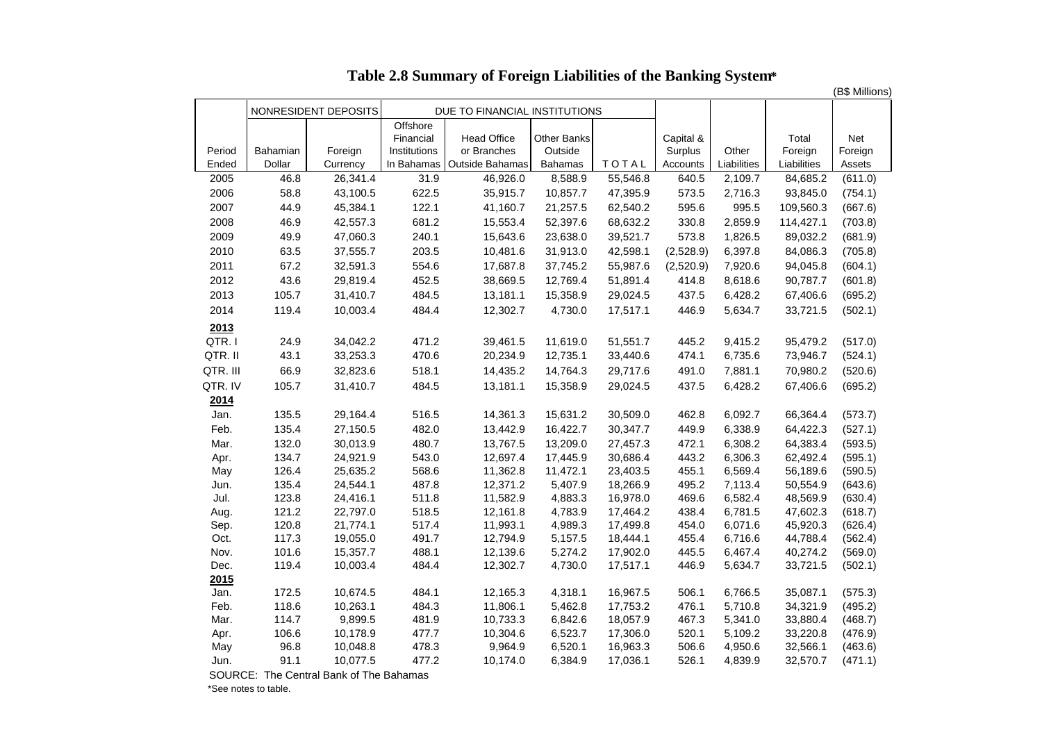# Table 2.8 Summary of Foreign Liabilities of the Banking System*

(B$ Millions)

| Period Ended | NONRESIDENT DEPOSITS | | DUE TO FINANCIAL INSTITUTIONS | | | | Capital & Surplus Accounts | Other Liabilities | Total Foreign Liabilities | Net Foreign Assets |
|---|---|---|---|---|---|---|---|---|---|---|
| | Bahamian Dollar | Foreign Currency | Offshore Financial Institutions In Bahamas | Head Office or Branches Outside Bahamas | Other Banks Outside Bahamas | TOTAL | | | | |
| 2005 | 46.8 | 26,341.4 | 31.9 | 46,926.0 | 8,588.9 | 55,546.8 | 640.5 | 2,109.7 | 84,685.2 | (611.0) |
| 2006 | 58.8 | 43,100.5 | 622.5 | 35,915.7 | 10,857.7 | 47,395.9 | 573.5 | 2,716.3 | 93,845.0 | (754.1) |
| 2007 | 44.9 | 45,384.1 | 122.1 | 41,160.7 | 21,257.5 | 62,540.2 | 595.6 | 995.5 | 109,560.3 | (667.6) |
| 2008 | 46.9 | 42,557.3 | 681.2 | 15,553.4 | 52,397.6 | 68,632.2 | 330.8 | 2,859.9 | 114,427.1 | (703.8) |
| 2009 | 49.9 | 47,060.3 | 240.1 | 15,643.6 | 23,638.0 | 39,521.7 | 573.8 | 1,826.5 | 89,032.2 | (681.9) |
| 2010 | 63.5 | 37,555.7 | 203.5 | 10,481.6 | 31,913.0 | 42,598.1 | (2,528.9) | 6,397.8 | 84,086.3 | (705.8) |
| 2011 | 67.2 | 32,591.3 | 554.6 | 17,687.8 | 37,745.2 | 55,987.6 | (2,520.9) | 7,920.6 | 94,045.8 | (604.1) |
| 2012 | 43.6 | 29,819.4 | 452.5 | 38,669.5 | 12,769.4 | 51,891.4 | 414.8 | 8,618.6 | 90,787.7 | (601.8) |
| 2013 | 105.7 | 31,410.7 | 484.5 | 13,181.1 | 15,358.9 | 29,024.5 | 437.5 | 6,428.2 | 67,406.6 | (695.2) |
| 2014 | 119.4 | 10,003.4 | 484.4 | 12,302.7 | 4,730.0 | 17,517.1 | 446.9 | 5,634.7 | 33,721.5 | (502.1) |
| **2013** | | | | | | | | | | |
| QTR. I | 24.9 | 34,042.2 | 471.2 | 39,461.5 | 11,619.0 | 51,551.7 | 445.2 | 9,415.2 | 95,479.2 | (517.0) |
| QTR. II | 43.1 | 33,253.3 | 470.6 | 20,234.9 | 12,735.1 | 33,440.6 | 474.1 | 6,735.6 | 73,946.7 | (524.1) |
| QTR. III | 66.9 | 32,823.6 | 518.1 | 14,435.2 | 14,764.3 | 29,717.6 | 491.0 | 7,881.1 | 70,980.2 | (520.6) |
| QTR. IV | 105.7 | 31,410.7 | 484.5 | 13,181.1 | 15,358.9 | 29,024.5 | 437.5 | 6,428.2 | 67,406.6 | (695.2) |
| **2014** | | | | | | | | | | |
| Jan. | 135.5 | 29,164.4 | 516.5 | 14,361.3 | 15,631.2 | 30,509.0 | 462.8 | 6,092.7 | 66,364.4 | (573.7) |
| Feb. | 135.4 | 27,150.5 | 482.0 | 13,442.9 | 16,422.7 | 30,347.7 | 449.9 | 6,338.9 | 64,422.3 | (527.1) |
| Mar. | 132.0 | 30,013.9 | 480.7 | 13,767.5 | 13,209.0 | 27,457.3 | 472.1 | 6,308.2 | 64,383.4 | (593.5) |
| Apr. | 134.7 | 24,921.9 | 543.0 | 12,697.4 | 17,445.9 | 30,686.4 | 443.2 | 6,306.3 | 62,492.4 | (595.1) |
| May | 126.4 | 25,635.2 | 568.6 | 11,362.8 | 11,472.1 | 23,403.5 | 455.1 | 6,569.4 | 56,189.6 | (590.5) |
| Jun. | 135.4 | 24,544.1 | 487.8 | 12,371.2 | 5,407.9 | 18,266.9 | 495.2 | 7,113.4 | 50,554.9 | (643.6) |
| Jul. | 123.8 | 24,416.1 | 511.8 | 11,582.9 | 4,883.3 | 16,978.0 | 469.6 | 6,582.4 | 48,569.9 | (630.4) |
| Aug. | 121.2 | 22,797.0 | 518.5 | 12,161.8 | 4,783.9 | 17,464.2 | 438.4 | 6,781.5 | 47,602.3 | (618.7) |
| Sep. | 120.8 | 21,774.1 | 517.4 | 11,993.1 | 4,989.3 | 17,499.8 | 454.0 | 6,071.6 | 45,920.3 | (626.4) |
| Oct. | 117.3 | 19,055.0 | 491.7 | 12,794.9 | 5,157.5 | 18,444.1 | 455.4 | 6,716.6 | 44,788.4 | (562.4) |
| Nov. | 101.6 | 15,357.7 | 488.1 | 12,139.6 | 5,274.2 | 17,902.0 | 445.5 | 6,467.4 | 40,274.2 | (569.0) |
| Dec. | 119.4 | 10,003.4 | 484.4 | 12,302.7 | 4,730.0 | 17,517.1 | 446.9 | 5,634.7 | 33,721.5 | (502.1) |
| **2015** | | | | | | | | | | |
| Jan. | 172.5 | 10,674.5 | 484.1 | 12,165.3 | 4,318.1 | 16,967.5 | 506.1 | 6,766.5 | 35,087.1 | (575.3) |
| Feb. | 118.6 | 10,263.1 | 484.3 | 11,806.1 | 5,462.8 | 17,753.2 | 476.1 | 5,710.8 | 34,321.9 | (495.2) |
| Mar. | 114.7 | 9,899.5 | 481.9 | 10,733.3 | 6,842.6 | 18,057.9 | 467.3 | 5,341.0 | 33,880.4 | (468.7) |
| Apr. | 106.6 | 10,178.9 | 477.7 | 10,304.6 | 6,523.7 | 17,306.0 | 520.1 | 5,109.2 | 33,220.8 | (476.9) |
| May | 96.8 | 10,048.8 | 478.3 | 9,964.9 | 6,520.1 | 16,963.3 | 506.6 | 4,950.6 | 32,566.1 | (463.6) |
| Jun. | 91.1 | 10,077.5 | 477.2 | 10,174.0 | 6,384.9 | 17,036.1 | 526.1 | 4,839.9 | 32,570.7 | (471.1) |

SOURCE: The Central Bank of The Bahamas

*See notes to table.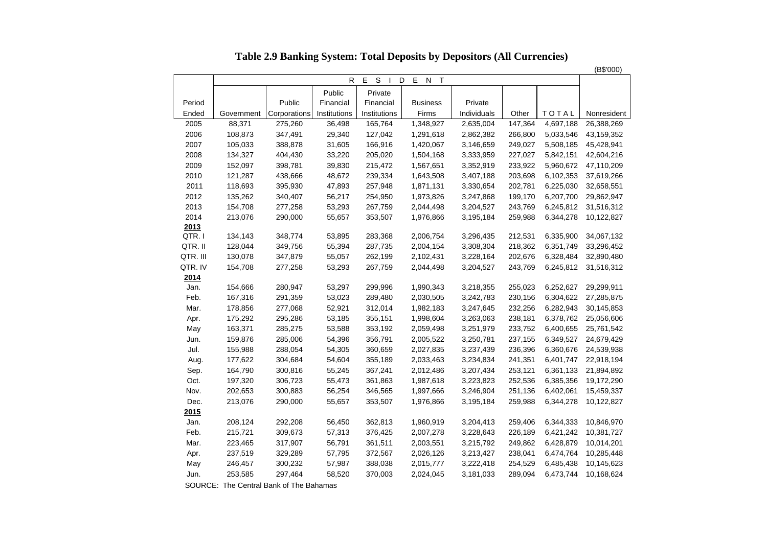# Table 2.9 Banking System: Total Deposits by Depositors (All Currencies)

(B$'000)

| Period Ended | RESIDENT | | | | | | | | |
|---|---|---|---|---|---|---|---|---|---|
| | Government | Public Corporations | Public Financial Institutions | Private Financial Institutions | Business Firms | Private Individuals | Other | TOTAL | Nonresident |
| 2005 | 88,371 | 275,260 | 36,498 | 165,764 | 1,348,927 | 2,635,004 | 147,364 | 4,697,188 | 26,388,269 |
| 2006 | 108,873 | 347,491 | 29,340 | 127,042 | 1,291,618 | 2,862,382 | 266,800 | 5,033,546 | 43,159,352 |
| 2007 | 105,033 | 388,878 | 31,605 | 166,916 | 1,420,067 | 3,146,659 | 249,027 | 5,508,185 | 45,428,941 |
| 2008 | 134,327 | 404,430 | 33,220 | 205,020 | 1,504,168 | 3,333,959 | 227,027 | 5,842,151 | 42,604,216 |
| 2009 | 152,097 | 398,781 | 39,830 | 215,472 | 1,567,651 | 3,352,919 | 233,922 | 5,960,672 | 47,110,209 |
| 2010 | 121,287 | 438,666 | 48,672 | 239,334 | 1,643,508 | 3,407,188 | 203,698 | 6,102,353 | 37,619,266 |
| 2011 | 118,693 | 395,930 | 47,893 | 257,948 | 1,871,131 | 3,330,654 | 202,781 | 6,225,030 | 32,658,551 |
| 2012 | 135,262 | 340,407 | 56,217 | 254,950 | 1,973,826 | 3,247,868 | 199,170 | 6,207,700 | 29,862,947 |
| 2013 | 154,708 | 277,258 | 53,293 | 267,759 | 2,044,498 | 3,204,527 | 243,769 | 6,245,812 | 31,516,312 |
| 2014 | 213,076 | 290,000 | 55,657 | 353,507 | 1,976,866 | 3,195,184 | 259,988 | 6,344,278 | 10,122,827 |
| **2013** | | | | | | | | | |
| QTR. I | 134,143 | 348,774 | 53,895 | 283,368 | 2,006,754 | 3,296,435 | 212,531 | 6,335,900 | 34,067,132 |
| QTR. II | 128,044 | 349,756 | 55,394 | 287,735 | 2,004,154 | 3,308,304 | 218,362 | 6,351,749 | 33,296,452 |
| QTR. III | 130,078 | 347,879 | 55,057 | 262,199 | 2,102,431 | 3,228,164 | 202,676 | 6,328,484 | 32,890,480 |
| QTR. IV | 154,708 | 277,258 | 53,293 | 267,759 | 2,044,498 | 3,204,527 | 243,769 | 6,245,812 | 31,516,312 |
| **2014** | | | | | | | | | |
| Jan. | 154,666 | 280,947 | 53,297 | 299,996 | 1,990,343 | 3,218,355 | 255,023 | 6,252,627 | 29,299,911 |
| Feb. | 167,316 | 291,359 | 53,023 | 289,480 | 2,030,505 | 3,242,783 | 230,156 | 6,304,622 | 27,285,875 |
| Mar. | 178,856 | 277,068 | 52,921 | 312,014 | 1,982,183 | 3,247,645 | 232,256 | 6,282,943 | 30,145,853 |
| Apr. | 175,292 | 295,286 | 53,185 | 355,151 | 1,998,604 | 3,263,063 | 238,181 | 6,378,762 | 25,056,606 |
| May | 163,371 | 285,275 | 53,588 | 353,192 | 2,059,498 | 3,251,979 | 233,752 | 6,400,655 | 25,761,542 |
| Jun. | 159,876 | 285,006 | 54,396 | 356,791 | 2,005,522 | 3,250,781 | 237,155 | 6,349,527 | 24,679,429 |
| Jul. | 155,988 | 288,054 | 54,305 | 360,659 | 2,027,835 | 3,237,439 | 236,396 | 6,360,676 | 24,539,938 |
| Aug. | 177,622 | 304,684 | 54,604 | 355,189 | 2,033,463 | 3,234,834 | 241,351 | 6,401,747 | 22,918,194 |
| Sep. | 164,790 | 300,816 | 55,245 | 367,241 | 2,012,486 | 3,207,434 | 253,121 | 6,361,133 | 21,894,892 |
| Oct. | 197,320 | 306,723 | 55,473 | 361,863 | 1,987,618 | 3,223,823 | 252,536 | 6,385,356 | 19,172,290 |
| Nov. | 202,653 | 300,883 | 56,254 | 346,565 | 1,997,666 | 3,246,904 | 251,136 | 6,402,061 | 15,459,337 |
| Dec. | 213,076 | 290,000 | 55,657 | 353,507 | 1,976,866 | 3,195,184 | 259,988 | 6,344,278 | 10,122,827 |
| **2015** | | | | | | | | | |
| Jan. | 208,124 | 292,208 | 56,450 | 362,813 | 1,960,919 | 3,204,413 | 259,406 | 6,344,333 | 10,846,970 |
| Feb. | 215,721 | 309,673 | 57,313 | 376,425 | 2,007,278 | 3,228,643 | 226,189 | 6,421,242 | 10,381,727 |
| Mar. | 223,465 | 317,907 | 56,791 | 361,511 | 2,003,551 | 3,215,792 | 249,862 | 6,428,879 | 10,014,201 |
| Apr. | 237,519 | 329,289 | 57,795 | 372,567 | 2,026,126 | 3,213,427 | 238,041 | 6,474,764 | 10,285,448 |
| May | 246,457 | 300,232 | 57,987 | 388,038 | 2,015,777 | 3,222,418 | 254,529 | 6,485,438 | 10,145,623 |
| Jun. | 253,585 | 297,464 | 58,520 | 370,003 | 2,024,045 | 3,181,033 | 289,094 | 6,473,744 | 10,168,624 |

SOURCE: The Central Bank of The Bahamas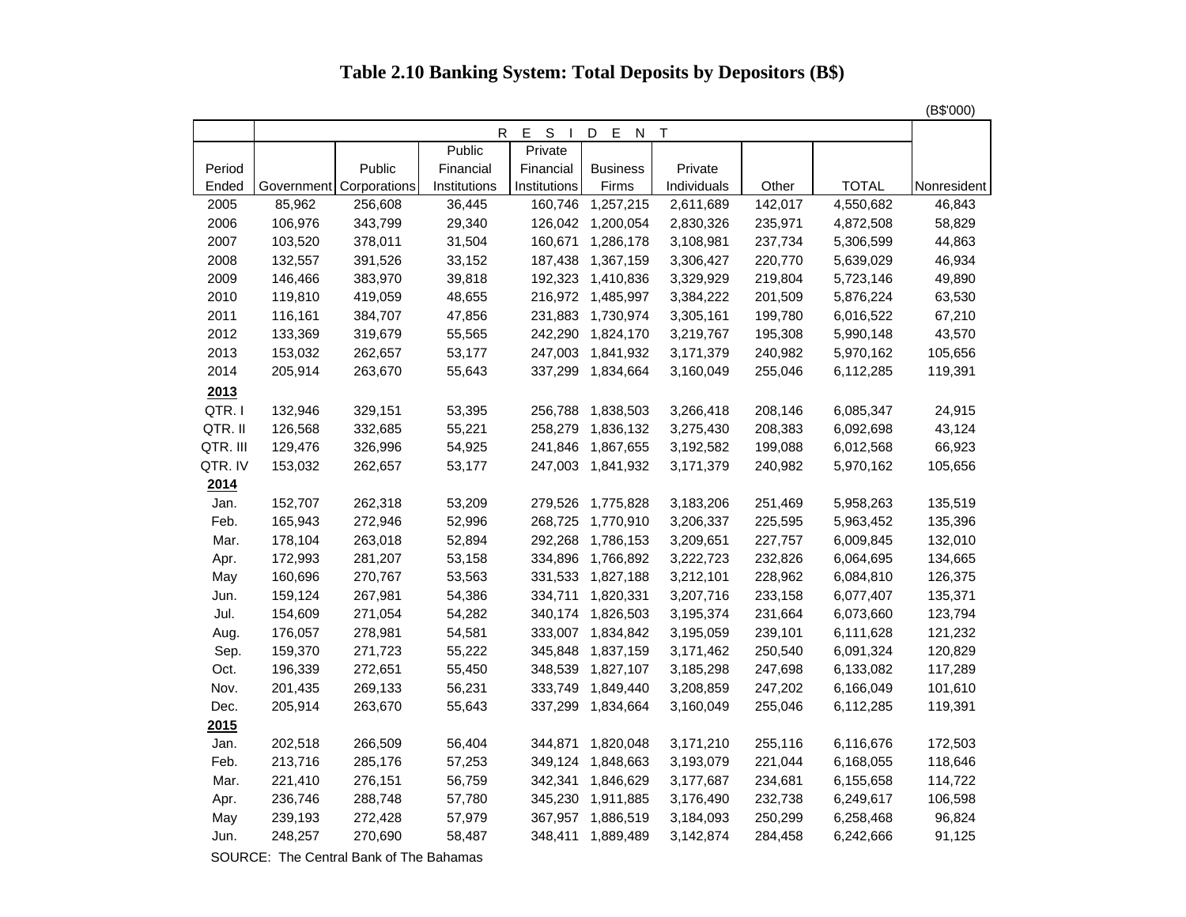# Table 2.10 Banking System: Total Deposits by Depositors (B$)

(B$'000)

| Period Ended | RESIDENT | | | | | | | | Nonresident |
|---|---|---|---|---|---|---|---|---|---|
| | Government | Public Corporations | Public Financial Institutions | Private Financial Institutions | Business Firms | Private Individuals | Other | TOTAL | |
| 2005 | 85,962 | 256,608 | 36,445 | 160,746 | 1,257,215 | 2,611,689 | 142,017 | 4,550,682 | 46,843 |
| 2006 | 106,976 | 343,799 | 29,340 | 126,042 | 1,200,054 | 2,830,326 | 235,971 | 4,872,508 | 58,829 |
| 2007 | 103,520 | 378,011 | 31,504 | 160,671 | 1,286,178 | 3,108,981 | 237,734 | 5,306,599 | 44,863 |
| 2008 | 132,557 | 391,526 | 33,152 | 187,438 | 1,367,159 | 3,306,427 | 220,770 | 5,639,029 | 46,934 |
| 2009 | 146,466 | 383,970 | 39,818 | 192,323 | 1,410,836 | 3,329,929 | 219,804 | 5,723,146 | 49,890 |
| 2010 | 119,810 | 419,059 | 48,655 | 216,972 | 1,485,997 | 3,384,222 | 201,509 | 5,876,224 | 63,530 |
| 2011 | 116,161 | 384,707 | 47,856 | 231,883 | 1,730,974 | 3,305,161 | 199,780 | 6,016,522 | 67,210 |
| 2012 | 133,369 | 319,679 | 55,565 | 242,290 | 1,824,170 | 3,219,767 | 195,308 | 5,990,148 | 43,570 |
| 2013 | 153,032 | 262,657 | 53,177 | 247,003 | 1,841,932 | 3,171,379 | 240,982 | 5,970,162 | 105,656 |
| 2014 | 205,914 | 263,670 | 55,643 | 337,299 | 1,834,664 | 3,160,049 | 255,046 | 6,112,285 | 119,391 |
| **2013** | | | | | | | | | |
| QTR. I | 132,946 | 329,151 | 53,395 | 256,788 | 1,838,503 | 3,266,418 | 208,146 | 6,085,347 | 24,915 |
| QTR. II | 126,568 | 332,685 | 55,221 | 258,279 | 1,836,132 | 3,275,430 | 208,383 | 6,092,698 | 43,124 |
| QTR. III | 129,476 | 326,996 | 54,925 | 241,846 | 1,867,655 | 3,192,582 | 199,088 | 6,012,568 | 66,923 |
| QTR. IV | 153,032 | 262,657 | 53,177 | 247,003 | 1,841,932 | 3,171,379 | 240,982 | 5,970,162 | 105,656 |
| **2014** | | | | | | | | | |
| Jan. | 152,707 | 262,318 | 53,209 | 279,526 | 1,775,828 | 3,183,206 | 251,469 | 5,958,263 | 135,519 |
| Feb. | 165,943 | 272,946 | 52,996 | 268,725 | 1,770,910 | 3,206,337 | 225,595 | 5,963,452 | 135,396 |
| Mar. | 178,104 | 263,018 | 52,894 | 292,268 | 1,786,153 | 3,209,651 | 227,757 | 6,009,845 | 132,010 |
| Apr. | 172,993 | 281,207 | 53,158 | 334,896 | 1,766,892 | 3,222,723 | 232,826 | 6,064,695 | 134,665 |
| May | 160,696 | 270,767 | 53,563 | 331,533 | 1,827,188 | 3,212,101 | 228,962 | 6,084,810 | 126,375 |
| Jun. | 159,124 | 267,981 | 54,386 | 334,711 | 1,820,331 | 3,207,716 | 233,158 | 6,077,407 | 135,371 |
| Jul. | 154,609 | 271,054 | 54,282 | 340,174 | 1,826,503 | 3,195,374 | 231,664 | 6,073,660 | 123,794 |
| Aug. | 176,057 | 278,981 | 54,581 | 333,007 | 1,834,842 | 3,195,059 | 239,101 | 6,111,628 | 121,232 |
| Sep. | 159,370 | 271,723 | 55,222 | 345,848 | 1,837,159 | 3,171,462 | 250,540 | 6,091,324 | 120,829 |
| Oct. | 196,339 | 272,651 | 55,450 | 348,539 | 1,827,107 | 3,185,298 | 247,698 | 6,133,082 | 117,289 |
| Nov. | 201,435 | 269,133 | 56,231 | 333,749 | 1,849,440 | 3,208,859 | 247,202 | 6,166,049 | 101,610 |
| Dec. | 205,914 | 263,670 | 55,643 | 337,299 | 1,834,664 | 3,160,049 | 255,046 | 6,112,285 | 119,391 |
| **2015** | | | | | | | | | |
| Jan. | 202,518 | 266,509 | 56,404 | 344,871 | 1,820,048 | 3,171,210 | 255,116 | 6,116,676 | 172,503 |
| Feb. | 213,716 | 285,176 | 57,253 | 349,124 | 1,848,663 | 3,193,079 | 221,044 | 6,168,055 | 118,646 |
| Mar. | 221,410 | 276,151 | 56,759 | 342,341 | 1,846,629 | 3,177,687 | 234,681 | 6,155,658 | 114,722 |
| Apr. | 236,746 | 288,748 | 57,780 | 345,230 | 1,911,885 | 3,176,490 | 232,738 | 6,249,617 | 106,598 |
| May | 239,193 | 272,428 | 57,979 | 367,957 | 1,886,519 | 3,184,093 | 250,299 | 6,258,468 | 96,824 |
| Jun. | 248,257 | 270,690 | 58,487 | 348,411 | 1,889,489 | 3,142,874 | 284,458 | 6,242,666 | 91,125 |

SOURCE: The Central Bank of The Bahamas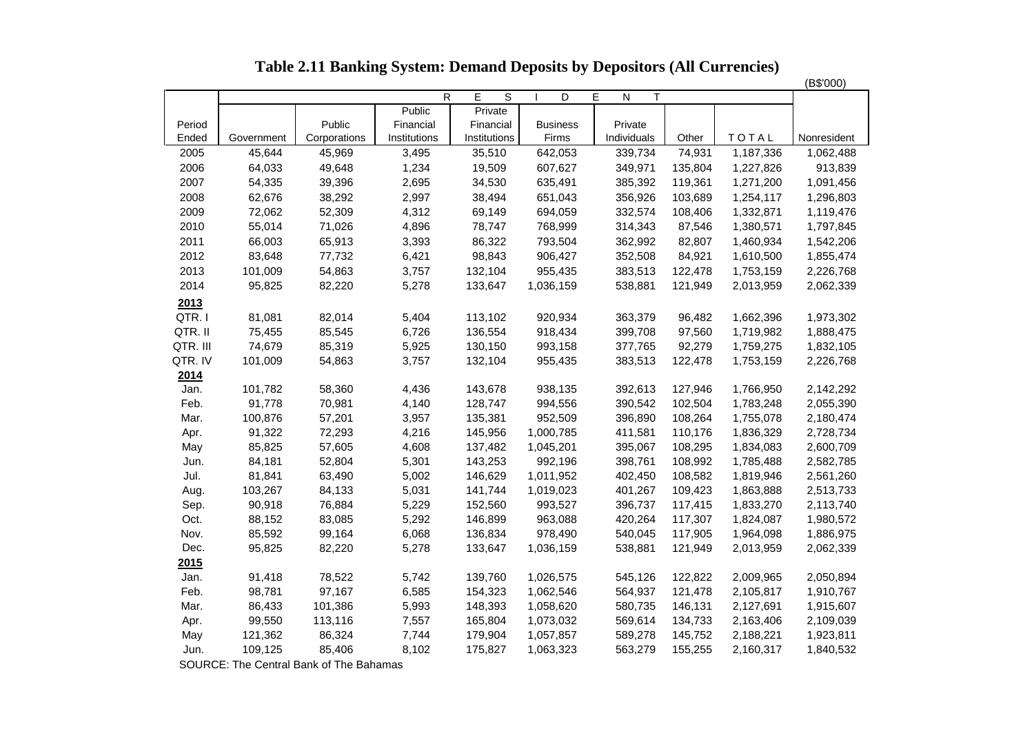# Table 2.11 Banking System: Demand Deposits by Depositors (All Currencies)

(B$'000)

| Period Ended | RESIDENT | | | | | | | | Nonresident |
|---|---|---|---|---|---|---|---|---|---|
| | Government | Public Corporations | Public Financial Institutions | Private Financial Institutions | Business Firms | Private Individuals | Other | TOTAL | |
| 2005 | 45,644 | 45,969 | 3,495 | 35,510 | 642,053 | 339,734 | 74,931 | 1,187,336 | 1,062,488 |
| 2006 | 64,033 | 49,648 | 1,234 | 19,509 | 607,627 | 349,971 | 135,804 | 1,227,826 | 913,839 |
| 2007 | 54,335 | 39,396 | 2,695 | 34,530 | 635,491 | 385,392 | 119,361 | 1,271,200 | 1,091,456 |
| 2008 | 62,676 | 38,292 | 2,997 | 38,494 | 651,043 | 356,926 | 103,689 | 1,254,117 | 1,296,803 |
| 2009 | 72,062 | 52,309 | 4,312 | 69,149 | 694,059 | 332,574 | 108,406 | 1,332,871 | 1,119,476 |
| 2010 | 55,014 | 71,026 | 4,896 | 78,747 | 768,999 | 314,343 | 87,546 | 1,380,571 | 1,797,845 |
| 2011 | 66,003 | 65,913 | 3,393 | 86,322 | 793,504 | 362,992 | 82,807 | 1,460,934 | 1,542,206 |
| 2012 | 83,648 | 77,732 | 6,421 | 98,843 | 906,427 | 352,508 | 84,921 | 1,610,500 | 1,855,474 |
| 2013 | 101,009 | 54,863 | 3,757 | 132,104 | 955,435 | 383,513 | 122,478 | 1,753,159 | 2,226,768 |
| 2014 | 95,825 | 82,220 | 5,278 | 133,647 | 1,036,159 | 538,881 | 121,949 | 2,013,959 | 2,062,339 |
| **2013** | | | | | | | | | |
| QTR. I | 81,081 | 82,014 | 5,404 | 113,102 | 920,934 | 363,379 | 96,482 | 1,662,396 | 1,973,302 |
| QTR. II | 75,455 | 85,545 | 6,726 | 136,554 | 918,434 | 399,708 | 97,560 | 1,719,982 | 1,888,475 |
| QTR. III | 74,679 | 85,319 | 5,925 | 130,150 | 993,158 | 377,765 | 92,279 | 1,759,275 | 1,832,105 |
| QTR. IV | 101,009 | 54,863 | 3,757 | 132,104 | 955,435 | 383,513 | 122,478 | 1,753,159 | 2,226,768 |
| **2014** | | | | | | | | | |
| Jan. | 101,782 | 58,360 | 4,436 | 143,678 | 938,135 | 392,613 | 127,946 | 1,766,950 | 2,142,292 |
| Feb. | 91,778 | 70,981 | 4,140 | 128,747 | 994,556 | 390,542 | 102,504 | 1,783,248 | 2,055,390 |
| Mar. | 100,876 | 57,201 | 3,957 | 135,381 | 952,509 | 396,890 | 108,264 | 1,755,078 | 2,180,474 |
| Apr. | 91,322 | 72,293 | 4,216 | 145,956 | 1,000,785 | 411,581 | 110,176 | 1,836,329 | 2,728,734 |
| May | 85,825 | 57,605 | 4,608 | 137,482 | 1,045,201 | 395,067 | 108,295 | 1,834,083 | 2,600,709 |
| Jun. | 84,181 | 52,804 | 5,301 | 143,253 | 992,196 | 398,761 | 108,992 | 1,785,488 | 2,582,785 |
| Jul. | 81,841 | 63,490 | 5,002 | 146,629 | 1,011,952 | 402,450 | 108,582 | 1,819,946 | 2,561,260 |
| Aug. | 103,267 | 84,133 | 5,031 | 141,744 | 1,019,023 | 401,267 | 109,423 | 1,863,888 | 2,513,733 |
| Sep. | 90,918 | 76,884 | 5,229 | 152,560 | 993,527 | 396,737 | 117,415 | 1,833,270 | 2,113,740 |
| Oct. | 88,152 | 83,085 | 5,292 | 146,899 | 963,088 | 420,264 | 117,307 | 1,824,087 | 1,980,572 |
| Nov. | 85,592 | 99,164 | 6,068 | 136,834 | 978,490 | 540,045 | 117,905 | 1,964,098 | 1,886,975 |
| Dec. | 95,825 | 82,220 | 5,278 | 133,647 | 1,036,159 | 538,881 | 121,949 | 2,013,959 | 2,062,339 |
| **2015** | | | | | | | | | |
| Jan. | 91,418 | 78,522 | 5,742 | 139,760 | 1,026,575 | 545,126 | 122,822 | 2,009,965 | 2,050,894 |
| Feb. | 98,781 | 97,167 | 6,585 | 154,323 | 1,062,546 | 564,937 | 121,478 | 2,105,817 | 1,910,767 |
| Mar. | 86,433 | 101,386 | 5,993 | 148,393 | 1,058,620 | 580,735 | 146,131 | 2,127,691 | 1,915,607 |
| Apr. | 99,550 | 113,116 | 7,557 | 165,804 | 1,073,032 | 569,614 | 134,733 | 2,163,406 | 2,109,039 |
| May | 121,362 | 86,324 | 7,744 | 179,904 | 1,057,857 | 589,278 | 145,752 | 2,188,221 | 1,923,811 |
| Jun. | 109,125 | 85,406 | 8,102 | 175,827 | 1,063,323 | 563,279 | 155,255 | 2,160,317 | 1,840,532 |

SOURCE: The Central Bank of The Bahamas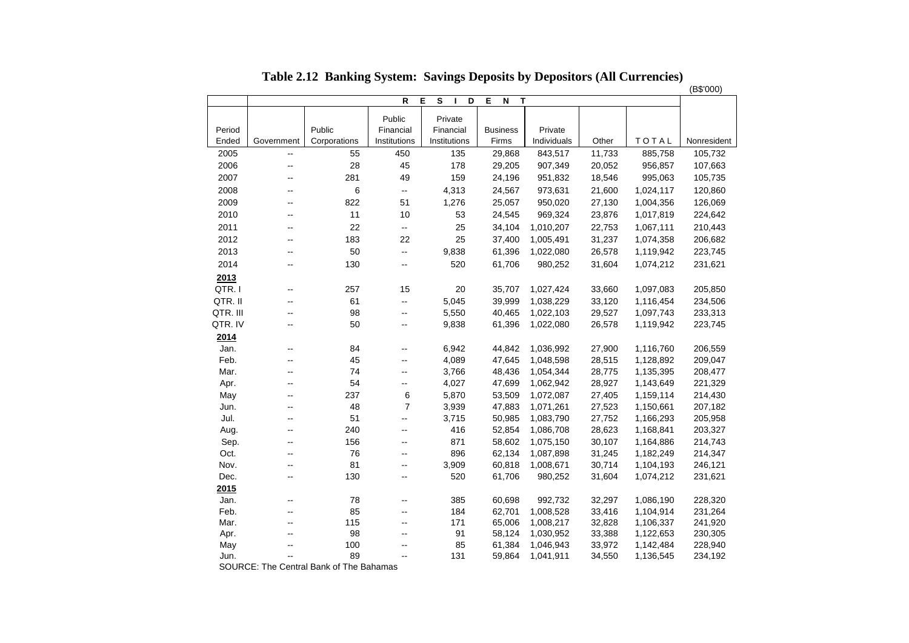# Table 2.12 Banking System: Savings Deposits by Depositors (All Currencies)

(B$'000)

| | RESIDENT | | | | | | | | |
|---|---|---|---|---|---|---|---|---|---|
| Period Ended | Government | Public Corporations | Public Financial Institutions | Private Financial Institutions | Business Firms | Private Individuals | Other | TOTAL | Nonresident |
| 2005 | -- | 55 | 450 | 135 | 29,868 | 843,517 | 11,733 | 885,758 | 105,732 |
| 2006 | -- | 28 | 45 | 178 | 29,205 | 907,349 | 20,052 | 956,857 | 107,663 |
| 2007 | -- | 281 | 49 | 159 | 24,196 | 951,832 | 18,546 | 995,063 | 105,735 |
| 2008 | -- | 6 | -- | 4,313 | 24,567 | 973,631 | 21,600 | 1,024,117 | 120,860 |
| 2009 | -- | 822 | 51 | 1,276 | 25,057 | 950,020 | 27,130 | 1,004,356 | 126,069 |
| 2010 | -- | 11 | 10 | 53 | 24,545 | 969,324 | 23,876 | 1,017,819 | 224,642 |
| 2011 | -- | 22 | -- | 25 | 34,104 | 1,010,207 | 22,753 | 1,067,111 | 210,443 |
| 2012 | -- | 183 | 22 | 25 | 37,400 | 1,005,491 | 31,237 | 1,074,358 | 206,682 |
| 2013 | -- | 50 | -- | 9,838 | 61,396 | 1,022,080 | 26,578 | 1,119,942 | 223,745 |
| 2014 | -- | 130 | -- | 520 | 61,706 | 980,252 | 31,604 | 1,074,212 | 231,621 |
| **2013** | | | | | | | | | |
| QTR. I | -- | 257 | 15 | 20 | 35,707 | 1,027,424 | 33,660 | 1,097,083 | 205,850 |
| QTR. II | -- | 61 | -- | 5,045 | 39,999 | 1,038,229 | 33,120 | 1,116,454 | 234,506 |
| QTR. III | -- | 98 | -- | 5,550 | 40,465 | 1,022,103 | 29,527 | 1,097,743 | 233,313 |
| QTR. IV | -- | 50 | -- | 9,838 | 61,396 | 1,022,080 | 26,578 | 1,119,942 | 223,745 |
| **2014** | | | | | | | | | |
| Jan. | -- | 84 | -- | 6,942 | 44,842 | 1,036,992 | 27,900 | 1,116,760 | 206,559 |
| Feb. | -- | 45 | -- | 4,089 | 47,645 | 1,048,598 | 28,515 | 1,128,892 | 209,047 |
| Mar. | -- | 74 | -- | 3,766 | 48,436 | 1,054,344 | 28,775 | 1,135,395 | 208,477 |
| Apr. | -- | 54 | -- | 4,027 | 47,699 | 1,062,942 | 28,927 | 1,143,649 | 221,329 |
| May | -- | 237 | 6 | 5,870 | 53,509 | 1,072,087 | 27,405 | 1,159,114 | 214,430 |
| Jun. | -- | 48 | 7 | 3,939 | 47,883 | 1,071,261 | 27,523 | 1,150,661 | 207,182 |
| Jul. | -- | 51 | -- | 3,715 | 50,985 | 1,083,790 | 27,752 | 1,166,293 | 205,958 |
| Aug. | -- | 240 | -- | 416 | 52,854 | 1,086,708 | 28,623 | 1,168,841 | 203,327 |
| Sep. | -- | 156 | -- | 871 | 58,602 | 1,075,150 | 30,107 | 1,164,886 | 214,743 |
| Oct. | -- | 76 | -- | 896 | 62,134 | 1,087,898 | 31,245 | 1,182,249 | 214,347 |
| Nov. | -- | 81 | -- | 3,909 | 60,818 | 1,008,671 | 30,714 | 1,104,193 | 246,121 |
| Dec. | -- | 130 | -- | 520 | 61,706 | 980,252 | 31,604 | 1,074,212 | 231,621 |
| **2015** | | | | | | | | | |
| Jan. | -- | 78 | -- | 385 | 60,698 | 992,732 | 32,297 | 1,086,190 | 228,320 |
| Feb. | -- | 85 | -- | 184 | 62,701 | 1,008,528 | 33,416 | 1,104,914 | 231,264 |
| Mar. | -- | 115 | -- | 171 | 65,006 | 1,008,217 | 32,828 | 1,106,337 | 241,920 |
| Apr. | -- | 98 | -- | 91 | 58,124 | 1,030,952 | 33,388 | 1,122,653 | 230,305 |
| May | -- | 100 | -- | 85 | 61,384 | 1,046,943 | 33,972 | 1,142,484 | 228,940 |
| Jun. | -- | 89 | -- | 131 | 59,864 | 1,041,911 | 34,550 | 1,136,545 | 234,192 |

SOURCE: The Central Bank of The Bahamas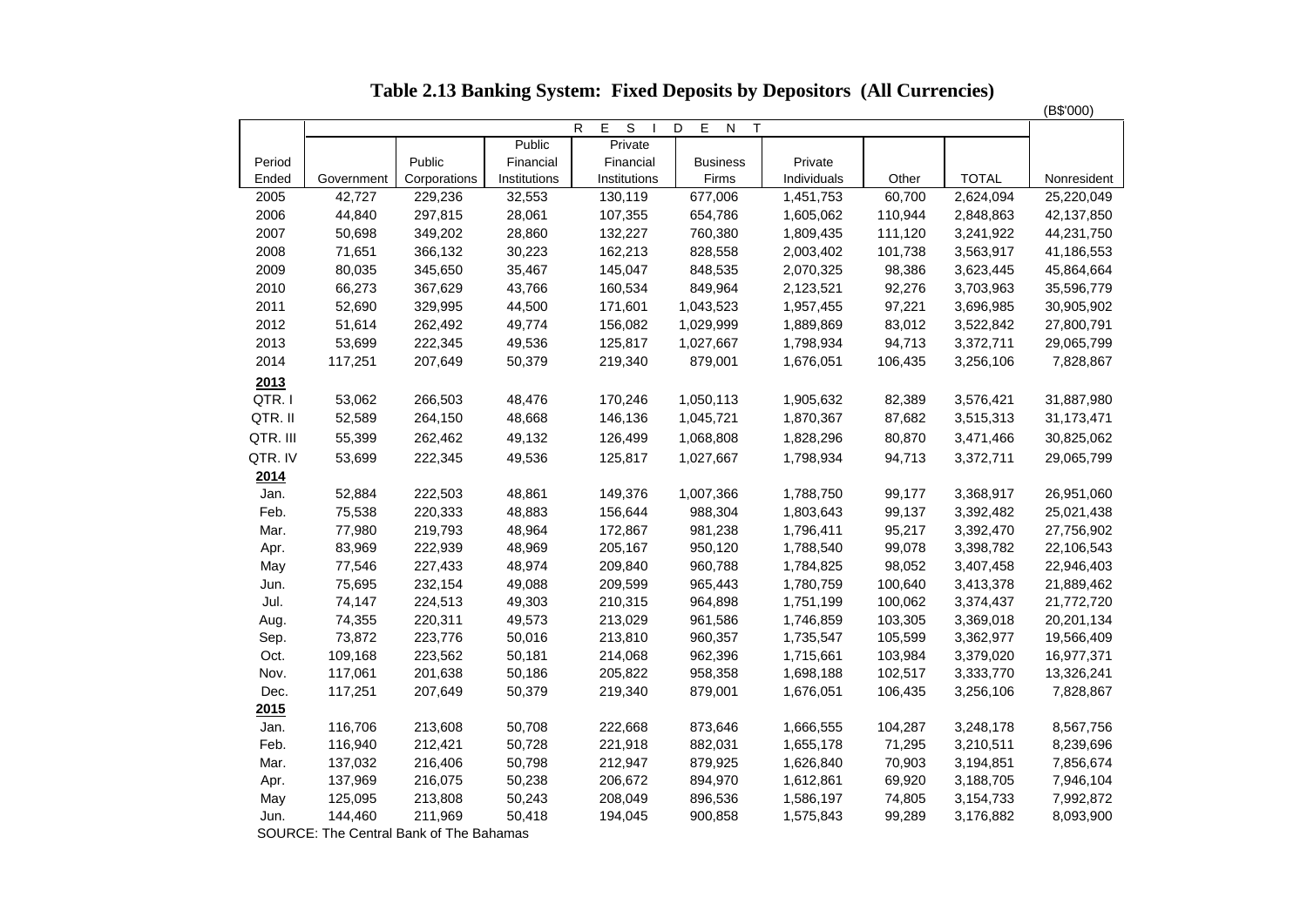# Table 2.13 Banking System: Fixed Deposits by Depositors (All Currencies)

(B$'000)

| | R E S I D E N T | | | | | | | | |
|---|---|---|---|---|---|---|---|---|---|
| Period Ended | Government | Public Corporations | Public Financial Institutions | Private Financial Institutions | Business Firms | Private Individuals | Other | TOTAL | Nonresident |
| 2005 | 42,727 | 229,236 | 32,553 | 130,119 | 677,006 | 1,451,753 | 60,700 | 2,624,094 | 25,220,049 |
| 2006 | 44,840 | 297,815 | 28,061 | 107,355 | 654,786 | 1,605,062 | 110,944 | 2,848,863 | 42,137,850 |
| 2007 | 50,698 | 349,202 | 28,860 | 132,227 | 760,380 | 1,809,435 | 111,120 | 3,241,922 | 44,231,750 |
| 2008 | 71,651 | 366,132 | 30,223 | 162,213 | 828,558 | 2,003,402 | 101,738 | 3,563,917 | 41,186,553 |
| 2009 | 80,035 | 345,650 | 35,467 | 145,047 | 848,535 | 2,070,325 | 98,386 | 3,623,445 | 45,864,664 |
| 2010 | 66,273 | 367,629 | 43,766 | 160,534 | 849,964 | 2,123,521 | 92,276 | 3,703,963 | 35,596,779 |
| 2011 | 52,690 | 329,995 | 44,500 | 171,601 | 1,043,523 | 1,957,455 | 97,221 | 3,696,985 | 30,905,902 |
| 2012 | 51,614 | 262,492 | 49,774 | 156,082 | 1,029,999 | 1,889,869 | 83,012 | 3,522,842 | 27,800,791 |
| 2013 | 53,699 | 222,345 | 49,536 | 125,817 | 1,027,667 | 1,798,934 | 94,713 | 3,372,711 | 29,065,799 |
| 2014 | 117,251 | 207,649 | 50,379 | 219,340 | 879,001 | 1,676,051 | 106,435 | 3,256,106 | 7,828,867 |
| **2013** | | | | | | | | | |
| QTR. I | 53,062 | 266,503 | 48,476 | 170,246 | 1,050,113 | 1,905,632 | 82,389 | 3,576,421 | 31,887,980 |
| QTR. II | 52,589 | 264,150 | 48,668 | 146,136 | 1,045,721 | 1,870,367 | 87,682 | 3,515,313 | 31,173,471 |
| QTR. III | 55,399 | 262,462 | 49,132 | 126,499 | 1,068,808 | 1,828,296 | 80,870 | 3,471,466 | 30,825,062 |
| QTR. IV | 53,699 | 222,345 | 49,536 | 125,817 | 1,027,667 | 1,798,934 | 94,713 | 3,372,711 | 29,065,799 |
| **2014** | | | | | | | | | |
| Jan. | 52,884 | 222,503 | 48,861 | 149,376 | 1,007,366 | 1,788,750 | 99,177 | 3,368,917 | 26,951,060 |
| Feb. | 75,538 | 220,333 | 48,883 | 156,644 | 988,304 | 1,803,643 | 99,137 | 3,392,482 | 25,021,438 |
| Mar. | 77,980 | 219,793 | 48,964 | 172,867 | 981,238 | 1,796,411 | 95,217 | 3,392,470 | 27,756,902 |
| Apr. | 83,969 | 222,939 | 48,969 | 205,167 | 950,120 | 1,788,540 | 99,078 | 3,398,782 | 22,106,543 |
| May | 77,546 | 227,433 | 48,974 | 209,840 | 960,788 | 1,784,825 | 98,052 | 3,407,458 | 22,946,403 |
| Jun. | 75,695 | 232,154 | 49,088 | 209,599 | 965,443 | 1,780,759 | 100,640 | 3,413,378 | 21,889,462 |
| Jul. | 74,147 | 224,513 | 49,303 | 210,315 | 964,898 | 1,751,199 | 100,062 | 3,374,437 | 21,772,720 |
| Aug. | 74,355 | 220,311 | 49,573 | 213,029 | 961,586 | 1,746,859 | 103,305 | 3,369,018 | 20,201,134 |
| Sep. | 73,872 | 223,776 | 50,016 | 213,810 | 960,357 | 1,735,547 | 105,599 | 3,362,977 | 19,566,409 |
| Oct. | 109,168 | 223,562 | 50,181 | 214,068 | 962,396 | 1,715,661 | 103,984 | 3,379,020 | 16,977,371 |
| Nov. | 117,061 | 201,638 | 50,186 | 205,822 | 958,358 | 1,698,188 | 102,517 | 3,333,770 | 13,326,241 |
| Dec. | 117,251 | 207,649 | 50,379 | 219,340 | 879,001 | 1,676,051 | 106,435 | 3,256,106 | 7,828,867 |
| **2015** | | | | | | | | | |
| Jan. | 116,706 | 213,608 | 50,708 | 222,668 | 873,646 | 1,666,555 | 104,287 | 3,248,178 | 8,567,756 |
| Feb. | 116,940 | 212,421 | 50,728 | 221,918 | 882,031 | 1,655,178 | 71,295 | 3,210,511 | 8,239,696 |
| Mar. | 137,032 | 216,406 | 50,798 | 212,947 | 879,925 | 1,626,840 | 70,903 | 3,194,851 | 7,856,674 |
| Apr. | 137,969 | 216,075 | 50,238 | 206,672 | 894,970 | 1,612,861 | 69,920 | 3,188,705 | 7,946,104 |
| May | 125,095 | 213,808 | 50,243 | 208,049 | 896,536 | 1,586,197 | 74,805 | 3,154,733 | 7,992,872 |
| Jun. | 144,460 | 211,969 | 50,418 | 194,045 | 900,858 | 1,575,843 | 99,289 | 3,176,882 | 8,093,900 |

SOURCE: The Central Bank of The Bahamas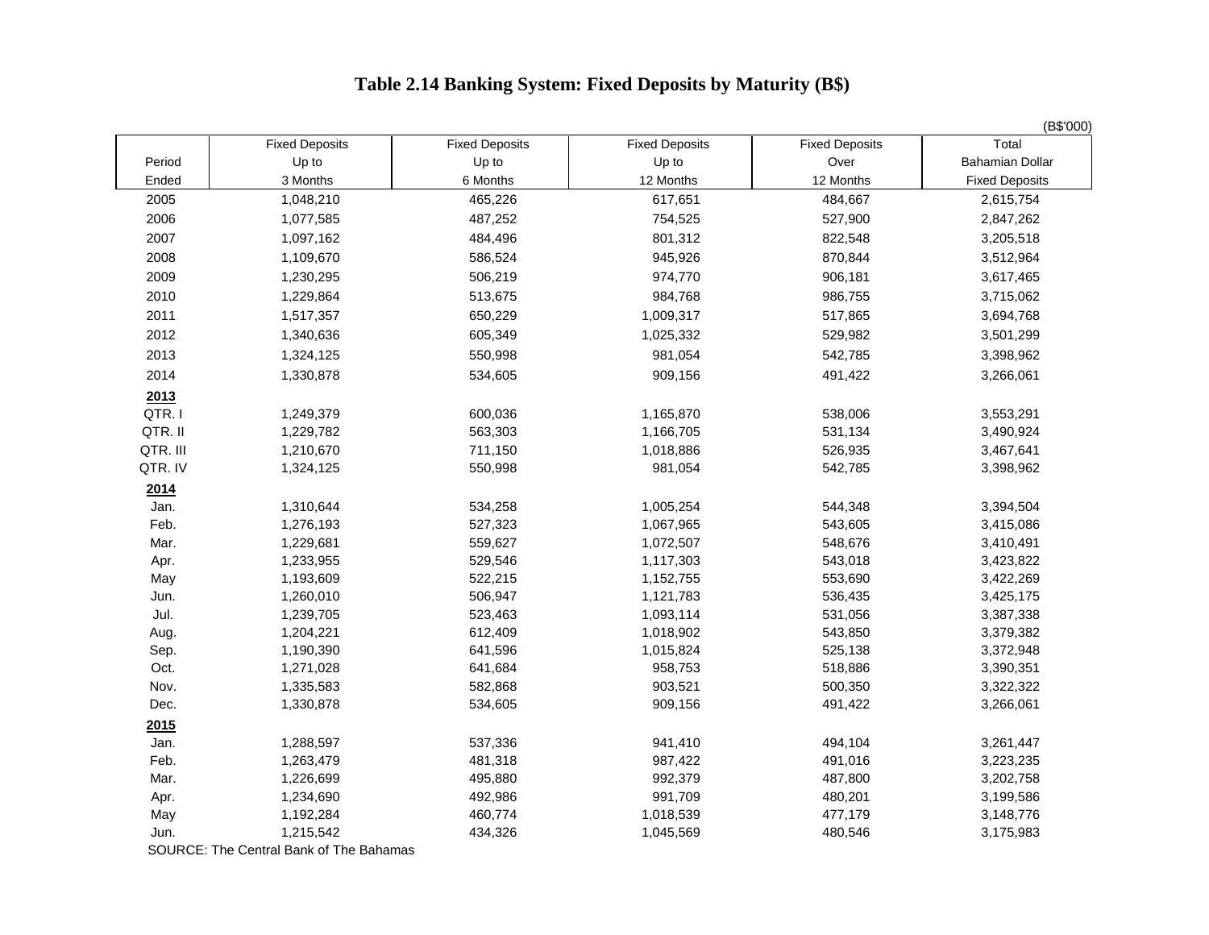# Table 2.14 Banking System: Fixed Deposits by Maturity (B$)

(B$'000)

| Period Ended | Fixed Deposits Up to 3 Months | Fixed Deposits Up to 6 Months | Fixed Deposits Up to 12 Months | Fixed Deposits Over 12 Months | Total Bahamian Dollar Fixed Deposits |
|---|---|---|---|---|---|
| 2005 | 1,048,210 | 465,226 | 617,651 | 484,667 | 2,615,754 |
| 2006 | 1,077,585 | 487,252 | 754,525 | 527,900 | 2,847,262 |
| 2007 | 1,097,162 | 484,496 | 801,312 | 822,548 | 3,205,518 |
| 2008 | 1,109,670 | 586,524 | 945,926 | 870,844 | 3,512,964 |
| 2009 | 1,230,295 | 506,219 | 974,770 | 906,181 | 3,617,465 |
| 2010 | 1,229,864 | 513,675 | 984,768 | 986,755 | 3,715,062 |
| 2011 | 1,517,357 | 650,229 | 1,009,317 | 517,865 | 3,694,768 |
| 2012 | 1,340,636 | 605,349 | 1,025,332 | 529,982 | 3,501,299 |
| 2013 | 1,324,125 | 550,998 | 981,054 | 542,785 | 3,398,962 |
| 2014 | 1,330,878 | 534,605 | 909,156 | 491,422 | 3,266,061 |
| **2013** | | | | | |
| QTR. I | 1,249,379 | 600,036 | 1,165,870 | 538,006 | 3,553,291 |
| QTR. II | 1,229,782 | 563,303 | 1,166,705 | 531,134 | 3,490,924 |
| QTR. III | 1,210,670 | 711,150 | 1,018,886 | 526,935 | 3,467,641 |
| QTR. IV | 1,324,125 | 550,998 | 981,054 | 542,785 | 3,398,962 |
| **2014** | | | | | |
| Jan. | 1,310,644 | 534,258 | 1,005,254 | 544,348 | 3,394,504 |
| Feb. | 1,276,193 | 527,323 | 1,067,965 | 543,605 | 3,415,086 |
| Mar. | 1,229,681 | 559,627 | 1,072,507 | 548,676 | 3,410,491 |
| Apr. | 1,233,955 | 529,546 | 1,117,303 | 543,018 | 3,423,822 |
| May | 1,193,609 | 522,215 | 1,152,755 | 553,690 | 3,422,269 |
| Jun. | 1,260,010 | 506,947 | 1,121,783 | 536,435 | 3,425,175 |
| Jul. | 1,239,705 | 523,463 | 1,093,114 | 531,056 | 3,387,338 |
| Aug. | 1,204,221 | 612,409 | 1,018,902 | 543,850 | 3,379,382 |
| Sep. | 1,190,390 | 641,596 | 1,015,824 | 525,138 | 3,372,948 |
| Oct. | 1,271,028 | 641,684 | 958,753 | 518,886 | 3,390,351 |
| Nov. | 1,335,583 | 582,868 | 903,521 | 500,350 | 3,322,322 |
| Dec. | 1,330,878 | 534,605 | 909,156 | 491,422 | 3,266,061 |
| **2015** | | | | | |
| Jan. | 1,288,597 | 537,336 | 941,410 | 494,104 | 3,261,447 |
| Feb. | 1,263,479 | 481,318 | 987,422 | 491,016 | 3,223,235 |
| Mar. | 1,226,699 | 495,880 | 992,379 | 487,800 | 3,202,758 |
| Apr. | 1,234,690 | 492,986 | 991,709 | 480,201 | 3,199,586 |
| May | 1,192,284 | 460,774 | 1,018,539 | 477,179 | 3,148,776 |
| Jun. | 1,215,542 | 434,326 | 1,045,569 | 480,546 | 3,175,983 |

SOURCE: The Central Bank of The Bahamas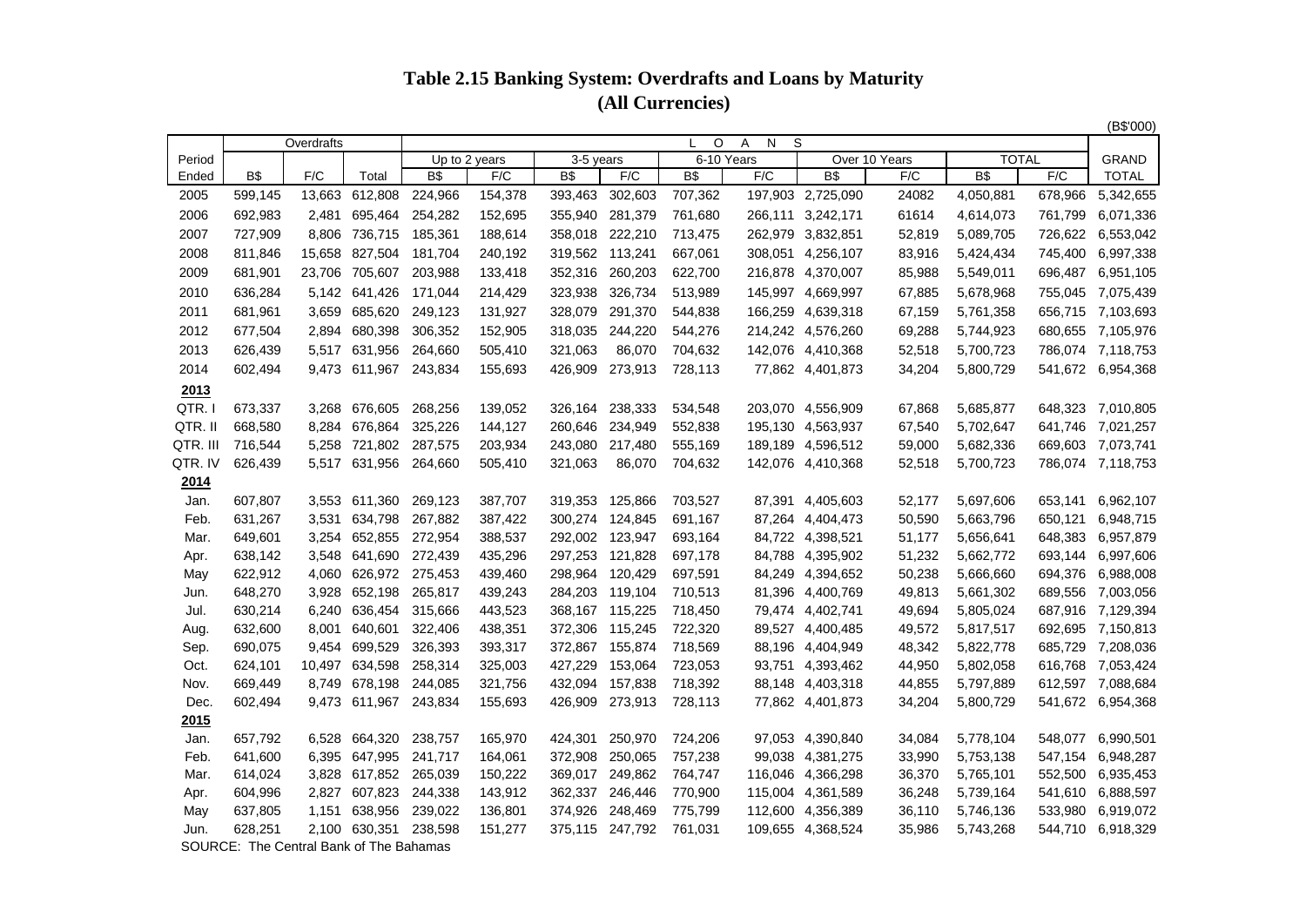# Table 2.15 Banking System: Overdrafts and Loans by Maturity
## (All Currencies)

(B$'000)

| Period | Overdrafts | | | LOANS | | | | | | | | | | |
|---|---|---|---|---|---|---|---|---|---|---|---|---|---|---|
| | | | | Up to 2 years | | 3-5 years | | 6-10 Years | | Over 10 Years | | TOTAL | | GRAND |
| Ended | B$ | F/C | Total | B$ | F/C | B$ | F/C | B$ | F/C | B$ | F/C | B$ | F/C | TOTAL |
| 2005 | 599,145 | 13,663 | 612,808 | 224,966 | 154,378 | 393,463 | 302,603 | 707,362 | 197,903 | 2,725,090 | 24082 | 4,050,881 | 678,966 | 5,342,655 |
| 2006 | 692,983 | 2,481 | 695,464 | 254,282 | 152,695 | 355,940 | 281,379 | 761,680 | 266,111 | 3,242,171 | 61614 | 4,614,073 | 761,799 | 6,071,336 |
| 2007 | 727,909 | 8,806 | 736,715 | 185,361 | 188,614 | 358,018 | 222,210 | 713,475 | 262,979 | 3,832,851 | 52,819 | 5,089,705 | 726,622 | 6,553,042 |
| 2008 | 811,846 | 15,658 | 827,504 | 181,704 | 240,192 | 319,562 | 113,241 | 667,061 | 308,051 | 4,256,107 | 83,916 | 5,424,434 | 745,400 | 6,997,338 |
| 2009 | 681,901 | 23,706 | 705,607 | 203,988 | 133,418 | 352,316 | 260,203 | 622,700 | 216,878 | 4,370,007 | 85,988 | 5,549,011 | 696,487 | 6,951,105 |
| 2010 | 636,284 | 5,142 | 641,426 | 171,044 | 214,429 | 323,938 | 326,734 | 513,989 | 145,997 | 4,669,997 | 67,885 | 5,678,968 | 755,045 | 7,075,439 |
| 2011 | 681,961 | 3,659 | 685,620 | 249,123 | 131,927 | 328,079 | 291,370 | 544,838 | 166,259 | 4,639,318 | 67,159 | 5,761,358 | 656,715 | 7,103,693 |
| 2012 | 677,504 | 2,894 | 680,398 | 306,352 | 152,905 | 318,035 | 244,220 | 544,276 | 214,242 | 4,576,260 | 69,288 | 5,744,923 | 680,655 | 7,105,976 |
| 2013 | 626,439 | 5,517 | 631,956 | 264,660 | 505,410 | 321,063 | 86,070 | 704,632 | 142,076 | 4,410,368 | 52,518 | 5,700,723 | 786,074 | 7,118,753 |
| 2014 | 602,494 | 9,473 | 611,967 | 243,834 | 155,693 | 426,909 | 273,913 | 728,113 | 77,862 | 4,401,873 | 34,204 | 5,800,729 | 541,672 | 6,954,368 |
| **2013** | | | | | | | | | | | | | | |
| QTR. I | 673,337 | 3,268 | 676,605 | 268,256 | 139,052 | 326,164 | 238,333 | 534,548 | 203,070 | 4,556,909 | 67,868 | 5,685,877 | 648,323 | 7,010,805 |
| QTR. II | 668,580 | 8,284 | 676,864 | 325,226 | 144,127 | 260,646 | 234,949 | 552,838 | 195,130 | 4,563,937 | 67,540 | 5,702,647 | 641,746 | 7,021,257 |
| QTR. III | 716,544 | 5,258 | 721,802 | 287,575 | 203,934 | 243,080 | 217,480 | 555,169 | 189,189 | 4,596,512 | 59,000 | 5,682,336 | 669,603 | 7,073,741 |
| QTR. IV | 626,439 | 5,517 | 631,956 | 264,660 | 505,410 | 321,063 | 86,070 | 704,632 | 142,076 | 4,410,368 | 52,518 | 5,700,723 | 786,074 | 7,118,753 |
| **2014** | | | | | | | | | | | | | | |
| Jan. | 607,807 | 3,553 | 611,360 | 269,123 | 387,707 | 319,353 | 125,866 | 703,527 | 87,391 | 4,405,603 | 52,177 | 5,697,606 | 653,141 | 6,962,107 |
| Feb. | 631,267 | 3,531 | 634,798 | 267,882 | 387,422 | 300,274 | 124,845 | 691,167 | 87,264 | 4,404,473 | 50,590 | 5,663,796 | 650,121 | 6,948,715 |
| Mar. | 649,601 | 3,254 | 652,855 | 272,954 | 388,537 | 292,002 | 123,947 | 693,164 | 84,722 | 4,398,521 | 51,177 | 5,656,641 | 648,383 | 6,957,879 |
| Apr. | 638,142 | 3,548 | 641,690 | 272,439 | 435,296 | 297,253 | 121,828 | 697,178 | 84,788 | 4,395,902 | 51,232 | 5,662,772 | 693,144 | 6,997,606 |
| May | 622,912 | 4,060 | 626,972 | 275,453 | 439,460 | 298,964 | 120,429 | 697,591 | 84,249 | 4,394,652 | 50,238 | 5,666,660 | 694,376 | 6,988,008 |
| Jun. | 648,270 | 3,928 | 652,198 | 265,817 | 439,243 | 284,203 | 119,104 | 710,513 | 81,396 | 4,400,769 | 49,813 | 5,661,302 | 689,556 | 7,003,056 |
| Jul. | 630,214 | 6,240 | 636,454 | 315,666 | 443,523 | 368,167 | 115,225 | 718,450 | 79,474 | 4,402,741 | 49,694 | 5,805,024 | 687,916 | 7,129,394 |
| Aug. | 632,600 | 8,001 | 640,601 | 322,406 | 438,351 | 372,306 | 115,245 | 722,320 | 89,527 | 4,400,485 | 49,572 | 5,817,517 | 692,695 | 7,150,813 |
| Sep. | 690,075 | 9,454 | 699,529 | 326,393 | 393,317 | 372,867 | 155,874 | 718,569 | 88,196 | 4,404,949 | 48,342 | 5,822,778 | 685,729 | 7,208,036 |
| Oct. | 624,101 | 10,497 | 634,598 | 258,314 | 325,003 | 427,229 | 153,064 | 723,053 | 93,751 | 4,393,462 | 44,950 | 5,802,058 | 616,768 | 7,053,424 |
| Nov. | 669,449 | 8,749 | 678,198 | 244,085 | 321,756 | 432,094 | 157,838 | 718,392 | 88,148 | 4,403,318 | 44,855 | 5,797,889 | 612,597 | 7,088,684 |
| Dec. | 602,494 | 9,473 | 611,967 | 243,834 | 155,693 | 426,909 | 273,913 | 728,113 | 77,862 | 4,401,873 | 34,204 | 5,800,729 | 541,672 | 6,954,368 |
| **2015** | | | | | | | | | | | | | | |
| Jan. | 657,792 | 6,528 | 664,320 | 238,757 | 165,970 | 424,301 | 250,970 | 724,206 | 97,053 | 4,390,840 | 34,084 | 5,778,104 | 548,077 | 6,990,501 |
| Feb. | 641,600 | 6,395 | 647,995 | 241,717 | 164,061 | 372,908 | 250,065 | 757,238 | 99,038 | 4,381,275 | 33,990 | 5,753,138 | 547,154 | 6,948,287 |
| Mar. | 614,024 | 3,828 | 617,852 | 265,039 | 150,222 | 369,017 | 249,862 | 764,747 | 116,046 | 4,366,298 | 36,370 | 5,765,101 | 552,500 | 6,935,453 |
| Apr. | 604,996 | 2,827 | 607,823 | 244,338 | 143,912 | 362,337 | 246,446 | 770,900 | 115,004 | 4,361,589 | 36,248 | 5,739,164 | 541,610 | 6,888,597 |
| May | 637,805 | 1,151 | 638,956 | 239,022 | 136,801 | 374,926 | 248,469 | 775,799 | 112,600 | 4,356,389 | 36,110 | 5,746,136 | 533,980 | 6,919,072 |
| Jun. | 628,251 | 2,100 | 630,351 | 238,598 | 151,277 | 375,115 | 247,792 | 761,031 | 109,655 | 4,368,524 | 35,986 | 5,743,268 | 544,710 | 6,918,329 |

SOURCE: The Central Bank of The Bahamas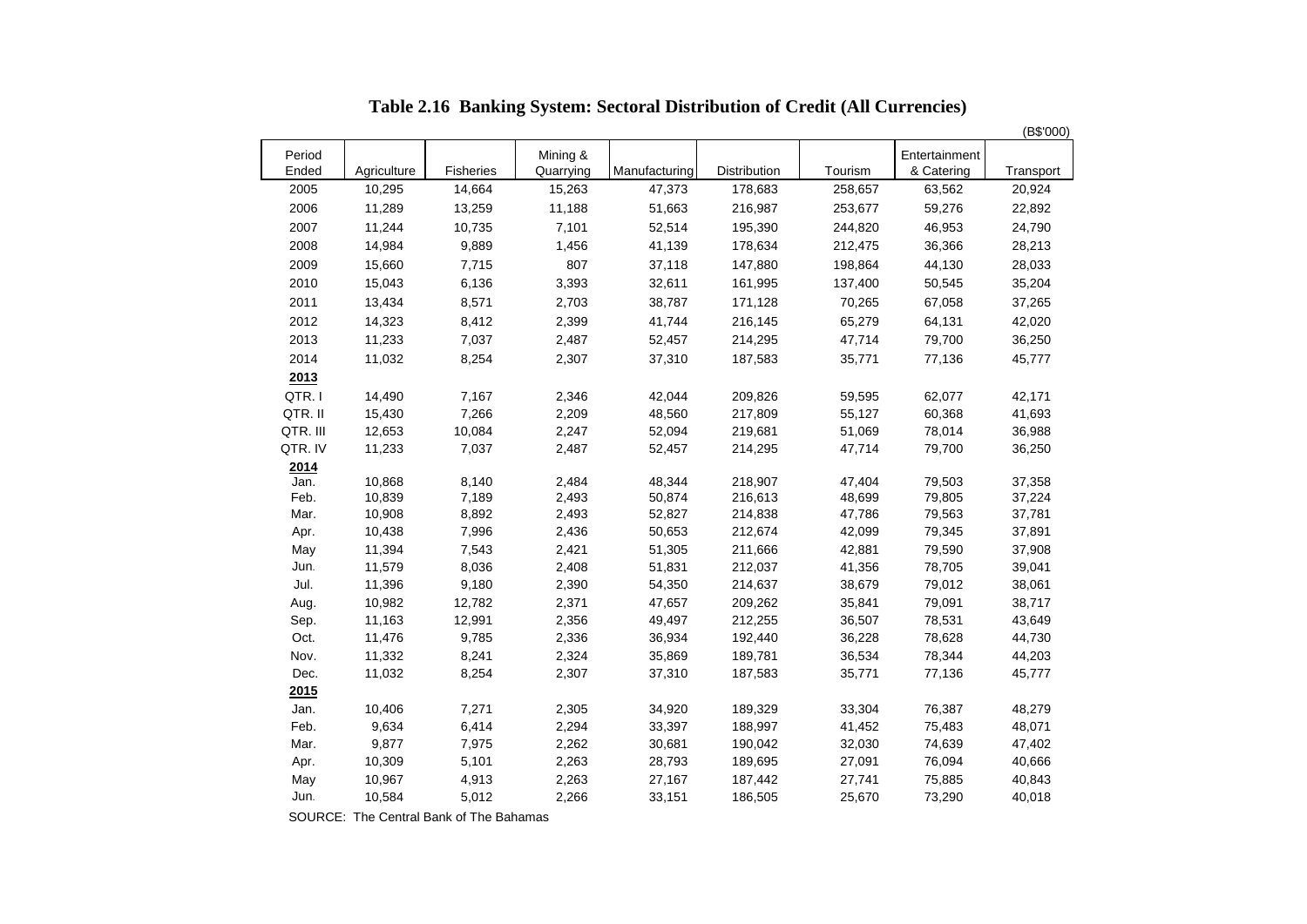# Table 2.16 Banking System: Sectoral Distribution of Credit (All Currencies)

(B$'000)

| Period Ended | Agriculture | Fisheries | Mining & Quarrying | Manufacturing | Distribution | Tourism | Entertainment & Catering | Transport |
|---|---|---|---|---|---|---|---|---|
| 2005 | 10,295 | 14,664 | 15,263 | 47,373 | 178,683 | 258,657 | 63,562 | 20,924 |
| 2006 | 11,289 | 13,259 | 11,188 | 51,663 | 216,987 | 253,677 | 59,276 | 22,892 |
| 2007 | 11,244 | 10,735 | 7,101 | 52,514 | 195,390 | 244,820 | 46,953 | 24,790 |
| 2008 | 14,984 | 9,889 | 1,456 | 41,139 | 178,634 | 212,475 | 36,366 | 28,213 |
| 2009 | 15,660 | 7,715 | 807 | 37,118 | 147,880 | 198,864 | 44,130 | 28,033 |
| 2010 | 15,043 | 6,136 | 3,393 | 32,611 | 161,995 | 137,400 | 50,545 | 35,204 |
| 2011 | 13,434 | 8,571 | 2,703 | 38,787 | 171,128 | 70,265 | 67,058 | 37,265 |
| 2012 | 14,323 | 8,412 | 2,399 | 41,744 | 216,145 | 65,279 | 64,131 | 42,020 |
| 2013 | 11,233 | 7,037 | 2,487 | 52,457 | 214,295 | 47,714 | 79,700 | 36,250 |
| 2014 | 11,032 | 8,254 | 2,307 | 37,310 | 187,583 | 35,771 | 77,136 | 45,777 |
| **2013** | | | | | | | | |
| QTR. I | 14,490 | 7,167 | 2,346 | 42,044 | 209,826 | 59,595 | 62,077 | 42,171 |
| QTR. II | 15,430 | 7,266 | 2,209 | 48,560 | 217,809 | 55,127 | 60,368 | 41,693 |
| QTR. III | 12,653 | 10,084 | 2,247 | 52,094 | 219,681 | 51,069 | 78,014 | 36,988 |
| QTR. IV | 11,233 | 7,037 | 2,487 | 52,457 | 214,295 | 47,714 | 79,700 | 36,250 |
| **2014** | | | | | | | | |
| Jan. | 10,868 | 8,140 | 2,484 | 48,344 | 218,907 | 47,404 | 79,503 | 37,358 |
| Feb. | 10,839 | 7,189 | 2,493 | 50,874 | 216,613 | 48,699 | 79,805 | 37,224 |
| Mar. | 10,908 | 8,892 | 2,493 | 52,827 | 214,838 | 47,786 | 79,563 | 37,781 |
| Apr. | 10,438 | 7,996 | 2,436 | 50,653 | 212,674 | 42,099 | 79,345 | 37,891 |
| May | 11,394 | 7,543 | 2,421 | 51,305 | 211,666 | 42,881 | 79,590 | 37,908 |
| Jun. | 11,579 | 8,036 | 2,408 | 51,831 | 212,037 | 41,356 | 78,705 | 39,041 |
| Jul. | 11,396 | 9,180 | 2,390 | 54,350 | 214,637 | 38,679 | 79,012 | 38,061 |
| Aug. | 10,982 | 12,782 | 2,371 | 47,657 | 209,262 | 35,841 | 79,091 | 38,717 |
| Sep. | 11,163 | 12,991 | 2,356 | 49,497 | 212,255 | 36,507 | 78,531 | 43,649 |
| Oct. | 11,476 | 9,785 | 2,336 | 36,934 | 192,440 | 36,228 | 78,628 | 44,730 |
| Nov. | 11,332 | 8,241 | 2,324 | 35,869 | 189,781 | 36,534 | 78,344 | 44,203 |
| Dec. | 11,032 | 8,254 | 2,307 | 37,310 | 187,583 | 35,771 | 77,136 | 45,777 |
| **2015** | | | | | | | | |
| Jan. | 10,406 | 7,271 | 2,305 | 34,920 | 189,329 | 33,304 | 76,387 | 48,279 |
| Feb. | 9,634 | 6,414 | 2,294 | 33,397 | 188,997 | 41,452 | 75,483 | 48,071 |
| Mar. | 9,877 | 7,975 | 2,262 | 30,681 | 190,042 | 32,030 | 74,639 | 47,402 |
| Apr. | 10,309 | 5,101 | 2,263 | 28,793 | 189,695 | 27,091 | 76,094 | 40,666 |
| May | 10,967 | 4,913 | 2,263 | 27,167 | 187,442 | 27,741 | 75,885 | 40,843 |
| Jun. | 10,584 | 5,012 | 2,266 | 33,151 | 186,505 | 25,670 | 73,290 | 40,018 |

SOURCE: The Central Bank of The Bahamas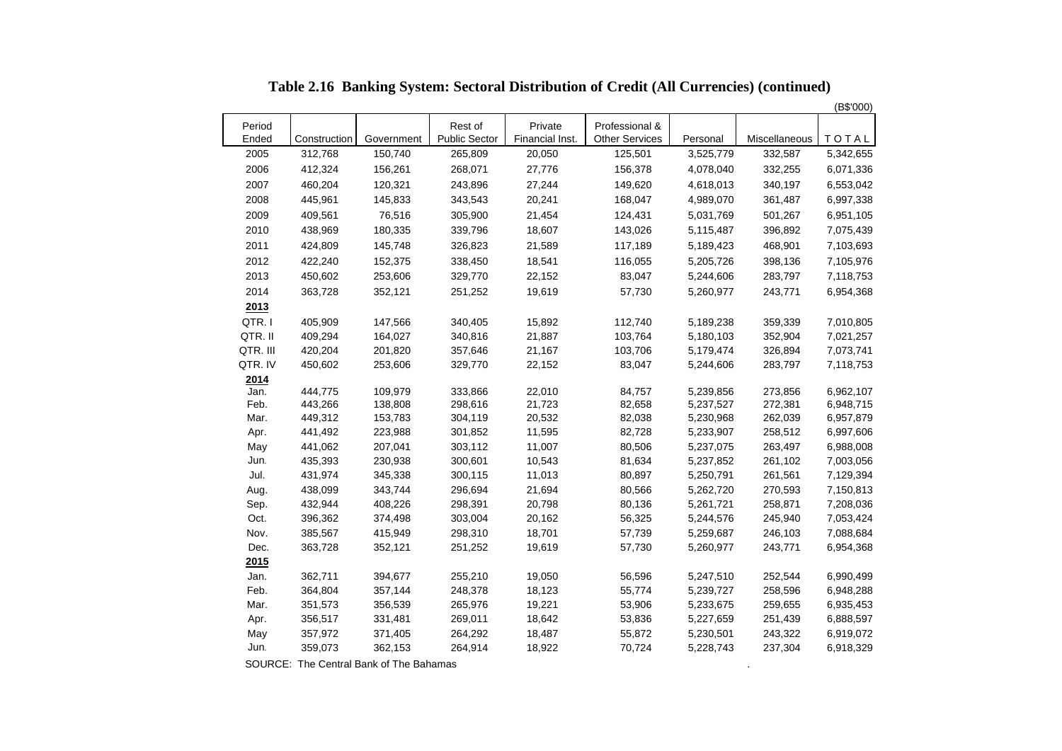# Table 2.16 Banking System: Sectoral Distribution of Credit (All Currencies) (continued)

(B$'000)

| Period Ended | Construction | Government | Rest of Public Sector | Private Financial Inst. | Professional & Other Services | Personal | Miscellaneous | TOTAL |
|---|---|---|---|---|---|---|---|---|
| 2005 | 312,768 | 150,740 | 265,809 | 20,050 | 125,501 | 3,525,779 | 332,587 | 5,342,655 |
| 2006 | 412,324 | 156,261 | 268,071 | 27,776 | 156,378 | 4,078,040 | 332,255 | 6,071,336 |
| 2007 | 460,204 | 120,321 | 243,896 | 27,244 | 149,620 | 4,618,013 | 340,197 | 6,553,042 |
| 2008 | 445,961 | 145,833 | 343,543 | 20,241 | 168,047 | 4,989,070 | 361,487 | 6,997,338 |
| 2009 | 409,561 | 76,516 | 305,900 | 21,454 | 124,431 | 5,031,769 | 501,267 | 6,951,105 |
| 2010 | 438,969 | 180,335 | 339,796 | 18,607 | 143,026 | 5,115,487 | 396,892 | 7,075,439 |
| 2011 | 424,809 | 145,748 | 326,823 | 21,589 | 117,189 | 5,189,423 | 468,901 | 7,103,693 |
| 2012 | 422,240 | 152,375 | 338,450 | 18,541 | 116,055 | 5,205,726 | 398,136 | 7,105,976 |
| 2013 | 450,602 | 253,606 | 329,770 | 22,152 | 83,047 | 5,244,606 | 283,797 | 7,118,753 |
| 2014 | 363,728 | 352,121 | 251,252 | 19,619 | 57,730 | 5,260,977 | 243,771 | 6,954,368 |
| **2013** | | | | | | | | |
| QTR. I | 405,909 | 147,566 | 340,405 | 15,892 | 112,740 | 5,189,238 | 359,339 | 7,010,805 |
| QTR. II | 409,294 | 164,027 | 340,816 | 21,887 | 103,764 | 5,180,103 | 352,904 | 7,021,257 |
| QTR. III | 420,204 | 201,820 | 357,646 | 21,167 | 103,706 | 5,179,474 | 326,894 | 7,073,741 |
| QTR. IV | 450,602 | 253,606 | 329,770 | 22,152 | 83,047 | 5,244,606 | 283,797 | 7,118,753 |
| **2014** | | | | | | | | |
| Jan. | 444,775 | 109,979 | 333,866 | 22,010 | 84,757 | 5,239,856 | 273,856 | 6,962,107 |
| Feb. | 443,266 | 138,808 | 298,616 | 21,723 | 82,658 | 5,237,527 | 272,381 | 6,948,715 |
| Mar. | 449,312 | 153,783 | 304,119 | 20,532 | 82,038 | 5,230,968 | 262,039 | 6,957,879 |
| Apr. | 441,492 | 223,988 | 301,852 | 11,595 | 82,728 | 5,233,907 | 258,512 | 6,997,606 |
| May | 441,062 | 207,041 | 303,112 | 11,007 | 80,506 | 5,237,075 | 263,497 | 6,988,008 |
| Jun. | 435,393 | 230,938 | 300,601 | 10,543 | 81,634 | 5,237,852 | 261,102 | 7,003,056 |
| Jul. | 431,974 | 345,338 | 300,115 | 11,013 | 80,897 | 5,250,791 | 261,561 | 7,129,394 |
| Aug. | 438,099 | 343,744 | 296,694 | 21,694 | 80,566 | 5,262,720 | 270,593 | 7,150,813 |
| Sep. | 432,944 | 408,226 | 298,391 | 20,798 | 80,136 | 5,261,721 | 258,871 | 7,208,036 |
| Oct. | 396,362 | 374,498 | 303,004 | 20,162 | 56,325 | 5,244,576 | 245,940 | 7,053,424 |
| Nov. | 385,567 | 415,949 | 298,310 | 18,701 | 57,739 | 5,259,687 | 246,103 | 7,088,684 |
| Dec. | 363,728 | 352,121 | 251,252 | 19,619 | 57,730 | 5,260,977 | 243,771 | 6,954,368 |
| **2015** | | | | | | | | |
| Jan. | 362,711 | 394,677 | 255,210 | 19,050 | 56,596 | 5,247,510 | 252,544 | 6,990,499 |
| Feb. | 364,804 | 357,144 | 248,378 | 18,123 | 55,774 | 5,239,727 | 258,596 | 6,948,288 |
| Mar. | 351,573 | 356,539 | 265,976 | 19,221 | 53,906 | 5,233,675 | 259,655 | 6,935,453 |
| Apr. | 356,517 | 331,481 | 269,011 | 18,642 | 53,836 | 5,227,659 | 251,439 | 6,888,597 |
| May | 357,972 | 371,405 | 264,292 | 18,487 | 55,872 | 5,230,501 | 243,322 | 6,919,072 |
| Jun. | 359,073 | 362,153 | 264,914 | 18,922 | 70,724 | 5,228,743 | 237,304 | 6,918,329 |

SOURCE: The Central Bank of The Bahamas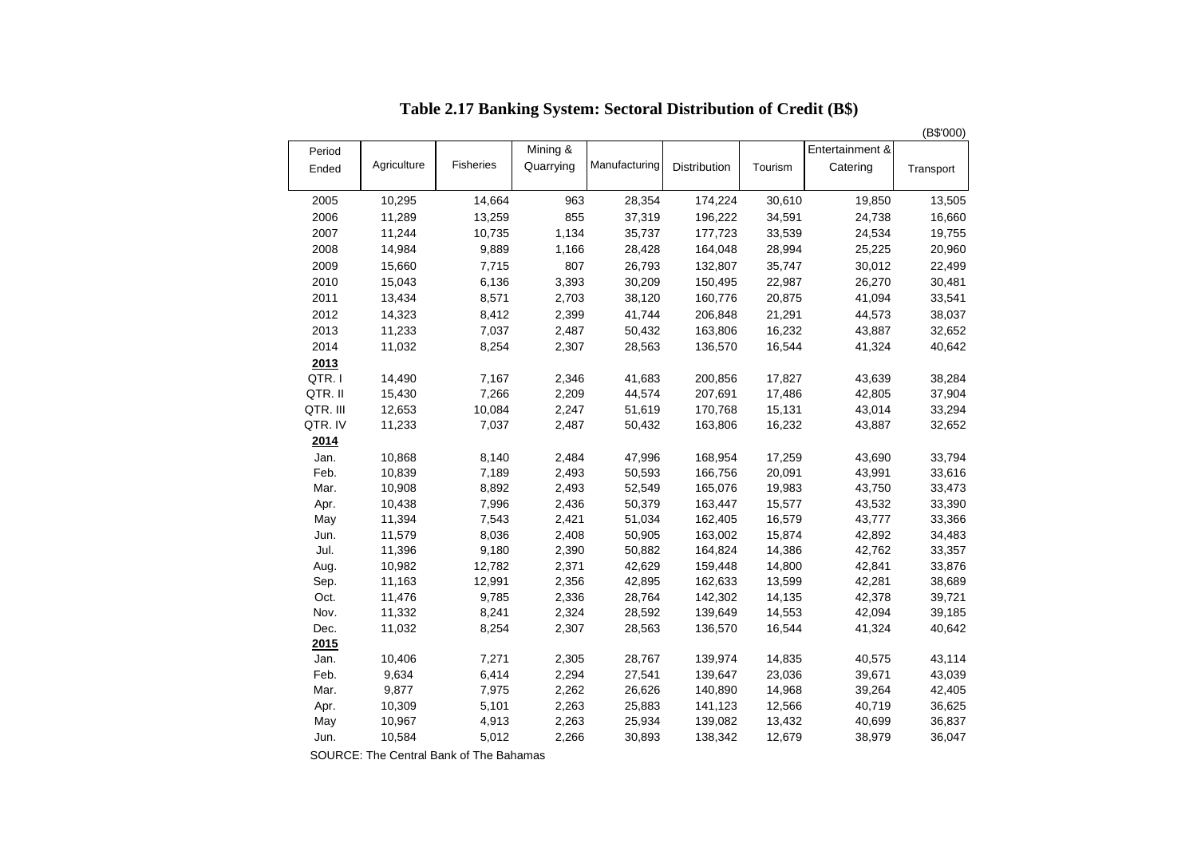# Table 2.17 Banking System: Sectoral Distribution of Credit (B$)

(B$'000)

| Period Ended | Agriculture | Fisheries | Mining & Quarrying | Manufacturing | Distribution | Tourism | Entertainment & Catering | Transport |
|---|---|---|---|---|---|---|---|---|
| 2005 | 10,295 | 14,664 | 963 | 28,354 | 174,224 | 30,610 | 19,850 | 13,505 |
| 2006 | 11,289 | 13,259 | 855 | 37,319 | 196,222 | 34,591 | 24,738 | 16,660 |
| 2007 | 11,244 | 10,735 | 1,134 | 35,737 | 177,723 | 33,539 | 24,534 | 19,755 |
| 2008 | 14,984 | 9,889 | 1,166 | 28,428 | 164,048 | 28,994 | 25,225 | 20,960 |
| 2009 | 15,660 | 7,715 | 807 | 26,793 | 132,807 | 35,747 | 30,012 | 22,499 |
| 2010 | 15,043 | 6,136 | 3,393 | 30,209 | 150,495 | 22,987 | 26,270 | 30,481 |
| 2011 | 13,434 | 8,571 | 2,703 | 38,120 | 160,776 | 20,875 | 41,094 | 33,541 |
| 2012 | 14,323 | 8,412 | 2,399 | 41,744 | 206,848 | 21,291 | 44,573 | 38,037 |
| 2013 | 11,233 | 7,037 | 2,487 | 50,432 | 163,806 | 16,232 | 43,887 | 32,652 |
| 2014 | 11,032 | 8,254 | 2,307 | 28,563 | 136,570 | 16,544 | 41,324 | 40,642 |
| **2013** | | | | | | | | |
| QTR. I | 14,490 | 7,167 | 2,346 | 41,683 | 200,856 | 17,827 | 43,639 | 38,284 |
| QTR. II | 15,430 | 7,266 | 2,209 | 44,574 | 207,691 | 17,486 | 42,805 | 37,904 |
| QTR. III | 12,653 | 10,084 | 2,247 | 51,619 | 170,768 | 15,131 | 43,014 | 33,294 |
| QTR. IV | 11,233 | 7,037 | 2,487 | 50,432 | 163,806 | 16,232 | 43,887 | 32,652 |
| **2014** | | | | | | | | |
| Jan. | 10,868 | 8,140 | 2,484 | 47,996 | 168,954 | 17,259 | 43,690 | 33,794 |
| Feb. | 10,839 | 7,189 | 2,493 | 50,593 | 166,756 | 20,091 | 43,991 | 33,616 |
| Mar. | 10,908 | 8,892 | 2,493 | 52,549 | 165,076 | 19,983 | 43,750 | 33,473 |
| Apr. | 10,438 | 7,996 | 2,436 | 50,379 | 163,447 | 15,577 | 43,532 | 33,390 |
| May | 11,394 | 7,543 | 2,421 | 51,034 | 162,405 | 16,579 | 43,777 | 33,366 |
| Jun. | 11,579 | 8,036 | 2,408 | 50,905 | 163,002 | 15,874 | 42,892 | 34,483 |
| Jul. | 11,396 | 9,180 | 2,390 | 50,882 | 164,824 | 14,386 | 42,762 | 33,357 |
| Aug. | 10,982 | 12,782 | 2,371 | 42,629 | 159,448 | 14,800 | 42,841 | 33,876 |
| Sep. | 11,163 | 12,991 | 2,356 | 42,895 | 162,633 | 13,599 | 42,281 | 38,689 |
| Oct. | 11,476 | 9,785 | 2,336 | 28,764 | 142,302 | 14,135 | 42,378 | 39,721 |
| Nov. | 11,332 | 8,241 | 2,324 | 28,592 | 139,649 | 14,553 | 42,094 | 39,185 |
| Dec. | 11,032 | 8,254 | 2,307 | 28,563 | 136,570 | 16,544 | 41,324 | 40,642 |
| **2015** | | | | | | | | |
| Jan. | 10,406 | 7,271 | 2,305 | 28,767 | 139,974 | 14,835 | 40,575 | 43,114 |
| Feb. | 9,634 | 6,414 | 2,294 | 27,541 | 139,647 | 23,036 | 39,671 | 43,039 |
| Mar. | 9,877 | 7,975 | 2,262 | 26,626 | 140,890 | 14,968 | 39,264 | 42,405 |
| Apr. | 10,309 | 5,101 | 2,263 | 25,883 | 141,123 | 12,566 | 40,719 | 36,625 |
| May | 10,967 | 4,913 | 2,263 | 25,934 | 139,082 | 13,432 | 40,699 | 36,837 |
| Jun. | 10,584 | 5,012 | 2,266 | 30,893 | 138,342 | 12,679 | 38,979 | 36,047 |

SOURCE: The Central Bank of The Bahamas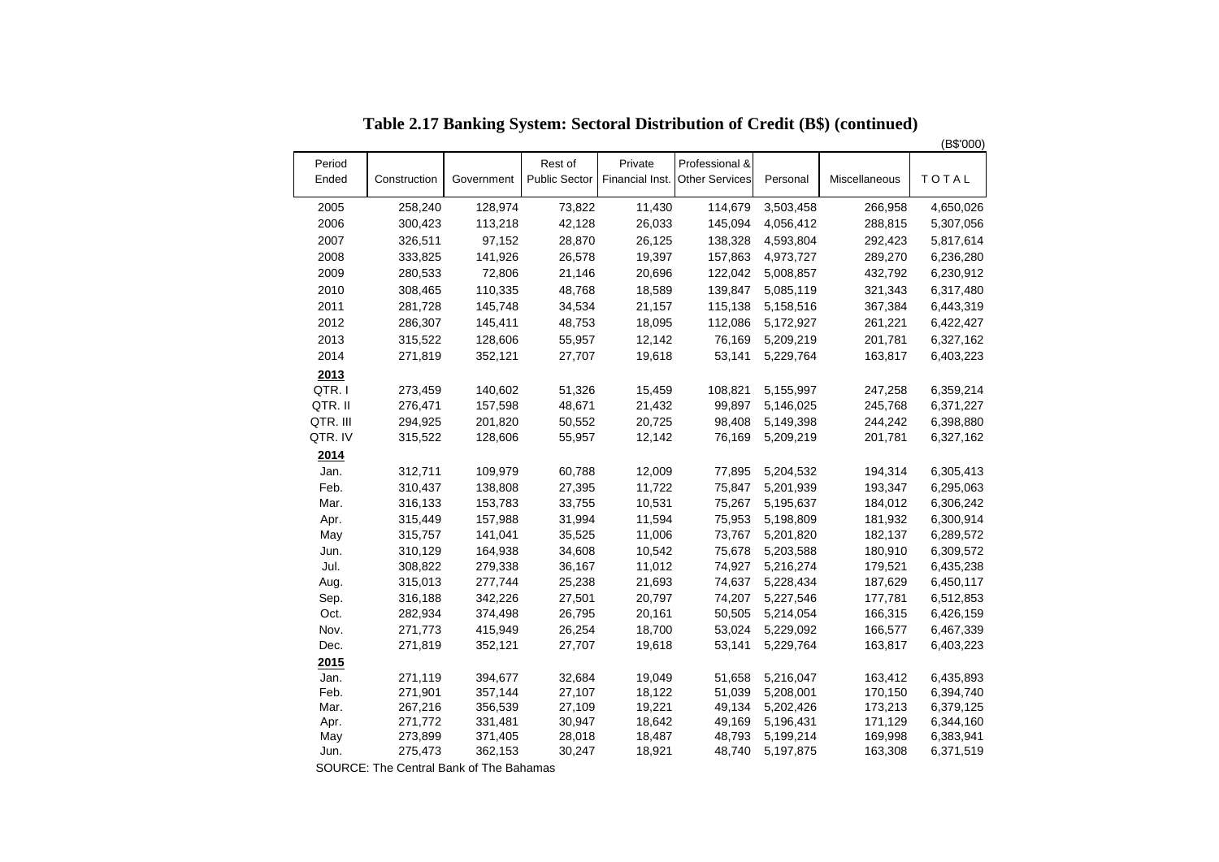# Table 2.17 Banking System: Sectoral Distribution of Credit (B$) (continued)

(B$'000)

| Period Ended | Construction | Government | Rest of Public Sector | Private Financial Inst. | Professional & Other Services | Personal | Miscellaneous | TOTAL |
|---|---|---|---|---|---|---|---|---|
| 2005 | 258,240 | 128,974 | 73,822 | 11,430 | 114,679 | 3,503,458 | 266,958 | 4,650,026 |
| 2006 | 300,423 | 113,218 | 42,128 | 26,033 | 145,094 | 4,056,412 | 288,815 | 5,307,056 |
| 2007 | 326,511 | 97,152 | 28,870 | 26,125 | 138,328 | 4,593,804 | 292,423 | 5,817,614 |
| 2008 | 333,825 | 141,926 | 26,578 | 19,397 | 157,863 | 4,973,727 | 289,270 | 6,236,280 |
| 2009 | 280,533 | 72,806 | 21,146 | 20,696 | 122,042 | 5,008,857 | 432,792 | 6,230,912 |
| 2010 | 308,465 | 110,335 | 48,768 | 18,589 | 139,847 | 5,085,119 | 321,343 | 6,317,480 |
| 2011 | 281,728 | 145,748 | 34,534 | 21,157 | 115,138 | 5,158,516 | 367,384 | 6,443,319 |
| 2012 | 286,307 | 145,411 | 48,753 | 18,095 | 112,086 | 5,172,927 | 261,221 | 6,422,427 |
| 2013 | 315,522 | 128,606 | 55,957 | 12,142 | 76,169 | 5,209,219 | 201,781 | 6,327,162 |
| 2014 | 271,819 | 352,121 | 27,707 | 19,618 | 53,141 | 5,229,764 | 163,817 | 6,403,223 |
| **2013** | | | | | | | | |
| QTR. I | 273,459 | 140,602 | 51,326 | 15,459 | 108,821 | 5,155,997 | 247,258 | 6,359,214 |
| QTR. II | 276,471 | 157,598 | 48,671 | 21,432 | 99,897 | 5,146,025 | 245,768 | 6,371,227 |
| QTR. III | 294,925 | 201,820 | 50,552 | 20,725 | 98,408 | 5,149,398 | 244,242 | 6,398,880 |
| QTR. IV | 315,522 | 128,606 | 55,957 | 12,142 | 76,169 | 5,209,219 | 201,781 | 6,327,162 |
| **2014** | | | | | | | | |
| Jan. | 312,711 | 109,979 | 60,788 | 12,009 | 77,895 | 5,204,532 | 194,314 | 6,305,413 |
| Feb. | 310,437 | 138,808 | 27,395 | 11,722 | 75,847 | 5,201,939 | 193,347 | 6,295,063 |
| Mar. | 316,133 | 153,783 | 33,755 | 10,531 | 75,267 | 5,195,637 | 184,012 | 6,306,242 |
| Apr. | 315,449 | 157,988 | 31,994 | 11,594 | 75,953 | 5,198,809 | 181,932 | 6,300,914 |
| May | 315,757 | 141,041 | 35,525 | 11,006 | 73,767 | 5,201,820 | 182,137 | 6,289,572 |
| Jun. | 310,129 | 164,938 | 34,608 | 10,542 | 75,678 | 5,203,588 | 180,910 | 6,309,572 |
| Jul. | 308,822 | 279,338 | 36,167 | 11,012 | 74,927 | 5,216,274 | 179,521 | 6,435,238 |
| Aug. | 315,013 | 277,744 | 25,238 | 21,693 | 74,637 | 5,228,434 | 187,629 | 6,450,117 |
| Sep. | 316,188 | 342,226 | 27,501 | 20,797 | 74,207 | 5,227,546 | 177,781 | 6,512,853 |
| Oct. | 282,934 | 374,498 | 26,795 | 20,161 | 50,505 | 5,214,054 | 166,315 | 6,426,159 |
| Nov. | 271,773 | 415,949 | 26,254 | 18,700 | 53,024 | 5,229,092 | 166,577 | 6,467,339 |
| Dec. | 271,819 | 352,121 | 27,707 | 19,618 | 53,141 | 5,229,764 | 163,817 | 6,403,223 |
| **2015** | | | | | | | | |
| Jan. | 271,119 | 394,677 | 32,684 | 19,049 | 51,658 | 5,216,047 | 163,412 | 6,435,893 |
| Feb. | 271,901 | 357,144 | 27,107 | 18,122 | 51,039 | 5,208,001 | 170,150 | 6,394,740 |
| Mar. | 267,216 | 356,539 | 27,109 | 19,221 | 49,134 | 5,202,426 | 173,213 | 6,379,125 |
| Apr. | 271,772 | 331,481 | 30,947 | 18,642 | 49,169 | 5,196,431 | 171,129 | 6,344,160 |
| May | 273,899 | 371,405 | 28,018 | 18,487 | 48,793 | 5,199,214 | 169,998 | 6,383,941 |
| Jun. | 275,473 | 362,153 | 30,247 | 18,921 | 48,740 | 5,197,875 | 163,308 | 6,371,519 |

SOURCE: The Central Bank of The Bahamas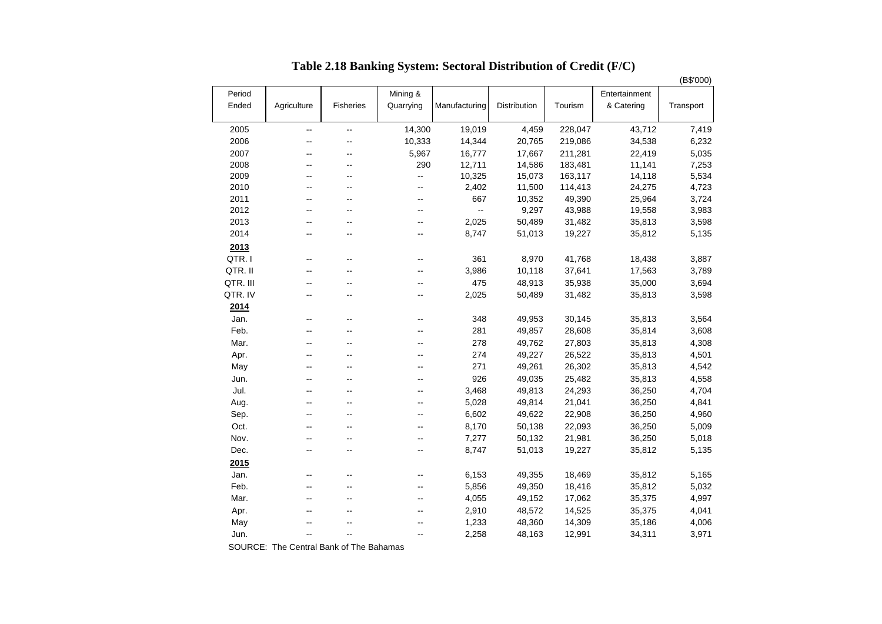# Table 2.18 Banking System: Sectoral Distribution of Credit (F/C)

(B$'000)

| Period Ended | Agriculture | Fisheries | Mining & Quarrying | Manufacturing | Distribution | Tourism | Entertainment & Catering | Transport |
|---|---|---|---|---|---|---|---|---|
| 2005 | -- | -- | 14,300 | 19,019 | 4,459 | 228,047 | 43,712 | 7,419 |
| 2006 | -- | -- | 10,333 | 14,344 | 20,765 | 219,086 | 34,538 | 6,232 |
| 2007 | -- | -- | 5,967 | 16,777 | 17,667 | 211,281 | 22,419 | 5,035 |
| 2008 | -- | -- | 290 | 12,711 | 14,586 | 183,481 | 11,141 | 7,253 |
| 2009 | -- | -- | -- | 10,325 | 15,073 | 163,117 | 14,118 | 5,534 |
| 2010 | -- | -- | -- | 2,402 | 11,500 | 114,413 | 24,275 | 4,723 |
| 2011 | -- | -- | -- | 667 | 10,352 | 49,390 | 25,964 | 3,724 |
| 2012 | -- | -- | -- | -- | 9,297 | 43,988 | 19,558 | 3,983 |
| 2013 | -- | -- | -- | 2,025 | 50,489 | 31,482 | 35,813 | 3,598 |
| 2014 | -- | -- | -- | 8,747 | 51,013 | 19,227 | 35,812 | 5,135 |
| **2013** | | | | | | | | |
| QTR. I | -- | -- | -- | 361 | 8,970 | 41,768 | 18,438 | 3,887 |
| QTR. II | -- | -- | -- | 3,986 | 10,118 | 37,641 | 17,563 | 3,789 |
| QTR. III | -- | -- | -- | 475 | 48,913 | 35,938 | 35,000 | 3,694 |
| QTR. IV | -- | -- | -- | 2,025 | 50,489 | 31,482 | 35,813 | 3,598 |
| **2014** | | | | | | | | |
| Jan. | -- | -- | -- | 348 | 49,953 | 30,145 | 35,813 | 3,564 |
| Feb. | -- | -- | -- | 281 | 49,857 | 28,608 | 35,814 | 3,608 |
| Mar. | -- | -- | -- | 278 | 49,762 | 27,803 | 35,813 | 4,308 |
| Apr. | -- | -- | -- | 274 | 49,227 | 26,522 | 35,813 | 4,501 |
| May | -- | -- | -- | 271 | 49,261 | 26,302 | 35,813 | 4,542 |
| Jun. | -- | -- | -- | 926 | 49,035 | 25,482 | 35,813 | 4,558 |
| Jul. | -- | -- | -- | 3,468 | 49,813 | 24,293 | 36,250 | 4,704 |
| Aug. | -- | -- | -- | 5,028 | 49,814 | 21,041 | 36,250 | 4,841 |
| Sep. | -- | -- | -- | 6,602 | 49,622 | 22,908 | 36,250 | 4,960 |
| Oct. | -- | -- | -- | 8,170 | 50,138 | 22,093 | 36,250 | 5,009 |
| Nov. | -- | -- | -- | 7,277 | 50,132 | 21,981 | 36,250 | 5,018 |
| Dec. | -- | -- | -- | 8,747 | 51,013 | 19,227 | 35,812 | 5,135 |
| **2015** | | | | | | | | |
| Jan. | -- | -- | -- | 6,153 | 49,355 | 18,469 | 35,812 | 5,165 |
| Feb. | -- | -- | -- | 5,856 | 49,350 | 18,416 | 35,812 | 5,032 |
| Mar. | -- | -- | -- | 4,055 | 49,152 | 17,062 | 35,375 | 4,997 |
| Apr. | -- | -- | -- | 2,910 | 48,572 | 14,525 | 35,375 | 4,041 |
| May | -- | -- | -- | 1,233 | 48,360 | 14,309 | 35,186 | 4,006 |
| Jun. | -- | -- | -- | 2,258 | 48,163 | 12,991 | 34,311 | 3,971 |

SOURCE: The Central Bank of The Bahamas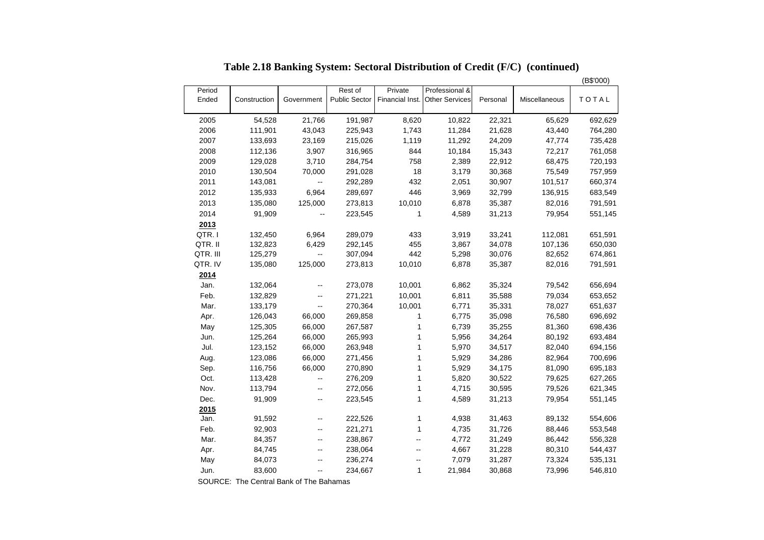# Table 2.18 Banking System: Sectoral Distribution of Credit (F/C) (continued)

(B$'000)

| Period Ended | Construction | Government | Rest of Public Sector | Private Financial Inst. | Professional & Other Services | Personal | Miscellaneous | TOTAL |
|---|---|---|---|---|---|---|---|---|
| 2005 | 54,528 | 21,766 | 191,987 | 8,620 | 10,822 | 22,321 | 65,629 | 692,629 |
| 2006 | 111,901 | 43,043 | 225,943 | 1,743 | 11,284 | 21,628 | 43,440 | 764,280 |
| 2007 | 133,693 | 23,169 | 215,026 | 1,119 | 11,292 | 24,209 | 47,774 | 735,428 |
| 2008 | 112,136 | 3,907 | 316,965 | 844 | 10,184 | 15,343 | 72,217 | 761,058 |
| 2009 | 129,028 | 3,710 | 284,754 | 758 | 2,389 | 22,912 | 68,475 | 720,193 |
| 2010 | 130,504 | 70,000 | 291,028 | 18 | 3,179 | 30,368 | 75,549 | 757,959 |
| 2011 | 143,081 | -- | 292,289 | 432 | 2,051 | 30,907 | 101,517 | 660,374 |
| 2012 | 135,933 | 6,964 | 289,697 | 446 | 3,969 | 32,799 | 136,915 | 683,549 |
| 2013 | 135,080 | 125,000 | 273,813 | 10,010 | 6,878 | 35,387 | 82,016 | 791,591 |
| 2014 | 91,909 | -- | 223,545 | 1 | 4,589 | 31,213 | 79,954 | 551,145 |
| **2013** | | | | | | | | |
| QTR. I | 132,450 | 6,964 | 289,079 | 433 | 3,919 | 33,241 | 112,081 | 651,591 |
| QTR. II | 132,823 | 6,429 | 292,145 | 455 | 3,867 | 34,078 | 107,136 | 650,030 |
| QTR. III | 125,279 | -- | 307,094 | 442 | 5,298 | 30,076 | 82,652 | 674,861 |
| QTR. IV | 135,080 | 125,000 | 273,813 | 10,010 | 6,878 | 35,387 | 82,016 | 791,591 |
| **2014** | | | | | | | | |
| Jan. | 132,064 | -- | 273,078 | 10,001 | 6,862 | 35,324 | 79,542 | 656,694 |
| Feb. | 132,829 | -- | 271,221 | 10,001 | 6,811 | 35,588 | 79,034 | 653,652 |
| Mar. | 133,179 | -- | 270,364 | 10,001 | 6,771 | 35,331 | 78,027 | 651,637 |
| Apr. | 126,043 | 66,000 | 269,858 | 1 | 6,775 | 35,098 | 76,580 | 696,692 |
| May | 125,305 | 66,000 | 267,587 | 1 | 6,739 | 35,255 | 81,360 | 698,436 |
| Jun. | 125,264 | 66,000 | 265,993 | 1 | 5,956 | 34,264 | 80,192 | 693,484 |
| Jul. | 123,152 | 66,000 | 263,948 | 1 | 5,970 | 34,517 | 82,040 | 694,156 |
| Aug. | 123,086 | 66,000 | 271,456 | 1 | 5,929 | 34,286 | 82,964 | 700,696 |
| Sep. | 116,756 | 66,000 | 270,890 | 1 | 5,929 | 34,175 | 81,090 | 695,183 |
| Oct. | 113,428 | -- | 276,209 | 1 | 5,820 | 30,522 | 79,625 | 627,265 |
| Nov. | 113,794 | -- | 272,056 | 1 | 4,715 | 30,595 | 79,526 | 621,345 |
| Dec. | 91,909 | -- | 223,545 | 1 | 4,589 | 31,213 | 79,954 | 551,145 |
| **2015** | | | | | | | | |
| Jan. | 91,592 | -- | 222,526 | 1 | 4,938 | 31,463 | 89,132 | 554,606 |
| Feb. | 92,903 | -- | 221,271 | 1 | 4,735 | 31,726 | 88,446 | 553,548 |
| Mar. | 84,357 | -- | 238,867 | -- | 4,772 | 31,249 | 86,442 | 556,328 |
| Apr. | 84,745 | -- | 238,064 | -- | 4,667 | 31,228 | 80,310 | 544,437 |
| May | 84,073 | -- | 236,274 | -- | 7,079 | 31,287 | 73,324 | 535,131 |
| Jun. | 83,600 | -- | 234,667 | 1 | 21,984 | 30,868 | 73,996 | 546,810 |

SOURCE: The Central Bank of The Bahamas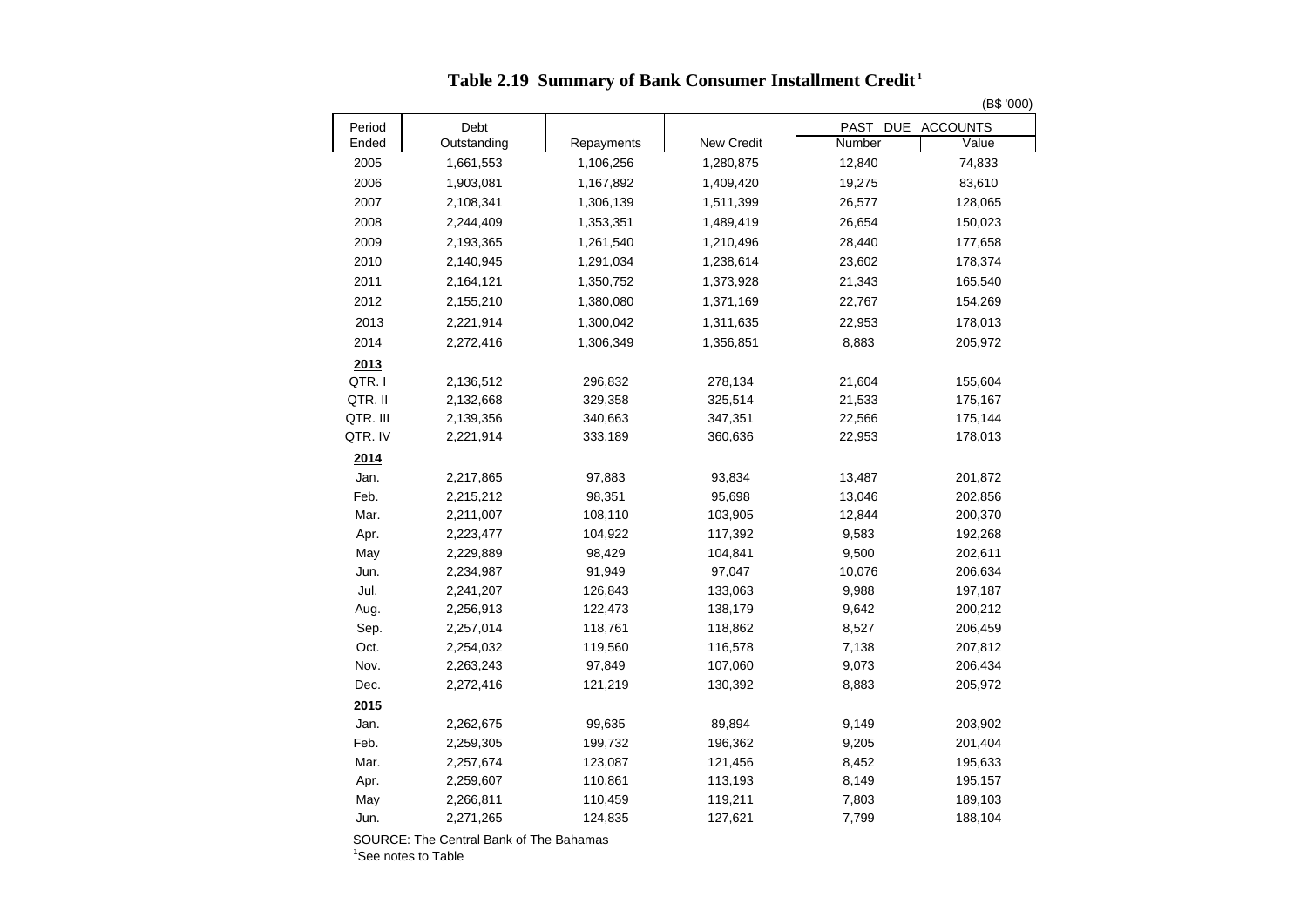# Table 2.19 Summary of Bank Consumer Installment Credit[1]

(B$ '000)

| Period Ended | Debt Outstanding | Repayments | New Credit | PAST DUE ACCOUNTS | |
|---|---|---|---|---|---|
| | | | | Number | Value |
| 2005 | 1,661,553 | 1,106,256 | 1,280,875 | 12,840 | 74,833 |
| 2006 | 1,903,081 | 1,167,892 | 1,409,420 | 19,275 | 83,610 |
| 2007 | 2,108,341 | 1,306,139 | 1,511,399 | 26,577 | 128,065 |
| 2008 | 2,244,409 | 1,353,351 | 1,489,419 | 26,654 | 150,023 |
| 2009 | 2,193,365 | 1,261,540 | 1,210,496 | 28,440 | 177,658 |
| 2010 | 2,140,945 | 1,291,034 | 1,238,614 | 23,602 | 178,374 |
| 2011 | 2,164,121 | 1,350,752 | 1,373,928 | 21,343 | 165,540 |
| 2012 | 2,155,210 | 1,380,080 | 1,371,169 | 22,767 | 154,269 |
| 2013 | 2,221,914 | 1,300,042 | 1,311,635 | 22,953 | 178,013 |
| 2014 | 2,272,416 | 1,306,349 | 1,356,851 | 8,883 | 205,972 |
| **2013** | | | | | |
| QTR. I | 2,136,512 | 296,832 | 278,134 | 21,604 | 155,604 |
| QTR. II | 2,132,668 | 329,358 | 325,514 | 21,533 | 175,167 |
| QTR. III | 2,139,356 | 340,663 | 347,351 | 22,566 | 175,144 |
| QTR. IV | 2,221,914 | 333,189 | 360,636 | 22,953 | 178,013 |
| **2014** | | | | | |
| Jan. | 2,217,865 | 97,883 | 93,834 | 13,487 | 201,872 |
| Feb. | 2,215,212 | 98,351 | 95,698 | 13,046 | 202,856 |
| Mar. | 2,211,007 | 108,110 | 103,905 | 12,844 | 200,370 |
| Apr. | 2,223,477 | 104,922 | 117,392 | 9,583 | 192,268 |
| May | 2,229,889 | 98,429 | 104,841 | 9,500 | 202,611 |
| Jun. | 2,234,987 | 91,949 | 97,047 | 10,076 | 206,634 |
| Jul. | 2,241,207 | 126,843 | 133,063 | 9,988 | 197,187 |
| Aug. | 2,256,913 | 122,473 | 138,179 | 9,642 | 200,212 |
| Sep. | 2,257,014 | 118,761 | 118,862 | 8,527 | 206,459 |
| Oct. | 2,254,032 | 119,560 | 116,578 | 7,138 | 207,812 |
| Nov. | 2,263,243 | 97,849 | 107,060 | 9,073 | 206,434 |
| Dec. | 2,272,416 | 121,219 | 130,392 | 8,883 | 205,972 |
| **2015** | | | | | |
| Jan. | 2,262,675 | 99,635 | 89,894 | 9,149 | 203,902 |
| Feb. | 2,259,305 | 199,732 | 196,362 | 9,205 | 201,404 |
| Mar. | 2,257,674 | 123,087 | 121,456 | 8,452 | 195,633 |
| Apr. | 2,259,607 | 110,861 | 113,193 | 8,149 | 195,157 |
| May | 2,266,811 | 110,459 | 119,211 | 7,803 | 189,103 |
| Jun. | 2,271,265 | 124,835 | 127,621 | 7,799 | 188,104 |

SOURCE: The Central Bank of The Bahamas

[1]See notes to Table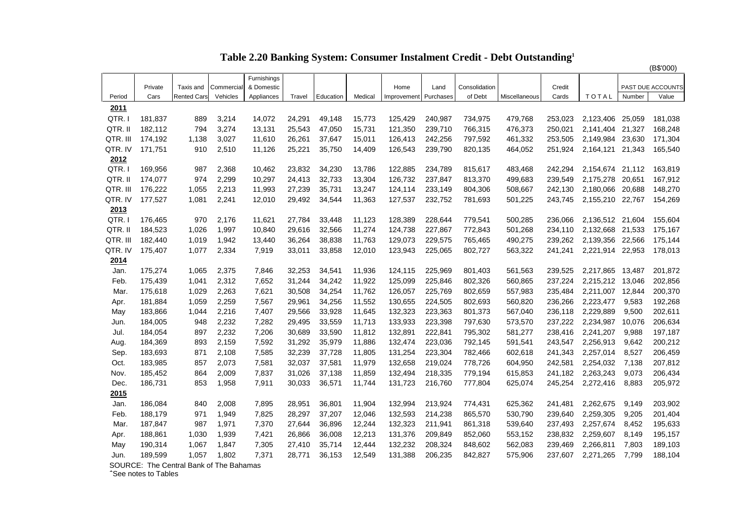# Table 2.20 Banking System: Consumer Instalment Credit - Debt Outstanding[1]

(B$'000)

| Period | Private Cars | Taxis and Rented Cars | Commercial Vehicles | Furnishings & Domestic Appliances | Travel | Education | Medical | Home Improvement | Land Purchases | Consolidation of Debt | Miscellaneous | Credit Cards | TOTAL | PAST DUE ACCOUNTS Number | Value |
|---|---|---|---|---|---|---|---|---|---|---|---|---|---|---|---|
| **2011** | | | | | | | | | | | | | | | |
| QTR. I | 181,837 | 889 | 3,214 | 14,072 | 24,291 | 49,148 | 15,773 | 125,429 | 240,987 | 734,975 | 479,768 | 253,023 | 2,123,406 | 25,059 | 181,038 |
| QTR. II | 182,112 | 794 | 3,274 | 13,131 | 25,543 | 47,050 | 15,731 | 121,350 | 239,710 | 766,315 | 476,373 | 250,021 | 2,141,404 | 21,327 | 168,248 |
| QTR. III | 174,192 | 1,138 | 3,027 | 11,610 | 26,261 | 37,647 | 15,011 | 126,413 | 242,256 | 797,592 | 461,332 | 253,505 | 2,149,984 | 23,630 | 171,304 |
| QTR. IV | 171,751 | 910 | 2,510 | 11,126 | 25,221 | 35,750 | 14,409 | 126,543 | 239,790 | 820,135 | 464,052 | 251,924 | 2,164,121 | 21,343 | 165,540 |
| **2012** | | | | | | | | | | | | | | | |
| QTR. I | 169,956 | 987 | 2,368 | 10,462 | 23,832 | 34,230 | 13,786 | 122,885 | 234,789 | 815,617 | 483,468 | 242,294 | 2,154,674 | 21,112 | 163,819 |
| QTR. II | 174,077 | 974 | 2,299 | 10,297 | 24,413 | 32,733 | 13,304 | 126,732 | 237,847 | 813,370 | 499,683 | 239,549 | 2,175,278 | 20,651 | 167,912 |
| QTR. III | 176,222 | 1,055 | 2,213 | 11,993 | 27,239 | 35,731 | 13,247 | 124,114 | 233,149 | 804,306 | 508,667 | 242,130 | 2,180,066 | 20,688 | 148,270 |
| QTR. IV | 177,527 | 1,081 | 2,241 | 12,010 | 29,492 | 34,544 | 11,363 | 127,537 | 232,752 | 781,693 | 501,225 | 243,745 | 2,155,210 | 22,767 | 154,269 |
| **2013** | | | | | | | | | | | | | | | |
| QTR. I | 176,465 | 970 | 2,176 | 11,621 | 27,784 | 33,448 | 11,123 | 128,389 | 228,644 | 779,541 | 500,285 | 236,066 | 2,136,512 | 21,604 | 155,604 |
| QTR. II | 184,523 | 1,026 | 1,997 | 10,840 | 29,616 | 32,566 | 11,274 | 124,738 | 227,867 | 772,843 | 501,268 | 234,110 | 2,132,668 | 21,533 | 175,167 |
| QTR. III | 182,440 | 1,019 | 1,942 | 13,440 | 36,264 | 38,838 | 11,763 | 129,073 | 229,575 | 765,465 | 490,275 | 239,262 | 2,139,356 | 22,566 | 175,144 |
| QTR. IV | 175,407 | 1,077 | 2,334 | 7,919 | 33,011 | 33,858 | 12,010 | 123,943 | 225,065 | 802,727 | 563,322 | 241,241 | 2,221,914 | 22,953 | 178,013 |
| **2014** | | | | | | | | | | | | | | | |
| Jan. | 175,274 | 1,065 | 2,375 | 7,846 | 32,253 | 34,541 | 11,936 | 124,115 | 225,969 | 801,403 | 561,563 | 239,525 | 2,217,865 | 13,487 | 201,872 |
| Feb. | 175,439 | 1,041 | 2,312 | 7,652 | 31,244 | 34,242 | 11,922 | 125,099 | 225,846 | 802,326 | 560,865 | 237,224 | 2,215,212 | 13,046 | 202,856 |
| Mar. | 175,618 | 1,029 | 2,263 | 7,621 | 30,508 | 34,254 | 11,762 | 126,057 | 225,769 | 802,659 | 557,983 | 235,484 | 2,211,007 | 12,844 | 200,370 |
| Apr. | 181,884 | 1,059 | 2,259 | 7,567 | 29,961 | 34,256 | 11,552 | 130,655 | 224,505 | 802,693 | 560,820 | 236,266 | 2,223,477 | 9,583 | 192,268 |
| May | 183,866 | 1,044 | 2,216 | 7,407 | 29,566 | 33,928 | 11,645 | 132,323 | 223,363 | 801,373 | 567,040 | 236,118 | 2,229,889 | 9,500 | 202,611 |
| Jun. | 184,005 | 948 | 2,232 | 7,282 | 29,495 | 33,559 | 11,713 | 133,933 | 223,398 | 797,630 | 573,570 | 237,222 | 2,234,987 | 10,076 | 206,634 |
| Jul. | 184,054 | 897 | 2,232 | 7,206 | 30,689 | 33,590 | 11,812 | 132,891 | 222,841 | 795,302 | 581,277 | 238,416 | 2,241,207 | 9,988 | 197,187 |
| Aug. | 184,369 | 893 | 2,159 | 7,592 | 31,292 | 35,979 | 11,886 | 132,474 | 223,036 | 792,145 | 591,541 | 243,547 | 2,256,913 | 9,642 | 200,212 |
| Sep. | 183,693 | 871 | 2,108 | 7,585 | 32,239 | 37,728 | 11,805 | 131,254 | 223,304 | 782,466 | 602,618 | 241,343 | 2,257,014 | 8,527 | 206,459 |
| Oct. | 183,985 | 857 | 2,073 | 7,581 | 32,037 | 37,581 | 11,979 | 132,658 | 219,024 | 778,726 | 604,950 | 242,581 | 2,254,032 | 7,138 | 207,812 |
| Nov. | 185,452 | 864 | 2,009 | 7,837 | 31,026 | 37,138 | 11,859 | 132,494 | 218,335 | 779,194 | 615,853 | 241,182 | 2,263,243 | 9,073 | 206,434 |
| Dec. | 186,731 | 853 | 1,958 | 7,911 | 30,033 | 36,571 | 11,744 | 131,723 | 216,760 | 777,804 | 625,074 | 245,254 | 2,272,416 | 8,883 | 205,972 |
| **2015** | | | | | | | | | | | | | | | |
| Jan. | 186,084 | 840 | 2,008 | 7,895 | 28,951 | 36,801 | 11,904 | 132,994 | 213,924 | 774,431 | 625,362 | 241,481 | 2,262,675 | 9,149 | 203,902 |
| Feb. | 188,179 | 971 | 1,949 | 7,825 | 28,297 | 37,207 | 12,046 | 132,593 | 214,238 | 865,570 | 530,790 | 239,640 | 2,259,305 | 9,205 | 201,404 |
| Mar. | 187,847 | 987 | 1,971 | 7,370 | 27,644 | 36,896 | 12,244 | 132,323 | 211,941 | 861,318 | 539,640 | 237,493 | 2,257,674 | 8,452 | 195,633 |
| Apr. | 188,861 | 1,030 | 1,939 | 7,421 | 26,866 | 36,008 | 12,213 | 131,376 | 209,849 | 852,060 | 553,152 | 238,832 | 2,259,607 | 8,149 | 195,157 |
| May | 190,314 | 1,067 | 1,847 | 7,305 | 27,410 | 35,714 | 12,444 | 132,232 | 208,324 | 848,602 | 562,083 | 239,469 | 2,266,811 | 7,803 | 189,103 |
| Jun. | 189,599 | 1,057 | 1,802 | 7,371 | 28,771 | 36,153 | 12,549 | 131,388 | 206,235 | 842,827 | 575,906 | 237,607 | 2,271,265 | 7,799 | 188,104 |

SOURCE: The Central Bank of The Bahamas

[1]See notes to Tables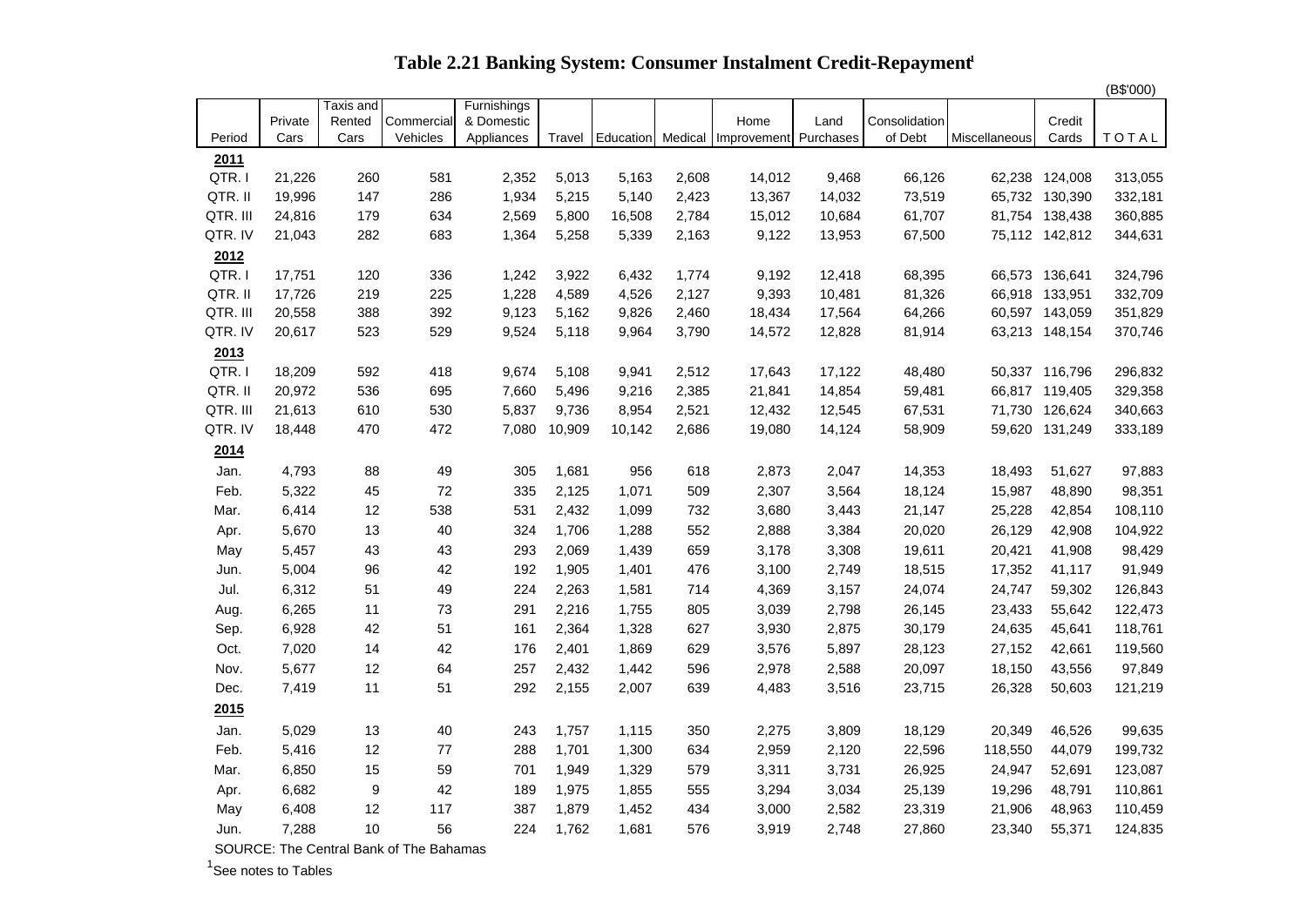# Table 2.21 Banking System: Consumer Instalment Credit-Repayment[1]

(B$'000)

| Period | Private Cars | Taxis and Rented Cars | Commercial Vehicles | Furnishings & Domestic Appliances | Travel | Education | Medical | Home Improvement | Land Purchases | Consolidation of Debt | Miscellaneous | Credit Cards | TOTAL |
|---|---|---|---|---|---|---|---|---|---|---|---|---|---|
| **2011** | | | | | | | | | | | | | |
| QTR. I | 21,226 | 260 | 581 | 2,352 | 5,013 | 5,163 | 2,608 | 14,012 | 9,468 | 66,126 | 62,238 | 124,008 | 313,055 |
| QTR. II | 19,996 | 147 | 286 | 1,934 | 5,215 | 5,140 | 2,423 | 13,367 | 14,032 | 73,519 | 65,732 | 130,390 | 332,181 |
| QTR. III | 24,816 | 179 | 634 | 2,569 | 5,800 | 16,508 | 2,784 | 15,012 | 10,684 | 61,707 | 81,754 | 138,438 | 360,885 |
| QTR. IV | 21,043 | 282 | 683 | 1,364 | 5,258 | 5,339 | 2,163 | 9,122 | 13,953 | 67,500 | 75,112 | 142,812 | 344,631 |
| **2012** | | | | | | | | | | | | | |
| QTR. I | 17,751 | 120 | 336 | 1,242 | 3,922 | 6,432 | 1,774 | 9,192 | 12,418 | 68,395 | 66,573 | 136,641 | 324,796 |
| QTR. II | 17,726 | 219 | 225 | 1,228 | 4,589 | 4,526 | 2,127 | 9,393 | 10,481 | 81,326 | 66,918 | 133,951 | 332,709 |
| QTR. III | 20,558 | 388 | 392 | 9,123 | 5,162 | 9,826 | 2,460 | 18,434 | 17,564 | 64,266 | 60,597 | 143,059 | 351,829 |
| QTR. IV | 20,617 | 523 | 529 | 9,524 | 5,118 | 9,964 | 3,790 | 14,572 | 12,828 | 81,914 | 63,213 | 148,154 | 370,746 |
| **2013** | | | | | | | | | | | | | |
| QTR. I | 18,209 | 592 | 418 | 9,674 | 5,108 | 9,941 | 2,512 | 17,643 | 17,122 | 48,480 | 50,337 | 116,796 | 296,832 |
| QTR. II | 20,972 | 536 | 695 | 7,660 | 5,496 | 9,216 | 2,385 | 21,841 | 14,854 | 59,481 | 66,817 | 119,405 | 329,358 |
| QTR. III | 21,613 | 610 | 530 | 5,837 | 9,736 | 8,954 | 2,521 | 12,432 | 12,545 | 67,531 | 71,730 | 126,624 | 340,663 |
| QTR. IV | 18,448 | 470 | 472 | 7,080 | 10,909 | 10,142 | 2,686 | 19,080 | 14,124 | 58,909 | 59,620 | 131,249 | 333,189 |
| **2014** | | | | | | | | | | | | | |
| Jan. | 4,793 | 88 | 49 | 305 | 1,681 | 956 | 618 | 2,873 | 2,047 | 14,353 | 18,493 | 51,627 | 97,883 |
| Feb. | 5,322 | 45 | 72 | 335 | 2,125 | 1,071 | 509 | 2,307 | 3,564 | 18,124 | 15,987 | 48,890 | 98,351 |
| Mar. | 6,414 | 12 | 538 | 531 | 2,432 | 1,099 | 732 | 3,680 | 3,443 | 21,147 | 25,228 | 42,854 | 108,110 |
| Apr. | 5,670 | 13 | 40 | 324 | 1,706 | 1,288 | 552 | 2,888 | 3,384 | 20,020 | 26,129 | 42,908 | 104,922 |
| May | 5,457 | 43 | 43 | 293 | 2,069 | 1,439 | 659 | 3,178 | 3,308 | 19,611 | 20,421 | 41,908 | 98,429 |
| Jun. | 5,004 | 96 | 42 | 192 | 1,905 | 1,401 | 476 | 3,100 | 2,749 | 18,515 | 17,352 | 41,117 | 91,949 |
| Jul. | 6,312 | 51 | 49 | 224 | 2,263 | 1,581 | 714 | 4,369 | 3,157 | 24,074 | 24,747 | 59,302 | 126,843 |
| Aug. | 6,265 | 11 | 73 | 291 | 2,216 | 1,755 | 805 | 3,039 | 2,798 | 26,145 | 23,433 | 55,642 | 122,473 |
| Sep. | 6,928 | 42 | 51 | 161 | 2,364 | 1,328 | 627 | 3,930 | 2,875 | 30,179 | 24,635 | 45,641 | 118,761 |
| Oct. | 7,020 | 14 | 42 | 176 | 2,401 | 1,869 | 629 | 3,576 | 5,897 | 28,123 | 27,152 | 42,661 | 119,560 |
| Nov. | 5,677 | 12 | 64 | 257 | 2,432 | 1,442 | 596 | 2,978 | 2,588 | 20,097 | 18,150 | 43,556 | 97,849 |
| Dec. | 7,419 | 11 | 51 | 292 | 2,155 | 2,007 | 639 | 4,483 | 3,516 | 23,715 | 26,328 | 50,603 | 121,219 |
| **2015** | | | | | | | | | | | | | |
| Jan. | 5,029 | 13 | 40 | 243 | 1,757 | 1,115 | 350 | 2,275 | 3,809 | 18,129 | 20,349 | 46,526 | 99,635 |
| Feb. | 5,416 | 12 | 77 | 288 | 1,701 | 1,300 | 634 | 2,959 | 2,120 | 22,596 | 118,550 | 44,079 | 199,732 |
| Mar. | 6,850 | 15 | 59 | 701 | 1,949 | 1,329 | 579 | 3,311 | 3,731 | 26,925 | 24,947 | 52,691 | 123,087 |
| Apr. | 6,682 | 9 | 42 | 189 | 1,975 | 1,855 | 555 | 3,294 | 3,034 | 25,139 | 19,296 | 48,791 | 110,861 |
| May | 6,408 | 12 | 117 | 387 | 1,879 | 1,452 | 434 | 3,000 | 2,582 | 23,319 | 21,906 | 48,963 | 110,459 |
| Jun. | 7,288 | 10 | 56 | 224 | 1,762 | 1,681 | 576 | 3,919 | 2,748 | 27,860 | 23,340 | 55,371 | 124,835 |

SOURCE: The Central Bank of The Bahamas

[1] See notes to Tables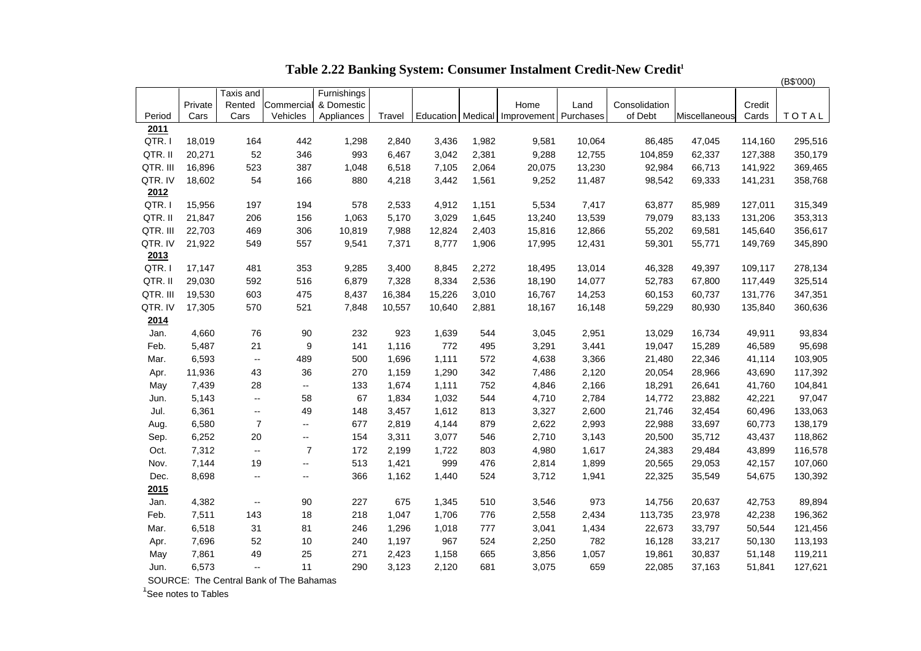# Table 2.22 Banking System: Consumer Instalment Credit-New Credit[1]

(B$'000)

| Period | Private Cars | Taxis and Rented Cars | Commercial Vehicles | Furnishings & Domestic Appliances | Travel | Education | Medical | Home Improvement | Land Purchases | Consolidation of Debt | Miscellaneous | Credit Cards | TOTAL |
|---|---|---|---|---|---|---|---|---|---|---|---|---|---|
| **2011** | | | | | | | | | | | | | |
| QTR. I | 18,019 | 164 | 442 | 1,298 | 2,840 | 3,436 | 1,982 | 9,581 | 10,064 | 86,485 | 47,045 | 114,160 | 295,516 |
| QTR. II | 20,271 | 52 | 346 | 993 | 6,467 | 3,042 | 2,381 | 9,288 | 12,755 | 104,859 | 62,337 | 127,388 | 350,179 |
| QTR. III | 16,896 | 523 | 387 | 1,048 | 6,518 | 7,105 | 2,064 | 20,075 | 13,230 | 92,984 | 66,713 | 141,922 | 369,465 |
| QTR. IV | 18,602 | 54 | 166 | 880 | 4,218 | 3,442 | 1,561 | 9,252 | 11,487 | 98,542 | 69,333 | 141,231 | 358,768 |
| **2012** | | | | | | | | | | | | | |
| QTR. I | 15,956 | 197 | 194 | 578 | 2,533 | 4,912 | 1,151 | 5,534 | 7,417 | 63,877 | 85,989 | 127,011 | 315,349 |
| QTR. II | 21,847 | 206 | 156 | 1,063 | 5,170 | 3,029 | 1,645 | 13,240 | 13,539 | 79,079 | 83,133 | 131,206 | 353,313 |
| QTR. III | 22,703 | 469 | 306 | 10,819 | 7,988 | 12,824 | 2,403 | 15,816 | 12,866 | 55,202 | 69,581 | 145,640 | 356,617 |
| QTR. IV | 21,922 | 549 | 557 | 9,541 | 7,371 | 8,777 | 1,906 | 17,995 | 12,431 | 59,301 | 55,771 | 149,769 | 345,890 |
| **2013** | | | | | | | | | | | | | |
| QTR. I | 17,147 | 481 | 353 | 9,285 | 3,400 | 8,845 | 2,272 | 18,495 | 13,014 | 46,328 | 49,397 | 109,117 | 278,134 |
| QTR. II | 29,030 | 592 | 516 | 6,879 | 7,328 | 8,334 | 2,536 | 18,190 | 14,077 | 52,783 | 67,800 | 117,449 | 325,514 |
| QTR. III | 19,530 | 603 | 475 | 8,437 | 16,384 | 15,226 | 3,010 | 16,767 | 14,253 | 60,153 | 60,737 | 131,776 | 347,351 |
| QTR. IV | 17,305 | 570 | 521 | 7,848 | 10,557 | 10,640 | 2,881 | 18,167 | 16,148 | 59,229 | 80,930 | 135,840 | 360,636 |
| **2014** | | | | | | | | | | | | | |
| Jan. | 4,660 | 76 | 90 | 232 | 923 | 1,639 | 544 | 3,045 | 2,951 | 13,029 | 16,734 | 49,911 | 93,834 |
| Feb. | 5,487 | 21 | 9 | 141 | 1,116 | 772 | 495 | 3,291 | 3,441 | 19,047 | 15,289 | 46,589 | 95,698 |
| Mar. | 6,593 | -- | 489 | 500 | 1,696 | 1,111 | 572 | 4,638 | 3,366 | 21,480 | 22,346 | 41,114 | 103,905 |
| Apr. | 11,936 | 43 | 36 | 270 | 1,159 | 1,290 | 342 | 7,486 | 2,120 | 20,054 | 28,966 | 43,690 | 117,392 |
| May | 7,439 | 28 | -- | 133 | 1,674 | 1,111 | 752 | 4,846 | 2,166 | 18,291 | 26,641 | 41,760 | 104,841 |
| Jun. | 5,143 | -- | 58 | 67 | 1,834 | 1,032 | 544 | 4,710 | 2,784 | 14,772 | 23,882 | 42,221 | 97,047 |
| Jul. | 6,361 | -- | 49 | 148 | 3,457 | 1,612 | 813 | 3,327 | 2,600 | 21,746 | 32,454 | 60,496 | 133,063 |
| Aug. | 6,580 | 7 | -- | 677 | 2,819 | 4,144 | 879 | 2,622 | 2,993 | 22,988 | 33,697 | 60,773 | 138,179 |
| Sep. | 6,252 | 20 | -- | 154 | 3,311 | 3,077 | 546 | 2,710 | 3,143 | 20,500 | 35,712 | 43,437 | 118,862 |
| Oct. | 7,312 | -- | 7 | 172 | 2,199 | 1,722 | 803 | 4,980 | 1,617 | 24,383 | 29,484 | 43,899 | 116,578 |
| Nov. | 7,144 | 19 | -- | 513 | 1,421 | 999 | 476 | 2,814 | 1,899 | 20,565 | 29,053 | 42,157 | 107,060 |
| Dec. | 8,698 | -- | -- | 366 | 1,162 | 1,440 | 524 | 3,712 | 1,941 | 22,325 | 35,549 | 54,675 | 130,392 |
| **2015** | | | | | | | | | | | | | |
| Jan. | 4,382 | -- | 90 | 227 | 675 | 1,345 | 510 | 3,546 | 973 | 14,756 | 20,637 | 42,753 | 89,894 |
| Feb. | 7,511 | 143 | 18 | 218 | 1,047 | 1,706 | 776 | 2,558 | 2,434 | 113,735 | 23,978 | 42,238 | 196,362 |
| Mar. | 6,518 | 31 | 81 | 246 | 1,296 | 1,018 | 777 | 3,041 | 1,434 | 22,673 | 33,797 | 50,544 | 121,456 |
| Apr. | 7,696 | 52 | 10 | 240 | 1,197 | 967 | 524 | 2,250 | 782 | 16,128 | 33,217 | 50,130 | 113,193 |
| May | 7,861 | 49 | 25 | 271 | 2,423 | 1,158 | 665 | 3,856 | 1,057 | 19,861 | 30,837 | 51,148 | 119,211 |
| Jun. | 6,573 | -- | 11 | 290 | 3,123 | 2,120 | 681 | 3,075 | 659 | 22,085 | 37,163 | 51,841 | 127,621 |

SOURCE: The Central Bank of The Bahamas

[1]See notes to Tables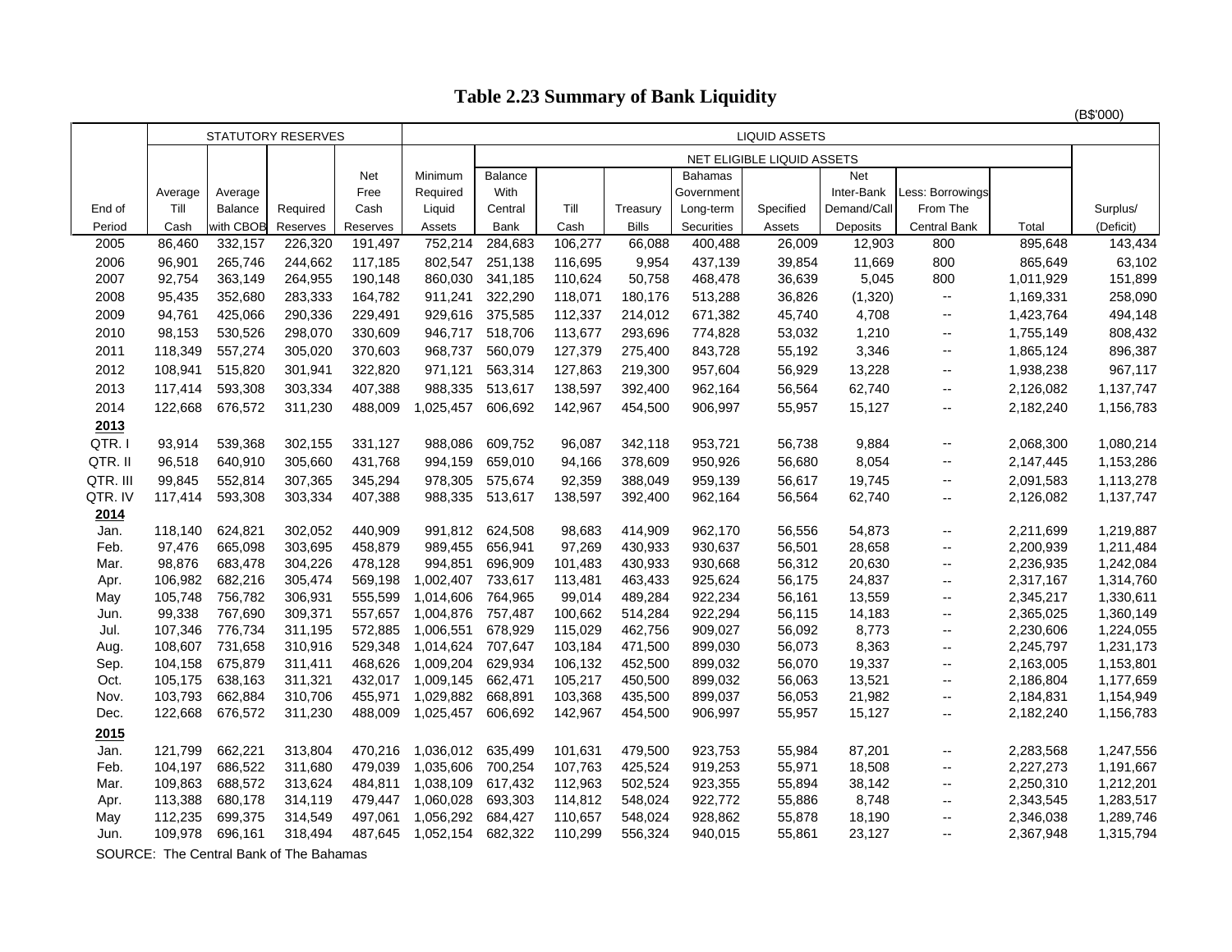# Table 2.23 Summary of Bank Liquidity

(B$'000)

| End of Period | STATUTORY RESERVES | | | | LIQUID ASSETS | | | | | | | | | |
|---|---|---|---|---|---|---|---|---|---|---|---|---|---|---|
| | | | | | | NET ELIGIBLE LIQUID ASSETS | | | | | | | | |
| | Average Till Cash | Average Balance with CBOB | Required Reserves | Net Free Cash Reserves | Minimum Required Liquid Assets | Balance With Central Bank | Till Cash | Treasury Bills | Bahamas Government Long-term Securities | Specified Assets | Net Inter-Bank Demand/Call Deposits | Less: Borrowings From The Central Bank | Total | Surplus/ (Deficit) |
| 2005 | 86,460 | 332,157 | 226,320 | 191,497 | 752,214 | 284,683 | 106,277 | 66,088 | 400,488 | 26,009 | 12,903 | 800 | 895,648 | 143,434 |
| 2006 | 96,901 | 265,746 | 244,662 | 117,185 | 802,547 | 251,138 | 116,695 | 9,954 | 437,139 | 39,854 | 11,669 | 800 | 865,649 | 63,102 |
| 2007 | 92,754 | 363,149 | 264,955 | 190,148 | 860,030 | 341,185 | 110,624 | 50,758 | 468,478 | 36,639 | 5,045 | 800 | 1,011,929 | 151,899 |
| 2008 | 95,435 | 352,680 | 283,333 | 164,782 | 911,241 | 322,290 | 118,071 | 180,176 | 513,288 | 36,826 | (1,320) | -- | 1,169,331 | 258,090 |
| 2009 | 94,761 | 425,066 | 290,336 | 229,491 | 929,616 | 375,585 | 112,337 | 214,012 | 671,382 | 45,740 | 4,708 | -- | 1,423,764 | 494,148 |
| 2010 | 98,153 | 530,526 | 298,070 | 330,609 | 946,717 | 518,706 | 113,677 | 293,696 | 774,828 | 53,032 | 1,210 | -- | 1,755,149 | 808,432 |
| 2011 | 118,349 | 557,274 | 305,020 | 370,603 | 968,737 | 560,079 | 127,379 | 275,400 | 843,728 | 55,192 | 3,346 | -- | 1,865,124 | 896,387 |
| 2012 | 108,941 | 515,820 | 301,941 | 322,820 | 971,121 | 563,314 | 127,863 | 219,300 | 957,604 | 56,929 | 13,228 | -- | 1,938,238 | 967,117 |
| 2013 | 117,414 | 593,308 | 303,334 | 407,388 | 988,335 | 513,617 | 138,597 | 392,400 | 962,164 | 56,564 | 62,740 | -- | 2,126,082 | 1,137,747 |
| 2014 | 122,668 | 676,572 | 311,230 | 488,009 | 1,025,457 | 606,692 | 142,967 | 454,500 | 906,997 | 55,957 | 15,127 | -- | 2,182,240 | 1,156,783 |
| **2013** | | | | | | | | | | | | | | |
| QTR. I | 93,914 | 539,368 | 302,155 | 331,127 | 988,086 | 609,752 | 96,087 | 342,118 | 953,721 | 56,738 | 9,884 | -- | 2,068,300 | 1,080,214 |
| QTR. II | 96,518 | 640,910 | 305,660 | 431,768 | 994,159 | 659,010 | 94,166 | 378,609 | 950,926 | 56,680 | 8,054 | -- | 2,147,445 | 1,153,286 |
| QTR. III | 99,845 | 552,814 | 307,365 | 345,294 | 978,305 | 575,674 | 92,359 | 388,049 | 959,139 | 56,617 | 19,745 | -- | 2,091,583 | 1,113,278 |
| QTR. IV | 117,414 | 593,308 | 303,334 | 407,388 | 988,335 | 513,617 | 138,597 | 392,400 | 962,164 | 56,564 | 62,740 | -- | 2,126,082 | 1,137,747 |
| **2014** | | | | | | | | | | | | | | |
| Jan. | 118,140 | 624,821 | 302,052 | 440,909 | 991,812 | 624,508 | 98,683 | 414,909 | 962,170 | 56,556 | 54,873 | -- | 2,211,699 | 1,219,887 |
| Feb. | 97,476 | 665,098 | 303,695 | 458,879 | 989,455 | 656,941 | 97,269 | 430,933 | 930,637 | 56,501 | 28,658 | -- | 2,200,939 | 1,211,484 |
| Mar. | 98,876 | 683,478 | 304,226 | 478,128 | 994,851 | 696,909 | 101,483 | 430,933 | 930,668 | 56,312 | 20,630 | -- | 2,236,935 | 1,242,084 |
| Apr. | 106,982 | 682,216 | 305,474 | 569,198 | 1,002,407 | 733,617 | 113,481 | 463,433 | 925,624 | 56,175 | 24,837 | -- | 2,317,167 | 1,314,760 |
| May | 105,748 | 756,782 | 306,931 | 555,599 | 1,014,606 | 764,965 | 99,014 | 489,284 | 922,234 | 56,161 | 13,559 | -- | 2,345,217 | 1,330,611 |
| Jun. | 99,338 | 767,690 | 309,371 | 557,657 | 1,004,876 | 757,487 | 100,662 | 514,284 | 922,294 | 56,115 | 14,183 | -- | 2,365,025 | 1,360,149 |
| Jul. | 107,346 | 776,734 | 311,195 | 572,885 | 1,006,551 | 678,929 | 115,029 | 462,756 | 909,027 | 56,092 | 8,773 | -- | 2,230,606 | 1,224,055 |
| Aug. | 108,607 | 731,658 | 310,916 | 529,348 | 1,014,624 | 707,647 | 103,184 | 471,500 | 899,030 | 56,073 | 8,363 | -- | 2,245,797 | 1,231,173 |
| Sep. | 104,158 | 675,879 | 311,411 | 468,626 | 1,009,204 | 629,934 | 106,132 | 452,500 | 899,032 | 56,070 | 19,337 | -- | 2,163,005 | 1,153,801 |
| Oct. | 105,175 | 638,163 | 311,321 | 432,017 | 1,009,145 | 662,471 | 105,217 | 450,500 | 899,032 | 56,063 | 13,521 | -- | 2,186,804 | 1,177,659 |
| Nov. | 103,793 | 662,884 | 310,706 | 455,971 | 1,029,882 | 668,891 | 103,368 | 435,500 | 899,037 | 56,053 | 21,982 | -- | 2,184,831 | 1,154,949 |
| Dec. | 122,668 | 676,572 | 311,230 | 488,009 | 1,025,457 | 606,692 | 142,967 | 454,500 | 906,997 | 55,957 | 15,127 | -- | 2,182,240 | 1,156,783 |
| **2015** | | | | | | | | | | | | | | |
| Jan. | 121,799 | 662,221 | 313,804 | 470,216 | 1,036,012 | 635,499 | 101,631 | 479,500 | 923,753 | 55,984 | 87,201 | -- | 2,283,568 | 1,247,556 |
| Feb. | 104,197 | 686,522 | 311,680 | 479,039 | 1,035,606 | 700,254 | 107,763 | 425,524 | 919,253 | 55,971 | 18,508 | -- | 2,227,273 | 1,191,667 |
| Mar. | 109,863 | 688,572 | 313,624 | 484,811 | 1,038,109 | 617,432 | 112,963 | 502,524 | 923,355 | 55,894 | 38,142 | -- | 2,250,310 | 1,212,201 |
| Apr. | 113,388 | 680,178 | 314,119 | 479,447 | 1,060,028 | 693,303 | 114,812 | 548,024 | 922,772 | 55,886 | 8,748 | -- | 2,343,545 | 1,283,517 |
| May | 112,235 | 699,375 | 314,549 | 497,061 | 1,056,292 | 684,427 | 110,657 | 548,024 | 928,862 | 55,878 | 18,190 | -- | 2,346,038 | 1,289,746 |
| Jun. | 109,978 | 696,161 | 318,494 | 487,645 | 1,052,154 | 682,322 | 110,299 | 556,324 | 940,015 | 55,861 | 23,127 | -- | 2,367,948 | 1,315,794 |

SOURCE: The Central Bank of The Bahamas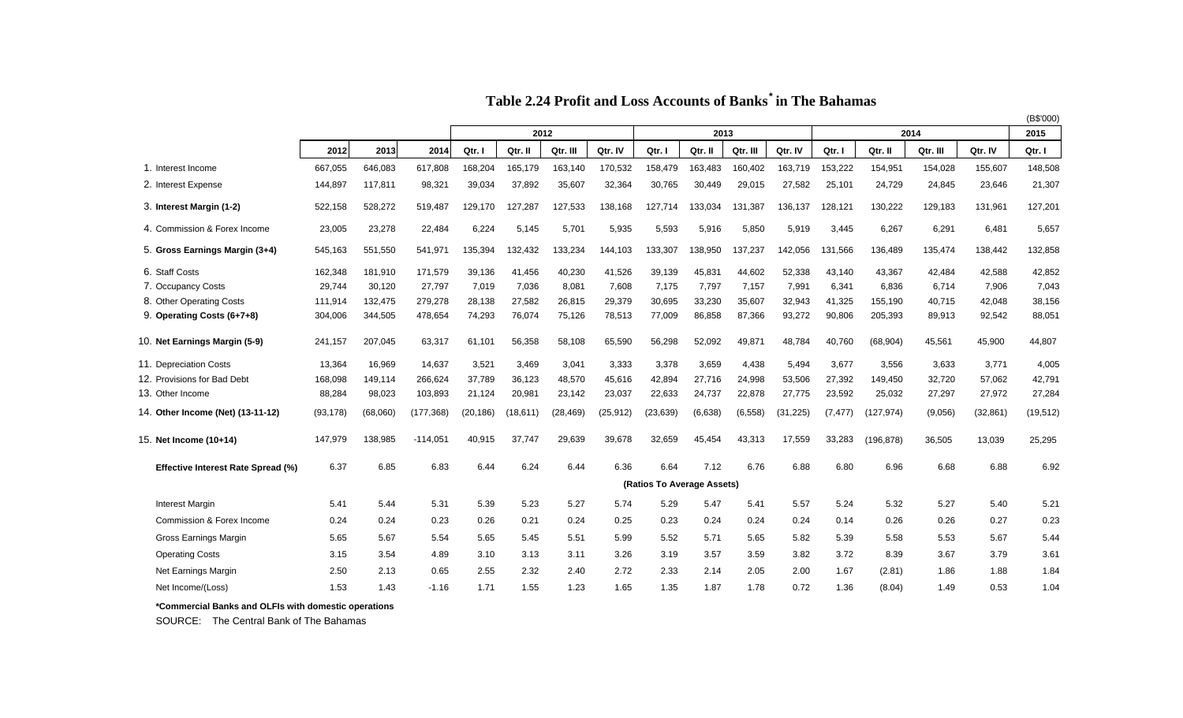# Table 2.24 Profit and Loss Accounts of Banks* in The Bahamas

(B$'000)

| | | | | 2012 | | | | 2013 | | | | 2014 | | | | 2015 |
|---|---|---|---|---|---|---|---|---|---|---|---|---|---|---|---|---|
| | 2012 | 2013 | 2014 | Qtr. I | Qtr. II | Qtr. III | Qtr. IV | Qtr. I | Qtr. II | Qtr. III | Qtr. IV | Qtr. I | Qtr. II | Qtr. III | Qtr. IV | Qtr. I |
| 1. Interest Income | 667,055 | 646,083 | 617,808 | 168,204 | 165,179 | 163,140 | 170,532 | 158,479 | 163,483 | 160,402 | 163,719 | 153,222 | 154,951 | 154,028 | 155,607 | 148,508 |
| 2. Interest Expense | 144,897 | 117,811 | 98,321 | 39,034 | 37,892 | 35,607 | 32,364 | 30,765 | 30,449 | 29,015 | 27,582 | 25,101 | 24,729 | 24,845 | 23,646 | 21,307 |
| 3. **Interest Margin (1-2)** | 522,158 | 528,272 | 519,487 | 129,170 | 127,287 | 127,533 | 138,168 | 127,714 | 133,034 | 131,387 | 136,137 | 128,121 | 130,222 | 129,183 | 131,961 | 127,201 |
| 4. Commission & Forex Income | 23,005 | 23,278 | 22,484 | 6,224 | 5,145 | 5,701 | 5,935 | 5,593 | 5,916 | 5,850 | 5,919 | 3,445 | 6,267 | 6,291 | 6,481 | 5,657 |
| 5. **Gross Earnings Margin (3+4)** | 545,163 | 551,550 | 541,971 | 135,394 | 132,432 | 133,234 | 144,103 | 133,307 | 138,950 | 137,237 | 142,056 | 131,566 | 136,489 | 135,474 | 138,442 | 132,858 |
| 6. Staff Costs | 162,348 | 181,910 | 171,579 | 39,136 | 41,456 | 40,230 | 41,526 | 39,139 | 45,831 | 44,602 | 52,338 | 43,140 | 43,367 | 42,484 | 42,588 | 42,852 |
| 7. Occupancy Costs | 29,744 | 30,120 | 27,797 | 7,019 | 7,036 | 8,081 | 7,608 | 7,175 | 7,797 | 7,157 | 7,991 | 6,341 | 6,836 | 6,714 | 7,906 | 7,043 |
| 8. Other Operating Costs | 111,914 | 132,475 | 279,278 | 28,138 | 27,582 | 26,815 | 29,379 | 30,695 | 33,230 | 35,607 | 32,943 | 41,325 | 155,190 | 40,715 | 42,048 | 38,156 |
| 9. **Operating Costs (6+7+8)** | 304,006 | 344,505 | 478,654 | 74,293 | 76,074 | 75,126 | 78,513 | 77,009 | 86,858 | 87,366 | 93,272 | 90,806 | 205,393 | 89,913 | 92,542 | 88,051 |
| 10. **Net Earnings Margin (5-9)** | 241,157 | 207,045 | 63,317 | 61,101 | 56,358 | 58,108 | 65,590 | 56,298 | 52,092 | 49,871 | 48,784 | 40,760 | (68,904) | 45,561 | 45,900 | 44,807 |
| 11. Depreciation Costs | 13,364 | 16,969 | 14,637 | 3,521 | 3,469 | 3,041 | 3,333 | 3,378 | 3,659 | 4,438 | 5,494 | 3,677 | 3,556 | 3,633 | 3,771 | 4,005 |
| 12. Provisions for Bad Debt | 168,098 | 149,114 | 266,624 | 37,789 | 36,123 | 48,570 | 45,616 | 42,894 | 27,716 | 24,998 | 53,506 | 27,392 | 149,450 | 32,720 | 57,062 | 42,791 |
| 13. Other Income | 88,284 | 98,023 | 103,893 | 21,124 | 20,981 | 23,142 | 23,037 | 22,633 | 24,737 | 22,878 | 27,775 | 23,592 | 25,032 | 27,297 | 27,972 | 27,284 |
| 14. **Other Income (Net) (13-11-12)** | (93,178) | (68,060) | (177,368) | (20,186) | (18,611) | (28,469) | (25,912) | (23,639) | (6,638) | (6,558) | (31,225) | (7,477) | (127,974) | (9,056) | (32,861) | (19,512) |
| 15. **Net Income (10+14)** | 147,979 | 138,985 | -114,051 | 40,915 | 37,747 | 29,639 | 39,678 | 32,659 | 45,454 | 43,313 | 17,559 | 33,283 | (196,878) | 36,505 | 13,039 | 25,295 |
| **Effective Interest Rate Spread (%)** | 6.37 | 6.85 | 6.83 | 6.44 | 6.24 | 6.44 | 6.36 | 6.64 | 7.12 | 6.76 | 6.88 | 6.80 | 6.96 | 6.68 | 6.88 | 6.92 |
| | | | | | | | | **(Ratios To Average Assets)** | | | | | | | | |
| Interest Margin | 5.41 | 5.44 | 5.31 | 5.39 | 5.23 | 5.27 | 5.74 | 5.29 | 5.47 | 5.41 | 5.57 | 5.24 | 5.32 | 5.27 | 5.40 | 5.21 |
| Commission & Forex Income | 0.24 | 0.24 | 0.23 | 0.26 | 0.21 | 0.24 | 0.25 | 0.23 | 0.24 | 0.24 | 0.24 | 0.14 | 0.26 | 0.26 | 0.27 | 0.23 |
| Gross Earnings Margin | 5.65 | 5.67 | 5.54 | 5.65 | 5.45 | 5.51 | 5.99 | 5.52 | 5.71 | 5.65 | 5.82 | 5.39 | 5.58 | 5.53 | 5.67 | 5.44 |
| Operating Costs | 3.15 | 3.54 | 4.89 | 3.10 | 3.13 | 3.11 | 3.26 | 3.19 | 3.57 | 3.59 | 3.82 | 3.72 | 8.39 | 3.67 | 3.79 | 3.61 |
| Net Earnings Margin | 2.50 | 2.13 | 0.65 | 2.55 | 2.32 | 2.40 | 2.72 | 2.33 | 2.14 | 2.05 | 2.00 | 1.67 | (2.81) | 1.86 | 1.88 | 1.84 |
| Net Income/(Loss) | 1.53 | 1.43 | -1.16 | 1.71 | 1.55 | 1.23 | 1.65 | 1.35 | 1.87 | 1.78 | 0.72 | 1.36 | (8.04) | 1.49 | 0.53 | 1.04 |

**\*Commercial Banks and OLFIs with domestic operations**

SOURCE: The Central Bank of The Bahamas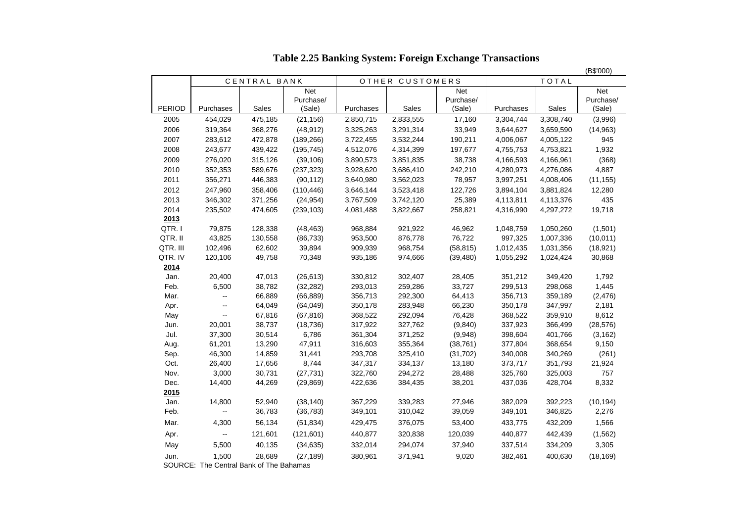# Table 2.25 Banking System: Foreign Exchange Transactions

(B$'000)

| PERIOD | CENTRAL BANK | | | OTHER CUSTOMERS | | | TOTAL | | |
|---|---|---|---|---|---|---|---|---|---|
| | Purchases | Sales | Net Purchase/ (Sale) | Purchases | Sales | Net Purchase/ (Sale) | Purchases | Sales | Net Purchase/ (Sale) |
| 2005 | 454,029 | 475,185 | (21,156) | 2,850,715 | 2,833,555 | 17,160 | 3,304,744 | 3,308,740 | (3,996) |
| 2006 | 319,364 | 368,276 | (48,912) | 3,325,263 | 3,291,314 | 33,949 | 3,644,627 | 3,659,590 | (14,963) |
| 2007 | 283,612 | 472,878 | (189,266) | 3,722,455 | 3,532,244 | 190,211 | 4,006,067 | 4,005,122 | 945 |
| 2008 | 243,677 | 439,422 | (195,745) | 4,512,076 | 4,314,399 | 197,677 | 4,755,753 | 4,753,821 | 1,932 |
| 2009 | 276,020 | 315,126 | (39,106) | 3,890,573 | 3,851,835 | 38,738 | 4,166,593 | 4,166,961 | (368) |
| 2010 | 352,353 | 589,676 | (237,323) | 3,928,620 | 3,686,410 | 242,210 | 4,280,973 | 4,276,086 | 4,887 |
| 2011 | 356,271 | 446,383 | (90,112) | 3,640,980 | 3,562,023 | 78,957 | 3,997,251 | 4,008,406 | (11,155) |
| 2012 | 247,960 | 358,406 | (110,446) | 3,646,144 | 3,523,418 | 122,726 | 3,894,104 | 3,881,824 | 12,280 |
| 2013 | 346,302 | 371,256 | (24,954) | 3,767,509 | 3,742,120 | 25,389 | 4,113,811 | 4,113,376 | 435 |
| 2014 | 235,502 | 474,605 | (239,103) | 4,081,488 | 3,822,667 | 258,821 | 4,316,990 | 4,297,272 | 19,718 |
| **2013** | | | | | | | | | |
| QTR. I | 79,875 | 128,338 | (48,463) | 968,884 | 921,922 | 46,962 | 1,048,759 | 1,050,260 | (1,501) |
| QTR. II | 43,825 | 130,558 | (86,733) | 953,500 | 876,778 | 76,722 | 997,325 | 1,007,336 | (10,011) |
| QTR. III | 102,496 | 62,602 | 39,894 | 909,939 | 968,754 | (58,815) | 1,012,435 | 1,031,356 | (18,921) |
| QTR. IV | 120,106 | 49,758 | 70,348 | 935,186 | 974,666 | (39,480) | 1,055,292 | 1,024,424 | 30,868 |
| **2014** | | | | | | | | | |
| Jan. | 20,400 | 47,013 | (26,613) | 330,812 | 302,407 | 28,405 | 351,212 | 349,420 | 1,792 |
| Feb. | 6,500 | 38,782 | (32,282) | 293,013 | 259,286 | 33,727 | 299,513 | 298,068 | 1,445 |
| Mar. | -- | 66,889 | (66,889) | 356,713 | 292,300 | 64,413 | 356,713 | 359,189 | (2,476) |
| Apr. | -- | 64,049 | (64,049) | 350,178 | 283,948 | 66,230 | 350,178 | 347,997 | 2,181 |
| May | -- | 67,816 | (67,816) | 368,522 | 292,094 | 76,428 | 368,522 | 359,910 | 8,612 |
| Jun. | 20,001 | 38,737 | (18,736) | 317,922 | 327,762 | (9,840) | 337,923 | 366,499 | (28,576) |
| Jul. | 37,300 | 30,514 | 6,786 | 361,304 | 371,252 | (9,948) | 398,604 | 401,766 | (3,162) |
| Aug. | 61,201 | 13,290 | 47,911 | 316,603 | 355,364 | (38,761) | 377,804 | 368,654 | 9,150 |
| Sep. | 46,300 | 14,859 | 31,441 | 293,708 | 325,410 | (31,702) | 340,008 | 340,269 | (261) |
| Oct. | 26,400 | 17,656 | 8,744 | 347,317 | 334,137 | 13,180 | 373,717 | 351,793 | 21,924 |
| Nov. | 3,000 | 30,731 | (27,731) | 322,760 | 294,272 | 28,488 | 325,760 | 325,003 | 757 |
| Dec. | 14,400 | 44,269 | (29,869) | 422,636 | 384,435 | 38,201 | 437,036 | 428,704 | 8,332 |
| **2015** | | | | | | | | | |
| Jan. | 14,800 | 52,940 | (38,140) | 367,229 | 339,283 | 27,946 | 382,029 | 392,223 | (10,194) |
| Feb. | -- | 36,783 | (36,783) | 349,101 | 310,042 | 39,059 | 349,101 | 346,825 | 2,276 |
| Mar. | 4,300 | 56,134 | (51,834) | 429,475 | 376,075 | 53,400 | 433,775 | 432,209 | 1,566 |
| Apr. | -- | 121,601 | (121,601) | 440,877 | 320,838 | 120,039 | 440,877 | 442,439 | (1,562) |
| May | 5,500 | 40,135 | (34,635) | 332,014 | 294,074 | 37,940 | 337,514 | 334,209 | 3,305 |
| Jun. | 1,500 | 28,689 | (27,189) | 380,961 | 371,941 | 9,020 | 382,461 | 400,630 | (18,169) |

SOURCE: The Central Bank of The Bahamas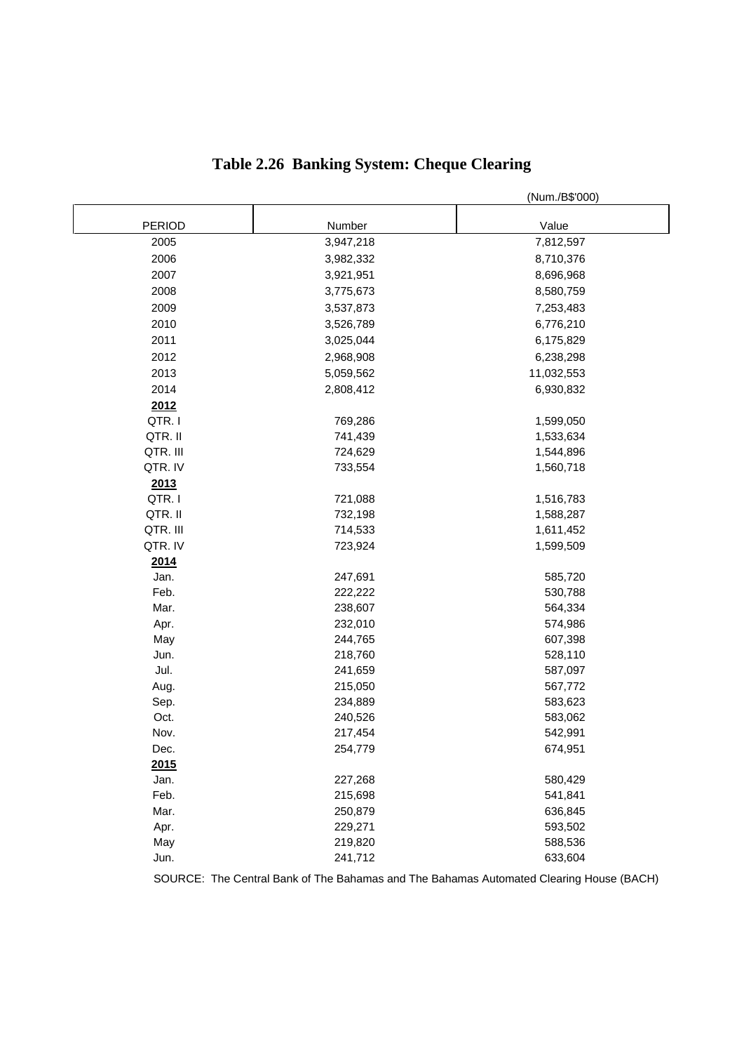# Table 2.26 Banking System: Cheque Clearing

(Num./B$'000)

| PERIOD | Number | Value |
|---|---|---|
| 2005 | 3,947,218 | 7,812,597 |
| 2006 | 3,982,332 | 8,710,376 |
| 2007 | 3,921,951 | 8,696,968 |
| 2008 | 3,775,673 | 8,580,759 |
| 2009 | 3,537,873 | 7,253,483 |
| 2010 | 3,526,789 | 6,776,210 |
| 2011 | 3,025,044 | 6,175,829 |
| 2012 | 2,968,908 | 6,238,298 |
| 2013 | 5,059,562 | 11,032,553 |
| 2014 | 2,808,412 | 6,930,832 |
| **2012** | | |
| QTR. I | 769,286 | 1,599,050 |
| QTR. II | 741,439 | 1,533,634 |
| QTR. III | 724,629 | 1,544,896 |
| QTR. IV | 733,554 | 1,560,718 |
| **2013** | | |
| QTR. I | 721,088 | 1,516,783 |
| QTR. II | 732,198 | 1,588,287 |
| QTR. III | 714,533 | 1,611,452 |
| QTR. IV | 723,924 | 1,599,509 |
| **2014** | | |
| Jan. | 247,691 | 585,720 |
| Feb. | 222,222 | 530,788 |
| Mar. | 238,607 | 564,334 |
| Apr. | 232,010 | 574,986 |
| May | 244,765 | 607,398 |
| Jun. | 218,760 | 528,110 |
| Jul. | 241,659 | 587,097 |
| Aug. | 215,050 | 567,772 |
| Sep. | 234,889 | 583,623 |
| Oct. | 240,526 | 583,062 |
| Nov. | 217,454 | 542,991 |
| Dec. | 254,779 | 674,951 |
| **2015** | | |
| Jan. | 227,268 | 580,429 |
| Feb. | 215,698 | 541,841 |
| Mar. | 250,879 | 636,845 |
| Apr. | 229,271 | 593,502 |
| May | 219,820 | 588,536 |
| Jun. | 241,712 | 633,604 |

SOURCE: The Central Bank of The Bahamas and The Bahamas Automated Clearing House (BACH)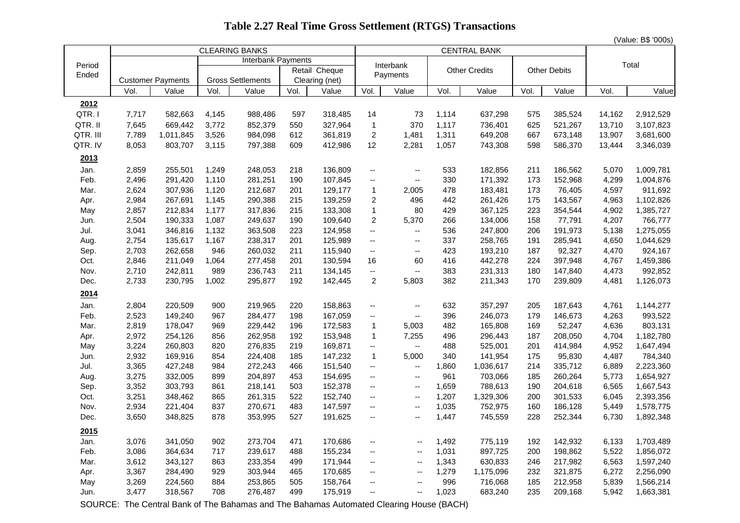# Table 2.27 Real Time Gross Settlement (RTGS) Transactions

(Value: B$ '000s)

| Period Ended | CLEARING BANKS | | | | | | CENTRAL BANK | | | | | | Total | |
|---|---|---|---|---|---|---|---|---|---|---|---|---|---|---|
| | Customer Payments | | Interbank Payments | | | | Interbank Payments | | Other Credits | | Other Debits | | | |
| | | | Gross Settlements | | Retail Cheque Clearing (net) | | | | | | | | | |
| | Vol. | Value | Vol. | Value | Vol. | Value | Vol. | Value | Vol. | Value | Vol. | Value | Vol. | Value |
| **2012** | | | | | | | | | | | | | | |
| QTR. I | 7,717 | 582,663 | 4,145 | 988,486 | 597 | 318,485 | 14 | 73 | 1,114 | 637,298 | 575 | 385,524 | 14,162 | 2,912,529 |
| QTR. II | 7,645 | 669,442 | 3,772 | 852,379 | 550 | 327,964 | 1 | 370 | 1,117 | 736,401 | 625 | 521,267 | 13,710 | 3,107,823 |
| QTR. III | 7,789 | 1,011,845 | 3,526 | 984,098 | 612 | 361,819 | 2 | 1,481 | 1,311 | 649,208 | 667 | 673,148 | 13,907 | 3,681,600 |
| QTR. IV | 8,053 | 803,707 | 3,115 | 797,388 | 609 | 412,986 | 12 | 2,281 | 1,057 | 743,308 | 598 | 586,370 | 13,444 | 3,346,039 |
| **2013** | | | | | | | | | | | | | | |
| Jan. | 2,859 | 255,501 | 1,249 | 248,053 | 218 | 136,809 | -- | -- | 533 | 182,856 | 211 | 186,562 | 5,070 | 1,009,781 |
| Feb. | 2,496 | 291,420 | 1,110 | 281,251 | 190 | 107,845 | -- | -- | 330 | 171,392 | 173 | 152,968 | 4,299 | 1,004,876 |
| Mar. | 2,624 | 307,936 | 1,120 | 212,687 | 201 | 129,177 | 1 | 2,005 | 478 | 183,481 | 173 | 76,405 | 4,597 | 911,692 |
| Apr. | 2,984 | 267,691 | 1,145 | 290,388 | 215 | 139,259 | 2 | 496 | 442 | 261,426 | 175 | 143,567 | 4,963 | 1,102,826 |
| May | 2,857 | 212,834 | 1,177 | 317,836 | 215 | 133,308 | 1 | 80 | 429 | 367,125 | 223 | 354,544 | 4,902 | 1,385,727 |
| Jun. | 2,504 | 190,333 | 1,087 | 249,637 | 190 | 109,640 | 2 | 5,370 | 266 | 134,006 | 158 | 77,791 | 4,207 | 766,777 |
| Jul. | 3,041 | 346,816 | 1,132 | 363,508 | 223 | 124,958 | -- | -- | 536 | 247,800 | 206 | 191,973 | 5,138 | 1,275,055 |
| Aug. | 2,754 | 135,617 | 1,167 | 238,317 | 201 | 125,989 | -- | -- | 337 | 258,765 | 191 | 285,941 | 4,650 | 1,044,629 |
| Sep. | 2,703 | 262,658 | 946 | 260,032 | 211 | 115,940 | -- | -- | 423 | 193,210 | 187 | 92,327 | 4,470 | 924,167 |
| Oct. | 2,846 | 211,049 | 1,064 | 277,458 | 201 | 130,594 | 16 | 60 | 416 | 442,278 | 224 | 397,948 | 4,767 | 1,459,386 |
| Nov. | 2,710 | 242,811 | 989 | 236,743 | 211 | 134,145 | -- | -- | 383 | 231,313 | 180 | 147,840 | 4,473 | 992,852 |
| Dec. | 2,733 | 230,795 | 1,002 | 295,877 | 192 | 142,445 | 2 | 5,803 | 382 | 211,343 | 170 | 239,809 | 4,481 | 1,126,073 |
| **2014** | | | | | | | | | | | | | | |
| Jan. | 2,804 | 220,509 | 900 | 219,965 | 220 | 158,863 | -- | -- | 632 | 357,297 | 205 | 187,643 | 4,761 | 1,144,277 |
| Feb. | 2,523 | 149,240 | 967 | 284,477 | 198 | 167,059 | -- | -- | 396 | 246,073 | 179 | 146,673 | 4,263 | 993,522 |
| Mar. | 2,819 | 178,047 | 969 | 229,442 | 196 | 172,583 | 1 | 5,003 | 482 | 165,808 | 169 | 52,247 | 4,636 | 803,131 |
| Apr. | 2,972 | 254,126 | 856 | 262,958 | 192 | 153,948 | 1 | 7,255 | 496 | 296,443 | 187 | 208,050 | 4,704 | 1,182,780 |
| May | 3,224 | 260,803 | 820 | 276,835 | 219 | 169,871 | -- | -- | 488 | 525,001 | 201 | 414,984 | 4,952 | 1,647,494 |
| Jun. | 2,932 | 169,916 | 854 | 224,408 | 185 | 147,232 | 1 | 5,000 | 340 | 141,954 | 175 | 95,830 | 4,487 | 784,340 |
| Jul. | 3,365 | 427,248 | 984 | 272,243 | 466 | 151,540 | -- | -- | 1,860 | 1,036,617 | 214 | 335,712 | 6,889 | 2,223,360 |
| Aug. | 3,275 | 332,005 | 899 | 204,897 | 453 | 154,695 | -- | -- | 961 | 703,066 | 185 | 260,264 | 5,773 | 1,654,927 |
| Sep. | 3,352 | 303,793 | 861 | 218,141 | 503 | 152,378 | -- | -- | 1,659 | 788,613 | 190 | 204,618 | 6,565 | 1,667,543 |
| Oct. | 3,251 | 348,462 | 865 | 261,315 | 522 | 152,740 | -- | -- | 1,207 | 1,329,306 | 200 | 301,533 | 6,045 | 2,393,356 |
| Nov. | 2,934 | 221,404 | 837 | 270,671 | 483 | 147,597 | -- | -- | 1,035 | 752,975 | 160 | 186,128 | 5,449 | 1,578,775 |
| Dec. | 3,650 | 348,825 | 878 | 353,995 | 527 | 191,625 | -- | -- | 1,447 | 745,559 | 228 | 252,344 | 6,730 | 1,892,348 |
| **2015** | | | | | | | | | | | | | | |
| Jan. | 3,076 | 341,050 | 902 | 273,704 | 471 | 170,686 | -- | -- | 1,492 | 775,119 | 192 | 142,932 | 6,133 | 1,703,489 |
| Feb. | 3,086 | 364,634 | 717 | 239,617 | 488 | 155,234 | -- | -- | 1,031 | 897,725 | 200 | 198,862 | 5,522 | 1,856,072 |
| Mar. | 3,612 | 343,127 | 863 | 233,354 | 499 | 171,944 | -- | -- | 1,343 | 630,833 | 246 | 217,982 | 6,563 | 1,597,240 |
| Apr. | 3,367 | 284,490 | 929 | 303,944 | 465 | 170,685 | -- | -- | 1,279 | 1,175,096 | 232 | 321,875 | 6,272 | 2,256,090 |
| May | 3,269 | 224,560 | 884 | 253,865 | 505 | 158,764 | -- | -- | 996 | 716,068 | 185 | 212,958 | 5,839 | 1,566,214 |
| Jun. | 3,477 | 318,567 | 708 | 276,487 | 499 | 175,919 | -- | -- | 1,023 | 683,240 | 235 | 209,168 | 5,942 | 1,663,381 |

SOURCE: The Central Bank of The Bahamas and The Bahamas Automated Clearing House (BACH)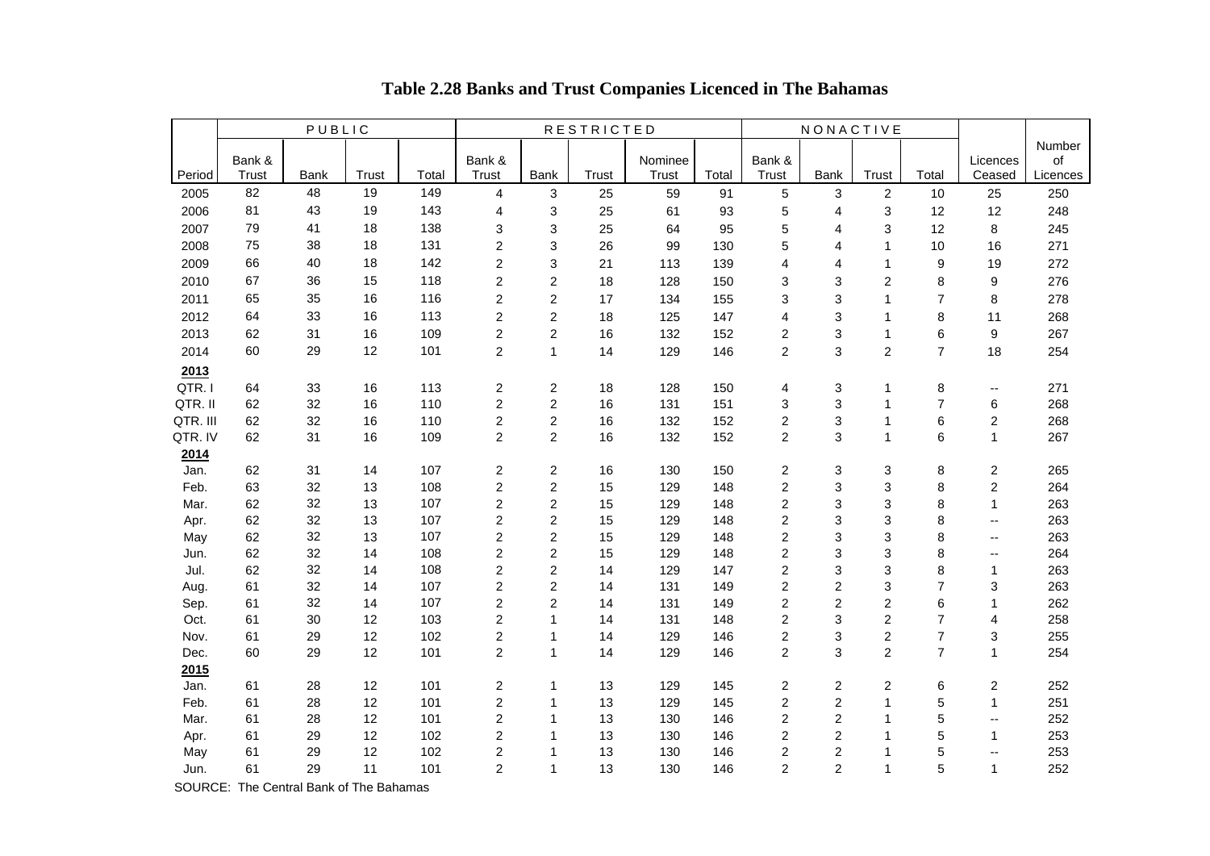# Table 2.28 Banks and Trust Companies Licenced in The Bahamas

| Period | PUBLIC | | | | RESTRICTED | | | | | NONACTIVE | | | | | |
|---|---|---|---|---|---|---|---|---|---|---|---|---|---|---|---|
| | Bank & Trust | Bank | Trust | Total | Bank & Trust | Bank | Trust | Nominee Trust | Total | Bank & Trust | Bank | Trust | Total | Licences Ceased | Number of Licences |
| 2005 | 82 | 48 | 19 | 149 | 4 | 3 | 25 | 59 | 91 | 5 | 3 | 2 | 10 | 25 | 250 |
| 2006 | 81 | 43 | 19 | 143 | 4 | 3 | 25 | 61 | 93 | 5 | 4 | 3 | 12 | 12 | 248 |
| 2007 | 79 | 41 | 18 | 138 | 3 | 3 | 25 | 64 | 95 | 5 | 4 | 3 | 12 | 8 | 245 |
| 2008 | 75 | 38 | 18 | 131 | 2 | 3 | 26 | 99 | 130 | 5 | 4 | 1 | 10 | 16 | 271 |
| 2009 | 66 | 40 | 18 | 142 | 2 | 3 | 21 | 113 | 139 | 4 | 4 | 1 | 9 | 19 | 272 |
| 2010 | 67 | 36 | 15 | 118 | 2 | 2 | 18 | 128 | 150 | 3 | 3 | 2 | 8 | 9 | 276 |
| 2011 | 65 | 35 | 16 | 116 | 2 | 2 | 17 | 134 | 155 | 3 | 3 | 1 | 7 | 8 | 278 |
| 2012 | 64 | 33 | 16 | 113 | 2 | 2 | 18 | 125 | 147 | 4 | 3 | 1 | 8 | 11 | 268 |
| 2013 | 62 | 31 | 16 | 109 | 2 | 2 | 16 | 132 | 152 | 2 | 3 | 1 | 6 | 9 | 267 |
| 2014 | 60 | 29 | 12 | 101 | 2 | 1 | 14 | 129 | 146 | 2 | 3 | 2 | 7 | 18 | 254 |
| **2013** | | | | | | | | | | | | | | | |
| QTR. I | 64 | 33 | 16 | 113 | 2 | 2 | 18 | 128 | 150 | 4 | 3 | 1 | 8 | -- | 271 |
| QTR. II | 62 | 32 | 16 | 110 | 2 | 2 | 16 | 131 | 151 | 3 | 3 | 1 | 7 | 6 | 268 |
| QTR. III | 62 | 32 | 16 | 110 | 2 | 2 | 16 | 132 | 152 | 2 | 3 | 1 | 6 | 2 | 268 |
| QTR. IV | 62 | 31 | 16 | 109 | 2 | 2 | 16 | 132 | 152 | 2 | 3 | 1 | 6 | 1 | 267 |
| **2014** | | | | | | | | | | | | | | | |
| Jan. | 62 | 31 | 14 | 107 | 2 | 2 | 16 | 130 | 150 | 2 | 3 | 3 | 8 | 2 | 265 |
| Feb. | 63 | 32 | 13 | 108 | 2 | 2 | 15 | 129 | 148 | 2 | 3 | 3 | 8 | 2 | 264 |
| Mar. | 62 | 32 | 13 | 107 | 2 | 2 | 15 | 129 | 148 | 2 | 3 | 3 | 8 | 1 | 263 |
| Apr. | 62 | 32 | 13 | 107 | 2 | 2 | 15 | 129 | 148 | 2 | 3 | 3 | 8 | -- | 263 |
| May | 62 | 32 | 13 | 107 | 2 | 2 | 15 | 129 | 148 | 2 | 3 | 3 | 8 | -- | 263 |
| Jun. | 62 | 32 | 14 | 108 | 2 | 2 | 15 | 129 | 148 | 2 | 3 | 3 | 8 | -- | 264 |
| Jul. | 62 | 32 | 14 | 108 | 2 | 2 | 14 | 129 | 147 | 2 | 3 | 3 | 8 | 1 | 263 |
| Aug. | 61 | 32 | 14 | 107 | 2 | 2 | 14 | 131 | 149 | 2 | 2 | 3 | 7 | 3 | 263 |
| Sep. | 61 | 32 | 14 | 107 | 2 | 2 | 14 | 131 | 149 | 2 | 2 | 2 | 6 | 1 | 262 |
| Oct. | 61 | 30 | 12 | 103 | 2 | 1 | 14 | 131 | 148 | 2 | 3 | 2 | 7 | 4 | 258 |
| Nov. | 61 | 29 | 12 | 102 | 2 | 1 | 14 | 129 | 146 | 2 | 3 | 2 | 7 | 3 | 255 |
| Dec. | 60 | 29 | 12 | 101 | 2 | 1 | 14 | 129 | 146 | 2 | 3 | 2 | 7 | 1 | 254 |
| **2015** | | | | | | | | | | | | | | | |
| Jan. | 61 | 28 | 12 | 101 | 2 | 1 | 13 | 129 | 145 | 2 | 2 | 2 | 6 | 2 | 252 |
| Feb. | 61 | 28 | 12 | 101 | 2 | 1 | 13 | 129 | 145 | 2 | 2 | 1 | 5 | 1 | 251 |
| Mar. | 61 | 28 | 12 | 101 | 2 | 1 | 13 | 130 | 146 | 2 | 2 | 1 | 5 | -- | 252 |
| Apr. | 61 | 29 | 12 | 102 | 2 | 1 | 13 | 130 | 146 | 2 | 2 | 1 | 5 | 1 | 253 |
| May | 61 | 29 | 12 | 102 | 2 | 1 | 13 | 130 | 146 | 2 | 2 | 1 | 5 | -- | 253 |
| Jun. | 61 | 29 | 11 | 101 | 2 | 1 | 13 | 130 | 146 | 2 | 2 | 1 | 5 | 1 | 252 |

SOURCE: The Central Bank of The Bahamas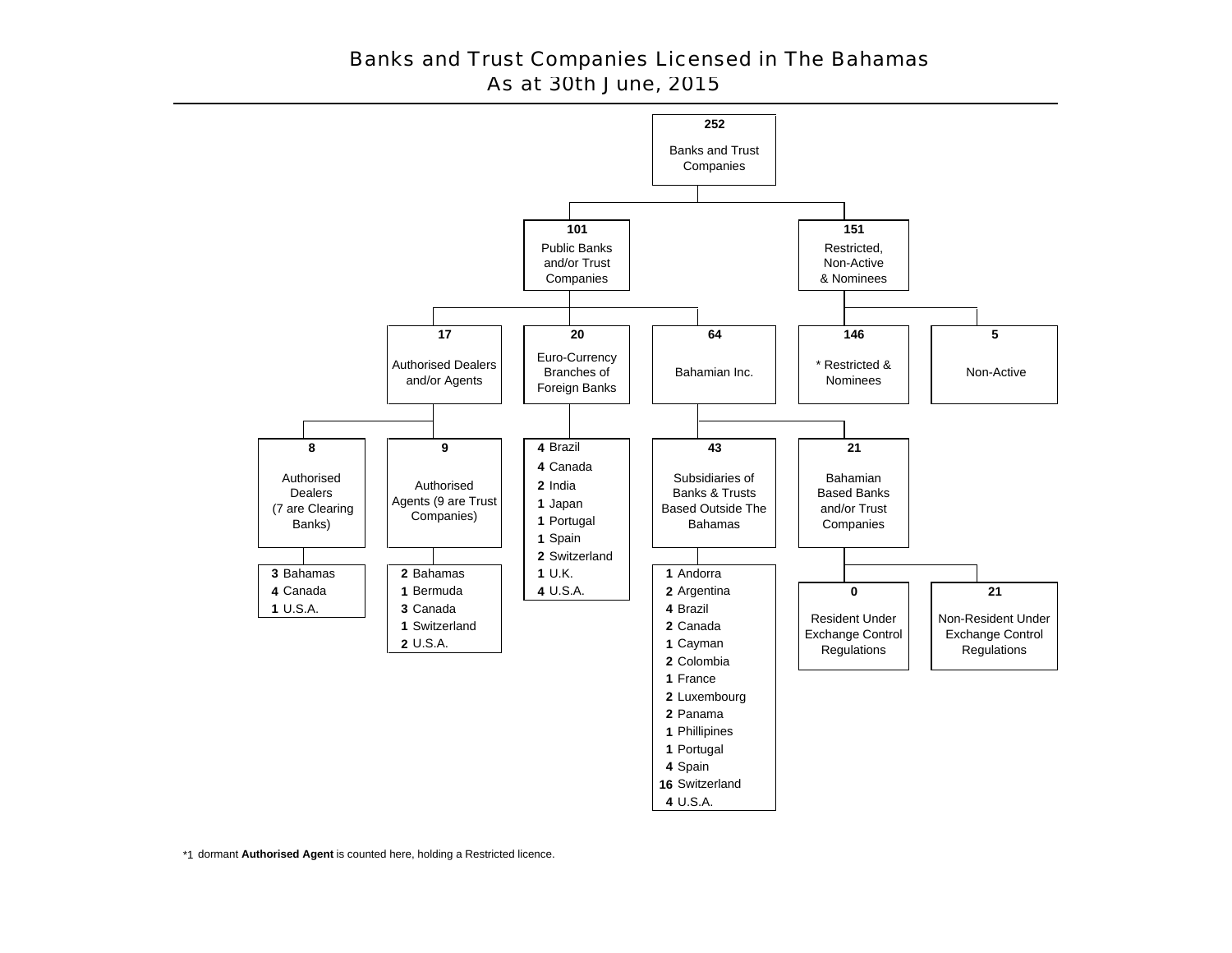# Banks and Trust Companies Licensed in The Bahamas
## As at 30th June, 2015

**252** Banks and Trust Companies

- **101** Public Banks and/or Trust Companies
  - **17** Authorised Dealers and/or Agents
    - **8** Authorised Dealers (7 are Clearing Banks)
      - **3** Bahamas
      - **4** Canada
      - **1** U.S.A.
    - **9** Authorised Agents (9 are Trust Companies)
      - **2** Bahamas
      - **1** Bermuda
      - **3** Canada
      - **1** Switzerland
      - **2** U.S.A.
  - **20** Euro-Currency Branches of Foreign Banks
    - **4** Brazil
    - **4** Canada
    - **2** India
    - **1** Japan
    - **1** Portugal
    - **1** Spain
    - **2** Switzerland
    - **1** U.K.
    - **4** U.S.A.
  - **64** Bahamian Inc.
    - **43** Subsidiaries of Banks & Trusts Based Outside The Bahamas
      - **1** Andorra
      - **2** Argentina
      - **4** Brazil
      - **2** Canada
      - **1** Cayman
      - **2** Colombia
      - **1** France
      - **2** Luxembourg
      - **2** Panama
      - **1** Phillipines
      - **1** Portugal
      - **4** Spain
      - **16** Switzerland
      - **4** U.S.A.
    - **21** Bahamian Based Banks and/or Trust Companies
      - **0** Resident Under Exchange Control Regulations
      - **21** Non-Resident Under Exchange Control Regulations
- **151** Restricted, Non-Active & Nominees
  - **146** * Restricted & Nominees
  - **5** Non-Active

*1 dormant **Authorised Agent** is counted here, holding a Restricted licence.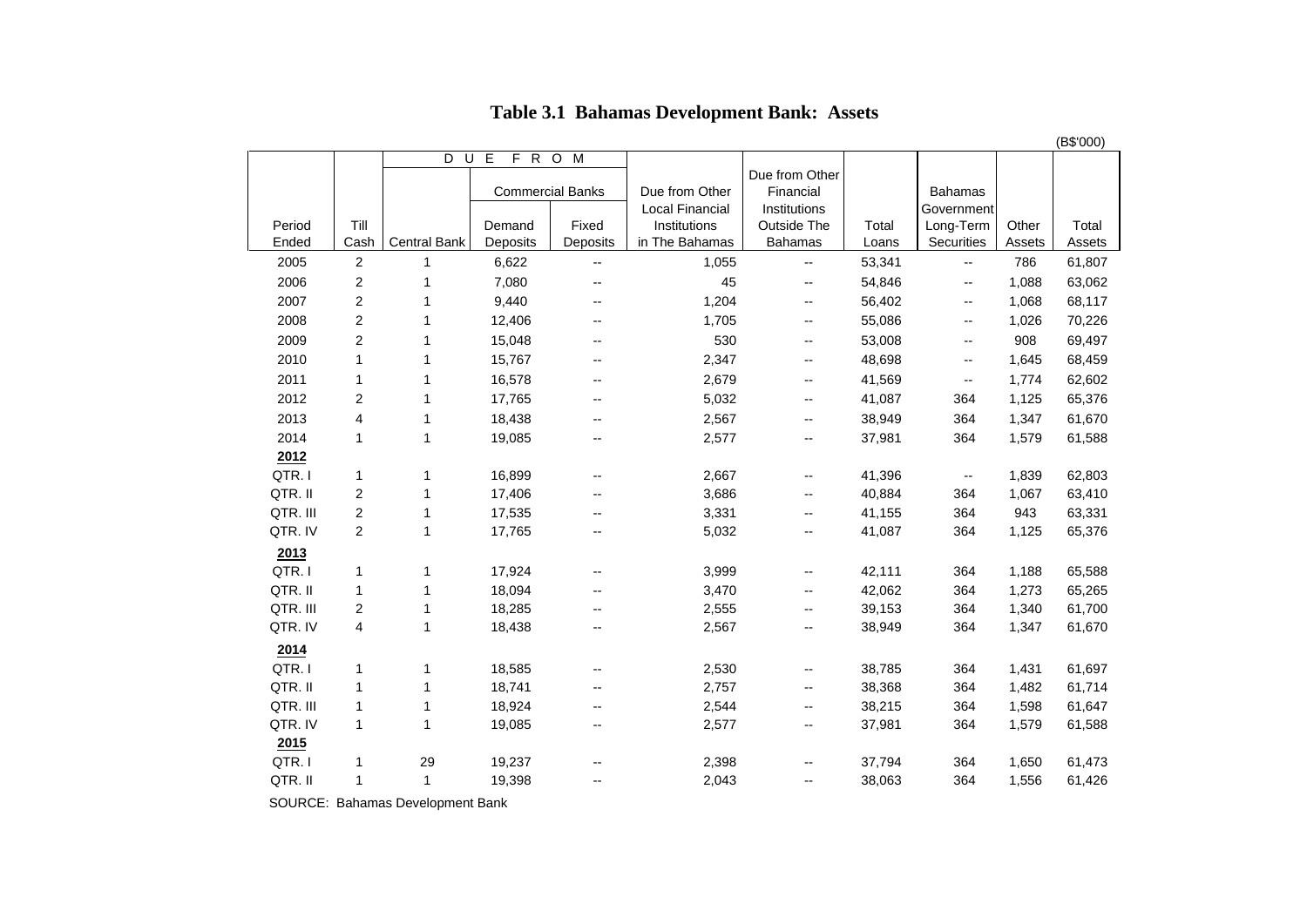# Table 3.1 Bahamas Development Bank: Assets

(B$'000)

| Period Ended | Till Cash | DUE FROM Central Bank | Commercial Banks Demand Deposits | Commercial Banks Fixed Deposits | Due from Other Local Financial Institutions in The Bahamas | Due from Other Financial Institutions Outside The Bahamas | Total Loans | Bahamas Government Long-Term Securities | Other Assets | Total Assets |
|---|---|---|---|---|---|---|---|---|---|---|
| 2005 | 2 | 1 | 6,622 | -- | 1,055 | -- | 53,341 | -- | 786 | 61,807 |
| 2006 | 2 | 1 | 7,080 | -- | 45 | -- | 54,846 | -- | 1,088 | 63,062 |
| 2007 | 2 | 1 | 9,440 | -- | 1,204 | -- | 56,402 | -- | 1,068 | 68,117 |
| 2008 | 2 | 1 | 12,406 | -- | 1,705 | -- | 55,086 | -- | 1,026 | 70,226 |
| 2009 | 2 | 1 | 15,048 | -- | 530 | -- | 53,008 | -- | 908 | 69,497 |
| 2010 | 1 | 1 | 15,767 | -- | 2,347 | -- | 48,698 | -- | 1,645 | 68,459 |
| 2011 | 1 | 1 | 16,578 | -- | 2,679 | -- | 41,569 | -- | 1,774 | 62,602 |
| 2012 | 2 | 1 | 17,765 | -- | 5,032 | -- | 41,087 | 364 | 1,125 | 65,376 |
| 2013 | 4 | 1 | 18,438 | -- | 2,567 | -- | 38,949 | 364 | 1,347 | 61,670 |
| 2014 | 1 | 1 | 19,085 | -- | 2,577 | -- | 37,981 | 364 | 1,579 | 61,588 |
| **2012** | | | | | | | | | | |
| QTR. I | 1 | 1 | 16,899 | -- | 2,667 | -- | 41,396 | -- | 1,839 | 62,803 |
| QTR. II | 2 | 1 | 17,406 | -- | 3,686 | -- | 40,884 | 364 | 1,067 | 63,410 |
| QTR. III | 2 | 1 | 17,535 | -- | 3,331 | -- | 41,155 | 364 | 943 | 63,331 |
| QTR. IV | 2 | 1 | 17,765 | -- | 5,032 | -- | 41,087 | 364 | 1,125 | 65,376 |
| **2013** | | | | | | | | | | |
| QTR. I | 1 | 1 | 17,924 | -- | 3,999 | -- | 42,111 | 364 | 1,188 | 65,588 |
| QTR. II | 1 | 1 | 18,094 | -- | 3,470 | -- | 42,062 | 364 | 1,273 | 65,265 |
| QTR. III | 2 | 1 | 18,285 | -- | 2,555 | -- | 39,153 | 364 | 1,340 | 61,700 |
| QTR. IV | 4 | 1 | 18,438 | -- | 2,567 | -- | 38,949 | 364 | 1,347 | 61,670 |
| **2014** | | | | | | | | | | |
| QTR. I | 1 | 1 | 18,585 | -- | 2,530 | -- | 38,785 | 364 | 1,431 | 61,697 |
| QTR. II | 1 | 1 | 18,741 | -- | 2,757 | -- | 38,368 | 364 | 1,482 | 61,714 |
| QTR. III | 1 | 1 | 18,924 | -- | 2,544 | -- | 38,215 | 364 | 1,598 | 61,647 |
| QTR. IV | 1 | 1 | 19,085 | -- | 2,577 | -- | 37,981 | 364 | 1,579 | 61,588 |
| **2015** | | | | | | | | | | |
| QTR. I | 1 | 29 | 19,237 | -- | 2,398 | -- | 37,794 | 364 | 1,650 | 61,473 |
| QTR. II | 1 | 1 | 19,398 | -- | 2,043 | -- | 38,063 | 364 | 1,556 | 61,426 |

SOURCE: Bahamas Development Bank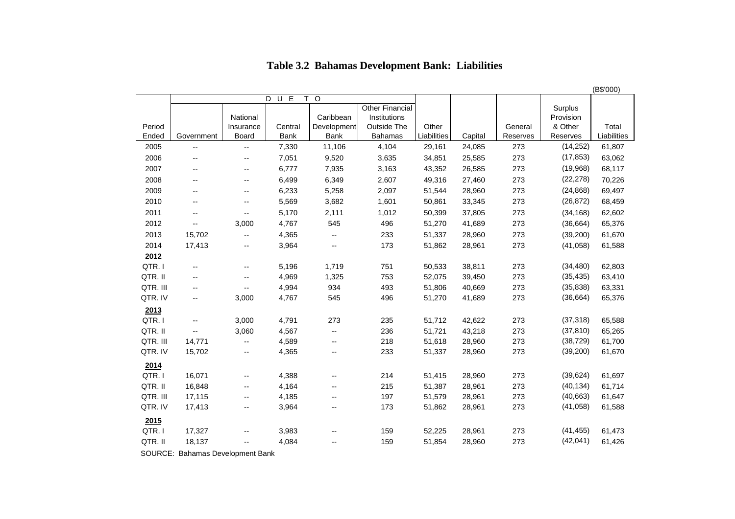# Table 3.2 Bahamas Development Bank: Liabilities

(B$'000)

| Period Ended | DUE TO Government | National Insurance Board | Central Bank | Caribbean Development Bank | Other Financial Institutions Outside The Bahamas | Other Liabilities | Capital | General Reserves | Surplus Provision & Other Reserves | Total Liabilities |
|---|---|---|---|---|---|---|---|---|---|---|
| 2005 | -- | -- | 7,330 | 11,106 | 4,104 | 29,161 | 24,085 | 273 | (14,252) | 61,807 |
| 2006 | -- | -- | 7,051 | 9,520 | 3,635 | 34,851 | 25,585 | 273 | (17,853) | 63,062 |
| 2007 | -- | -- | 6,777 | 7,935 | 3,163 | 43,352 | 26,585 | 273 | (19,968) | 68,117 |
| 2008 | -- | -- | 6,499 | 6,349 | 2,607 | 49,316 | 27,460 | 273 | (22,278) | 70,226 |
| 2009 | -- | -- | 6,233 | 5,258 | 2,097 | 51,544 | 28,960 | 273 | (24,868) | 69,497 |
| 2010 | -- | -- | 5,569 | 3,682 | 1,601 | 50,861 | 33,345 | 273 | (26,872) | 68,459 |
| 2011 | -- | -- | 5,170 | 2,111 | 1,012 | 50,399 | 37,805 | 273 | (34,168) | 62,602 |
| 2012 | -- | 3,000 | 4,767 | 545 | 496 | 51,270 | 41,689 | 273 | (36,664) | 65,376 |
| 2013 | 15,702 | -- | 4,365 | -- | 233 | 51,337 | 28,960 | 273 | (39,200) | 61,670 |
| 2014 | 17,413 | -- | 3,964 | -- | 173 | 51,862 | 28,961 | 273 | (41,058) | 61,588 |
| **2012** | | | | | | | | | | |
| QTR. I | -- | -- | 5,196 | 1,719 | 751 | 50,533 | 38,811 | 273 | (34,480) | 62,803 |
| QTR. II | -- | -- | 4,969 | 1,325 | 753 | 52,075 | 39,450 | 273 | (35,435) | 63,410 |
| QTR. III | -- | -- | 4,994 | 934 | 493 | 51,806 | 40,669 | 273 | (35,838) | 63,331 |
| QTR. IV | -- | 3,000 | 4,767 | 545 | 496 | 51,270 | 41,689 | 273 | (36,664) | 65,376 |
| **2013** | | | | | | | | | | |
| QTR. I | -- | 3,000 | 4,791 | 273 | 235 | 51,712 | 42,622 | 273 | (37,318) | 65,588 |
| QTR. II | -- | 3,060 | 4,567 | -- | 236 | 51,721 | 43,218 | 273 | (37,810) | 65,265 |
| QTR. III | 14,771 | -- | 4,589 | -- | 218 | 51,618 | 28,960 | 273 | (38,729) | 61,700 |
| QTR. IV | 15,702 | -- | 4,365 | -- | 233 | 51,337 | 28,960 | 273 | (39,200) | 61,670 |
| **2014** | | | | | | | | | | |
| QTR. I | 16,071 | -- | 4,388 | -- | 214 | 51,415 | 28,960 | 273 | (39,624) | 61,697 |
| QTR. II | 16,848 | -- | 4,164 | -- | 215 | 51,387 | 28,961 | 273 | (40,134) | 61,714 |
| QTR. III | 17,115 | -- | 4,185 | -- | 197 | 51,579 | 28,961 | 273 | (40,663) | 61,647 |
| QTR. IV | 17,413 | -- | 3,964 | -- | 173 | 51,862 | 28,961 | 273 | (41,058) | 61,588 |
| **2015** | | | | | | | | | | |
| QTR. I | 17,327 | -- | 3,983 | -- | 159 | 52,225 | 28,961 | 273 | (41,455) | 61,473 |
| QTR. II | 18,137 | -- | 4,084 | -- | 159 | 51,854 | 28,960 | 273 | (42,041) | 61,426 |

SOURCE: Bahamas Development Bank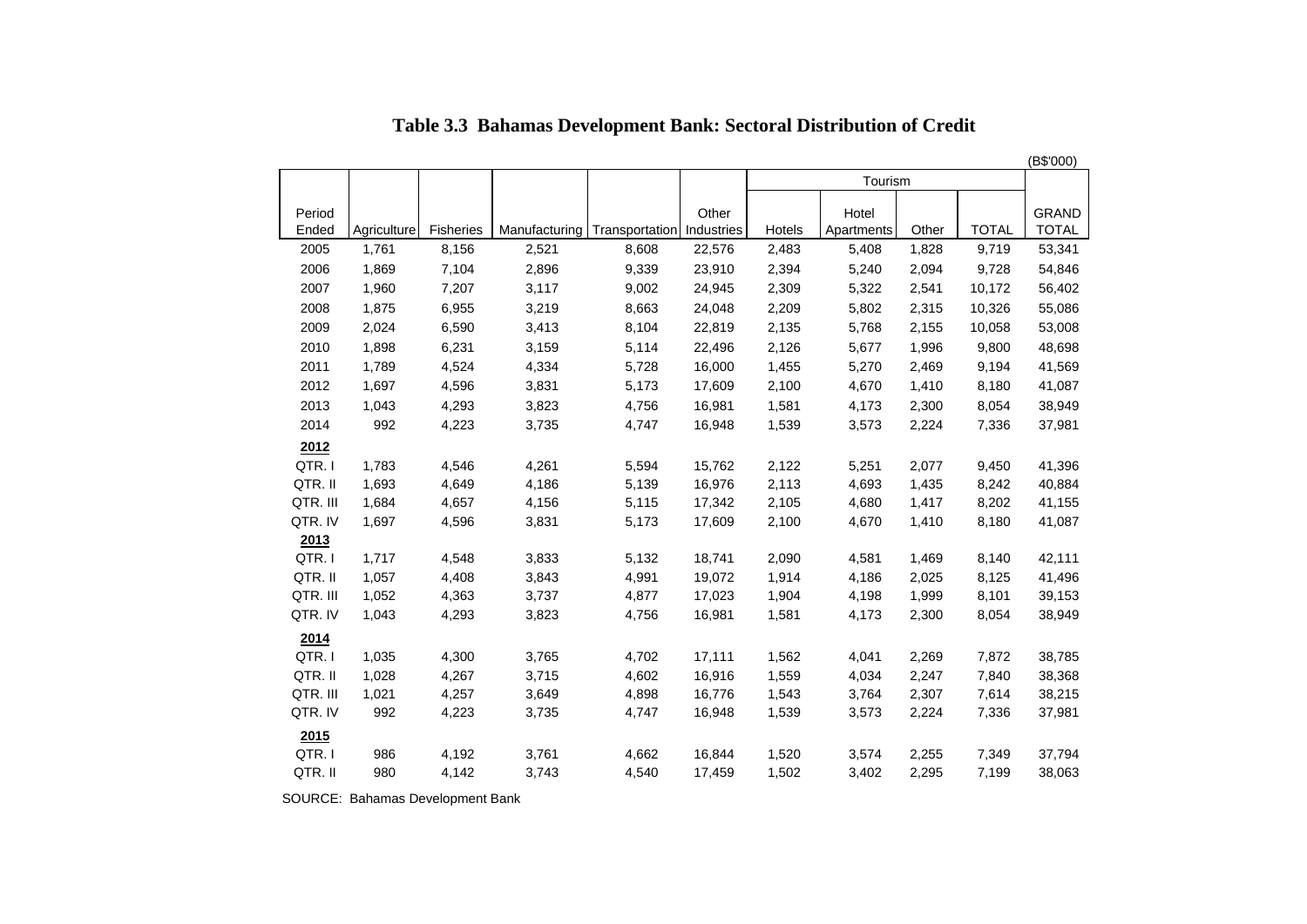# Table 3.3 Bahamas Development Bank: Sectoral Distribution of Credit

(B$'000)

| Period Ended | Agriculture | Fisheries | Manufacturing | Transportation | Other Industries | Tourism | | | | GRAND TOTAL |
|---|---|---|---|---|---|---|---|---|---|---|
| | | | | | | Hotels | Hotel Apartments | Other | TOTAL | |
| 2005 | 1,761 | 8,156 | 2,521 | 8,608 | 22,576 | 2,483 | 5,408 | 1,828 | 9,719 | 53,341 |
| 2006 | 1,869 | 7,104 | 2,896 | 9,339 | 23,910 | 2,394 | 5,240 | 2,094 | 9,728 | 54,846 |
| 2007 | 1,960 | 7,207 | 3,117 | 9,002 | 24,945 | 2,309 | 5,322 | 2,541 | 10,172 | 56,402 |
| 2008 | 1,875 | 6,955 | 3,219 | 8,663 | 24,048 | 2,209 | 5,802 | 2,315 | 10,326 | 55,086 |
| 2009 | 2,024 | 6,590 | 3,413 | 8,104 | 22,819 | 2,135 | 5,768 | 2,155 | 10,058 | 53,008 |
| 2010 | 1,898 | 6,231 | 3,159 | 5,114 | 22,496 | 2,126 | 5,677 | 1,996 | 9,800 | 48,698 |
| 2011 | 1,789 | 4,524 | 4,334 | 5,728 | 16,000 | 1,455 | 5,270 | 2,469 | 9,194 | 41,569 |
| 2012 | 1,697 | 4,596 | 3,831 | 5,173 | 17,609 | 2,100 | 4,670 | 1,410 | 8,180 | 41,087 |
| 2013 | 1,043 | 4,293 | 3,823 | 4,756 | 16,981 | 1,581 | 4,173 | 2,300 | 8,054 | 38,949 |
| 2014 | 992 | 4,223 | 3,735 | 4,747 | 16,948 | 1,539 | 3,573 | 2,224 | 7,336 | 37,981 |
| **2012** | | | | | | | | | | |
| QTR. I | 1,783 | 4,546 | 4,261 | 5,594 | 15,762 | 2,122 | 5,251 | 2,077 | 9,450 | 41,396 |
| QTR. II | 1,693 | 4,649 | 4,186 | 5,139 | 16,976 | 2,113 | 4,693 | 1,435 | 8,242 | 40,884 |
| QTR. III | 1,684 | 4,657 | 4,156 | 5,115 | 17,342 | 2,105 | 4,680 | 1,417 | 8,202 | 41,155 |
| QTR. IV | 1,697 | 4,596 | 3,831 | 5,173 | 17,609 | 2,100 | 4,670 | 1,410 | 8,180 | 41,087 |
| **2013** | | | | | | | | | | |
| QTR. I | 1,717 | 4,548 | 3,833 | 5,132 | 18,741 | 2,090 | 4,581 | 1,469 | 8,140 | 42,111 |
| QTR. II | 1,057 | 4,408 | 3,843 | 4,991 | 19,072 | 1,914 | 4,186 | 2,025 | 8,125 | 41,496 |
| QTR. III | 1,052 | 4,363 | 3,737 | 4,877 | 17,023 | 1,904 | 4,198 | 1,999 | 8,101 | 39,153 |
| QTR. IV | 1,043 | 4,293 | 3,823 | 4,756 | 16,981 | 1,581 | 4,173 | 2,300 | 8,054 | 38,949 |
| **2014** | | | | | | | | | | |
| QTR. I | 1,035 | 4,300 | 3,765 | 4,702 | 17,111 | 1,562 | 4,041 | 2,269 | 7,872 | 38,785 |
| QTR. II | 1,028 | 4,267 | 3,715 | 4,602 | 16,916 | 1,559 | 4,034 | 2,247 | 7,840 | 38,368 |
| QTR. III | 1,021 | 4,257 | 3,649 | 4,898 | 16,776 | 1,543 | 3,764 | 2,307 | 7,614 | 38,215 |
| QTR. IV | 992 | 4,223 | 3,735 | 4,747 | 16,948 | 1,539 | 3,573 | 2,224 | 7,336 | 37,981 |
| **2015** | | | | | | | | | | |
| QTR. I | 986 | 4,192 | 3,761 | 4,662 | 16,844 | 1,520 | 3,574 | 2,255 | 7,349 | 37,794 |
| QTR. II | 980 | 4,142 | 3,743 | 4,540 | 17,459 | 1,502 | 3,402 | 2,295 | 7,199 | 38,063 |

SOURCE: Bahamas Development Bank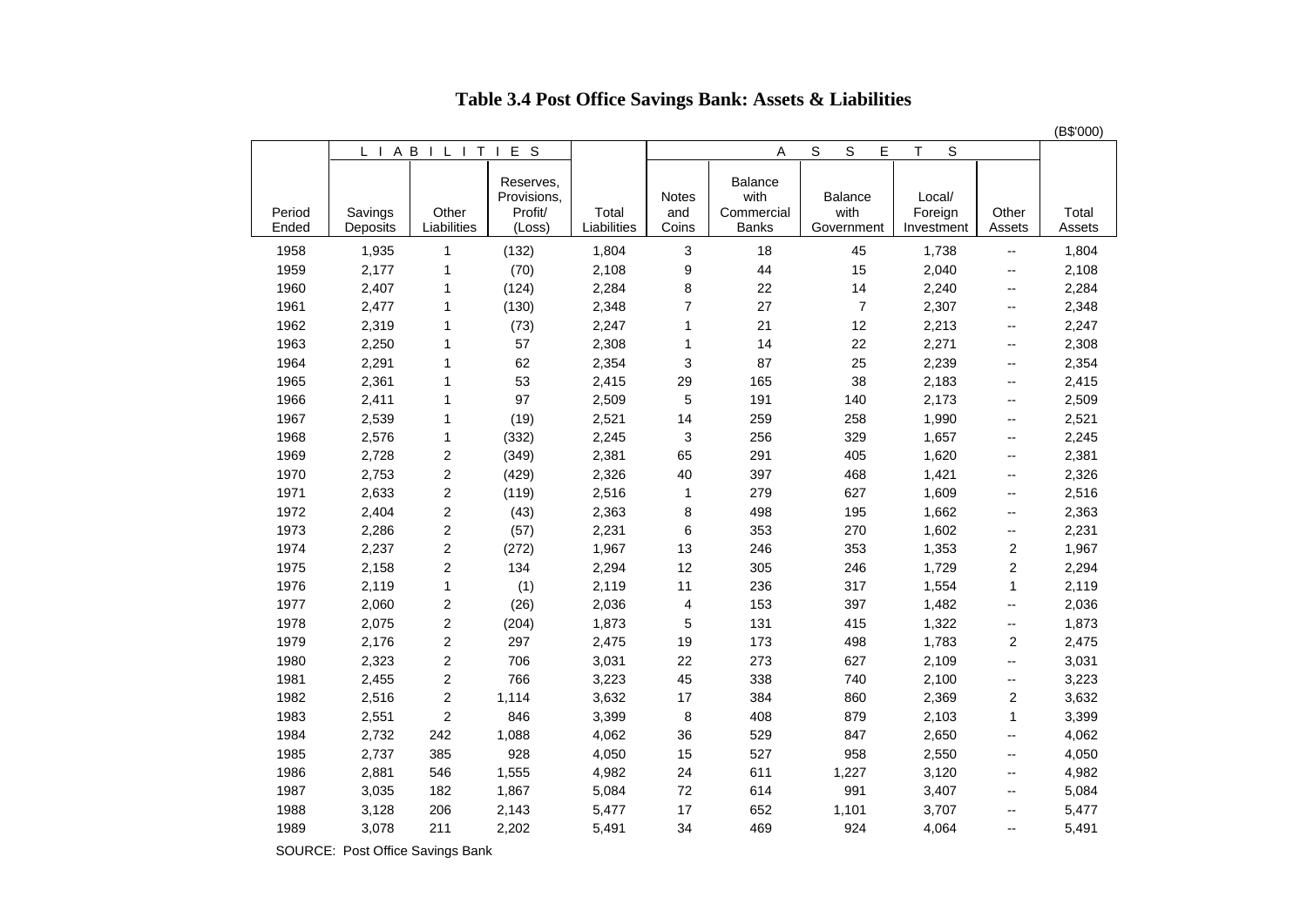# Table 3.4 Post Office Savings Bank: Assets & Liabilities

(B$'000)

| | L I A B I L I T I E S | | | | A S S E T S | | | | | |
|---|---|---|---|---|---|---|---|---|---|---|
| Period Ended | Savings Deposits | Other Liabilities | Reserves, Provisions, Profit/ (Loss) | Total Liabilities | Notes and Coins | Balance with Commercial Banks | Balance with Government | Local/ Foreign Investment | Other Assets | Total Assets |
| 1958 | 1,935 | 1 | (132) | 1,804 | 3 | 18 | 45 | 1,738 | -- | 1,804 |
| 1959 | 2,177 | 1 | (70) | 2,108 | 9 | 44 | 15 | 2,040 | -- | 2,108 |
| 1960 | 2,407 | 1 | (124) | 2,284 | 8 | 22 | 14 | 2,240 | -- | 2,284 |
| 1961 | 2,477 | 1 | (130) | 2,348 | 7 | 27 | 7 | 2,307 | -- | 2,348 |
| 1962 | 2,319 | 1 | (73) | 2,247 | 1 | 21 | 12 | 2,213 | -- | 2,247 |
| 1963 | 2,250 | 1 | 57 | 2,308 | 1 | 14 | 22 | 2,271 | -- | 2,308 |
| 1964 | 2,291 | 1 | 62 | 2,354 | 3 | 87 | 25 | 2,239 | -- | 2,354 |
| 1965 | 2,361 | 1 | 53 | 2,415 | 29 | 165 | 38 | 2,183 | -- | 2,415 |
| 1966 | 2,411 | 1 | 97 | 2,509 | 5 | 191 | 140 | 2,173 | -- | 2,509 |
| 1967 | 2,539 | 1 | (19) | 2,521 | 14 | 259 | 258 | 1,990 | -- | 2,521 |
| 1968 | 2,576 | 1 | (332) | 2,245 | 3 | 256 | 329 | 1,657 | -- | 2,245 |
| 1969 | 2,728 | 2 | (349) | 2,381 | 65 | 291 | 405 | 1,620 | -- | 2,381 |
| 1970 | 2,753 | 2 | (429) | 2,326 | 40 | 397 | 468 | 1,421 | -- | 2,326 |
| 1971 | 2,633 | 2 | (119) | 2,516 | 1 | 279 | 627 | 1,609 | -- | 2,516 |
| 1972 | 2,404 | 2 | (43) | 2,363 | 8 | 498 | 195 | 1,662 | -- | 2,363 |
| 1973 | 2,286 | 2 | (57) | 2,231 | 6 | 353 | 270 | 1,602 | -- | 2,231 |
| 1974 | 2,237 | 2 | (272) | 1,967 | 13 | 246 | 353 | 1,353 | 2 | 1,967 |
| 1975 | 2,158 | 2 | 134 | 2,294 | 12 | 305 | 246 | 1,729 | 2 | 2,294 |
| 1976 | 2,119 | 1 | (1) | 2,119 | 11 | 236 | 317 | 1,554 | 1 | 2,119 |
| 1977 | 2,060 | 2 | (26) | 2,036 | 4 | 153 | 397 | 1,482 | -- | 2,036 |
| 1978 | 2,075 | 2 | (204) | 1,873 | 5 | 131 | 415 | 1,322 | -- | 1,873 |
| 1979 | 2,176 | 2 | 297 | 2,475 | 19 | 173 | 498 | 1,783 | 2 | 2,475 |
| 1980 | 2,323 | 2 | 706 | 3,031 | 22 | 273 | 627 | 2,109 | -- | 3,031 |
| 1981 | 2,455 | 2 | 766 | 3,223 | 45 | 338 | 740 | 2,100 | -- | 3,223 |
| 1982 | 2,516 | 2 | 1,114 | 3,632 | 17 | 384 | 860 | 2,369 | 2 | 3,632 |
| 1983 | 2,551 | 2 | 846 | 3,399 | 8 | 408 | 879 | 2,103 | 1 | 3,399 |
| 1984 | 2,732 | 242 | 1,088 | 4,062 | 36 | 529 | 847 | 2,650 | -- | 4,062 |
| 1985 | 2,737 | 385 | 928 | 4,050 | 15 | 527 | 958 | 2,550 | -- | 4,050 |
| 1986 | 2,881 | 546 | 1,555 | 4,982 | 24 | 611 | 1,227 | 3,120 | -- | 4,982 |
| 1987 | 3,035 | 182 | 1,867 | 5,084 | 72 | 614 | 991 | 3,407 | -- | 5,084 |
| 1988 | 3,128 | 206 | 2,143 | 5,477 | 17 | 652 | 1,101 | 3,707 | -- | 5,477 |
| 1989 | 3,078 | 211 | 2,202 | 5,491 | 34 | 469 | 924 | 4,064 | -- | 5,491 |

SOURCE: Post Office Savings Bank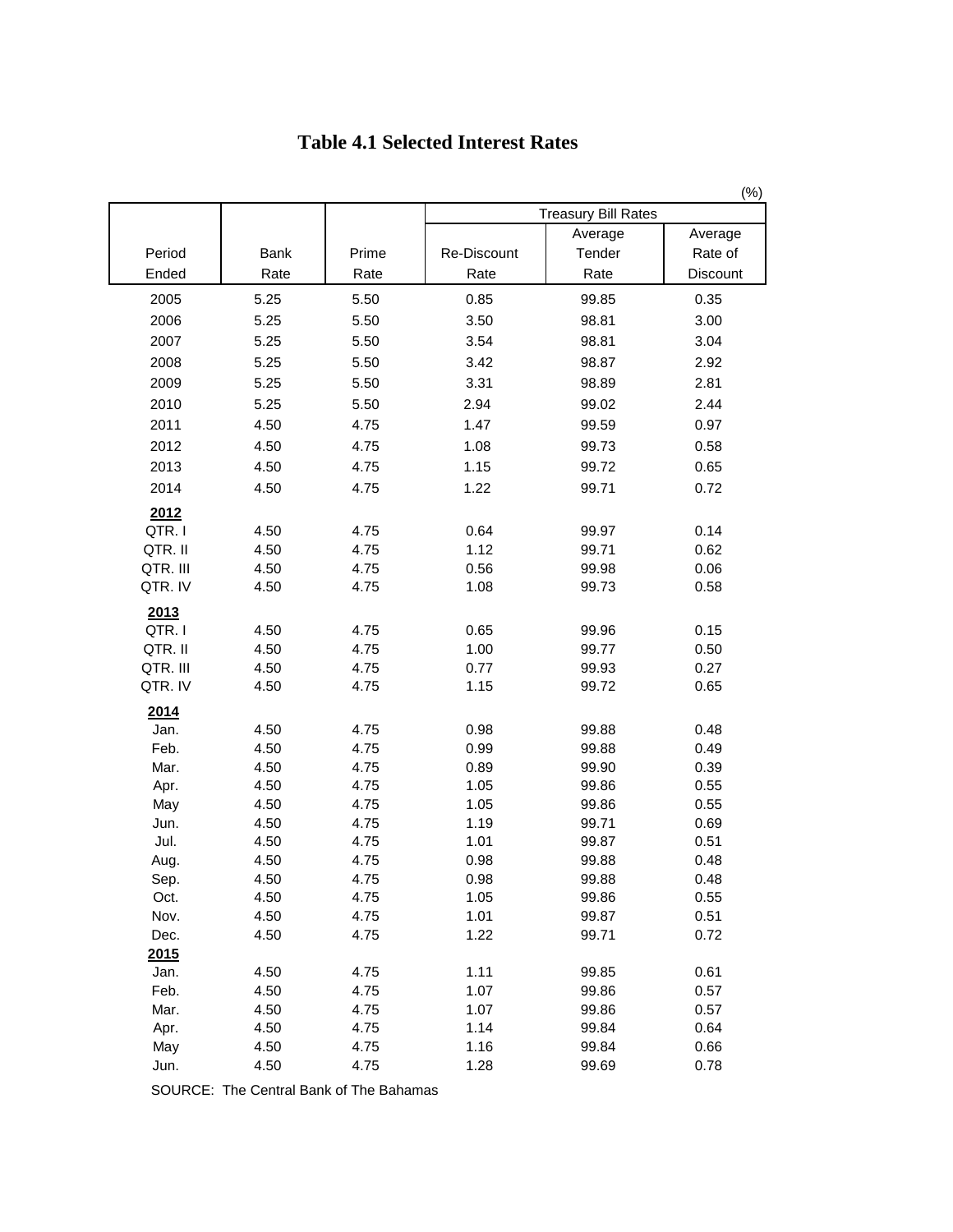# Table 4.1 Selected Interest Rates

(%)

| Period Ended | Bank Rate | Prime Rate | Treasury Bill Rates | | |
|---|---|---|---|---|---|
| | | | Re-Discount Rate | Average Tender Rate | Average Rate of Discount |
| 2005 | 5.25 | 5.50 | 0.85 | 99.85 | 0.35 |
| 2006 | 5.25 | 5.50 | 3.50 | 98.81 | 3.00 |
| 2007 | 5.25 | 5.50 | 3.54 | 98.81 | 3.04 |
| 2008 | 5.25 | 5.50 | 3.42 | 98.87 | 2.92 |
| 2009 | 5.25 | 5.50 | 3.31 | 98.89 | 2.81 |
| 2010 | 5.25 | 5.50 | 2.94 | 99.02 | 2.44 |
| 2011 | 4.50 | 4.75 | 1.47 | 99.59 | 0.97 |
| 2012 | 4.50 | 4.75 | 1.08 | 99.73 | 0.58 |
| 2013 | 4.50 | 4.75 | 1.15 | 99.72 | 0.65 |
| 2014 | 4.50 | 4.75 | 1.22 | 99.71 | 0.72 |
| **2012** | | | | | |
| QTR. I | 4.50 | 4.75 | 0.64 | 99.97 | 0.14 |
| QTR. II | 4.50 | 4.75 | 1.12 | 99.71 | 0.62 |
| QTR. III | 4.50 | 4.75 | 0.56 | 99.98 | 0.06 |
| QTR. IV | 4.50 | 4.75 | 1.08 | 99.73 | 0.58 |
| **2013** | | | | | |
| QTR. I | 4.50 | 4.75 | 0.65 | 99.96 | 0.15 |
| QTR. II | 4.50 | 4.75 | 1.00 | 99.77 | 0.50 |
| QTR. III | 4.50 | 4.75 | 0.77 | 99.93 | 0.27 |
| QTR. IV | 4.50 | 4.75 | 1.15 | 99.72 | 0.65 |
| **2014** | | | | | |
| Jan. | 4.50 | 4.75 | 0.98 | 99.88 | 0.48 |
| Feb. | 4.50 | 4.75 | 0.99 | 99.88 | 0.49 |
| Mar. | 4.50 | 4.75 | 0.89 | 99.90 | 0.39 |
| Apr. | 4.50 | 4.75 | 1.05 | 99.86 | 0.55 |
| May | 4.50 | 4.75 | 1.05 | 99.86 | 0.55 |
| Jun. | 4.50 | 4.75 | 1.19 | 99.71 | 0.69 |
| Jul. | 4.50 | 4.75 | 1.01 | 99.87 | 0.51 |
| Aug. | 4.50 | 4.75 | 0.98 | 99.88 | 0.48 |
| Sep. | 4.50 | 4.75 | 0.98 | 99.88 | 0.48 |
| Oct. | 4.50 | 4.75 | 1.05 | 99.86 | 0.55 |
| Nov. | 4.50 | 4.75 | 1.01 | 99.87 | 0.51 |
| Dec. | 4.50 | 4.75 | 1.22 | 99.71 | 0.72 |
| **2015** | | | | | |
| Jan. | 4.50 | 4.75 | 1.11 | 99.85 | 0.61 |
| Feb. | 4.50 | 4.75 | 1.07 | 99.86 | 0.57 |
| Mar. | 4.50 | 4.75 | 1.07 | 99.86 | 0.57 |
| Apr. | 4.50 | 4.75 | 1.14 | 99.84 | 0.64 |
| May | 4.50 | 4.75 | 1.16 | 99.84 | 0.66 |
| Jun. | 4.50 | 4.75 | 1.28 | 99.69 | 0.78 |

SOURCE: The Central Bank of The Bahamas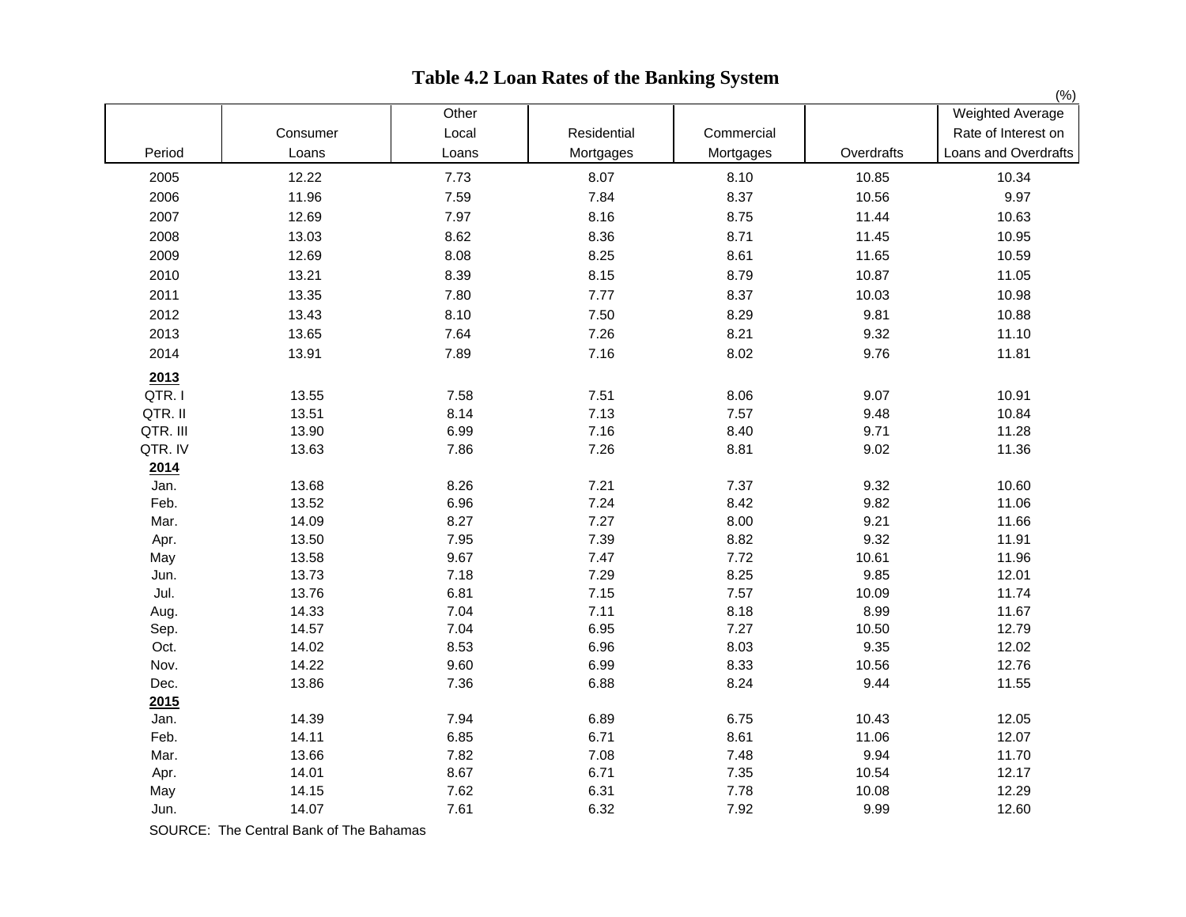# Table 4.2 Loan Rates of the Banking System

(%)

| Period | Consumer Loans | Other Local Loans | Residential Mortgages | Commercial Mortgages | Overdrafts | Weighted Average Rate of Interest on Loans and Overdrafts |
|---|---|---|---|---|---|---|
| 2005 | 12.22 | 7.73 | 8.07 | 8.10 | 10.85 | 10.34 |
| 2006 | 11.96 | 7.59 | 7.84 | 8.37 | 10.56 | 9.97 |
| 2007 | 12.69 | 7.97 | 8.16 | 8.75 | 11.44 | 10.63 |
| 2008 | 13.03 | 8.62 | 8.36 | 8.71 | 11.45 | 10.95 |
| 2009 | 12.69 | 8.08 | 8.25 | 8.61 | 11.65 | 10.59 |
| 2010 | 13.21 | 8.39 | 8.15 | 8.79 | 10.87 | 11.05 |
| 2011 | 13.35 | 7.80 | 7.77 | 8.37 | 10.03 | 10.98 |
| 2012 | 13.43 | 8.10 | 7.50 | 8.29 | 9.81 | 10.88 |
| 2013 | 13.65 | 7.64 | 7.26 | 8.21 | 9.32 | 11.10 |
| 2014 | 13.91 | 7.89 | 7.16 | 8.02 | 9.76 | 11.81 |
| **2013** | | | | | | |
| QTR. I | 13.55 | 7.58 | 7.51 | 8.06 | 9.07 | 10.91 |
| QTR. II | 13.51 | 8.14 | 7.13 | 7.57 | 9.48 | 10.84 |
| QTR. III | 13.90 | 6.99 | 7.16 | 8.40 | 9.71 | 11.28 |
| QTR. IV | 13.63 | 7.86 | 7.26 | 8.81 | 9.02 | 11.36 |
| **2014** | | | | | | |
| Jan. | 13.68 | 8.26 | 7.21 | 7.37 | 9.32 | 10.60 |
| Feb. | 13.52 | 6.96 | 7.24 | 8.42 | 9.82 | 11.06 |
| Mar. | 14.09 | 8.27 | 7.27 | 8.00 | 9.21 | 11.66 |
| Apr. | 13.50 | 7.95 | 7.39 | 8.82 | 9.32 | 11.91 |
| May | 13.58 | 9.67 | 7.47 | 7.72 | 10.61 | 11.96 |
| Jun. | 13.73 | 7.18 | 7.29 | 8.25 | 9.85 | 12.01 |
| Jul. | 13.76 | 6.81 | 7.15 | 7.57 | 10.09 | 11.74 |
| Aug. | 14.33 | 7.04 | 7.11 | 8.18 | 8.99 | 11.67 |
| Sep. | 14.57 | 7.04 | 6.95 | 7.27 | 10.50 | 12.79 |
| Oct. | 14.02 | 8.53 | 6.96 | 8.03 | 9.35 | 12.02 |
| Nov. | 14.22 | 9.60 | 6.99 | 8.33 | 10.56 | 12.76 |
| Dec. | 13.86 | 7.36 | 6.88 | 8.24 | 9.44 | 11.55 |
| **2015** | | | | | | |
| Jan. | 14.39 | 7.94 | 6.89 | 6.75 | 10.43 | 12.05 |
| Feb. | 14.11 | 6.85 | 6.71 | 8.61 | 11.06 | 12.07 |
| Mar. | 13.66 | 7.82 | 7.08 | 7.48 | 9.94 | 11.70 |
| Apr. | 14.01 | 8.67 | 6.71 | 7.35 | 10.54 | 12.17 |
| May | 14.15 | 7.62 | 6.31 | 7.78 | 10.08 | 12.29 |
| Jun. | 14.07 | 7.61 | 6.32 | 7.92 | 9.99 | 12.60 |

SOURCE: The Central Bank of The Bahamas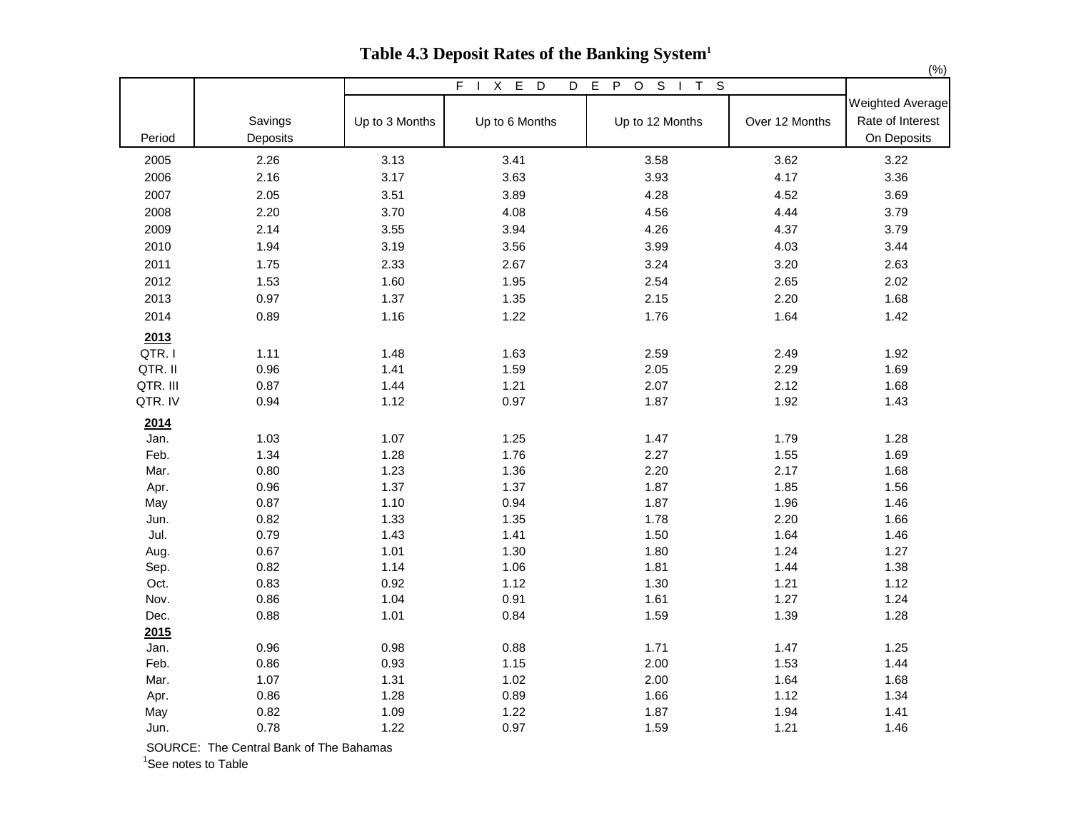# Table 4.3 Deposit Rates of the Banking System[1]

(%)

| Period | Savings Deposits | FIXED DEPOSITS | | | | Weighted Average Rate of Interest On Deposits |
|---|---|---|---|---|---|---|
| | | Up to 3 Months | Up to 6 Months | Up to 12 Months | Over 12 Months | |
| 2005 | 2.26 | 3.13 | 3.41 | 3.58 | 3.62 | 3.22 |
| 2006 | 2.16 | 3.17 | 3.63 | 3.93 | 4.17 | 3.36 |
| 2007 | 2.05 | 3.51 | 3.89 | 4.28 | 4.52 | 3.69 |
| 2008 | 2.20 | 3.70 | 4.08 | 4.56 | 4.44 | 3.79 |
| 2009 | 2.14 | 3.55 | 3.94 | 4.26 | 4.37 | 3.79 |
| 2010 | 1.94 | 3.19 | 3.56 | 3.99 | 4.03 | 3.44 |
| 2011 | 1.75 | 2.33 | 2.67 | 3.24 | 3.20 | 2.63 |
| 2012 | 1.53 | 1.60 | 1.95 | 2.54 | 2.65 | 2.02 |
| 2013 | 0.97 | 1.37 | 1.35 | 2.15 | 2.20 | 1.68 |
| 2014 | 0.89 | 1.16 | 1.22 | 1.76 | 1.64 | 1.42 |
| **2013** | | | | | | |
| QTR. I | 1.11 | 1.48 | 1.63 | 2.59 | 2.49 | 1.92 |
| QTR. II | 0.96 | 1.41 | 1.59 | 2.05 | 2.29 | 1.69 |
| QTR. III | 0.87 | 1.44 | 1.21 | 2.07 | 2.12 | 1.68 |
| QTR. IV | 0.94 | 1.12 | 0.97 | 1.87 | 1.92 | 1.43 |
| **2014** | | | | | | |
| Jan. | 1.03 | 1.07 | 1.25 | 1.47 | 1.79 | 1.28 |
| Feb. | 1.34 | 1.28 | 1.76 | 2.27 | 1.55 | 1.69 |
| Mar. | 0.80 | 1.23 | 1.36 | 2.20 | 2.17 | 1.68 |
| Apr. | 0.96 | 1.37 | 1.37 | 1.87 | 1.85 | 1.56 |
| May | 0.87 | 1.10 | 0.94 | 1.87 | 1.96 | 1.46 |
| Jun. | 0.82 | 1.33 | 1.35 | 1.78 | 2.20 | 1.66 |
| Jul. | 0.79 | 1.43 | 1.41 | 1.50 | 1.64 | 1.46 |
| Aug. | 0.67 | 1.01 | 1.30 | 1.80 | 1.24 | 1.27 |
| Sep. | 0.82 | 1.14 | 1.06 | 1.81 | 1.44 | 1.38 |
| Oct. | 0.83 | 0.92 | 1.12 | 1.30 | 1.21 | 1.12 |
| Nov. | 0.86 | 1.04 | 0.91 | 1.61 | 1.27 | 1.24 |
| Dec. | 0.88 | 1.01 | 0.84 | 1.59 | 1.39 | 1.28 |
| **2015** | | | | | | |
| Jan. | 0.96 | 0.98 | 0.88 | 1.71 | 1.47 | 1.25 |
| Feb. | 0.86 | 0.93 | 1.15 | 2.00 | 1.53 | 1.44 |
| Mar. | 1.07 | 1.31 | 1.02 | 2.00 | 1.64 | 1.68 |
| Apr. | 0.86 | 1.28 | 0.89 | 1.66 | 1.12 | 1.34 |
| May | 0.82 | 1.09 | 1.22 | 1.87 | 1.94 | 1.41 |
| Jun. | 0.78 | 1.22 | 0.97 | 1.59 | 1.21 | 1.46 |

SOURCE: The Central Bank of The Bahamas

[1]See notes to Table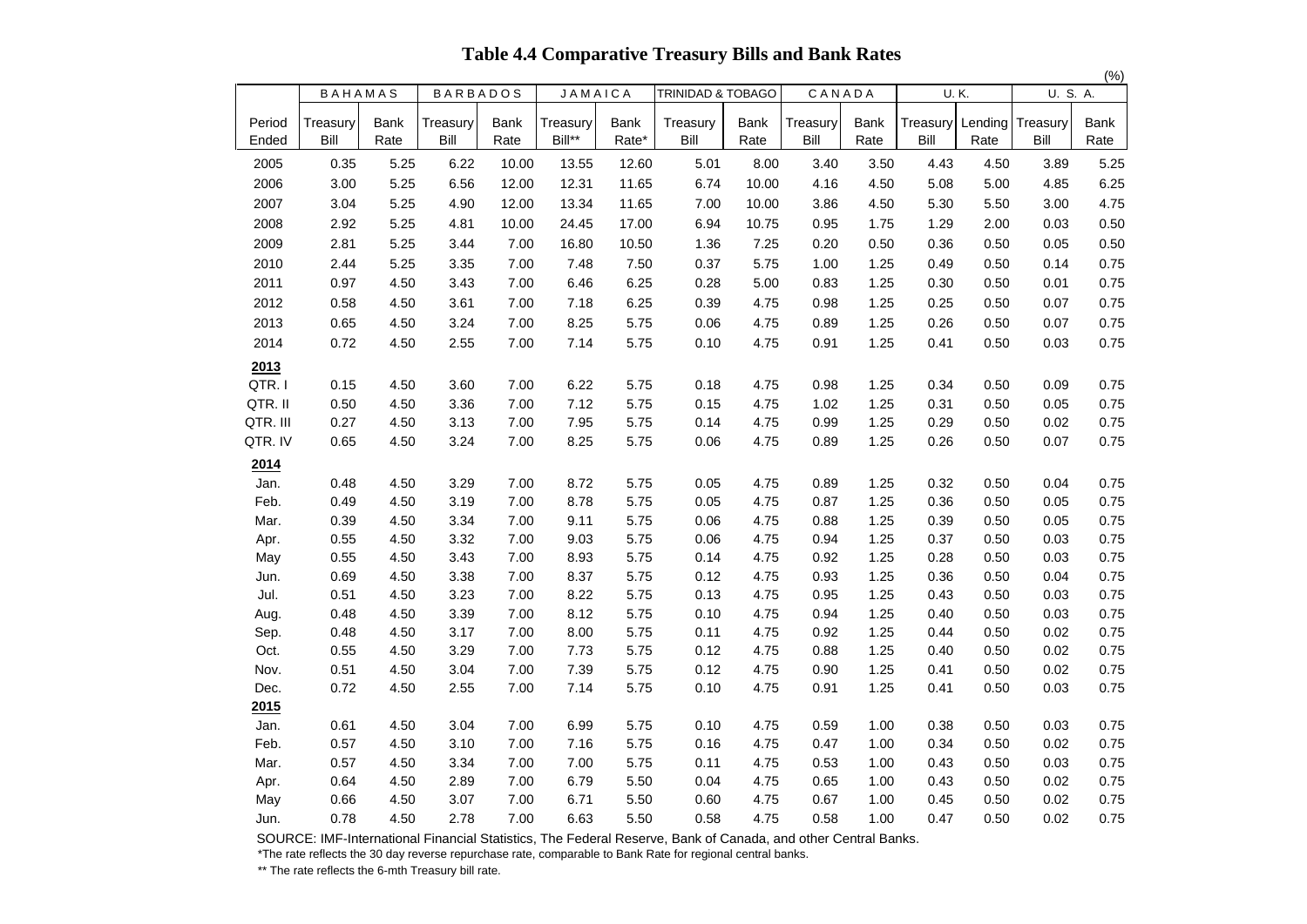# Table 4.4 Comparative Treasury Bills and Bank Rates

(%)

| | BAHAMAS | | BARBADOS | | JAMAICA | | TRINIDAD & TOBAGO | | CANADA | | U.K. | | U. S. A. | |
|---|---|---|---|---|---|---|---|---|---|---|---|---|---|---|
| Period Ended | Treasury Bill | Bank Rate | Treasury Bill | Bank Rate | Treasury Bill** | Bank Rate* | Treasury Bill | Bank Rate | Treasury Bill | Bank Rate | Treasury Bill | Lending Rate | Treasury Bill | Bank Rate |
| 2005 | 0.35 | 5.25 | 6.22 | 10.00 | 13.55 | 12.60 | 5.01 | 8.00 | 3.40 | 3.50 | 4.43 | 4.50 | 3.89 | 5.25 |
| 2006 | 3.00 | 5.25 | 6.56 | 12.00 | 12.31 | 11.65 | 6.74 | 10.00 | 4.16 | 4.50 | 5.08 | 5.00 | 4.85 | 6.25 |
| 2007 | 3.04 | 5.25 | 4.90 | 12.00 | 13.34 | 11.65 | 7.00 | 10.00 | 3.86 | 4.50 | 5.30 | 5.50 | 3.00 | 4.75 |
| 2008 | 2.92 | 5.25 | 4.81 | 10.00 | 24.45 | 17.00 | 6.94 | 10.75 | 0.95 | 1.75 | 1.29 | 2.00 | 0.03 | 0.50 |
| 2009 | 2.81 | 5.25 | 3.44 | 7.00 | 16.80 | 10.50 | 1.36 | 7.25 | 0.20 | 0.50 | 0.36 | 0.50 | 0.05 | 0.50 |
| 2010 | 2.44 | 5.25 | 3.35 | 7.00 | 7.48 | 7.50 | 0.37 | 5.75 | 1.00 | 1.25 | 0.49 | 0.50 | 0.14 | 0.75 |
| 2011 | 0.97 | 4.50 | 3.43 | 7.00 | 6.46 | 6.25 | 0.28 | 5.00 | 0.83 | 1.25 | 0.30 | 0.50 | 0.01 | 0.75 |
| 2012 | 0.58 | 4.50 | 3.61 | 7.00 | 7.18 | 6.25 | 0.39 | 4.75 | 0.98 | 1.25 | 0.25 | 0.50 | 0.07 | 0.75 |
| 2013 | 0.65 | 4.50 | 3.24 | 7.00 | 8.25 | 5.75 | 0.06 | 4.75 | 0.89 | 1.25 | 0.26 | 0.50 | 0.07 | 0.75 |
| 2014 | 0.72 | 4.50 | 2.55 | 7.00 | 7.14 | 5.75 | 0.10 | 4.75 | 0.91 | 1.25 | 0.41 | 0.50 | 0.03 | 0.75 |
| **2013** | | | | | | | | | | | | | | |
| QTR. I | 0.15 | 4.50 | 3.60 | 7.00 | 6.22 | 5.75 | 0.18 | 4.75 | 0.98 | 1.25 | 0.34 | 0.50 | 0.09 | 0.75 |
| QTR. II | 0.50 | 4.50 | 3.36 | 7.00 | 7.12 | 5.75 | 0.15 | 4.75 | 1.02 | 1.25 | 0.31 | 0.50 | 0.05 | 0.75 |
| QTR. III | 0.27 | 4.50 | 3.13 | 7.00 | 7.95 | 5.75 | 0.14 | 4.75 | 0.99 | 1.25 | 0.29 | 0.50 | 0.02 | 0.75 |
| QTR. IV | 0.65 | 4.50 | 3.24 | 7.00 | 8.25 | 5.75 | 0.06 | 4.75 | 0.89 | 1.25 | 0.26 | 0.50 | 0.07 | 0.75 |
| **2014** | | | | | | | | | | | | | | |
| Jan. | 0.48 | 4.50 | 3.29 | 7.00 | 8.72 | 5.75 | 0.05 | 4.75 | 0.89 | 1.25 | 0.32 | 0.50 | 0.04 | 0.75 |
| Feb. | 0.49 | 4.50 | 3.19 | 7.00 | 8.78 | 5.75 | 0.05 | 4.75 | 0.87 | 1.25 | 0.36 | 0.50 | 0.05 | 0.75 |
| Mar. | 0.39 | 4.50 | 3.34 | 7.00 | 9.11 | 5.75 | 0.06 | 4.75 | 0.88 | 1.25 | 0.39 | 0.50 | 0.05 | 0.75 |
| Apr. | 0.55 | 4.50 | 3.32 | 7.00 | 9.03 | 5.75 | 0.06 | 4.75 | 0.94 | 1.25 | 0.37 | 0.50 | 0.03 | 0.75 |
| May | 0.55 | 4.50 | 3.43 | 7.00 | 8.93 | 5.75 | 0.14 | 4.75 | 0.92 | 1.25 | 0.28 | 0.50 | 0.03 | 0.75 |
| Jun. | 0.69 | 4.50 | 3.38 | 7.00 | 8.37 | 5.75 | 0.12 | 4.75 | 0.93 | 1.25 | 0.36 | 0.50 | 0.04 | 0.75 |
| Jul. | 0.51 | 4.50 | 3.23 | 7.00 | 8.22 | 5.75 | 0.13 | 4.75 | 0.95 | 1.25 | 0.43 | 0.50 | 0.03 | 0.75 |
| Aug. | 0.48 | 4.50 | 3.39 | 7.00 | 8.12 | 5.75 | 0.10 | 4.75 | 0.94 | 1.25 | 0.40 | 0.50 | 0.03 | 0.75 |
| Sep. | 0.48 | 4.50 | 3.17 | 7.00 | 8.00 | 5.75 | 0.11 | 4.75 | 0.92 | 1.25 | 0.44 | 0.50 | 0.02 | 0.75 |
| Oct. | 0.55 | 4.50 | 3.29 | 7.00 | 7.73 | 5.75 | 0.12 | 4.75 | 0.88 | 1.25 | 0.40 | 0.50 | 0.02 | 0.75 |
| Nov. | 0.51 | 4.50 | 3.04 | 7.00 | 7.39 | 5.75 | 0.12 | 4.75 | 0.90 | 1.25 | 0.41 | 0.50 | 0.02 | 0.75 |
| Dec. | 0.72 | 4.50 | 2.55 | 7.00 | 7.14 | 5.75 | 0.10 | 4.75 | 0.91 | 1.25 | 0.41 | 0.50 | 0.03 | 0.75 |
| **2015** | | | | | | | | | | | | | | |
| Jan. | 0.61 | 4.50 | 3.04 | 7.00 | 6.99 | 5.75 | 0.10 | 4.75 | 0.59 | 1.00 | 0.38 | 0.50 | 0.03 | 0.75 |
| Feb. | 0.57 | 4.50 | 3.10 | 7.00 | 7.16 | 5.75 | 0.16 | 4.75 | 0.47 | 1.00 | 0.34 | 0.50 | 0.02 | 0.75 |
| Mar. | 0.57 | 4.50 | 3.34 | 7.00 | 7.00 | 5.75 | 0.11 | 4.75 | 0.53 | 1.00 | 0.43 | 0.50 | 0.03 | 0.75 |
| Apr. | 0.64 | 4.50 | 2.89 | 7.00 | 6.79 | 5.50 | 0.04 | 4.75 | 0.65 | 1.00 | 0.43 | 0.50 | 0.02 | 0.75 |
| May | 0.66 | 4.50 | 3.07 | 7.00 | 6.71 | 5.50 | 0.60 | 4.75 | 0.67 | 1.00 | 0.45 | 0.50 | 0.02 | 0.75 |
| Jun. | 0.78 | 4.50 | 2.78 | 7.00 | 6.63 | 5.50 | 0.58 | 4.75 | 0.58 | 1.00 | 0.47 | 0.50 | 0.02 | 0.75 |

SOURCE: IMF-International Financial Statistics, The Federal Reserve, Bank of Canada, and other Central Banks.

*The rate reflects the 30 day reverse repurchase rate, comparable to Bank Rate for regional central banks.

** The rate reflects the 6-mth Treasury bill rate.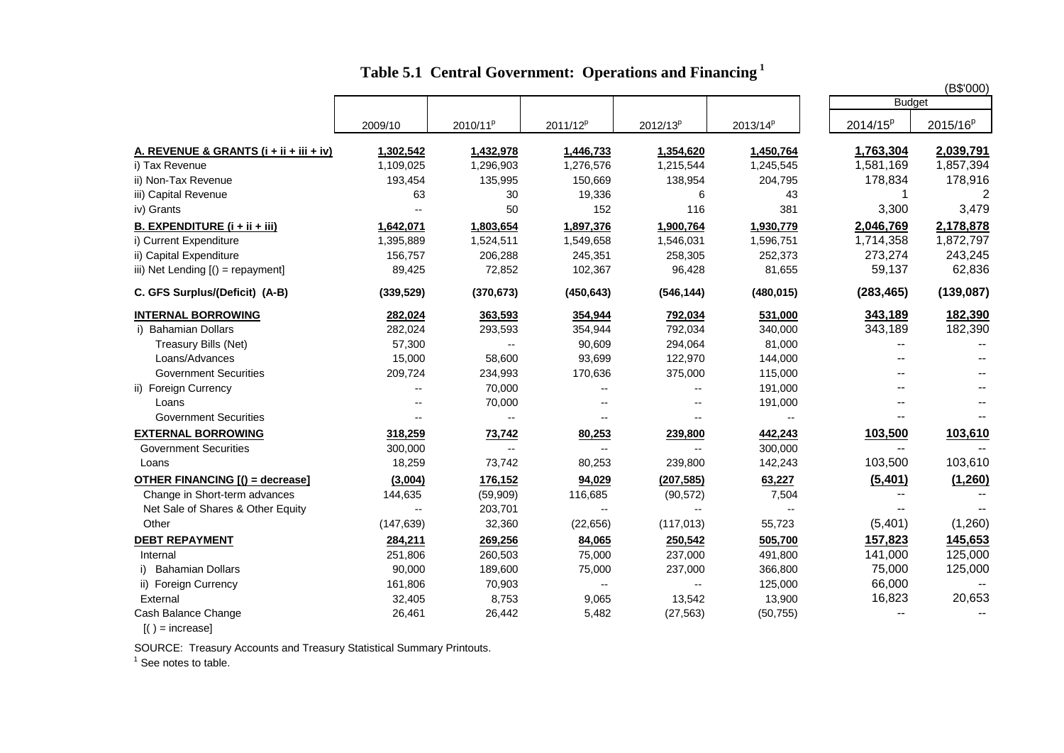# Table 5.1 Central Government: Operations and Financing [1]

(B$'000)

| | 2009/10 | 2010/11$^p$ | 2011/12$^p$ | 2012/13$^p$ | 2013/14$^p$ | Budget 2014/15$^p$ | Budget 2015/16$^p$ |
|---|---|---|---|---|---|---|---|
| **A. REVENUE & GRANTS (i + ii + iii + iv)** | **1,302,542** | **1,432,978** | **1,446,733** | **1,354,620** | **1,450,764** | **1,763,304** | **2,039,791** |
| i) Tax Revenue | 1,109,025 | 1,296,903 | 1,276,576 | 1,215,544 | 1,245,545 | 1,581,169 | 1,857,394 |
| ii) Non-Tax Revenue | 193,454 | 135,995 | 150,669 | 138,954 | 204,795 | 178,834 | 178,916 |
| iii) Capital Revenue | 63 | 30 | 19,336 | 6 | 43 | 1 | 2 |
| iv) Grants | -- | 50 | 152 | 116 | 381 | 3,300 | 3,479 |
| **B. EXPENDITURE (i + ii + iii)** | **1,642,071** | **1,803,654** | **1,897,376** | **1,900,764** | **1,930,779** | **2,046,769** | **2,178,878** |
| i) Current Expenditure | 1,395,889 | 1,524,511 | 1,549,658 | 1,546,031 | 1,596,751 | 1,714,358 | 1,872,797 |
| ii) Capital Expenditure | 156,757 | 206,288 | 245,351 | 258,305 | 252,373 | 273,274 | 243,245 |
| iii) Net Lending [() = repayment] | 89,425 | 72,852 | 102,367 | 96,428 | 81,655 | 59,137 | 62,836 |
| **C. GFS Surplus/(Deficit) (A-B)** | **(339,529)** | **(370,673)** | **(450,643)** | **(546,144)** | **(480,015)** | **(283,465)** | **(139,087)** |
| **INTERNAL BORROWING** | **282,024** | **363,593** | **354,944** | **792,034** | **531,000** | **343,189** | **182,390** |
| i) Bahamian Dollars | 282,024 | 293,593 | 354,944 | 792,034 | 340,000 | 343,189 | 182,390 |
| Treasury Bills (Net) | 57,300 | -- | 90,609 | 294,064 | 81,000 | -- | -- |
| Loans/Advances | 15,000 | 58,600 | 93,699 | 122,970 | 144,000 | -- | -- |
| Government Securities | 209,724 | 234,993 | 170,636 | 375,000 | 115,000 | -- | -- |
| ii) Foreign Currency | -- | 70,000 | -- | -- | 191,000 | -- | -- |
| Loans | -- | 70,000 | -- | -- | 191,000 | -- | -- |
| Government Securities | -- | -- | -- | -- | -- | -- | -- |
| **EXTERNAL BORROWING** | **318,259** | **73,742** | **80,253** | **239,800** | **442,243** | **103,500** | **103,610** |
| Government Securities | 300,000 | -- | -- | -- | 300,000 | -- | -- |
| Loans | 18,259 | 73,742 | 80,253 | 239,800 | 142,243 | 103,500 | 103,610 |
| **OTHER FINANCING [() = decrease]** | **(3,004)** | **176,152** | **94,029** | **(207,585)** | **63,227** | **(5,401)** | **(1,260)** |
| Change in Short-term advances | 144,635 | (59,909) | 116,685 | (90,572) | 7,504 | -- | -- |
| Net Sale of Shares & Other Equity | -- | 203,701 | -- | -- | -- | -- | -- |
| Other | (147,639) | 32,360 | (22,656) | (117,013) | 55,723 | (5,401) | (1,260) |
| **DEBT REPAYMENT** | **284,211** | **269,256** | **84,065** | **250,542** | **505,700** | **157,823** | **145,653** |
| Internal | 251,806 | 260,503 | 75,000 | 237,000 | 491,800 | 141,000 | 125,000 |
| i) Bahamian Dollars | 90,000 | 189,600 | 75,000 | 237,000 | 366,800 | 75,000 | 125,000 |
| ii) Foreign Currency | 161,806 | 70,903 | -- | -- | 125,000 | 66,000 | -- |
| External | 32,405 | 8,753 | 9,065 | 13,542 | 13,900 | 16,823 | 20,653 |
| Cash Balance Change | 26,461 | 26,442 | 5,482 | (27,563) | (50,755) | -- | -- |
| [( ) = increase] | | | | | | | |

SOURCE: Treasury Accounts and Treasury Statistical Summary Printouts.

[1] See notes to table.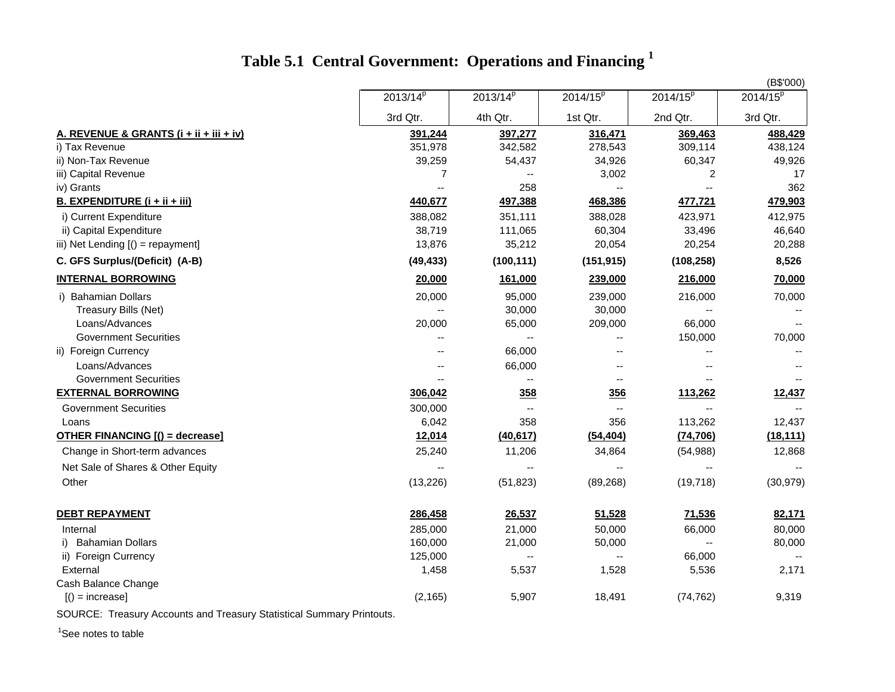# Table 5.1 Central Government: Operations and Financing [1]

(B$'000)

| | 2013/14[p] 3rd Qtr. | 2013/14[p] 4th Qtr. | 2014/15[p] 1st Qtr. | 2014/15[p] 2nd Qtr. | 2014/15[p] 3rd Qtr. |
|---|---|---|---|---|---|
| **A. REVENUE & GRANTS (i + ii + iii + iv)** | **391,244** | **397,277** | **316,471** | **369,463** | **488,429** |
| i) Tax Revenue | 351,978 | 342,582 | 278,543 | 309,114 | 438,124 |
| ii) Non-Tax Revenue | 39,259 | 54,437 | 34,926 | 60,347 | 49,926 |
| iii) Capital Revenue | 7 | -- | 3,002 | 2 | 17 |
| iv) Grants | -- | 258 | -- | -- | 362 |
| **B. EXPENDITURE (i + ii + iii)** | **440,677** | **497,388** | **468,386** | **477,721** | **479,903** |
| i) Current Expenditure | 388,082 | 351,111 | 388,028 | 423,971 | 412,975 |
| ii) Capital Expenditure | 38,719 | 111,065 | 60,304 | 33,496 | 46,640 |
| iii) Net Lending [() = repayment] | 13,876 | 35,212 | 20,054 | 20,254 | 20,288 |
| **C. GFS Surplus/(Deficit) (A-B)** | **(49,433)** | **(100,111)** | **(151,915)** | **(108,258)** | **8,526** |
| **INTERNAL BORROWING** | **20,000** | **161,000** | **239,000** | **216,000** | **70,000** |
| i) Bahamian Dollars | 20,000 | 95,000 | 239,000 | 216,000 | 70,000 |
| Treasury Bills (Net) | -- | 30,000 | 30,000 | -- | -- |
| Loans/Advances | 20,000 | 65,000 | 209,000 | 66,000 | -- |
| Government Securities | -- | -- | -- | 150,000 | 70,000 |
| ii) Foreign Currency | -- | 66,000 | -- | -- | -- |
| Loans/Advances | -- | 66,000 | -- | -- | -- |
| Government Securities | -- | -- | -- | -- | -- |
| **EXTERNAL BORROWING** | **306,042** | **358** | **356** | **113,262** | **12,437** |
| Government Securities | 300,000 | -- | -- | -- | -- |
| Loans | 6,042 | 358 | 356 | 113,262 | 12,437 |
| **OTHER FINANCING [() = decrease]** | **12,014** | **(40,617)** | **(54,404)** | **(74,706)** | **(18,111)** |
| Change in Short-term advances | 25,240 | 11,206 | 34,864 | (54,988) | 12,868 |
| Net Sale of Shares & Other Equity | -- | -- | -- | -- | -- |
| Other | (13,226) | (51,823) | (89,268) | (19,718) | (30,979) |
| **DEBT REPAYMENT** | **286,458** | **26,537** | **51,528** | **71,536** | **82,171** |
| Internal | 285,000 | 21,000 | 50,000 | 66,000 | 80,000 |
| i) Bahamian Dollars | 160,000 | 21,000 | 50,000 | -- | 80,000 |
| ii) Foreign Currency | 125,000 | -- | -- | 66,000 | -- |
| External | 1,458 | 5,537 | 1,528 | 5,536 | 2,171 |
| Cash Balance Change [() = increase] | (2,165) | 5,907 | 18,491 | (74,762) | 9,319 |

SOURCE: Treasury Accounts and Treasury Statistical Summary Printouts.

[1] See notes to table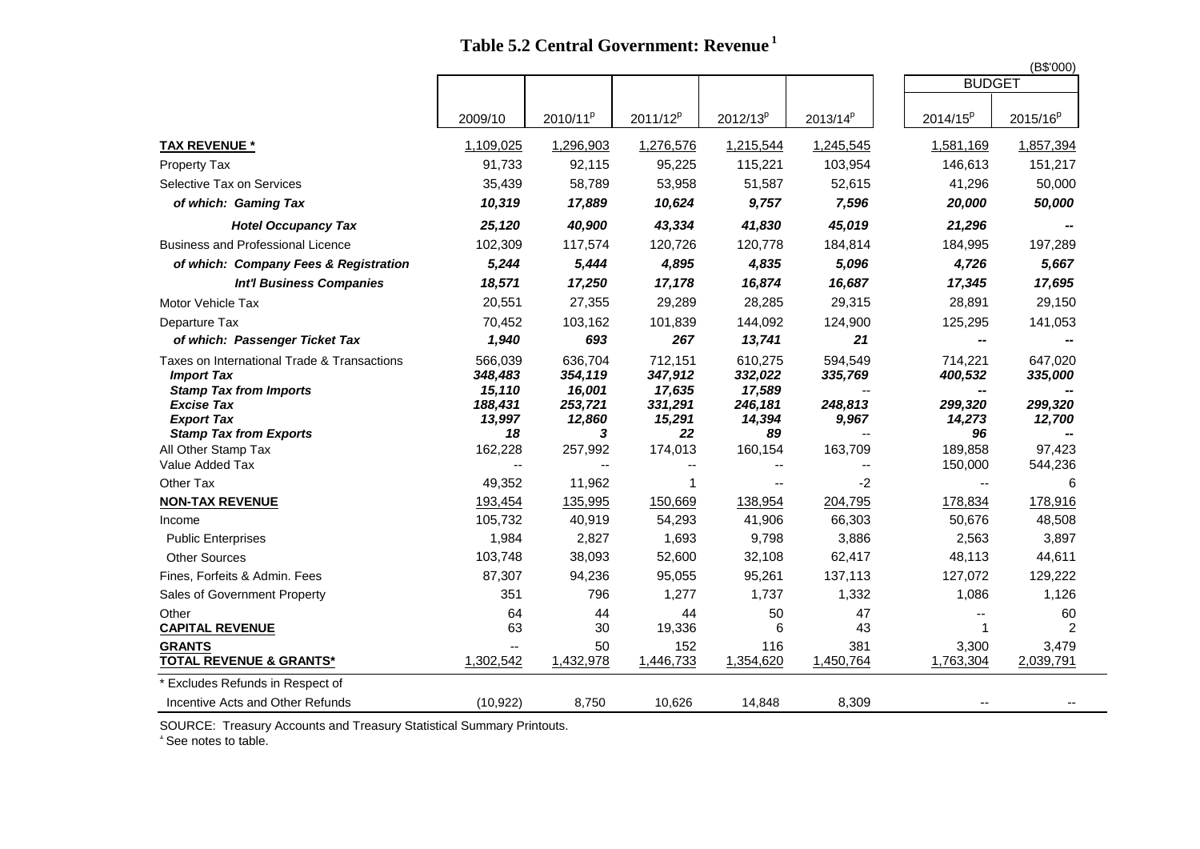# Table 5.2 Central Government: Revenue [1]

(B$'000)

| | 2009/10 | 2010/11[p] | 2011/12[p] | 2012/13[p] | 2013/14[p] | BUDGET 2014/15[p] | BUDGET 2015/16[p] |
|---|---|---|---|---|---|---|---|
| **TAX REVENUE *** | 1,109,025 | 1,296,903 | 1,276,576 | 1,215,544 | 1,245,545 | 1,581,169 | 1,857,394 |
| Property Tax | 91,733 | 92,115 | 95,225 | 115,221 | 103,954 | 146,613 | 151,217 |
| Selective Tax on Services | 35,439 | 58,789 | 53,958 | 51,587 | 52,615 | 41,296 | 50,000 |
| ***of which: Gaming Tax*** | ***10,319*** | ***17,889*** | ***10,624*** | ***9,757*** | ***7,596*** | ***20,000*** | ***50,000*** |
| ***Hotel Occupancy Tax*** | ***25,120*** | ***40,900*** | ***43,334*** | ***41,830*** | ***45,019*** | ***21,296*** | **--** |
| Business and Professional Licence | 102,309 | 117,574 | 120,726 | 120,778 | 184,814 | 184,995 | 197,289 |
| ***of which: Company Fees & Registration*** | ***5,244*** | ***5,444*** | ***4,895*** | ***4,835*** | ***5,096*** | ***4,726*** | ***5,667*** |
| ***Int'l Business Companies*** | ***18,571*** | ***17,250*** | ***17,178*** | ***16,874*** | ***16,687*** | ***17,345*** | ***17,695*** |
| Motor Vehicle Tax | 20,551 | 27,355 | 29,289 | 28,285 | 29,315 | 28,891 | 29,150 |
| Departure Tax | 70,452 | 103,162 | 101,839 | 144,092 | 124,900 | 125,295 | 141,053 |
| ***of which: Passenger Ticket Tax*** | ***1,940*** | ***693*** | ***267*** | ***13,741*** | ***21*** | **--** | **--** |
| Taxes on International Trade & Transactions | 566,039 | 636,704 | 712,151 | 610,275 | 594,549 | 714,221 | 647,020 |
| ***Import Tax*** | ***348,483*** | ***354,119*** | ***347,912*** | ***332,022*** | ***335,769*** | ***400,532*** | ***335,000*** |
| ***Stamp Tax from Imports*** | ***15,110*** | ***16,001*** | ***17,635*** | ***17,589*** | -- | **--** | **--** |
| ***Excise Tax*** | ***188,431*** | ***253,721*** | ***331,291*** | ***246,181*** | ***248,813*** | ***299,320*** | ***299,320*** |
| ***Export Tax*** | ***13,997*** | ***12,860*** | ***15,291*** | ***14,394*** | ***9,967*** | ***14,273*** | ***12,700*** |
| ***Stamp Tax from Exports*** | ***18*** | ***3*** | ***22*** | ***89*** | -- | ***96*** | **--** |
| All Other Stamp Tax | 162,228 | 257,992 | 174,013 | 160,154 | 163,709 | 189,858 | 97,423 |
| Value Added Tax | -- | -- | -- | -- | -- | 150,000 | 544,236 |
| Other Tax | 49,352 | 11,962 | 1 | -- | -2 | -- | 6 |
| **NON-TAX REVENUE** | 193,454 | 135,995 | 150,669 | 138,954 | 204,795 | 178,834 | 178,916 |
| Income | 105,732 | 40,919 | 54,293 | 41,906 | 66,303 | 50,676 | 48,508 |
| Public Enterprises | 1,984 | 2,827 | 1,693 | 9,798 | 3,886 | 2,563 | 3,897 |
| Other Sources | 103,748 | 38,093 | 52,600 | 32,108 | 62,417 | 48,113 | 44,611 |
| Fines, Forfeits & Admin. Fees | 87,307 | 94,236 | 95,055 | 95,261 | 137,113 | 127,072 | 129,222 |
| Sales of Government Property | 351 | 796 | 1,277 | 1,737 | 1,332 | 1,086 | 1,126 |
| Other | 64 | 44 | 44 | 50 | 47 | -- | 60 |
| **CAPITAL REVENUE** | 63 | 30 | 19,336 | 6 | 43 | 1 | 2 |
| **GRANTS** | -- | 50 | 152 | 116 | 381 | 3,300 | 3,479 |
| **TOTAL REVENUE & GRANTS*** | 1,302,542 | 1,432,978 | 1,446,733 | 1,354,620 | 1,450,764 | 1,763,304 | 2,039,791 |
| * Excludes Refunds in Respect of Incentive Acts and Other Refunds | (10,922) | 8,750 | 10,626 | 14,848 | 8,309 | -- | -- |

SOURCE: Treasury Accounts and Treasury Statistical Summary Printouts.

[1] See notes to table.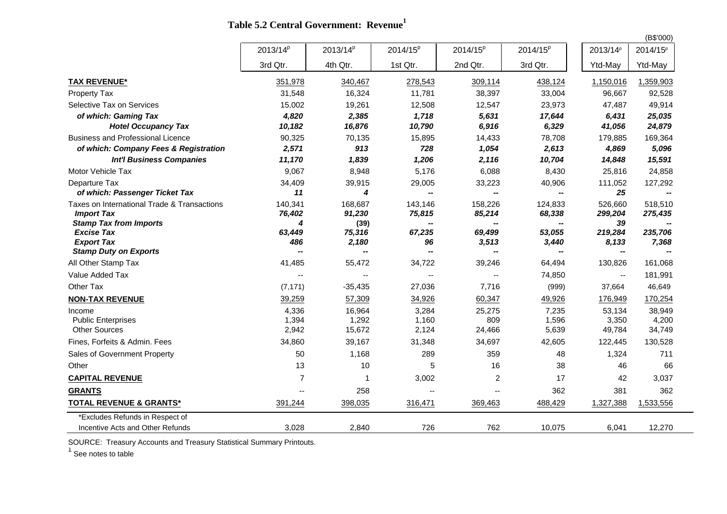# Table 5.2 Central Government: Revenue[1]

(B$'000)

| | 2013/14[p] | 2013/14[p] | 2014/15[p] | 2014/15[p] | 2014/15[p] | 2013/14[p] | 2014/15[p] |
|---|---|---|---|---|---|---|---|
| | 3rd Qtr. | 4th Qtr. | 1st Qtr. | 2nd Qtr. | 3rd Qtr. | Ytd-May | Ytd-May |
| **TAX REVENUE*** | 351,978 | 340,467 | 278,543 | 309,114 | 438,124 | 1,150,016 | 1,359,903 |
| Property Tax | 31,548 | 16,324 | 11,781 | 38,397 | 33,004 | 96,667 | 92,528 |
| Selective Tax on Services | 15,002 | 19,261 | 12,508 | 12,547 | 23,973 | 47,487 | 49,914 |
| ***of which: Gaming Tax*** | ***4,820*** | ***2,385*** | ***1,718*** | ***5,631*** | ***17,644*** | ***6,431*** | ***25,035*** |
| ***Hotel Occupancy Tax*** | ***10,182*** | ***16,876*** | ***10,790*** | ***6,916*** | ***6,329*** | ***41,056*** | ***24,879*** |
| Business and Professional Licence | 90,325 | 70,135 | 15,895 | 14,433 | 78,708 | 179,885 | 169,364 |
| ***of which: Company Fees & Registration*** | ***2,571*** | ***913*** | ***728*** | ***1,054*** | ***2,613*** | ***4,869*** | ***5,096*** |
| ***Int'l Business Companies*** | ***11,170*** | ***1,839*** | ***1,206*** | ***2,116*** | ***10,704*** | ***14,848*** | ***15,591*** |
| Motor Vehicle Tax | 9,067 | 8,948 | 5,176 | 6,088 | 8,430 | 25,816 | 24,858 |
| Departure Tax | 34,409 | 39,915 | 29,005 | 33,223 | 40,906 | 111,052 | 127,292 |
| ***of which: Passenger Ticket Tax*** | ***11*** | ***4*** | ***--*** | ***--*** | ***--*** | ***25*** | ***--*** |
| Taxes on International Trade & Transactions | 140,341 | 168,687 | 143,146 | 158,226 | 124,833 | 526,660 | 518,510 |
| ***Import Tax*** | ***76,402*** | ***91,230*** | ***75,815*** | ***85,214*** | ***68,338*** | ***299,204*** | ***275,435*** |
| ***Stamp Tax from Imports*** | ***4*** | ***(39)*** | ***--*** | ***--*** | ***--*** | ***39*** | ***--*** |
| ***Excise Tax*** | ***63,449*** | ***75,316*** | ***67,235*** | ***69,499*** | ***53,055*** | ***219,284*** | ***235,706*** |
| ***Export Tax*** | ***486*** | ***2,180*** | ***96*** | ***3,513*** | ***3,440*** | ***8,133*** | ***7,368*** |
| ***Stamp Duty on Exports*** | ***--*** | ***--*** | ***--*** | ***--*** | ***--*** | ***--*** | ***--*** |
| All Other Stamp Tax | 41,485 | 55,472 | 34,722 | 39,246 | 64,494 | 130,826 | 161,068 |
| Value Added Tax | -- | -- | -- | -- | 74,850 | -- | 181,991 |
| Other Tax | (7,171) | -35,435 | 27,036 | 7,716 | (999) | 37,664 | 46,649 |
| **NON-TAX REVENUE** | 39,259 | 57,309 | 34,926 | 60,347 | 49,926 | 176,949 | 170,254 |
| Income | 4,336 | 16,964 | 3,284 | 25,275 | 7,235 | 53,134 | 38,949 |
| Public Enterprises | 1,394 | 1,292 | 1,160 | 809 | 1,596 | 3,350 | 4,200 |
| Other Sources | 2,942 | 15,672 | 2,124 | 24,466 | 5,639 | 49,784 | 34,749 |
| Fines, Forfeits & Admin. Fees | 34,860 | 39,167 | 31,348 | 34,697 | 42,605 | 122,445 | 130,528 |
| Sales of Government Property | 50 | 1,168 | 289 | 359 | 48 | 1,324 | 711 |
| Other | 13 | 10 | 5 | 16 | 38 | 46 | 66 |
| **CAPITAL REVENUE** | 7 | 1 | 3,002 | 2 | 17 | 42 | 3,037 |
| **GRANTS** | -- | 258 | -- | -- | 362 | 381 | 362 |
| **TOTAL REVENUE & GRANTS*** | 391,244 | 398,035 | 316,471 | 369,463 | 488,429 | 1,327,388 | 1,533,556 |
| *Excludes Refunds in Respect of Incentive Acts and Other Refunds | 3,028 | 2,840 | 726 | 762 | 10,075 | 6,041 | 12,270 |

SOURCE: Treasury Accounts and Treasury Statistical Summary Printouts.

[1] See notes to table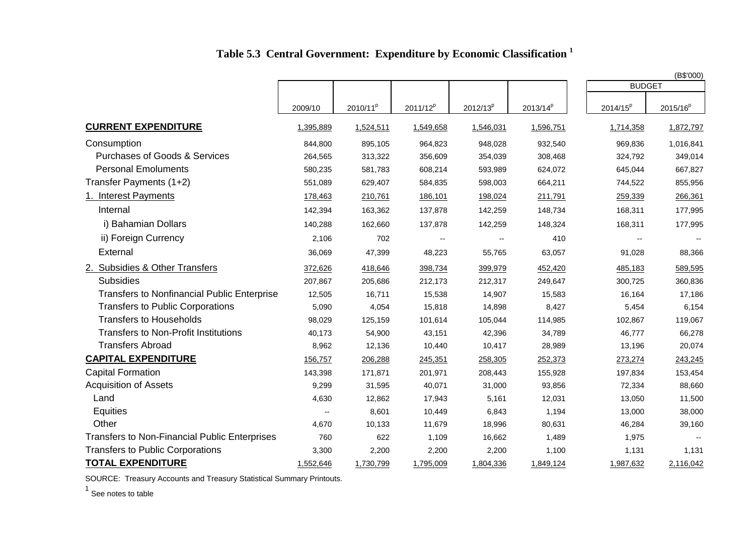# Table 5.3 Central Government: Expenditure by Economic Classification [1]

(B$'000)

| | 2009/10 | 2010/11p | 2011/12p | 2012/13p | 2013/14p | BUDGET 2014/15p | BUDGET 2015/16p |
|---|---|---|---|---|---|---|---|
| **CURRENT EXPENDITURE** | 1,395,889 | 1,524,511 | 1,549,658 | 1,546,031 | 1,596,751 | 1,714,358 | 1,872,797 |
| Consumption | 844,800 | 895,105 | 964,823 | 948,028 | 932,540 | 969,836 | 1,016,841 |
| Purchases of Goods & Services | 264,565 | 313,322 | 356,609 | 354,039 | 308,468 | 324,792 | 349,014 |
| Personal Emoluments | 580,235 | 581,783 | 608,214 | 593,989 | 624,072 | 645,044 | 667,827 |
| Transfer Payments (1+2) | 551,089 | 629,407 | 584,835 | 598,003 | 664,211 | 744,522 | 855,956 |
| 1. Interest Payments | 178,463 | 210,761 | 186,101 | 198,024 | 211,791 | 259,339 | 266,361 |
| Internal | 142,394 | 163,362 | 137,878 | 142,259 | 148,734 | 168,311 | 177,995 |
| i) Bahamian Dollars | 140,288 | 162,660 | 137,878 | 142,259 | 148,324 | 168,311 | 177,995 |
| ii) Foreign Currency | 2,106 | 702 | -- | -- | 410 | -- | -- |
| External | 36,069 | 47,399 | 48,223 | 55,765 | 63,057 | 91,028 | 88,366 |
| 2. Subsidies & Other Transfers | 372,626 | 418,646 | 398,734 | 399,979 | 452,420 | 485,183 | 589,595 |
| Subsidies | 207,867 | 205,686 | 212,173 | 212,317 | 249,647 | 300,725 | 360,836 |
| Transfers to Nonfinancial Public Enterprise | 12,505 | 16,711 | 15,538 | 14,907 | 15,583 | 16,164 | 17,186 |
| Transfers to Public Corporations | 5,090 | 4,054 | 15,818 | 14,898 | 8,427 | 5,454 | 6,154 |
| Transfers to Households | 98,029 | 125,159 | 101,614 | 105,044 | 114,985 | 102,867 | 119,067 |
| Transfers to Non-Profit Institutions | 40,173 | 54,900 | 43,151 | 42,396 | 34,789 | 46,777 | 66,278 |
| Transfers Abroad | 8,962 | 12,136 | 10,440 | 10,417 | 28,989 | 13,196 | 20,074 |
| **CAPITAL EXPENDITURE** | 156,757 | 206,288 | 245,351 | 258,305 | 252,373 | 273,274 | 243,245 |
| Capital Formation | 143,398 | 171,871 | 201,971 | 208,443 | 155,928 | 197,834 | 153,454 |
| Acquisition of Assets | 9,299 | 31,595 | 40,071 | 31,000 | 93,856 | 72,334 | 88,660 |
| Land | 4,630 | 12,862 | 17,943 | 5,161 | 12,031 | 13,050 | 11,500 |
| Equities | -- | 8,601 | 10,449 | 6,843 | 1,194 | 13,000 | 38,000 |
| Other | 4,670 | 10,133 | 11,679 | 18,996 | 80,631 | 46,284 | 39,160 |
| Transfers to Non-Financial Public Enterprises | 760 | 622 | 1,109 | 16,662 | 1,489 | 1,975 | -- |
| Transfers to Public Corporations | 3,300 | 2,200 | 2,200 | 2,200 | 1,100 | 1,131 | 1,131 |
| **TOTAL EXPENDITURE** | 1,552,646 | 1,730,799 | 1,795,009 | 1,804,336 | 1,849,124 | 1,987,632 | 2,116,042 |

SOURCE: Treasury Accounts and Treasury Statistical Summary Printouts.

[1] See notes to table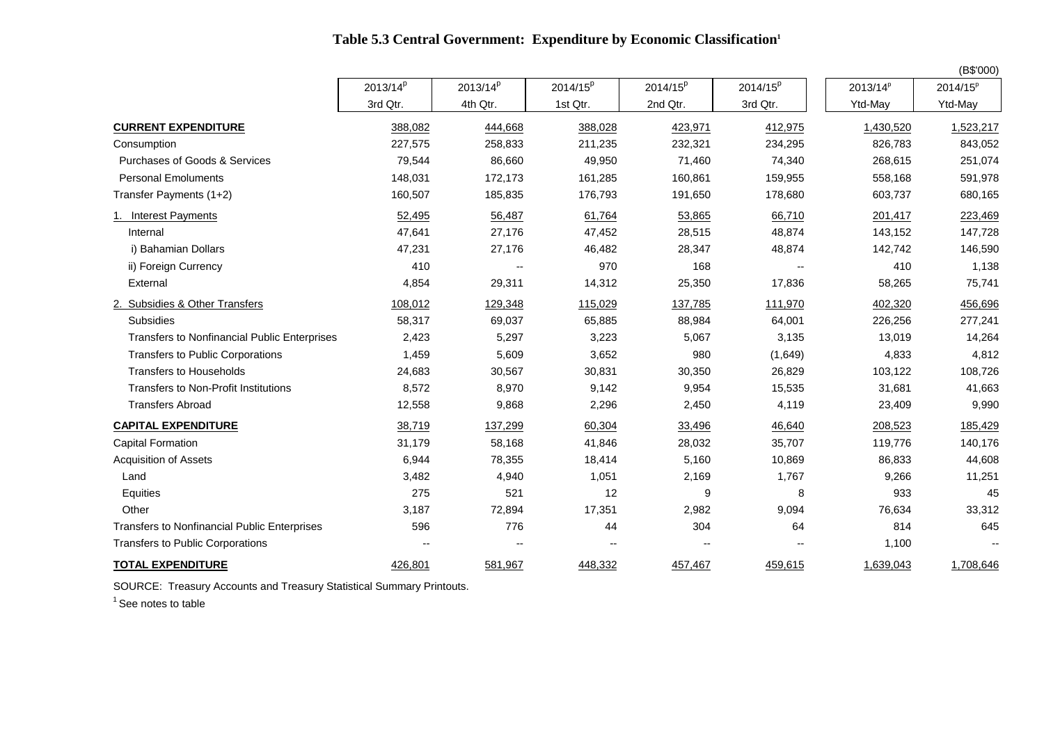# Table 5.3 Central Government: Expenditure by Economic Classification[1]

(B$'000)

| | 2013/14[p] 3rd Qtr. | 2013/14[p] 4th Qtr. | 2014/15[p] 1st Qtr. | 2014/15[p] 2nd Qtr. | 2014/15[p] 3rd Qtr. | 2013/14[p] Ytd-May | 2014/15[p] Ytd-May |
|---|---|---|---|---|---|---|---|
| **CURRENT EXPENDITURE** | 388,082 | 444,668 | 388,028 | 423,971 | 412,975 | 1,430,520 | 1,523,217 |
| Consumption | 227,575 | 258,833 | 211,235 | 232,321 | 234,295 | 826,783 | 843,052 |
| Purchases of Goods & Services | 79,544 | 86,660 | 49,950 | 71,460 | 74,340 | 268,615 | 251,074 |
| Personal Emoluments | 148,031 | 172,173 | 161,285 | 160,861 | 159,955 | 558,168 | 591,978 |
| Transfer Payments (1+2) | 160,507 | 185,835 | 176,793 | 191,650 | 178,680 | 603,737 | 680,165 |
| 1. Interest Payments | 52,495 | 56,487 | 61,764 | 53,865 | 66,710 | 201,417 | 223,469 |
| Internal | 47,641 | 27,176 | 47,452 | 28,515 | 48,874 | 143,152 | 147,728 |
| i) Bahamian Dollars | 47,231 | 27,176 | 46,482 | 28,347 | 48,874 | 142,742 | 146,590 |
| ii) Foreign Currency | 410 | -- | 970 | 168 | -- | 410 | 1,138 |
| External | 4,854 | 29,311 | 14,312 | 25,350 | 17,836 | 58,265 | 75,741 |
| 2. Subsidies & Other Transfers | 108,012 | 129,348 | 115,029 | 137,785 | 111,970 | 402,320 | 456,696 |
| Subsidies | 58,317 | 69,037 | 65,885 | 88,984 | 64,001 | 226,256 | 277,241 |
| Transfers to Nonfinancial Public Enterprises | 2,423 | 5,297 | 3,223 | 5,067 | 3,135 | 13,019 | 14,264 |
| Transfers to Public Corporations | 1,459 | 5,609 | 3,652 | 980 | (1,649) | 4,833 | 4,812 |
| Transfers to Households | 24,683 | 30,567 | 30,831 | 30,350 | 26,829 | 103,122 | 108,726 |
| Transfers to Non-Profit Institutions | 8,572 | 8,970 | 9,142 | 9,954 | 15,535 | 31,681 | 41,663 |
| Transfers Abroad | 12,558 | 9,868 | 2,296 | 2,450 | 4,119 | 23,409 | 9,990 |
| **CAPITAL EXPENDITURE** | 38,719 | 137,299 | 60,304 | 33,496 | 46,640 | 208,523 | 185,429 |
| Capital Formation | 31,179 | 58,168 | 41,846 | 28,032 | 35,707 | 119,776 | 140,176 |
| Acquisition of Assets | 6,944 | 78,355 | 18,414 | 5,160 | 10,869 | 86,833 | 44,608 |
| Land | 3,482 | 4,940 | 1,051 | 2,169 | 1,767 | 9,266 | 11,251 |
| Equities | 275 | 521 | 12 | 9 | 8 | 933 | 45 |
| Other | 3,187 | 72,894 | 17,351 | 2,982 | 9,094 | 76,634 | 33,312 |
| Transfers to Nonfinancial Public Enterprises | 596 | 776 | 44 | 304 | 64 | 814 | 645 |
| Transfers to Public Corporations | -- | -- | -- | -- | -- | 1,100 | -- |
| **TOTAL EXPENDITURE** | 426,801 | 581,967 | 448,332 | 457,467 | 459,615 | 1,639,043 | 1,708,646 |

SOURCE: Treasury Accounts and Treasury Statistical Summary Printouts.

[1] See notes to table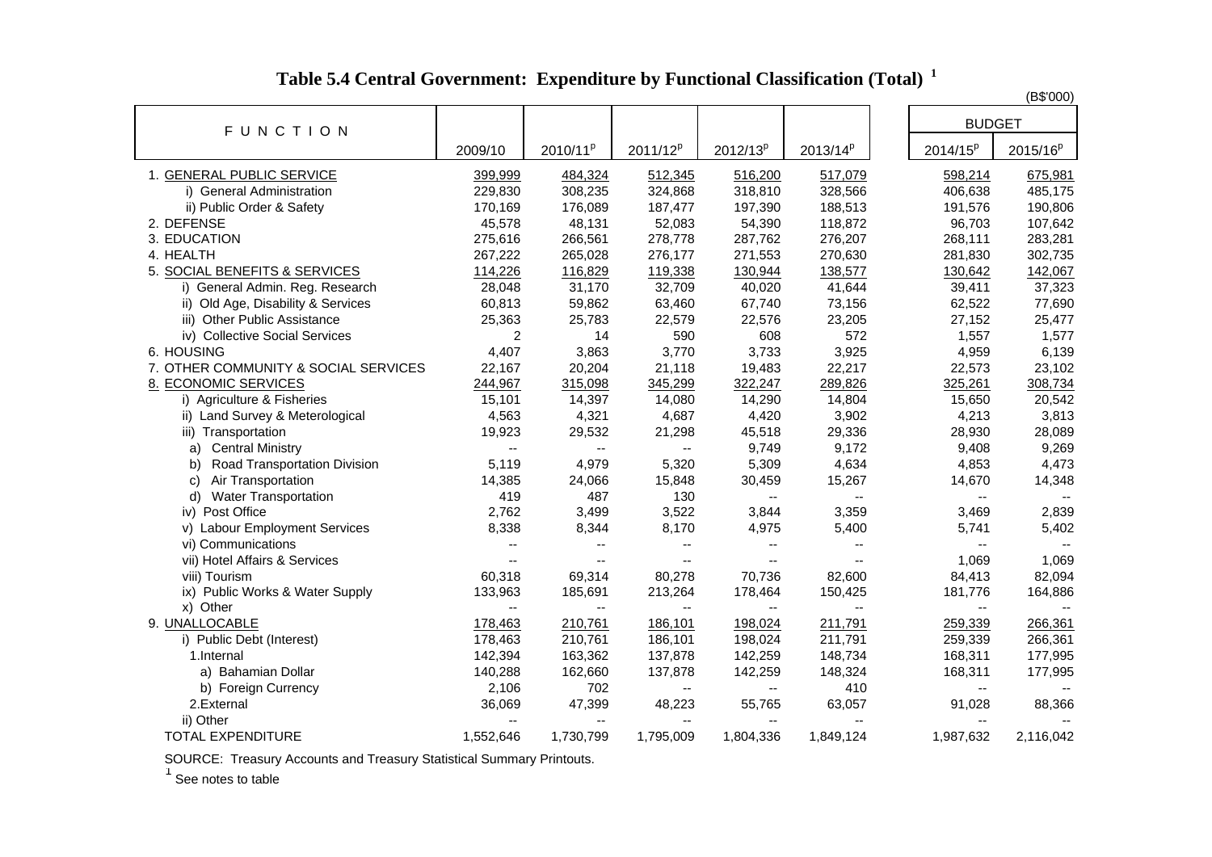# Table 5.4 Central Government: Expenditure by Functional Classification (Total) [1]

(B$'000)

| FUNCTION | 2009/10 | 2010/11[p] | 2011/12[p] | 2012/13[p] | 2013/14[p] | BUDGET 2014/15[p] | BUDGET 2015/16[p] |
|---|---|---|---|---|---|---|---|
| 1. GENERAL PUBLIC SERVICE | 399,999 | 484,324 | 512,345 | 516,200 | 517,079 | 598,214 | 675,981 |
| i) General Administration | 229,830 | 308,235 | 324,868 | 318,810 | 328,566 | 406,638 | 485,175 |
| ii) Public Order & Safety | 170,169 | 176,089 | 187,477 | 197,390 | 188,513 | 191,576 | 190,806 |
| 2. DEFENSE | 45,578 | 48,131 | 52,083 | 54,390 | 118,872 | 96,703 | 107,642 |
| 3. EDUCATION | 275,616 | 266,561 | 278,778 | 287,762 | 276,207 | 268,111 | 283,281 |
| 4. HEALTH | 267,222 | 265,028 | 276,177 | 271,553 | 270,630 | 281,830 | 302,735 |
| 5. SOCIAL BENEFITS & SERVICES | 114,226 | 116,829 | 119,338 | 130,944 | 138,577 | 130,642 | 142,067 |
| i) General Admin. Reg. Research | 28,048 | 31,170 | 32,709 | 40,020 | 41,644 | 39,411 | 37,323 |
| ii) Old Age, Disability & Services | 60,813 | 59,862 | 63,460 | 67,740 | 73,156 | 62,522 | 77,690 |
| iii) Other Public Assistance | 25,363 | 25,783 | 22,579 | 22,576 | 23,205 | 27,152 | 25,477 |
| iv) Collective Social Services | 2 | 14 | 590 | 608 | 572 | 1,557 | 1,577 |
| 6. HOUSING | 4,407 | 3,863 | 3,770 | 3,733 | 3,925 | 4,959 | 6,139 |
| 7. OTHER COMMUNITY & SOCIAL SERVICES | 22,167 | 20,204 | 21,118 | 19,483 | 22,217 | 22,573 | 23,102 |
| 8. ECONOMIC SERVICES | 244,967 | 315,098 | 345,299 | 322,247 | 289,826 | 325,261 | 308,734 |
| i) Agriculture & Fisheries | 15,101 | 14,397 | 14,080 | 14,290 | 14,804 | 15,650 | 20,542 |
| ii) Land Survey & Meterological | 4,563 | 4,321 | 4,687 | 4,420 | 3,902 | 4,213 | 3,813 |
| iii) Transportation | 19,923 | 29,532 | 21,298 | 45,518 | 29,336 | 28,930 | 28,089 |
| a) Central Ministry | -- | -- | -- | 9,749 | 9,172 | 9,408 | 9,269 |
| b) Road Transportation Division | 5,119 | 4,979 | 5,320 | 5,309 | 4,634 | 4,853 | 4,473 |
| c) Air Transportation | 14,385 | 24,066 | 15,848 | 30,459 | 15,267 | 14,670 | 14,348 |
| d) Water Transportation | 419 | 487 | 130 | -- | -- | -- | -- |
| iv) Post Office | 2,762 | 3,499 | 3,522 | 3,844 | 3,359 | 3,469 | 2,839 |
| v) Labour Employment Services | 8,338 | 8,344 | 8,170 | 4,975 | 5,400 | 5,741 | 5,402 |
| vi) Communications | -- | -- | -- | -- | -- | -- | -- |
| vii) Hotel Affairs & Services | -- | -- | -- | -- | -- | 1,069 | 1,069 |
| viii) Tourism | 60,318 | 69,314 | 80,278 | 70,736 | 82,600 | 84,413 | 82,094 |
| ix) Public Works & Water Supply | 133,963 | 185,691 | 213,264 | 178,464 | 150,425 | 181,776 | 164,886 |
| x) Other | -- | -- | -- | -- | -- | -- | -- |
| 9. UNALLOCABLE | 178,463 | 210,761 | 186,101 | 198,024 | 211,791 | 259,339 | 266,361 |
| i) Public Debt (Interest) | 178,463 | 210,761 | 186,101 | 198,024 | 211,791 | 259,339 | 266,361 |
| 1.Internal | 142,394 | 163,362 | 137,878 | 142,259 | 148,734 | 168,311 | 177,995 |
| a) Bahamian Dollar | 140,288 | 162,660 | 137,878 | 142,259 | 148,324 | 168,311 | 177,995 |
| b) Foreign Currency | 2,106 | 702 | -- | -- | 410 | -- | -- |
| 2.External | 36,069 | 47,399 | 48,223 | 55,765 | 63,057 | 91,028 | 88,366 |
| ii) Other | -- | -- | -- | -- | -- | -- | -- |
| TOTAL EXPENDITURE | 1,552,646 | 1,730,799 | 1,795,009 | 1,804,336 | 1,849,124 | 1,987,632 | 2,116,042 |

SOURCE: Treasury Accounts and Treasury Statistical Summary Printouts.

[1] See notes to table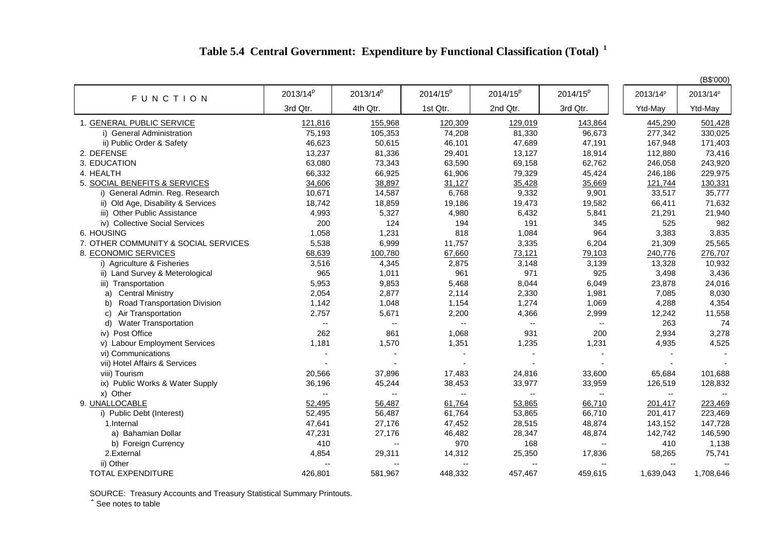# Table 5.4 Central Government: Expenditure by Functional Classification (Total) [1]

(B$'000)

| FUNCTION | 2013/14[p] 3rd Qtr. | 2013/14[p] 4th Qtr. | 2014/15[p] 1st Qtr. | 2014/15[p] 2nd Qtr. | 2014/15[p] 3rd Qtr. | 2013/14[p] Ytd-May | 2013/14[p] Ytd-May |
|---|---|---|---|---|---|---|---|
| 1. GENERAL PUBLIC SERVICE | 121,816 | 155,968 | 120,309 | 129,019 | 143,864 | 445,290 | 501,428 |
| i) General Administration | 75,193 | 105,353 | 74,208 | 81,330 | 96,673 | 277,342 | 330,025 |
| ii) Public Order & Safety | 46,623 | 50,615 | 46,101 | 47,689 | 47,191 | 167,948 | 171,403 |
| 2. DEFENSE | 13,237 | 81,336 | 29,401 | 13,127 | 18,914 | 112,880 | 73,416 |
| 3. EDUCATION | 63,080 | 73,343 | 63,590 | 69,158 | 62,762 | 246,058 | 243,920 |
| 4. HEALTH | 66,332 | 66,925 | 61,906 | 79,329 | 45,424 | 246,186 | 229,975 |
| 5. SOCIAL BENEFITS & SERVICES | 34,606 | 38,897 | 31,127 | 35,428 | 35,669 | 121,744 | 130,331 |
| i) General Admin. Reg. Research | 10,671 | 14,587 | 6,768 | 9,332 | 9,901 | 33,517 | 35,777 |
| ii) Old Age, Disability & Services | 18,742 | 18,859 | 19,186 | 19,473 | 19,582 | 66,411 | 71,632 |
| iii) Other Public Assistance | 4,993 | 5,327 | 4,980 | 6,432 | 5,841 | 21,291 | 21,940 |
| iv) Collective Social Services | 200 | 124 | 194 | 191 | 345 | 525 | 982 |
| 6. HOUSING | 1,058 | 1,231 | 818 | 1,084 | 964 | 3,383 | 3,835 |
| 7. OTHER COMMUNITY & SOCIAL SERVICES | 5,538 | 6,999 | 11,757 | 3,335 | 6,204 | 21,309 | 25,565 |
| 8. ECONOMIC SERVICES | 68,639 | 100,780 | 67,660 | 73,121 | 79,103 | 240,776 | 276,707 |
| i) Agriculture & Fisheries | 3,516 | 4,345 | 2,875 | 3,148 | 3,139 | 13,328 | 10,932 |
| ii) Land Survey & Meterological | 965 | 1,011 | 961 | 971 | 925 | 3,498 | 3,436 |
| iii) Transportation | 5,953 | 9,853 | 5,468 | 8,044 | 6,049 | 23,878 | 24,016 |
| a) Central Ministry | 2,054 | 2,877 | 2,114 | 2,330 | 1,981 | 7,085 | 8,030 |
| b) Road Transportation Division | 1,142 | 1,048 | 1,154 | 1,274 | 1,069 | 4,288 | 4,354 |
| c) Air Transportation | 2,757 | 5,671 | 2,200 | 4,366 | 2,999 | 12,242 | 11,558 |
| d) Water Transportation | -- | -- | -- | -- | -- | 263 | 74 |
| iv) Post Office | 262 | 861 | 1,068 | 931 | 200 | 2,934 | 3,278 |
| v) Labour Employment Services | 1,181 | 1,570 | 1,351 | 1,235 | 1,231 | 4,935 | 4,525 |
| vi) Communications | - | - | - | - | - | - | - |
| vii) Hotel Affairs & Services | - | - | - | - | - | - | - |
| viii) Tourism | 20,566 | 37,896 | 17,483 | 24,816 | 33,600 | 65,684 | 101,688 |
| ix) Public Works & Water Supply | 36,196 | 45,244 | 38,453 | 33,977 | 33,959 | 126,519 | 128,832 |
| x) Other | -- | -- | -- | -- | -- | -- | -- |
| 9. UNALLOCABLE | 52,495 | 56,487 | 61,764 | 53,865 | 66,710 | 201,417 | 223,469 |
| i) Public Debt (Interest) | 52,495 | 56,487 | 61,764 | 53,865 | 66,710 | 201,417 | 223,469 |
| 1.Internal | 47,641 | 27,176 | 47,452 | 28,515 | 48,874 | 143,152 | 147,728 |
| a) Bahamian Dollar | 47,231 | 27,176 | 46,482 | 28,347 | 48,874 | 142,742 | 146,590 |
| b) Foreign Currency | 410 | -- | 970 | 168 | -- | 410 | 1,138 |
| 2.External | 4,854 | 29,311 | 14,312 | 25,350 | 17,836 | 58,265 | 75,741 |
| ii) Other | -- | -- | -- | -- | -- | -- | -- |
| TOTAL EXPENDITURE | 426,801 | 581,967 | 448,332 | 457,467 | 459,615 | 1,639,043 | 1,708,646 |

SOURCE: Treasury Accounts and Treasury Statistical Summary Printouts.

[1] See notes to table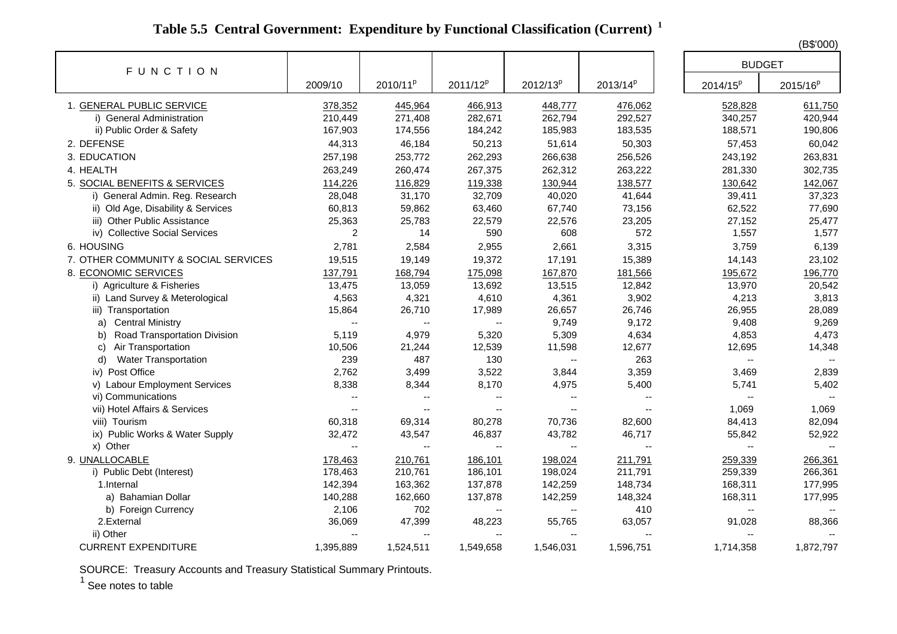# Table 5.5 Central Government: Expenditure by Functional Classification (Current) [1]

(B$'000)

| FUNCTION | 2009/10 | 2010/11^p | 2011/12^p | 2012/13^p | 2013/14^p | BUDGET 2014/15^p | BUDGET 2015/16^p |
|---|---|---|---|---|---|---|---|
| 1. GENERAL PUBLIC SERVICE | 378,352 | 445,964 | 466,913 | 448,777 | 476,062 | 528,828 | 611,750 |
| i) General Administration | 210,449 | 271,408 | 282,671 | 262,794 | 292,527 | 340,257 | 420,944 |
| ii) Public Order & Safety | 167,903 | 174,556 | 184,242 | 185,983 | 183,535 | 188,571 | 190,806 |
| 2. DEFENSE | 44,313 | 46,184 | 50,213 | 51,614 | 50,303 | 57,453 | 60,042 |
| 3. EDUCATION | 257,198 | 253,772 | 262,293 | 266,638 | 256,526 | 243,192 | 263,831 |
| 4. HEALTH | 263,249 | 260,474 | 267,375 | 262,312 | 263,222 | 281,330 | 302,735 |
| 5. SOCIAL BENEFITS & SERVICES | 114,226 | 116,829 | 119,338 | 130,944 | 138,577 | 130,642 | 142,067 |
| i) General Admin. Reg. Research | 28,048 | 31,170 | 32,709 | 40,020 | 41,644 | 39,411 | 37,323 |
| ii) Old Age, Disability & Services | 60,813 | 59,862 | 63,460 | 67,740 | 73,156 | 62,522 | 77,690 |
| iii) Other Public Assistance | 25,363 | 25,783 | 22,579 | 22,576 | 23,205 | 27,152 | 25,477 |
| iv) Collective Social Services | 2 | 14 | 590 | 608 | 572 | 1,557 | 1,577 |
| 6. HOUSING | 2,781 | 2,584 | 2,955 | 2,661 | 3,315 | 3,759 | 6,139 |
| 7. OTHER COMMUNITY & SOCIAL SERVICES | 19,515 | 19,149 | 19,372 | 17,191 | 15,389 | 14,143 | 23,102 |
| 8. ECONOMIC SERVICES | 137,791 | 168,794 | 175,098 | 167,870 | 181,566 | 195,672 | 196,770 |
| i) Agriculture & Fisheries | 13,475 | 13,059 | 13,692 | 13,515 | 12,842 | 13,970 | 20,542 |
| ii) Land Survey & Meterological | 4,563 | 4,321 | 4,610 | 4,361 | 3,902 | 4,213 | 3,813 |
| iii) Transportation | 15,864 | 26,710 | 17,989 | 26,657 | 26,746 | 26,955 | 28,089 |
| a) Central Ministry | -- | -- | -- | 9,749 | 9,172 | 9,408 | 9,269 |
| b) Road Transportation Division | 5,119 | 4,979 | 5,320 | 5,309 | 4,634 | 4,853 | 4,473 |
| c) Air Transportation | 10,506 | 21,244 | 12,539 | 11,598 | 12,677 | 12,695 | 14,348 |
| d) Water Transportation | 239 | 487 | 130 | -- | 263 | -- | -- |
| iv) Post Office | 2,762 | 3,499 | 3,522 | 3,844 | 3,359 | 3,469 | 2,839 |
| v) Labour Employment Services | 8,338 | 8,344 | 8,170 | 4,975 | 5,400 | 5,741 | 5,402 |
| vi) Communications | -- | -- | -- | -- | -- | -- | -- |
| vii) Hotel Affairs & Services | -- | -- | -- | -- | -- | 1,069 | 1,069 |
| viii) Tourism | 60,318 | 69,314 | 80,278 | 70,736 | 82,600 | 84,413 | 82,094 |
| ix) Public Works & Water Supply | 32,472 | 43,547 | 46,837 | 43,782 | 46,717 | 55,842 | 52,922 |
| x) Other | -- | -- | -- | -- | -- | -- | -- |
| 9. UNALLOCABLE | 178,463 | 210,761 | 186,101 | 198,024 | 211,791 | 259,339 | 266,361 |
| i) Public Debt (Interest) | 178,463 | 210,761 | 186,101 | 198,024 | 211,791 | 259,339 | 266,361 |
| 1.Internal | 142,394 | 163,362 | 137,878 | 142,259 | 148,734 | 168,311 | 177,995 |
| a) Bahamian Dollar | 140,288 | 162,660 | 137,878 | 142,259 | 148,324 | 168,311 | 177,995 |
| b) Foreign Currency | 2,106 | 702 | -- | -- | 410 | -- | -- |
| 2.External | 36,069 | 47,399 | 48,223 | 55,765 | 63,057 | 91,028 | 88,366 |
| ii) Other | -- | -- | -- | -- | -- | -- | -- |
| CURRENT EXPENDITURE | 1,395,889 | 1,524,511 | 1,549,658 | 1,546,031 | 1,596,751 | 1,714,358 | 1,872,797 |

SOURCE: Treasury Accounts and Treasury Statistical Summary Printouts.

[1] See notes to table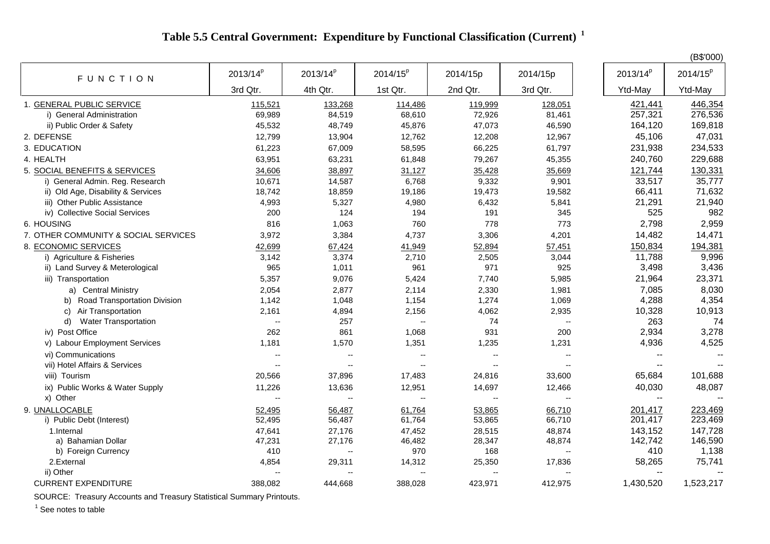# Table 5.5 Central Government: Expenditure by Functional Classification (Current) [1]

(B$'000)

| FUNCTION | 2013/14p 3rd Qtr. | 2013/14p 4th Qtr. | 2014/15p 1st Qtr. | 2014/15p 2nd Qtr. | 2014/15p 3rd Qtr. | 2013/14p Ytd-May | 2014/15p Ytd-May |
|---|---|---|---|---|---|---|---|
| 1. GENERAL PUBLIC SERVICE | 115,521 | 133,268 | 114,486 | 119,999 | 128,051 | 421,441 | 446,354 |
| i) General Administration | 69,989 | 84,519 | 68,610 | 72,926 | 81,461 | 257,321 | 276,536 |
| ii) Public Order & Safety | 45,532 | 48,749 | 45,876 | 47,073 | 46,590 | 164,120 | 169,818 |
| 2. DEFENSE | 12,799 | 13,904 | 12,762 | 12,208 | 12,967 | 45,106 | 47,031 |
| 3. EDUCATION | 61,223 | 67,009 | 58,595 | 66,225 | 61,797 | 231,938 | 234,533 |
| 4. HEALTH | 63,951 | 63,231 | 61,848 | 79,267 | 45,355 | 240,760 | 229,688 |
| 5. SOCIAL BENEFITS & SERVICES | 34,606 | 38,897 | 31,127 | 35,428 | 35,669 | 121,744 | 130,331 |
| i) General Admin. Reg. Research | 10,671 | 14,587 | 6,768 | 9,332 | 9,901 | 33,517 | 35,777 |
| ii) Old Age, Disability & Services | 18,742 | 18,859 | 19,186 | 19,473 | 19,582 | 66,411 | 71,632 |
| iii) Other Public Assistance | 4,993 | 5,327 | 4,980 | 6,432 | 5,841 | 21,291 | 21,940 |
| iv) Collective Social Services | 200 | 124 | 194 | 191 | 345 | 525 | 982 |
| 6. HOUSING | 816 | 1,063 | 760 | 778 | 773 | 2,798 | 2,959 |
| 7. OTHER COMMUNITY & SOCIAL SERVICES | 3,972 | 3,384 | 4,737 | 3,306 | 4,201 | 14,482 | 14,471 |
| 8. ECONOMIC SERVICES | 42,699 | 67,424 | 41,949 | 52,894 | 57,451 | 150,834 | 194,381 |
| i) Agriculture & Fisheries | 3,142 | 3,374 | 2,710 | 2,505 | 3,044 | 11,788 | 9,996 |
| ii) Land Survey & Meterological | 965 | 1,011 | 961 | 971 | 925 | 3,498 | 3,436 |
| iii) Transportation | 5,357 | 9,076 | 5,424 | 7,740 | 5,985 | 21,964 | 23,371 |
| a) Central Ministry | 2,054 | 2,877 | 2,114 | 2,330 | 1,981 | 7,085 | 8,030 |
| b) Road Transportation Division | 1,142 | 1,048 | 1,154 | 1,274 | 1,069 | 4,288 | 4,354 |
| c) Air Transportation | 2,161 | 4,894 | 2,156 | 4,062 | 2,935 | 10,328 | 10,913 |
| d) Water Transportation | -- | 257 | -- | 74 | -- | 263 | 74 |
| iv) Post Office | 262 | 861 | 1,068 | 931 | 200 | 2,934 | 3,278 |
| v) Labour Employment Services | 1,181 | 1,570 | 1,351 | 1,235 | 1,231 | 4,936 | 4,525 |
| vi) Communications | -- | -- | -- | -- | -- | -- | -- |
| vii) Hotel Affairs & Services | -- | -- | -- | -- | -- | -- | -- |
| viii) Tourism | 20,566 | 37,896 | 17,483 | 24,816 | 33,600 | 65,684 | 101,688 |
| ix) Public Works & Water Supply | 11,226 | 13,636 | 12,951 | 14,697 | 12,466 | 40,030 | 48,087 |
| x) Other | -- | -- | -- | -- | -- | -- | -- |
| 9. UNALLOCABLE | 52,495 | 56,487 | 61,764 | 53,865 | 66,710 | 201,417 | 223,469 |
| i) Public Debt (Interest) | 52,495 | 56,487 | 61,764 | 53,865 | 66,710 | 201,417 | 223,469 |
| 1.Internal | 47,641 | 27,176 | 47,452 | 28,515 | 48,874 | 143,152 | 147,728 |
| a) Bahamian Dollar | 47,231 | 27,176 | 46,482 | 28,347 | 48,874 | 142,742 | 146,590 |
| b) Foreign Currency | 410 | -- | 970 | 168 | -- | 410 | 1,138 |
| 2.External | 4,854 | 29,311 | 14,312 | 25,350 | 17,836 | 58,265 | 75,741 |
| ii) Other | -- | -- | -- | -- | -- | -- | -- |
| CURRENT EXPENDITURE | 388,082 | 444,668 | 388,028 | 423,971 | 412,975 | 1,430,520 | 1,523,217 |

SOURCE: Treasury Accounts and Treasury Statistical Summary Printouts.

[1] See notes to table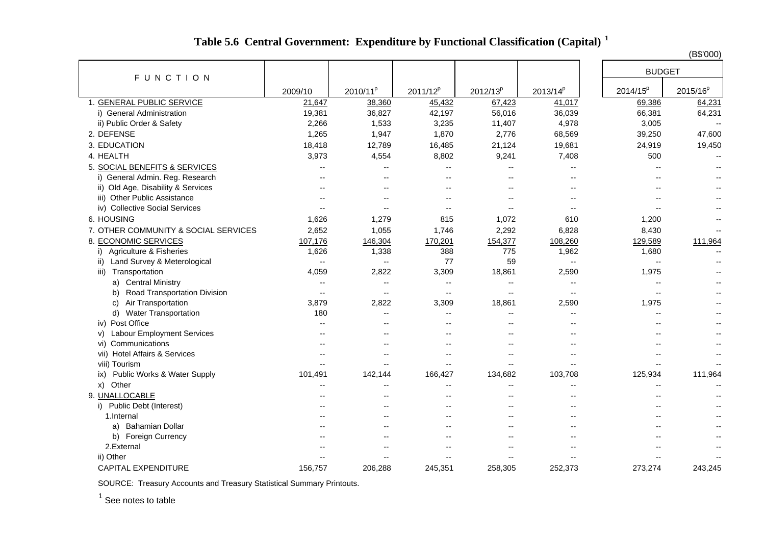# Table 5.6 Central Government: Expenditure by Functional Classification (Capital) [1]

(B$'000)

| FUNCTION | 2009/10 | 2010/11[p] | 2011/12[p] | 2012/13[p] | 2013/14[p] | BUDGET 2014/15[p] | BUDGET 2015/16[p] |
|---|---|---|---|---|---|---|---|
| 1. GENERAL PUBLIC SERVICE | 21,647 | 38,360 | 45,432 | 67,423 | 41,017 | 69,386 | 64,231 |
| i) General Administration | 19,381 | 36,827 | 42,197 | 56,016 | 36,039 | 66,381 | 64,231 |
| ii) Public Order & Safety | 2,266 | 1,533 | 3,235 | 11,407 | 4,978 | 3,005 | -- |
| 2. DEFENSE | 1,265 | 1,947 | 1,870 | 2,776 | 68,569 | 39,250 | 47,600 |
| 3. EDUCATION | 18,418 | 12,789 | 16,485 | 21,124 | 19,681 | 24,919 | 19,450 |
| 4. HEALTH | 3,973 | 4,554 | 8,802 | 9,241 | 7,408 | 500 | -- |
| 5. SOCIAL BENEFITS & SERVICES | -- | -- | -- | -- | -- | -- | -- |
| i) General Admin. Reg. Research | -- | -- | -- | -- | -- | -- | -- |
| ii) Old Age, Disability & Services | -- | -- | -- | -- | -- | -- | -- |
| iii) Other Public Assistance | -- | -- | -- | -- | -- | -- | -- |
| iv) Collective Social Services | -- | -- | -- | -- | -- | -- | -- |
| 6. HOUSING | 1,626 | 1,279 | 815 | 1,072 | 610 | 1,200 | -- |
| 7. OTHER COMMUNITY & SOCIAL SERVICES | 2,652 | 1,055 | 1,746 | 2,292 | 6,828 | 8,430 | -- |
| 8. ECONOMIC SERVICES | 107,176 | 146,304 | 170,201 | 154,377 | 108,260 | 129,589 | 111,964 |
| i) Agriculture & Fisheries | 1,626 | 1,338 | 388 | 775 | 1,962 | 1,680 | -- |
| ii) Land Survey & Meterological | -- | -- | 77 | 59 | -- | -- | -- |
| iii) Transportation | 4,059 | 2,822 | 3,309 | 18,861 | 2,590 | 1,975 | -- |
| a) Central Ministry | -- | -- | -- | -- | -- | -- | -- |
| b) Road Transportation Division | -- | -- | -- | -- | -- | -- | -- |
| c) Air Transportation | 3,879 | 2,822 | 3,309 | 18,861 | 2,590 | 1,975 | -- |
| d) Water Transportation | 180 | -- | -- | -- | -- | -- | -- |
| iv) Post Office | -- | -- | -- | -- | -- | -- | -- |
| v) Labour Employment Services | -- | -- | -- | -- | -- | -- | -- |
| vi) Communications | -- | -- | -- | -- | -- | -- | -- |
| vii) Hotel Affairs & Services | -- | -- | -- | -- | -- | -- | -- |
| viii) Tourism | -- | -- | -- | -- | -- | -- | -- |
| ix) Public Works & Water Supply | 101,491 | 142,144 | 166,427 | 134,682 | 103,708 | 125,934 | 111,964 |
| x) Other | -- | -- | -- | -- | -- | -- | -- |
| 9. UNALLOCABLE | -- | -- | -- | -- | -- | -- | -- |
| i) Public Debt (Interest) | -- | -- | -- | -- | -- | -- | -- |
| 1.Internal | -- | -- | -- | -- | -- | -- | -- |
| a) Bahamian Dollar | -- | -- | -- | -- | -- | -- | -- |
| b) Foreign Currency | -- | -- | -- | -- | -- | -- | -- |
| 2.External | -- | -- | -- | -- | -- | -- | -- |
| ii) Other | -- | -- | -- | -- | -- | -- | -- |
| CAPITAL EXPENDITURE | 156,757 | 206,288 | 245,351 | 258,305 | 252,373 | 273,274 | 243,245 |

SOURCE: Treasury Accounts and Treasury Statistical Summary Printouts.

[1] See notes to table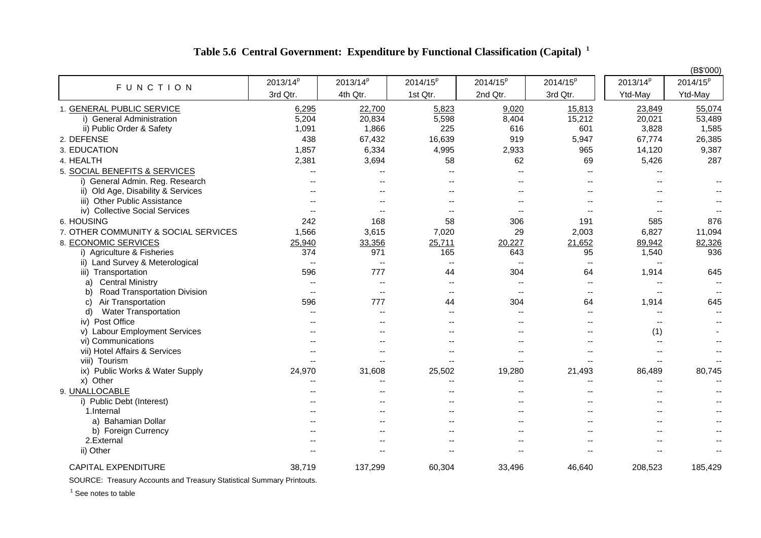# Table 5.6 Central Government: Expenditure by Functional Classification (Capital) [1]

(B$'000)

| FUNCTION | 2013/14p 3rd Qtr. | 2013/14p 4th Qtr. | 2014/15p 1st Qtr. | 2014/15p 2nd Qtr. | 2014/15p 3rd Qtr. | 2013/14p Ytd-May | 2014/15p Ytd-May |
|---|---|---|---|---|---|---|---|
| 1. GENERAL PUBLIC SERVICE | 6,295 | 22,700 | 5,823 | 9,020 | 15,813 | 23,849 | 55,074 |
| i) General Administration | 5,204 | 20,834 | 5,598 | 8,404 | 15,212 | 20,021 | 53,489 |
| ii) Public Order & Safety | 1,091 | 1,866 | 225 | 616 | 601 | 3,828 | 1,585 |
| 2. DEFENSE | 438 | 67,432 | 16,639 | 919 | 5,947 | 67,774 | 26,385 |
| 3. EDUCATION | 1,857 | 6,334 | 4,995 | 2,933 | 965 | 14,120 | 9,387 |
| 4. HEALTH | 2,381 | 3,694 | 58 | 62 | 69 | 5,426 | 287 |
| 5. SOCIAL BENEFITS & SERVICES | -- | -- | -- | -- | -- | -- | |
| i) General Admin. Reg. Research | -- | -- | -- | -- | -- | -- | -- |
| ii) Old Age, Disability & Services | -- | -- | -- | -- | -- | -- | -- |
| iii) Other Public Assistance | -- | -- | -- | -- | -- | -- | -- |
| iv) Collective Social Services | -- | -- | -- | -- | -- | -- | -- |
| 6. HOUSING | 242 | 168 | 58 | 306 | 191 | 585 | 876 |
| 7. OTHER COMMUNITY & SOCIAL SERVICES | 1,566 | 3,615 | 7,020 | 29 | 2,003 | 6,827 | 11,094 |
| 8. ECONOMIC SERVICES | 25,940 | 33,356 | 25,711 | 20,227 | 21,652 | 89,942 | 82,326 |
| i) Agriculture & Fisheries | 374 | 971 | 165 | 643 | 95 | 1,540 | 936 |
| ii) Land Survey & Meterological | -- | -- | -- | -- | -- | -- | |
| iii) Transportation | 596 | 777 | 44 | 304 | 64 | 1,914 | 645 |
| a) Central Ministry | -- | -- | -- | -- | -- | -- | -- |
| b) Road Transportation Division | -- | -- | -- | -- | -- | -- | -- |
| c) Air Transportation | 596 | 777 | 44 | 304 | 64 | 1,914 | 645 |
| d) Water Transportation | -- | -- | -- | -- | -- | -- | -- |
| iv) Post Office | -- | -- | -- | -- | -- | -- | -- |
| v) Labour Employment Services | -- | -- | -- | -- | -- | (1) | - |
| vi) Communications | -- | -- | -- | -- | -- | -- | -- |
| vii) Hotel Affairs & Services | -- | -- | -- | -- | -- | -- | -- |
| viii) Tourism | -- | -- | -- | -- | -- | -- | -- |
| ix) Public Works & Water Supply | 24,970 | 31,608 | 25,502 | 19,280 | 21,493 | 86,489 | 80,745 |
| x) Other | -- | -- | -- | -- | -- | -- | -- |
| 9. UNALLOCABLE | -- | -- | -- | -- | -- | -- | -- |
| i) Public Debt (Interest) | -- | -- | -- | -- | -- | -- | -- |
| 1.Internal | -- | -- | -- | -- | -- | -- | -- |
| a) Bahamian Dollar | -- | -- | -- | -- | -- | -- | -- |
| b) Foreign Currency | -- | -- | -- | -- | -- | -- | -- |
| 2.External | -- | -- | -- | -- | -- | -- | -- |
| ii) Other | -- | -- | -- | -- | -- | -- | -- |
| CAPITAL EXPENDITURE | 38,719 | 137,299 | 60,304 | 33,496 | 46,640 | 208,523 | 185,429 |

SOURCE: Treasury Accounts and Treasury Statistical Summary Printouts.

[1] See notes to table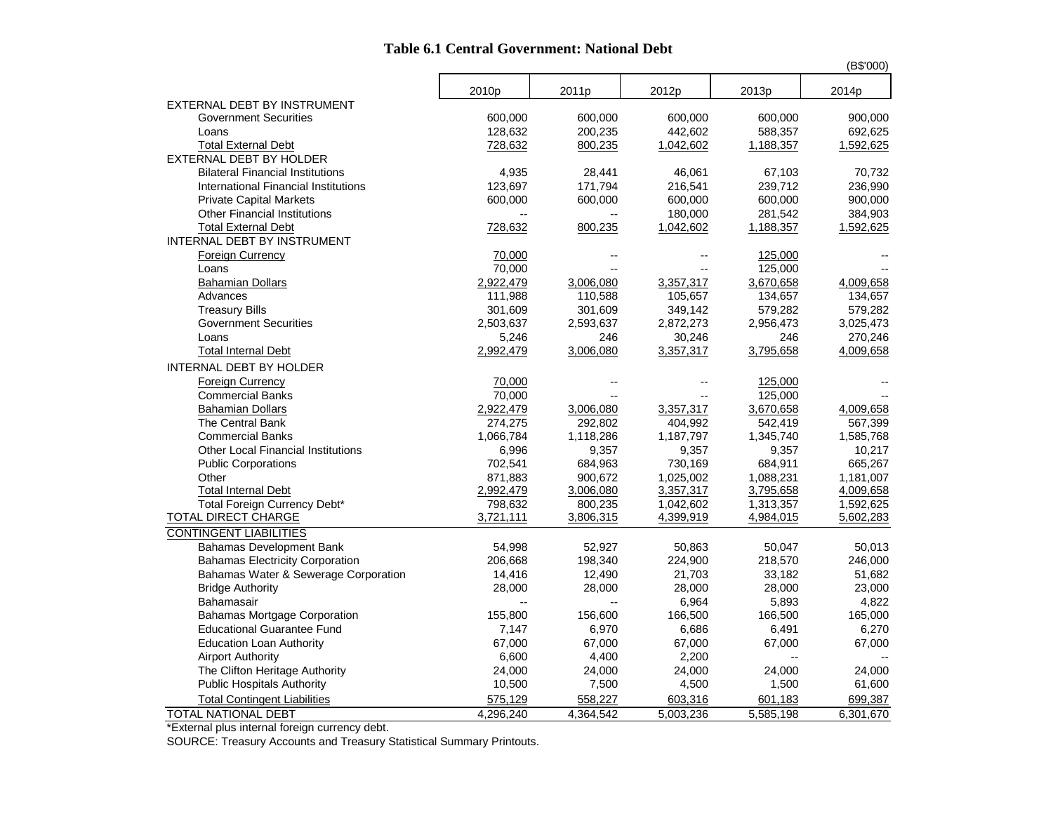# Table 6.1 Central Government: National Debt

(B$'000)

| | 2010p | 2011p | 2012p | 2013p | 2014p |
|---|---|---|---|---|---|
| EXTERNAL DEBT BY INSTRUMENT | | | | | |
| Government Securities | 600,000 | 600,000 | 600,000 | 600,000 | 900,000 |
| Loans | 128,632 | 200,235 | 442,602 | 588,357 | 692,625 |
| Total External Debt | 728,632 | 800,235 | 1,042,602 | 1,188,357 | 1,592,625 |
| EXTERNAL DEBT BY HOLDER | | | | | |
| Bilateral Financial Institutions | 4,935 | 28,441 | 46,061 | 67,103 | 70,732 |
| International Financial Institutions | 123,697 | 171,794 | 216,541 | 239,712 | 236,990 |
| Private Capital Markets | 600,000 | 600,000 | 600,000 | 600,000 | 900,000 |
| Other Financial Institutions | -- | -- | 180,000 | 281,542 | 384,903 |
| Total External Debt | 728,632 | 800,235 | 1,042,602 | 1,188,357 | 1,592,625 |
| INTERNAL DEBT BY INSTRUMENT | | | | | |
| Foreign Currency | 70,000 | -- | -- | 125,000 | -- |
| Loans | 70,000 | -- | -- | 125,000 | -- |
| Bahamian Dollars | 2,922,479 | 3,006,080 | 3,357,317 | 3,670,658 | 4,009,658 |
| Advances | 111,988 | 110,588 | 105,657 | 134,657 | 134,657 |
| Treasury Bills | 301,609 | 301,609 | 349,142 | 579,282 | 579,282 |
| Government Securities | 2,503,637 | 2,593,637 | 2,872,273 | 2,956,473 | 3,025,473 |
| Loans | 5,246 | 246 | 30,246 | 246 | 270,246 |
| Total Internal Debt | 2,992,479 | 3,006,080 | 3,357,317 | 3,795,658 | 4,009,658 |
| INTERNAL DEBT BY HOLDER | | | | | |
| Foreign Currency | 70,000 | -- | -- | 125,000 | -- |
| Commercial Banks | 70,000 | -- | -- | 125,000 | -- |
| Bahamian Dollars | 2,922,479 | 3,006,080 | 3,357,317 | 3,670,658 | 4,009,658 |
| The Central Bank | 274,275 | 292,802 | 404,992 | 542,419 | 567,399 |
| Commercial Banks | 1,066,784 | 1,118,286 | 1,187,797 | 1,345,740 | 1,585,768 |
| Other Local Financial Institutions | 6,996 | 9,357 | 9,357 | 9,357 | 10,217 |
| Public Corporations | 702,541 | 684,963 | 730,169 | 684,911 | 665,267 |
| Other | 871,883 | 900,672 | 1,025,002 | 1,088,231 | 1,181,007 |
| Total Internal Debt | 2,992,479 | 3,006,080 | 3,357,317 | 3,795,658 | 4,009,658 |
| Total Foreign Currency Debt* | 798,632 | 800,235 | 1,042,602 | 1,313,357 | 1,592,625 |
| TOTAL DIRECT CHARGE | 3,721,111 | 3,806,315 | 4,399,919 | 4,984,015 | 5,602,283 |
| CONTINGENT LIABILITIES | | | | | |
| Bahamas Development Bank | 54,998 | 52,927 | 50,863 | 50,047 | 50,013 |
| Bahamas Electricity Corporation | 206,668 | 198,340 | 224,900 | 218,570 | 246,000 |
| Bahamas Water & Sewerage Corporation | 14,416 | 12,490 | 21,703 | 33,182 | 51,682 |
| Bridge Authority | 28,000 | 28,000 | 28,000 | 28,000 | 23,000 |
| Bahamasair | -- | -- | 6,964 | 5,893 | 4,822 |
| Bahamas Mortgage Corporation | 155,800 | 156,600 | 166,500 | 166,500 | 165,000 |
| Educational Guarantee Fund | 7,147 | 6,970 | 6,686 | 6,491 | 6,270 |
| Education Loan Authority | 67,000 | 67,000 | 67,000 | 67,000 | 67,000 |
| Airport Authority | 6,600 | 4,400 | 2,200 | -- | -- |
| The Clifton Heritage Authority | 24,000 | 24,000 | 24,000 | 24,000 | 24,000 |
| Public Hospitals Authority | 10,500 | 7,500 | 4,500 | 1,500 | 61,600 |
| Total Contingent Liabilities | 575,129 | 558,227 | 603,316 | 601,183 | 699,387 |
| TOTAL NATIONAL DEBT | 4,296,240 | 4,364,542 | 5,003,236 | 5,585,198 | 6,301,670 |

*External plus internal foreign currency debt.

SOURCE: Treasury Accounts and Treasury Statistical Summary Printouts.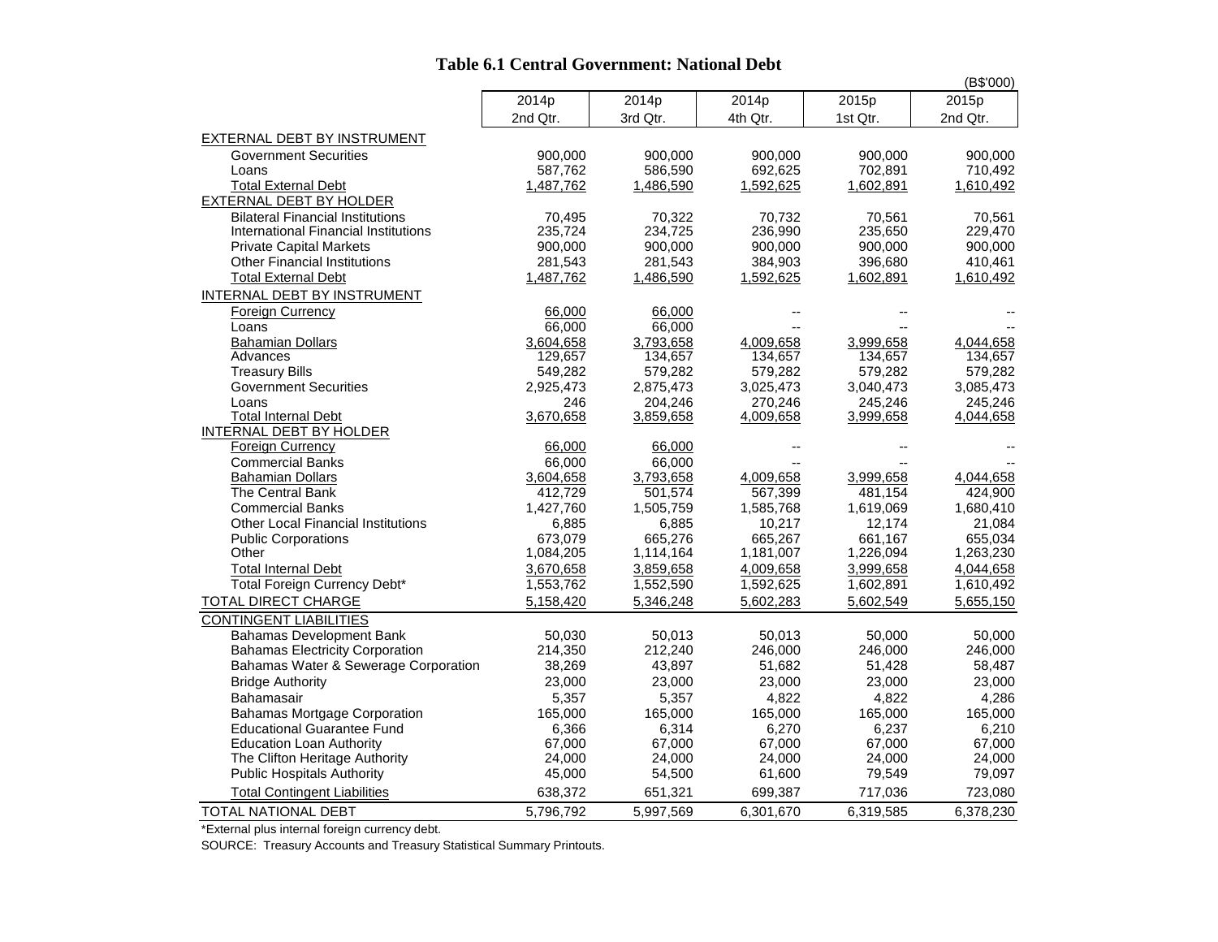# Table 6.1 Central Government: National Debt

(B$'000)

| | 2014p 2nd Qtr. | 2014p 3rd Qtr. | 2014p 4th Qtr. | 2015p 1st Qtr. | 2015p 2nd Qtr. |
|---|---|---|---|---|---|
| EXTERNAL DEBT BY INSTRUMENT | | | | | |
| Government Securities | 900,000 | 900,000 | 900,000 | 900,000 | 900,000 |
| Loans | 587,762 | 586,590 | 692,625 | 702,891 | 710,492 |
| Total External Debt | 1,487,762 | 1,486,590 | 1,592,625 | 1,602,891 | 1,610,492 |
| EXTERNAL DEBT BY HOLDER | | | | | |
| Bilateral Financial Institutions | 70,495 | 70,322 | 70,732 | 70,561 | 70,561 |
| International Financial Institutions | 235,724 | 234,725 | 236,990 | 235,650 | 229,470 |
| Private Capital Markets | 900,000 | 900,000 | 900,000 | 900,000 | 900,000 |
| Other Financial Institutions | 281,543 | 281,543 | 384,903 | 396,680 | 410,461 |
| Total External Debt | 1,487,762 | 1,486,590 | 1,592,625 | 1,602,891 | 1,610,492 |
| INTERNAL DEBT BY INSTRUMENT | | | | | |
| Foreign Currency | 66,000 | 66,000 | -- | -- | -- |
| Loans | 66,000 | 66,000 | -- | -- | -- |
| Bahamian Dollars | 3,604,658 | 3,793,658 | 4,009,658 | 3,999,658 | 4,044,658 |
| Advances | 129,657 | 134,657 | 134,657 | 134,657 | 134,657 |
| Treasury Bills | 549,282 | 579,282 | 579,282 | 579,282 | 579,282 |
| Government Securities | 2,925,473 | 2,875,473 | 3,025,473 | 3,040,473 | 3,085,473 |
| Loans | 246 | 204,246 | 270,246 | 245,246 | 245,246 |
| Total Internal Debt | 3,670,658 | 3,859,658 | 4,009,658 | 3,999,658 | 4,044,658 |
| INTERNAL DEBT BY HOLDER | | | | | |
| Foreign Currency | 66,000 | 66,000 | -- | -- | -- |
| Commercial Banks | 66,000 | 66,000 | -- | -- | -- |
| Bahamian Dollars | 3,604,658 | 3,793,658 | 4,009,658 | 3,999,658 | 4,044,658 |
| The Central Bank | 412,729 | 501,574 | 567,399 | 481,154 | 424,900 |
| Commercial Banks | 1,427,760 | 1,505,759 | 1,585,768 | 1,619,069 | 1,680,410 |
| Other Local Financial Institutions | 6,885 | 6,885 | 10,217 | 12,174 | 21,084 |
| Public Corporations | 673,079 | 665,276 | 665,267 | 661,167 | 655,034 |
| Other | 1,084,205 | 1,114,164 | 1,181,007 | 1,226,094 | 1,263,230 |
| Total Internal Debt | 3,670,658 | 3,859,658 | 4,009,658 | 3,999,658 | 4,044,658 |
| Total Foreign Currency Debt* | 1,553,762 | 1,552,590 | 1,592,625 | 1,602,891 | 1,610,492 |
| TOTAL DIRECT CHARGE | 5,158,420 | 5,346,248 | 5,602,283 | 5,602,549 | 5,655,150 |
| CONTINGENT LIABILITIES | | | | | |
| Bahamas Development Bank | 50,030 | 50,013 | 50,013 | 50,000 | 50,000 |
| Bahamas Electricity Corporation | 214,350 | 212,240 | 246,000 | 246,000 | 246,000 |
| Bahamas Water & Sewerage Corporation | 38,269 | 43,897 | 51,682 | 51,428 | 58,487 |
| Bridge Authority | 23,000 | 23,000 | 23,000 | 23,000 | 23,000 |
| Bahamasair | 5,357 | 5,357 | 4,822 | 4,822 | 4,286 |
| Bahamas Mortgage Corporation | 165,000 | 165,000 | 165,000 | 165,000 | 165,000 |
| Educational Guarantee Fund | 6,366 | 6,314 | 6,270 | 6,237 | 6,210 |
| Education Loan Authority | 67,000 | 67,000 | 67,000 | 67,000 | 67,000 |
| The Clifton Heritage Authority | 24,000 | 24,000 | 24,000 | 24,000 | 24,000 |
| Public Hospitals Authority | 45,000 | 54,500 | 61,600 | 79,549 | 79,097 |
| Total Contingent Liabilities | 638,372 | 651,321 | 699,387 | 717,036 | 723,080 |
| TOTAL NATIONAL DEBT | 5,796,792 | 5,997,569 | 6,301,670 | 6,319,585 | 6,378,230 |

*External plus internal foreign currency debt.

SOURCE: Treasury Accounts and Treasury Statistical Summary Printouts.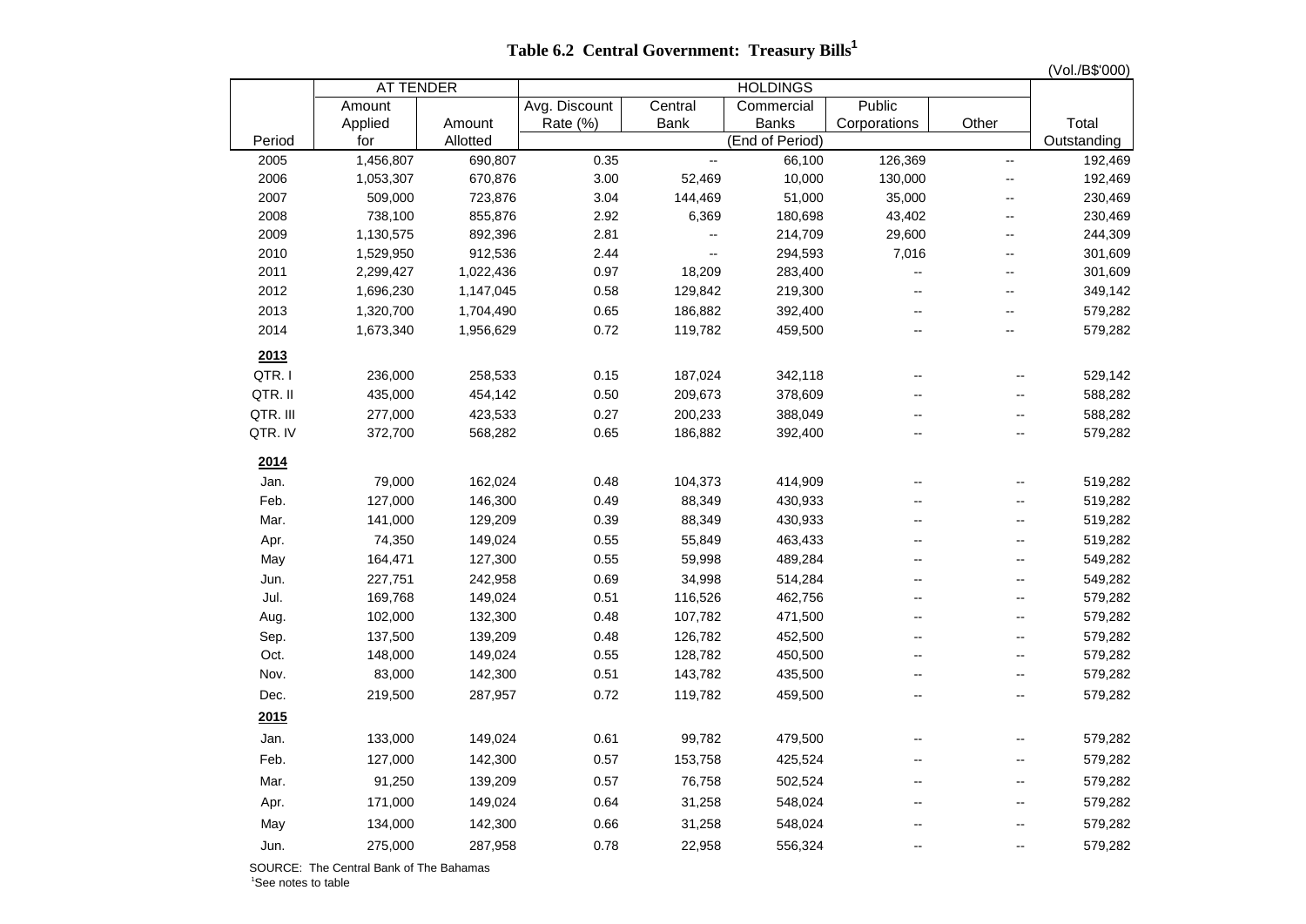# Table 6.2 Central Government: Treasury Bills[1]

(Vol./B$'000)

| Period | AT TENDER | | HOLDINGS | | | | | |
|---|---|---|---|---|---|---|---|---|
| | Amount Applied for | Amount Allotted | Avg. Discount Rate (%) | Central Bank | Commercial Banks | Public Corporations | Other | Total Outstanding |
| | | | (End of Period) | | | | | |
| 2005 | 1,456,807 | 690,807 | 0.35 | -- | 66,100 | 126,369 | -- | 192,469 |
| 2006 | 1,053,307 | 670,876 | 3.00 | 52,469 | 10,000 | 130,000 | -- | 192,469 |
| 2007 | 509,000 | 723,876 | 3.04 | 144,469 | 51,000 | 35,000 | -- | 230,469 |
| 2008 | 738,100 | 855,876 | 2.92 | 6,369 | 180,698 | 43,402 | -- | 230,469 |
| 2009 | 1,130,575 | 892,396 | 2.81 | -- | 214,709 | 29,600 | -- | 244,309 |
| 2010 | 1,529,950 | 912,536 | 2.44 | -- | 294,593 | 7,016 | -- | 301,609 |
| 2011 | 2,299,427 | 1,022,436 | 0.97 | 18,209 | 283,400 | -- | -- | 301,609 |
| 2012 | 1,696,230 | 1,147,045 | 0.58 | 129,842 | 219,300 | -- | -- | 349,142 |
| 2013 | 1,320,700 | 1,704,490 | 0.65 | 186,882 | 392,400 | -- | -- | 579,282 |
| 2014 | 1,673,340 | 1,956,629 | 0.72 | 119,782 | 459,500 | -- | -- | 579,282 |
| **2013** | | | | | | | | |
| QTR. I | 236,000 | 258,533 | 0.15 | 187,024 | 342,118 | -- | -- | 529,142 |
| QTR. II | 435,000 | 454,142 | 0.50 | 209,673 | 378,609 | -- | -- | 588,282 |
| QTR. III | 277,000 | 423,533 | 0.27 | 200,233 | 388,049 | -- | -- | 588,282 |
| QTR. IV | 372,700 | 568,282 | 0.65 | 186,882 | 392,400 | -- | -- | 579,282 |
| **2014** | | | | | | | | |
| Jan. | 79,000 | 162,024 | 0.48 | 104,373 | 414,909 | -- | -- | 519,282 |
| Feb. | 127,000 | 146,300 | 0.49 | 88,349 | 430,933 | -- | -- | 519,282 |
| Mar. | 141,000 | 129,209 | 0.39 | 88,349 | 430,933 | -- | -- | 519,282 |
| Apr. | 74,350 | 149,024 | 0.55 | 55,849 | 463,433 | -- | -- | 519,282 |
| May | 164,471 | 127,300 | 0.55 | 59,998 | 489,284 | -- | -- | 549,282 |
| Jun. | 227,751 | 242,958 | 0.69 | 34,998 | 514,284 | -- | -- | 549,282 |
| Jul. | 169,768 | 149,024 | 0.51 | 116,526 | 462,756 | -- | -- | 579,282 |
| Aug. | 102,000 | 132,300 | 0.48 | 107,782 | 471,500 | -- | -- | 579,282 |
| Sep. | 137,500 | 139,209 | 0.48 | 126,782 | 452,500 | -- | -- | 579,282 |
| Oct. | 148,000 | 149,024 | 0.55 | 128,782 | 450,500 | -- | -- | 579,282 |
| Nov. | 83,000 | 142,300 | 0.51 | 143,782 | 435,500 | -- | -- | 579,282 |
| Dec. | 219,500 | 287,957 | 0.72 | 119,782 | 459,500 | -- | -- | 579,282 |
| **2015** | | | | | | | | |
| Jan. | 133,000 | 149,024 | 0.61 | 99,782 | 479,500 | -- | -- | 579,282 |
| Feb. | 127,000 | 142,300 | 0.57 | 153,758 | 425,524 | -- | -- | 579,282 |
| Mar. | 91,250 | 139,209 | 0.57 | 76,758 | 502,524 | -- | -- | 579,282 |
| Apr. | 171,000 | 149,024 | 0.64 | 31,258 | 548,024 | -- | -- | 579,282 |
| May | 134,000 | 142,300 | 0.66 | 31,258 | 548,024 | -- | -- | 579,282 |
| Jun. | 275,000 | 287,958 | 0.78 | 22,958 | 556,324 | -- | -- | 579,282 |

SOURCE: The Central Bank of The Bahamas

[1]See notes to table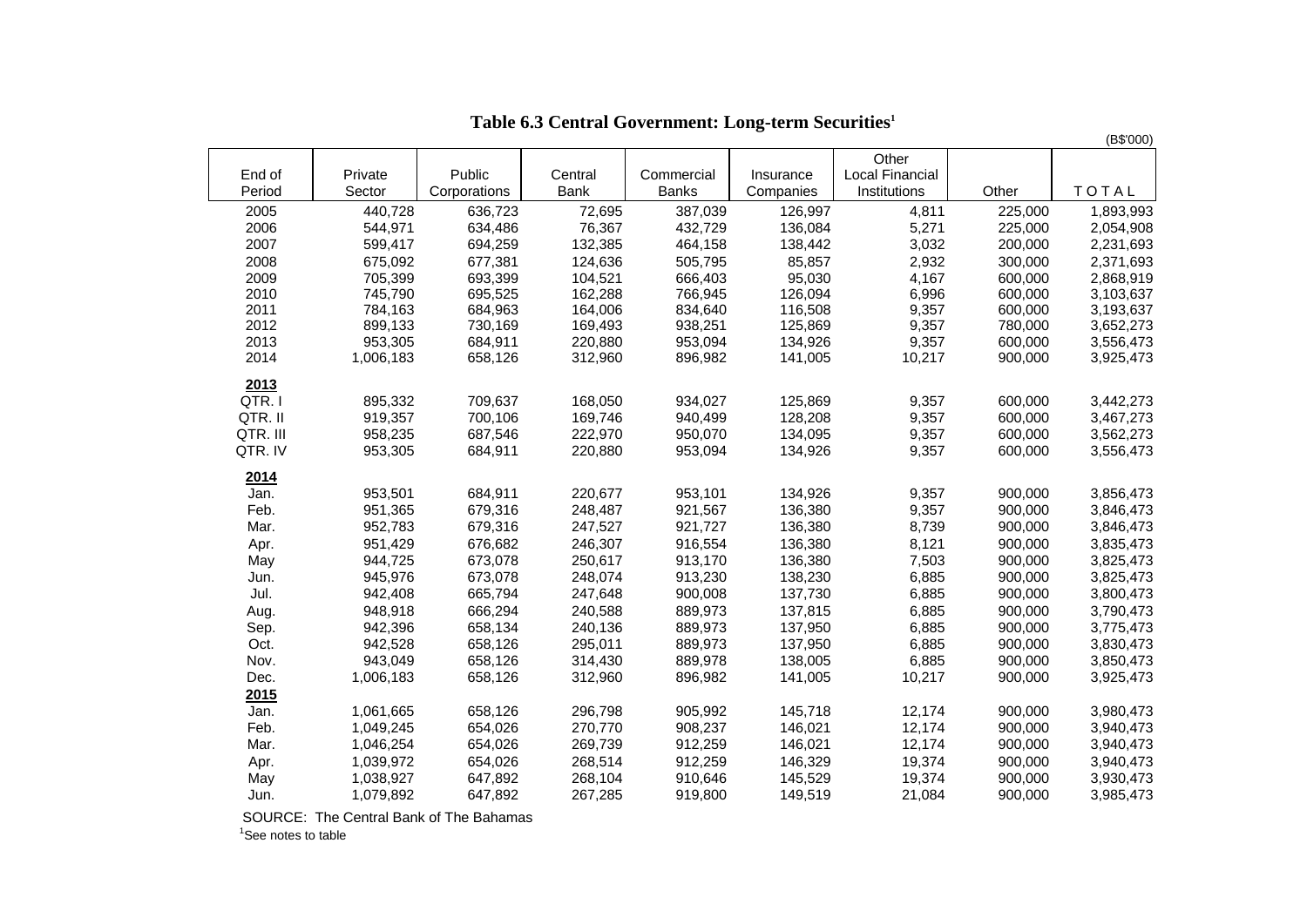# Table 6.3 Central Government: Long-term Securities[1]

(B$'000)

| End of Period | Private Sector | Public Corporations | Central Bank | Commercial Banks | Insurance Companies | Other Local Financial Institutions | Other | TOTAL |
|---|---|---|---|---|---|---|---|---|
| 2005 | 440,728 | 636,723 | 72,695 | 387,039 | 126,997 | 4,811 | 225,000 | 1,893,993 |
| 2006 | 544,971 | 634,486 | 76,367 | 432,729 | 136,084 | 5,271 | 225,000 | 2,054,908 |
| 2007 | 599,417 | 694,259 | 132,385 | 464,158 | 138,442 | 3,032 | 200,000 | 2,231,693 |
| 2008 | 675,092 | 677,381 | 124,636 | 505,795 | 85,857 | 2,932 | 300,000 | 2,371,693 |
| 2009 | 705,399 | 693,399 | 104,521 | 666,403 | 95,030 | 4,167 | 600,000 | 2,868,919 |
| 2010 | 745,790 | 695,525 | 162,288 | 766,945 | 126,094 | 6,996 | 600,000 | 3,103,637 |
| 2011 | 784,163 | 684,963 | 164,006 | 834,640 | 116,508 | 9,357 | 600,000 | 3,193,637 |
| 2012 | 899,133 | 730,169 | 169,493 | 938,251 | 125,869 | 9,357 | 780,000 | 3,652,273 |
| 2013 | 953,305 | 684,911 | 220,880 | 953,094 | 134,926 | 9,357 | 600,000 | 3,556,473 |
| 2014 | 1,006,183 | 658,126 | 312,960 | 896,982 | 141,005 | 10,217 | 900,000 | 3,925,473 |
| **2013** | | | | | | | | |
| QTR. I | 895,332 | 709,637 | 168,050 | 934,027 | 125,869 | 9,357 | 600,000 | 3,442,273 |
| QTR. II | 919,357 | 700,106 | 169,746 | 940,499 | 128,208 | 9,357 | 600,000 | 3,467,273 |
| QTR. III | 958,235 | 687,546 | 222,970 | 950,070 | 134,095 | 9,357 | 600,000 | 3,562,273 |
| QTR. IV | 953,305 | 684,911 | 220,880 | 953,094 | 134,926 | 9,357 | 600,000 | 3,556,473 |
| **2014** | | | | | | | | |
| Jan. | 953,501 | 684,911 | 220,677 | 953,101 | 134,926 | 9,357 | 900,000 | 3,856,473 |
| Feb. | 951,365 | 679,316 | 248,487 | 921,567 | 136,380 | 9,357 | 900,000 | 3,846,473 |
| Mar. | 952,783 | 679,316 | 247,527 | 921,727 | 136,380 | 8,739 | 900,000 | 3,846,473 |
| Apr. | 951,429 | 676,682 | 246,307 | 916,554 | 136,380 | 8,121 | 900,000 | 3,835,473 |
| May | 944,725 | 673,078 | 250,617 | 913,170 | 136,380 | 7,503 | 900,000 | 3,825,473 |
| Jun. | 945,976 | 673,078 | 248,074 | 913,230 | 138,230 | 6,885 | 900,000 | 3,825,473 |
| Jul. | 942,408 | 665,794 | 247,648 | 900,008 | 137,730 | 6,885 | 900,000 | 3,800,473 |
| Aug. | 948,918 | 666,294 | 240,588 | 889,973 | 137,815 | 6,885 | 900,000 | 3,790,473 |
| Sep. | 942,396 | 658,134 | 240,136 | 889,973 | 137,950 | 6,885 | 900,000 | 3,775,473 |
| Oct. | 942,528 | 658,126 | 295,011 | 889,973 | 137,950 | 6,885 | 900,000 | 3,830,473 |
| Nov. | 943,049 | 658,126 | 314,430 | 889,978 | 138,005 | 6,885 | 900,000 | 3,850,473 |
| Dec. | 1,006,183 | 658,126 | 312,960 | 896,982 | 141,005 | 10,217 | 900,000 | 3,925,473 |
| **2015** | | | | | | | | |
| Jan. | 1,061,665 | 658,126 | 296,798 | 905,992 | 145,718 | 12,174 | 900,000 | 3,980,473 |
| Feb. | 1,049,245 | 654,026 | 270,770 | 908,237 | 146,021 | 12,174 | 900,000 | 3,940,473 |
| Mar. | 1,046,254 | 654,026 | 269,739 | 912,259 | 146,021 | 12,174 | 900,000 | 3,940,473 |
| Apr. | 1,039,972 | 654,026 | 268,514 | 912,259 | 146,329 | 19,374 | 900,000 | 3,940,473 |
| May | 1,038,927 | 647,892 | 268,104 | 910,646 | 145,529 | 19,374 | 900,000 | 3,930,473 |
| Jun. | 1,079,892 | 647,892 | 267,285 | 919,800 | 149,519 | 21,084 | 900,000 | 3,985,473 |

SOURCE: The Central Bank of The Bahamas

[1]See notes to table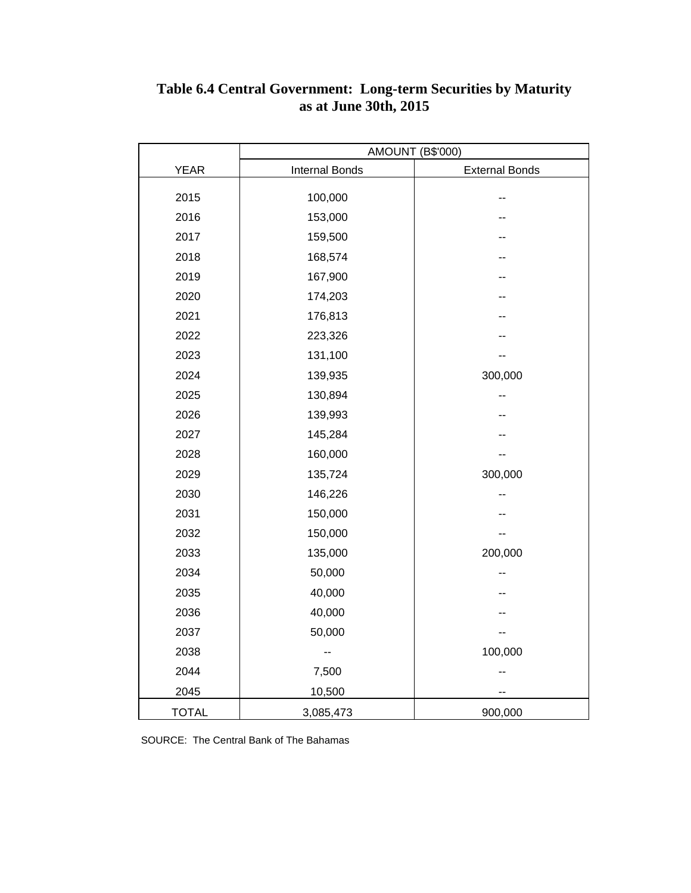# Table 6.4 Central Government: Long-term Securities by Maturity as at June 30th, 2015

| | AMOUNT (B$'000) | |
|---|---|---|
| YEAR | Internal Bonds | External Bonds |
| 2015 | 100,000 | -- |
| 2016 | 153,000 | -- |
| 2017 | 159,500 | -- |
| 2018 | 168,574 | -- |
| 2019 | 167,900 | -- |
| 2020 | 174,203 | -- |
| 2021 | 176,813 | -- |
| 2022 | 223,326 | -- |
| 2023 | 131,100 | -- |
| 2024 | 139,935 | 300,000 |
| 2025 | 130,894 | -- |
| 2026 | 139,993 | -- |
| 2027 | 145,284 | -- |
| 2028 | 160,000 | -- |
| 2029 | 135,724 | 300,000 |
| 2030 | 146,226 | -- |
| 2031 | 150,000 | -- |
| 2032 | 150,000 | -- |
| 2033 | 135,000 | 200,000 |
| 2034 | 50,000 | -- |
| 2035 | 40,000 | -- |
| 2036 | 40,000 | -- |
| 2037 | 50,000 | -- |
| 2038 | -- | 100,000 |
| 2044 | 7,500 | -- |
| 2045 | 10,500 | -- |
| TOTAL | 3,085,473 | 900,000 |

SOURCE: The Central Bank of The Bahamas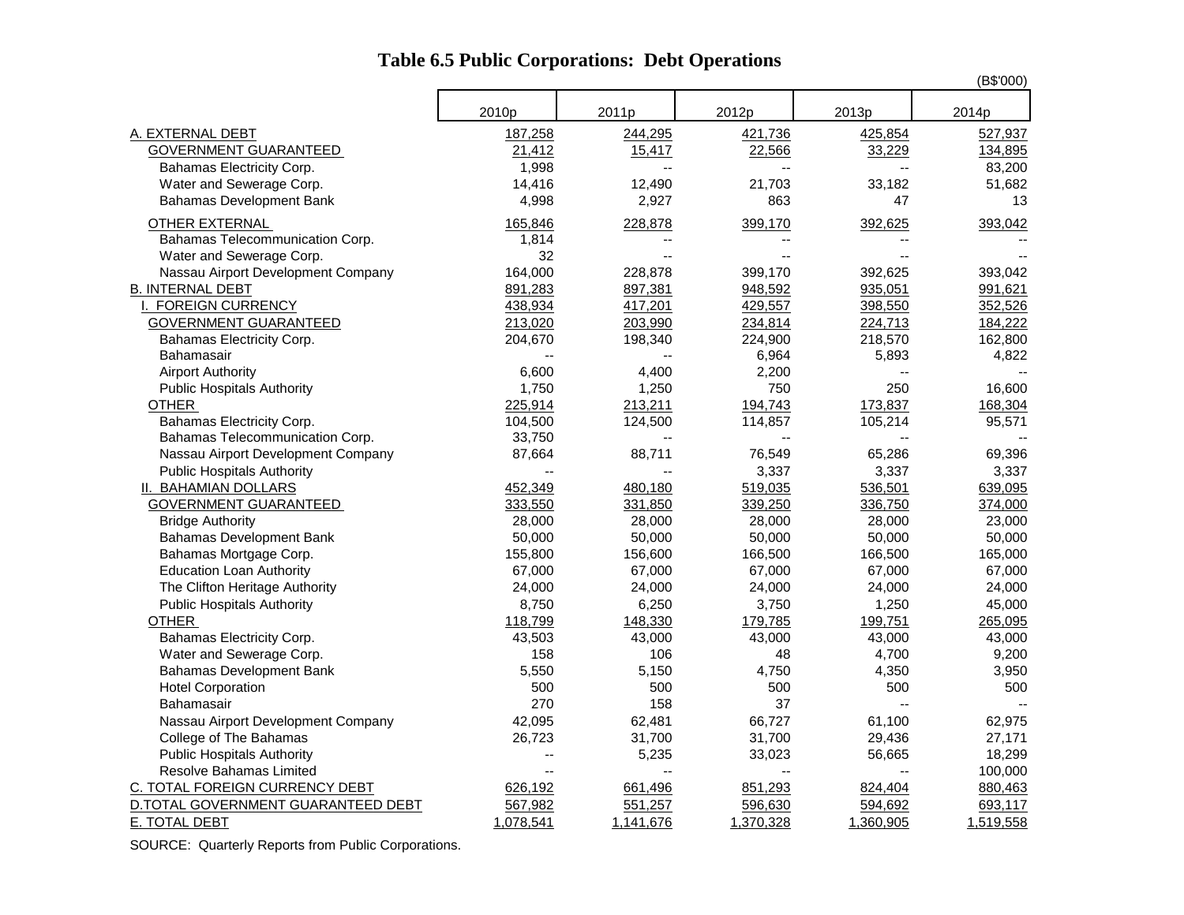# Table 6.5 Public Corporations: Debt Operations

(B$'000)

| | 2010p | 2011p | 2012p | 2013p | 2014p |
|---|---|---|---|---|---|
| A. EXTERNAL DEBT | 187,258 | 244,295 | 421,736 | 425,854 | 527,937 |
| GOVERNMENT GUARANTEED | 21,412 | 15,417 | 22,566 | 33,229 | 134,895 |
| Bahamas Electricity Corp. | 1,998 | -- | -- | -- | 83,200 |
| Water and Sewerage Corp. | 14,416 | 12,490 | 21,703 | 33,182 | 51,682 |
| Bahamas Development Bank | 4,998 | 2,927 | 863 | 47 | 13 |
| OTHER EXTERNAL | 165,846 | 228,878 | 399,170 | 392,625 | 393,042 |
| Bahamas Telecommunication Corp. | 1,814 | -- | -- | -- | -- |
| Water and Sewerage Corp. | 32 | -- | -- | -- | -- |
| Nassau Airport Development Company | 164,000 | 228,878 | 399,170 | 392,625 | 393,042 |
| B. INTERNAL DEBT | 891,283 | 897,381 | 948,592 | 935,051 | 991,621 |
| I. FOREIGN CURRENCY | 438,934 | 417,201 | 429,557 | 398,550 | 352,526 |
| GOVERNMENT GUARANTEED | 213,020 | 203,990 | 234,814 | 224,713 | 184,222 |
| Bahamas Electricity Corp. | 204,670 | 198,340 | 224,900 | 218,570 | 162,800 |
| Bahamasair | -- | -- | 6,964 | 5,893 | 4,822 |
| Airport Authority | 6,600 | 4,400 | 2,200 | -- | -- |
| Public Hospitals Authority | 1,750 | 1,250 | 750 | 250 | 16,600 |
| OTHER | 225,914 | 213,211 | 194,743 | 173,837 | 168,304 |
| Bahamas Electricity Corp. | 104,500 | 124,500 | 114,857 | 105,214 | 95,571 |
| Bahamas Telecommunication Corp. | 33,750 | -- | -- | -- | -- |
| Nassau Airport Development Company | 87,664 | 88,711 | 76,549 | 65,286 | 69,396 |
| Public Hospitals Authority | -- | -- | 3,337 | 3,337 | 3,337 |
| II. BAHAMIAN DOLLARS | 452,349 | 480,180 | 519,035 | 536,501 | 639,095 |
| GOVERNMENT GUARANTEED | 333,550 | 331,850 | 339,250 | 336,750 | 374,000 |
| Bridge Authority | 28,000 | 28,000 | 28,000 | 28,000 | 23,000 |
| Bahamas Development Bank | 50,000 | 50,000 | 50,000 | 50,000 | 50,000 |
| Bahamas Mortgage Corp. | 155,800 | 156,600 | 166,500 | 166,500 | 165,000 |
| Education Loan Authority | 67,000 | 67,000 | 67,000 | 67,000 | 67,000 |
| The Clifton Heritage Authority | 24,000 | 24,000 | 24,000 | 24,000 | 24,000 |
| Public Hospitals Authority | 8,750 | 6,250 | 3,750 | 1,250 | 45,000 |
| OTHER | 118,799 | 148,330 | 179,785 | 199,751 | 265,095 |
| Bahamas Electricity Corp. | 43,503 | 43,000 | 43,000 | 43,000 | 43,000 |
| Water and Sewerage Corp. | 158 | 106 | 48 | 4,700 | 9,200 |
| Bahamas Development Bank | 5,550 | 5,150 | 4,750 | 4,350 | 3,950 |
| Hotel Corporation | 500 | 500 | 500 | 500 | 500 |
| Bahamasair | 270 | 158 | 37 | -- | -- |
| Nassau Airport Development Company | 42,095 | 62,481 | 66,727 | 61,100 | 62,975 |
| College of The Bahamas | 26,723 | 31,700 | 31,700 | 29,436 | 27,171 |
| Public Hospitals Authority | -- | 5,235 | 33,023 | 56,665 | 18,299 |
| Resolve Bahamas Limited | -- | -- | -- | -- | 100,000 |
| C. TOTAL FOREIGN CURRENCY DEBT | 626,192 | 661,496 | 851,293 | 824,404 | 880,463 |
| D.TOTAL GOVERNMENT GUARANTEED DEBT | 567,982 | 551,257 | 596,630 | 594,692 | 693,117 |
| E. TOTAL DEBT | 1,078,541 | 1,141,676 | 1,370,328 | 1,360,905 | 1,519,558 |

SOURCE: Quarterly Reports from Public Corporations.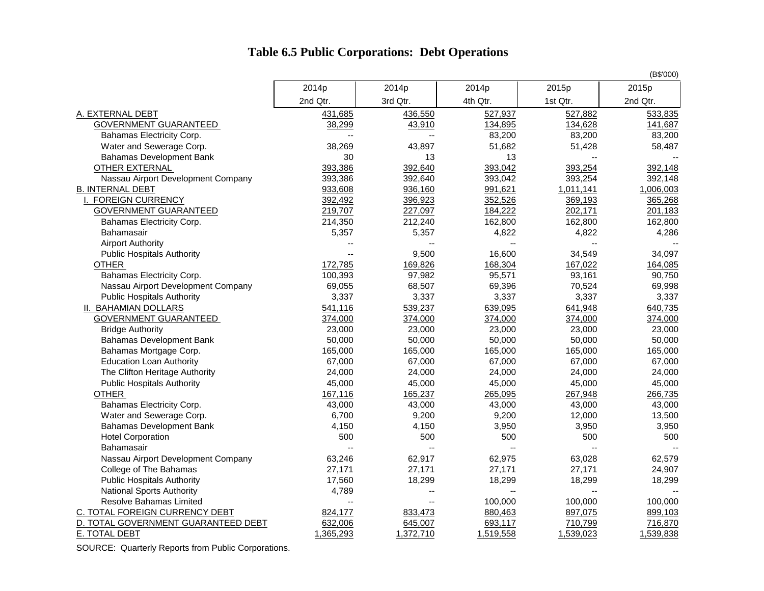# Table 6.5 Public Corporations: Debt Operations

(B$'000)

| | 2014p<br>2nd Qtr. | 2014p<br>3rd Qtr. | 2014p<br>4th Qtr. | 2015p<br>1st Qtr. | 2015p<br>2nd Qtr. |
|---|---|---|---|---|---|
| A. EXTERNAL DEBT | 431,685 | 436,550 | 527,937 | 527,882 | 533,835 |
| GOVERNMENT GUARANTEED | 38,299 | 43,910 | 134,895 | 134,628 | 141,687 |
| Bahamas Electricity Corp. | -- | -- | 83,200 | 83,200 | 83,200 |
| Water and Sewerage Corp. | 38,269 | 43,897 | 51,682 | 51,428 | 58,487 |
| Bahamas Development Bank | 30 | 13 | 13 | -- | -- |
| OTHER EXTERNAL | 393,386 | 392,640 | 393,042 | 393,254 | 392,148 |
| Nassau Airport Development Company | 393,386 | 392,640 | 393,042 | 393,254 | 392,148 |
| B. INTERNAL DEBT | 933,608 | 936,160 | 991,621 | 1,011,141 | 1,006,003 |
| I. FOREIGN CURRENCY | 392,492 | 396,923 | 352,526 | 369,193 | 365,268 |
| GOVERNMENT GUARANTEED | 219,707 | 227,097 | 184,222 | 202,171 | 201,183 |
| Bahamas Electricity Corp. | 214,350 | 212,240 | 162,800 | 162,800 | 162,800 |
| Bahamasair | 5,357 | 5,357 | 4,822 | 4,822 | 4,286 |
| Airport Authority | -- | -- | -- | -- | -- |
| Public Hospitals Authority | -- | 9,500 | 16,600 | 34,549 | 34,097 |
| OTHER | 172,785 | 169,826 | 168,304 | 167,022 | 164,085 |
| Bahamas Electricity Corp. | 100,393 | 97,982 | 95,571 | 93,161 | 90,750 |
| Nassau Airport Development Company | 69,055 | 68,507 | 69,396 | 70,524 | 69,998 |
| Public Hospitals Authority | 3,337 | 3,337 | 3,337 | 3,337 | 3,337 |
| II. BAHAMIAN DOLLARS | 541,116 | 539,237 | 639,095 | 641,948 | 640,735 |
| GOVERNMENT GUARANTEED | 374,000 | 374,000 | 374,000 | 374,000 | 374,000 |
| Bridge Authority | 23,000 | 23,000 | 23,000 | 23,000 | 23,000 |
| Bahamas Development Bank | 50,000 | 50,000 | 50,000 | 50,000 | 50,000 |
| Bahamas Mortgage Corp. | 165,000 | 165,000 | 165,000 | 165,000 | 165,000 |
| Education Loan Authority | 67,000 | 67,000 | 67,000 | 67,000 | 67,000 |
| The Clifton Heritage Authority | 24,000 | 24,000 | 24,000 | 24,000 | 24,000 |
| Public Hospitals Authority | 45,000 | 45,000 | 45,000 | 45,000 | 45,000 |
| OTHER | 167,116 | 165,237 | 265,095 | 267,948 | 266,735 |
| Bahamas Electricity Corp. | 43,000 | 43,000 | 43,000 | 43,000 | 43,000 |
| Water and Sewerage Corp. | 6,700 | 9,200 | 9,200 | 12,000 | 13,500 |
| Bahamas Development Bank | 4,150 | 4,150 | 3,950 | 3,950 | 3,950 |
| Hotel Corporation | 500 | 500 | 500 | 500 | 500 |
| Bahamasair | -- | -- | -- | -- | -- |
| Nassau Airport Development Company | 63,246 | 62,917 | 62,975 | 63,028 | 62,579 |
| College of The Bahamas | 27,171 | 27,171 | 27,171 | 27,171 | 24,907 |
| Public Hospitals Authority | 17,560 | 18,299 | 18,299 | 18,299 | 18,299 |
| National Sports Authority | 4,789 | -- | -- | -- | -- |
| Resolve Bahamas Limited | -- | -- | 100,000 | 100,000 | 100,000 |
| C. TOTAL FOREIGN CURRENCY DEBT | 824,177 | 833,473 | 880,463 | 897,075 | 899,103 |
| D. TOTAL GOVERNMENT GUARANTEED DEBT | 632,006 | 645,007 | 693,117 | 710,799 | 716,870 |
| E. TOTAL DEBT | 1,365,293 | 1,372,710 | 1,519,558 | 1,539,023 | 1,539,838 |

SOURCE: Quarterly Reports from Public Corporations.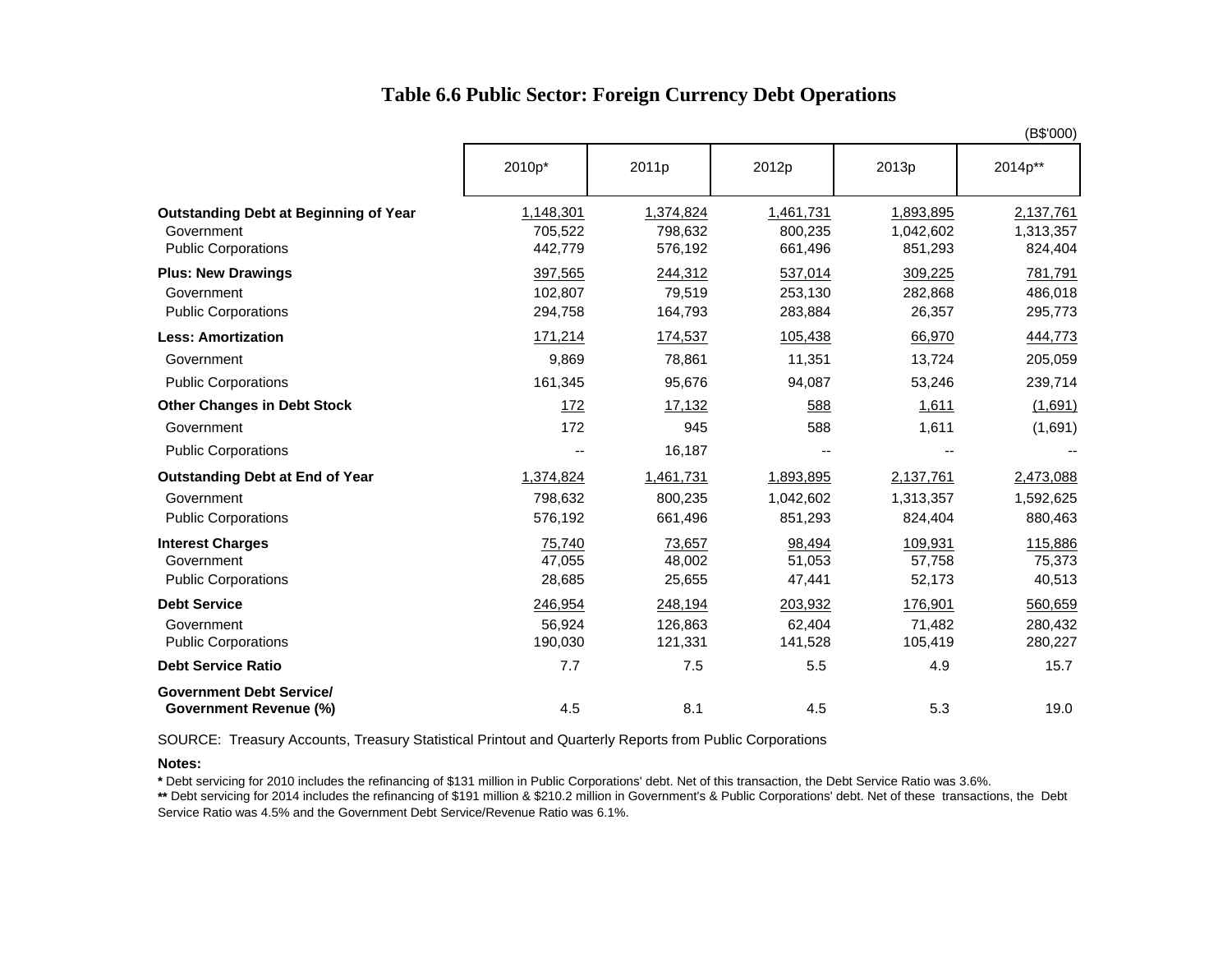# Table 6.6 Public Sector: Foreign Currency Debt Operations

(B$'000)

| | 2010p* | 2011p | 2012p | 2013p | 2014p** |
|---|---|---|---|---|---|
| **Outstanding Debt at Beginning of Year** | 1,148,301 | 1,374,824 | 1,461,731 | 1,893,895 | 2,137,761 |
| Government | 705,522 | 798,632 | 800,235 | 1,042,602 | 1,313,357 |
| Public Corporations | 442,779 | 576,192 | 661,496 | 851,293 | 824,404 |
| **Plus: New Drawings** | 397,565 | 244,312 | 537,014 | 309,225 | 781,791 |
| Government | 102,807 | 79,519 | 253,130 | 282,868 | 486,018 |
| Public Corporations | 294,758 | 164,793 | 283,884 | 26,357 | 295,773 |
| **Less: Amortization** | 171,214 | 174,537 | 105,438 | 66,970 | 444,773 |
| Government | 9,869 | 78,861 | 11,351 | 13,724 | 205,059 |
| Public Corporations | 161,345 | 95,676 | 94,087 | 53,246 | 239,714 |
| **Other Changes in Debt Stock** | 172 | 17,132 | 588 | 1,611 | (1,691) |
| Government | 172 | 945 | 588 | 1,611 | (1,691) |
| Public Corporations | -- | 16,187 | -- | -- | -- |
| **Outstanding Debt at End of Year** | 1,374,824 | 1,461,731 | 1,893,895 | 2,137,761 | 2,473,088 |
| Government | 798,632 | 800,235 | 1,042,602 | 1,313,357 | 1,592,625 |
| Public Corporations | 576,192 | 661,496 | 851,293 | 824,404 | 880,463 |
| **Interest Charges** | 75,740 | 73,657 | 98,494 | 109,931 | 115,886 |
| Government | 47,055 | 48,002 | 51,053 | 57,758 | 75,373 |
| Public Corporations | 28,685 | 25,655 | 47,441 | 52,173 | 40,513 |
| **Debt Service** | 246,954 | 248,194 | 203,932 | 176,901 | 560,659 |
| Government | 56,924 | 126,863 | 62,404 | 71,482 | 280,432 |
| Public Corporations | 190,030 | 121,331 | 141,528 | 105,419 | 280,227 |
| **Debt Service Ratio** | 7.7 | 7.5 | 5.5 | 4.9 | 15.7 |
| **Government Debt Service/ Government Revenue (%)** | 4.5 | 8.1 | 4.5 | 5.3 | 19.0 |

SOURCE: Treasury Accounts, Treasury Statistical Printout and Quarterly Reports from Public Corporations

**Notes:**

**\*** Debt servicing for 2010 includes the refinancing of $131 million in Public Corporations' debt. Net of this transaction, the Debt Service Ratio was 3.6%.

**\*\*** Debt servicing for 2014 includes the refinancing of $191 million & $210.2 million in Government's & Public Corporations' debt. Net of these transactions, the Debt Service Ratio was 4.5% and the Government Debt Service/Revenue Ratio was 6.1%.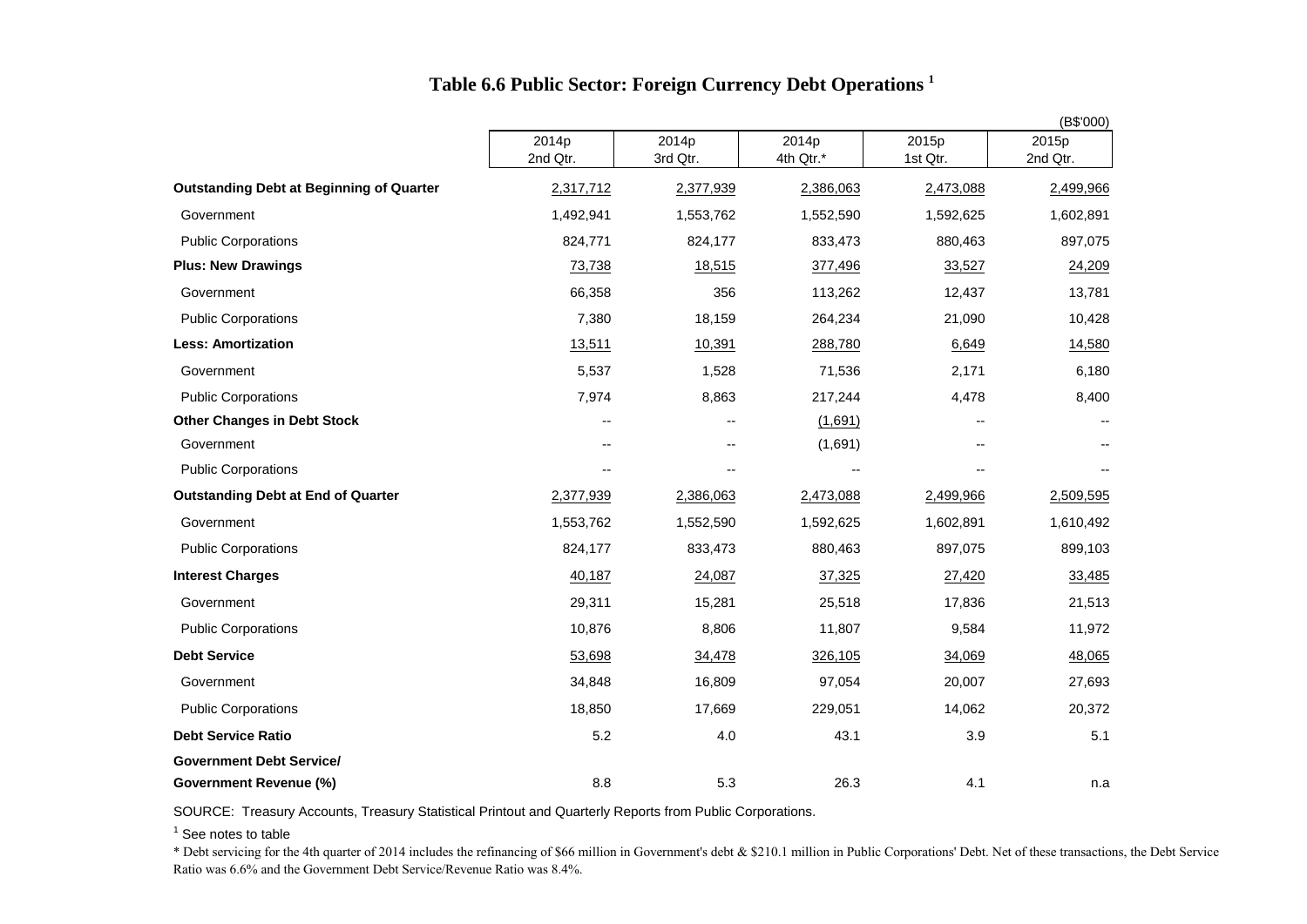# Table 6.6 Public Sector: Foreign Currency Debt Operations [1]

(B$'000)

| | 2014p 2nd Qtr. | 2014p 3rd Qtr. | 2014p 4th Qtr.* | 2015p 1st Qtr. | 2015p 2nd Qtr. |
|---|---|---|---|---|---|
| **Outstanding Debt at Beginning of Quarter** | 2,317,712 | 2,377,939 | 2,386,063 | 2,473,088 | 2,499,966 |
| Government | 1,492,941 | 1,553,762 | 1,552,590 | 1,592,625 | 1,602,891 |
| Public Corporations | 824,771 | 824,177 | 833,473 | 880,463 | 897,075 |
| **Plus: New Drawings** | 73,738 | 18,515 | 377,496 | 33,527 | 24,209 |
| Government | 66,358 | 356 | 113,262 | 12,437 | 13,781 |
| Public Corporations | 7,380 | 18,159 | 264,234 | 21,090 | 10,428 |
| **Less: Amortization** | 13,511 | 10,391 | 288,780 | 6,649 | 14,580 |
| Government | 5,537 | 1,528 | 71,536 | 2,171 | 6,180 |
| Public Corporations | 7,974 | 8,863 | 217,244 | 4,478 | 8,400 |
| **Other Changes in Debt Stock** | -- | -- | (1,691) | -- | -- |
| Government | -- | -- | (1,691) | -- | -- |
| Public Corporations | -- | -- | -- | -- | -- |
| **Outstanding Debt at End of Quarter** | 2,377,939 | 2,386,063 | 2,473,088 | 2,499,966 | 2,509,595 |
| Government | 1,553,762 | 1,552,590 | 1,592,625 | 1,602,891 | 1,610,492 |
| Public Corporations | 824,177 | 833,473 | 880,463 | 897,075 | 899,103 |
| **Interest Charges** | 40,187 | 24,087 | 37,325 | 27,420 | 33,485 |
| Government | 29,311 | 15,281 | 25,518 | 17,836 | 21,513 |
| Public Corporations | 10,876 | 8,806 | 11,807 | 9,584 | 11,972 |
| **Debt Service** | 53,698 | 34,478 | 326,105 | 34,069 | 48,065 |
| Government | 34,848 | 16,809 | 97,054 | 20,007 | 27,693 |
| Public Corporations | 18,850 | 17,669 | 229,051 | 14,062 | 20,372 |
| **Debt Service Ratio** | 5.2 | 4.0 | 43.1 | 3.9 | 5.1 |
| **Government Debt Service/ Government Revenue (%)** | 8.8 | 5.3 | 26.3 | 4.1 | n.a |

SOURCE: Treasury Accounts, Treasury Statistical Printout and Quarterly Reports from Public Corporations.

[1] See notes to table

* Debt servicing for the 4th quarter of 2014 includes the refinancing of $66 million in Government's debt & $210.1 million in Public Corporations' Debt. Net of these transactions, the Debt Service Ratio was 6.6% and the Government Debt Service/Revenue Ratio was 8.4%.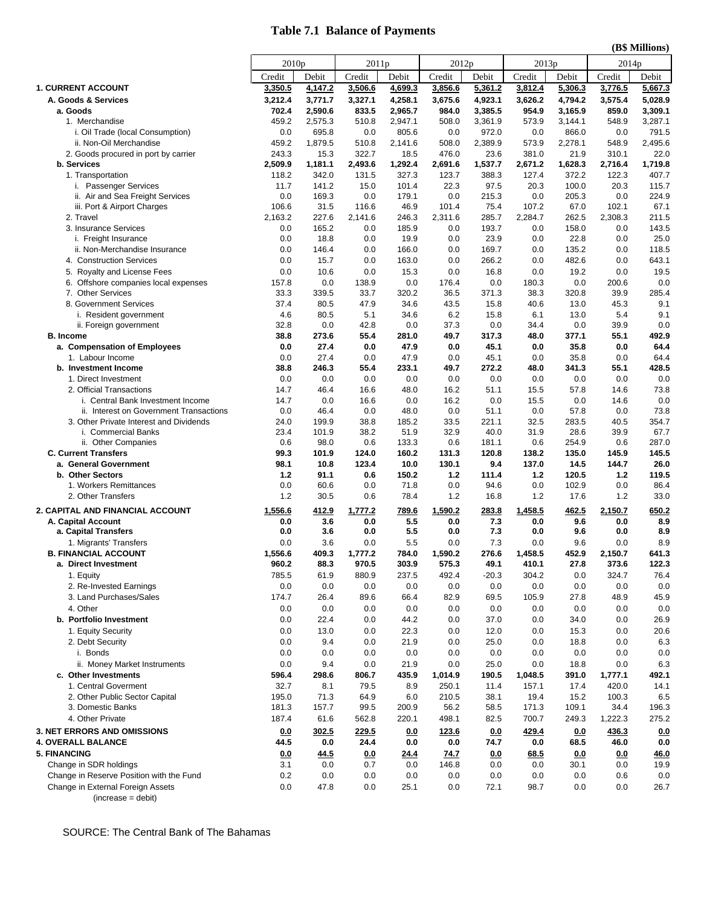# Table 7.1 Balance of Payments

(B$ Millions)

| | 2010p | | 2011p | | 2012p | | 2013p | | 2014p | |
|---|---|---|---|---|---|---|---|---|---|---|
| | Credit | Debit | Credit | Debit | Credit | Debit | Credit | Debit | Credit | Debit |
| **1. CURRENT ACCOUNT** | 3,350.5 | 4,147.2 | 3,506.6 | 4,699.3 | 3,856.6 | 5,361.2 | 3,812.4 | 5,306.3 | 3,776.5 | 5,667.3 |
| **A. Goods & Services** | **3,212.4** | **3,771.7** | **3,327.1** | **4,258.1** | **3,675.6** | **4,923.1** | **3,626.2** | **4,794.2** | **3,575.4** | **5,028.9** |
| **a. Goods** | **702.4** | **2,590.6** | **833.5** | **2,965.7** | **984.0** | **3,385.5** | **954.9** | **3,165.9** | **859.0** | **3,309.1** |
| 1. Merchandise | 459.2 | 2,575.3 | 510.8 | 2,947.1 | 508.0 | 3,361.9 | 573.9 | 3,144.1 | 548.9 | 3,287.1 |
| i. Oil Trade (local Consumption) | 0.0 | 695.8 | 0.0 | 805.6 | 0.0 | 972.0 | 0.0 | 866.0 | 0.0 | 791.5 |
| ii. Non-Oil Merchandise | 459.2 | 1,879.5 | 510.8 | 2,141.6 | 508.0 | 2,389.9 | 573.9 | 2,278.1 | 548.9 | 2,495.6 |
| 2. Goods procured in port by carrier | 243.3 | 15.3 | 322.7 | 18.5 | 476.0 | 23.6 | 381.0 | 21.9 | 310.1 | 22.0 |
| **b. Services** | **2,509.9** | **1,181.1** | **2,493.6** | **1,292.4** | **2,691.6** | **1,537.7** | **2,671.2** | **1,628.3** | **2,716.4** | **1,719.8** |
| 1. Transportation | 118.2 | 342.0 | 131.5 | 327.3 | 123.7 | 388.3 | 127.4 | 372.2 | 122.3 | 407.7 |
| i. Passenger Services | 11.7 | 141.2 | 15.0 | 101.4 | 22.3 | 97.5 | 20.3 | 100.0 | 20.3 | 115.7 |
| ii. Air and Sea Freight Services | 0.0 | 169.3 | 0.0 | 179.1 | 0.0 | 215.3 | 0.0 | 205.3 | 0.0 | 224.9 |
| iii. Port & Airport Charges | 106.6 | 31.5 | 116.6 | 46.9 | 101.4 | 75.4 | 107.2 | 67.0 | 102.1 | 67.1 |
| 2. Travel | 2,163.2 | 227.6 | 2,141.6 | 246.3 | 2,311.6 | 285.7 | 2,284.7 | 262.5 | 2,308.3 | 211.5 |
| 3. Insurance Services | 0.0 | 165.2 | 0.0 | 185.9 | 0.0 | 193.7 | 0.0 | 158.0 | 0.0 | 143.5 |
| i. Freight Insurance | 0.0 | 18.8 | 0.0 | 19.9 | 0.0 | 23.9 | 0.0 | 22.8 | 0.0 | 25.0 |
| ii. Non-Merchandise Insurance | 0.0 | 146.4 | 0.0 | 166.0 | 0.0 | 169.7 | 0.0 | 135.2 | 0.0 | 118.5 |
| 4. Construction Services | 0.0 | 15.7 | 0.0 | 163.0 | 0.0 | 266.2 | 0.0 | 482.6 | 0.0 | 643.1 |
| 5. Royalty and License Fees | 0.0 | 10.6 | 0.0 | 15.3 | 0.0 | 16.8 | 0.0 | 19.2 | 0.0 | 19.5 |
| 6. Offshore companies local expenses | 157.8 | 0.0 | 138.9 | 0.0 | 176.4 | 0.0 | 180.3 | 0.0 | 200.6 | 0.0 |
| 7. Other Services | 33.3 | 339.5 | 33.7 | 320.2 | 36.5 | 371.3 | 38.3 | 320.8 | 39.9 | 285.4 |
| 8. Government Services | 37.4 | 80.5 | 47.9 | 34.6 | 43.5 | 15.8 | 40.6 | 13.0 | 45.3 | 9.1 |
| i. Resident government | 4.6 | 80.5 | 5.1 | 34.6 | 6.2 | 15.8 | 6.1 | 13.0 | 5.4 | 9.1 |
| ii. Foreign government | 32.8 | 0.0 | 42.8 | 0.0 | 37.3 | 0.0 | 34.4 | 0.0 | 39.9 | 0.0 |
| **B. Income** | **38.8** | **273.6** | **55.4** | **281.0** | **49.7** | **317.3** | **48.0** | **377.1** | **55.1** | **492.9** |
| **a. Compensation of Employees** | **0.0** | **27.4** | **0.0** | **47.9** | **0.0** | **45.1** | **0.0** | **35.8** | **0.0** | **64.4** |
| 1. Labour Income | 0.0 | 27.4 | 0.0 | 47.9 | 0.0 | 45.1 | 0.0 | 35.8 | 0.0 | 64.4 |
| **b. Investment Income** | **38.8** | **246.3** | **55.4** | **233.1** | **49.7** | **272.2** | **48.0** | **341.3** | **55.1** | **428.5** |
| 1. Direct Investment | 0.0 | 0.0 | 0.0 | 0.0 | 0.0 | 0.0 | 0.0 | 0.0 | 0.0 | 0.0 |
| 2. Official Transactions | 14.7 | 46.4 | 16.6 | 48.0 | 16.2 | 51.1 | 15.5 | 57.8 | 14.6 | 73.8 |
| i. Central Bank Investment Income | 14.7 | 0.0 | 16.6 | 0.0 | 16.2 | 0.0 | 15.5 | 0.0 | 14.6 | 0.0 |
| ii. Interest on Government Transactions | 0.0 | 46.4 | 0.0 | 48.0 | 0.0 | 51.1 | 0.0 | 57.8 | 0.0 | 73.8 |
| 3. Other Private Interest and Dividends | 24.0 | 199.9 | 38.8 | 185.2 | 33.5 | 221.1 | 32.5 | 283.5 | 40.5 | 354.7 |
| i. Commercial Banks | 23.4 | 101.9 | 38.2 | 51.9 | 32.9 | 40.0 | 31.9 | 28.6 | 39.9 | 67.7 |
| ii. Other Companies | 0.6 | 98.0 | 0.6 | 133.3 | 0.6 | 181.1 | 0.6 | 254.9 | 0.6 | 287.0 |
| **C. Current Transfers** | **99.3** | **101.9** | **124.0** | **160.2** | **131.3** | **120.8** | **138.2** | **135.0** | **145.9** | **145.5** |
| **a. General Government** | **98.1** | **10.8** | **123.4** | **10.0** | **130.1** | **9.4** | **137.0** | **14.5** | **144.7** | **26.0** |
| **b. Other Sectors** | **1.2** | **91.1** | **0.6** | **150.2** | **1.2** | **111.4** | **1.2** | **120.5** | **1.2** | **119.5** |
| 1. Workers Remittances | 0.0 | 60.6 | 0.0 | 71.8 | 0.0 | 94.6 | 0.0 | 102.9 | 0.0 | 86.4 |
| 2. Other Transfers | 1.2 | 30.5 | 0.6 | 78.4 | 1.2 | 16.8 | 1.2 | 17.6 | 1.2 | 33.0 |
| **2. CAPITAL AND FINANCIAL ACCOUNT** | 1,556.6 | 412.9 | 1,777.2 | 789.6 | 1,590.2 | 283.8 | 1,458.5 | 462.5 | 2,150.7 | 650.2 |
| **A. Capital Account** | **0.0** | **3.6** | **0.0** | **5.5** | **0.0** | **7.3** | **0.0** | **9.6** | **0.0** | **8.9** |
| **a. Capital Transfers** | **0.0** | **3.6** | **0.0** | **5.5** | **0.0** | **7.3** | **0.0** | **9.6** | **0.0** | **8.9** |
| 1. Migrants' Transfers | 0.0 | 3.6 | 0.0 | 5.5 | 0.0 | 7.3 | 0.0 | 9.6 | 0.0 | 8.9 |
| **B. FINANCIAL ACCOUNT** | **1,556.6** | **409.3** | **1,777.2** | **784.0** | **1,590.2** | **276.6** | **1,458.5** | **452.9** | **2,150.7** | **641.3** |
| **a. Direct Investment** | **960.2** | **88.3** | **970.5** | **303.9** | **575.3** | **49.1** | **410.1** | **27.8** | **373.6** | **122.3** |
| 1. Equity | 785.5 | 61.9 | 880.9 | 237.5 | 492.4 | -20.3 | 304.2 | 0.0 | 324.7 | 76.4 |
| 2. Re-Invested Earnings | 0.0 | 0.0 | 0.0 | 0.0 | 0.0 | 0.0 | 0.0 | 0.0 | 0.0 | 0.0 |
| 3. Land Purchases/Sales | 174.7 | 26.4 | 89.6 | 66.4 | 82.9 | 69.5 | 105.9 | 27.8 | 48.9 | 45.9 |
| 4. Other | 0.0 | 0.0 | 0.0 | 0.0 | 0.0 | 0.0 | 0.0 | 0.0 | 0.0 | 0.0 |
| **b. Portfolio Investment** | **0.0** | **22.4** | **0.0** | **44.2** | **0.0** | **37.0** | **0.0** | **34.0** | **0.0** | **26.9** |
| 1. Equity Security | 0.0 | 13.0 | 0.0 | 22.3 | 0.0 | 12.0 | 0.0 | 15.3 | 0.0 | 20.6 |
| 2. Debt Security | 0.0 | 9.4 | 0.0 | 21.9 | 0.0 | 25.0 | 0.0 | 18.8 | 0.0 | 6.3 |
| i. Bonds | 0.0 | 0.0 | 0.0 | 0.0 | 0.0 | 0.0 | 0.0 | 0.0 | 0.0 | 0.0 |
| ii. Money Market Instruments | 0.0 | 9.4 | 0.0 | 21.9 | 0.0 | 25.0 | 0.0 | 18.8 | 0.0 | 6.3 |
| **c. Other Investments** | **596.4** | **298.6** | **806.7** | **435.9** | **1,014.9** | **190.5** | **1,048.5** | **391.0** | **1,777.1** | **492.1** |
| 1. Central Goverment | 32.7 | 8.1 | 79.5 | 8.9 | 250.1 | 11.4 | 157.1 | 17.4 | 420.0 | 14.1 |
| 2. Other Public Sector Capital | 195.0 | 71.3 | 64.9 | 6.0 | 210.5 | 38.1 | 19.4 | 15.2 | 100.3 | 6.5 |
| 3. Domestic Banks | 181.3 | 157.7 | 99.5 | 200.9 | 56.2 | 58.5 | 171.3 | 109.1 | 34.4 | 196.3 |
| 4. Other Private | 187.4 | 61.6 | 562.8 | 220.1 | 498.1 | 82.5 | 700.7 | 249.3 | 1,222.3 | 275.2 |
| **3. NET ERRORS AND OMISSIONS** | 0.0 | 302.5 | 229.5 | 0.0 | 123.6 | 0.0 | 429.4 | 0.0 | 436.3 | 0.0 |
| **4. OVERALL BALANCE** | 44.5 | 0.0 | 24.4 | 0.0 | 0.0 | 74.7 | 0.0 | 68.5 | 46.0 | 0.0 |
| **5. FINANCING** | 0.0 | 44.5 | 0.0 | 24.4 | 74.7 | 0.0 | 68.5 | 0.0 | 0.0 | 46.0 |
| Change in SDR holdings | 3.1 | 0.0 | 0.7 | 0.0 | 146.8 | 0.0 | 0.0 | 30.1 | 0.0 | 19.9 |
| Change in Reserve Position with the Fund | 0.2 | 0.0 | 0.0 | 0.0 | 0.0 | 0.0 | 0.0 | 0.0 | 0.6 | 0.0 |
| Change in External Foreign Assets (increase = debit) | 0.0 | 47.8 | 0.0 | 25.1 | 0.0 | 72.1 | 98.7 | 0.0 | 0.0 | 26.7 |

SOURCE: The Central Bank of The Bahamas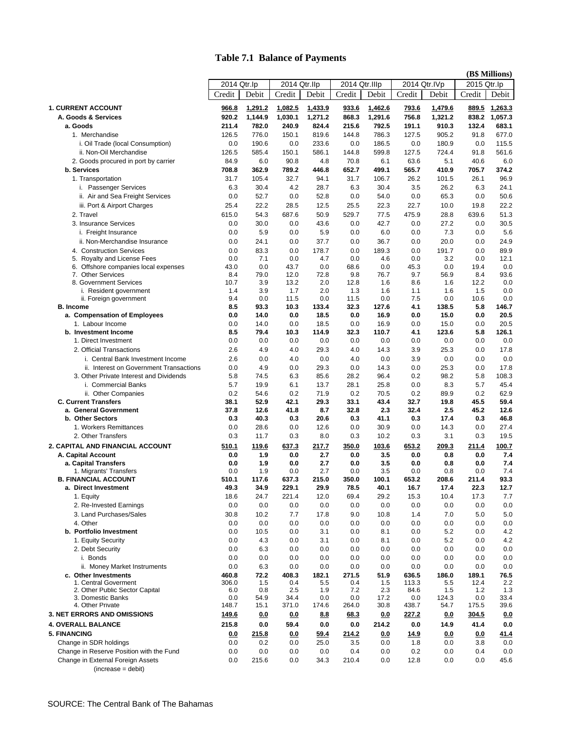# Table 7.1 Balance of Payments

**(B$ Millions)**

| | 2014 Qtr.Ip | | 2014 Qtr.IIp | | 2014 Qtr.IIIp | | 2014 Qtr.IVp | | 2015 Qtr.Ip | |
|---|---|---|---|---|---|---|---|---|---|---|
| | Credit | Debit | Credit | Debit | Credit | Debit | Credit | Debit | Credit | Debit |
| **1. CURRENT ACCOUNT** | **966.8** | **1,291.2** | **1,082.5** | **1,433.9** | **933.6** | **1,462.6** | **793.6** | **1,479.6** | **889.5** | **1,263.3** |
| **A. Goods & Services** | **920.2** | **1,144.9** | **1,030.1** | **1,271.2** | **868.3** | **1,291.6** | **756.8** | **1,321.2** | **838.2** | **1,057.3** |
| **a. Goods** | **211.4** | **782.0** | **240.9** | **824.4** | **215.6** | **792.5** | **191.1** | **910.3** | **132.4** | **683.1** |
| 1. Merchandise | 126.5 | 776.0 | 150.1 | 819.6 | 144.8 | 786.3 | 127.5 | 905.2 | 91.8 | 677.0 |
| i. Oil Trade (local Consumption) | 0.0 | 190.6 | 0.0 | 233.6 | 0.0 | 186.5 | 0.0 | 180.9 | 0.0 | 115.5 |
| ii. Non-Oil Merchandise | 126.5 | 585.4 | 150.1 | 586.1 | 144.8 | 599.8 | 127.5 | 724.4 | 91.8 | 561.6 |
| 2. Goods procured in port by carrier | 84.9 | 6.0 | 90.8 | 4.8 | 70.8 | 6.1 | 63.6 | 5.1 | 40.6 | 6.0 |
| **b. Services** | **708.8** | **362.9** | **789.2** | **446.8** | **652.7** | **499.1** | **565.7** | **410.9** | **705.7** | **374.2** |
| 1. Transportation | 31.7 | 105.4 | 32.7 | 94.1 | 31.7 | 106.7 | 26.2 | 101.5 | 26.1 | 96.9 |
| i. Passenger Services | 6.3 | 30.4 | 4.2 | 28.7 | 6.3 | 30.4 | 3.5 | 26.2 | 6.3 | 24.1 |
| ii. Air and Sea Freight Services | 0.0 | 52.7 | 0.0 | 52.8 | 0.0 | 54.0 | 0.0 | 65.3 | 0.0 | 50.6 |
| iii. Port & Airport Charges | 25.4 | 22.2 | 28.5 | 12.5 | 25.5 | 22.3 | 22.7 | 10.0 | 19.8 | 22.2 |
| 2. Travel | 615.0 | 54.3 | 687.6 | 50.9 | 529.7 | 77.5 | 475.9 | 28.8 | 639.6 | 51.3 |
| 3. Insurance Services | 0.0 | 30.0 | 0.0 | 43.6 | 0.0 | 42.7 | 0.0 | 27.2 | 0.0 | 30.5 |
| i. Freight Insurance | 0.0 | 5.9 | 0.0 | 5.9 | 0.0 | 6.0 | 0.0 | 7.3 | 0.0 | 5.6 |
| ii. Non-Merchandise Insurance | 0.0 | 24.1 | 0.0 | 37.7 | 0.0 | 36.7 | 0.0 | 20.0 | 0.0 | 24.9 |
| 4. Construction Services | 0.0 | 83.3 | 0.0 | 178.7 | 0.0 | 189.3 | 0.0 | 191.7 | 0.0 | 89.9 |
| 5. Royalty and License Fees | 0.0 | 7.1 | 0.0 | 4.7 | 0.0 | 4.6 | 0.0 | 3.2 | 0.0 | 12.1 |
| 6. Offshore companies local expenses | 43.0 | 0.0 | 43.7 | 0.0 | 68.6 | 0.0 | 45.3 | 0.0 | 19.4 | 0.0 |
| 7. Other Services | 8.4 | 79.0 | 12.0 | 72.8 | 9.8 | 76.7 | 9.7 | 56.9 | 8.4 | 93.6 |
| 8. Government Services | 10.7 | 3.9 | 13.2 | 2.0 | 12.8 | 1.6 | 8.6 | 1.6 | 12.2 | 0.0 |
| i. Resident government | 1.4 | 3.9 | 1.7 | 2.0 | 1.3 | 1.6 | 1.1 | 1.6 | 1.5 | 0.0 |
| ii. Foreign government | 9.4 | 0.0 | 11.5 | 0.0 | 11.5 | 0.0 | 7.5 | 0.0 | 10.6 | 0.0 |
| **B. Income** | **8.5** | **93.3** | **10.3** | **133.4** | **32.3** | **127.6** | **4.1** | **138.5** | **5.8** | **146.7** |
| **a. Compensation of Employees** | **0.0** | **14.0** | **0.0** | **18.5** | **0.0** | **16.9** | **0.0** | **15.0** | **0.0** | **20.5** |
| 1. Labour Income | 0.0 | 14.0 | 0.0 | 18.5 | 0.0 | 16.9 | 0.0 | 15.0 | 0.0 | 20.5 |
| **b. Investment Income** | **8.5** | **79.4** | **10.3** | **114.9** | **32.3** | **110.7** | **4.1** | **123.6** | **5.8** | **126.1** |
| 1. Direct Investment | 0.0 | 0.0 | 0.0 | 0.0 | 0.0 | 0.0 | 0.0 | 0.0 | 0.0 | 0.0 |
| 2. Official Transactions | 2.6 | 4.9 | 4.0 | 29.3 | 4.0 | 14.3 | 3.9 | 25.3 | 0.0 | 17.8 |
| i. Central Bank Investment Income | 2.6 | 0.0 | 4.0 | 0.0 | 4.0 | 0.0 | 3.9 | 0.0 | 0.0 | 0.0 |
| ii. Interest on Government Transactions | 0.0 | 4.9 | 0.0 | 29.3 | 0.0 | 14.3 | 0.0 | 25.3 | 0.0 | 17.8 |
| 3. Other Private Interest and Dividends | 5.8 | 74.5 | 6.3 | 85.6 | 28.2 | 96.4 | 0.2 | 98.2 | 5.8 | 108.3 |
| i. Commercial Banks | 5.7 | 19.9 | 6.1 | 13.7 | 28.1 | 25.8 | 0.0 | 8.3 | 5.7 | 45.4 |
| ii. Other Companies | 0.2 | 54.6 | 0.2 | 71.9 | 0.2 | 70.5 | 0.2 | 89.9 | 0.2 | 62.9 |
| **C. Current Transfers** | **38.1** | **52.9** | **42.1** | **29.3** | **33.1** | **43.4** | **32.7** | **19.8** | **45.5** | **59.4** |
| **a. General Government** | **37.8** | **12.6** | **41.8** | **8.7** | **32.8** | **2.3** | **32.4** | **2.5** | **45.2** | **12.6** |
| **b. Other Sectors** | **0.3** | **40.3** | **0.3** | **20.6** | **0.3** | **41.1** | **0.3** | **17.4** | **0.3** | **46.8** |
| 1. Workers Remittances | 0.0 | 28.6 | 0.0 | 12.6 | 0.0 | 30.9 | 0.0 | 14.3 | 0.0 | 27.4 |
| 2. Other Transfers | 0.3 | 11.7 | 0.3 | 8.0 | 0.3 | 10.2 | 0.3 | 3.1 | 0.3 | 19.5 |
| **2. CAPITAL AND FINANCIAL ACCOUNT** | **510.1** | **119.6** | **637.3** | **217.7** | **350.0** | **103.6** | **653.2** | **209.3** | **211.4** | **100.7** |
| **A. Capital Account** | **0.0** | **1.9** | **0.0** | **2.7** | **0.0** | **3.5** | **0.0** | **0.8** | **0.0** | **7.4** |
| **a. Capital Transfers** | **0.0** | **1.9** | **0.0** | **2.7** | **0.0** | **3.5** | **0.0** | **0.8** | **0.0** | **7.4** |
| 1. Migrants' Transfers | 0.0 | 1.9 | 0.0 | 2.7 | 0.0 | 3.5 | 0.0 | 0.8 | 0.0 | 7.4 |
| **B. FINANCIAL ACCOUNT** | **510.1** | **117.6** | **637.3** | **215.0** | **350.0** | **100.1** | **653.2** | **208.6** | **211.4** | **93.3** |
| **a. Direct Investment** | **49.3** | **34.9** | **229.1** | **29.9** | **78.5** | **40.1** | **16.7** | **17.4** | **22.3** | **12.7** |
| 1. Equity | 18.6 | 24.7 | 221.4 | 12.0 | 69.4 | 29.2 | 15.3 | 10.4 | 17.3 | 7.7 |
| 2. Re-Invested Earnings | 0.0 | 0.0 | 0.0 | 0.0 | 0.0 | 0.0 | 0.0 | 0.0 | 0.0 | 0.0 |
| 3. Land Purchases/Sales | 30.8 | 10.2 | 7.7 | 17.8 | 9.0 | 10.8 | 1.4 | 7.0 | 5.0 | 5.0 |
| 4. Other | 0.0 | 0.0 | 0.0 | 0.0 | 0.0 | 0.0 | 0.0 | 0.0 | 0.0 | 0.0 |
| **b. Portfolio Investment** | **0.0** | **10.5** | **0.0** | **3.1** | **0.0** | **8.1** | **0.0** | **5.2** | **0.0** | **4.2** |
| 1. Equity Security | 0.0 | 4.3 | 0.0 | 3.1 | 0.0 | 8.1 | 0.0 | 5.2 | 0.0 | 4.2 |
| 2. Debt Security | 0.0 | 6.3 | 0.0 | 0.0 | 0.0 | 0.0 | 0.0 | 0.0 | 0.0 | 0.0 |
| i. Bonds | 0.0 | 0.0 | 0.0 | 0.0 | 0.0 | 0.0 | 0.0 | 0.0 | 0.0 | 0.0 |
| ii. Money Market Instruments | 0.0 | 6.3 | 0.0 | 0.0 | 0.0 | 0.0 | 0.0 | 0.0 | 0.0 | 0.0 |
| **c. Other Investments** | **460.8** | **72.2** | **408.3** | **182.1** | **271.5** | **51.9** | **636.5** | **186.0** | **189.1** | **76.5** |
| 1. Central Goverment | 306.0 | 1.5 | 0.4 | 5.5 | 0.4 | 1.5 | 113.3 | 5.5 | 12.4 | 2.2 |
| 2. Other Public Sector Capital | 6.0 | 0.8 | 2.5 | 1.9 | 7.2 | 2.3 | 84.6 | 1.5 | 1.2 | 1.3 |
| 3. Domestic Banks | 0.0 | 54.9 | 34.4 | 0.0 | 0.0 | 17.2 | 0.0 | 124.3 | 0.0 | 33.4 |
| 4. Other Private | 148.7 | 15.1 | 371.0 | 174.6 | 264.0 | 30.8 | 438.7 | 54.7 | 175.5 | 39.6 |
| **3. NET ERRORS AND OMISSIONS** | **149.6** | **0.0** | **0.0** | **8.8** | **68.3** | **0.0** | **227.2** | **0.0** | **304.5** | **0.0** |
| **4. OVERALL BALANCE** | **215.8** | **0.0** | **59.4** | **0.0** | **0.0** | **214.2** | **0.0** | **14.9** | **41.4** | **0.0** |
| **5. FINANCING** | **0.0** | **215.8** | **0.0** | **59.4** | **214.2** | **0.0** | **14.9** | **0.0** | **0.0** | **41.4** |
| Change in SDR holdings | 0.0 | 0.2 | 0.0 | 25.0 | 3.5 | 0.0 | 1.8 | 0.0 | 3.8 | 0.0 |
| Change in Reserve Position with the Fund | 0.0 | 0.0 | 0.0 | 0.0 | 0.4 | 0.0 | 0.2 | 0.0 | 0.4 | 0.0 |
| Change in External Foreign Assets (increase = debit) | 0.0 | 215.6 | 0.0 | 34.3 | 210.4 | 0.0 | 12.8 | 0.0 | 0.0 | 45.6 |

SOURCE: The Central Bank of The Bahamas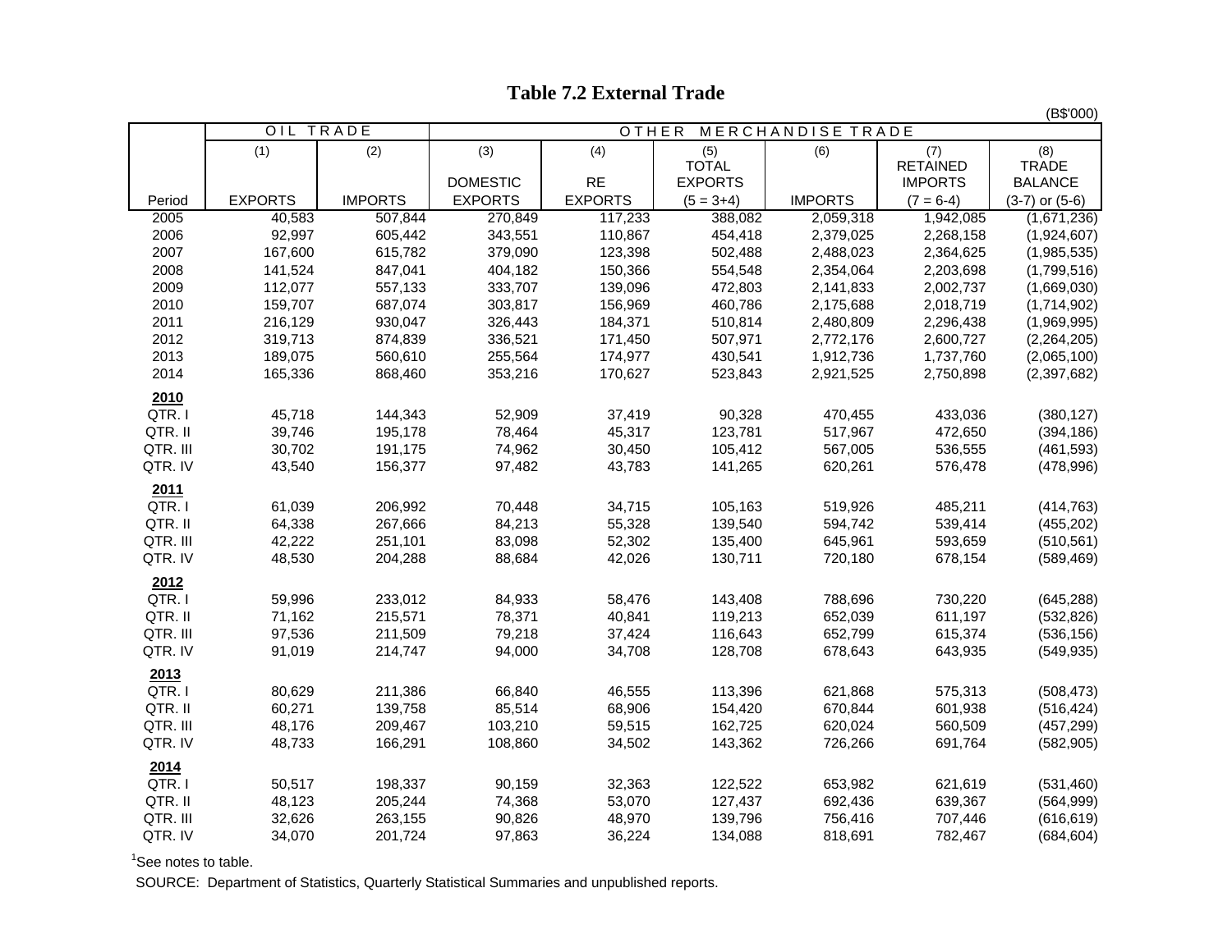# Table 7.2 External Trade

(B$'000)

| Period | OIL TRADE | | OTHER MERCHANDISE TRADE | | | | | |
|---|---|---|---|---|---|---|---|---|
| | (1) EXPORTS | (2) IMPORTS | (3) DOMESTIC EXPORTS | (4) RE EXPORTS | (5) TOTAL EXPORTS (5 = 3+4) | (6) IMPORTS | (7) RETAINED IMPORTS (7 = 6-4) | (8) TRADE BALANCE (3-7) or (5-6) |
| 2005 | 40,583 | 507,844 | 270,849 | 117,233 | 388,082 | 2,059,318 | 1,942,085 | (1,671,236) |
| 2006 | 92,997 | 605,442 | 343,551 | 110,867 | 454,418 | 2,379,025 | 2,268,158 | (1,924,607) |
| 2007 | 167,600 | 615,782 | 379,090 | 123,398 | 502,488 | 2,488,023 | 2,364,625 | (1,985,535) |
| 2008 | 141,524 | 847,041 | 404,182 | 150,366 | 554,548 | 2,354,064 | 2,203,698 | (1,799,516) |
| 2009 | 112,077 | 557,133 | 333,707 | 139,096 | 472,803 | 2,141,833 | 2,002,737 | (1,669,030) |
| 2010 | 159,707 | 687,074 | 303,817 | 156,969 | 460,786 | 2,175,688 | 2,018,719 | (1,714,902) |
| 2011 | 216,129 | 930,047 | 326,443 | 184,371 | 510,814 | 2,480,809 | 2,296,438 | (1,969,995) |
| 2012 | 319,713 | 874,839 | 336,521 | 171,450 | 507,971 | 2,772,176 | 2,600,727 | (2,264,205) |
| 2013 | 189,075 | 560,610 | 255,564 | 174,977 | 430,541 | 1,912,736 | 1,737,760 | (2,065,100) |
| 2014 | 165,336 | 868,460 | 353,216 | 170,627 | 523,843 | 2,921,525 | 2,750,898 | (2,397,682) |
| **2010** | | | | | | | | |
| QTR. I | 45,718 | 144,343 | 52,909 | 37,419 | 90,328 | 470,455 | 433,036 | (380,127) |
| QTR. II | 39,746 | 195,178 | 78,464 | 45,317 | 123,781 | 517,967 | 472,650 | (394,186) |
| QTR. III | 30,702 | 191,175 | 74,962 | 30,450 | 105,412 | 567,005 | 536,555 | (461,593) |
| QTR. IV | 43,540 | 156,377 | 97,482 | 43,783 | 141,265 | 620,261 | 576,478 | (478,996) |
| **2011** | | | | | | | | |
| QTR. I | 61,039 | 206,992 | 70,448 | 34,715 | 105,163 | 519,926 | 485,211 | (414,763) |
| QTR. II | 64,338 | 267,666 | 84,213 | 55,328 | 139,540 | 594,742 | 539,414 | (455,202) |
| QTR. III | 42,222 | 251,101 | 83,098 | 52,302 | 135,400 | 645,961 | 593,659 | (510,561) |
| QTR. IV | 48,530 | 204,288 | 88,684 | 42,026 | 130,711 | 720,180 | 678,154 | (589,469) |
| **2012** | | | | | | | | |
| QTR. I | 59,996 | 233,012 | 84,933 | 58,476 | 143,408 | 788,696 | 730,220 | (645,288) |
| QTR. II | 71,162 | 215,571 | 78,371 | 40,841 | 119,213 | 652,039 | 611,197 | (532,826) |
| QTR. III | 97,536 | 211,509 | 79,218 | 37,424 | 116,643 | 652,799 | 615,374 | (536,156) |
| QTR. IV | 91,019 | 214,747 | 94,000 | 34,708 | 128,708 | 678,643 | 643,935 | (549,935) |
| **2013** | | | | | | | | |
| QTR. I | 80,629 | 211,386 | 66,840 | 46,555 | 113,396 | 621,868 | 575,313 | (508,473) |
| QTR. II | 60,271 | 139,758 | 85,514 | 68,906 | 154,420 | 670,844 | 601,938 | (516,424) |
| QTR. III | 48,176 | 209,467 | 103,210 | 59,515 | 162,725 | 620,024 | 560,509 | (457,299) |
| QTR. IV | 48,733 | 166,291 | 108,860 | 34,502 | 143,362 | 726,266 | 691,764 | (582,905) |
| **2014** | | | | | | | | |
| QTR. I | 50,517 | 198,337 | 90,159 | 32,363 | 122,522 | 653,982 | 621,619 | (531,460) |
| QTR. II | 48,123 | 205,244 | 74,368 | 53,070 | 127,437 | 692,436 | 639,367 | (564,999) |
| QTR. III | 32,626 | 263,155 | 90,826 | 48,970 | 139,796 | 756,416 | 707,446 | (616,619) |
| QTR. IV | 34,070 | 201,724 | 97,863 | 36,224 | 134,088 | 818,691 | 782,467 | (684,604) |

[1]See notes to table.

SOURCE: Department of Statistics, Quarterly Statistical Summaries and unpublished reports.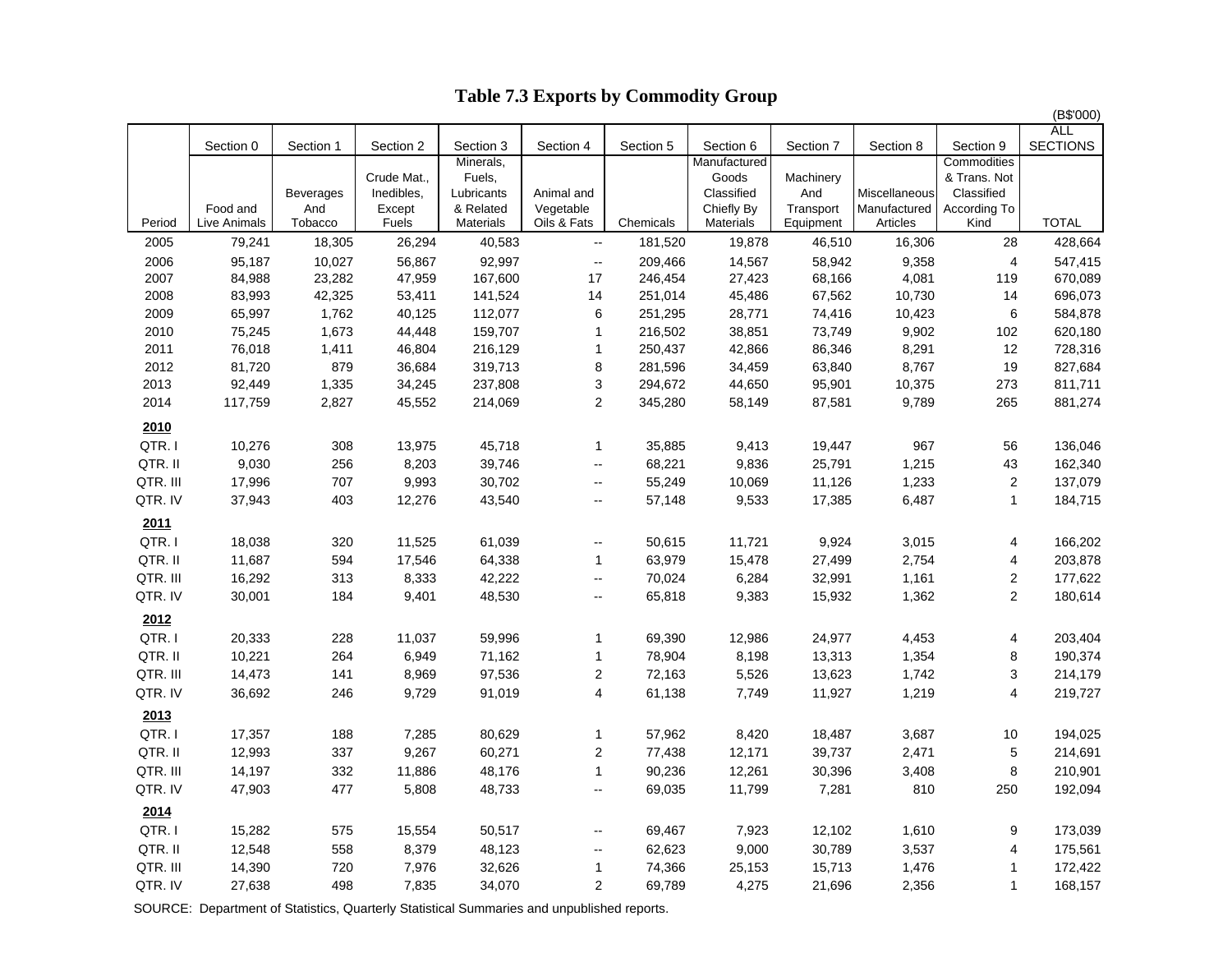# Table 7.3 Exports by Commodity Group

(B$'000)

| Period | Section 0 Food and Live Animals | Section 1 Beverages And Tobacco | Section 2 Crude Mat., Inedibles, Except Fuels | Section 3 Minerals, Fuels, Lubricants & Related Materials | Section 4 Animal and Vegetable Oils & Fats | Section 5 Chemicals | Section 6 Manufactured Goods Classified Chiefly By Materials | Section 7 Machinery And Transport Equipment | Section 8 Miscellaneous Manufactured Articles | Section 9 Commodities & Trans. Not Classified According To Kind | ALL SECTIONS TOTAL |
|---|---|---|---|---|---|---|---|---|---|---|---|
| 2005 | 79,241 | 18,305 | 26,294 | 40,583 | -- | 181,520 | 19,878 | 46,510 | 16,306 | 28 | 428,664 |
| 2006 | 95,187 | 10,027 | 56,867 | 92,997 | -- | 209,466 | 14,567 | 58,942 | 9,358 | 4 | 547,415 |
| 2007 | 84,988 | 23,282 | 47,959 | 167,600 | 17 | 246,454 | 27,423 | 68,166 | 4,081 | 119 | 670,089 |
| 2008 | 83,993 | 42,325 | 53,411 | 141,524 | 14 | 251,014 | 45,486 | 67,562 | 10,730 | 14 | 696,073 |
| 2009 | 65,997 | 1,762 | 40,125 | 112,077 | 6 | 251,295 | 28,771 | 74,416 | 10,423 | 6 | 584,878 |
| 2010 | 75,245 | 1,673 | 44,448 | 159,707 | 1 | 216,502 | 38,851 | 73,749 | 9,902 | 102 | 620,180 |
| 2011 | 76,018 | 1,411 | 46,804 | 216,129 | 1 | 250,437 | 42,866 | 86,346 | 8,291 | 12 | 728,316 |
| 2012 | 81,720 | 879 | 36,684 | 319,713 | 8 | 281,596 | 34,459 | 63,840 | 8,767 | 19 | 827,684 |
| 2013 | 92,449 | 1,335 | 34,245 | 237,808 | 3 | 294,672 | 44,650 | 95,901 | 10,375 | 273 | 811,711 |
| 2014 | 117,759 | 2,827 | 45,552 | 214,069 | 2 | 345,280 | 58,149 | 87,581 | 9,789 | 265 | 881,274 |
| **2010** | | | | | | | | | | | |
| QTR. I | 10,276 | 308 | 13,975 | 45,718 | 1 | 35,885 | 9,413 | 19,447 | 967 | 56 | 136,046 |
| QTR. II | 9,030 | 256 | 8,203 | 39,746 | -- | 68,221 | 9,836 | 25,791 | 1,215 | 43 | 162,340 |
| QTR. III | 17,996 | 707 | 9,993 | 30,702 | -- | 55,249 | 10,069 | 11,126 | 1,233 | 2 | 137,079 |
| QTR. IV | 37,943 | 403 | 12,276 | 43,540 | -- | 57,148 | 9,533 | 17,385 | 6,487 | 1 | 184,715 |
| **2011** | | | | | | | | | | | |
| QTR. I | 18,038 | 320 | 11,525 | 61,039 | -- | 50,615 | 11,721 | 9,924 | 3,015 | 4 | 166,202 |
| QTR. II | 11,687 | 594 | 17,546 | 64,338 | 1 | 63,979 | 15,478 | 27,499 | 2,754 | 4 | 203,878 |
| QTR. III | 16,292 | 313 | 8,333 | 42,222 | -- | 70,024 | 6,284 | 32,991 | 1,161 | 2 | 177,622 |
| QTR. IV | 30,001 | 184 | 9,401 | 48,530 | -- | 65,818 | 9,383 | 15,932 | 1,362 | 2 | 180,614 |
| **2012** | | | | | | | | | | | |
| QTR. I | 20,333 | 228 | 11,037 | 59,996 | 1 | 69,390 | 12,986 | 24,977 | 4,453 | 4 | 203,404 |
| QTR. II | 10,221 | 264 | 6,949 | 71,162 | 1 | 78,904 | 8,198 | 13,313 | 1,354 | 8 | 190,374 |
| QTR. III | 14,473 | 141 | 8,969 | 97,536 | 2 | 72,163 | 5,526 | 13,623 | 1,742 | 3 | 214,179 |
| QTR. IV | 36,692 | 246 | 9,729 | 91,019 | 4 | 61,138 | 7,749 | 11,927 | 1,219 | 4 | 219,727 |
| **2013** | | | | | | | | | | | |
| QTR. I | 17,357 | 188 | 7,285 | 80,629 | 1 | 57,962 | 8,420 | 18,487 | 3,687 | 10 | 194,025 |
| QTR. II | 12,993 | 337 | 9,267 | 60,271 | 2 | 77,438 | 12,171 | 39,737 | 2,471 | 5 | 214,691 |
| QTR. III | 14,197 | 332 | 11,886 | 48,176 | 1 | 90,236 | 12,261 | 30,396 | 3,408 | 8 | 210,901 |
| QTR. IV | 47,903 | 477 | 5,808 | 48,733 | -- | 69,035 | 11,799 | 7,281 | 810 | 250 | 192,094 |
| **2014** | | | | | | | | | | | |
| QTR. I | 15,282 | 575 | 15,554 | 50,517 | -- | 69,467 | 7,923 | 12,102 | 1,610 | 9 | 173,039 |
| QTR. II | 12,548 | 558 | 8,379 | 48,123 | -- | 62,623 | 9,000 | 30,789 | 3,537 | 4 | 175,561 |
| QTR. III | 14,390 | 720 | 7,976 | 32,626 | 1 | 74,366 | 25,153 | 15,713 | 1,476 | 1 | 172,422 |
| QTR. IV | 27,638 | 498 | 7,835 | 34,070 | 2 | 69,789 | 4,275 | 21,696 | 2,356 | 1 | 168,157 |

SOURCE: Department of Statistics, Quarterly Statistical Summaries and unpublished reports.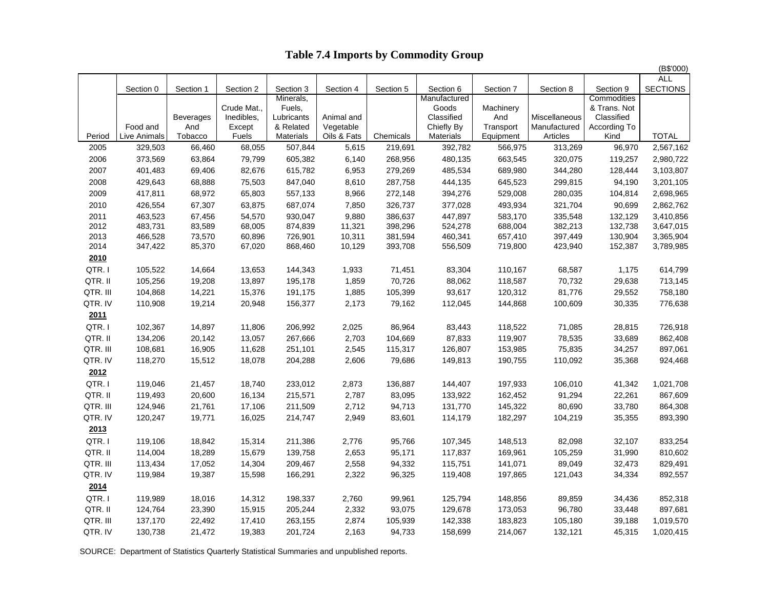# Table 7.4 Imports by Commodity Group

(B$'000)

| Period | Section 0<br>Food and Live Animals | Section 1<br>Beverages And Tobacco | Section 2<br>Crude Mat., Inedibles, Except Fuels | Section 3<br>Minerals, Fuels, Lubricants & Related Materials | Section 4<br>Animal and Vegetable Oils & Fats | Section 5<br>Chemicals | Section 6<br>Manufactured Goods Classified Chiefly By Materials | Section 7<br>Machinery And Transport Equipment | Section 8<br>Miscellaneous Manufactured Articles | Section 9<br>Commodities & Trans. Not Classified According To Kind | ALL SECTIONS<br>TOTAL |
|---|---|---|---|---|---|---|---|---|---|---|---|
| 2005 | 329,503 | 66,460 | 68,055 | 507,844 | 5,615 | 219,691 | 392,782 | 566,975 | 313,269 | 96,970 | 2,567,162 |
| 2006 | 373,569 | 63,864 | 79,799 | 605,382 | 6,140 | 268,956 | 480,135 | 663,545 | 320,075 | 119,257 | 2,980,722 |
| 2007 | 401,483 | 69,406 | 82,676 | 615,782 | 6,953 | 279,269 | 485,534 | 689,980 | 344,280 | 128,444 | 3,103,807 |
| 2008 | 429,643 | 68,888 | 75,503 | 847,040 | 8,610 | 287,758 | 444,135 | 645,523 | 299,815 | 94,190 | 3,201,105 |
| 2009 | 417,811 | 68,972 | 65,803 | 557,133 | 8,966 | 272,148 | 394,276 | 529,008 | 280,035 | 104,814 | 2,698,965 |
| 2010 | 426,554 | 67,307 | 63,875 | 687,074 | 7,850 | 326,737 | 377,028 | 493,934 | 321,704 | 90,699 | 2,862,762 |
| 2011 | 463,523 | 67,456 | 54,570 | 930,047 | 9,880 | 386,637 | 447,897 | 583,170 | 335,548 | 132,129 | 3,410,856 |
| 2012 | 483,731 | 83,589 | 68,005 | 874,839 | 11,321 | 398,296 | 524,278 | 688,004 | 382,213 | 132,738 | 3,647,015 |
| 2013 | 466,528 | 73,570 | 60,896 | 726,901 | 10,311 | 381,594 | 460,341 | 657,410 | 397,449 | 130,904 | 3,365,904 |
| 2014 | 347,422 | 85,370 | 67,020 | 868,460 | 10,129 | 393,708 | 556,509 | 719,800 | 423,940 | 152,387 | 3,789,985 |
| **2010** | | | | | | | | | | | |
| QTR. I | 105,522 | 14,664 | 13,653 | 144,343 | 1,933 | 71,451 | 83,304 | 110,167 | 68,587 | 1,175 | 614,799 |
| QTR. II | 105,256 | 19,208 | 13,897 | 195,178 | 1,859 | 70,726 | 88,062 | 118,587 | 70,732 | 29,638 | 713,145 |
| QTR. III | 104,868 | 14,221 | 15,376 | 191,175 | 1,885 | 105,399 | 93,617 | 120,312 | 81,776 | 29,552 | 758,180 |
| QTR. IV | 110,908 | 19,214 | 20,948 | 156,377 | 2,173 | 79,162 | 112,045 | 144,868 | 100,609 | 30,335 | 776,638 |
| **2011** | | | | | | | | | | | |
| QTR. I | 102,367 | 14,897 | 11,806 | 206,992 | 2,025 | 86,964 | 83,443 | 118,522 | 71,085 | 28,815 | 726,918 |
| QTR. II | 134,206 | 20,142 | 13,057 | 267,666 | 2,703 | 104,669 | 87,833 | 119,907 | 78,535 | 33,689 | 862,408 |
| QTR. III | 108,681 | 16,905 | 11,628 | 251,101 | 2,545 | 115,317 | 126,807 | 153,985 | 75,835 | 34,257 | 897,061 |
| QTR. IV | 118,270 | 15,512 | 18,078 | 204,288 | 2,606 | 79,686 | 149,813 | 190,755 | 110,092 | 35,368 | 924,468 |
| **2012** | | | | | | | | | | | |
| QTR. I | 119,046 | 21,457 | 18,740 | 233,012 | 2,873 | 136,887 | 144,407 | 197,933 | 106,010 | 41,342 | 1,021,708 |
| QTR. II | 119,493 | 20,600 | 16,134 | 215,571 | 2,787 | 83,095 | 133,922 | 162,452 | 91,294 | 22,261 | 867,609 |
| QTR. III | 124,946 | 21,761 | 17,106 | 211,509 | 2,712 | 94,713 | 131,770 | 145,322 | 80,690 | 33,780 | 864,308 |
| QTR. IV | 120,247 | 19,771 | 16,025 | 214,747 | 2,949 | 83,601 | 114,179 | 182,297 | 104,219 | 35,355 | 893,390 |
| **2013** | | | | | | | | | | | |
| QTR. I | 119,106 | 18,842 | 15,314 | 211,386 | 2,776 | 95,766 | 107,345 | 148,513 | 82,098 | 32,107 | 833,254 |
| QTR. II | 114,004 | 18,289 | 15,679 | 139,758 | 2,653 | 95,171 | 117,837 | 169,961 | 105,259 | 31,990 | 810,602 |
| QTR. III | 113,434 | 17,052 | 14,304 | 209,467 | 2,558 | 94,332 | 115,751 | 141,071 | 89,049 | 32,473 | 829,491 |
| QTR. IV | 119,984 | 19,387 | 15,598 | 166,291 | 2,322 | 96,325 | 119,408 | 197,865 | 121,043 | 34,334 | 892,557 |
| **2014** | | | | | | | | | | | |
| QTR. I | 119,989 | 18,016 | 14,312 | 198,337 | 2,760 | 99,961 | 125,794 | 148,856 | 89,859 | 34,436 | 852,318 |
| QTR. II | 124,764 | 23,390 | 15,915 | 205,244 | 2,332 | 93,075 | 129,678 | 173,053 | 96,780 | 33,448 | 897,681 |
| QTR. III | 137,170 | 22,492 | 17,410 | 263,155 | 2,874 | 105,939 | 142,338 | 183,823 | 105,180 | 39,188 | 1,019,570 |
| QTR. IV | 130,738 | 21,472 | 19,383 | 201,724 | 2,163 | 94,733 | 158,699 | 214,067 | 132,121 | 45,315 | 1,020,415 |

SOURCE: Department of Statistics Quarterly Statistical Summaries and unpublished reports.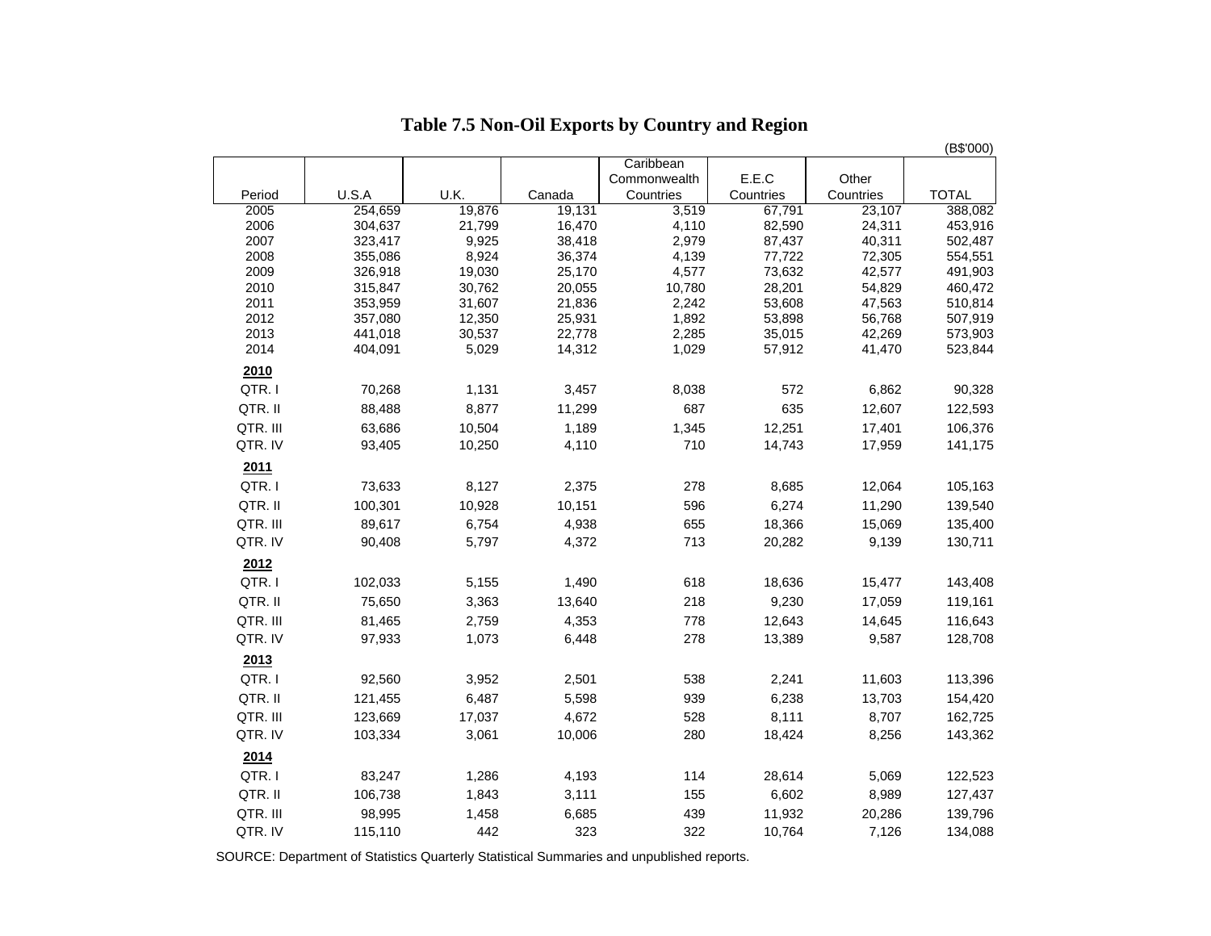## Table 7.5 Non-Oil Exports by Country and Region

(B$'000)

| Period | U.S.A | U.K. | Canada | Caribbean Commonwealth Countries | E.E.C Countries | Other Countries | TOTAL |
|---|---|---|---|---|---|---|---|
| 2005 | 254,659 | 19,876 | 19,131 | 3,519 | 67,791 | 23,107 | 388,082 |
| 2006 | 304,637 | 21,799 | 16,470 | 4,110 | 82,590 | 24,311 | 453,916 |
| 2007 | 323,417 | 9,925 | 38,418 | 2,979 | 87,437 | 40,311 | 502,487 |
| 2008 | 355,086 | 8,924 | 36,374 | 4,139 | 77,722 | 72,305 | 554,551 |
| 2009 | 326,918 | 19,030 | 25,170 | 4,577 | 73,632 | 42,577 | 491,903 |
| 2010 | 315,847 | 30,762 | 20,055 | 10,780 | 28,201 | 54,829 | 460,472 |
| 2011 | 353,959 | 31,607 | 21,836 | 2,242 | 53,608 | 47,563 | 510,814 |
| 2012 | 357,080 | 12,350 | 25,931 | 1,892 | 53,898 | 56,768 | 507,919 |
| 2013 | 441,018 | 30,537 | 22,778 | 2,285 | 35,015 | 42,269 | 573,903 |
| 2014 | 404,091 | 5,029 | 14,312 | 1,029 | 57,912 | 41,470 | 523,844 |
| **2010** | | | | | | | |
| QTR. I | 70,268 | 1,131 | 3,457 | 8,038 | 572 | 6,862 | 90,328 |
| QTR. II | 88,488 | 8,877 | 11,299 | 687 | 635 | 12,607 | 122,593 |
| QTR. III | 63,686 | 10,504 | 1,189 | 1,345 | 12,251 | 17,401 | 106,376 |
| QTR. IV | 93,405 | 10,250 | 4,110 | 710 | 14,743 | 17,959 | 141,175 |
| **2011** | | | | | | | |
| QTR. I | 73,633 | 8,127 | 2,375 | 278 | 8,685 | 12,064 | 105,163 |
| QTR. II | 100,301 | 10,928 | 10,151 | 596 | 6,274 | 11,290 | 139,540 |
| QTR. III | 89,617 | 6,754 | 4,938 | 655 | 18,366 | 15,069 | 135,400 |
| QTR. IV | 90,408 | 5,797 | 4,372 | 713 | 20,282 | 9,139 | 130,711 |
| **2012** | | | | | | | |
| QTR. I | 102,033 | 5,155 | 1,490 | 618 | 18,636 | 15,477 | 143,408 |
| QTR. II | 75,650 | 3,363 | 13,640 | 218 | 9,230 | 17,059 | 119,161 |
| QTR. III | 81,465 | 2,759 | 4,353 | 778 | 12,643 | 14,645 | 116,643 |
| QTR. IV | 97,933 | 1,073 | 6,448 | 278 | 13,389 | 9,587 | 128,708 |
| **2013** | | | | | | | |
| QTR. I | 92,560 | 3,952 | 2,501 | 538 | 2,241 | 11,603 | 113,396 |
| QTR. II | 121,455 | 6,487 | 5,598 | 939 | 6,238 | 13,703 | 154,420 |
| QTR. III | 123,669 | 17,037 | 4,672 | 528 | 8,111 | 8,707 | 162,725 |
| QTR. IV | 103,334 | 3,061 | 10,006 | 280 | 18,424 | 8,256 | 143,362 |
| **2014** | | | | | | | |
| QTR. I | 83,247 | 1,286 | 4,193 | 114 | 28,614 | 5,069 | 122,523 |
| QTR. II | 106,738 | 1,843 | 3,111 | 155 | 6,602 | 8,989 | 127,437 |
| QTR. III | 98,995 | 1,458 | 6,685 | 439 | 11,932 | 20,286 | 139,796 |
| QTR. IV | 115,110 | 442 | 323 | 322 | 10,764 | 7,126 | 134,088 |

SOURCE: Department of Statistics Quarterly Statistical Summaries and unpublished reports.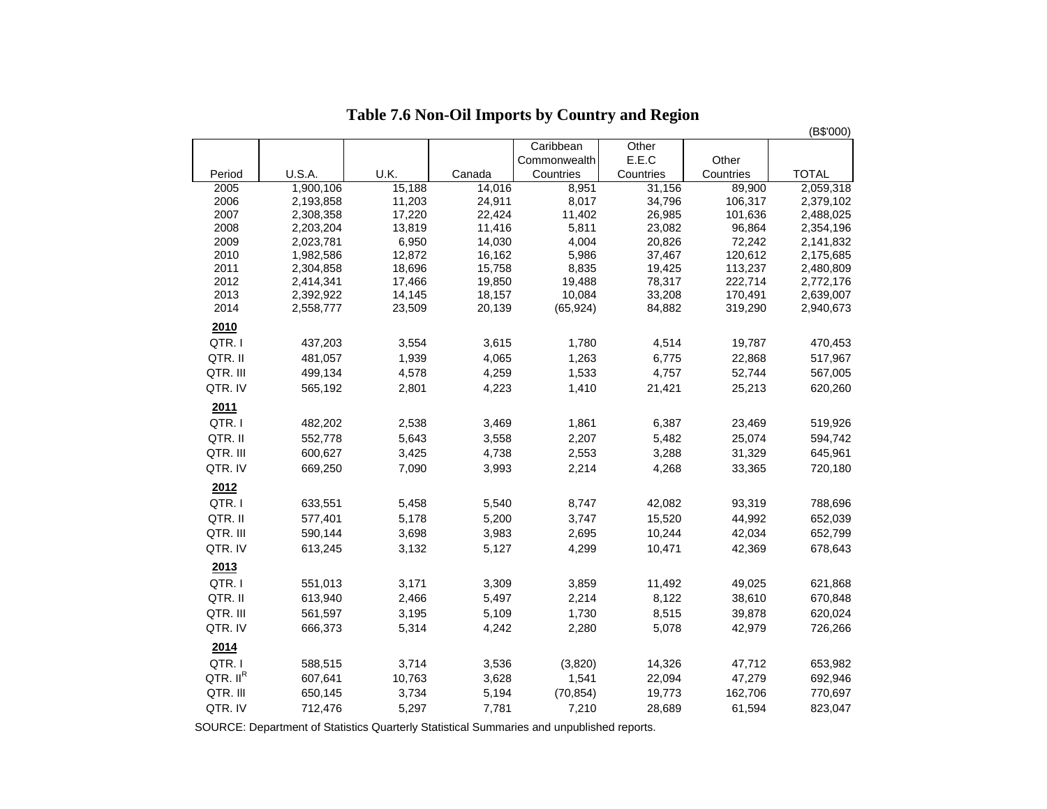# Table 7.6 Non-Oil Imports by Country and Region

(B$'000)

| Period | U.S.A. | U.K. | Canada | Caribbean Commonwealth Countries | Other E.E.C Countries | Other Countries | TOTAL |
|---|---|---|---|---|---|---|---|
| 2005 | 1,900,106 | 15,188 | 14,016 | 8,951 | 31,156 | 89,900 | 2,059,318 |
| 2006 | 2,193,858 | 11,203 | 24,911 | 8,017 | 34,796 | 106,317 | 2,379,102 |
| 2007 | 2,308,358 | 17,220 | 22,424 | 11,402 | 26,985 | 101,636 | 2,488,025 |
| 2008 | 2,203,204 | 13,819 | 11,416 | 5,811 | 23,082 | 96,864 | 2,354,196 |
| 2009 | 2,023,781 | 6,950 | 14,030 | 4,004 | 20,826 | 72,242 | 2,141,832 |
| 2010 | 1,982,586 | 12,872 | 16,162 | 5,986 | 37,467 | 120,612 | 2,175,685 |
| 2011 | 2,304,858 | 18,696 | 15,758 | 8,835 | 19,425 | 113,237 | 2,480,809 |
| 2012 | 2,414,341 | 17,466 | 19,850 | 19,488 | 78,317 | 222,714 | 2,772,176 |
| 2013 | 2,392,922 | 14,145 | 18,157 | 10,084 | 33,208 | 170,491 | 2,639,007 |
| 2014 | 2,558,777 | 23,509 | 20,139 | (65,924) | 84,882 | 319,290 | 2,940,673 |
| **2010** | | | | | | | |
| QTR. I | 437,203 | 3,554 | 3,615 | 1,780 | 4,514 | 19,787 | 470,453 |
| QTR. II | 481,057 | 1,939 | 4,065 | 1,263 | 6,775 | 22,868 | 517,967 |
| QTR. III | 499,134 | 4,578 | 4,259 | 1,533 | 4,757 | 52,744 | 567,005 |
| QTR. IV | 565,192 | 2,801 | 4,223 | 1,410 | 21,421 | 25,213 | 620,260 |
| **2011** | | | | | | | |
| QTR. I | 482,202 | 2,538 | 3,469 | 1,861 | 6,387 | 23,469 | 519,926 |
| QTR. II | 552,778 | 5,643 | 3,558 | 2,207 | 5,482 | 25,074 | 594,742 |
| QTR. III | 600,627 | 3,425 | 4,738 | 2,553 | 3,288 | 31,329 | 645,961 |
| QTR. IV | 669,250 | 7,090 | 3,993 | 2,214 | 4,268 | 33,365 | 720,180 |
| **2012** | | | | | | | |
| QTR. I | 633,551 | 5,458 | 5,540 | 8,747 | 42,082 | 93,319 | 788,696 |
| QTR. II | 577,401 | 5,178 | 5,200 | 3,747 | 15,520 | 44,992 | 652,039 |
| QTR. III | 590,144 | 3,698 | 3,983 | 2,695 | 10,244 | 42,034 | 652,799 |
| QTR. IV | 613,245 | 3,132 | 5,127 | 4,299 | 10,471 | 42,369 | 678,643 |
| **2013** | | | | | | | |
| QTR. I | 551,013 | 3,171 | 3,309 | 3,859 | 11,492 | 49,025 | 621,868 |
| QTR. II | 613,940 | 2,466 | 5,497 | 2,214 | 8,122 | 38,610 | 670,848 |
| QTR. III | 561,597 | 3,195 | 5,109 | 1,730 | 8,515 | 39,878 | 620,024 |
| QTR. IV | 666,373 | 5,314 | 4,242 | 2,280 | 5,078 | 42,979 | 726,266 |
| **2014** | | | | | | | |
| QTR. I | 588,515 | 3,714 | 3,536 | (3,820) | 14,326 | 47,712 | 653,982 |
| QTR. II[R] | 607,641 | 10,763 | 3,628 | 1,541 | 22,094 | 47,279 | 692,946 |
| QTR. III | 650,145 | 3,734 | 5,194 | (70,854) | 19,773 | 162,706 | 770,697 |
| QTR. IV | 712,476 | 5,297 | 7,781 | 7,210 | 28,689 | 61,594 | 823,047 |

SOURCE: Department of Statistics Quarterly Statistical Summaries and unpublished reports.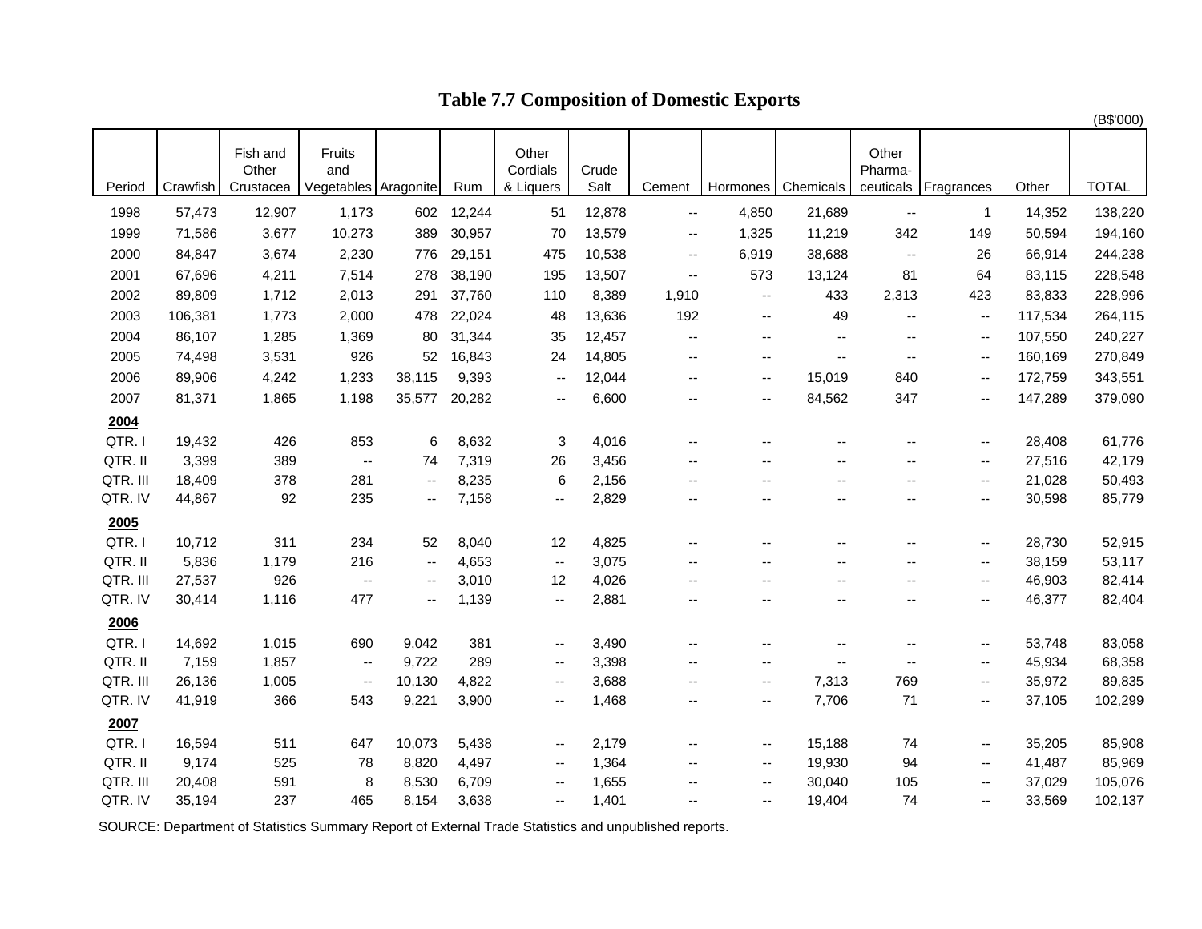# Table 7.7 Composition of Domestic Exports

(B$'000)

| Period | Crawfish | Fish and Other Crustacea | Fruits and Vegetables | Aragonite | Rum | Other Cordials & Liquers | Crude Salt | Cement | Hormones | Chemicals | Other Pharma-ceuticals | Fragrances | Other | TOTAL |
|---|---|---|---|---|---|---|---|---|---|---|---|---|---|---|
| 1998 | 57,473 | 12,907 | 1,173 | 602 | 12,244 | 51 | 12,878 | -- | 4,850 | 21,689 | -- | 1 | 14,352 | 138,220 |
| 1999 | 71,586 | 3,677 | 10,273 | 389 | 30,957 | 70 | 13,579 | -- | 1,325 | 11,219 | 342 | 149 | 50,594 | 194,160 |
| 2000 | 84,847 | 3,674 | 2,230 | 776 | 29,151 | 475 | 10,538 | -- | 6,919 | 38,688 | -- | 26 | 66,914 | 244,238 |
| 2001 | 67,696 | 4,211 | 7,514 | 278 | 38,190 | 195 | 13,507 | -- | 573 | 13,124 | 81 | 64 | 83,115 | 228,548 |
| 2002 | 89,809 | 1,712 | 2,013 | 291 | 37,760 | 110 | 8,389 | 1,910 | -- | 433 | 2,313 | 423 | 83,833 | 228,996 |
| 2003 | 106,381 | 1,773 | 2,000 | 478 | 22,024 | 48 | 13,636 | 192 | -- | 49 | -- | -- | 117,534 | 264,115 |
| 2004 | 86,107 | 1,285 | 1,369 | 80 | 31,344 | 35 | 12,457 | -- | -- | -- | -- | -- | 107,550 | 240,227 |
| 2005 | 74,498 | 3,531 | 926 | 52 | 16,843 | 24 | 14,805 | -- | -- | -- | -- | -- | 160,169 | 270,849 |
| 2006 | 89,906 | 4,242 | 1,233 | 38,115 | 9,393 | -- | 12,044 | -- | -- | 15,019 | 840 | -- | 172,759 | 343,551 |
| 2007 | 81,371 | 1,865 | 1,198 | 35,577 | 20,282 | -- | 6,600 | -- | -- | 84,562 | 347 | -- | 147,289 | 379,090 |
| **2004** | | | | | | | | | | | | | | |
| QTR. I | 19,432 | 426 | 853 | 6 | 8,632 | 3 | 4,016 | -- | -- | -- | -- | -- | 28,408 | 61,776 |
| QTR. II | 3,399 | 389 | -- | 74 | 7,319 | 26 | 3,456 | -- | -- | -- | -- | -- | 27,516 | 42,179 |
| QTR. III | 18,409 | 378 | 281 | -- | 8,235 | 6 | 2,156 | -- | -- | -- | -- | -- | 21,028 | 50,493 |
| QTR. IV | 44,867 | 92 | 235 | -- | 7,158 | -- | 2,829 | -- | -- | -- | -- | -- | 30,598 | 85,779 |
| **2005** | | | | | | | | | | | | | | |
| QTR. I | 10,712 | 311 | 234 | 52 | 8,040 | 12 | 4,825 | -- | -- | -- | -- | -- | 28,730 | 52,915 |
| QTR. II | 5,836 | 1,179 | 216 | -- | 4,653 | -- | 3,075 | -- | -- | -- | -- | -- | 38,159 | 53,117 |
| QTR. III | 27,537 | 926 | -- | -- | 3,010 | 12 | 4,026 | -- | -- | -- | -- | -- | 46,903 | 82,414 |
| QTR. IV | 30,414 | 1,116 | 477 | -- | 1,139 | -- | 2,881 | -- | -- | -- | -- | -- | 46,377 | 82,404 |
| **2006** | | | | | | | | | | | | | | |
| QTR. I | 14,692 | 1,015 | 690 | 9,042 | 381 | -- | 3,490 | -- | -- | -- | -- | -- | 53,748 | 83,058 |
| QTR. II | 7,159 | 1,857 | -- | 9,722 | 289 | -- | 3,398 | -- | -- | -- | -- | -- | 45,934 | 68,358 |
| QTR. III | 26,136 | 1,005 | -- | 10,130 | 4,822 | -- | 3,688 | -- | -- | 7,313 | 769 | -- | 35,972 | 89,835 |
| QTR. IV | 41,919 | 366 | 543 | 9,221 | 3,900 | -- | 1,468 | -- | -- | 7,706 | 71 | -- | 37,105 | 102,299 |
| **2007** | | | | | | | | | | | | | | |
| QTR. I | 16,594 | 511 | 647 | 10,073 | 5,438 | -- | 2,179 | -- | -- | 15,188 | 74 | -- | 35,205 | 85,908 |
| QTR. II | 9,174 | 525 | 78 | 8,820 | 4,497 | -- | 1,364 | -- | -- | 19,930 | 94 | -- | 41,487 | 85,969 |
| QTR. III | 20,408 | 591 | 8 | 8,530 | 6,709 | -- | 1,655 | -- | -- | 30,040 | 105 | -- | 37,029 | 105,076 |
| QTR. IV | 35,194 | 237 | 465 | 8,154 | 3,638 | -- | 1,401 | -- | -- | 19,404 | 74 | -- | 33,569 | 102,137 |

SOURCE: Department of Statistics Summary Report of External Trade Statistics and unpublished reports.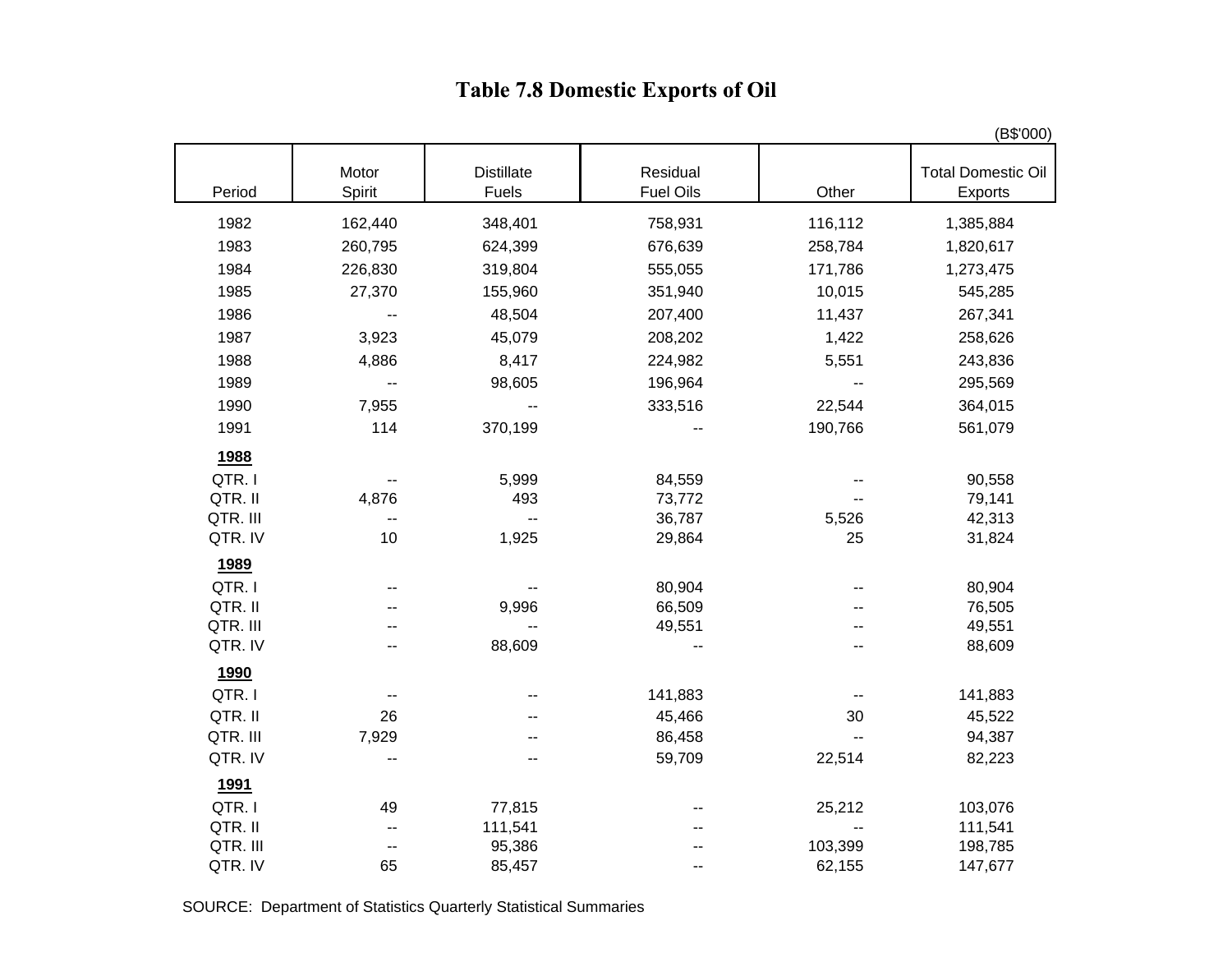# Table 7.8 Domestic Exports of Oil

(B$'000)

| Period | Motor Spirit | Distillate Fuels | Residual Fuel Oils | Other | Total Domestic Oil Exports |
|---|---|---|---|---|---|
| 1982 | 162,440 | 348,401 | 758,931 | 116,112 | 1,385,884 |
| 1983 | 260,795 | 624,399 | 676,639 | 258,784 | 1,820,617 |
| 1984 | 226,830 | 319,804 | 555,055 | 171,786 | 1,273,475 |
| 1985 | 27,370 | 155,960 | 351,940 | 10,015 | 545,285 |
| 1986 | -- | 48,504 | 207,400 | 11,437 | 267,341 |
| 1987 | 3,923 | 45,079 | 208,202 | 1,422 | 258,626 |
| 1988 | 4,886 | 8,417 | 224,982 | 5,551 | 243,836 |
| 1989 | -- | 98,605 | 196,964 | -- | 295,569 |
| 1990 | 7,955 | -- | 333,516 | 22,544 | 364,015 |
| 1991 | 114 | 370,199 | -- | 190,766 | 561,079 |
| **1988** | | | | | |
| QTR. I | -- | 5,999 | 84,559 | -- | 90,558 |
| QTR. II | 4,876 | 493 | 73,772 | -- | 79,141 |
| QTR. III | -- | -- | 36,787 | 5,526 | 42,313 |
| QTR. IV | 10 | 1,925 | 29,864 | 25 | 31,824 |
| **1989** | | | | | |
| QTR. I | -- | -- | 80,904 | -- | 80,904 |
| QTR. II | -- | 9,996 | 66,509 | -- | 76,505 |
| QTR. III | -- | -- | 49,551 | -- | 49,551 |
| QTR. IV | -- | 88,609 | -- | -- | 88,609 |
| **1990** | | | | | |
| QTR. I | -- | -- | 141,883 | -- | 141,883 |
| QTR. II | 26 | -- | 45,466 | 30 | 45,522 |
| QTR. III | 7,929 | -- | 86,458 | -- | 94,387 |
| QTR. IV | -- | -- | 59,709 | 22,514 | 82,223 |
| **1991** | | | | | |
| QTR. I | 49 | 77,815 | -- | 25,212 | 103,076 |
| QTR. II | -- | 111,541 | -- | -- | 111,541 |
| QTR. III | -- | 95,386 | -- | 103,399 | 198,785 |
| QTR. IV | 65 | 85,457 | -- | 62,155 | 147,677 |

SOURCE: Department of Statistics Quarterly Statistical Summaries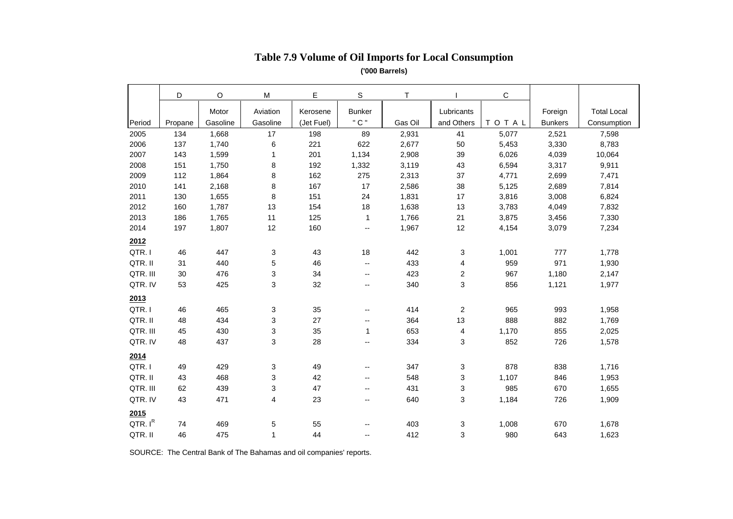# Table 7.9 Volume of Oil Imports for Local Consumption

**('000 Barrels)**

| | D | O | M | E | S | T | I | C | | |
|---|---|---|---|---|---|---|---|---|---|---|
| Period | Propane | Motor Gasoline | Aviation Gasoline | Kerosene (Jet Fuel) | Bunker " C " | Gas Oil | Lubricants and Others | T O T A L | Foreign Bunkers | Total Local Consumption |
| 2005 | 134 | 1,668 | 17 | 198 | 89 | 2,931 | 41 | 5,077 | 2,521 | 7,598 |
| 2006 | 137 | 1,740 | 6 | 221 | 622 | 2,677 | 50 | 5,453 | 3,330 | 8,783 |
| 2007 | 143 | 1,599 | 1 | 201 | 1,134 | 2,908 | 39 | 6,026 | 4,039 | 10,064 |
| 2008 | 151 | 1,750 | 8 | 192 | 1,332 | 3,119 | 43 | 6,594 | 3,317 | 9,911 |
| 2009 | 112 | 1,864 | 8 | 162 | 275 | 2,313 | 37 | 4,771 | 2,699 | 7,471 |
| 2010 | 141 | 2,168 | 8 | 167 | 17 | 2,586 | 38 | 5,125 | 2,689 | 7,814 |
| 2011 | 130 | 1,655 | 8 | 151 | 24 | 1,831 | 17 | 3,816 | 3,008 | 6,824 |
| 2012 | 160 | 1,787 | 13 | 154 | 18 | 1,638 | 13 | 3,783 | 4,049 | 7,832 |
| 2013 | 186 | 1,765 | 11 | 125 | 1 | 1,766 | 21 | 3,875 | 3,456 | 7,330 |
| 2014 | 197 | 1,807 | 12 | 160 | -- | 1,967 | 12 | 4,154 | 3,079 | 7,234 |
| **2012** | | | | | | | | | | |
| QTR. I | 46 | 447 | 3 | 43 | 18 | 442 | 3 | 1,001 | 777 | 1,778 |
| QTR. II | 31 | 440 | 5 | 46 | -- | 433 | 4 | 959 | 971 | 1,930 |
| QTR. III | 30 | 476 | 3 | 34 | -- | 423 | 2 | 967 | 1,180 | 2,147 |
| QTR. IV | 53 | 425 | 3 | 32 | -- | 340 | 3 | 856 | 1,121 | 1,977 |
| **2013** | | | | | | | | | | |
| QTR. I | 46 | 465 | 3 | 35 | -- | 414 | 2 | 965 | 993 | 1,958 |
| QTR. II | 48 | 434 | 3 | 27 | -- | 364 | 13 | 888 | 882 | 1,769 |
| QTR. III | 45 | 430 | 3 | 35 | 1 | 653 | 4 | 1,170 | 855 | 2,025 |
| QTR. IV | 48 | 437 | 3 | 28 | -- | 334 | 3 | 852 | 726 | 1,578 |
| **2014** | | | | | | | | | | |
| QTR. I | 49 | 429 | 3 | 49 | -- | 347 | 3 | 878 | 838 | 1,716 |
| QTR. II | 43 | 468 | 3 | 42 | -- | 548 | 3 | 1,107 | 846 | 1,953 |
| QTR. III | 62 | 439 | 3 | 47 | -- | 431 | 3 | 985 | 670 | 1,655 |
| QTR. IV | 43 | 471 | 4 | 23 | -- | 640 | 3 | 1,184 | 726 | 1,909 |
| **2015** | | | | | | | | | | |
| QTR. I[R] | 74 | 469 | 5 | 55 | -- | 403 | 3 | 1,008 | 670 | 1,678 |
| QTR. II | 46 | 475 | 1 | 44 | -- | 412 | 3 | 980 | 643 | 1,623 |

SOURCE: The Central Bank of The Bahamas and oil companies' reports.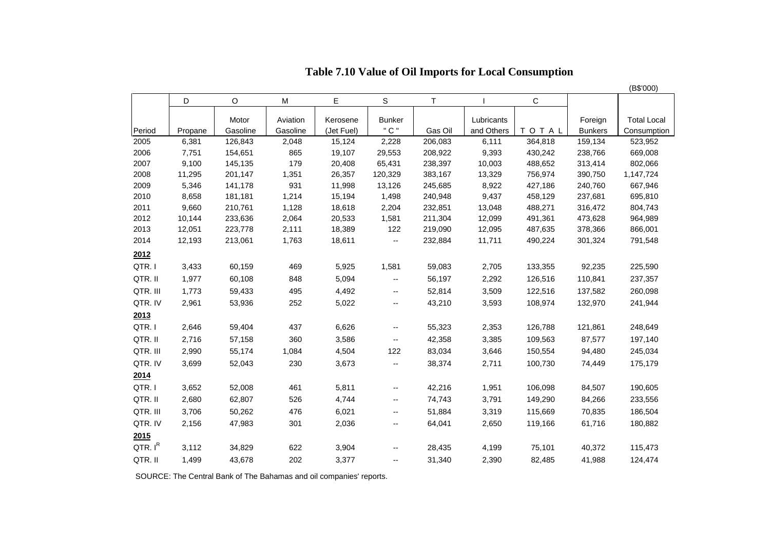# Table 7.10 Value of Oil Imports for Local Consumption

(B$'000)

| | D | O | M | E | S | T | I | C | | |
|---|---|---|---|---|---|---|---|---|---|---|
| Period | Propane | Motor Gasoline | Aviation Gasoline | Kerosene (Jet Fuel) | Bunker " C " | Gas Oil | Lubricants and Others | T O T A L | Foreign Bunkers | Total Local Consumption |
| 2005 | 6,381 | 126,843 | 2,048 | 15,124 | 2,228 | 206,083 | 6,111 | 364,818 | 159,134 | 523,952 |
| 2006 | 7,751 | 154,651 | 865 | 19,107 | 29,553 | 208,922 | 9,393 | 430,242 | 238,766 | 669,008 |
| 2007 | 9,100 | 145,135 | 179 | 20,408 | 65,431 | 238,397 | 10,003 | 488,652 | 313,414 | 802,066 |
| 2008 | 11,295 | 201,147 | 1,351 | 26,357 | 120,329 | 383,167 | 13,329 | 756,974 | 390,750 | 1,147,724 |
| 2009 | 5,346 | 141,178 | 931 | 11,998 | 13,126 | 245,685 | 8,922 | 427,186 | 240,760 | 667,946 |
| 2010 | 8,658 | 181,181 | 1,214 | 15,194 | 1,498 | 240,948 | 9,437 | 458,129 | 237,681 | 695,810 |
| 2011 | 9,660 | 210,761 | 1,128 | 18,618 | 2,204 | 232,851 | 13,048 | 488,271 | 316,472 | 804,743 |
| 2012 | 10,144 | 233,636 | 2,064 | 20,533 | 1,581 | 211,304 | 12,099 | 491,361 | 473,628 | 964,989 |
| 2013 | 12,051 | 223,778 | 2,111 | 18,389 | 122 | 219,090 | 12,095 | 487,635 | 378,366 | 866,001 |
| 2014 | 12,193 | 213,061 | 1,763 | 18,611 | -- | 232,884 | 11,711 | 490,224 | 301,324 | 791,548 |
| **2012** | | | | | | | | | | |
| QTR. I | 3,433 | 60,159 | 469 | 5,925 | 1,581 | 59,083 | 2,705 | 133,355 | 92,235 | 225,590 |
| QTR. II | 1,977 | 60,108 | 848 | 5,094 | -- | 56,197 | 2,292 | 126,516 | 110,841 | 237,357 |
| QTR. III | 1,773 | 59,433 | 495 | 4,492 | -- | 52,814 | 3,509 | 122,516 | 137,582 | 260,098 |
| QTR. IV | 2,961 | 53,936 | 252 | 5,022 | -- | 43,210 | 3,593 | 108,974 | 132,970 | 241,944 |
| **2013** | | | | | | | | | | |
| QTR. I | 2,646 | 59,404 | 437 | 6,626 | -- | 55,323 | 2,353 | 126,788 | 121,861 | 248,649 |
| QTR. II | 2,716 | 57,158 | 360 | 3,586 | -- | 42,358 | 3,385 | 109,563 | 87,577 | 197,140 |
| QTR. III | 2,990 | 55,174 | 1,084 | 4,504 | 122 | 83,034 | 3,646 | 150,554 | 94,480 | 245,034 |
| QTR. IV | 3,699 | 52,043 | 230 | 3,673 | -- | 38,374 | 2,711 | 100,730 | 74,449 | 175,179 |
| **2014** | | | | | | | | | | |
| QTR. I | 3,652 | 52,008 | 461 | 5,811 | -- | 42,216 | 1,951 | 106,098 | 84,507 | 190,605 |
| QTR. II | 2,680 | 62,807 | 526 | 4,744 | -- | 74,743 | 3,791 | 149,290 | 84,266 | 233,556 |
| QTR. III | 3,706 | 50,262 | 476 | 6,021 | -- | 51,884 | 3,319 | 115,669 | 70,835 | 186,504 |
| QTR. IV | 2,156 | 47,983 | 301 | 2,036 | -- | 64,041 | 2,650 | 119,166 | 61,716 | 180,882 |
| **2015** | | | | | | | | | | |
| QTR. I[R] | 3,112 | 34,829 | 622 | 3,904 | -- | 28,435 | 4,199 | 75,101 | 40,372 | 115,473 |
| QTR. II | 1,499 | 43,678 | 202 | 3,377 | -- | 31,340 | 2,390 | 82,485 | 41,988 | 124,474 |

SOURCE: The Central Bank of The Bahamas and oil companies' reports.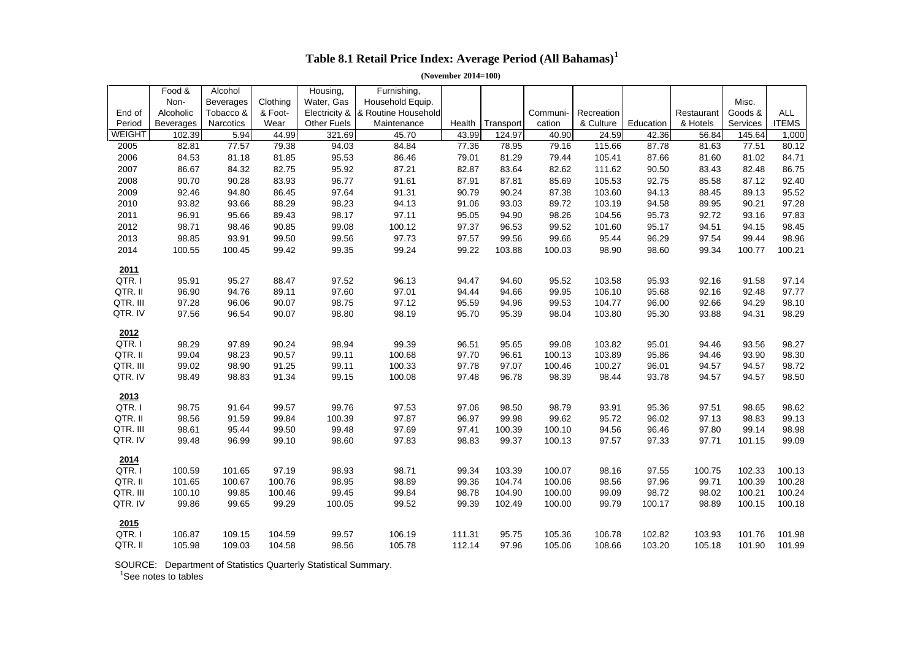# Table 8.1 Retail Price Index: Average Period (All Bahamas)[1]

**(November 2014=100)**

| End of Period | Food & Non-Alcoholic Beverages | Alcohol Beverages Tobacco & Narcotics | Clothing & Foot-Wear | Housing, Water, Gas Electricity & Other Fuels | Furnishing, Household Equip. & Routine Household Maintenance | Health | Transport | Communi-cation | Recreation & Culture | Education | Restaurant & Hotels | Misc. Goods & Services | ALL ITEMS |
|---|---|---|---|---|---|---|---|---|---|---|---|---|---|
| WEIGHT | 102.39 | 5.94 | 44.99 | 321.69 | 45.70 | 43.99 | 124.97 | 40.90 | 24.59 | 42.36 | 56.84 | 145.64 | 1,000 |
| 2005 | 82.81 | 77.57 | 79.38 | 94.03 | 84.84 | 77.36 | 78.95 | 79.16 | 115.66 | 87.78 | 81.63 | 77.51 | 80.12 |
| 2006 | 84.53 | 81.18 | 81.85 | 95.53 | 86.46 | 79.01 | 81.29 | 79.44 | 105.41 | 87.66 | 81.60 | 81.02 | 84.71 |
| 2007 | 86.67 | 84.32 | 82.75 | 95.92 | 87.21 | 82.87 | 83.64 | 82.62 | 111.62 | 90.50 | 83.43 | 82.48 | 86.75 |
| 2008 | 90.70 | 90.28 | 83.93 | 96.77 | 91.61 | 87.91 | 87.81 | 85.69 | 105.53 | 92.75 | 85.58 | 87.12 | 92.40 |
| 2009 | 92.46 | 94.80 | 86.45 | 97.64 | 91.31 | 90.79 | 90.24 | 87.38 | 103.60 | 94.13 | 88.45 | 89.13 | 95.52 |
| 2010 | 93.82 | 93.66 | 88.29 | 98.23 | 94.13 | 91.06 | 93.03 | 89.72 | 103.19 | 94.58 | 89.95 | 90.21 | 97.28 |
| 2011 | 96.91 | 95.66 | 89.43 | 98.17 | 97.11 | 95.05 | 94.90 | 98.26 | 104.56 | 95.73 | 92.72 | 93.16 | 97.83 |
| 2012 | 98.71 | 98.46 | 90.85 | 99.08 | 100.12 | 97.37 | 96.53 | 99.52 | 101.60 | 95.17 | 94.51 | 94.15 | 98.45 |
| 2013 | 98.85 | 93.91 | 99.50 | 99.56 | 97.73 | 97.57 | 99.56 | 99.66 | 95.44 | 96.29 | 97.54 | 99.44 | 98.96 |
| 2014 | 100.55 | 100.45 | 99.42 | 99.35 | 99.24 | 99.22 | 103.88 | 100.03 | 98.90 | 98.60 | 99.34 | 100.77 | 100.21 |
| **2011** | | | | | | | | | | | | | |
| QTR. I | 95.91 | 95.27 | 88.47 | 97.52 | 96.13 | 94.47 | 94.60 | 95.52 | 103.58 | 95.93 | 92.16 | 91.58 | 97.14 |
| QTR. II | 96.90 | 94.76 | 89.11 | 97.60 | 97.01 | 94.44 | 94.66 | 99.95 | 106.10 | 95.68 | 92.16 | 92.48 | 97.77 |
| QTR. III | 97.28 | 96.06 | 90.07 | 98.75 | 97.12 | 95.59 | 94.96 | 99.53 | 104.77 | 96.00 | 92.66 | 94.29 | 98.10 |
| QTR. IV | 97.56 | 96.54 | 90.07 | 98.80 | 98.19 | 95.70 | 95.39 | 98.04 | 103.80 | 95.30 | 93.88 | 94.31 | 98.29 |
| **2012** | | | | | | | | | | | | | |
| QTR. I | 98.29 | 97.89 | 90.24 | 98.94 | 99.39 | 96.51 | 95.65 | 99.08 | 103.82 | 95.01 | 94.46 | 93.56 | 98.27 |
| QTR. II | 99.04 | 98.23 | 90.57 | 99.11 | 100.68 | 97.70 | 96.61 | 100.13 | 103.89 | 95.86 | 94.46 | 93.90 | 98.30 |
| QTR. III | 99.02 | 98.90 | 91.25 | 99.11 | 100.33 | 97.78 | 97.07 | 100.46 | 100.27 | 96.01 | 94.57 | 94.57 | 98.72 |
| QTR. IV | 98.49 | 98.83 | 91.34 | 99.15 | 100.08 | 97.48 | 96.78 | 98.39 | 98.44 | 93.78 | 94.57 | 94.57 | 98.50 |
| **2013** | | | | | | | | | | | | | |
| QTR. I | 98.75 | 91.64 | 99.57 | 99.76 | 97.53 | 97.06 | 98.50 | 98.79 | 93.91 | 95.36 | 97.51 | 98.65 | 98.62 |
| QTR. II | 98.56 | 91.59 | 99.84 | 100.39 | 97.87 | 96.97 | 99.98 | 99.62 | 95.72 | 96.02 | 97.13 | 98.83 | 99.13 |
| QTR. III | 98.61 | 95.44 | 99.50 | 99.48 | 97.69 | 97.41 | 100.39 | 100.10 | 94.56 | 96.46 | 97.80 | 99.14 | 98.98 |
| QTR. IV | 99.48 | 96.99 | 99.10 | 98.60 | 97.83 | 98.83 | 99.37 | 100.13 | 97.57 | 97.33 | 97.71 | 101.15 | 99.09 |
| **2014** | | | | | | | | | | | | | |
| QTR. I | 100.59 | 101.65 | 97.19 | 98.93 | 98.71 | 99.34 | 103.39 | 100.07 | 98.16 | 97.55 | 100.75 | 102.33 | 100.13 |
| QTR. II | 101.65 | 100.67 | 100.76 | 98.95 | 98.89 | 99.36 | 104.74 | 100.06 | 98.56 | 97.96 | 99.71 | 100.39 | 100.28 |
| QTR. III | 100.10 | 99.85 | 100.46 | 99.45 | 99.84 | 98.78 | 104.90 | 100.00 | 99.09 | 98.72 | 98.02 | 100.21 | 100.24 |
| QTR. IV | 99.86 | 99.65 | 99.29 | 100.05 | 99.52 | 99.39 | 102.49 | 100.00 | 99.79 | 100.17 | 98.89 | 100.15 | 100.18 |
| **2015** | | | | | | | | | | | | | |
| QTR. I | 106.87 | 109.15 | 104.59 | 99.57 | 106.19 | 111.31 | 95.75 | 105.36 | 106.78 | 102.82 | 103.93 | 101.76 | 101.98 |
| QTR. II | 105.98 | 109.03 | 104.58 | 98.56 | 105.78 | 112.14 | 97.96 | 105.06 | 108.66 | 103.20 | 105.18 | 101.90 | 101.99 |

SOURCE: Department of Statistics Quarterly Statistical Summary.

[1]See notes to tables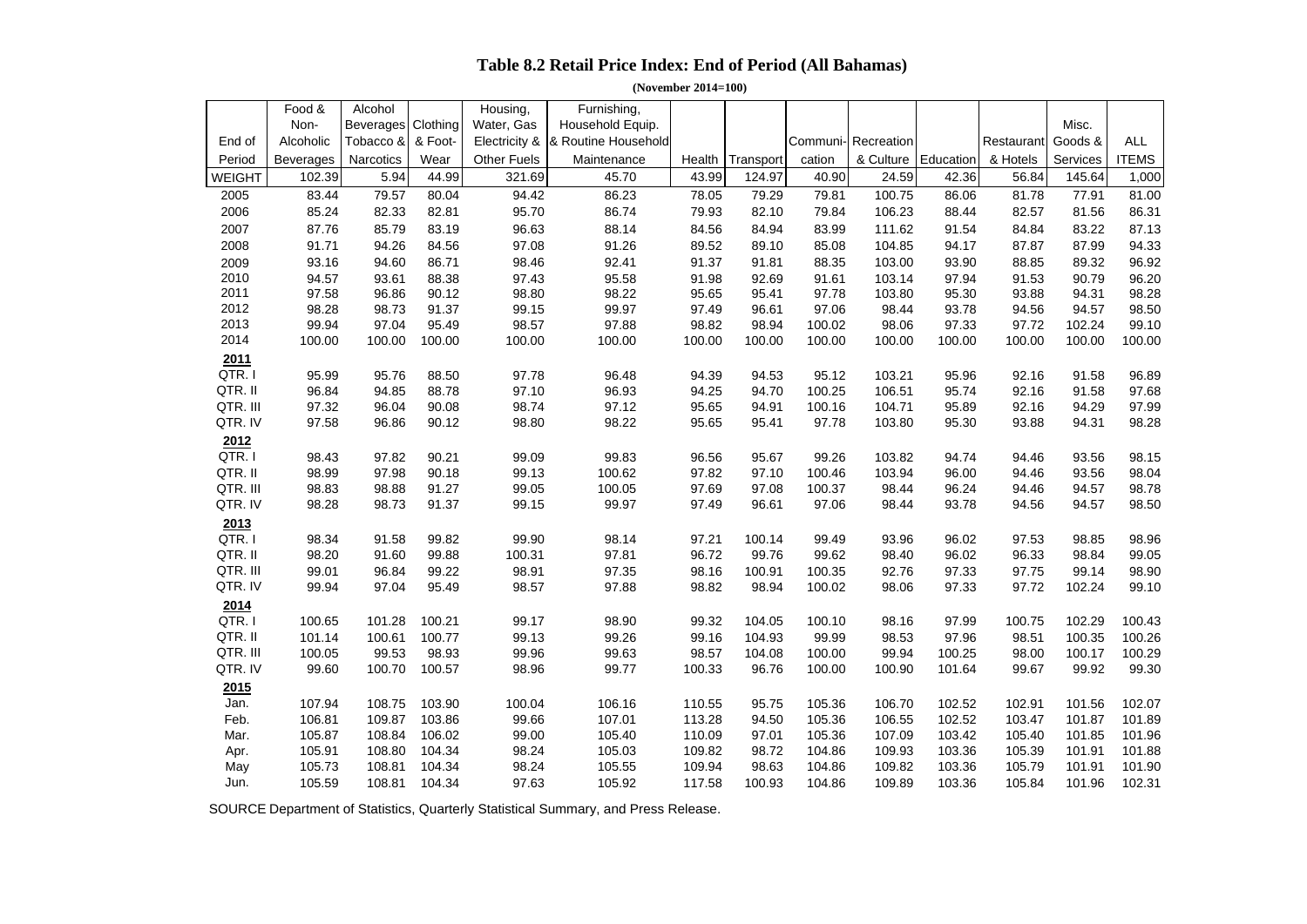# Table 8.2 Retail Price Index: End of Period (All Bahamas)

**(November 2014=100)**

| End of Period | Food & Non-Alcoholic Beverages | Alcohol Beverages Tobacco & Narcotics | Clothing & Foot-Wear | Housing, Water, Gas Electricity & Other Fuels | Furnishing, Household Equip. & Routine Household Maintenance | Health | Transport | Communi-cation | Recreation & Culture | Education | Restaurant & Hotels | Misc. Goods & Services | ALL ITEMS |
|---|---|---|---|---|---|---|---|---|---|---|---|---|---|
| WEIGHT | 102.39 | 5.94 | 44.99 | 321.69 | 45.70 | 43.99 | 124.97 | 40.90 | 24.59 | 42.36 | 56.84 | 145.64 | 1,000 |
| 2005 | 83.44 | 79.57 | 80.04 | 94.42 | 86.23 | 78.05 | 79.29 | 79.81 | 100.75 | 86.06 | 81.78 | 77.91 | 81.00 |
| 2006 | 85.24 | 82.33 | 82.81 | 95.70 | 86.74 | 79.93 | 82.10 | 79.84 | 106.23 | 88.44 | 82.57 | 81.56 | 86.31 |
| 2007 | 87.76 | 85.79 | 83.19 | 96.63 | 88.14 | 84.56 | 84.94 | 83.99 | 111.62 | 91.54 | 84.84 | 83.22 | 87.13 |
| 2008 | 91.71 | 94.26 | 84.56 | 97.08 | 91.26 | 89.52 | 89.10 | 85.08 | 104.85 | 94.17 | 87.87 | 87.99 | 94.33 |
| 2009 | 93.16 | 94.60 | 86.71 | 98.46 | 92.41 | 91.37 | 91.81 | 88.35 | 103.00 | 93.90 | 88.85 | 89.32 | 96.92 |
| 2010 | 94.57 | 93.61 | 88.38 | 97.43 | 95.58 | 91.98 | 92.69 | 91.61 | 103.14 | 97.94 | 91.53 | 90.79 | 96.20 |
| 2011 | 97.58 | 96.86 | 90.12 | 98.80 | 98.22 | 95.65 | 95.41 | 97.78 | 103.80 | 95.30 | 93.88 | 94.31 | 98.28 |
| 2012 | 98.28 | 98.73 | 91.37 | 99.15 | 99.97 | 97.49 | 96.61 | 97.06 | 98.44 | 93.78 | 94.56 | 94.57 | 98.50 |
| 2013 | 99.94 | 97.04 | 95.49 | 98.57 | 97.88 | 98.82 | 98.94 | 100.02 | 98.06 | 97.33 | 97.72 | 102.24 | 99.10 |
| 2014 | 100.00 | 100.00 | 100.00 | 100.00 | 100.00 | 100.00 | 100.00 | 100.00 | 100.00 | 100.00 | 100.00 | 100.00 | 100.00 |
| **2011** | | | | | | | | | | | | | |
| QTR. I | 95.99 | 95.76 | 88.50 | 97.78 | 96.48 | 94.39 | 94.53 | 95.12 | 103.21 | 95.96 | 92.16 | 91.58 | 96.89 |
| QTR. II | 96.84 | 94.85 | 88.78 | 97.10 | 96.93 | 94.25 | 94.70 | 100.25 | 106.51 | 95.74 | 92.16 | 91.58 | 97.68 |
| QTR. III | 97.32 | 96.04 | 90.08 | 98.74 | 97.12 | 95.65 | 94.91 | 100.16 | 104.71 | 95.89 | 92.16 | 94.29 | 97.99 |
| QTR. IV | 97.58 | 96.86 | 90.12 | 98.80 | 98.22 | 95.65 | 95.41 | 97.78 | 103.80 | 95.30 | 93.88 | 94.31 | 98.28 |
| **2012** | | | | | | | | | | | | | |
| QTR. I | 98.43 | 97.82 | 90.21 | 99.09 | 99.83 | 96.56 | 95.67 | 99.26 | 103.82 | 94.74 | 94.46 | 93.56 | 98.15 |
| QTR. II | 98.99 | 97.98 | 90.18 | 99.13 | 100.62 | 97.82 | 97.10 | 100.46 | 103.94 | 96.00 | 94.46 | 93.56 | 98.04 |
| QTR. III | 98.83 | 98.88 | 91.27 | 99.05 | 100.05 | 97.69 | 97.08 | 100.37 | 98.44 | 96.24 | 94.46 | 94.57 | 98.78 |
| QTR. IV | 98.28 | 98.73 | 91.37 | 99.15 | 99.97 | 97.49 | 96.61 | 97.06 | 98.44 | 93.78 | 94.56 | 94.57 | 98.50 |
| **2013** | | | | | | | | | | | | | |
| QTR. I | 98.34 | 91.58 | 99.82 | 99.90 | 98.14 | 97.21 | 100.14 | 99.49 | 93.96 | 96.02 | 97.53 | 98.85 | 98.96 |
| QTR. II | 98.20 | 91.60 | 99.88 | 100.31 | 97.81 | 96.72 | 99.76 | 99.62 | 98.40 | 96.02 | 96.33 | 98.84 | 99.05 |
| QTR. III | 99.01 | 96.84 | 99.22 | 98.91 | 97.35 | 98.16 | 100.91 | 100.35 | 92.76 | 97.33 | 97.75 | 99.14 | 98.90 |
| QTR. IV | 99.94 | 97.04 | 95.49 | 98.57 | 97.88 | 98.82 | 98.94 | 100.02 | 98.06 | 97.33 | 97.72 | 102.24 | 99.10 |
| **2014** | | | | | | | | | | | | | |
| QTR. I | 100.65 | 101.28 | 100.21 | 99.17 | 98.90 | 99.32 | 104.05 | 100.10 | 98.16 | 97.99 | 100.75 | 102.29 | 100.43 |
| QTR. II | 101.14 | 100.61 | 100.77 | 99.13 | 99.26 | 99.16 | 104.93 | 99.99 | 98.53 | 97.96 | 98.51 | 100.35 | 100.26 |
| QTR. III | 100.05 | 99.53 | 98.93 | 99.96 | 99.63 | 98.57 | 104.08 | 100.00 | 99.94 | 100.25 | 98.00 | 100.17 | 100.29 |
| QTR. IV | 99.60 | 100.70 | 100.57 | 98.96 | 99.77 | 100.33 | 96.76 | 100.00 | 100.90 | 101.64 | 99.67 | 99.92 | 99.30 |
| **2015** | | | | | | | | | | | | | |
| Jan. | 107.94 | 108.75 | 103.90 | 100.04 | 106.16 | 110.55 | 95.75 | 105.36 | 106.70 | 102.52 | 102.91 | 101.56 | 102.07 |
| Feb. | 106.81 | 109.87 | 103.86 | 99.66 | 107.01 | 113.28 | 94.50 | 105.36 | 106.55 | 102.52 | 103.47 | 101.87 | 101.89 |
| Mar. | 105.87 | 108.84 | 106.02 | 99.00 | 105.40 | 110.09 | 97.01 | 105.36 | 107.09 | 103.42 | 105.40 | 101.85 | 101.96 |
| Apr. | 105.91 | 108.80 | 104.34 | 98.24 | 105.03 | 109.82 | 98.72 | 104.86 | 109.93 | 103.36 | 105.39 | 101.91 | 101.88 |
| May | 105.73 | 108.81 | 104.34 | 98.24 | 105.55 | 109.94 | 98.63 | 104.86 | 109.82 | 103.36 | 105.79 | 101.91 | 101.90 |
| Jun. | 105.59 | 108.81 | 104.34 | 97.63 | 105.92 | 117.58 | 100.93 | 104.86 | 109.89 | 103.36 | 105.84 | 101.96 | 102.31 |

SOURCE Department of Statistics, Quarterly Statistical Summary, and Press Release.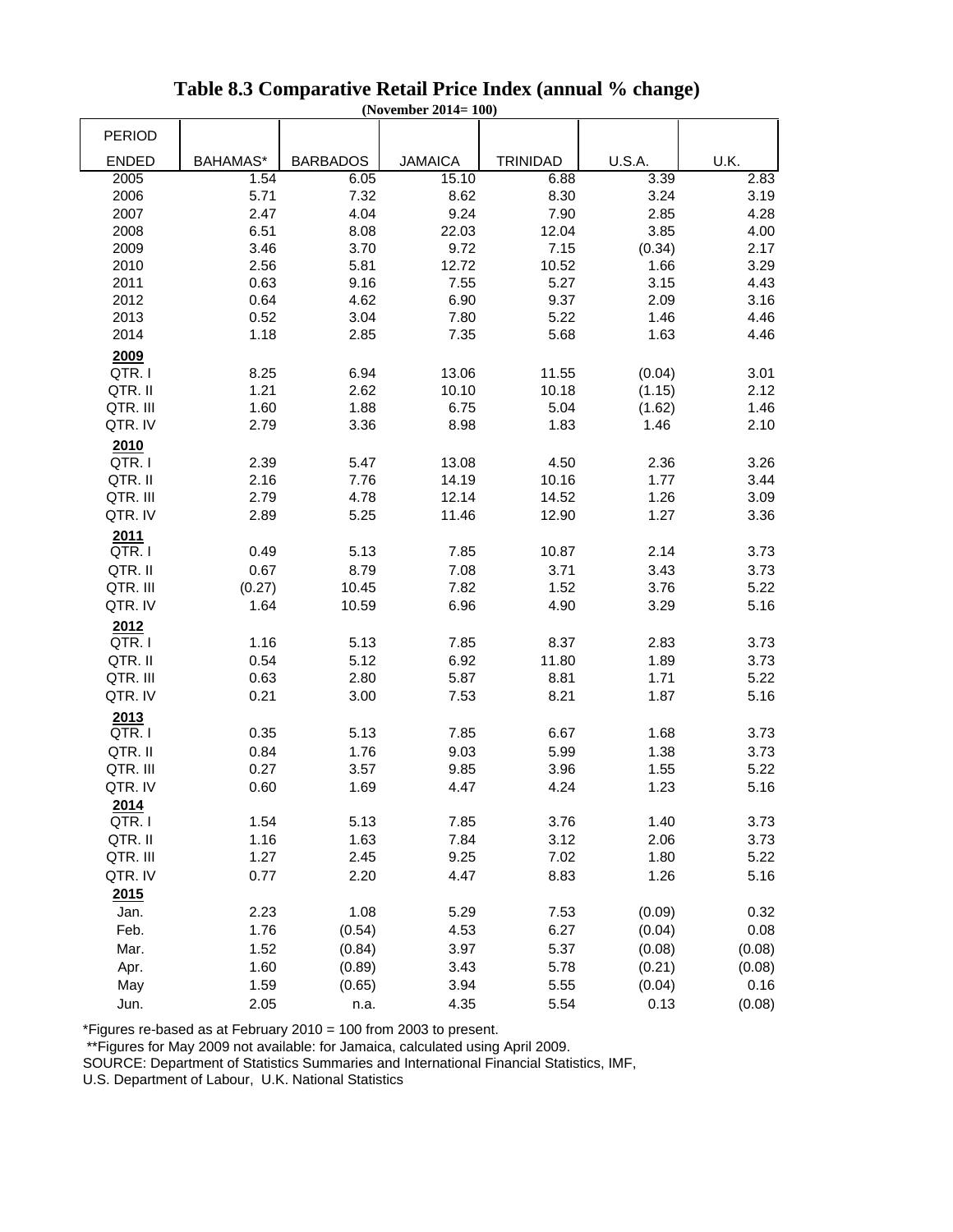# Table 8.3 Comparative Retail Price Index (annual % change)

**(November 2014= 100)**

| PERIOD ENDED | BAHAMAS* | BARBADOS | JAMAICA | TRINIDAD | U.S.A. | U.K. |
|---|---|---|---|---|---|---|
| 2005 | 1.54 | 6.05 | 15.10 | 6.88 | 3.39 | 2.83 |
| 2006 | 5.71 | 7.32 | 8.62 | 8.30 | 3.24 | 3.19 |
| 2007 | 2.47 | 4.04 | 9.24 | 7.90 | 2.85 | 4.28 |
| 2008 | 6.51 | 8.08 | 22.03 | 12.04 | 3.85 | 4.00 |
| 2009 | 3.46 | 3.70 | 9.72 | 7.15 | (0.34) | 2.17 |
| 2010 | 2.56 | 5.81 | 12.72 | 10.52 | 1.66 | 3.29 |
| 2011 | 0.63 | 9.16 | 7.55 | 5.27 | 3.15 | 4.43 |
| 2012 | 0.64 | 4.62 | 6.90 | 9.37 | 2.09 | 3.16 |
| 2013 | 0.52 | 3.04 | 7.80 | 5.22 | 1.46 | 4.46 |
| 2014 | 1.18 | 2.85 | 7.35 | 5.68 | 1.63 | 4.46 |
| **2009** | | | | | | |
| QTR. I | 8.25 | 6.94 | 13.06 | 11.55 | (0.04) | 3.01 |
| QTR. II | 1.21 | 2.62 | 10.10 | 10.18 | (1.15) | 2.12 |
| QTR. III | 1.60 | 1.88 | 6.75 | 5.04 | (1.62) | 1.46 |
| QTR. IV | 2.79 | 3.36 | 8.98 | 1.83 | 1.46 | 2.10 |
| **2010** | | | | | | |
| QTR. I | 2.39 | 5.47 | 13.08 | 4.50 | 2.36 | 3.26 |
| QTR. II | 2.16 | 7.76 | 14.19 | 10.16 | 1.77 | 3.44 |
| QTR. III | 2.79 | 4.78 | 12.14 | 14.52 | 1.26 | 3.09 |
| QTR. IV | 2.89 | 5.25 | 11.46 | 12.90 | 1.27 | 3.36 |
| **2011** | | | | | | |
| QTR. I | 0.49 | 5.13 | 7.85 | 10.87 | 2.14 | 3.73 |
| QTR. II | 0.67 | 8.79 | 7.08 | 3.71 | 3.43 | 3.73 |
| QTR. III | (0.27) | 10.45 | 7.82 | 1.52 | 3.76 | 5.22 |
| QTR. IV | 1.64 | 10.59 | 6.96 | 4.90 | 3.29 | 5.16 |
| **2012** | | | | | | |
| QTR. I | 1.16 | 5.13 | 7.85 | 8.37 | 2.83 | 3.73 |
| QTR. II | 0.54 | 5.12 | 6.92 | 11.80 | 1.89 | 3.73 |
| QTR. III | 0.63 | 2.80 | 5.87 | 8.81 | 1.71 | 5.22 |
| QTR. IV | 0.21 | 3.00 | 7.53 | 8.21 | 1.87 | 5.16 |
| **2013** | | | | | | |
| QTR. I | 0.35 | 5.13 | 7.85 | 6.67 | 1.68 | 3.73 |
| QTR. II | 0.84 | 1.76 | 9.03 | 5.99 | 1.38 | 3.73 |
| QTR. III | 0.27 | 3.57 | 9.85 | 3.96 | 1.55 | 5.22 |
| QTR. IV | 0.60 | 1.69 | 4.47 | 4.24 | 1.23 | 5.16 |
| **2014** | | | | | | |
| QTR. I | 1.54 | 5.13 | 7.85 | 3.76 | 1.40 | 3.73 |
| QTR. II | 1.16 | 1.63 | 7.84 | 3.12 | 2.06 | 3.73 |
| QTR. III | 1.27 | 2.45 | 9.25 | 7.02 | 1.80 | 5.22 |
| QTR. IV | 0.77 | 2.20 | 4.47 | 8.83 | 1.26 | 5.16 |
| **2015** | | | | | | |
| Jan. | 2.23 | 1.08 | 5.29 | 7.53 | (0.09) | 0.32 |
| Feb. | 1.76 | (0.54) | 4.53 | 6.27 | (0.04) | 0.08 |
| Mar. | 1.52 | (0.84) | 3.97 | 5.37 | (0.08) | (0.08) |
| Apr. | 1.60 | (0.89) | 3.43 | 5.78 | (0.21) | (0.08) |
| May | 1.59 | (0.65) | 3.94 | 5.55 | (0.04) | 0.16 |
| Jun. | 2.05 | n.a. | 4.35 | 5.54 | 0.13 | (0.08) |

*Figures re-based as at February 2010 = 100 from 2003 to present.

**Figures for May 2009 not available: for Jamaica, calculated using April 2009.

SOURCE: Department of Statistics Summaries and International Financial Statistics, IMF, U.S. Department of Labour, U.K. National Statistics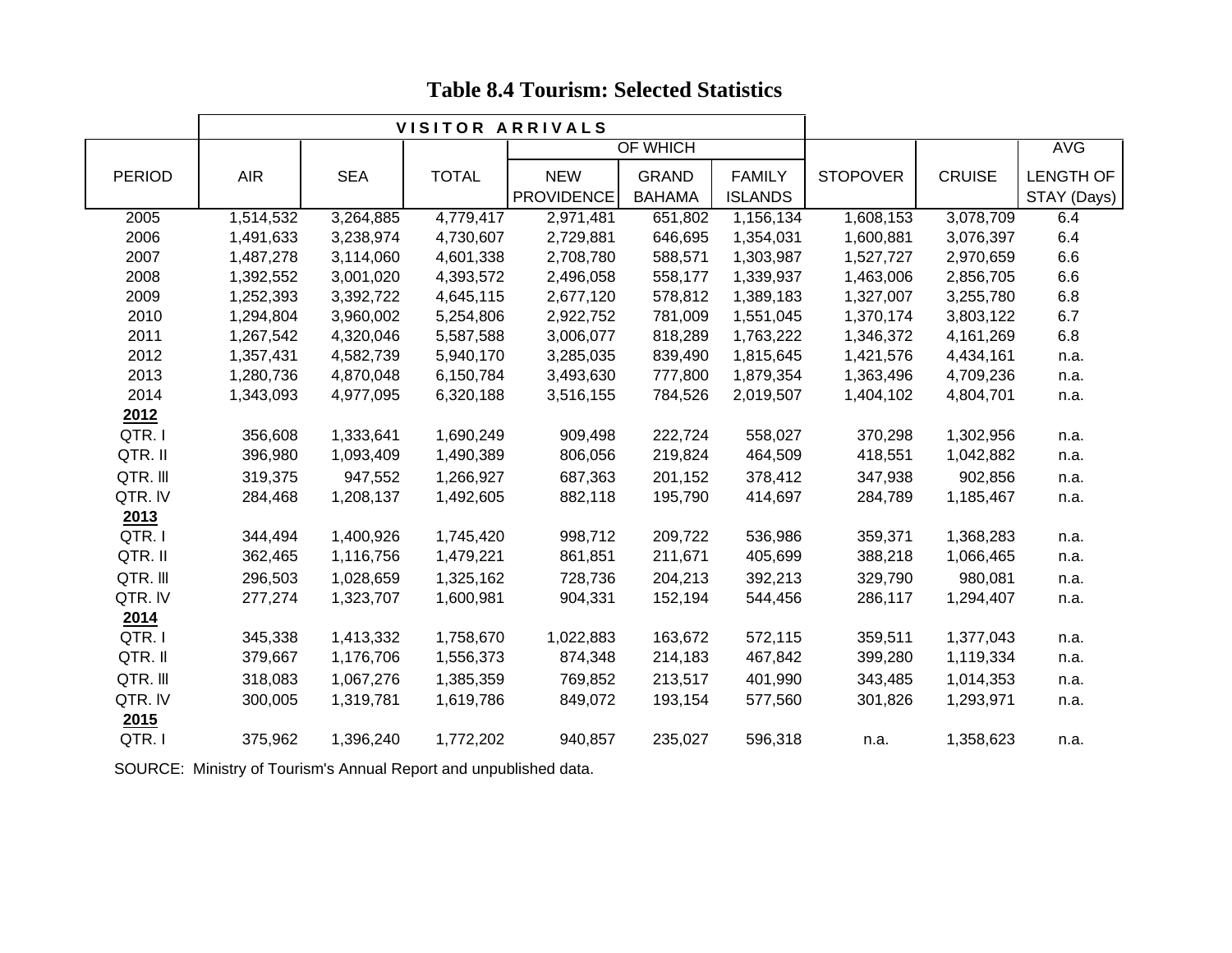# Table 8.4 Tourism: Selected Statistics

| | VISITOR ARRIVALS | | | | | | | | |
|---|---|---|---|---|---|---|---|---|---|
| | | | | OF WHICH | | | | | AVG |
| PERIOD | AIR | SEA | TOTAL | NEW PROVIDENCE | GRAND BAHAMA | FAMILY ISLANDS | STOPOVER | CRUISE | LENGTH OF STAY (Days) |
| 2005 | 1,514,532 | 3,264,885 | 4,779,417 | 2,971,481 | 651,802 | 1,156,134 | 1,608,153 | 3,078,709 | 6.4 |
| 2006 | 1,491,633 | 3,238,974 | 4,730,607 | 2,729,881 | 646,695 | 1,354,031 | 1,600,881 | 3,076,397 | 6.4 |
| 2007 | 1,487,278 | 3,114,060 | 4,601,338 | 2,708,780 | 588,571 | 1,303,987 | 1,527,727 | 2,970,659 | 6.6 |
| 2008 | 1,392,552 | 3,001,020 | 4,393,572 | 2,496,058 | 558,177 | 1,339,937 | 1,463,006 | 2,856,705 | 6.6 |
| 2009 | 1,252,393 | 3,392,722 | 4,645,115 | 2,677,120 | 578,812 | 1,389,183 | 1,327,007 | 3,255,780 | 6.8 |
| 2010 | 1,294,804 | 3,960,002 | 5,254,806 | 2,922,752 | 781,009 | 1,551,045 | 1,370,174 | 3,803,122 | 6.7 |
| 2011 | 1,267,542 | 4,320,046 | 5,587,588 | 3,006,077 | 818,289 | 1,763,222 | 1,346,372 | 4,161,269 | 6.8 |
| 2012 | 1,357,431 | 4,582,739 | 5,940,170 | 3,285,035 | 839,490 | 1,815,645 | 1,421,576 | 4,434,161 | n.a. |
| 2013 | 1,280,736 | 4,870,048 | 6,150,784 | 3,493,630 | 777,800 | 1,879,354 | 1,363,496 | 4,709,236 | n.a. |
| 2014 | 1,343,093 | 4,977,095 | 6,320,188 | 3,516,155 | 784,526 | 2,019,507 | 1,404,102 | 4,804,701 | n.a. |
| **2012** | | | | | | | | | |
| QTR. I | 356,608 | 1,333,641 | 1,690,249 | 909,498 | 222,724 | 558,027 | 370,298 | 1,302,956 | n.a. |
| QTR. II | 396,980 | 1,093,409 | 1,490,389 | 806,056 | 219,824 | 464,509 | 418,551 | 1,042,882 | n.a. |
| QTR. III | 319,375 | 947,552 | 1,266,927 | 687,363 | 201,152 | 378,412 | 347,938 | 902,856 | n.a. |
| QTR. IV | 284,468 | 1,208,137 | 1,492,605 | 882,118 | 195,790 | 414,697 | 284,789 | 1,185,467 | n.a. |
| **2013** | | | | | | | | | |
| QTR. I | 344,494 | 1,400,926 | 1,745,420 | 998,712 | 209,722 | 536,986 | 359,371 | 1,368,283 | n.a. |
| QTR. II | 362,465 | 1,116,756 | 1,479,221 | 861,851 | 211,671 | 405,699 | 388,218 | 1,066,465 | n.a. |
| QTR. III | 296,503 | 1,028,659 | 1,325,162 | 728,736 | 204,213 | 392,213 | 329,790 | 980,081 | n.a. |
| QTR. IV | 277,274 | 1,323,707 | 1,600,981 | 904,331 | 152,194 | 544,456 | 286,117 | 1,294,407 | n.a. |
| **2014** | | | | | | | | | |
| QTR. I | 345,338 | 1,413,332 | 1,758,670 | 1,022,883 | 163,672 | 572,115 | 359,511 | 1,377,043 | n.a. |
| QTR. II | 379,667 | 1,176,706 | 1,556,373 | 874,348 | 214,183 | 467,842 | 399,280 | 1,119,334 | n.a. |
| QTR. III | 318,083 | 1,067,276 | 1,385,359 | 769,852 | 213,517 | 401,990 | 343,485 | 1,014,353 | n.a. |
| QTR. IV | 300,005 | 1,319,781 | 1,619,786 | 849,072 | 193,154 | 577,560 | 301,826 | 1,293,971 | n.a. |
| **2015** | | | | | | | | | |
| QTR. I | 375,962 | 1,396,240 | 1,772,202 | 940,857 | 235,027 | 596,318 | n.a. | 1,358,623 | n.a. |

SOURCE: Ministry of Tourism's Annual Report and unpublished data.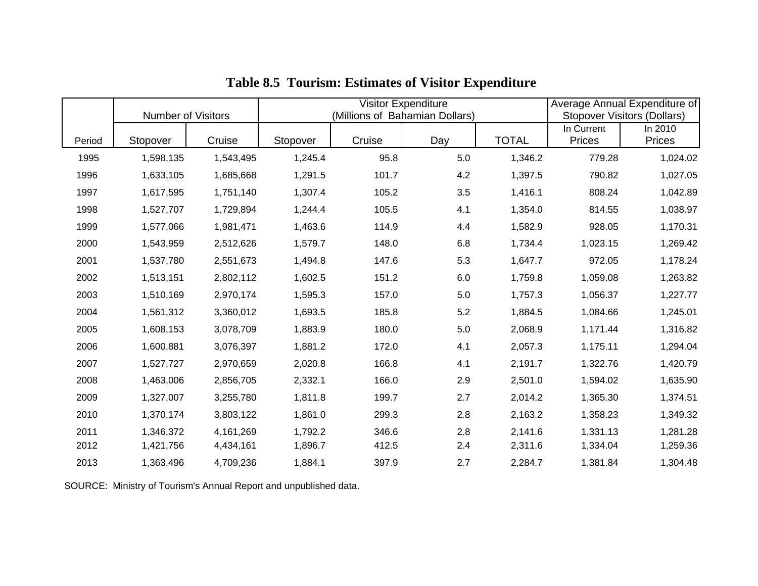# Table 8.5 Tourism: Estimates of Visitor Expenditure

| Period | Number of Visitors | | Visitor Expenditure (Millions of Bahamian Dollars) | | | | Average Annual Expenditure of Stopover Visitors (Dollars) | |
|---|---|---|---|---|---|---|---|---|
| | Stopover | Cruise | Stopover | Cruise | Day | TOTAL | In Current Prices | In 2010 Prices |
| 1995 | 1,598,135 | 1,543,495 | 1,245.4 | 95.8 | 5.0 | 1,346.2 | 779.28 | 1,024.02 |
| 1996 | 1,633,105 | 1,685,668 | 1,291.5 | 101.7 | 4.2 | 1,397.5 | 790.82 | 1,027.05 |
| 1997 | 1,617,595 | 1,751,140 | 1,307.4 | 105.2 | 3.5 | 1,416.1 | 808.24 | 1,042.89 |
| 1998 | 1,527,707 | 1,729,894 | 1,244.4 | 105.5 | 4.1 | 1,354.0 | 814.55 | 1,038.97 |
| 1999 | 1,577,066 | 1,981,471 | 1,463.6 | 114.9 | 4.4 | 1,582.9 | 928.05 | 1,170.31 |
| 2000 | 1,543,959 | 2,512,626 | 1,579.7 | 148.0 | 6.8 | 1,734.4 | 1,023.15 | 1,269.42 |
| 2001 | 1,537,780 | 2,551,673 | 1,494.8 | 147.6 | 5.3 | 1,647.7 | 972.05 | 1,178.24 |
| 2002 | 1,513,151 | 2,802,112 | 1,602.5 | 151.2 | 6.0 | 1,759.8 | 1,059.08 | 1,263.82 |
| 2003 | 1,510,169 | 2,970,174 | 1,595.3 | 157.0 | 5.0 | 1,757.3 | 1,056.37 | 1,227.77 |
| 2004 | 1,561,312 | 3,360,012 | 1,693.5 | 185.8 | 5.2 | 1,884.5 | 1,084.66 | 1,245.01 |
| 2005 | 1,608,153 | 3,078,709 | 1,883.9 | 180.0 | 5.0 | 2,068.9 | 1,171.44 | 1,316.82 |
| 2006 | 1,600,881 | 3,076,397 | 1,881.2 | 172.0 | 4.1 | 2,057.3 | 1,175.11 | 1,294.04 |
| 2007 | 1,527,727 | 2,970,659 | 2,020.8 | 166.8 | 4.1 | 2,191.7 | 1,322.76 | 1,420.79 |
| 2008 | 1,463,006 | 2,856,705 | 2,332.1 | 166.0 | 2.9 | 2,501.0 | 1,594.02 | 1,635.90 |
| 2009 | 1,327,007 | 3,255,780 | 1,811.8 | 199.7 | 2.7 | 2,014.2 | 1,365.30 | 1,374.51 |
| 2010 | 1,370,174 | 3,803,122 | 1,861.0 | 299.3 | 2.8 | 2,163.2 | 1,358.23 | 1,349.32 |
| 2011 | 1,346,372 | 4,161,269 | 1,792.2 | 346.6 | 2.8 | 2,141.6 | 1,331.13 | 1,281.28 |
| 2012 | 1,421,756 | 4,434,161 | 1,896.7 | 412.5 | 2.4 | 2,311.6 | 1,334.04 | 1,259.36 |
| 2013 | 1,363,496 | 4,709,236 | 1,884.1 | 397.9 | 2.7 | 2,284.7 | 1,381.84 | 1,304.48 |

SOURCE: Ministry of Tourism's Annual Report and unpublished data.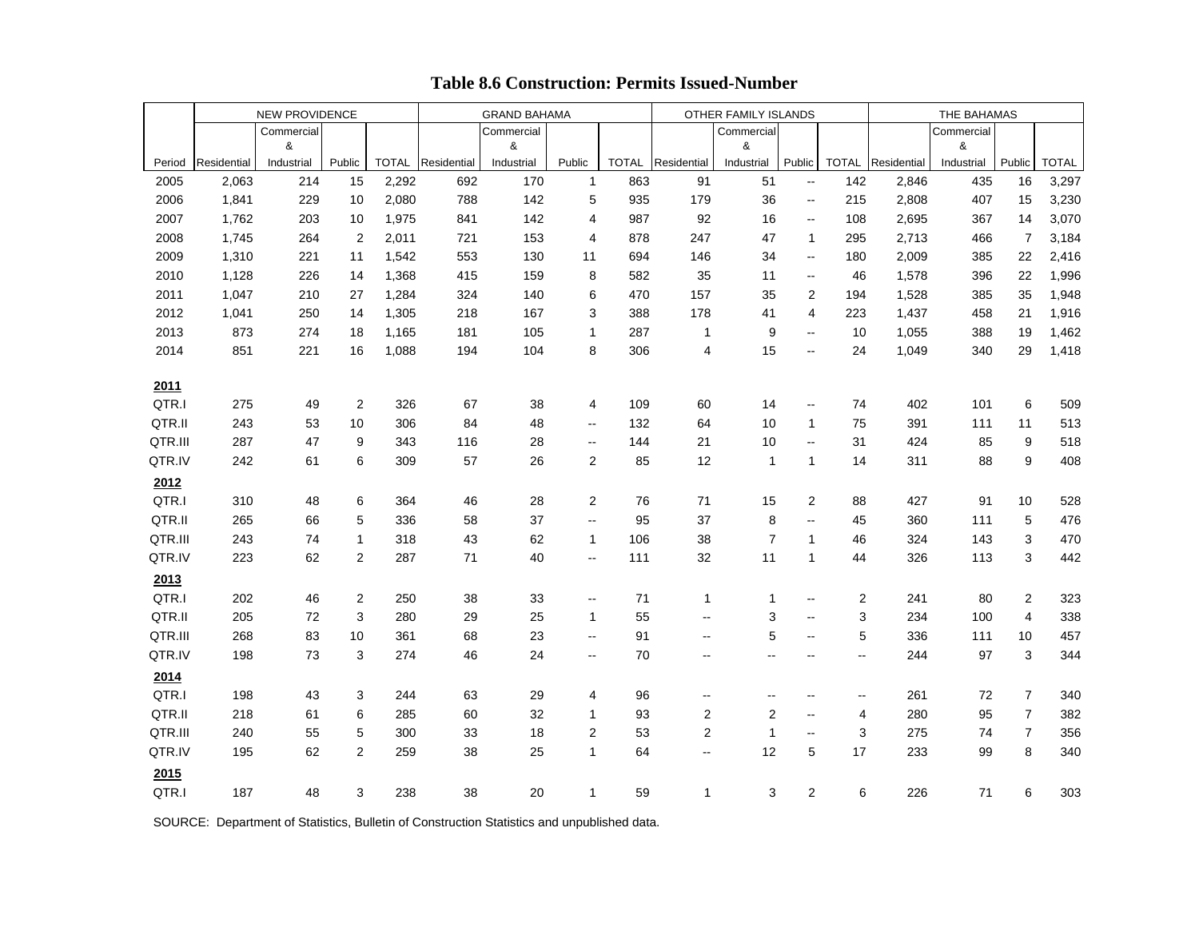# Table 8.6 Construction: Permits Issued-Number

| Period | NEW PROVIDENCE | | | | GRAND BAHAMA | | | | OTHER FAMILY ISLANDS | | | | THE BAHAMAS | | | |
|---|---|---|---|---|---|---|---|---|---|---|---|---|---|---|---|---|
| | Residential | Commercial & Industrial | Public | TOTAL | Residential | Commercial & Industrial | Public | TOTAL | Residential | Commercial & Industrial | Public | TOTAL | Residential | Commercial & Industrial | Public | TOTAL |
| 2005 | 2,063 | 214 | 15 | 2,292 | 692 | 170 | 1 | 863 | 91 | 51 | -- | 142 | 2,846 | 435 | 16 | 3,297 |
| 2006 | 1,841 | 229 | 10 | 2,080 | 788 | 142 | 5 | 935 | 179 | 36 | -- | 215 | 2,808 | 407 | 15 | 3,230 |
| 2007 | 1,762 | 203 | 10 | 1,975 | 841 | 142 | 4 | 987 | 92 | 16 | -- | 108 | 2,695 | 367 | 14 | 3,070 |
| 2008 | 1,745 | 264 | 2 | 2,011 | 721 | 153 | 4 | 878 | 247 | 47 | 1 | 295 | 2,713 | 466 | 7 | 3,184 |
| 2009 | 1,310 | 221 | 11 | 1,542 | 553 | 130 | 11 | 694 | 146 | 34 | -- | 180 | 2,009 | 385 | 22 | 2,416 |
| 2010 | 1,128 | 226 | 14 | 1,368 | 415 | 159 | 8 | 582 | 35 | 11 | -- | 46 | 1,578 | 396 | 22 | 1,996 |
| 2011 | 1,047 | 210 | 27 | 1,284 | 324 | 140 | 6 | 470 | 157 | 35 | 2 | 194 | 1,528 | 385 | 35 | 1,948 |
| 2012 | 1,041 | 250 | 14 | 1,305 | 218 | 167 | 3 | 388 | 178 | 41 | 4 | 223 | 1,437 | 458 | 21 | 1,916 |
| 2013 | 873 | 274 | 18 | 1,165 | 181 | 105 | 1 | 287 | 1 | 9 | -- | 10 | 1,055 | 388 | 19 | 1,462 |
| 2014 | 851 | 221 | 16 | 1,088 | 194 | 104 | 8 | 306 | 4 | 15 | -- | 24 | 1,049 | 340 | 29 | 1,418 |
| **2011** | | | | | | | | | | | | | | | | |
| QTR.I | 275 | 49 | 2 | 326 | 67 | 38 | 4 | 109 | 60 | 14 | -- | 74 | 402 | 101 | 6 | 509 |
| QTR.II | 243 | 53 | 10 | 306 | 84 | 48 | -- | 132 | 64 | 10 | 1 | 75 | 391 | 111 | 11 | 513 |
| QTR.III | 287 | 47 | 9 | 343 | 116 | 28 | -- | 144 | 21 | 10 | -- | 31 | 424 | 85 | 9 | 518 |
| QTR.IV | 242 | 61 | 6 | 309 | 57 | 26 | 2 | 85 | 12 | 1 | 1 | 14 | 311 | 88 | 9 | 408 |
| **2012** | | | | | | | | | | | | | | | | |
| QTR.I | 310 | 48 | 6 | 364 | 46 | 28 | 2 | 76 | 71 | 15 | 2 | 88 | 427 | 91 | 10 | 528 |
| QTR.II | 265 | 66 | 5 | 336 | 58 | 37 | -- | 95 | 37 | 8 | -- | 45 | 360 | 111 | 5 | 476 |
| QTR.III | 243 | 74 | 1 | 318 | 43 | 62 | 1 | 106 | 38 | 7 | 1 | 46 | 324 | 143 | 3 | 470 |
| QTR.IV | 223 | 62 | 2 | 287 | 71 | 40 | -- | 111 | 32 | 11 | 1 | 44 | 326 | 113 | 3 | 442 |
| **2013** | | | | | | | | | | | | | | | | |
| QTR.I | 202 | 46 | 2 | 250 | 38 | 33 | -- | 71 | 1 | 1 | -- | 2 | 241 | 80 | 2 | 323 |
| QTR.II | 205 | 72 | 3 | 280 | 29 | 25 | 1 | 55 | -- | 3 | -- | 3 | 234 | 100 | 4 | 338 |
| QTR.III | 268 | 83 | 10 | 361 | 68 | 23 | -- | 91 | -- | 5 | -- | 5 | 336 | 111 | 10 | 457 |
| QTR.IV | 198 | 73 | 3 | 274 | 46 | 24 | -- | 70 | -- | -- | -- | -- | 244 | 97 | 3 | 344 |
| **2014** | | | | | | | | | | | | | | | | |
| QTR.I | 198 | 43 | 3 | 244 | 63 | 29 | 4 | 96 | -- | -- | -- | -- | 261 | 72 | 7 | 340 |
| QTR.II | 218 | 61 | 6 | 285 | 60 | 32 | 1 | 93 | 2 | 2 | -- | 4 | 280 | 95 | 7 | 382 |
| QTR.III | 240 | 55 | 5 | 300 | 33 | 18 | 2 | 53 | 2 | 1 | -- | 3 | 275 | 74 | 7 | 356 |
| QTR.IV | 195 | 62 | 2 | 259 | 38 | 25 | 1 | 64 | -- | 12 | 5 | 17 | 233 | 99 | 8 | 340 |
| **2015** | | | | | | | | | | | | | | | | |
| QTR.I | 187 | 48 | 3 | 238 | 38 | 20 | 1 | 59 | 1 | 3 | 2 | 6 | 226 | 71 | 6 | 303 |

SOURCE: Department of Statistics, Bulletin of Construction Statistics and unpublished data.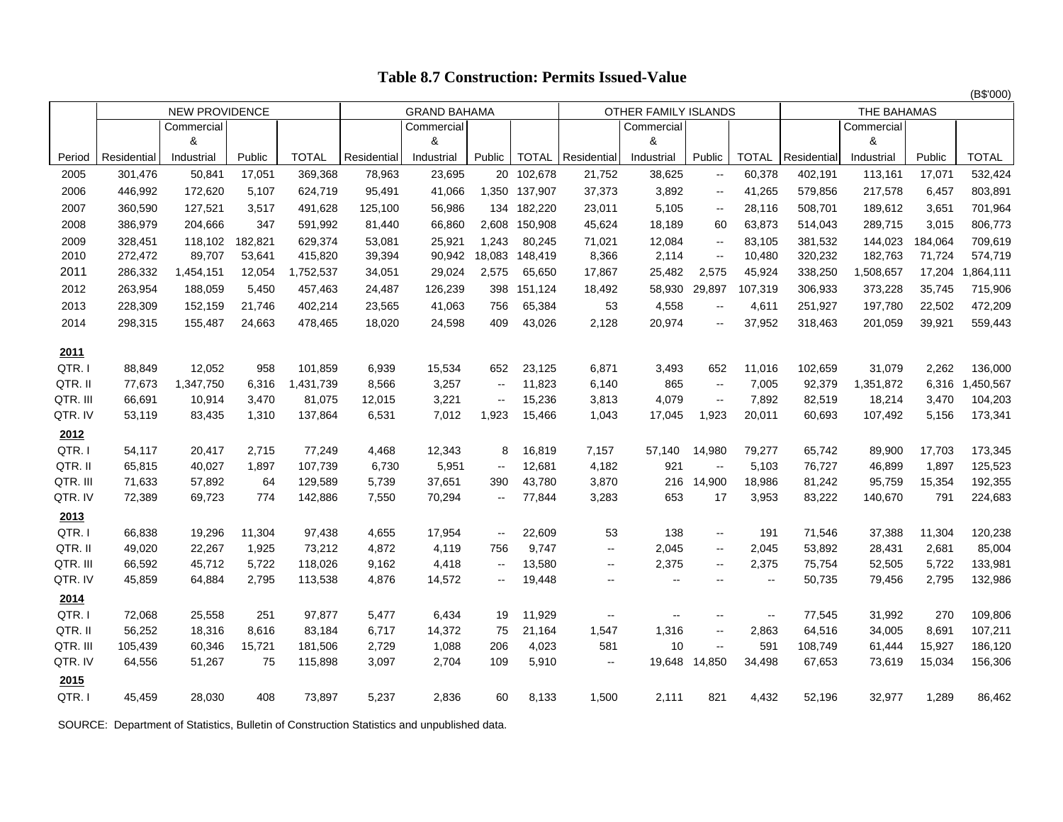# Table 8.7 Construction: Permits Issued-Value

(B$'000)

| Period | NEW PROVIDENCE | | | | GRAND BAHAMA | | | | OTHER FAMILY ISLANDS | | | | THE BAHAMAS | | | |
|---|---|---|---|---|---|---|---|---|---|---|---|---|---|---|---|---|
| | Residential | Commercial & Industrial | Public | TOTAL | Residential | Commercial & Industrial | Public | TOTAL | Residential | Commercial & Industrial | Public | TOTAL | Residential | Commercial & Industrial | Public | TOTAL |
| 2005 | 301,476 | 50,841 | 17,051 | 369,368 | 78,963 | 23,695 | 20 | 102,678 | 21,752 | 38,625 | -- | 60,378 | 402,191 | 113,161 | 17,071 | 532,424 |
| 2006 | 446,992 | 172,620 | 5,107 | 624,719 | 95,491 | 41,066 | 1,350 | 137,907 | 37,373 | 3,892 | -- | 41,265 | 579,856 | 217,578 | 6,457 | 803,891 |
| 2007 | 360,590 | 127,521 | 3,517 | 491,628 | 125,100 | 56,986 | 134 | 182,220 | 23,011 | 5,105 | -- | 28,116 | 508,701 | 189,612 | 3,651 | 701,964 |
| 2008 | 386,979 | 204,666 | 347 | 591,992 | 81,440 | 66,860 | 2,608 | 150,908 | 45,624 | 18,189 | 60 | 63,873 | 514,043 | 289,715 | 3,015 | 806,773 |
| 2009 | 328,451 | 118,102 | 182,821 | 629,374 | 53,081 | 25,921 | 1,243 | 80,245 | 71,021 | 12,084 | -- | 83,105 | 381,532 | 144,023 | 184,064 | 709,619 |
| 2010 | 272,472 | 89,707 | 53,641 | 415,820 | 39,394 | 90,942 | 18,083 | 148,419 | 8,366 | 2,114 | -- | 10,480 | 320,232 | 182,763 | 71,724 | 574,719 |
| 2011 | 286,332 | 1,454,151 | 12,054 | 1,752,537 | 34,051 | 29,024 | 2,575 | 65,650 | 17,867 | 25,482 | 2,575 | 45,924 | 338,250 | 1,508,657 | 17,204 | 1,864,111 |
| 2012 | 263,954 | 188,059 | 5,450 | 457,463 | 24,487 | 126,239 | 398 | 151,124 | 18,492 | 58,930 | 29,897 | 107,319 | 306,933 | 373,228 | 35,745 | 715,906 |
| 2013 | 228,309 | 152,159 | 21,746 | 402,214 | 23,565 | 41,063 | 756 | 65,384 | 53 | 4,558 | -- | 4,611 | 251,927 | 197,780 | 22,502 | 472,209 |
| 2014 | 298,315 | 155,487 | 24,663 | 478,465 | 18,020 | 24,598 | 409 | 43,026 | 2,128 | 20,974 | -- | 37,952 | 318,463 | 201,059 | 39,921 | 559,443 |
| **2011** | | | | | | | | | | | | | | | | |
| QTR. I | 88,849 | 12,052 | 958 | 101,859 | 6,939 | 15,534 | 652 | 23,125 | 6,871 | 3,493 | 652 | 11,016 | 102,659 | 31,079 | 2,262 | 136,000 |
| QTR. II | 77,673 | 1,347,750 | 6,316 | 1,431,739 | 8,566 | 3,257 | -- | 11,823 | 6,140 | 865 | -- | 7,005 | 92,379 | 1,351,872 | 6,316 | 1,450,567 |
| QTR. III | 66,691 | 10,914 | 3,470 | 81,075 | 12,015 | 3,221 | -- | 15,236 | 3,813 | 4,079 | -- | 7,892 | 82,519 | 18,214 | 3,470 | 104,203 |
| QTR. IV | 53,119 | 83,435 | 1,310 | 137,864 | 6,531 | 7,012 | 1,923 | 15,466 | 1,043 | 17,045 | 1,923 | 20,011 | 60,693 | 107,492 | 5,156 | 173,341 |
| **2012** | | | | | | | | | | | | | | | | |
| QTR. I | 54,117 | 20,417 | 2,715 | 77,249 | 4,468 | 12,343 | 8 | 16,819 | 7,157 | 57,140 | 14,980 | 79,277 | 65,742 | 89,900 | 17,703 | 173,345 |
| QTR. II | 65,815 | 40,027 | 1,897 | 107,739 | 6,730 | 5,951 | -- | 12,681 | 4,182 | 921 | -- | 5,103 | 76,727 | 46,899 | 1,897 | 125,523 |
| QTR. III | 71,633 | 57,892 | 64 | 129,589 | 5,739 | 37,651 | 390 | 43,780 | 3,870 | 216 | 14,900 | 18,986 | 81,242 | 95,759 | 15,354 | 192,355 |
| QTR. IV | 72,389 | 69,723 | 774 | 142,886 | 7,550 | 70,294 | -- | 77,844 | 3,283 | 653 | 17 | 3,953 | 83,222 | 140,670 | 791 | 224,683 |
| **2013** | | | | | | | | | | | | | | | | |
| QTR. I | 66,838 | 19,296 | 11,304 | 97,438 | 4,655 | 17,954 | -- | 22,609 | 53 | 138 | -- | 191 | 71,546 | 37,388 | 11,304 | 120,238 |
| QTR. II | 49,020 | 22,267 | 1,925 | 73,212 | 4,872 | 4,119 | 756 | 9,747 | -- | 2,045 | -- | 2,045 | 53,892 | 28,431 | 2,681 | 85,004 |
| QTR. III | 66,592 | 45,712 | 5,722 | 118,026 | 9,162 | 4,418 | -- | 13,580 | -- | 2,375 | -- | 2,375 | 75,754 | 52,505 | 5,722 | 133,981 |
| QTR. IV | 45,859 | 64,884 | 2,795 | 113,538 | 4,876 | 14,572 | -- | 19,448 | -- | -- | -- | -- | 50,735 | 79,456 | 2,795 | 132,986 |
| **2014** | | | | | | | | | | | | | | | | |
| QTR. I | 72,068 | 25,558 | 251 | 97,877 | 5,477 | 6,434 | 19 | 11,929 | -- | -- | -- | -- | 77,545 | 31,992 | 270 | 109,806 |
| QTR. II | 56,252 | 18,316 | 8,616 | 83,184 | 6,717 | 14,372 | 75 | 21,164 | 1,547 | 1,316 | -- | 2,863 | 64,516 | 34,005 | 8,691 | 107,211 |
| QTR. III | 105,439 | 60,346 | 15,721 | 181,506 | 2,729 | 1,088 | 206 | 4,023 | 581 | 10 | -- | 591 | 108,749 | 61,444 | 15,927 | 186,120 |
| QTR. IV | 64,556 | 51,267 | 75 | 115,898 | 3,097 | 2,704 | 109 | 5,910 | -- | 19,648 | 14,850 | 34,498 | 67,653 | 73,619 | 15,034 | 156,306 |
| **2015** | | | | | | | | | | | | | | | | |
| QTR. I | 45,459 | 28,030 | 408 | 73,897 | 5,237 | 2,836 | 60 | 8,133 | 1,500 | 2,111 | 821 | 4,432 | 52,196 | 32,977 | 1,289 | 86,462 |

SOURCE: Department of Statistics, Bulletin of Construction Statistics and unpublished data.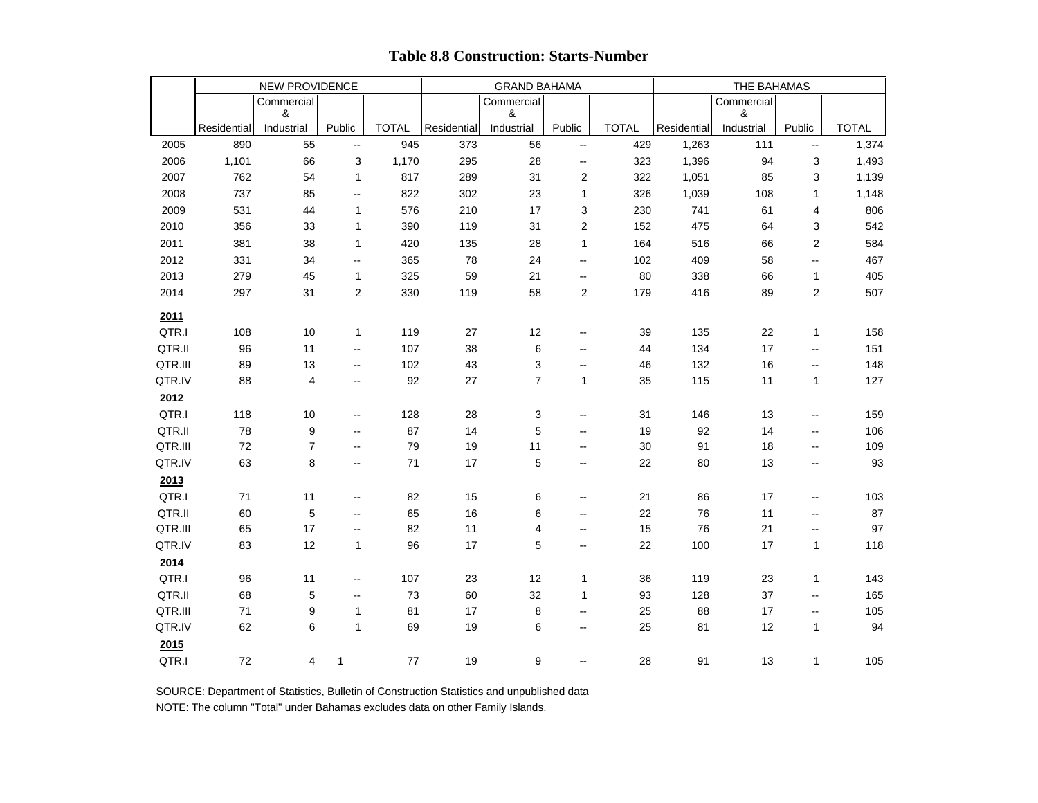# Table 8.8 Construction: Starts-Number

| | NEW PROVIDENCE | | | | GRAND BAHAMA | | | | THE BAHAMAS | | | |
|---|---|---|---|---|---|---|---|---|---|---|---|---|
| | Residential | Commercial & Industrial | Public | TOTAL | Residential | Commercial & Industrial | Public | TOTAL | Residential | Commercial & Industrial | Public | TOTAL |
| 2005 | 890 | 55 | -- | 945 | 373 | 56 | -- | 429 | 1,263 | 111 | -- | 1,374 |
| 2006 | 1,101 | 66 | 3 | 1,170 | 295 | 28 | -- | 323 | 1,396 | 94 | 3 | 1,493 |
| 2007 | 762 | 54 | 1 | 817 | 289 | 31 | 2 | 322 | 1,051 | 85 | 3 | 1,139 |
| 2008 | 737 | 85 | -- | 822 | 302 | 23 | 1 | 326 | 1,039 | 108 | 1 | 1,148 |
| 2009 | 531 | 44 | 1 | 576 | 210 | 17 | 3 | 230 | 741 | 61 | 4 | 806 |
| 2010 | 356 | 33 | 1 | 390 | 119 | 31 | 2 | 152 | 475 | 64 | 3 | 542 |
| 2011 | 381 | 38 | 1 | 420 | 135 | 28 | 1 | 164 | 516 | 66 | 2 | 584 |
| 2012 | 331 | 34 | -- | 365 | 78 | 24 | -- | 102 | 409 | 58 | -- | 467 |
| 2013 | 279 | 45 | 1 | 325 | 59 | 21 | -- | 80 | 338 | 66 | 1 | 405 |
| 2014 | 297 | 31 | 2 | 330 | 119 | 58 | 2 | 179 | 416 | 89 | 2 | 507 |
| **2011** | | | | | | | | | | | | |
| QTR.I | 108 | 10 | 1 | 119 | 27 | 12 | -- | 39 | 135 | 22 | 1 | 158 |
| QTR.II | 96 | 11 | -- | 107 | 38 | 6 | -- | 44 | 134 | 17 | -- | 151 |
| QTR.III | 89 | 13 | -- | 102 | 43 | 3 | -- | 46 | 132 | 16 | -- | 148 |
| QTR.IV | 88 | 4 | -- | 92 | 27 | 7 | 1 | 35 | 115 | 11 | 1 | 127 |
| **2012** | | | | | | | | | | | | |
| QTR.I | 118 | 10 | -- | 128 | 28 | 3 | -- | 31 | 146 | 13 | -- | 159 |
| QTR.II | 78 | 9 | -- | 87 | 14 | 5 | -- | 19 | 92 | 14 | -- | 106 |
| QTR.III | 72 | 7 | -- | 79 | 19 | 11 | -- | 30 | 91 | 18 | -- | 109 |
| QTR.IV | 63 | 8 | -- | 71 | 17 | 5 | -- | 22 | 80 | 13 | -- | 93 |
| **2013** | | | | | | | | | | | | |
| QTR.I | 71 | 11 | -- | 82 | 15 | 6 | -- | 21 | 86 | 17 | -- | 103 |
| QTR.II | 60 | 5 | -- | 65 | 16 | 6 | -- | 22 | 76 | 11 | -- | 87 |
| QTR.III | 65 | 17 | -- | 82 | 11 | 4 | -- | 15 | 76 | 21 | -- | 97 |
| QTR.IV | 83 | 12 | 1 | 96 | 17 | 5 | -- | 22 | 100 | 17 | 1 | 118 |
| **2014** | | | | | | | | | | | | |
| QTR.I | 96 | 11 | -- | 107 | 23 | 12 | 1 | 36 | 119 | 23 | 1 | 143 |
| QTR.II | 68 | 5 | -- | 73 | 60 | 32 | 1 | 93 | 128 | 37 | -- | 165 |
| QTR.III | 71 | 9 | 1 | 81 | 17 | 8 | -- | 25 | 88 | 17 | -- | 105 |
| QTR.IV | 62 | 6 | 1 | 69 | 19 | 6 | -- | 25 | 81 | 12 | 1 | 94 |
| **2015** | | | | | | | | | | | | |
| QTR.I | 72 | 4 | 1 | 77 | 19 | 9 | -- | 28 | 91 | 13 | 1 | 105 |

SOURCE: Department of Statistics, Bulletin of Construction Statistics and unpublished data.

NOTE: The column "Total" under Bahamas excludes data on other Family Islands.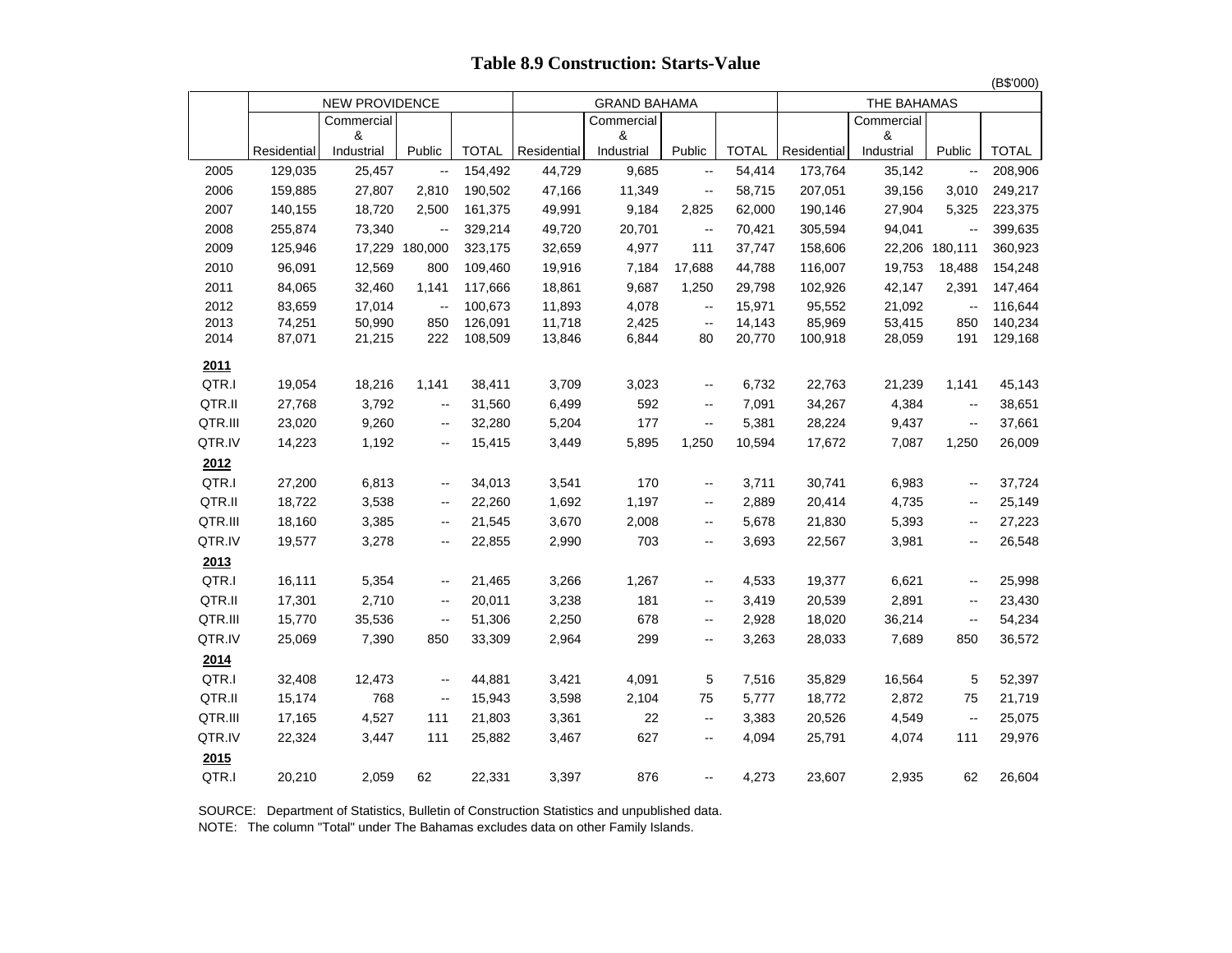# Table 8.9 Construction: Starts-Value

(B$'000)

| | NEW PROVIDENCE | | | | GRAND BAHAMA | | | | THE BAHAMAS | | | |
|---|---|---|---|---|---|---|---|---|---|---|---|---|
| | Residential | Commercial & Industrial | Public | TOTAL | Residential | Commercial & Industrial | Public | TOTAL | Residential | Commercial & Industrial | Public | TOTAL |
| 2005 | 129,035 | 25,457 | -- | 154,492 | 44,729 | 9,685 | -- | 54,414 | 173,764 | 35,142 | -- | 208,906 |
| 2006 | 159,885 | 27,807 | 2,810 | 190,502 | 47,166 | 11,349 | -- | 58,715 | 207,051 | 39,156 | 3,010 | 249,217 |
| 2007 | 140,155 | 18,720 | 2,500 | 161,375 | 49,991 | 9,184 | 2,825 | 62,000 | 190,146 | 27,904 | 5,325 | 223,375 |
| 2008 | 255,874 | 73,340 | -- | 329,214 | 49,720 | 20,701 | -- | 70,421 | 305,594 | 94,041 | -- | 399,635 |
| 2009 | 125,946 | 17,229 | 180,000 | 323,175 | 32,659 | 4,977 | 111 | 37,747 | 158,606 | 22,206 | 180,111 | 360,923 |
| 2010 | 96,091 | 12,569 | 800 | 109,460 | 19,916 | 7,184 | 17,688 | 44,788 | 116,007 | 19,753 | 18,488 | 154,248 |
| 2011 | 84,065 | 32,460 | 1,141 | 117,666 | 18,861 | 9,687 | 1,250 | 29,798 | 102,926 | 42,147 | 2,391 | 147,464 |
| 2012 | 83,659 | 17,014 | -- | 100,673 | 11,893 | 4,078 | -- | 15,971 | 95,552 | 21,092 | -- | 116,644 |
| 2013 | 74,251 | 50,990 | 850 | 126,091 | 11,718 | 2,425 | -- | 14,143 | 85,969 | 53,415 | 850 | 140,234 |
| 2014 | 87,071 | 21,215 | 222 | 108,509 | 13,846 | 6,844 | 80 | 20,770 | 100,918 | 28,059 | 191 | 129,168 |
| **2011** | | | | | | | | | | | | |
| QTR.I | 19,054 | 18,216 | 1,141 | 38,411 | 3,709 | 3,023 | -- | 6,732 | 22,763 | 21,239 | 1,141 | 45,143 |
| QTR.II | 27,768 | 3,792 | -- | 31,560 | 6,499 | 592 | -- | 7,091 | 34,267 | 4,384 | -- | 38,651 |
| QTR.III | 23,020 | 9,260 | -- | 32,280 | 5,204 | 177 | -- | 5,381 | 28,224 | 9,437 | -- | 37,661 |
| QTR.IV | 14,223 | 1,192 | -- | 15,415 | 3,449 | 5,895 | 1,250 | 10,594 | 17,672 | 7,087 | 1,250 | 26,009 |
| **2012** | | | | | | | | | | | | |
| QTR.I | 27,200 | 6,813 | -- | 34,013 | 3,541 | 170 | -- | 3,711 | 30,741 | 6,983 | -- | 37,724 |
| QTR.II | 18,722 | 3,538 | -- | 22,260 | 1,692 | 1,197 | -- | 2,889 | 20,414 | 4,735 | -- | 25,149 |
| QTR.III | 18,160 | 3,385 | -- | 21,545 | 3,670 | 2,008 | -- | 5,678 | 21,830 | 5,393 | -- | 27,223 |
| QTR.IV | 19,577 | 3,278 | -- | 22,855 | 2,990 | 703 | -- | 3,693 | 22,567 | 3,981 | -- | 26,548 |
| **2013** | | | | | | | | | | | | |
| QTR.I | 16,111 | 5,354 | -- | 21,465 | 3,266 | 1,267 | -- | 4,533 | 19,377 | 6,621 | -- | 25,998 |
| QTR.II | 17,301 | 2,710 | -- | 20,011 | 3,238 | 181 | -- | 3,419 | 20,539 | 2,891 | -- | 23,430 |
| QTR.III | 15,770 | 35,536 | -- | 51,306 | 2,250 | 678 | -- | 2,928 | 18,020 | 36,214 | -- | 54,234 |
| QTR.IV | 25,069 | 7,390 | 850 | 33,309 | 2,964 | 299 | -- | 3,263 | 28,033 | 7,689 | 850 | 36,572 |
| **2014** | | | | | | | | | | | | |
| QTR.I | 32,408 | 12,473 | -- | 44,881 | 3,421 | 4,091 | 5 | 7,516 | 35,829 | 16,564 | 5 | 52,397 |
| QTR.II | 15,174 | 768 | -- | 15,943 | 3,598 | 2,104 | 75 | 5,777 | 18,772 | 2,872 | 75 | 21,719 |
| QTR.III | 17,165 | 4,527 | 111 | 21,803 | 3,361 | 22 | -- | 3,383 | 20,526 | 4,549 | -- | 25,075 |
| QTR.IV | 22,324 | 3,447 | 111 | 25,882 | 3,467 | 627 | -- | 4,094 | 25,791 | 4,074 | 111 | 29,976 |
| **2015** | | | | | | | | | | | | |
| QTR.I | 20,210 | 2,059 | 62 | 22,331 | 3,397 | 876 | -- | 4,273 | 23,607 | 2,935 | 62 | 26,604 |

SOURCE: Department of Statistics, Bulletin of Construction Statistics and unpublished data.
NOTE: The column "Total" under The Bahamas excludes data on other Family Islands.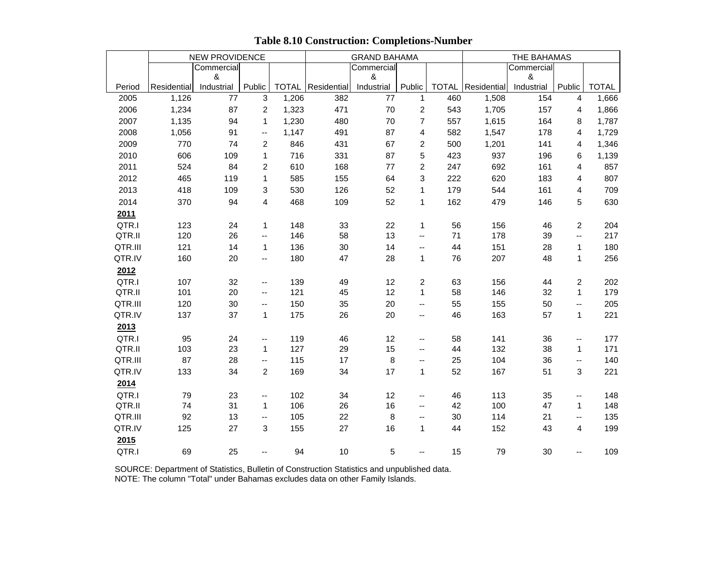# Table 8.10 Construction: Completions-Number

| Period | NEW PROVIDENCE | | | | GRAND BAHAMA | | | | THE BAHAMAS | | | |
|---|---|---|---|---|---|---|---|---|---|---|---|---|
| | Residential | Commercial & Industrial | Public | TOTAL | Residential | Commercial & Industrial | Public | TOTAL | Residential | Commercial & Industrial | Public | TOTAL |
| 2005 | 1,126 | 77 | 3 | 1,206 | 382 | 77 | 1 | 460 | 1,508 | 154 | 4 | 1,666 |
| 2006 | 1,234 | 87 | 2 | 1,323 | 471 | 70 | 2 | 543 | 1,705 | 157 | 4 | 1,866 |
| 2007 | 1,135 | 94 | 1 | 1,230 | 480 | 70 | 7 | 557 | 1,615 | 164 | 8 | 1,787 |
| 2008 | 1,056 | 91 | -- | 1,147 | 491 | 87 | 4 | 582 | 1,547 | 178 | 4 | 1,729 |
| 2009 | 770 | 74 | 2 | 846 | 431 | 67 | 2 | 500 | 1,201 | 141 | 4 | 1,346 |
| 2010 | 606 | 109 | 1 | 716 | 331 | 87 | 5 | 423 | 937 | 196 | 6 | 1,139 |
| 2011 | 524 | 84 | 2 | 610 | 168 | 77 | 2 | 247 | 692 | 161 | 4 | 857 |
| 2012 | 465 | 119 | 1 | 585 | 155 | 64 | 3 | 222 | 620 | 183 | 4 | 807 |
| 2013 | 418 | 109 | 3 | 530 | 126 | 52 | 1 | 179 | 544 | 161 | 4 | 709 |
| 2014 | 370 | 94 | 4 | 468 | 109 | 52 | 1 | 162 | 479 | 146 | 5 | 630 |
| **2011** | | | | | | | | | | | | |
| QTR.I | 123 | 24 | 1 | 148 | 33 | 22 | 1 | 56 | 156 | 46 | 2 | 204 |
| QTR.II | 120 | 26 | -- | 146 | 58 | 13 | -- | 71 | 178 | 39 | -- | 217 |
| QTR.III | 121 | 14 | 1 | 136 | 30 | 14 | -- | 44 | 151 | 28 | 1 | 180 |
| QTR.IV | 160 | 20 | -- | 180 | 47 | 28 | 1 | 76 | 207 | 48 | 1 | 256 |
| **2012** | | | | | | | | | | | | |
| QTR.I | 107 | 32 | -- | 139 | 49 | 12 | 2 | 63 | 156 | 44 | 2 | 202 |
| QTR.II | 101 | 20 | -- | 121 | 45 | 12 | 1 | 58 | 146 | 32 | 1 | 179 |
| QTR.III | 120 | 30 | -- | 150 | 35 | 20 | -- | 55 | 155 | 50 | -- | 205 |
| QTR.IV | 137 | 37 | 1 | 175 | 26 | 20 | -- | 46 | 163 | 57 | 1 | 221 |
| **2013** | | | | | | | | | | | | |
| QTR.I | 95 | 24 | -- | 119 | 46 | 12 | -- | 58 | 141 | 36 | -- | 177 |
| QTR.II | 103 | 23 | 1 | 127 | 29 | 15 | -- | 44 | 132 | 38 | 1 | 171 |
| QTR.III | 87 | 28 | -- | 115 | 17 | 8 | -- | 25 | 104 | 36 | -- | 140 |
| QTR.IV | 133 | 34 | 2 | 169 | 34 | 17 | 1 | 52 | 167 | 51 | 3 | 221 |
| **2014** | | | | | | | | | | | | |
| QTR.I | 79 | 23 | -- | 102 | 34 | 12 | -- | 46 | 113 | 35 | -- | 148 |
| QTR.II | 74 | 31 | 1 | 106 | 26 | 16 | -- | 42 | 100 | 47 | 1 | 148 |
| QTR.III | 92 | 13 | -- | 105 | 22 | 8 | -- | 30 | 114 | 21 | -- | 135 |
| QTR.IV | 125 | 27 | 3 | 155 | 27 | 16 | 1 | 44 | 152 | 43 | 4 | 199 |
| **2015** | | | | | | | | | | | | |
| QTR.I | 69 | 25 | -- | 94 | 10 | 5 | -- | 15 | 79 | 30 | -- | 109 |

SOURCE: Department of Statistics, Bulletin of Construction Statistics and unpublished data.
NOTE: The column "Total" under Bahamas excludes data on other Family Islands.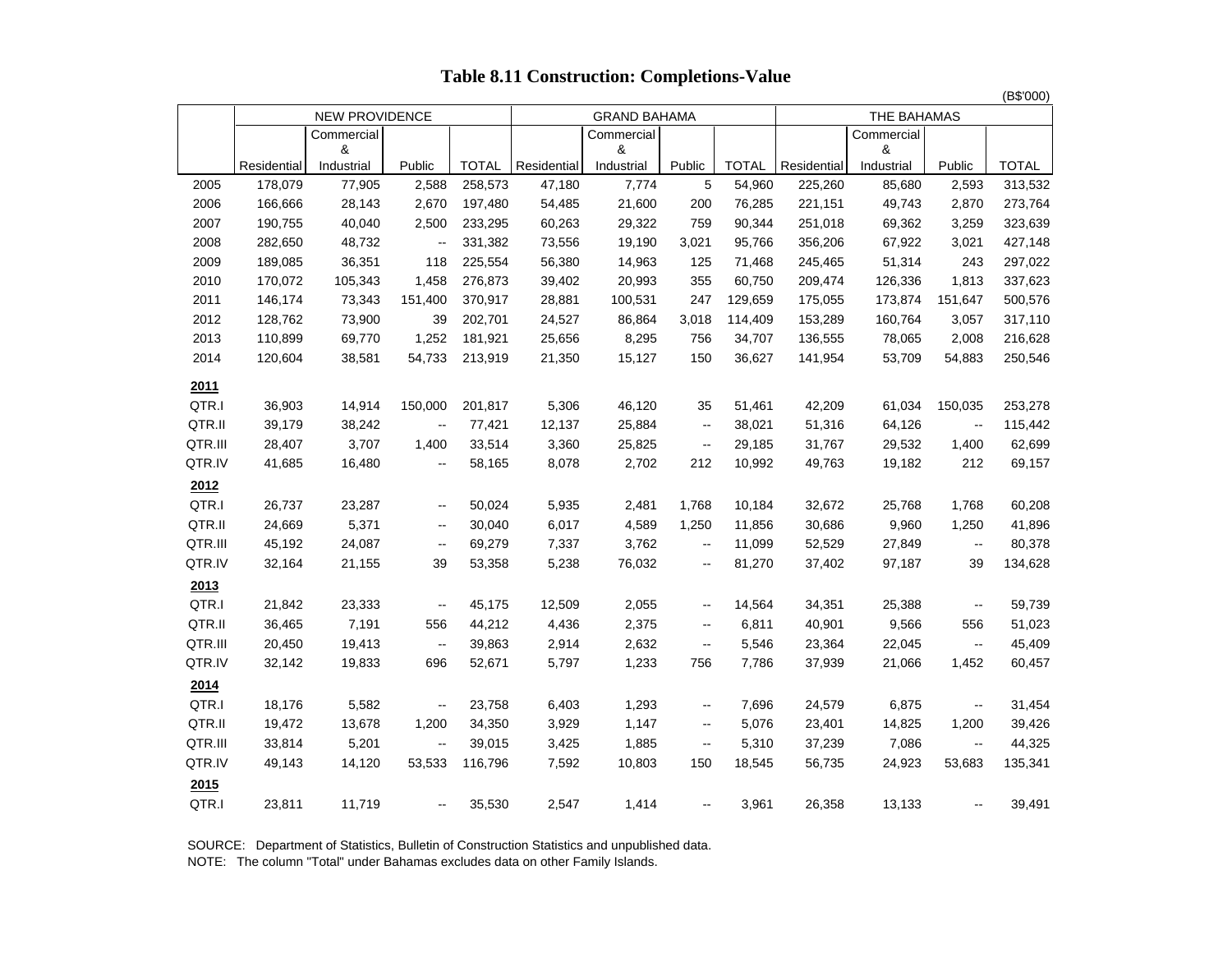# Table 8.11 Construction: Completions-Value

(B$'000)

| | NEW PROVIDENCE | | | | GRAND BAHAMA | | | | THE BAHAMAS | | | |
|---|---|---|---|---|---|---|---|---|---|---|---|---|
| | Residential | Commercial & Industrial | Public | TOTAL | Residential | Commercial & Industrial | Public | TOTAL | Residential | Commercial & Industrial | Public | TOTAL |
| 2005 | 178,079 | 77,905 | 2,588 | 258,573 | 47,180 | 7,774 | 5 | 54,960 | 225,260 | 85,680 | 2,593 | 313,532 |
| 2006 | 166,666 | 28,143 | 2,670 | 197,480 | 54,485 | 21,600 | 200 | 76,285 | 221,151 | 49,743 | 2,870 | 273,764 |
| 2007 | 190,755 | 40,040 | 2,500 | 233,295 | 60,263 | 29,322 | 759 | 90,344 | 251,018 | 69,362 | 3,259 | 323,639 |
| 2008 | 282,650 | 48,732 | -- | 331,382 | 73,556 | 19,190 | 3,021 | 95,766 | 356,206 | 67,922 | 3,021 | 427,148 |
| 2009 | 189,085 | 36,351 | 118 | 225,554 | 56,380 | 14,963 | 125 | 71,468 | 245,465 | 51,314 | 243 | 297,022 |
| 2010 | 170,072 | 105,343 | 1,458 | 276,873 | 39,402 | 20,993 | 355 | 60,750 | 209,474 | 126,336 | 1,813 | 337,623 |
| 2011 | 146,174 | 73,343 | 151,400 | 370,917 | 28,881 | 100,531 | 247 | 129,659 | 175,055 | 173,874 | 151,647 | 500,576 |
| 2012 | 128,762 | 73,900 | 39 | 202,701 | 24,527 | 86,864 | 3,018 | 114,409 | 153,289 | 160,764 | 3,057 | 317,110 |
| 2013 | 110,899 | 69,770 | 1,252 | 181,921 | 25,656 | 8,295 | 756 | 34,707 | 136,555 | 78,065 | 2,008 | 216,628 |
| 2014 | 120,604 | 38,581 | 54,733 | 213,919 | 21,350 | 15,127 | 150 | 36,627 | 141,954 | 53,709 | 54,883 | 250,546 |
| **2011** | | | | | | | | | | | | |
| QTR.I | 36,903 | 14,914 | 150,000 | 201,817 | 5,306 | 46,120 | 35 | 51,461 | 42,209 | 61,034 | 150,035 | 253,278 |
| QTR.II | 39,179 | 38,242 | -- | 77,421 | 12,137 | 25,884 | -- | 38,021 | 51,316 | 64,126 | -- | 115,442 |
| QTR.III | 28,407 | 3,707 | 1,400 | 33,514 | 3,360 | 25,825 | -- | 29,185 | 31,767 | 29,532 | 1,400 | 62,699 |
| QTR.IV | 41,685 | 16,480 | -- | 58,165 | 8,078 | 2,702 | 212 | 10,992 | 49,763 | 19,182 | 212 | 69,157 |
| **2012** | | | | | | | | | | | | |
| QTR.I | 26,737 | 23,287 | -- | 50,024 | 5,935 | 2,481 | 1,768 | 10,184 | 32,672 | 25,768 | 1,768 | 60,208 |
| QTR.II | 24,669 | 5,371 | -- | 30,040 | 6,017 | 4,589 | 1,250 | 11,856 | 30,686 | 9,960 | 1,250 | 41,896 |
| QTR.III | 45,192 | 24,087 | -- | 69,279 | 7,337 | 3,762 | -- | 11,099 | 52,529 | 27,849 | -- | 80,378 |
| QTR.IV | 32,164 | 21,155 | 39 | 53,358 | 5,238 | 76,032 | -- | 81,270 | 37,402 | 97,187 | 39 | 134,628 |
| **2013** | | | | | | | | | | | | |
| QTR.I | 21,842 | 23,333 | -- | 45,175 | 12,509 | 2,055 | -- | 14,564 | 34,351 | 25,388 | -- | 59,739 |
| QTR.II | 36,465 | 7,191 | 556 | 44,212 | 4,436 | 2,375 | -- | 6,811 | 40,901 | 9,566 | 556 | 51,023 |
| QTR.III | 20,450 | 19,413 | -- | 39,863 | 2,914 | 2,632 | -- | 5,546 | 23,364 | 22,045 | -- | 45,409 |
| QTR.IV | 32,142 | 19,833 | 696 | 52,671 | 5,797 | 1,233 | 756 | 7,786 | 37,939 | 21,066 | 1,452 | 60,457 |
| **2014** | | | | | | | | | | | | |
| QTR.I | 18,176 | 5,582 | -- | 23,758 | 6,403 | 1,293 | -- | 7,696 | 24,579 | 6,875 | -- | 31,454 |
| QTR.II | 19,472 | 13,678 | 1,200 | 34,350 | 3,929 | 1,147 | -- | 5,076 | 23,401 | 14,825 | 1,200 | 39,426 |
| QTR.III | 33,814 | 5,201 | -- | 39,015 | 3,425 | 1,885 | -- | 5,310 | 37,239 | 7,086 | -- | 44,325 |
| QTR.IV | 49,143 | 14,120 | 53,533 | 116,796 | 7,592 | 10,803 | 150 | 18,545 | 56,735 | 24,923 | 53,683 | 135,341 |
| **2015** | | | | | | | | | | | | |
| QTR.I | 23,811 | 11,719 | -- | 35,530 | 2,547 | 1,414 | -- | 3,961 | 26,358 | 13,133 | -- | 39,491 |

SOURCE: Department of Statistics, Bulletin of Construction Statistics and unpublished data.
NOTE: The column "Total" under Bahamas excludes data on other Family Islands.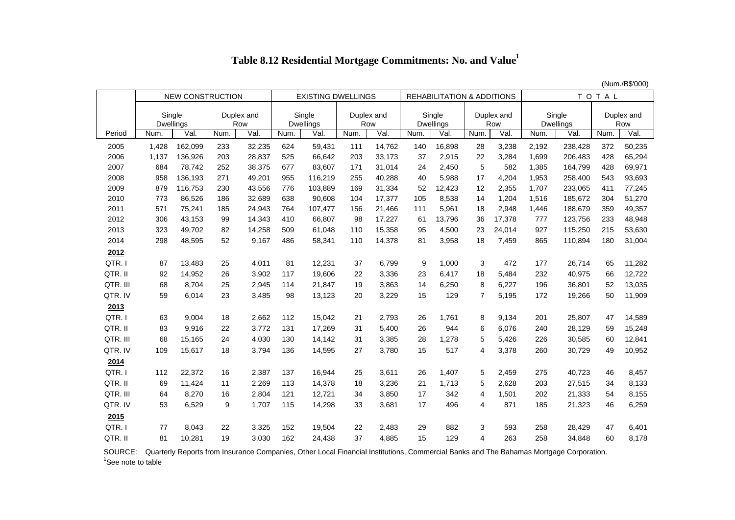# Table 8.12 Residential Mortgage Commitments: No. and Value[1]

(Num./B$'000)

| | NEW CONSTRUCTION | | | | EXISTING DWELLINGS | | | | REHABILITATION & ADDITIONS | | | | T O T A L | | | |
|---|---|---|---|---|---|---|---|---|---|---|---|---|---|---|---|---|
| | Single Dwellings | | Duplex and Row | | Single Dwellings | | Duplex and Row | | Single Dwellings | | Duplex and Row | | Single Dwellings | | Duplex and Row | |
| Period | Num. | Val. | Num. | Val. | Num. | Val. | Num. | Val. | Num. | Val. | Num. | Val. | Num. | Val. | Num. | Val. |
| 2005 | 1,428 | 162,099 | 233 | 32,235 | 624 | 59,431 | 111 | 14,762 | 140 | 16,898 | 28 | 3,238 | 2,192 | 238,428 | 372 | 50,235 |
| 2006 | 1,137 | 136,926 | 203 | 28,837 | 525 | 66,642 | 203 | 33,173 | 37 | 2,915 | 22 | 3,284 | 1,699 | 206,483 | 428 | 65,294 |
| 2007 | 684 | 78,742 | 252 | 38,375 | 677 | 83,607 | 171 | 31,014 | 24 | 2,450 | 5 | 582 | 1,385 | 164,799 | 428 | 69,971 |
| 2008 | 958 | 136,193 | 271 | 49,201 | 955 | 116,219 | 255 | 40,288 | 40 | 5,988 | 17 | 4,204 | 1,953 | 258,400 | 543 | 93,693 |
| 2009 | 879 | 116,753 | 230 | 43,556 | 776 | 103,889 | 169 | 31,334 | 52 | 12,423 | 12 | 2,355 | 1,707 | 233,065 | 411 | 77,245 |
| 2010 | 773 | 86,526 | 186 | 32,689 | 638 | 90,608 | 104 | 17,377 | 105 | 8,538 | 14 | 1,204 | 1,516 | 185,672 | 304 | 51,270 |
| 2011 | 571 | 75,241 | 185 | 24,943 | 764 | 107,477 | 156 | 21,466 | 111 | 5,961 | 18 | 2,948 | 1,446 | 188,679 | 359 | 49,357 |
| 2012 | 306 | 43,153 | 99 | 14,343 | 410 | 66,807 | 98 | 17,227 | 61 | 13,796 | 36 | 17,378 | 777 | 123,756 | 233 | 48,948 |
| 2013 | 323 | 49,702 | 82 | 14,258 | 509 | 61,048 | 110 | 15,358 | 95 | 4,500 | 23 | 24,014 | 927 | 115,250 | 215 | 53,630 |
| 2014 | 298 | 48,595 | 52 | 9,167 | 486 | 58,341 | 110 | 14,378 | 81 | 3,958 | 18 | 7,459 | 865 | 110,894 | 180 | 31,004 |
| **2012** | | | | | | | | | | | | | | | | |
| QTR. I | 87 | 13,483 | 25 | 4,011 | 81 | 12,231 | 37 | 6,799 | 9 | 1,000 | 3 | 472 | 177 | 26,714 | 65 | 11,282 |
| QTR. II | 92 | 14,952 | 26 | 3,902 | 117 | 19,606 | 22 | 3,336 | 23 | 6,417 | 18 | 5,484 | 232 | 40,975 | 66 | 12,722 |
| QTR. III | 68 | 8,704 | 25 | 2,945 | 114 | 21,847 | 19 | 3,863 | 14 | 6,250 | 8 | 6,227 | 196 | 36,801 | 52 | 13,035 |
| QTR. IV | 59 | 6,014 | 23 | 3,485 | 98 | 13,123 | 20 | 3,229 | 15 | 129 | 7 | 5,195 | 172 | 19,266 | 50 | 11,909 |
| **2013** | | | | | | | | | | | | | | | | |
| QTR. I | 63 | 9,004 | 18 | 2,662 | 112 | 15,042 | 21 | 2,793 | 26 | 1,761 | 8 | 9,134 | 201 | 25,807 | 47 | 14,589 |
| QTR. II | 83 | 9,916 | 22 | 3,772 | 131 | 17,269 | 31 | 5,400 | 26 | 944 | 6 | 6,076 | 240 | 28,129 | 59 | 15,248 |
| QTR. III | 68 | 15,165 | 24 | 4,030 | 130 | 14,142 | 31 | 3,385 | 28 | 1,278 | 5 | 5,426 | 226 | 30,585 | 60 | 12,841 |
| QTR. IV | 109 | 15,617 | 18 | 3,794 | 136 | 14,595 | 27 | 3,780 | 15 | 517 | 4 | 3,378 | 260 | 30,729 | 49 | 10,952 |
| **2014** | | | | | | | | | | | | | | | | |
| QTR. I | 112 | 22,372 | 16 | 2,387 | 137 | 16,944 | 25 | 3,611 | 26 | 1,407 | 5 | 2,459 | 275 | 40,723 | 46 | 8,457 |
| QTR. II | 69 | 11,424 | 11 | 2,269 | 113 | 14,378 | 18 | 3,236 | 21 | 1,713 | 5 | 2,628 | 203 | 27,515 | 34 | 8,133 |
| QTR. III | 64 | 8,270 | 16 | 2,804 | 121 | 12,721 | 34 | 3,850 | 17 | 342 | 4 | 1,501 | 202 | 21,333 | 54 | 8,155 |
| QTR. IV | 53 | 6,529 | 9 | 1,707 | 115 | 14,298 | 33 | 3,681 | 17 | 496 | 4 | 871 | 185 | 21,323 | 46 | 6,259 |
| **2015** | | | | | | | | | | | | | | | | |
| QTR. I | 77 | 8,043 | 22 | 3,325 | 152 | 19,504 | 22 | 2,483 | 29 | 882 | 3 | 593 | 258 | 28,429 | 47 | 6,401 |
| QTR. II | 81 | 10,281 | 19 | 3,030 | 162 | 24,438 | 37 | 4,885 | 15 | 129 | 4 | 263 | 258 | 34,848 | 60 | 8,178 |

SOURCE: Quarterly Reports from Insurance Companies, Other Local Financial Institutions, Commercial Banks and The Bahamas Mortgage Corporation.

[1]See note to table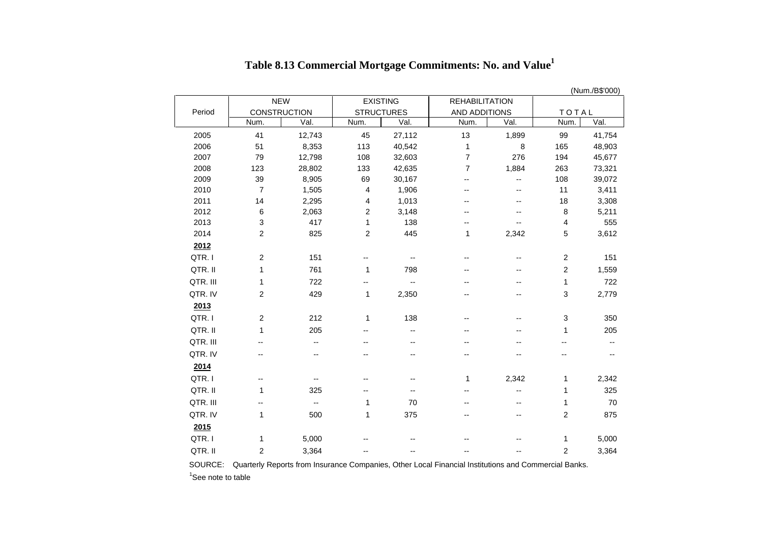# Table 8.13 Commercial Mortgage Commitments: No. and Value[1]

(Num./B$'000)

| Period | NEW CONSTRUCTION | | EXISTING STRUCTURES | | REHABILITATION AND ADDITIONS | | TOTAL | |
|---|---|---|---|---|---|---|---|---|
| | Num. | Val. | Num. | Val. | Num. | Val. | Num. | Val. |
| 2005 | 41 | 12,743 | 45 | 27,112 | 13 | 1,899 | 99 | 41,754 |
| 2006 | 51 | 8,353 | 113 | 40,542 | 1 | 8 | 165 | 48,903 |
| 2007 | 79 | 12,798 | 108 | 32,603 | 7 | 276 | 194 | 45,677 |
| 2008 | 123 | 28,802 | 133 | 42,635 | 7 | 1,884 | 263 | 73,321 |
| 2009 | 39 | 8,905 | 69 | 30,167 | -- | -- | 108 | 39,072 |
| 2010 | 7 | 1,505 | 4 | 1,906 | -- | -- | 11 | 3,411 |
| 2011 | 14 | 2,295 | 4 | 1,013 | -- | -- | 18 | 3,308 |
| 2012 | 6 | 2,063 | 2 | 3,148 | -- | -- | 8 | 5,211 |
| 2013 | 3 | 417 | 1 | 138 | -- | -- | 4 | 555 |
| 2014 | 2 | 825 | 2 | 445 | 1 | 2,342 | 5 | 3,612 |
| **2012** | | | | | | | | |
| QTR. I | 2 | 151 | -- | -- | -- | -- | 2 | 151 |
| QTR. II | 1 | 761 | 1 | 798 | -- | -- | 2 | 1,559 |
| QTR. III | 1 | 722 | -- | -- | -- | -- | 1 | 722 |
| QTR. IV | 2 | 429 | 1 | 2,350 | -- | -- | 3 | 2,779 |
| **2013** | | | | | | | | |
| QTR. I | 2 | 212 | 1 | 138 | -- | -- | 3 | 350 |
| QTR. II | 1 | 205 | -- | -- | -- | -- | 1 | 205 |
| QTR. III | -- | -- | -- | -- | -- | -- | -- | -- |
| QTR. IV | -- | -- | -- | -- | -- | -- | -- | -- |
| **2014** | | | | | | | | |
| QTR. I | -- | -- | -- | -- | 1 | 2,342 | 1 | 2,342 |
| QTR. II | 1 | 325 | -- | -- | -- | -- | 1 | 325 |
| QTR. III | -- | -- | 1 | 70 | -- | -- | 1 | 70 |
| QTR. IV | 1 | 500 | 1 | 375 | -- | -- | 2 | 875 |
| **2015** | | | | | | | | |
| QTR. I | 1 | 5,000 | -- | -- | -- | -- | 1 | 5,000 |
| QTR. II | 2 | 3,364 | -- | -- | -- | -- | 2 | 3,364 |

SOURCE: Quarterly Reports from Insurance Companies, Other Local Financial Institutions and Commercial Banks.

[1]See note to table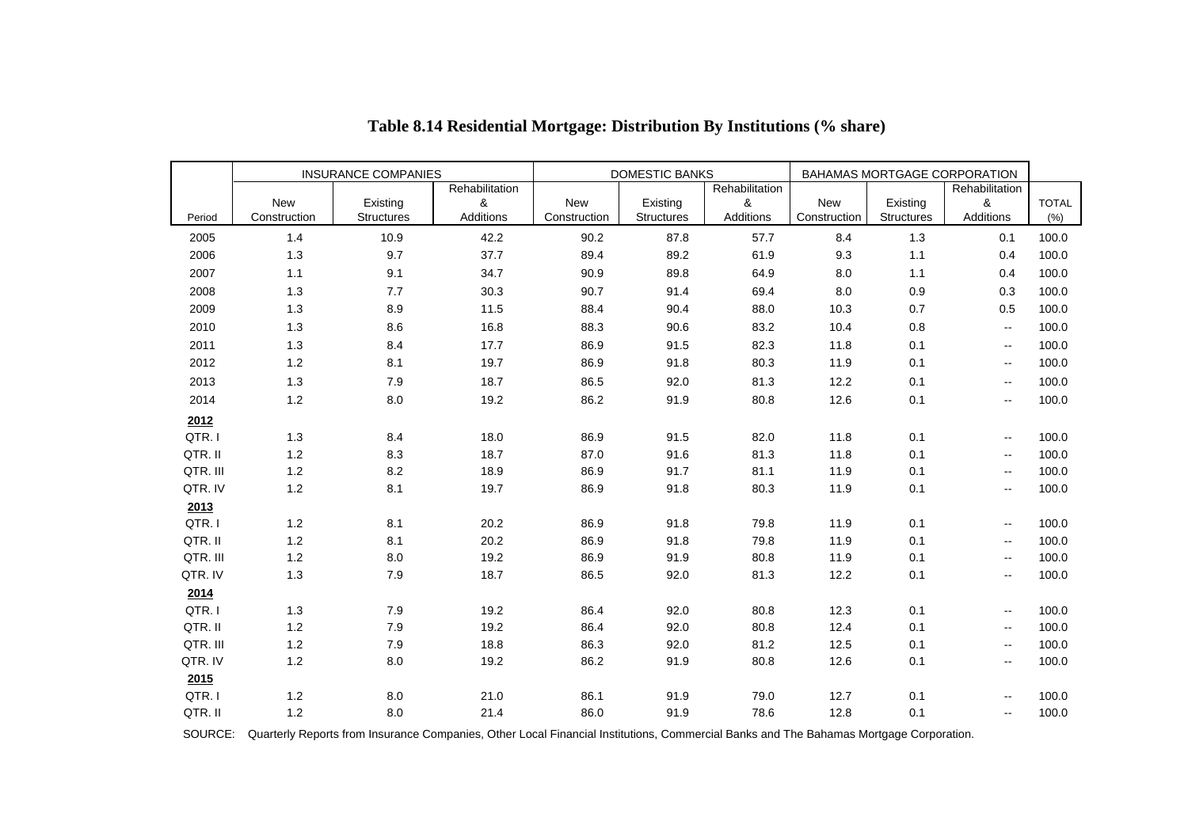# Table 8.14 Residential Mortgage: Distribution By Institutions (% share)

| Period | INSURANCE COMPANIES | | | DOMESTIC BANKS | | | BAHAMAS MORTGAGE CORPORATION | | | |
|---|---|---|---|---|---|---|---|---|---|---|
| | New Construction | Existing Structures | Rehabilitation & Additions | New Construction | Existing Structures | Rehabilitation & Additions | New Construction | Existing Structures | Rehabilitation & Additions | TOTAL (%) |
| 2005 | 1.4 | 10.9 | 42.2 | 90.2 | 87.8 | 57.7 | 8.4 | 1.3 | 0.1 | 100.0 |
| 2006 | 1.3 | 9.7 | 37.7 | 89.4 | 89.2 | 61.9 | 9.3 | 1.1 | 0.4 | 100.0 |
| 2007 | 1.1 | 9.1 | 34.7 | 90.9 | 89.8 | 64.9 | 8.0 | 1.1 | 0.4 | 100.0 |
| 2008 | 1.3 | 7.7 | 30.3 | 90.7 | 91.4 | 69.4 | 8.0 | 0.9 | 0.3 | 100.0 |
| 2009 | 1.3 | 8.9 | 11.5 | 88.4 | 90.4 | 88.0 | 10.3 | 0.7 | 0.5 | 100.0 |
| 2010 | 1.3 | 8.6 | 16.8 | 88.3 | 90.6 | 83.2 | 10.4 | 0.8 | -- | 100.0 |
| 2011 | 1.3 | 8.4 | 17.7 | 86.9 | 91.5 | 82.3 | 11.8 | 0.1 | -- | 100.0 |
| 2012 | 1.2 | 8.1 | 19.7 | 86.9 | 91.8 | 80.3 | 11.9 | 0.1 | -- | 100.0 |
| 2013 | 1.3 | 7.9 | 18.7 | 86.5 | 92.0 | 81.3 | 12.2 | 0.1 | -- | 100.0 |
| 2014 | 1.2 | 8.0 | 19.2 | 86.2 | 91.9 | 80.8 | 12.6 | 0.1 | -- | 100.0 |
| **2012** | | | | | | | | | | |
| QTR. I | 1.3 | 8.4 | 18.0 | 86.9 | 91.5 | 82.0 | 11.8 | 0.1 | -- | 100.0 |
| QTR. II | 1.2 | 8.3 | 18.7 | 87.0 | 91.6 | 81.3 | 11.8 | 0.1 | -- | 100.0 |
| QTR. III | 1.2 | 8.2 | 18.9 | 86.9 | 91.7 | 81.1 | 11.9 | 0.1 | -- | 100.0 |
| QTR. IV | 1.2 | 8.1 | 19.7 | 86.9 | 91.8 | 80.3 | 11.9 | 0.1 | -- | 100.0 |
| **2013** | | | | | | | | | | |
| QTR. I | 1.2 | 8.1 | 20.2 | 86.9 | 91.8 | 79.8 | 11.9 | 0.1 | -- | 100.0 |
| QTR. II | 1.2 | 8.1 | 20.2 | 86.9 | 91.8 | 79.8 | 11.9 | 0.1 | -- | 100.0 |
| QTR. III | 1.2 | 8.0 | 19.2 | 86.9 | 91.9 | 80.8 | 11.9 | 0.1 | -- | 100.0 |
| QTR. IV | 1.3 | 7.9 | 18.7 | 86.5 | 92.0 | 81.3 | 12.2 | 0.1 | -- | 100.0 |
| **2014** | | | | | | | | | | |
| QTR. I | 1.3 | 7.9 | 19.2 | 86.4 | 92.0 | 80.8 | 12.3 | 0.1 | -- | 100.0 |
| QTR. II | 1.2 | 7.9 | 19.2 | 86.4 | 92.0 | 80.8 | 12.4 | 0.1 | -- | 100.0 |
| QTR. III | 1.2 | 7.9 | 18.8 | 86.3 | 92.0 | 81.2 | 12.5 | 0.1 | -- | 100.0 |
| QTR. IV | 1.2 | 8.0 | 19.2 | 86.2 | 91.9 | 80.8 | 12.6 | 0.1 | -- | 100.0 |
| **2015** | | | | | | | | | | |
| QTR. I | 1.2 | 8.0 | 21.0 | 86.1 | 91.9 | 79.0 | 12.7 | 0.1 | -- | 100.0 |
| QTR. II | 1.2 | 8.0 | 21.4 | 86.0 | 91.9 | 78.6 | 12.8 | 0.1 | -- | 100.0 |

SOURCE: Quarterly Reports from Insurance Companies, Other Local Financial Institutions, Commercial Banks and The Bahamas Mortgage Corporation.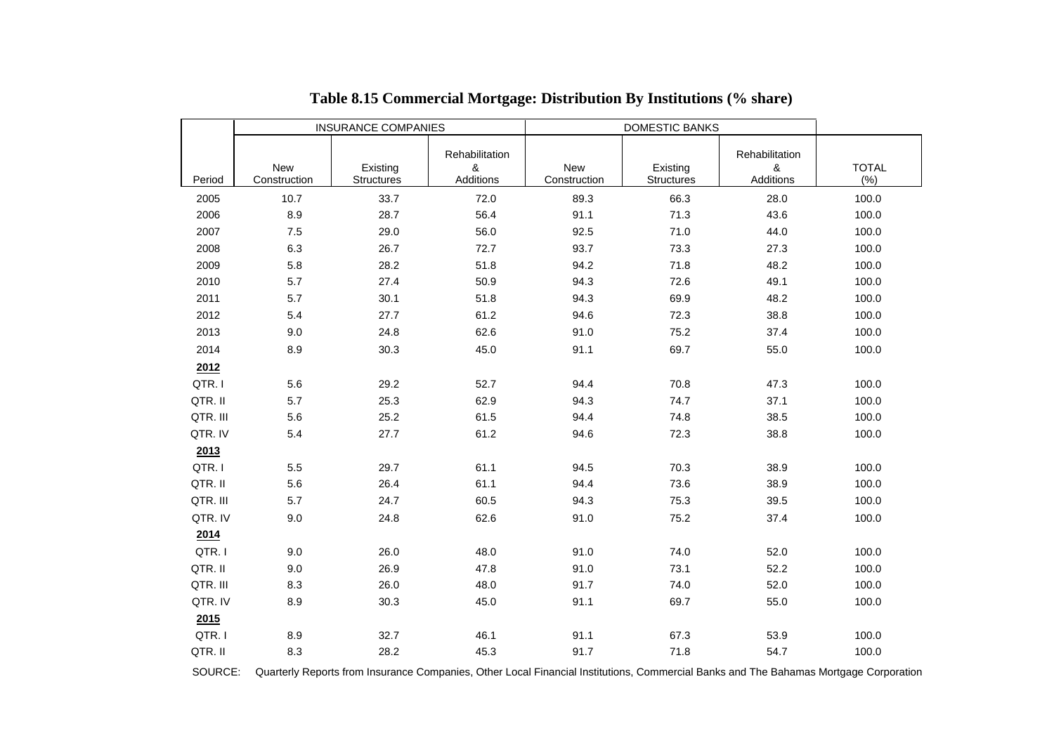# Table 8.15 Commercial Mortgage: Distribution By Institutions (% share)

| | INSURANCE COMPANIES | | | DOMESTIC BANKS | | | |
|---|---|---|---|---|---|---|---|
| Period | New Construction | Existing Structures | Rehabilitation & Additions | New Construction | Existing Structures | Rehabilitation & Additions | TOTAL (%) |
| 2005 | 10.7 | 33.7 | 72.0 | 89.3 | 66.3 | 28.0 | 100.0 |
| 2006 | 8.9 | 28.7 | 56.4 | 91.1 | 71.3 | 43.6 | 100.0 |
| 2007 | 7.5 | 29.0 | 56.0 | 92.5 | 71.0 | 44.0 | 100.0 |
| 2008 | 6.3 | 26.7 | 72.7 | 93.7 | 73.3 | 27.3 | 100.0 |
| 2009 | 5.8 | 28.2 | 51.8 | 94.2 | 71.8 | 48.2 | 100.0 |
| 2010 | 5.7 | 27.4 | 50.9 | 94.3 | 72.6 | 49.1 | 100.0 |
| 2011 | 5.7 | 30.1 | 51.8 | 94.3 | 69.9 | 48.2 | 100.0 |
| 2012 | 5.4 | 27.7 | 61.2 | 94.6 | 72.3 | 38.8 | 100.0 |
| 2013 | 9.0 | 24.8 | 62.6 | 91.0 | 75.2 | 37.4 | 100.0 |
| 2014 | 8.9 | 30.3 | 45.0 | 91.1 | 69.7 | 55.0 | 100.0 |
| **2012** | | | | | | | |
| QTR. I | 5.6 | 29.2 | 52.7 | 94.4 | 70.8 | 47.3 | 100.0 |
| QTR. II | 5.7 | 25.3 | 62.9 | 94.3 | 74.7 | 37.1 | 100.0 |
| QTR. III | 5.6 | 25.2 | 61.5 | 94.4 | 74.8 | 38.5 | 100.0 |
| QTR. IV | 5.4 | 27.7 | 61.2 | 94.6 | 72.3 | 38.8 | 100.0 |
| **2013** | | | | | | | |
| QTR. I | 5.5 | 29.7 | 61.1 | 94.5 | 70.3 | 38.9 | 100.0 |
| QTR. II | 5.6 | 26.4 | 61.1 | 94.4 | 73.6 | 38.9 | 100.0 |
| QTR. III | 5.7 | 24.7 | 60.5 | 94.3 | 75.3 | 39.5 | 100.0 |
| QTR. IV | 9.0 | 24.8 | 62.6 | 91.0 | 75.2 | 37.4 | 100.0 |
| **2014** | | | | | | | |
| QTR. I | 9.0 | 26.0 | 48.0 | 91.0 | 74.0 | 52.0 | 100.0 |
| QTR. II | 9.0 | 26.9 | 47.8 | 91.0 | 73.1 | 52.2 | 100.0 |
| QTR. III | 8.3 | 26.0 | 48.0 | 91.7 | 74.0 | 52.0 | 100.0 |
| QTR. IV | 8.9 | 30.3 | 45.0 | 91.1 | 69.7 | 55.0 | 100.0 |
| **2015** | | | | | | | |
| QTR. I | 8.9 | 32.7 | 46.1 | 91.1 | 67.3 | 53.9 | 100.0 |
| QTR. II | 8.3 | 28.2 | 45.3 | 91.7 | 71.8 | 54.7 | 100.0 |

SOURCE: Quarterly Reports from Insurance Companies, Other Local Financial Institutions, Commercial Banks and The Bahamas Mortgage Corporation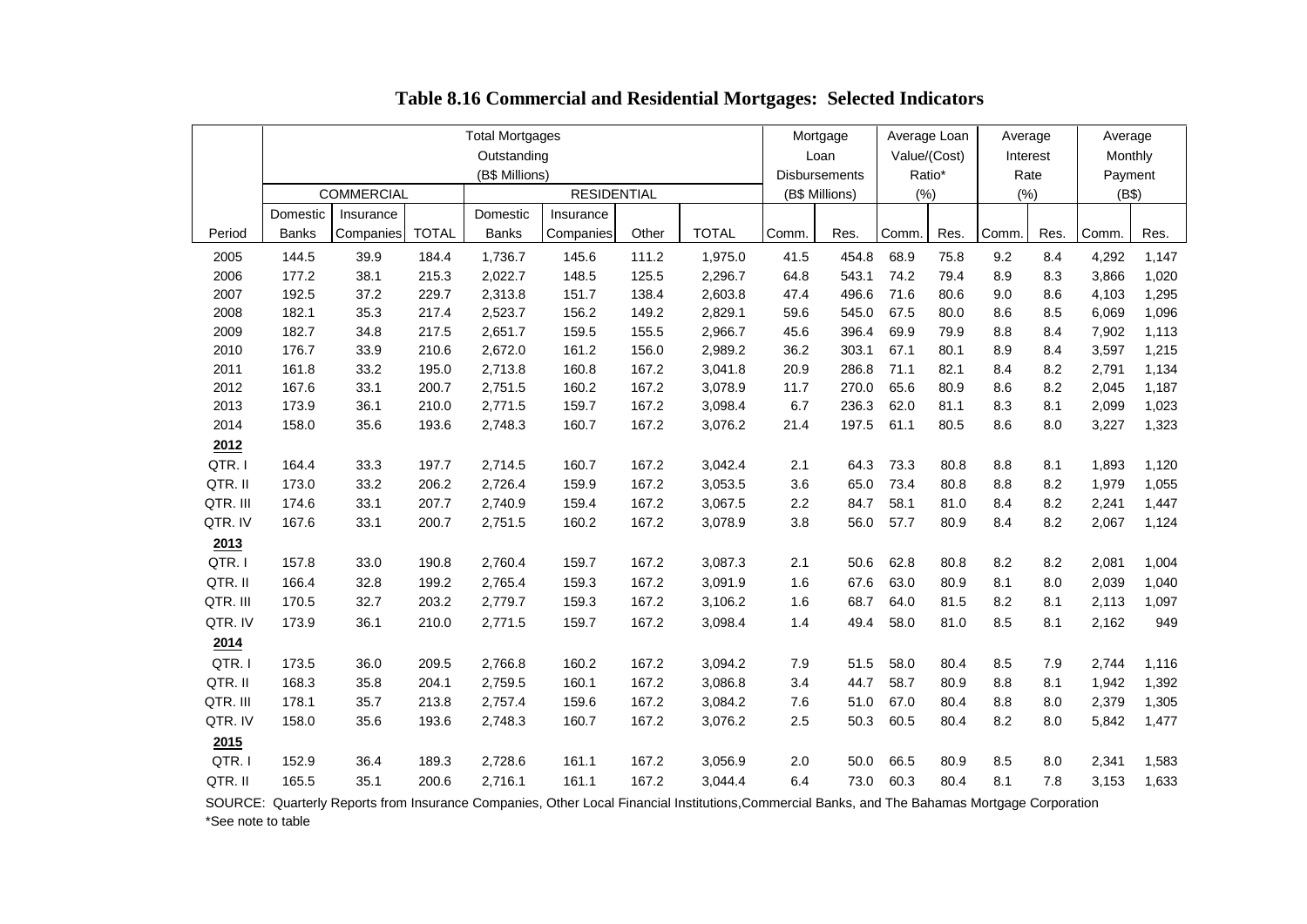# Table 8.16 Commercial and Residential Mortgages: Selected Indicators

| | Total Mortgages Outstanding (B$ Millions) | | | | | | | Mortgage Loan Disbursements (B$ Millions) | | Average Loan Value/(Cost) Ratio* (%) | | Average Interest Rate (%) | | Average Monthly Payment (B$) | |
|---|---|---|---|---|---|---|---|---|---|---|---|---|---|---|---|
| | COMMERCIAL | | | RESIDENTIAL | | | | | | | | | | | |
| Period | Domestic Banks | Insurance Companies | TOTAL | Domestic Banks | Insurance Companies | Other | TOTAL | Comm. | Res. | Comm. | Res. | Comm. | Res. | Comm. | Res. |
| 2005 | 144.5 | 39.9 | 184.4 | 1,736.7 | 145.6 | 111.2 | 1,975.0 | 41.5 | 454.8 | 68.9 | 75.8 | 9.2 | 8.4 | 4,292 | 1,147 |
| 2006 | 177.2 | 38.1 | 215.3 | 2,022.7 | 148.5 | 125.5 | 2,296.7 | 64.8 | 543.1 | 74.2 | 79.4 | 8.9 | 8.3 | 3,866 | 1,020 |
| 2007 | 192.5 | 37.2 | 229.7 | 2,313.8 | 151.7 | 138.4 | 2,603.8 | 47.4 | 496.6 | 71.6 | 80.6 | 9.0 | 8.6 | 4,103 | 1,295 |
| 2008 | 182.1 | 35.3 | 217.4 | 2,523.7 | 156.2 | 149.2 | 2,829.1 | 59.6 | 545.0 | 67.5 | 80.0 | 8.6 | 8.5 | 6,069 | 1,096 |
| 2009 | 182.7 | 34.8 | 217.5 | 2,651.7 | 159.5 | 155.5 | 2,966.7 | 45.6 | 396.4 | 69.9 | 79.9 | 8.8 | 8.4 | 7,902 | 1,113 |
| 2010 | 176.7 | 33.9 | 210.6 | 2,672.0 | 161.2 | 156.0 | 2,989.2 | 36.2 | 303.1 | 67.1 | 80.1 | 8.9 | 8.4 | 3,597 | 1,215 |
| 2011 | 161.8 | 33.2 | 195.0 | 2,713.8 | 160.8 | 167.2 | 3,041.8 | 20.9 | 286.8 | 71.1 | 82.1 | 8.4 | 8.2 | 2,791 | 1,134 |
| 2012 | 167.6 | 33.1 | 200.7 | 2,751.5 | 160.2 | 167.2 | 3,078.9 | 11.7 | 270.0 | 65.6 | 80.9 | 8.6 | 8.2 | 2,045 | 1,187 |
| 2013 | 173.9 | 36.1 | 210.0 | 2,771.5 | 159.7 | 167.2 | 3,098.4 | 6.7 | 236.3 | 62.0 | 81.1 | 8.3 | 8.1 | 2,099 | 1,023 |
| 2014 | 158.0 | 35.6 | 193.6 | 2,748.3 | 160.7 | 167.2 | 3,076.2 | 21.4 | 197.5 | 61.1 | 80.5 | 8.6 | 8.0 | 3,227 | 1,323 |
| **2012** | | | | | | | | | | | | | | | |
| QTR. I | 164.4 | 33.3 | 197.7 | 2,714.5 | 160.7 | 167.2 | 3,042.4 | 2.1 | 64.3 | 73.3 | 80.8 | 8.8 | 8.1 | 1,893 | 1,120 |
| QTR. II | 173.0 | 33.2 | 206.2 | 2,726.4 | 159.9 | 167.2 | 3,053.5 | 3.6 | 65.0 | 73.4 | 80.8 | 8.8 | 8.2 | 1,979 | 1,055 |
| QTR. III | 174.6 | 33.1 | 207.7 | 2,740.9 | 159.4 | 167.2 | 3,067.5 | 2.2 | 84.7 | 58.1 | 81.0 | 8.4 | 8.2 | 2,241 | 1,447 |
| QTR. IV | 167.6 | 33.1 | 200.7 | 2,751.5 | 160.2 | 167.2 | 3,078.9 | 3.8 | 56.0 | 57.7 | 80.9 | 8.4 | 8.2 | 2,067 | 1,124 |
| **2013** | | | | | | | | | | | | | | | |
| QTR. I | 157.8 | 33.0 | 190.8 | 2,760.4 | 159.7 | 167.2 | 3,087.3 | 2.1 | 50.6 | 62.8 | 80.8 | 8.2 | 8.2 | 2,081 | 1,004 |
| QTR. II | 166.4 | 32.8 | 199.2 | 2,765.4 | 159.3 | 167.2 | 3,091.9 | 1.6 | 67.6 | 63.0 | 80.9 | 8.1 | 8.0 | 2,039 | 1,040 |
| QTR. III | 170.5 | 32.7 | 203.2 | 2,779.7 | 159.3 | 167.2 | 3,106.2 | 1.6 | 68.7 | 64.0 | 81.5 | 8.2 | 8.1 | 2,113 | 1,097 |
| QTR. IV | 173.9 | 36.1 | 210.0 | 2,771.5 | 159.7 | 167.2 | 3,098.4 | 1.4 | 49.4 | 58.0 | 81.0 | 8.5 | 8.1 | 2,162 | 949 |
| **2014** | | | | | | | | | | | | | | | |
| QTR. I | 173.5 | 36.0 | 209.5 | 2,766.8 | 160.2 | 167.2 | 3,094.2 | 7.9 | 51.5 | 58.0 | 80.4 | 8.5 | 7.9 | 2,744 | 1,116 |
| QTR. II | 168.3 | 35.8 | 204.1 | 2,759.5 | 160.1 | 167.2 | 3,086.8 | 3.4 | 44.7 | 58.7 | 80.9 | 8.8 | 8.1 | 1,942 | 1,392 |
| QTR. III | 178.1 | 35.7 | 213.8 | 2,757.4 | 159.6 | 167.2 | 3,084.2 | 7.6 | 51.0 | 67.0 | 80.4 | 8.8 | 8.0 | 2,379 | 1,305 |
| QTR. IV | 158.0 | 35.6 | 193.6 | 2,748.3 | 160.7 | 167.2 | 3,076.2 | 2.5 | 50.3 | 60.5 | 80.4 | 8.2 | 8.0 | 5,842 | 1,477 |
| **2015** | | | | | | | | | | | | | | | |
| QTR. I | 152.9 | 36.4 | 189.3 | 2,728.6 | 161.1 | 167.2 | 3,056.9 | 2.0 | 50.0 | 66.5 | 80.9 | 8.5 | 8.0 | 2,341 | 1,583 |
| QTR. II | 165.5 | 35.1 | 200.6 | 2,716.1 | 161.1 | 167.2 | 3,044.4 | 6.4 | 73.0 | 60.3 | 80.4 | 8.1 | 7.8 | 3,153 | 1,633 |

SOURCE: Quarterly Reports from Insurance Companies, Other Local Financial Institutions, Commercial Banks, and The Bahamas Mortgage Corporation

*See note to table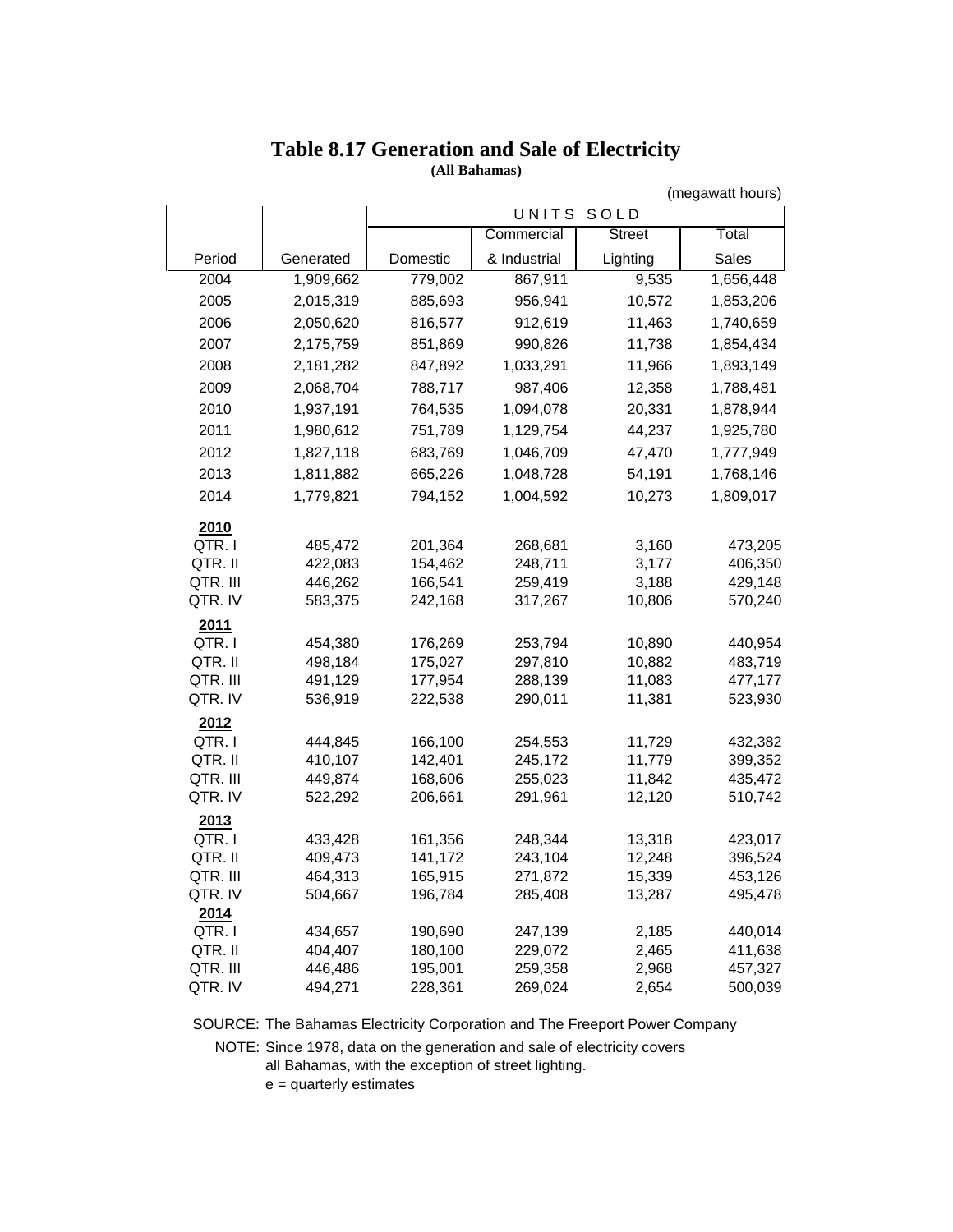# Table 8.17 Generation and Sale of Electricity

**(All Bahamas)**

(megawatt hours)

| | | UNITS SOLD | | | |
|---|---|---|---|---|---|
| | | | Commercial | Street | Total |
| Period | Generated | Domestic | & Industrial | Lighting | Sales |
| 2004 | 1,909,662 | 779,002 | 867,911 | 9,535 | 1,656,448 |
| 2005 | 2,015,319 | 885,693 | 956,941 | 10,572 | 1,853,206 |
| 2006 | 2,050,620 | 816,577 | 912,619 | 11,463 | 1,740,659 |
| 2007 | 2,175,759 | 851,869 | 990,826 | 11,738 | 1,854,434 |
| 2008 | 2,181,282 | 847,892 | 1,033,291 | 11,966 | 1,893,149 |
| 2009 | 2,068,704 | 788,717 | 987,406 | 12,358 | 1,788,481 |
| 2010 | 1,937,191 | 764,535 | 1,094,078 | 20,331 | 1,878,944 |
| 2011 | 1,980,612 | 751,789 | 1,129,754 | 44,237 | 1,925,780 |
| 2012 | 1,827,118 | 683,769 | 1,046,709 | 47,470 | 1,777,949 |
| 2013 | 1,811,882 | 665,226 | 1,048,728 | 54,191 | 1,768,146 |
| 2014 | 1,779,821 | 794,152 | 1,004,592 | 10,273 | 1,809,017 |
| **2010** | | | | | |
| QTR. I | 485,472 | 201,364 | 268,681 | 3,160 | 473,205 |
| QTR. II | 422,083 | 154,462 | 248,711 | 3,177 | 406,350 |
| QTR. III | 446,262 | 166,541 | 259,419 | 3,188 | 429,148 |
| QTR. IV | 583,375 | 242,168 | 317,267 | 10,806 | 570,240 |
| **2011** | | | | | |
| QTR. I | 454,380 | 176,269 | 253,794 | 10,890 | 440,954 |
| QTR. II | 498,184 | 175,027 | 297,810 | 10,882 | 483,719 |
| QTR. III | 491,129 | 177,954 | 288,139 | 11,083 | 477,177 |
| QTR. IV | 536,919 | 222,538 | 290,011 | 11,381 | 523,930 |
| **2012** | | | | | |
| QTR. I | 444,845 | 166,100 | 254,553 | 11,729 | 432,382 |
| QTR. II | 410,107 | 142,401 | 245,172 | 11,779 | 399,352 |
| QTR. III | 449,874 | 168,606 | 255,023 | 11,842 | 435,472 |
| QTR. IV | 522,292 | 206,661 | 291,961 | 12,120 | 510,742 |
| **2013** | | | | | |
| QTR. I | 433,428 | 161,356 | 248,344 | 13,318 | 423,017 |
| QTR. II | 409,473 | 141,172 | 243,104 | 12,248 | 396,524 |
| QTR. III | 464,313 | 165,915 | 271,872 | 15,339 | 453,126 |
| QTR. IV | 504,667 | 196,784 | 285,408 | 13,287 | 495,478 |
| **2014** | | | | | |
| QTR. I | 434,657 | 190,690 | 247,139 | 2,185 | 440,014 |
| QTR. II | 404,407 | 180,100 | 229,072 | 2,465 | 411,638 |
| QTR. III | 446,486 | 195,001 | 259,358 | 2,968 | 457,327 |
| QTR. IV | 494,271 | 228,361 | 269,024 | 2,654 | 500,039 |

SOURCE: The Bahamas Electricity Corporation and The Freeport Power Company

NOTE: Since 1978, data on the generation and sale of electricity covers all Bahamas, with the exception of street lighting.
e = quarterly estimates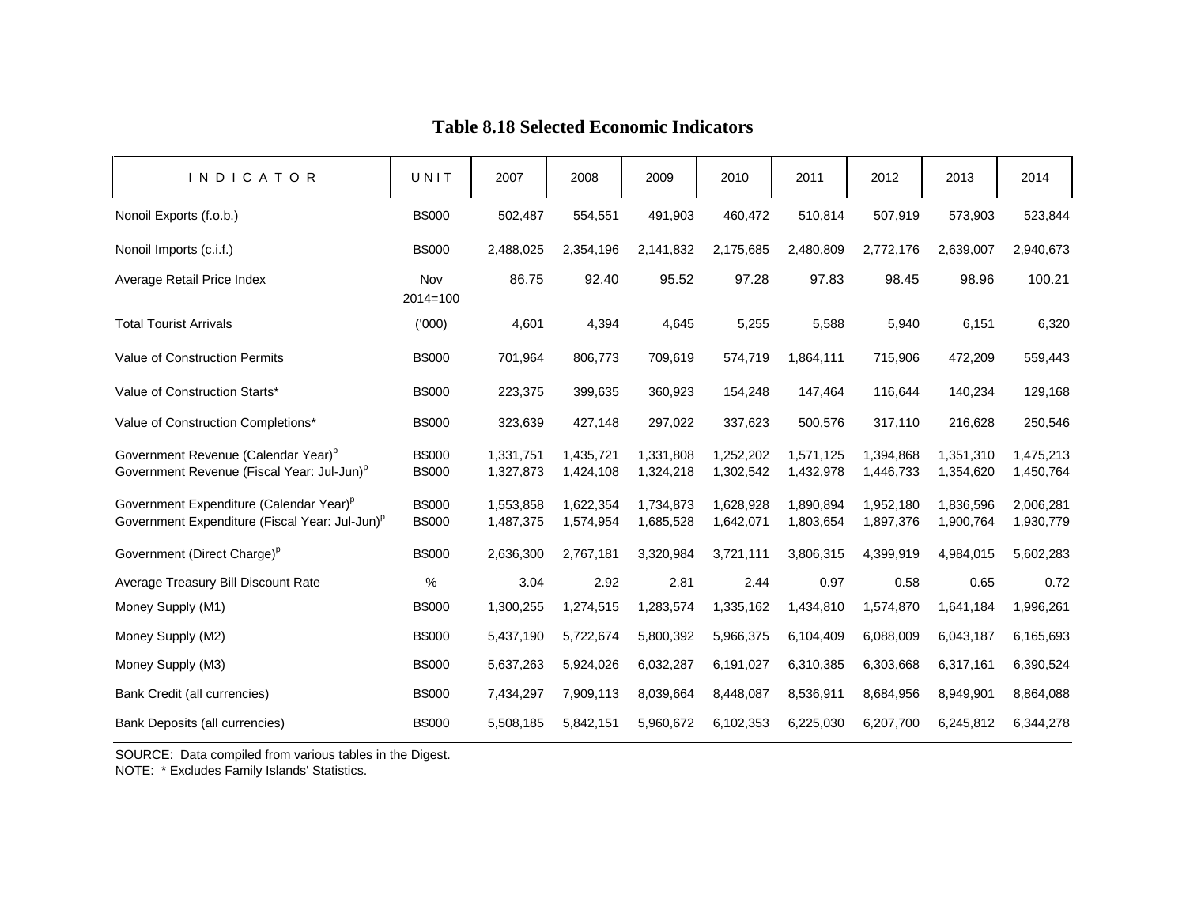## Table 8.18 Selected Economic Indicators

| INDICATOR | UNIT | 2007 | 2008 | 2009 | 2010 | 2011 | 2012 | 2013 | 2014 |
|---|---|---|---|---|---|---|---|---|---|
| Nonoil Exports (f.o.b.) | B$000 | 502,487 | 554,551 | 491,903 | 460,472 | 510,814 | 507,919 | 573,903 | 523,844 |
| Nonoil Imports (c.i.f.) | B$000 | 2,488,025 | 2,354,196 | 2,141,832 | 2,175,685 | 2,480,809 | 2,772,176 | 2,639,007 | 2,940,673 |
| Average Retail Price Index | Nov 2014=100 | 86.75 | 92.40 | 95.52 | 97.28 | 97.83 | 98.45 | 98.96 | 100.21 |
| Total Tourist Arrivals | ('000) | 4,601 | 4,394 | 4,645 | 5,255 | 5,588 | 5,940 | 6,151 | 6,320 |
| Value of Construction Permits | B$000 | 701,964 | 806,773 | 709,619 | 574,719 | 1,864,111 | 715,906 | 472,209 | 559,443 |
| Value of Construction Starts* | B$000 | 223,375 | 399,635 | 360,923 | 154,248 | 147,464 | 116,644 | 140,234 | 129,168 |
| Value of Construction Completions* | B$000 | 323,639 | 427,148 | 297,022 | 337,623 | 500,576 | 317,110 | 216,628 | 250,546 |
| Government Revenue (Calendar Year)[p] | B$000 | 1,331,751 | 1,435,721 | 1,331,808 | 1,252,202 | 1,571,125 | 1,394,868 | 1,351,310 | 1,475,213 |
| Government Revenue (Fiscal Year: Jul-Jun)[p] | B$000 | 1,327,873 | 1,424,108 | 1,324,218 | 1,302,542 | 1,432,978 | 1,446,733 | 1,354,620 | 1,450,764 |
| Government Expenditure (Calendar Year)[p] | B$000 | 1,553,858 | 1,622,354 | 1,734,873 | 1,628,928 | 1,890,894 | 1,952,180 | 1,836,596 | 2,006,281 |
| Government Expenditure (Fiscal Year: Jul-Jun)[p] | B$000 | 1,487,375 | 1,574,954 | 1,685,528 | 1,642,071 | 1,803,654 | 1,897,376 | 1,900,764 | 1,930,779 |
| Government (Direct Charge)[p] | B$000 | 2,636,300 | 2,767,181 | 3,320,984 | 3,721,111 | 3,806,315 | 4,399,919 | 4,984,015 | 5,602,283 |
| Average Treasury Bill Discount Rate | % | 3.04 | 2.92 | 2.81 | 2.44 | 0.97 | 0.58 | 0.65 | 0.72 |
| Money Supply (M1) | B$000 | 1,300,255 | 1,274,515 | 1,283,574 | 1,335,162 | 1,434,810 | 1,574,870 | 1,641,184 | 1,996,261 |
| Money Supply (M2) | B$000 | 5,437,190 | 5,722,674 | 5,800,392 | 5,966,375 | 6,104,409 | 6,088,009 | 6,043,187 | 6,165,693 |
| Money Supply (M3) | B$000 | 5,637,263 | 5,924,026 | 6,032,287 | 6,191,027 | 6,310,385 | 6,303,668 | 6,317,161 | 6,390,524 |
| Bank Credit (all currencies) | B$000 | 7,434,297 | 7,909,113 | 8,039,664 | 8,448,087 | 8,536,911 | 8,684,956 | 8,949,901 | 8,864,088 |
| Bank Deposits (all currencies) | B$000 | 5,508,185 | 5,842,151 | 5,960,672 | 6,102,353 | 6,225,030 | 6,207,700 | 6,245,812 | 6,344,278 |

SOURCE: Data compiled from various tables in the Digest.
NOTE: * Excludes Family Islands' Statistics.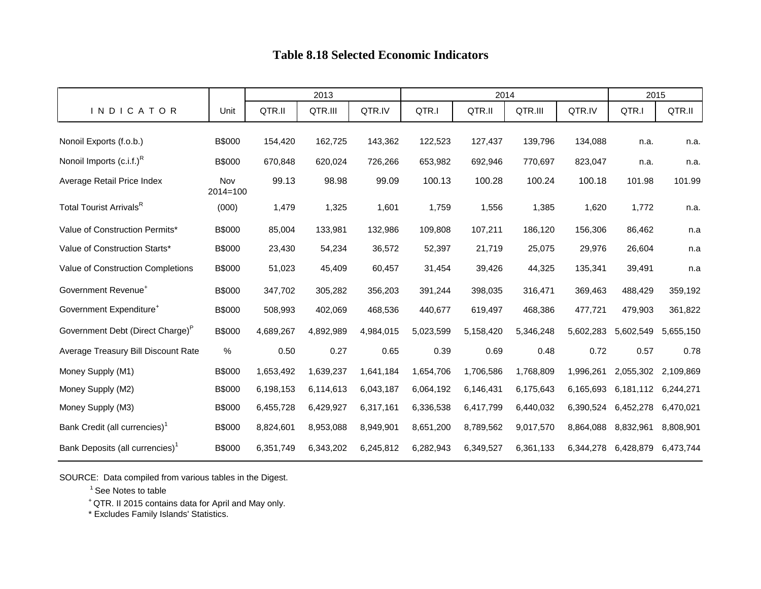# Table 8.18 Selected Economic Indicators

| INDICATOR | Unit | 2013 | | | 2014 | | | | 2015 | |
|---|---|---|---|---|---|---|---|---|---|---|
| | | QTR.II | QTR.III | QTR.IV | QTR.I | QTR.II | QTR.III | QTR.IV | QTR.I | QTR.II |
| Nonoil Exports (f.o.b.) | B$000 | 154,420 | 162,725 | 143,362 | 122,523 | 127,437 | 139,796 | 134,088 | n.a. | n.a. |
| Nonoil Imports (c.i.f.)[R] | B$000 | 670,848 | 620,024 | 726,266 | 653,982 | 692,946 | 770,697 | 823,047 | n.a. | n.a. |
| Average Retail Price Index | Nov 2014=100 | 99.13 | 98.98 | 99.09 | 100.13 | 100.28 | 100.24 | 100.18 | 101.98 | 101.99 |
| Total Tourist Arrivals[R] | (000) | 1,479 | 1,325 | 1,601 | 1,759 | 1,556 | 1,385 | 1,620 | 1,772 | n.a. |
| Value of Construction Permits* | B$000 | 85,004 | 133,981 | 132,986 | 109,808 | 107,211 | 186,120 | 156,306 | 86,462 | n.a |
| Value of Construction Starts* | B$000 | 23,430 | 54,234 | 36,572 | 52,397 | 21,719 | 25,075 | 29,976 | 26,604 | n.a |
| Value of Construction Completions | B$000 | 51,023 | 45,409 | 60,457 | 31,454 | 39,426 | 44,325 | 135,341 | 39,491 | n.a |
| Government Revenue[+] | B$000 | 347,702 | 305,282 | 356,203 | 391,244 | 398,035 | 316,471 | 369,463 | 488,429 | 359,192 |
| Government Expenditure[+] | B$000 | 508,993 | 402,069 | 468,536 | 440,677 | 619,497 | 468,386 | 477,721 | 479,903 | 361,822 |
| Government Debt (Direct Charge)[P] | B$000 | 4,689,267 | 4,892,989 | 4,984,015 | 5,023,599 | 5,158,420 | 5,346,248 | 5,602,283 | 5,602,549 | 5,655,150 |
| Average Treasury Bill Discount Rate | % | 0.50 | 0.27 | 0.65 | 0.39 | 0.69 | 0.48 | 0.72 | 0.57 | 0.78 |
| Money Supply (M1) | B$000 | 1,653,492 | 1,639,237 | 1,641,184 | 1,654,706 | 1,706,586 | 1,768,809 | 1,996,261 | 2,055,302 | 2,109,869 |
| Money Supply (M2) | B$000 | 6,198,153 | 6,114,613 | 6,043,187 | 6,064,192 | 6,146,431 | 6,175,643 | 6,165,693 | 6,181,112 | 6,244,271 |
| Money Supply (M3) | B$000 | 6,455,728 | 6,429,927 | 6,317,161 | 6,336,538 | 6,417,799 | 6,440,032 | 6,390,524 | 6,452,278 | 6,470,021 |
| Bank Credit (all currencies)[1] | B$000 | 8,824,601 | 8,953,088 | 8,949,901 | 8,651,200 | 8,789,562 | 9,017,570 | 8,864,088 | 8,832,961 | 8,808,901 |
| Bank Deposits (all currencies)[1] | B$000 | 6,351,749 | 6,343,202 | 6,245,812 | 6,282,943 | 6,349,527 | 6,361,133 | 6,344,278 | 6,428,879 | 6,473,744 |

SOURCE: Data compiled from various tables in the Digest.

[1] See Notes to table

[+] QTR. II 2015 contains data for April and May only.

\* Excludes Family Islands' Statistics.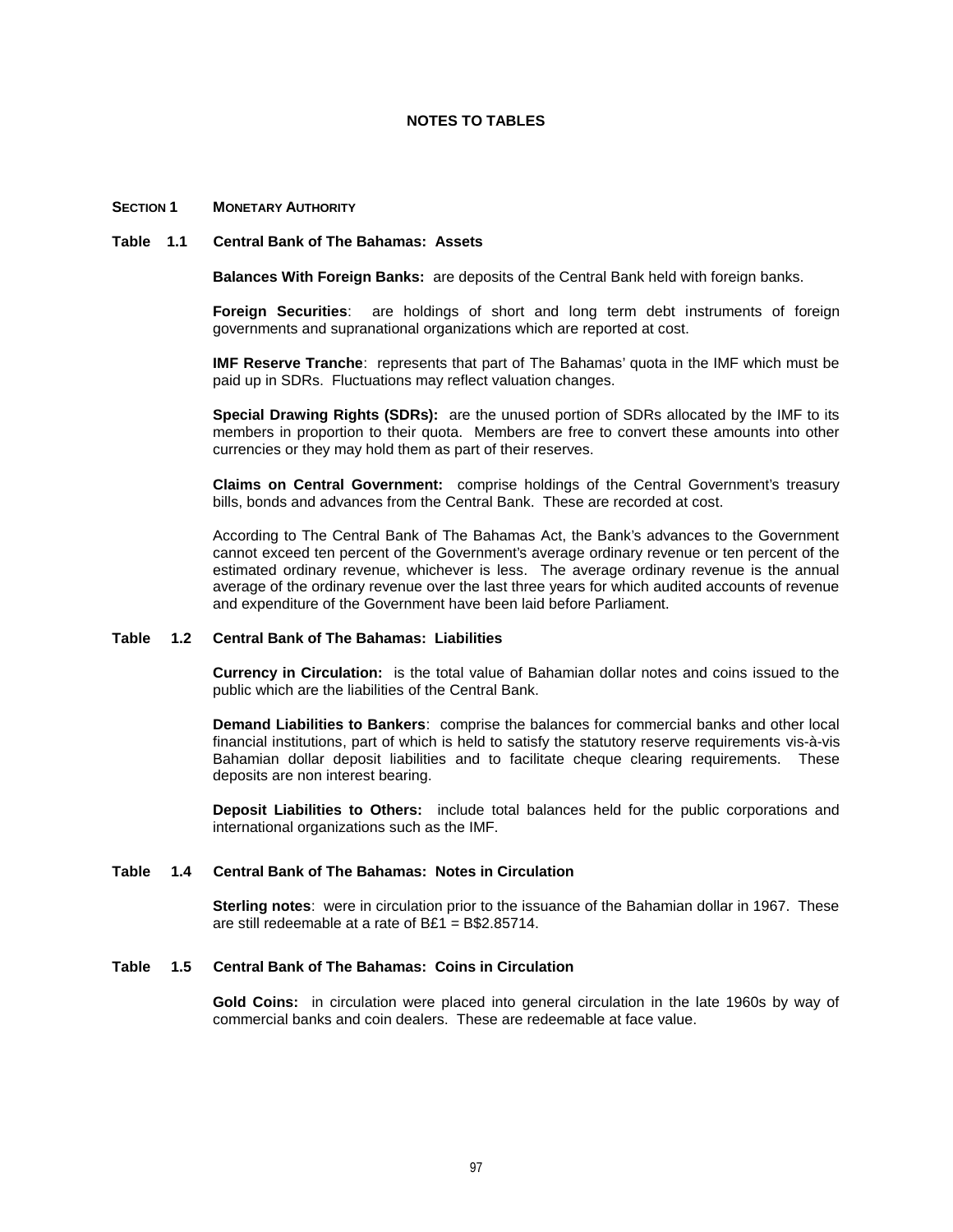# NOTES TO TABLES

## SECTION 1 MONETARY AUTHORITY

### Table 1.1 Central Bank of The Bahamas: Assets

**Balances With Foreign Banks:** are deposits of the Central Bank held with foreign banks.

**Foreign Securities**: are holdings of short and long term debt instruments of foreign governments and supranational organizations which are reported at cost.

**IMF Reserve Tranche**: represents that part of The Bahamas' quota in the IMF which must be paid up in SDRs. Fluctuations may reflect valuation changes.

**Special Drawing Rights (SDRs):** are the unused portion of SDRs allocated by the IMF to its members in proportion to their quota. Members are free to convert these amounts into other currencies or they may hold them as part of their reserves.

**Claims on Central Government:** comprise holdings of the Central Government's treasury bills, bonds and advances from the Central Bank. These are recorded at cost.

According to The Central Bank of The Bahamas Act, the Bank's advances to the Government cannot exceed ten percent of the Government's average ordinary revenue or ten percent of the estimated ordinary revenue, whichever is less. The average ordinary revenue is the annual average of the ordinary revenue over the last three years for which audited accounts of revenue and expenditure of the Government have been laid before Parliament.

### Table 1.2 Central Bank of The Bahamas: Liabilities

**Currency in Circulation:** is the total value of Bahamian dollar notes and coins issued to the public which are the liabilities of the Central Bank.

**Demand Liabilities to Bankers**: comprise the balances for commercial banks and other local financial institutions, part of which is held to satisfy the statutory reserve requirements vis-à-vis Bahamian dollar deposit liabilities and to facilitate cheque clearing requirements. These deposits are non interest bearing.

**Deposit Liabilities to Others:** include total balances held for the public corporations and international organizations such as the IMF.

### Table 1.4 Central Bank of The Bahamas: Notes in Circulation

**Sterling notes**: were in circulation prior to the issuance of the Bahamian dollar in 1967. These are still redeemable at a rate of B£1 = B$2.85714.

### Table 1.5 Central Bank of The Bahamas: Coins in Circulation

**Gold Coins:** in circulation were placed into general circulation in the late 1960s by way of commercial banks and coin dealers. These are redeemable at face value.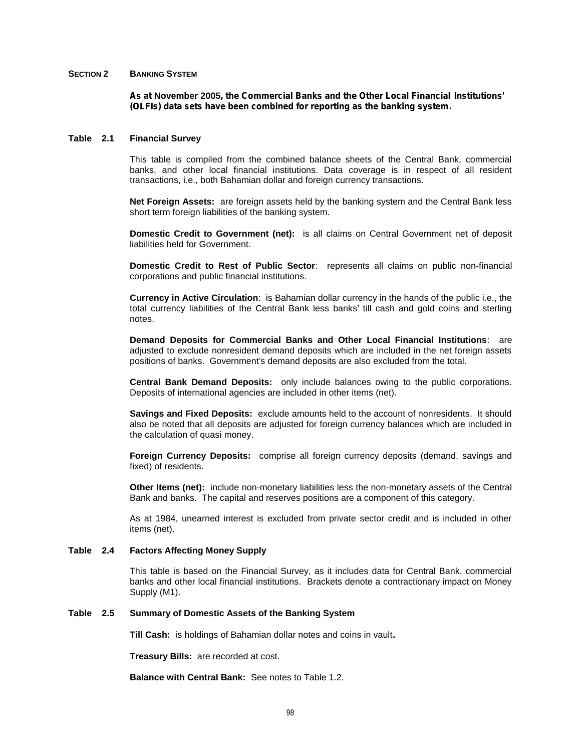## SECTION 2 BANKING SYSTEM

**As at November 2005, the Commercial Banks and the Other Local Financial Institutions' (OLFIs) data sets have been combined for reporting as the banking system.**

### Table 2.1 Financial Survey

This table is compiled from the combined balance sheets of the Central Bank, commercial banks, and other local financial institutions. Data coverage is in respect of all resident transactions, i.e., both Bahamian dollar and foreign currency transactions.

**Net Foreign Assets:** are foreign assets held by the banking system and the Central Bank less short term foreign liabilities of the banking system.

**Domestic Credit to Government (net):** is all claims on Central Government net of deposit liabilities held for Government.

**Domestic Credit to Rest of Public Sector**: represents all claims on public non-financial corporations and public financial institutions.

**Currency in Active Circulation**: is Bahamian dollar currency in the hands of the public i.e., the total currency liabilities of the Central Bank less banks' till cash and gold coins and sterling notes.

**Demand Deposits for Commercial Banks and Other Local Financial Institutions**: are adjusted to exclude nonresident demand deposits which are included in the net foreign assets positions of banks. Government's demand deposits are also excluded from the total.

**Central Bank Demand Deposits:** only include balances owing to the public corporations. Deposits of international agencies are included in other items (net).

**Savings and Fixed Deposits:** exclude amounts held to the account of nonresidents. It should also be noted that all deposits are adjusted for foreign currency balances which are included in the calculation of quasi money.

**Foreign Currency Deposits:** comprise all foreign currency deposits (demand, savings and fixed) of residents.

**Other Items (net):** include non-monetary liabilities less the non-monetary assets of the Central Bank and banks. The capital and reserves positions are a component of this category.

As at 1984, unearned interest is excluded from private sector credit and is included in other items (net).

### Table 2.4 Factors Affecting Money Supply

This table is based on the Financial Survey, as it includes data for Central Bank, commercial banks and other local financial institutions. Brackets denote a contractionary impact on Money Supply (M1).

### Table 2.5 Summary of Domestic Assets of the Banking System

**Till Cash:** is holdings of Bahamian dollar notes and coins in vault**.**

**Treasury Bills:** are recorded at cost.

**Balance with Central Bank:** See notes to Table 1.2.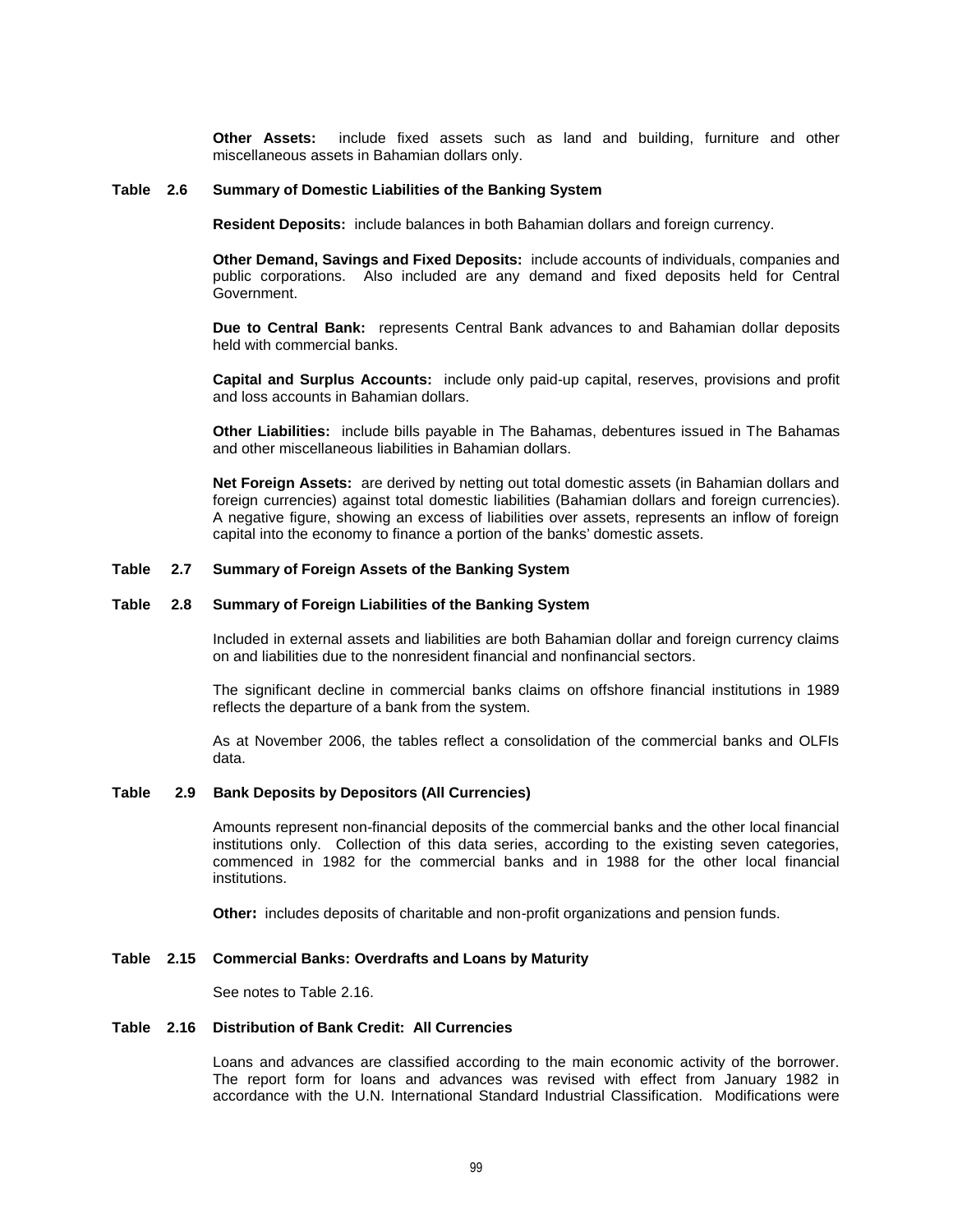**Other Assets:** include fixed assets such as land and building, furniture and other miscellaneous assets in Bahamian dollars only.

### Table 2.6 Summary of Domestic Liabilities of the Banking System

**Resident Deposits:** include balances in both Bahamian dollars and foreign currency.

**Other Demand, Savings and Fixed Deposits:** include accounts of individuals, companies and public corporations. Also included are any demand and fixed deposits held for Central Government.

**Due to Central Bank:** represents Central Bank advances to and Bahamian dollar deposits held with commercial banks.

**Capital and Surplus Accounts:** include only paid-up capital, reserves, provisions and profit and loss accounts in Bahamian dollars.

**Other Liabilities:** include bills payable in The Bahamas, debentures issued in The Bahamas and other miscellaneous liabilities in Bahamian dollars.

**Net Foreign Assets:** are derived by netting out total domestic assets (in Bahamian dollars and foreign currencies) against total domestic liabilities (Bahamian dollars and foreign currencies). A negative figure, showing an excess of liabilities over assets, represents an inflow of foreign capital into the economy to finance a portion of the banks' domestic assets.

### Table 2.7 Summary of Foreign Assets of the Banking System

### Table 2.8 Summary of Foreign Liabilities of the Banking System

Included in external assets and liabilities are both Bahamian dollar and foreign currency claims on and liabilities due to the nonresident financial and nonfinancial sectors.

The significant decline in commercial banks claims on offshore financial institutions in 1989 reflects the departure of a bank from the system.

As at November 2006, the tables reflect a consolidation of the commercial banks and OLFIs data.

### Table 2.9 Bank Deposits by Depositors (All Currencies)

Amounts represent non-financial deposits of the commercial banks and the other local financial institutions only. Collection of this data series, according to the existing seven categories, commenced in 1982 for the commercial banks and in 1988 for the other local financial institutions.

**Other:** includes deposits of charitable and non-profit organizations and pension funds.

### Table 2.15 Commercial Banks: Overdrafts and Loans by Maturity

See notes to Table 2.16.

### Table 2.16 Distribution of Bank Credit: All Currencies

Loans and advances are classified according to the main economic activity of the borrower. The report form for loans and advances was revised with effect from January 1982 in accordance with the U.N. International Standard Industrial Classification. Modifications were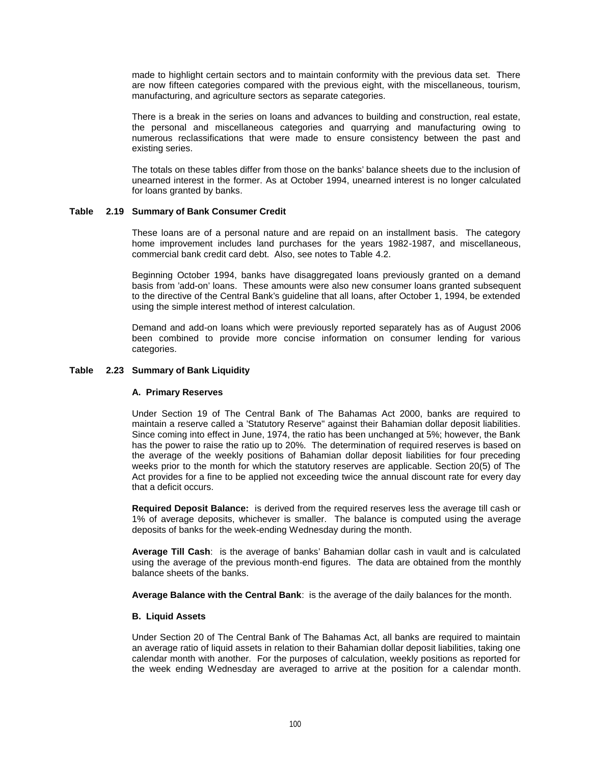made to highlight certain sectors and to maintain conformity with the previous data set. There are now fifteen categories compared with the previous eight, with the miscellaneous, tourism, manufacturing, and agriculture sectors as separate categories.

There is a break in the series on loans and advances to building and construction, real estate, the personal and miscellaneous categories and quarrying and manufacturing owing to numerous reclassifications that were made to ensure consistency between the past and existing series.

The totals on these tables differ from those on the banks' balance sheets due to the inclusion of unearned interest in the former. As at October 1994, unearned interest is no longer calculated for loans granted by banks.

### Table 2.19 Summary of Bank Consumer Credit

These loans are of a personal nature and are repaid on an installment basis. The category home improvement includes land purchases for the years 1982-1987, and miscellaneous, commercial bank credit card debt. Also, see notes to Table 4.2.

Beginning October 1994, banks have disaggregated loans previously granted on a demand basis from 'add-on' loans. These amounts were also new consumer loans granted subsequent to the directive of the Central Bank's guideline that all loans, after October 1, 1994, be extended using the simple interest method of interest calculation.

Demand and add-on loans which were previously reported separately has as of August 2006 been combined to provide more concise information on consumer lending for various categories.

### Table 2.23 Summary of Bank Liquidity

#### A. Primary Reserves

Under Section 19 of The Central Bank of The Bahamas Act 2000, banks are required to maintain a reserve called a 'Statutory Reserve" against their Bahamian dollar deposit liabilities. Since coming into effect in June, 1974, the ratio has been unchanged at 5%; however, the Bank has the power to raise the ratio up to 20%. The determination of required reserves is based on the average of the weekly positions of Bahamian dollar deposit liabilities for four preceding weeks prior to the month for which the statutory reserves are applicable. Section 20(5) of The Act provides for a fine to be applied not exceeding twice the annual discount rate for every day that a deficit occurs.

**Required Deposit Balance:** is derived from the required reserves less the average till cash or 1% of average deposits, whichever is smaller. The balance is computed using the average deposits of banks for the week-ending Wednesday during the month.

**Average Till Cash**: is the average of banks' Bahamian dollar cash in vault and is calculated using the average of the previous month-end figures. The data are obtained from the monthly balance sheets of the banks.

**Average Balance with the Central Bank**: is the average of the daily balances for the month.

#### B. Liquid Assets

Under Section 20 of The Central Bank of The Bahamas Act, all banks are required to maintain an average ratio of liquid assets in relation to their Bahamian dollar deposit liabilities, taking one calendar month with another. For the purposes of calculation, weekly positions as reported for the week ending Wednesday are averaged to arrive at the position for a calendar month.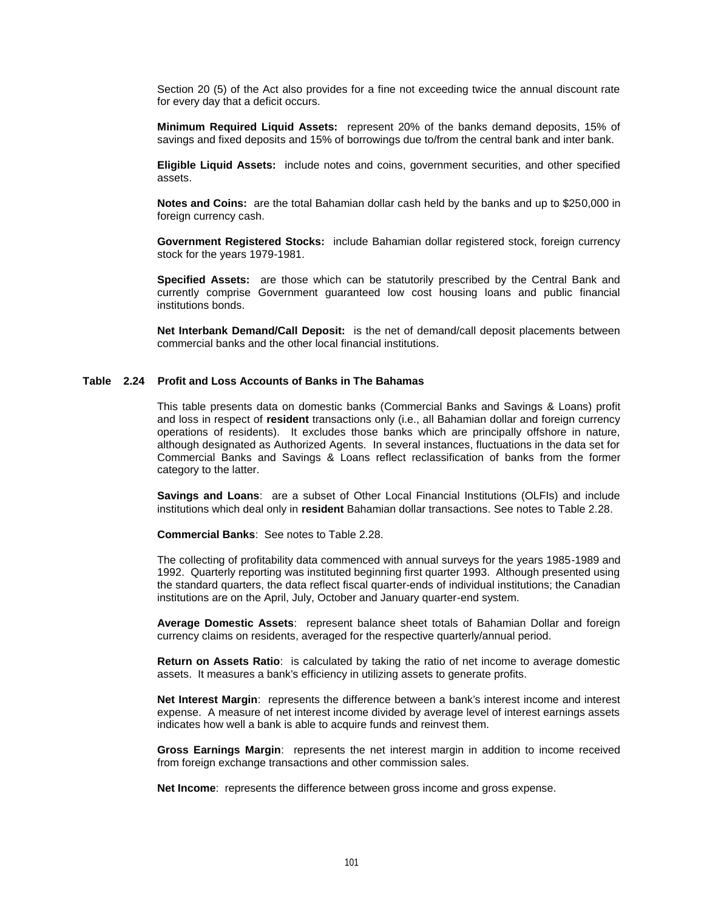Section 20 (5) of the Act also provides for a fine not exceeding twice the annual discount rate for every day that a deficit occurs.

**Minimum Required Liquid Assets:** represent 20% of the banks demand deposits, 15% of savings and fixed deposits and 15% of borrowings due to/from the central bank and inter bank.

**Eligible Liquid Assets:** include notes and coins, government securities, and other specified assets.

**Notes and Coins:** are the total Bahamian dollar cash held by the banks and up to $250,000 in foreign currency cash.

**Government Registered Stocks:** include Bahamian dollar registered stock, foreign currency stock for the years 1979-1981.

**Specified Assets:** are those which can be statutorily prescribed by the Central Bank and currently comprise Government guaranteed low cost housing loans and public financial institutions bonds.

**Net Interbank Demand/Call Deposit:** is the net of demand/call deposit placements between commercial banks and the other local financial institutions.

### Table 2.24 Profit and Loss Accounts of Banks in The Bahamas

This table presents data on domestic banks (Commercial Banks and Savings & Loans) profit and loss in respect of **resident** transactions only (i.e., all Bahamian dollar and foreign currency operations of residents). It excludes those banks which are principally offshore in nature, although designated as Authorized Agents. In several instances, fluctuations in the data set for Commercial Banks and Savings & Loans reflect reclassification of banks from the former category to the latter.

**Savings and Loans**: are a subset of Other Local Financial Institutions (OLFIs) and include institutions which deal only in **resident** Bahamian dollar transactions. See notes to Table 2.28.

**Commercial Banks**: See notes to Table 2.28.

The collecting of profitability data commenced with annual surveys for the years 1985-1989 and 1992. Quarterly reporting was instituted beginning first quarter 1993. Although presented using the standard quarters, the data reflect fiscal quarter-ends of individual institutions; the Canadian institutions are on the April, July, October and January quarter-end system.

**Average Domestic Assets**: represent balance sheet totals of Bahamian Dollar and foreign currency claims on residents, averaged for the respective quarterly/annual period.

**Return on Assets Ratio**: is calculated by taking the ratio of net income to average domestic assets. It measures a bank's efficiency in utilizing assets to generate profits.

**Net Interest Margin**: represents the difference between a bank's interest income and interest expense. A measure of net interest income divided by average level of interest earnings assets indicates how well a bank is able to acquire funds and reinvest them.

**Gross Earnings Margin**: represents the net interest margin in addition to income received from foreign exchange transactions and other commission sales.

**Net Income**: represents the difference between gross income and gross expense.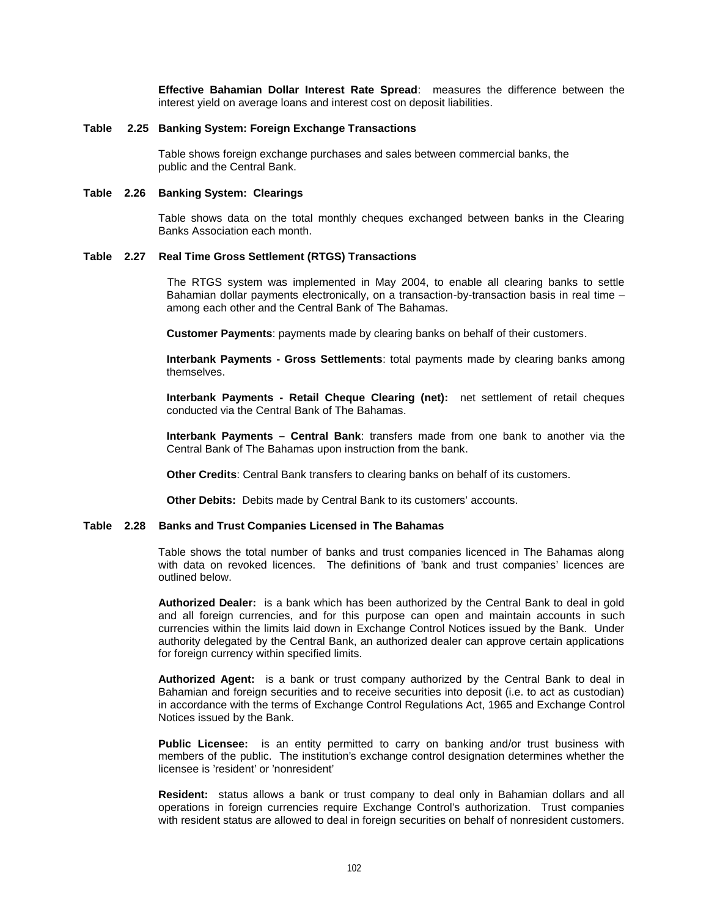**Effective Bahamian Dollar Interest Rate Spread**: measures the difference between the interest yield on average loans and interest cost on deposit liabilities.

### Table 2.25 Banking System: Foreign Exchange Transactions

Table shows foreign exchange purchases and sales between commercial banks, the public and the Central Bank.

### Table 2.26 Banking System: Clearings

Table shows data on the total monthly cheques exchanged between banks in the Clearing Banks Association each month.

### Table 2.27 Real Time Gross Settlement (RTGS) Transactions

The RTGS system was implemented in May 2004, to enable all clearing banks to settle Bahamian dollar payments electronically, on a transaction-by-transaction basis in real time – among each other and the Central Bank of The Bahamas.

**Customer Payments**: payments made by clearing banks on behalf of their customers.

**Interbank Payments - Gross Settlements**: total payments made by clearing banks among themselves.

**Interbank Payments - Retail Cheque Clearing (net):** net settlement of retail cheques conducted via the Central Bank of The Bahamas.

**Interbank Payments – Central Bank**: transfers made from one bank to another via the Central Bank of The Bahamas upon instruction from the bank.

**Other Credits**: Central Bank transfers to clearing banks on behalf of its customers.

**Other Debits:** Debits made by Central Bank to its customers' accounts.

### Table 2.28 Banks and Trust Companies Licensed in The Bahamas

Table shows the total number of banks and trust companies licenced in The Bahamas along with data on revoked licences. The definitions of 'bank and trust companies' licences are outlined below.

**Authorized Dealer:** is a bank which has been authorized by the Central Bank to deal in gold and all foreign currencies, and for this purpose can open and maintain accounts in such currencies within the limits laid down in Exchange Control Notices issued by the Bank. Under authority delegated by the Central Bank, an authorized dealer can approve certain applications for foreign currency within specified limits.

**Authorized Agent:** is a bank or trust company authorized by the Central Bank to deal in Bahamian and foreign securities and to receive securities into deposit (i.e. to act as custodian) in accordance with the terms of Exchange Control Regulations Act, 1965 and Exchange Control Notices issued by the Bank.

**Public Licensee:** is an entity permitted to carry on banking and/or trust business with members of the public. The institution's exchange control designation determines whether the licensee is 'resident' or 'nonresident'

**Resident:** status allows a bank or trust company to deal only in Bahamian dollars and all operations in foreign currencies require Exchange Control's authorization. Trust companies with resident status are allowed to deal in foreign securities on behalf of nonresident customers.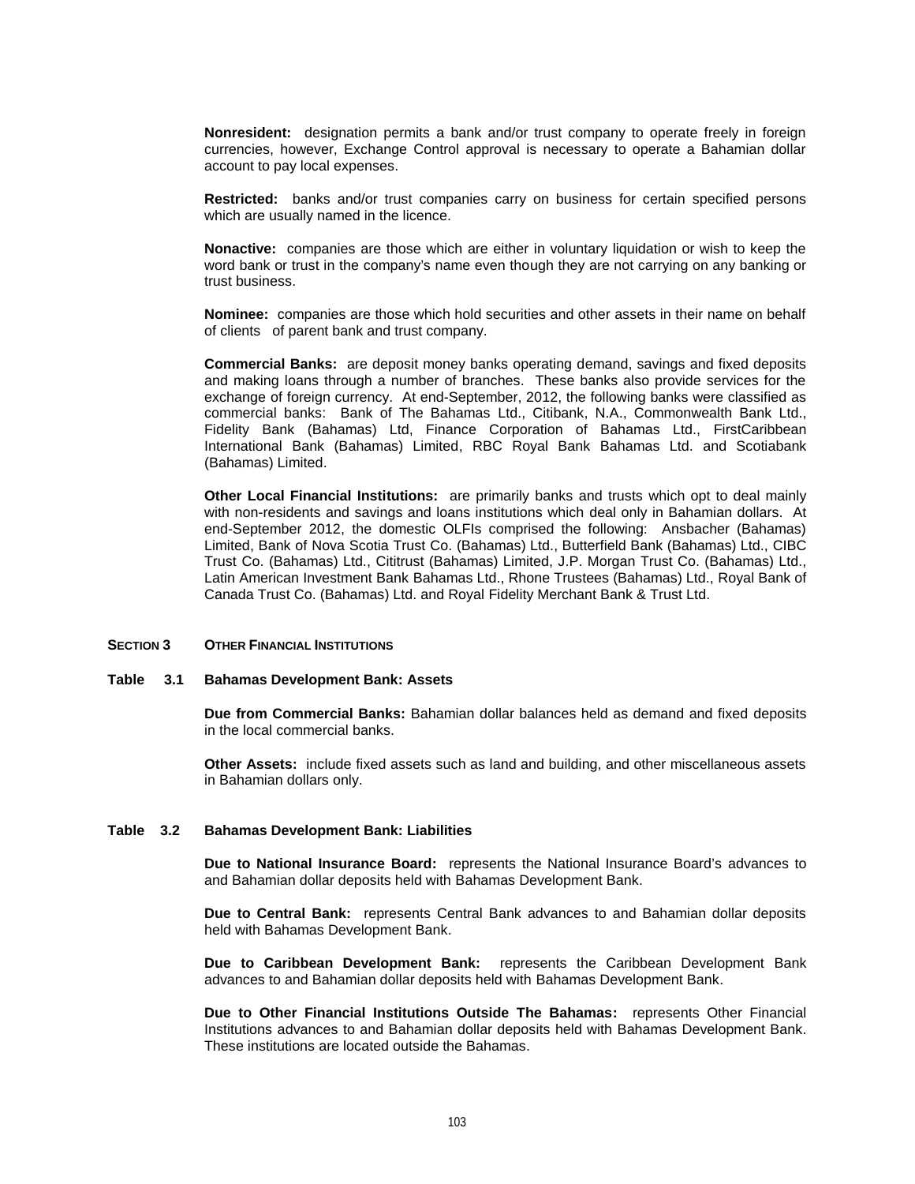**Nonresident:** designation permits a bank and/or trust company to operate freely in foreign currencies, however, Exchange Control approval is necessary to operate a Bahamian dollar account to pay local expenses.

**Restricted:** banks and/or trust companies carry on business for certain specified persons which are usually named in the licence.

**Nonactive:** companies are those which are either in voluntary liquidation or wish to keep the word bank or trust in the company's name even though they are not carrying on any banking or trust business.

**Nominee:** companies are those which hold securities and other assets in their name on behalf of clients of parent bank and trust company.

**Commercial Banks:** are deposit money banks operating demand, savings and fixed deposits and making loans through a number of branches. These banks also provide services for the exchange of foreign currency. At end-September, 2012, the following banks were classified as commercial banks: Bank of The Bahamas Ltd., Citibank, N.A., Commonwealth Bank Ltd., Fidelity Bank (Bahamas) Ltd, Finance Corporation of Bahamas Ltd., FirstCaribbean International Bank (Bahamas) Limited, RBC Royal Bank Bahamas Ltd. and Scotiabank (Bahamas) Limited.

**Other Local Financial Institutions:** are primarily banks and trusts which opt to deal mainly with non-residents and savings and loans institutions which deal only in Bahamian dollars. At end-September 2012, the domestic OLFIs comprised the following: Ansbacher (Bahamas) Limited, Bank of Nova Scotia Trust Co. (Bahamas) Ltd., Butterfield Bank (Bahamas) Ltd., CIBC Trust Co. (Bahamas) Ltd., Cititrust (Bahamas) Limited, J.P. Morgan Trust Co. (Bahamas) Ltd., Latin American Investment Bank Bahamas Ltd., Rhone Trustees (Bahamas) Ltd., Royal Bank of Canada Trust Co. (Bahamas) Ltd. and Royal Fidelity Merchant Bank & Trust Ltd.

## SECTION 3 OTHER FINANCIAL INSTITUTIONS

### Table 3.1 Bahamas Development Bank: Assets

**Due from Commercial Banks:** Bahamian dollar balances held as demand and fixed deposits in the local commercial banks.

**Other Assets:** include fixed assets such as land and building, and other miscellaneous assets in Bahamian dollars only.

### Table 3.2 Bahamas Development Bank: Liabilities

**Due to National Insurance Board:** represents the National Insurance Board's advances to and Bahamian dollar deposits held with Bahamas Development Bank.

**Due to Central Bank:** represents Central Bank advances to and Bahamian dollar deposits held with Bahamas Development Bank.

**Due to Caribbean Development Bank:** represents the Caribbean Development Bank advances to and Bahamian dollar deposits held with Bahamas Development Bank.

**Due to Other Financial Institutions Outside The Bahamas:** represents Other Financial Institutions advances to and Bahamian dollar deposits held with Bahamas Development Bank. These institutions are located outside the Bahamas.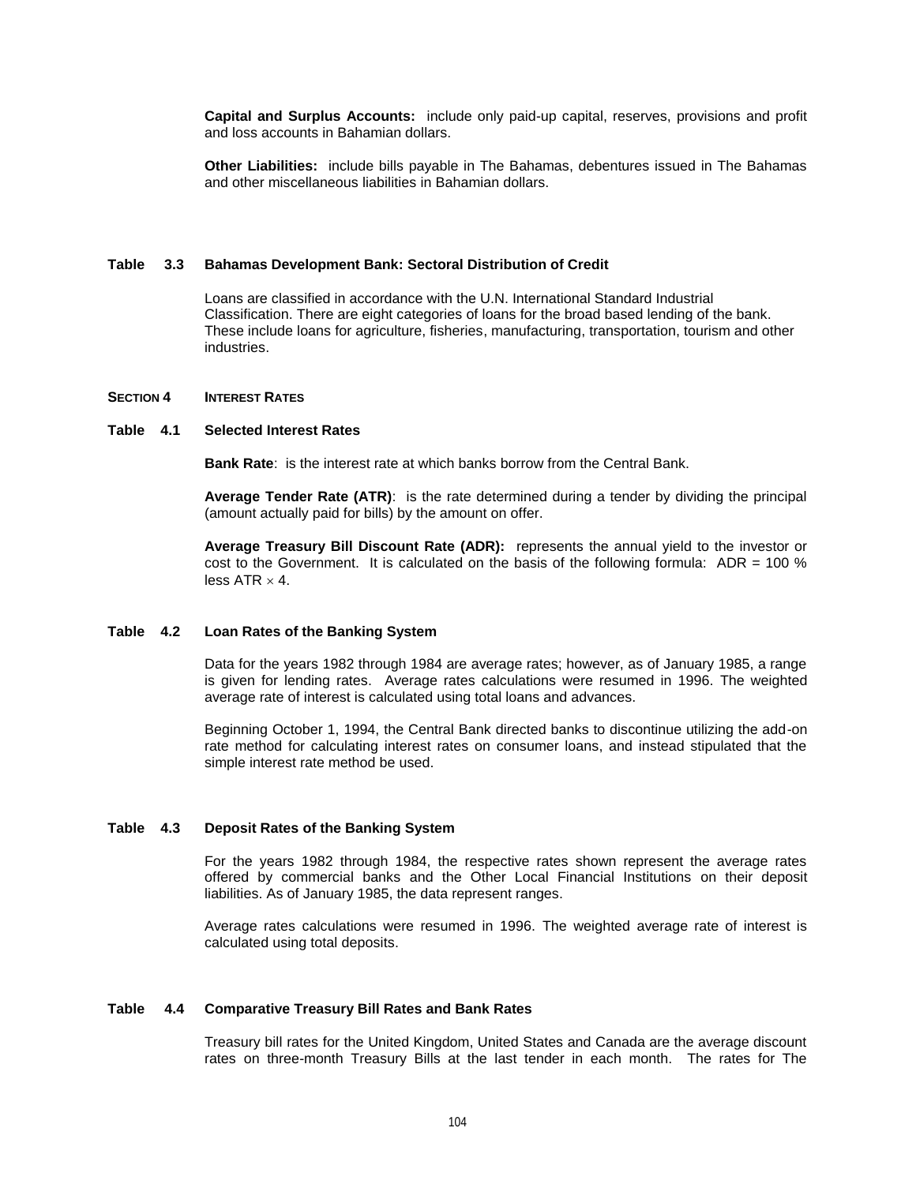**Capital and Surplus Accounts:** include only paid-up capital, reserves, provisions and profit and loss accounts in Bahamian dollars.

**Other Liabilities:** include bills payable in The Bahamas, debentures issued in The Bahamas and other miscellaneous liabilities in Bahamian dollars.

### Table 3.3 Bahamas Development Bank: Sectoral Distribution of Credit

Loans are classified in accordance with the U.N. International Standard Industrial Classification. There are eight categories of loans for the broad based lending of the bank. These include loans for agriculture, fisheries, manufacturing, transportation, tourism and other industries.

## SECTION 4 INTEREST RATES

### Table 4.1 Selected Interest Rates

**Bank Rate**: is the interest rate at which banks borrow from the Central Bank.

**Average Tender Rate (ATR)**: is the rate determined during a tender by dividing the principal (amount actually paid for bills) by the amount on offer.

**Average Treasury Bill Discount Rate (ADR):** represents the annual yield to the investor or cost to the Government. It is calculated on the basis of the following formula: ADR = 100 % less ATR $\times$ 4.

### Table 4.2 Loan Rates of the Banking System

Data for the years 1982 through 1984 are average rates; however, as of January 1985, a range is given for lending rates. Average rates calculations were resumed in 1996. The weighted average rate of interest is calculated using total loans and advances.

Beginning October 1, 1994, the Central Bank directed banks to discontinue utilizing the add-on rate method for calculating interest rates on consumer loans, and instead stipulated that the simple interest rate method be used.

### Table 4.3 Deposit Rates of the Banking System

For the years 1982 through 1984, the respective rates shown represent the average rates offered by commercial banks and the Other Local Financial Institutions on their deposit liabilities. As of January 1985, the data represent ranges.

Average rates calculations were resumed in 1996. The weighted average rate of interest is calculated using total deposits.

### Table 4.4 Comparative Treasury Bill Rates and Bank Rates

Treasury bill rates for the United Kingdom, United States and Canada are the average discount rates on three-month Treasury Bills at the last tender in each month. The rates for The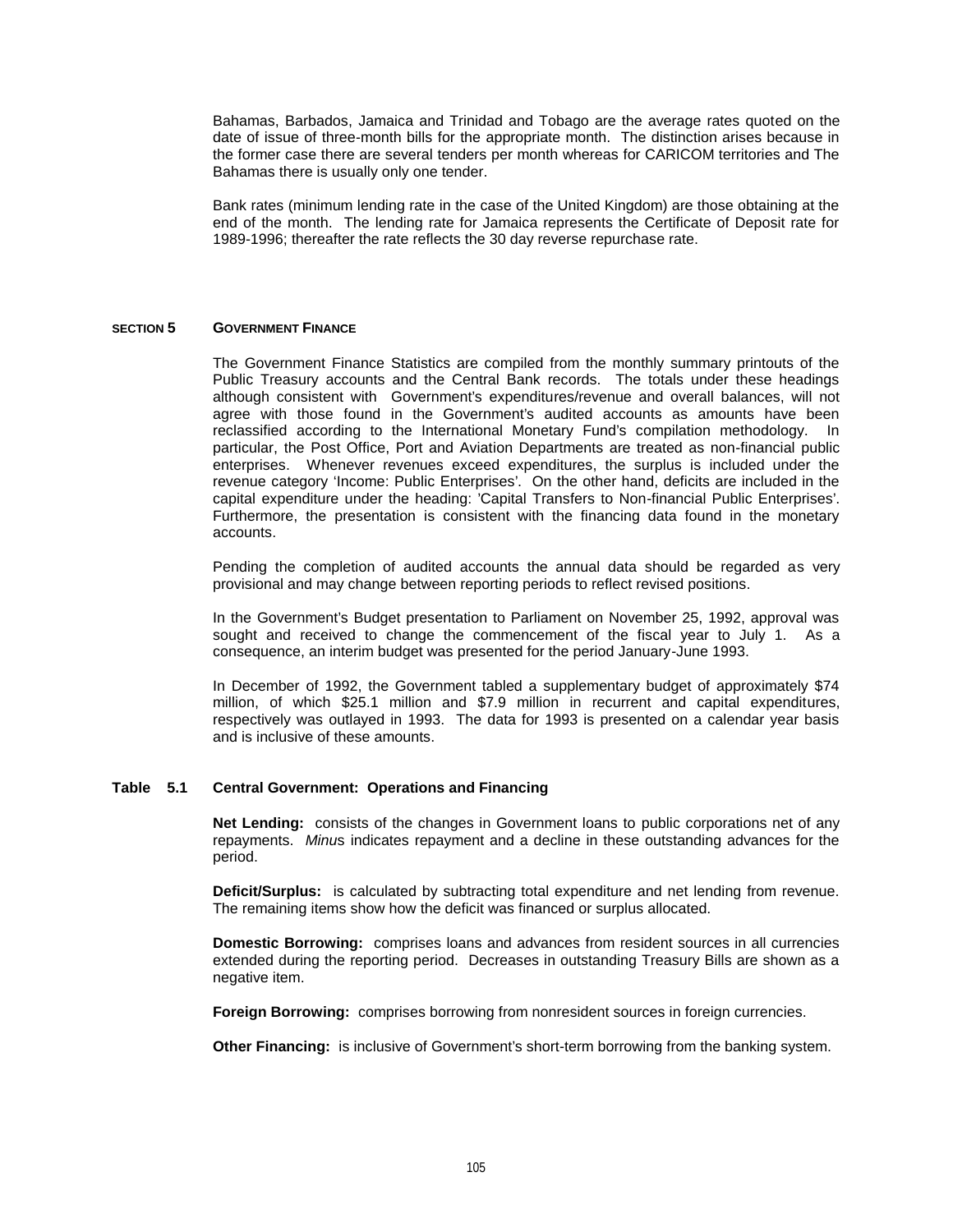Bahamas, Barbados, Jamaica and Trinidad and Tobago are the average rates quoted on the date of issue of three-month bills for the appropriate month. The distinction arises because in the former case there are several tenders per month whereas for CARICOM territories and The Bahamas there is usually only one tender.

Bank rates (minimum lending rate in the case of the United Kingdom) are those obtaining at the end of the month. The lending rate for Jamaica represents the Certificate of Deposit rate for 1989-1996; thereafter the rate reflects the 30 day reverse repurchase rate.

## SECTION 5 GOVERNMENT FINANCE

The Government Finance Statistics are compiled from the monthly summary printouts of the Public Treasury accounts and the Central Bank records. The totals under these headings although consistent with Government's expenditures/revenue and overall balances, will not agree with those found in the Government's audited accounts as amounts have been reclassified according to the International Monetary Fund's compilation methodology. In particular, the Post Office, Port and Aviation Departments are treated as non-financial public enterprises. Whenever revenues exceed expenditures, the surplus is included under the revenue category 'Income: Public Enterprises'. On the other hand, deficits are included in the capital expenditure under the heading: 'Capital Transfers to Non-financial Public Enterprises'. Furthermore, the presentation is consistent with the financing data found in the monetary accounts.

Pending the completion of audited accounts the annual data should be regarded as very provisional and may change between reporting periods to reflect revised positions.

In the Government's Budget presentation to Parliament on November 25, 1992, approval was sought and received to change the commencement of the fiscal year to July 1. As a consequence, an interim budget was presented for the period January-June 1993.

In December of 1992, the Government tabled a supplementary budget of approximately $74 million, of which $25.1 million and $7.9 million in recurrent and capital expenditures, respectively was outlayed in 1993. The data for 1993 is presented on a calendar year basis and is inclusive of these amounts.

### Table 5.1 Central Government: Operations and Financing

**Net Lending:** consists of the changes in Government loans to public corporations net of any repayments. *Minus* indicates repayment and a decline in these outstanding advances for the period.

**Deficit/Surplus:** is calculated by subtracting total expenditure and net lending from revenue. The remaining items show how the deficit was financed or surplus allocated.

**Domestic Borrowing:** comprises loans and advances from resident sources in all currencies extended during the reporting period. Decreases in outstanding Treasury Bills are shown as a negative item.

**Foreign Borrowing:** comprises borrowing from nonresident sources in foreign currencies.

**Other Financing:** is inclusive of Government's short-term borrowing from the banking system.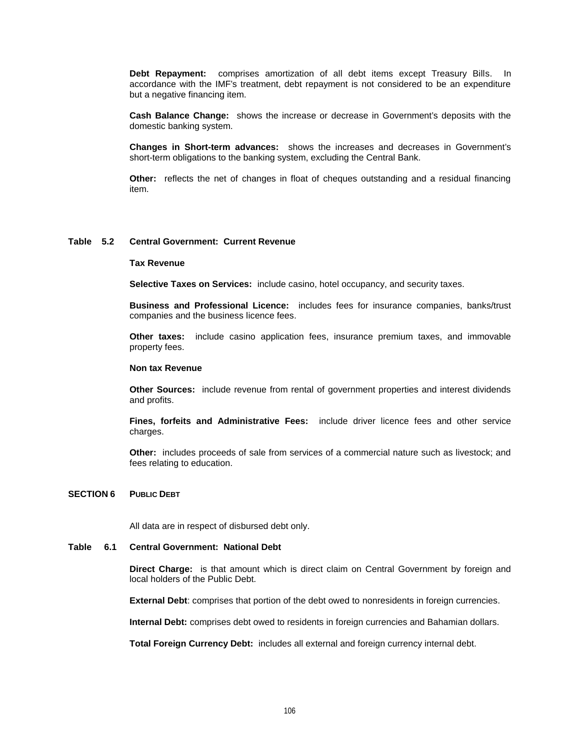**Debt Repayment:** comprises amortization of all debt items except Treasury Bills. In accordance with the IMF's treatment, debt repayment is not considered to be an expenditure but a negative financing item.

**Cash Balance Change:** shows the increase or decrease in Government's deposits with the domestic banking system.

**Changes in Short-term advances:** shows the increases and decreases in Government's short-term obligations to the banking system, excluding the Central Bank.

**Other:** reflects the net of changes in float of cheques outstanding and a residual financing item.

### Table 5.2 Central Government: Current Revenue

**Tax Revenue**

**Selective Taxes on Services:** include casino, hotel occupancy, and security taxes.

**Business and Professional Licence:** includes fees for insurance companies, banks/trust companies and the business licence fees.

**Other taxes:** include casino application fees, insurance premium taxes, and immovable property fees.

**Non tax Revenue**

**Other Sources:** include revenue from rental of government properties and interest dividends and profits.

**Fines, forfeits and Administrative Fees:** include driver licence fees and other service charges.

**Other:** includes proceeds of sale from services of a commercial nature such as livestock; and fees relating to education.

## SECTION 6 PUBLIC DEBT

All data are in respect of disbursed debt only.

### Table 6.1 Central Government: National Debt

**Direct Charge:** is that amount which is direct claim on Central Government by foreign and local holders of the Public Debt.

**External Debt**: comprises that portion of the debt owed to nonresidents in foreign currencies.

**Internal Debt:** comprises debt owed to residents in foreign currencies and Bahamian dollars.

**Total Foreign Currency Debt:** includes all external and foreign currency internal debt.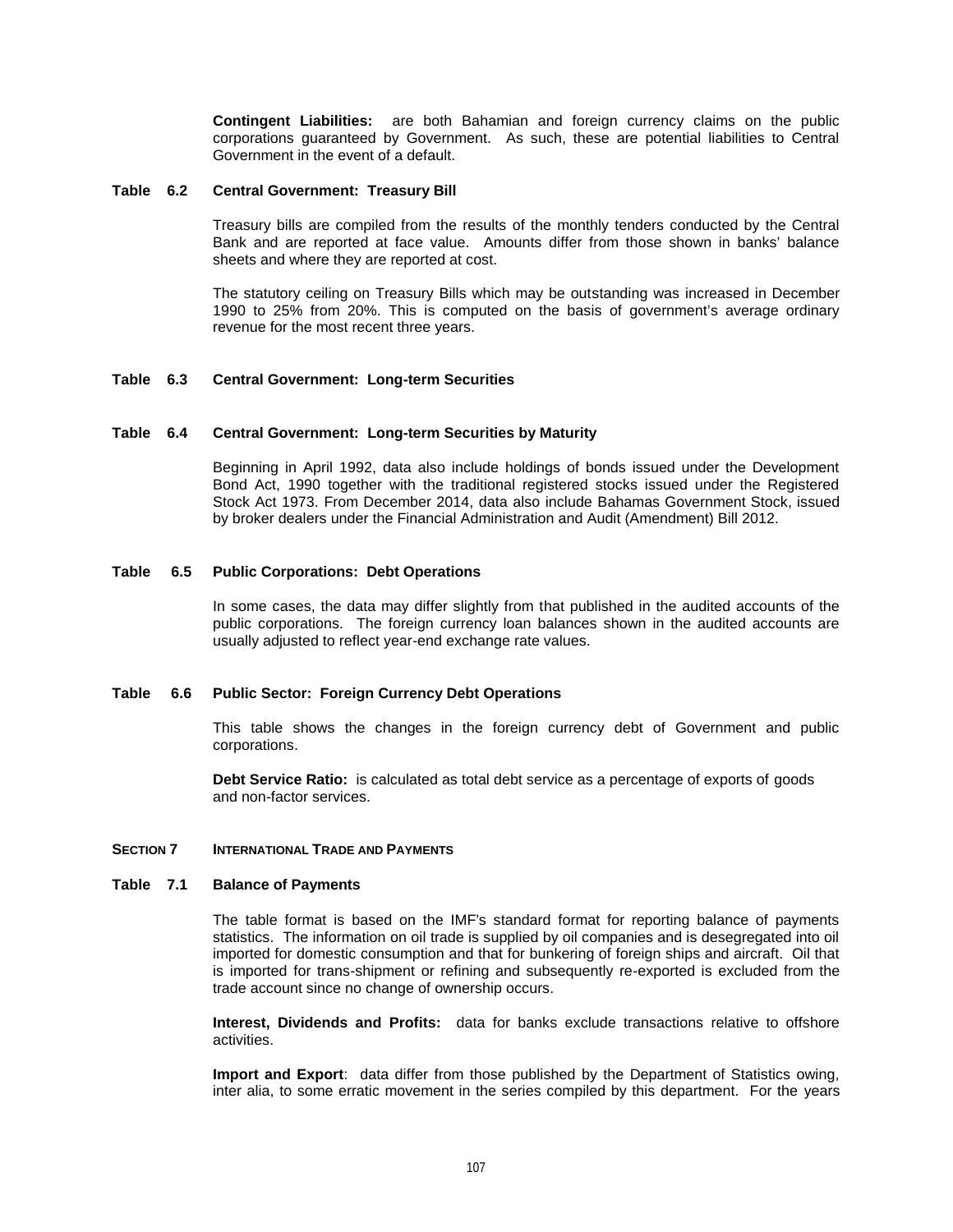**Contingent Liabilities:** are both Bahamian and foreign currency claims on the public corporations guaranteed by Government. As such, these are potential liabilities to Central Government in the event of a default.

### Table 6.2 Central Government: Treasury Bill

Treasury bills are compiled from the results of the monthly tenders conducted by the Central Bank and are reported at face value. Amounts differ from those shown in banks' balance sheets and where they are reported at cost.

The statutory ceiling on Treasury Bills which may be outstanding was increased in December 1990 to 25% from 20%. This is computed on the basis of government's average ordinary revenue for the most recent three years.

### Table 6.3 Central Government: Long-term Securities

### Table 6.4 Central Government: Long-term Securities by Maturity

Beginning in April 1992, data also include holdings of bonds issued under the Development Bond Act, 1990 together with the traditional registered stocks issued under the Registered Stock Act 1973. From December 2014, data also include Bahamas Government Stock, issued by broker dealers under the Financial Administration and Audit (Amendment) Bill 2012.

### Table 6.5 Public Corporations: Debt Operations

In some cases, the data may differ slightly from that published in the audited accounts of the public corporations. The foreign currency loan balances shown in the audited accounts are usually adjusted to reflect year-end exchange rate values.

### Table 6.6 Public Sector: Foreign Currency Debt Operations

This table shows the changes in the foreign currency debt of Government and public corporations.

**Debt Service Ratio:** is calculated as total debt service as a percentage of exports of goods and non-factor services.

## SECTION 7 INTERNATIONAL TRADE AND PAYMENTS

### Table 7.1 Balance of Payments

The table format is based on the IMF's standard format for reporting balance of payments statistics. The information on oil trade is supplied by oil companies and is desegregated into oil imported for domestic consumption and that for bunkering of foreign ships and aircraft. Oil that is imported for trans-shipment or refining and subsequently re-exported is excluded from the trade account since no change of ownership occurs.

**Interest, Dividends and Profits:** data for banks exclude transactions relative to offshore activities.

**Import and Export**: data differ from those published by the Department of Statistics owing, inter alia, to some erratic movement in the series compiled by this department. For the years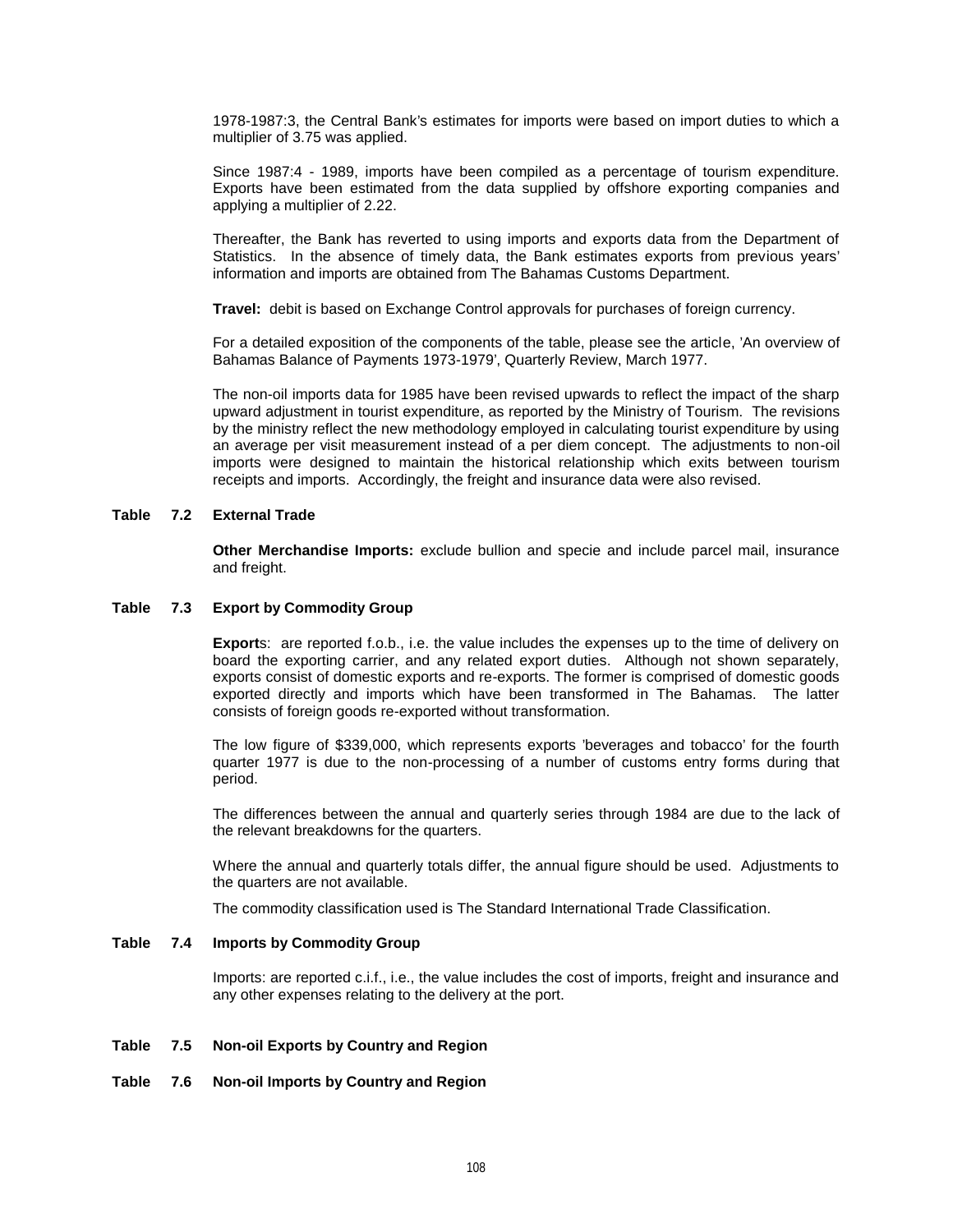1978-1987:3, the Central Bank's estimates for imports were based on import duties to which a multiplier of 3.75 was applied.

Since 1987:4 - 1989, imports have been compiled as a percentage of tourism expenditure. Exports have been estimated from the data supplied by offshore exporting companies and applying a multiplier of 2.22.

Thereafter, the Bank has reverted to using imports and exports data from the Department of Statistics. In the absence of timely data, the Bank estimates exports from previous years' information and imports are obtained from The Bahamas Customs Department.

**Travel:** debit is based on Exchange Control approvals for purchases of foreign currency.

For a detailed exposition of the components of the table, please see the article, 'An overview of Bahamas Balance of Payments 1973-1979', Quarterly Review, March 1977.

The non-oil imports data for 1985 have been revised upwards to reflect the impact of the sharp upward adjustment in tourist expenditure, as reported by the Ministry of Tourism. The revisions by the ministry reflect the new methodology employed in calculating tourist expenditure by using an average per visit measurement instead of a per diem concept. The adjustments to non-oil imports were designed to maintain the historical relationship which exits between tourism receipts and imports. Accordingly, the freight and insurance data were also revised.

### Table 7.2 External Trade

**Other Merchandise Imports:** exclude bullion and specie and include parcel mail, insurance and freight.

### Table 7.3 Export by Commodity Group

**Export**s: are reported f.o.b., i.e. the value includes the expenses up to the time of delivery on board the exporting carrier, and any related export duties. Although not shown separately, exports consist of domestic exports and re-exports. The former is comprised of domestic goods exported directly and imports which have been transformed in The Bahamas. The latter consists of foreign goods re-exported without transformation.

The low figure of $339,000, which represents exports 'beverages and tobacco' for the fourth quarter 1977 is due to the non-processing of a number of customs entry forms during that period.

The differences between the annual and quarterly series through 1984 are due to the lack of the relevant breakdowns for the quarters.

Where the annual and quarterly totals differ, the annual figure should be used. Adjustments to the quarters are not available.

The commodity classification used is The Standard International Trade Classification.

### Table 7.4 Imports by Commodity Group

Imports: are reported c.i.f., i.e., the value includes the cost of imports, freight and insurance and any other expenses relating to the delivery at the port.

### Table 7.5 Non-oil Exports by Country and Region

### Table 7.6 Non-oil Imports by Country and Region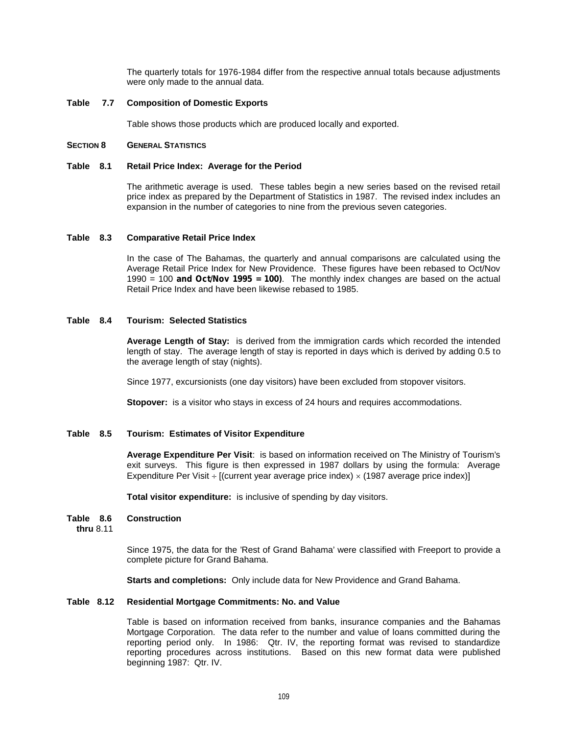The quarterly totals for 1976-1984 differ from the respective annual totals because adjustments were only made to the annual data.

**Table 7.7 Composition of Domestic Exports**

Table shows those products which are produced locally and exported.

## SECTION 8 GENERAL STATISTICS

**Table 8.1 Retail Price Index: Average for the Period**

The arithmetic average is used. These tables begin a new series based on the revised retail price index as prepared by the Department of Statistics in 1987. The revised index includes an expansion in the number of categories to nine from the previous seven categories.

**Table 8.3 Comparative Retail Price Index**

In the case of The Bahamas, the quarterly and annual comparisons are calculated using the Average Retail Price Index for New Providence. These figures have been rebased to Oct/Nov 1990 = 100 **and Oct/Nov 1995 = 100)**. The monthly index changes are based on the actual Retail Price Index and have been likewise rebased to 1985.

**Table 8.4 Tourism: Selected Statistics**

**Average Length of Stay:** is derived from the immigration cards which recorded the intended length of stay. The average length of stay is reported in days which is derived by adding 0.5 to the average length of stay (nights).

Since 1977, excursionists (one day visitors) have been excluded from stopover visitors.

**Stopover:** is a visitor who stays in excess of 24 hours and requires accommodations.

**Table 8.5 Tourism: Estimates of Visitor Expenditure**

**Average Expenditure Per Visit**: is based on information received on The Ministry of Tourism's exit surveys. This figure is then expressed in 1987 dollars by using the formula: Average Expenditure Per Visit ÷ [(current year average price index) × (1987 average price index)]

**Total visitor expenditure:** is inclusive of spending by day visitors.

**Table 8.6 thru 8.11 Construction**

Since 1975, the data for the 'Rest of Grand Bahama' were classified with Freeport to provide a complete picture for Grand Bahama.

**Starts and completions:** Only include data for New Providence and Grand Bahama.

**Table 8.12 Residential Mortgage Commitments: No. and Value**

Table is based on information received from banks, insurance companies and the Bahamas Mortgage Corporation. The data refer to the number and value of loans committed during the reporting period only. In 1986: Qtr. IV, the reporting format was revised to standardize reporting procedures across institutions. Based on this new format data were published beginning 1987: Qtr. IV.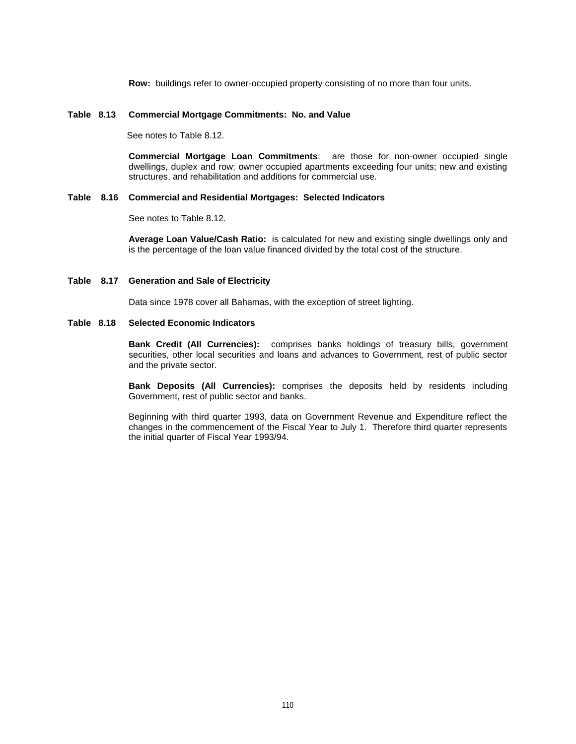**Row:** buildings refer to owner-occupied property consisting of no more than four units.

### Table 8.13 Commercial Mortgage Commitments: No. and Value

See notes to Table 8.12.

**Commercial Mortgage Loan Commitments**: are those for non-owner occupied single dwellings, duplex and row; owner occupied apartments exceeding four units; new and existing structures, and rehabilitation and additions for commercial use.

### Table 8.16 Commercial and Residential Mortgages: Selected Indicators

See notes to Table 8.12.

**Average Loan Value/Cash Ratio:** is calculated for new and existing single dwellings only and is the percentage of the loan value financed divided by the total cost of the structure.

### Table 8.17 Generation and Sale of Electricity

Data since 1978 cover all Bahamas, with the exception of street lighting.

### Table 8.18 Selected Economic Indicators

**Bank Credit (All Currencies):** comprises banks holdings of treasury bills, government securities, other local securities and loans and advances to Government, rest of public sector and the private sector.

**Bank Deposits (All Currencies):** comprises the deposits held by residents including Government, rest of public sector and banks.

Beginning with third quarter 1993, data on Government Revenue and Expenditure reflect the changes in the commencement of the Fiscal Year to July 1. Therefore third quarter represents the initial quarter of Fiscal Year 1993/94.